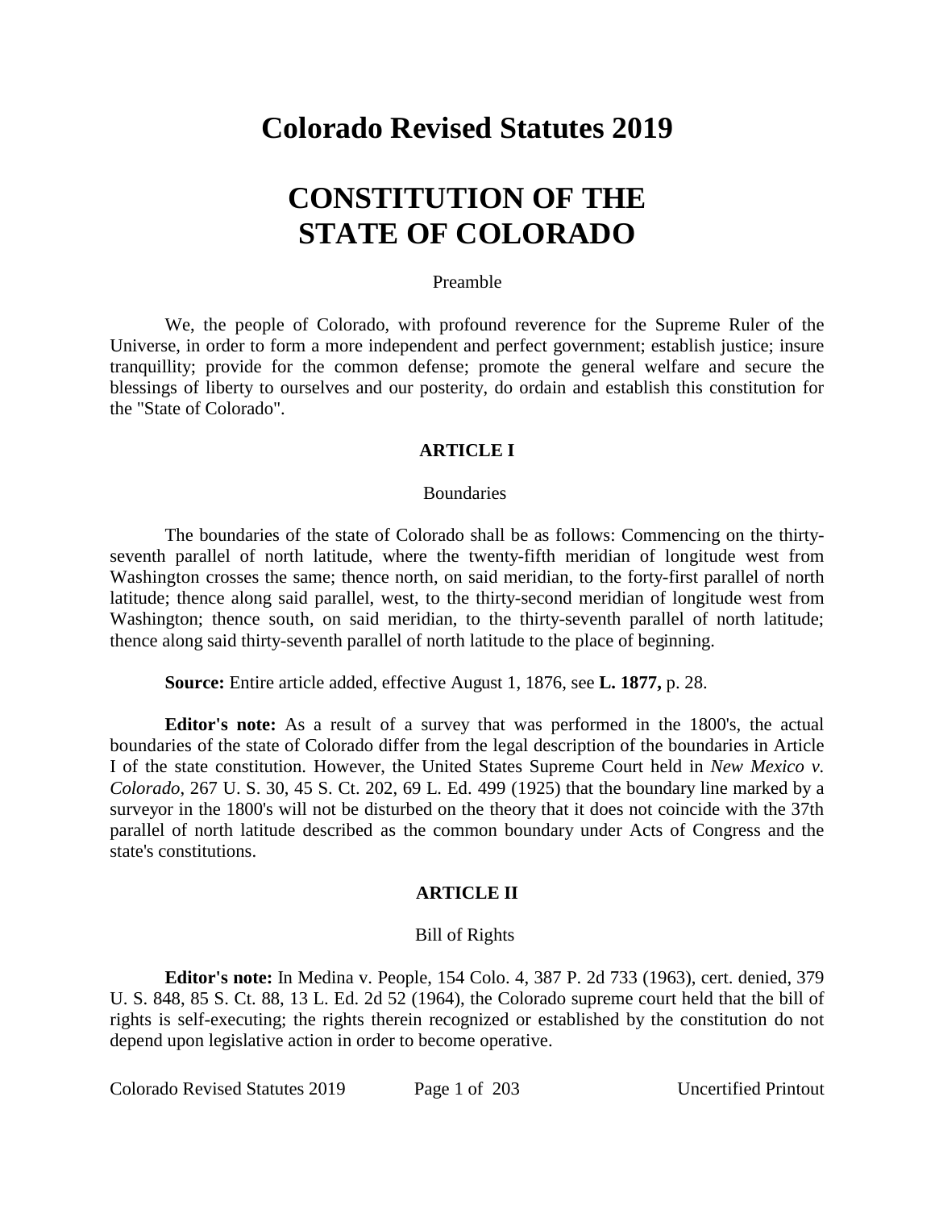# Colorado Revised Statutes 2019

# CONSTITUTION OF THE STATE OF COLORADO

Preamble

We, the people of Colorado, with profound reverence for the Supreme Ruler of the Universe, in order to form a more independent and perfect government; establish justice; insure tranquillity; provide for the common defense; promote the general welfare and secure the blessings of liberty to ourselves and our posterity, do ordain and establish this constitution for the "State of Colorado".

## ARTICLE I

Boundaries

The boundaries of the state of Colorado shall be as follows: Commencing on the thirty-seventh parallel of north latitude, where the twenty-fifth meridian of longitude west from Washington crosses the same; thence north, on said meridian, to the forty-first parallel of north latitude; thence along said parallel, west, to the thirty-second meridian of longitude west from Washington; thence south, on said meridian, to the thirty-seventh parallel of north latitude; thence along said thirty-seventh parallel of north latitude to the place of beginning.

**Source:** Entire article added, effective August 1, 1876, see **L. 1877,** p. 28.

**Editor's note:** As a result of a survey that was performed in the 1800's, the actual boundaries of the state of Colorado differ from the legal description of the boundaries in Article I of the state constitution. However, the United States Supreme Court held in *New Mexico v. Colorado*, 267 U. S. 30, 45 S. Ct. 202, 69 L. Ed. 499 (1925) that the boundary line marked by a surveyor in the 1800's will not be disturbed on the theory that it does not coincide with the 37th parallel of north latitude described as the common boundary under Acts of Congress and the state's constitutions.

## ARTICLE II

Bill of Rights

**Editor's note:** In Medina v. People, 154 Colo. 4, 387 P. 2d 733 (1963), cert. denied, 379 U. S. 848, 85 S. Ct. 88, 13 L. Ed. 2d 52 (1964), the Colorado supreme court held that the bill of rights is self-executing; the rights therein recognized or established by the constitution do not depend upon legislative action in order to become operative.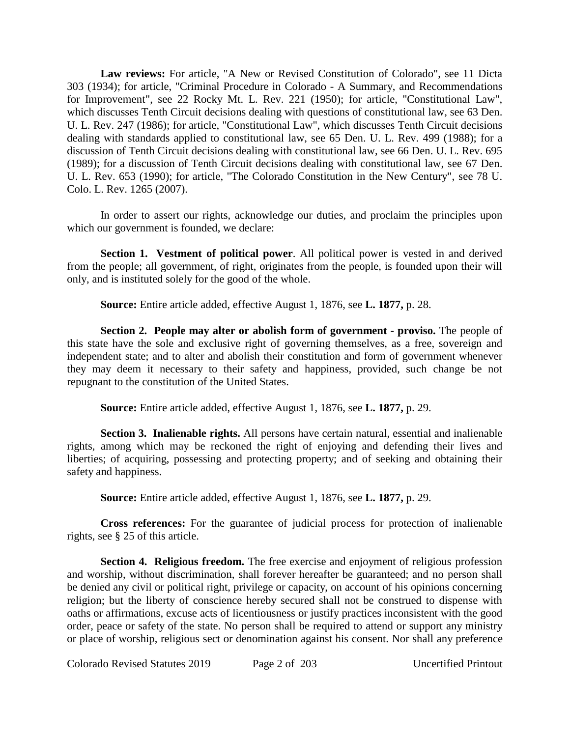**Law reviews:** For article, "A New or Revised Constitution of Colorado", see 11 Dicta 303 (1934); for article, "Criminal Procedure in Colorado - A Summary, and Recommendations for Improvement", see 22 Rocky Mt. L. Rev. 221 (1950); for article, "Constitutional Law", which discusses Tenth Circuit decisions dealing with questions of constitutional law, see 63 Den. U. L. Rev. 247 (1986); for article, "Constitutional Law", which discusses Tenth Circuit decisions dealing with standards applied to constitutional law, see 65 Den. U. L. Rev. 499 (1988); for a discussion of Tenth Circuit decisions dealing with constitutional law, see 66 Den. U. L. Rev. 695 (1989); for a discussion of Tenth Circuit decisions dealing with constitutional law, see 67 Den. U. L. Rev. 653 (1990); for article, "The Colorado Constitution in the New Century", see 78 U. Colo. L. Rev. 1265 (2007).

In order to assert our rights, acknowledge our duties, and proclaim the principles upon which our government is founded, we declare:

**Section 1. Vestment of political power**. All political power is vested in and derived from the people; all government, of right, originates from the people, is founded upon their will only, and is instituted solely for the good of the whole.

**Source:** Entire article added, effective August 1, 1876, see **L. 1877,** p. 28.

**Section 2. People may alter or abolish form of government - proviso.** The people of this state have the sole and exclusive right of governing themselves, as a free, sovereign and independent state; and to alter and abolish their constitution and form of government whenever they may deem it necessary to their safety and happiness, provided, such change be not repugnant to the constitution of the United States.

**Source:** Entire article added, effective August 1, 1876, see **L. 1877,** p. 29.

**Section 3. Inalienable rights.** All persons have certain natural, essential and inalienable rights, among which may be reckoned the right of enjoying and defending their lives and liberties; of acquiring, possessing and protecting property; and of seeking and obtaining their safety and happiness.

**Source:** Entire article added, effective August 1, 1876, see **L. 1877,** p. 29.

**Cross references:** For the guarantee of judicial process for protection of inalienable rights, see § 25 of this article.

**Section 4. Religious freedom.** The free exercise and enjoyment of religious profession and worship, without discrimination, shall forever hereafter be guaranteed; and no person shall be denied any civil or political right, privilege or capacity, on account of his opinions concerning religion; but the liberty of conscience hereby secured shall not be construed to dispense with oaths or affirmations, excuse acts of licentiousness or justify practices inconsistent with the good order, peace or safety of the state. No person shall be required to attend or support any ministry or place of worship, religious sect or denomination against his consent. Nor shall any preference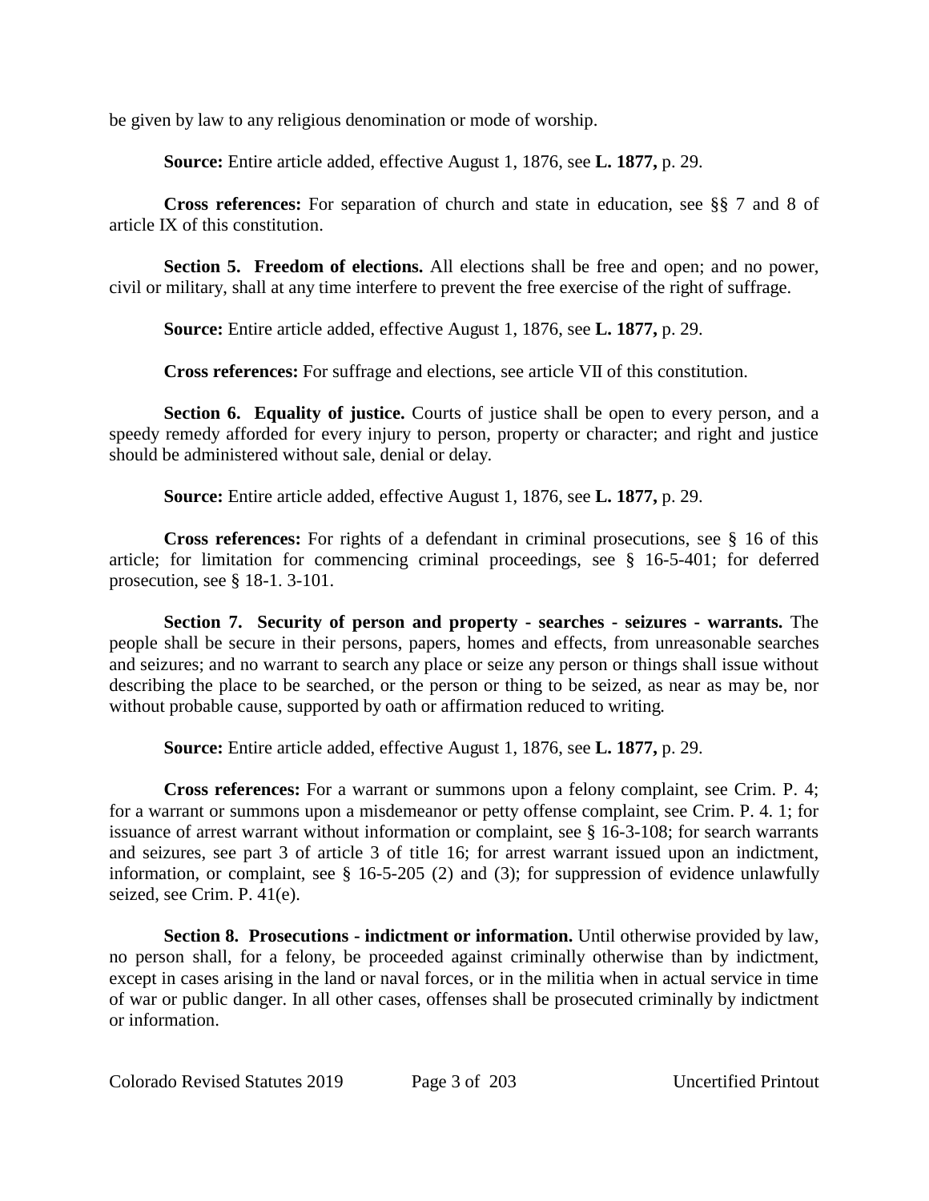be given by law to any religious denomination or mode of worship.

**Source:** Entire article added, effective August 1, 1876, see **L. 1877,** p. 29.

**Cross references:** For separation of church and state in education, see §§ 7 and 8 of article IX of this constitution.

**Section 5. Freedom of elections.** All elections shall be free and open; and no power, civil or military, shall at any time interfere to prevent the free exercise of the right of suffrage.

**Source:** Entire article added, effective August 1, 1876, see **L. 1877,** p. 29.

**Cross references:** For suffrage and elections, see article VII of this constitution.

**Section 6. Equality of justice.** Courts of justice shall be open to every person, and a speedy remedy afforded for every injury to person, property or character; and right and justice should be administered without sale, denial or delay.

**Source:** Entire article added, effective August 1, 1876, see **L. 1877,** p. 29.

**Cross references:** For rights of a defendant in criminal prosecutions, see § 16 of this article; for limitation for commencing criminal proceedings, see § 16-5-401; for deferred prosecution, see § 18-1. 3-101.

**Section 7. Security of person and property - searches - seizures - warrants.** The people shall be secure in their persons, papers, homes and effects, from unreasonable searches and seizures; and no warrant to search any place or seize any person or things shall issue without describing the place to be searched, or the person or thing to be seized, as near as may be, nor without probable cause, supported by oath or affirmation reduced to writing.

**Source:** Entire article added, effective August 1, 1876, see **L. 1877,** p. 29.

**Cross references:** For a warrant or summons upon a felony complaint, see Crim. P. 4; for a warrant or summons upon a misdemeanor or petty offense complaint, see Crim. P. 4. 1; for issuance of arrest warrant without information or complaint, see § 16-3-108; for search warrants and seizures, see part 3 of article 3 of title 16; for arrest warrant issued upon an indictment, information, or complaint, see § 16-5-205 (2) and (3); for suppression of evidence unlawfully seized, see Crim. P. 41(e).

**Section 8. Prosecutions - indictment or information.** Until otherwise provided by law, no person shall, for a felony, be proceeded against criminally otherwise than by indictment, except in cases arising in the land or naval forces, or in the militia when in actual service in time of war or public danger. In all other cases, offenses shall be prosecuted criminally by indictment or information.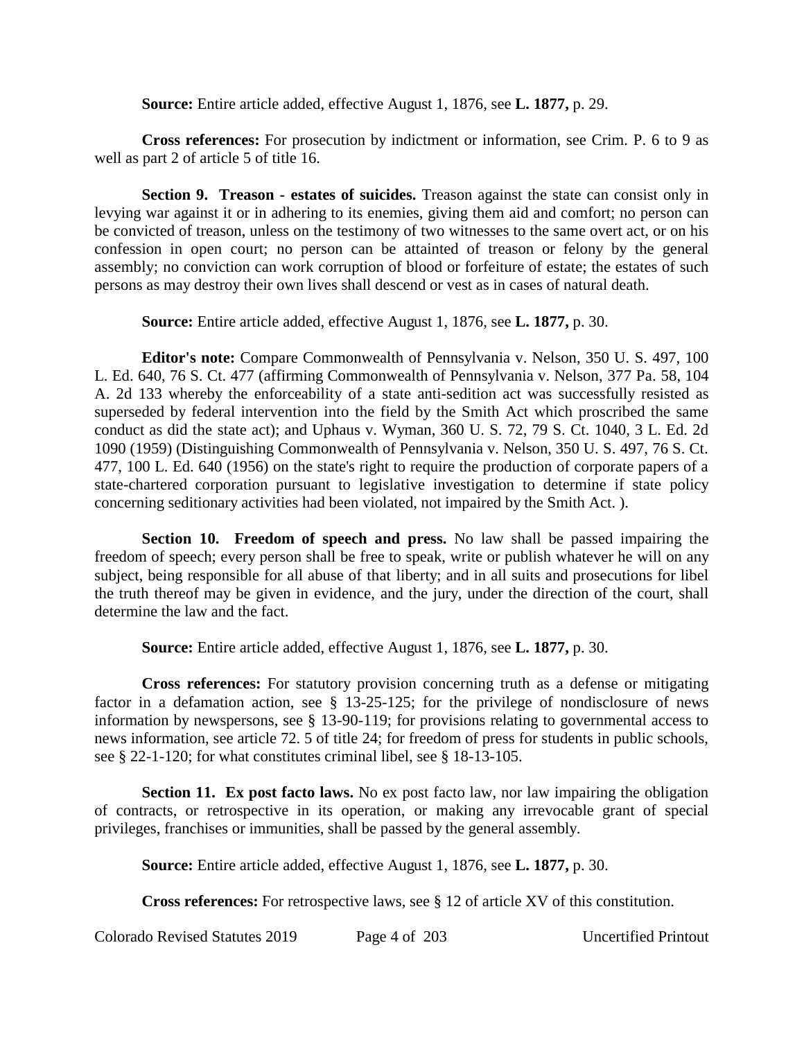**Source:** Entire article added, effective August 1, 1876, see **L. 1877,** p. 29.

**Cross references:** For prosecution by indictment or information, see Crim. P. 6 to 9 as well as part 2 of article 5 of title 16.

**Section 9. Treason - estates of suicides.** Treason against the state can consist only in levying war against it or in adhering to its enemies, giving them aid and comfort; no person can be convicted of treason, unless on the testimony of two witnesses to the same overt act, or on his confession in open court; no person can be attainted of treason or felony by the general assembly; no conviction can work corruption of blood or forfeiture of estate; the estates of such persons as may destroy their own lives shall descend or vest as in cases of natural death.

**Source:** Entire article added, effective August 1, 1876, see **L. 1877,** p. 30.

**Editor's note:** Compare Commonwealth of Pennsylvania v. Nelson, 350 U. S. 497, 100 L. Ed. 640, 76 S. Ct. 477 (affirming Commonwealth of Pennsylvania v. Nelson, 377 Pa. 58, 104 A. 2d 133 whereby the enforceability of a state anti-sedition act was successfully resisted as superseded by federal intervention into the field by the Smith Act which proscribed the same conduct as did the state act); and Uphaus v. Wyman, 360 U. S. 72, 79 S. Ct. 1040, 3 L. Ed. 2d 1090 (1959) (Distinguishing Commonwealth of Pennsylvania v. Nelson, 350 U. S. 497, 76 S. Ct. 477, 100 L. Ed. 640 (1956) on the state's right to require the production of corporate papers of a state-chartered corporation pursuant to legislative investigation to determine if state policy concerning seditionary activities had been violated, not impaired by the Smith Act. ).

**Section 10. Freedom of speech and press.** No law shall be passed impairing the freedom of speech; every person shall be free to speak, write or publish whatever he will on any subject, being responsible for all abuse of that liberty; and in all suits and prosecutions for libel the truth thereof may be given in evidence, and the jury, under the direction of the court, shall determine the law and the fact.

**Source:** Entire article added, effective August 1, 1876, see **L. 1877,** p. 30.

**Cross references:** For statutory provision concerning truth as a defense or mitigating factor in a defamation action, see § 13-25-125; for the privilege of nondisclosure of news information by newspersons, see § 13-90-119; for provisions relating to governmental access to news information, see article 72. 5 of title 24; for freedom of press for students in public schools, see § 22-1-120; for what constitutes criminal libel, see § 18-13-105.

**Section 11. Ex post facto laws.** No ex post facto law, nor law impairing the obligation of contracts, or retrospective in its operation, or making any irrevocable grant of special privileges, franchises or immunities, shall be passed by the general assembly.

**Source:** Entire article added, effective August 1, 1876, see **L. 1877,** p. 30.

**Cross references:** For retrospective laws, see § 12 of article XV of this constitution.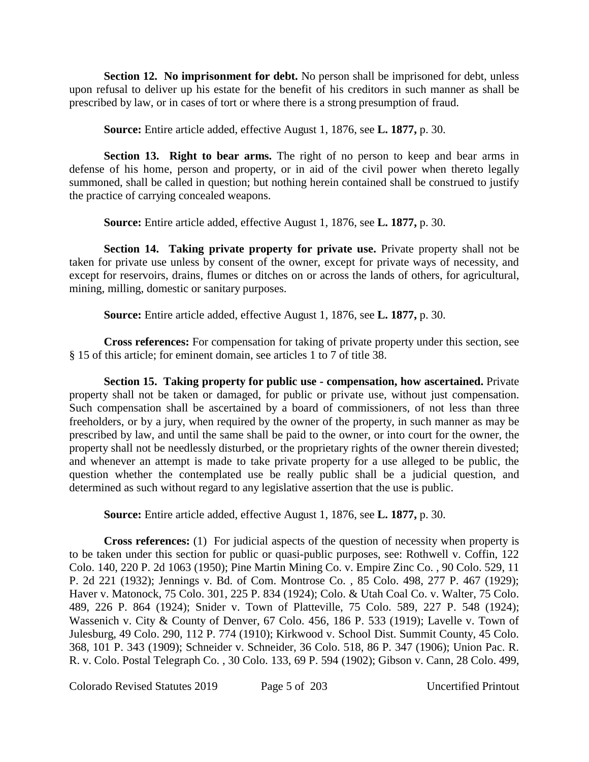**Section 12. No imprisonment for debt.** No person shall be imprisoned for debt, unless upon refusal to deliver up his estate for the benefit of his creditors in such manner as shall be prescribed by law, or in cases of tort or where there is a strong presumption of fraud.

**Source:** Entire article added, effective August 1, 1876, see **L. 1877,** p. 30.

**Section 13. Right to bear arms.** The right of no person to keep and bear arms in defense of his home, person and property, or in aid of the civil power when thereto legally summoned, shall be called in question; but nothing herein contained shall be construed to justify the practice of carrying concealed weapons.

**Source:** Entire article added, effective August 1, 1876, see **L. 1877,** p. 30.

**Section 14. Taking private property for private use.** Private property shall not be taken for private use unless by consent of the owner, except for private ways of necessity, and except for reservoirs, drains, flumes or ditches on or across the lands of others, for agricultural, mining, milling, domestic or sanitary purposes.

**Source:** Entire article added, effective August 1, 1876, see **L. 1877,** p. 30.

**Cross references:** For compensation for taking of private property under this section, see § 15 of this article; for eminent domain, see articles 1 to 7 of title 38.

**Section 15. Taking property for public use - compensation, how ascertained.** Private property shall not be taken or damaged, for public or private use, without just compensation. Such compensation shall be ascertained by a board of commissioners, of not less than three freeholders, or by a jury, when required by the owner of the property, in such manner as may be prescribed by law, and until the same shall be paid to the owner, or into court for the owner, the property shall not be needlessly disturbed, or the proprietary rights of the owner therein divested; and whenever an attempt is made to take private property for a use alleged to be public, the question whether the contemplated use be really public shall be a judicial question, and determined as such without regard to any legislative assertion that the use is public.

**Source:** Entire article added, effective August 1, 1876, see **L. 1877,** p. 30.

**Cross references:** (1) For judicial aspects of the question of necessity when property is to be taken under this section for public or quasi-public purposes, see: Rothwell v. Coffin, 122 Colo. 140, 220 P. 2d 1063 (1950); Pine Martin Mining Co. v. Empire Zinc Co. , 90 Colo. 529, 11 P. 2d 221 (1932); Jennings v. Bd. of Com. Montrose Co. , 85 Colo. 498, 277 P. 467 (1929); Haver v. Matonock, 75 Colo. 301, 225 P. 834 (1924); Colo. & Utah Coal Co. v. Walter, 75 Colo. 489, 226 P. 864 (1924); Snider v. Town of Platteville, 75 Colo. 589, 227 P. 548 (1924); Wassenich v. City & County of Denver, 67 Colo. 456, 186 P. 533 (1919); Lavelle v. Town of Julesburg, 49 Colo. 290, 112 P. 774 (1910); Kirkwood v. School Dist. Summit County, 45 Colo. 368, 101 P. 343 (1909); Schneider v. Schneider, 36 Colo. 518, 86 P. 347 (1906); Union Pac. R. R. v. Colo. Postal Telegraph Co. , 30 Colo. 133, 69 P. 594 (1902); Gibson v. Cann, 28 Colo. 499,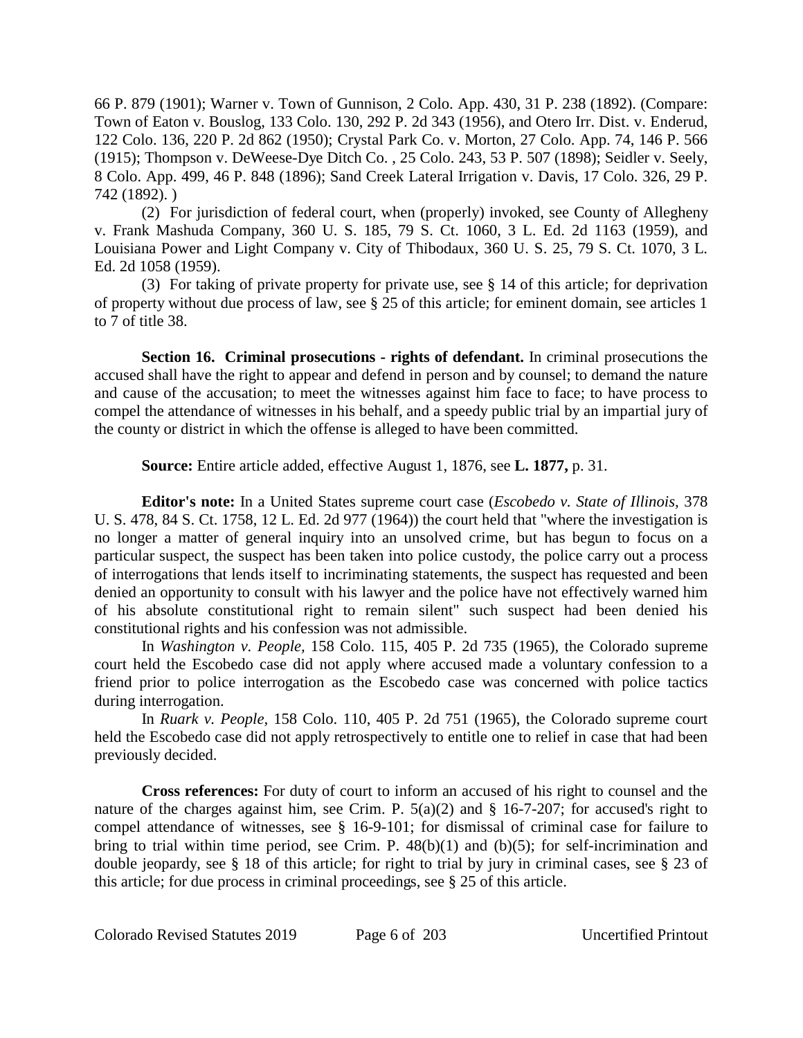66 P. 879 (1901); Warner v. Town of Gunnison, 2 Colo. App. 430, 31 P. 238 (1892). (Compare: Town of Eaton v. Bouslog, 133 Colo. 130, 292 P. 2d 343 (1956), and Otero Irr. Dist. v. Enderud, 122 Colo. 136, 220 P. 2d 862 (1950); Crystal Park Co. v. Morton, 27 Colo. App. 74, 146 P. 566 (1915); Thompson v. DeWeese-Dye Ditch Co. , 25 Colo. 243, 53 P. 507 (1898); Seidler v. Seely, 8 Colo. App. 499, 46 P. 848 (1896); Sand Creek Lateral Irrigation v. Davis, 17 Colo. 326, 29 P. 742 (1892). )

(2) For jurisdiction of federal court, when (properly) invoked, see County of Allegheny v. Frank Mashuda Company, 360 U. S. 185, 79 S. Ct. 1060, 3 L. Ed. 2d 1163 (1959), and Louisiana Power and Light Company v. City of Thibodaux, 360 U. S. 25, 79 S. Ct. 1070, 3 L. Ed. 2d 1058 (1959).

(3) For taking of private property for private use, see § 14 of this article; for deprivation of property without due process of law, see § 25 of this article; for eminent domain, see articles 1 to 7 of title 38.

**Section 16. Criminal prosecutions - rights of defendant.** In criminal prosecutions the accused shall have the right to appear and defend in person and by counsel; to demand the nature and cause of the accusation; to meet the witnesses against him face to face; to have process to compel the attendance of witnesses in his behalf, and a speedy public trial by an impartial jury of the county or district in which the offense is alleged to have been committed.

**Source:** Entire article added, effective August 1, 1876, see **L. 1877,** p. 31.

**Editor's note:** In a United States supreme court case (*Escobedo v. State of Illinois*, 378 U. S. 478, 84 S. Ct. 1758, 12 L. Ed. 2d 977 (1964)) the court held that "where the investigation is no longer a matter of general inquiry into an unsolved crime, but has begun to focus on a particular suspect, the suspect has been taken into police custody, the police carry out a process of interrogations that lends itself to incriminating statements, the suspect has requested and been denied an opportunity to consult with his lawyer and the police have not effectively warned him of his absolute constitutional right to remain silent" such suspect had been denied his constitutional rights and his confession was not admissible.

In *Washington v. People*, 158 Colo. 115, 405 P. 2d 735 (1965), the Colorado supreme court held the Escobedo case did not apply where accused made a voluntary confession to a friend prior to police interrogation as the Escobedo case was concerned with police tactics during interrogation.

In *Ruark v. People*, 158 Colo. 110, 405 P. 2d 751 (1965), the Colorado supreme court held the Escobedo case did not apply retrospectively to entitle one to relief in case that had been previously decided.

**Cross references:** For duty of court to inform an accused of his right to counsel and the nature of the charges against him, see Crim. P. 5(a)(2) and § 16-7-207; for accused's right to compel attendance of witnesses, see § 16-9-101; for dismissal of criminal case for failure to bring to trial within time period, see Crim. P. 48(b)(1) and (b)(5); for self-incrimination and double jeopardy, see § 18 of this article; for right to trial by jury in criminal cases, see § 23 of this article; for due process in criminal proceedings, see § 25 of this article.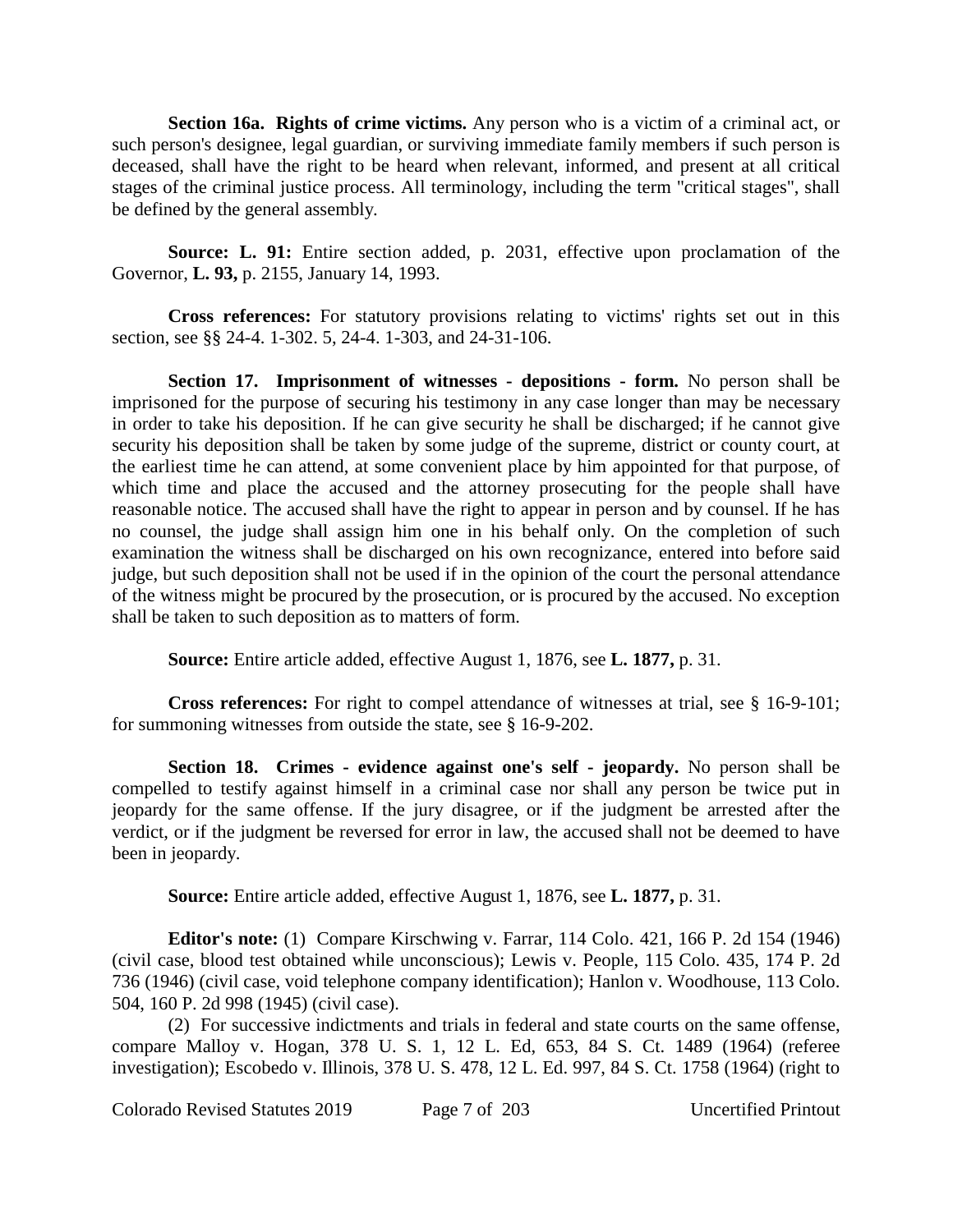**Section 16a. Rights of crime victims.** Any person who is a victim of a criminal act, or such person's designee, legal guardian, or surviving immediate family members if such person is deceased, shall have the right to be heard when relevant, informed, and present at all critical stages of the criminal justice process. All terminology, including the term "critical stages", shall be defined by the general assembly.

**Source: L. 91:** Entire section added, p. 2031, effective upon proclamation of the Governor, **L. 93,** p. 2155, January 14, 1993.

**Cross references:** For statutory provisions relating to victims' rights set out in this section, see §§ 24-4. 1-302. 5, 24-4. 1-303, and 24-31-106.

**Section 17. Imprisonment of witnesses - depositions - form.** No person shall be imprisoned for the purpose of securing his testimony in any case longer than may be necessary in order to take his deposition. If he can give security he shall be discharged; if he cannot give security his deposition shall be taken by some judge of the supreme, district or county court, at the earliest time he can attend, at some convenient place by him appointed for that purpose, of which time and place the accused and the attorney prosecuting for the people shall have reasonable notice. The accused shall have the right to appear in person and by counsel. If he has no counsel, the judge shall assign him one in his behalf only. On the completion of such examination the witness shall be discharged on his own recognizance, entered into before said judge, but such deposition shall not be used if in the opinion of the court the personal attendance of the witness might be procured by the prosecution, or is procured by the accused. No exception shall be taken to such deposition as to matters of form.

**Source:** Entire article added, effective August 1, 1876, see **L. 1877,** p. 31.

**Cross references:** For right to compel attendance of witnesses at trial, see § 16-9-101; for summoning witnesses from outside the state, see § 16-9-202.

**Section 18. Crimes - evidence against one's self - jeopardy.** No person shall be compelled to testify against himself in a criminal case nor shall any person be twice put in jeopardy for the same offense. If the jury disagree, or if the judgment be arrested after the verdict, or if the judgment be reversed for error in law, the accused shall not be deemed to have been in jeopardy.

**Source:** Entire article added, effective August 1, 1876, see **L. 1877,** p. 31.

**Editor's note:** (1) Compare Kirschwing v. Farrar, 114 Colo. 421, 166 P. 2d 154 (1946) (civil case, blood test obtained while unconscious); Lewis v. People, 115 Colo. 435, 174 P. 2d 736 (1946) (civil case, void telephone company identification); Hanlon v. Woodhouse, 113 Colo. 504, 160 P. 2d 998 (1945) (civil case).

(2) For successive indictments and trials in federal and state courts on the same offense, compare Malloy v. Hogan, 378 U. S. 1, 12 L. Ed, 653, 84 S. Ct. 1489 (1964) (referee investigation); Escobedo v. Illinois, 378 U. S. 478, 12 L. Ed. 997, 84 S. Ct. 1758 (1964) (right to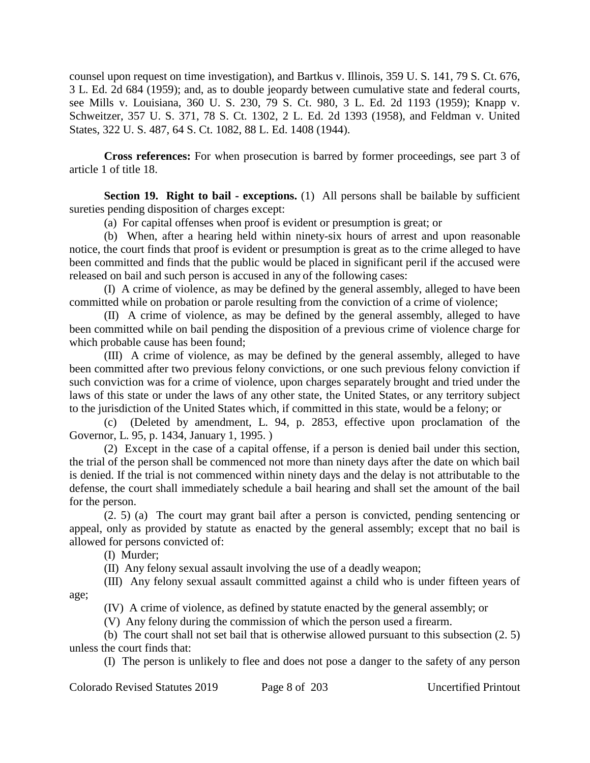counsel upon request on time investigation), and Bartkus v. Illinois, 359 U. S. 141, 79 S. Ct. 676, 3 L. Ed. 2d 684 (1959); and, as to double jeopardy between cumulative state and federal courts, see Mills v. Louisiana, 360 U. S. 230, 79 S. Ct. 980, 3 L. Ed. 2d 1193 (1959); Knapp v. Schweitzer, 357 U. S. 371, 78 S. Ct. 1302, 2 L. Ed. 2d 1393 (1958), and Feldman v. United States, 322 U. S. 487, 64 S. Ct. 1082, 88 L. Ed. 1408 (1944).

**Cross references:** For when prosecution is barred by former proceedings, see part 3 of article 1 of title 18.

**Section 19. Right to bail - exceptions.** (1) All persons shall be bailable by sufficient sureties pending disposition of charges except:

(a) For capital offenses when proof is evident or presumption is great; or

(b) When, after a hearing held within ninety-six hours of arrest and upon reasonable notice, the court finds that proof is evident or presumption is great as to the crime alleged to have been committed and finds that the public would be placed in significant peril if the accused were released on bail and such person is accused in any of the following cases:

(I) A crime of violence, as may be defined by the general assembly, alleged to have been committed while on probation or parole resulting from the conviction of a crime of violence;

(II) A crime of violence, as may be defined by the general assembly, alleged to have been committed while on bail pending the disposition of a previous crime of violence charge for which probable cause has been found;

(III) A crime of violence, as may be defined by the general assembly, alleged to have been committed after two previous felony convictions, or one such previous felony conviction if such conviction was for a crime of violence, upon charges separately brought and tried under the laws of this state or under the laws of any other state, the United States, or any territory subject to the jurisdiction of the United States which, if committed in this state, would be a felony; or

(c) (Deleted by amendment, L. 94, p. 2853, effective upon proclamation of the Governor, L. 95, p. 1434, January 1, 1995. )

(2) Except in the case of a capital offense, if a person is denied bail under this section, the trial of the person shall be commenced not more than ninety days after the date on which bail is denied. If the trial is not commenced within ninety days and the delay is not attributable to the defense, the court shall immediately schedule a bail hearing and shall set the amount of the bail for the person.

(2. 5) (a) The court may grant bail after a person is convicted, pending sentencing or appeal, only as provided by statute as enacted by the general assembly; except that no bail is allowed for persons convicted of:

(I) Murder;

(II) Any felony sexual assault involving the use of a deadly weapon;

(III) Any felony sexual assault committed against a child who is under fifteen years of age;

(IV) A crime of violence, as defined by statute enacted by the general assembly; or

(V) Any felony during the commission of which the person used a firearm.

(b) The court shall not set bail that is otherwise allowed pursuant to this subsection (2. 5) unless the court finds that:

(I) The person is unlikely to flee and does not pose a danger to the safety of any person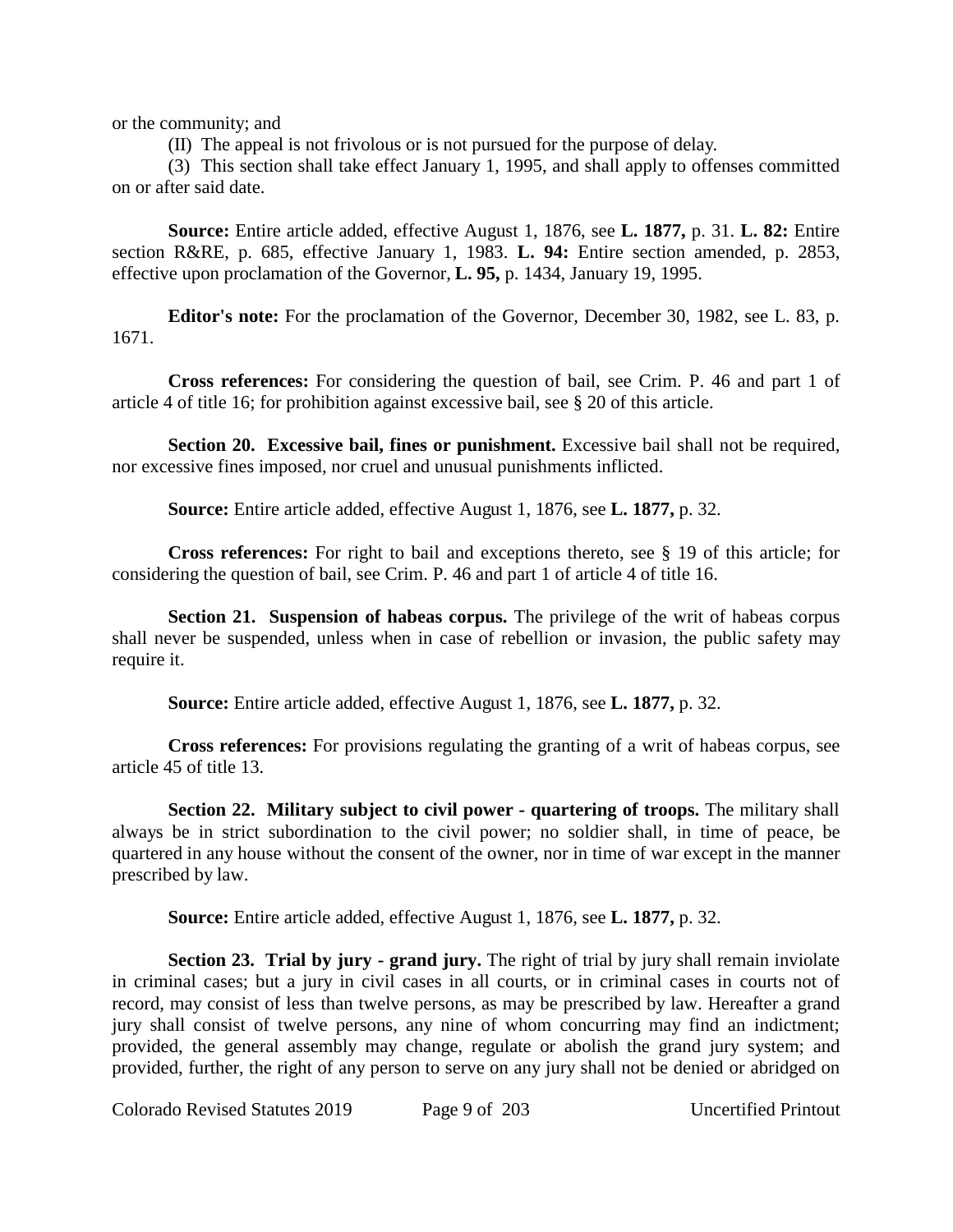or the community; and

(II) The appeal is not frivolous or is not pursued for the purpose of delay.

(3) This section shall take effect January 1, 1995, and shall apply to offenses committed on or after said date.

**Source:** Entire article added, effective August 1, 1876, see **L. 1877,** p. 31. **L. 82:** Entire section R&RE, p. 685, effective January 1, 1983. **L. 94:** Entire section amended, p. 2853, effective upon proclamation of the Governor, **L. 95,** p. 1434, January 19, 1995.

**Editor's note:** For the proclamation of the Governor, December 30, 1982, see L. 83, p. 1671.

**Cross references:** For considering the question of bail, see Crim. P. 46 and part 1 of article 4 of title 16; for prohibition against excessive bail, see § 20 of this article.

**Section 20. Excessive bail, fines or punishment.** Excessive bail shall not be required, nor excessive fines imposed, nor cruel and unusual punishments inflicted.

**Source:** Entire article added, effective August 1, 1876, see **L. 1877,** p. 32.

**Cross references:** For right to bail and exceptions thereto, see § 19 of this article; for considering the question of bail, see Crim. P. 46 and part 1 of article 4 of title 16.

**Section 21. Suspension of habeas corpus.** The privilege of the writ of habeas corpus shall never be suspended, unless when in case of rebellion or invasion, the public safety may require it.

**Source:** Entire article added, effective August 1, 1876, see **L. 1877,** p. 32.

**Cross references:** For provisions regulating the granting of a writ of habeas corpus, see article 45 of title 13.

**Section 22. Military subject to civil power - quartering of troops.** The military shall always be in strict subordination to the civil power; no soldier shall, in time of peace, be quartered in any house without the consent of the owner, nor in time of war except in the manner prescribed by law.

**Source:** Entire article added, effective August 1, 1876, see **L. 1877,** p. 32.

**Section 23. Trial by jury - grand jury.** The right of trial by jury shall remain inviolate in criminal cases; but a jury in civil cases in all courts, or in criminal cases in courts not of record, may consist of less than twelve persons, as may be prescribed by law. Hereafter a grand jury shall consist of twelve persons, any nine of whom concurring may find an indictment; provided, the general assembly may change, regulate or abolish the grand jury system; and provided, further, the right of any person to serve on any jury shall not be denied or abridged on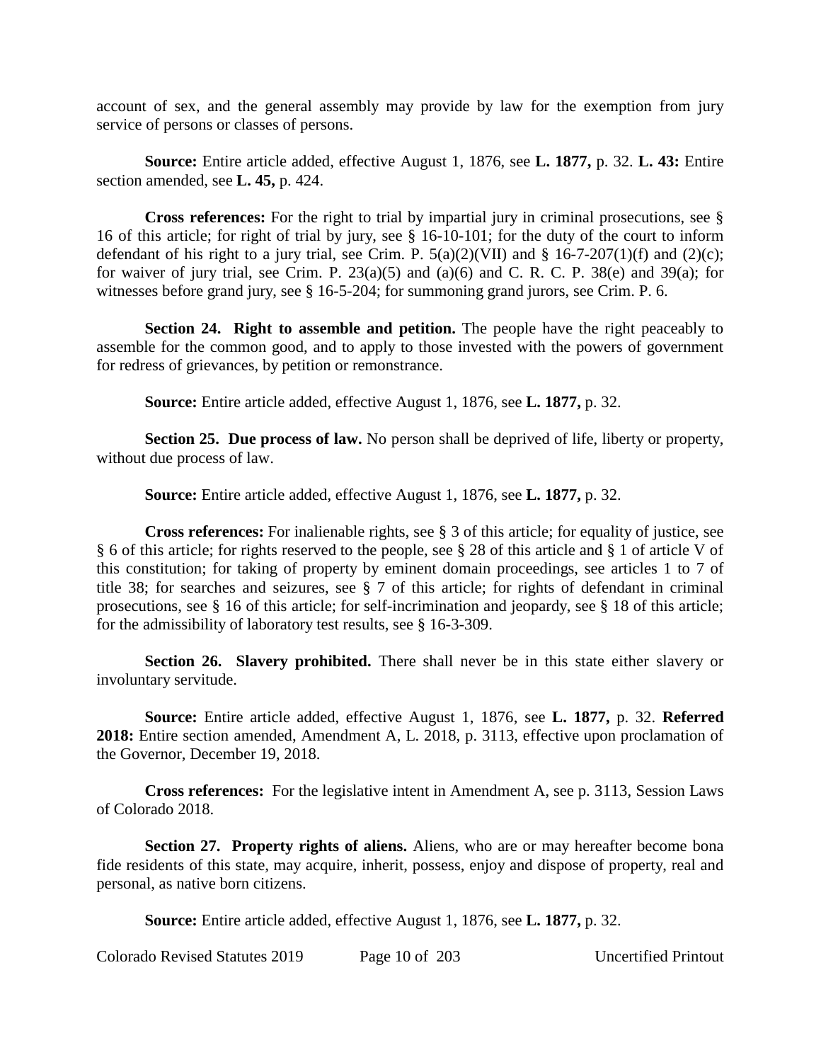account of sex, and the general assembly may provide by law for the exemption from jury service of persons or classes of persons.

**Source:** Entire article added, effective August 1, 1876, see **L. 1877,** p. 32. **L. 43:** Entire section amended, see **L. 45,** p. 424.

**Cross references:** For the right to trial by impartial jury in criminal prosecutions, see § 16 of this article; for right of trial by jury, see § 16-10-101; for the duty of the court to inform defendant of his right to a jury trial, see Crim. P. 5(a)(2)(VII) and § 16-7-207(1)(f) and (2)(c); for waiver of jury trial, see Crim. P. 23(a)(5) and (a)(6) and C. R. C. P. 38(e) and 39(a); for witnesses before grand jury, see § 16-5-204; for summoning grand jurors, see Crim. P. 6.

**Section 24. Right to assemble and petition.** The people have the right peaceably to assemble for the common good, and to apply to those invested with the powers of government for redress of grievances, by petition or remonstrance.

**Source:** Entire article added, effective August 1, 1876, see **L. 1877,** p. 32.

**Section 25. Due process of law.** No person shall be deprived of life, liberty or property, without due process of law.

**Source:** Entire article added, effective August 1, 1876, see **L. 1877,** p. 32.

**Cross references:** For inalienable rights, see § 3 of this article; for equality of justice, see § 6 of this article; for rights reserved to the people, see § 28 of this article and § 1 of article V of this constitution; for taking of property by eminent domain proceedings, see articles 1 to 7 of title 38; for searches and seizures, see § 7 of this article; for rights of defendant in criminal prosecutions, see § 16 of this article; for self-incrimination and jeopardy, see § 18 of this article; for the admissibility of laboratory test results, see § 16-3-309.

**Section 26. Slavery prohibited.** There shall never be in this state either slavery or involuntary servitude.

**Source:** Entire article added, effective August 1, 1876, see **L. 1877,** p. 32. **Referred 2018:** Entire section amended, Amendment A, L. 2018, p. 3113, effective upon proclamation of the Governor, December 19, 2018.

**Cross references:** For the legislative intent in Amendment A, see p. 3113, Session Laws of Colorado 2018.

**Section 27. Property rights of aliens.** Aliens, who are or may hereafter become bona fide residents of this state, may acquire, inherit, possess, enjoy and dispose of property, real and personal, as native born citizens.

**Source:** Entire article added, effective August 1, 1876, see **L. 1877,** p. 32.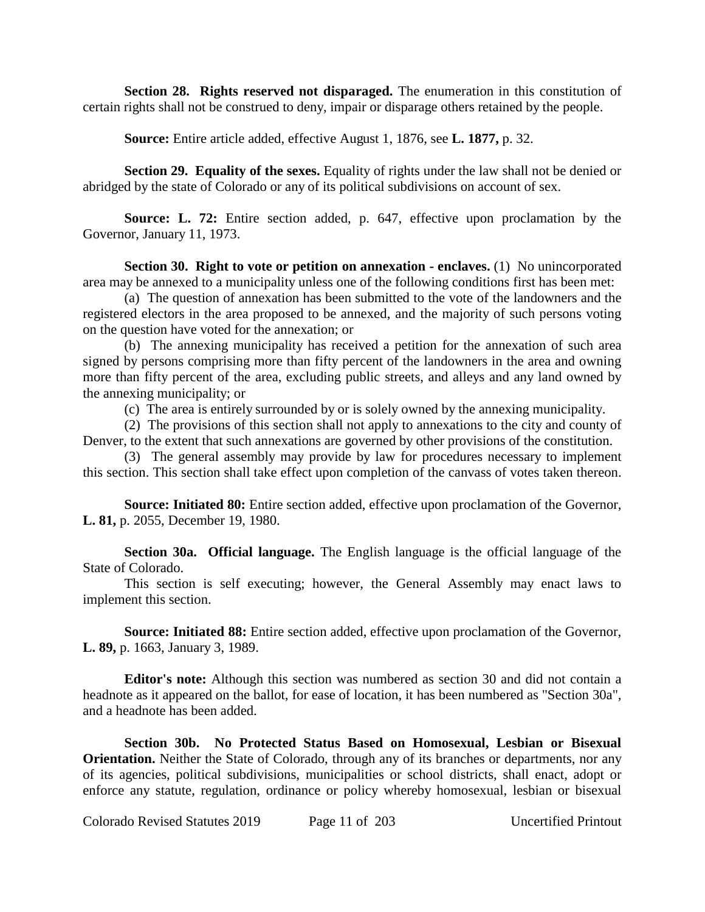**Section 28. Rights reserved not disparaged.** The enumeration in this constitution of certain rights shall not be construed to deny, impair or disparage others retained by the people.

**Source:** Entire article added, effective August 1, 1876, see **L. 1877,** p. 32.

**Section 29. Equality of the sexes.** Equality of rights under the law shall not be denied or abridged by the state of Colorado or any of its political subdivisions on account of sex.

**Source: L. 72:** Entire section added, p. 647, effective upon proclamation by the Governor, January 11, 1973.

**Section 30. Right to vote or petition on annexation - enclaves.** (1) No unincorporated area may be annexed to a municipality unless one of the following conditions first has been met:

(a) The question of annexation has been submitted to the vote of the landowners and the registered electors in the area proposed to be annexed, and the majority of such persons voting on the question have voted for the annexation; or

(b) The annexing municipality has received a petition for the annexation of such area signed by persons comprising more than fifty percent of the landowners in the area and owning more than fifty percent of the area, excluding public streets, and alleys and any land owned by the annexing municipality; or

(c) The area is entirely surrounded by or is solely owned by the annexing municipality.

(2) The provisions of this section shall not apply to annexations to the city and county of Denver, to the extent that such annexations are governed by other provisions of the constitution.

(3) The general assembly may provide by law for procedures necessary to implement this section. This section shall take effect upon completion of the canvass of votes taken thereon.

**Source: Initiated 80:** Entire section added, effective upon proclamation of the Governor, **L. 81,** p. 2055, December 19, 1980.

**Section 30a. Official language.** The English language is the official language of the State of Colorado.

This section is self executing; however, the General Assembly may enact laws to implement this section.

**Source: Initiated 88:** Entire section added, effective upon proclamation of the Governor, **L. 89,** p. 1663, January 3, 1989.

**Editor's note:** Although this section was numbered as section 30 and did not contain a headnote as it appeared on the ballot, for ease of location, it has been numbered as "Section 30a", and a headnote has been added.

**Section 30b. No Protected Status Based on Homosexual, Lesbian or Bisexual Orientation.** Neither the State of Colorado, through any of its branches or departments, nor any of its agencies, political subdivisions, municipalities or school districts, shall enact, adopt or enforce any statute, regulation, ordinance or policy whereby homosexual, lesbian or bisexual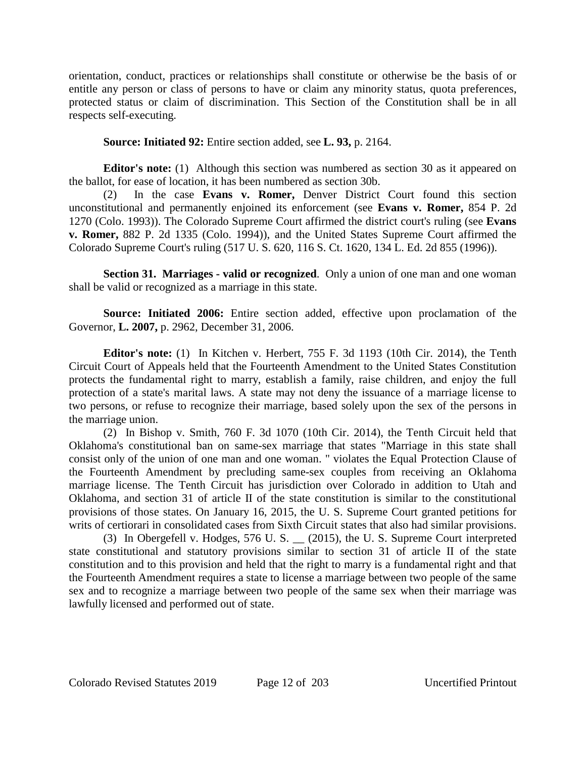orientation, conduct, practices or relationships shall constitute or otherwise be the basis of or entitle any person or class of persons to have or claim any minority status, quota preferences, protected status or claim of discrimination. This Section of the Constitution shall be in all respects self-executing.

**Source: Initiated 92:** Entire section added, see **L. 93,** p. 2164.

**Editor's note:** (1) Although this section was numbered as section 30 as it appeared on the ballot, for ease of location, it has been numbered as section 30b.

(2) In the case **Evans v. Romer,** Denver District Court found this section unconstitutional and permanently enjoined its enforcement (see **Evans v. Romer,** 854 P. 2d 1270 (Colo. 1993)). The Colorado Supreme Court affirmed the district court's ruling (see **Evans v. Romer,** 882 P. 2d 1335 (Colo. 1994)), and the United States Supreme Court affirmed the Colorado Supreme Court's ruling (517 U. S. 620, 116 S. Ct. 1620, 134 L. Ed. 2d 855 (1996)).

**Section 31. Marriages - valid or recognized**. Only a union of one man and one woman shall be valid or recognized as a marriage in this state.

**Source: Initiated 2006:** Entire section added, effective upon proclamation of the Governor, **L. 2007,** p. 2962, December 31, 2006.

**Editor's note:** (1) In Kitchen v. Herbert, 755 F. 3d 1193 (10th Cir. 2014), the Tenth Circuit Court of Appeals held that the Fourteenth Amendment to the United States Constitution protects the fundamental right to marry, establish a family, raise children, and enjoy the full protection of a state's marital laws. A state may not deny the issuance of a marriage license to two persons, or refuse to recognize their marriage, based solely upon the sex of the persons in the marriage union.

(2) In Bishop v. Smith, 760 F. 3d 1070 (10th Cir. 2014), the Tenth Circuit held that Oklahoma's constitutional ban on same-sex marriage that states "Marriage in this state shall consist only of the union of one man and one woman. " violates the Equal Protection Clause of the Fourteenth Amendment by precluding same-sex couples from receiving an Oklahoma marriage license. The Tenth Circuit has jurisdiction over Colorado in addition to Utah and Oklahoma, and section 31 of article II of the state constitution is similar to the constitutional provisions of those states. On January 16, 2015, the U. S. Supreme Court granted petitions for writs of certiorari in consolidated cases from Sixth Circuit states that also had similar provisions.

(3) In Obergefell v. Hodges, 576 U. S. __ (2015), the U. S. Supreme Court interpreted state constitutional and statutory provisions similar to section 31 of article II of the state constitution and to this provision and held that the right to marry is a fundamental right and that the Fourteenth Amendment requires a state to license a marriage between two people of the same sex and to recognize a marriage between two people of the same sex when their marriage was lawfully licensed and performed out of state.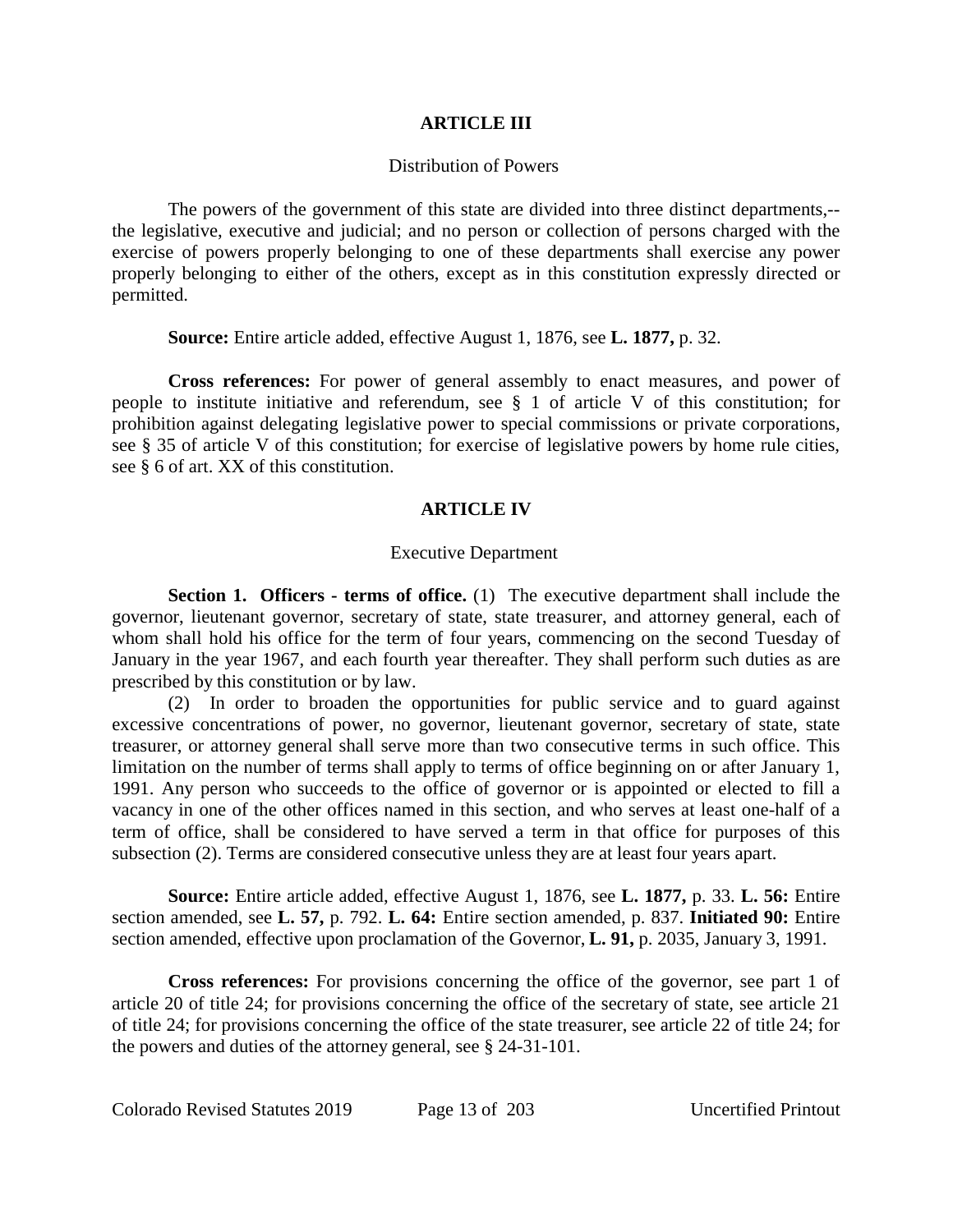## ARTICLE III

Distribution of Powers

The powers of the government of this state are divided into three distinct departments,--the legislative, executive and judicial; and no person or collection of persons charged with the exercise of powers properly belonging to one of these departments shall exercise any power properly belonging to either of the others, except as in this constitution expressly directed or permitted.

**Source:** Entire article added, effective August 1, 1876, see **L. 1877,** p. 32.

**Cross references:** For power of general assembly to enact measures, and power of people to institute initiative and referendum, see § 1 of article V of this constitution; for prohibition against delegating legislative power to special commissions or private corporations, see § 35 of article V of this constitution; for exercise of legislative powers by home rule cities, see § 6 of art. XX of this constitution.

## ARTICLE IV

Executive Department

**Section 1. Officers - terms of office.** (1) The executive department shall include the governor, lieutenant governor, secretary of state, state treasurer, and attorney general, each of whom shall hold his office for the term of four years, commencing on the second Tuesday of January in the year 1967, and each fourth year thereafter. They shall perform such duties as are prescribed by this constitution or by law.

(2) In order to broaden the opportunities for public service and to guard against excessive concentrations of power, no governor, lieutenant governor, secretary of state, state treasurer, or attorney general shall serve more than two consecutive terms in such office. This limitation on the number of terms shall apply to terms of office beginning on or after January 1, 1991. Any person who succeeds to the office of governor or is appointed or elected to fill a vacancy in one of the other offices named in this section, and who serves at least one-half of a term of office, shall be considered to have served a term in that office for purposes of this subsection (2). Terms are considered consecutive unless they are at least four years apart.

**Source:** Entire article added, effective August 1, 1876, see **L. 1877,** p. 33. **L. 56:** Entire section amended, see **L. 57,** p. 792. **L. 64:** Entire section amended, p. 837. **Initiated 90:** Entire section amended, effective upon proclamation of the Governor, **L. 91,** p. 2035, January 3, 1991.

**Cross references:** For provisions concerning the office of the governor, see part 1 of article 20 of title 24; for provisions concerning the office of the secretary of state, see article 21 of title 24; for provisions concerning the office of the state treasurer, see article 22 of title 24; for the powers and duties of the attorney general, see § 24-31-101.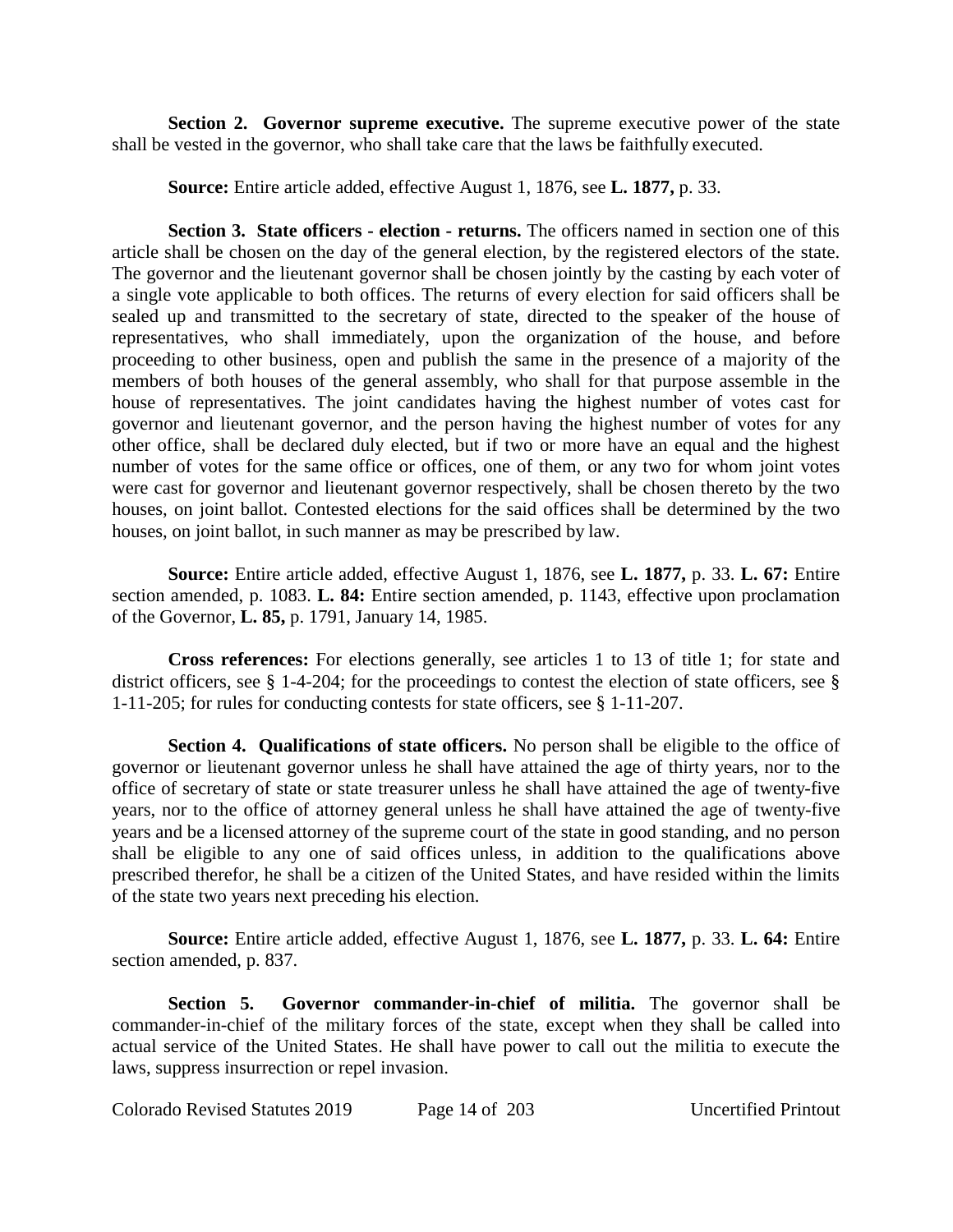**Section 2. Governor supreme executive.** The supreme executive power of the state shall be vested in the governor, who shall take care that the laws be faithfully executed.

**Source:** Entire article added, effective August 1, 1876, see **L. 1877,** p. 33.

**Section 3. State officers - election - returns.** The officers named in section one of this article shall be chosen on the day of the general election, by the registered electors of the state. The governor and the lieutenant governor shall be chosen jointly by the casting by each voter of a single vote applicable to both offices. The returns of every election for said officers shall be sealed up and transmitted to the secretary of state, directed to the speaker of the house of representatives, who shall immediately, upon the organization of the house, and before proceeding to other business, open and publish the same in the presence of a majority of the members of both houses of the general assembly, who shall for that purpose assemble in the house of representatives. The joint candidates having the highest number of votes cast for governor and lieutenant governor, and the person having the highest number of votes for any other office, shall be declared duly elected, but if two or more have an equal and the highest number of votes for the same office or offices, one of them, or any two for whom joint votes were cast for governor and lieutenant governor respectively, shall be chosen thereto by the two houses, on joint ballot. Contested elections for the said offices shall be determined by the two houses, on joint ballot, in such manner as may be prescribed by law.

**Source:** Entire article added, effective August 1, 1876, see **L. 1877,** p. 33. **L. 67:** Entire section amended, p. 1083. **L. 84:** Entire section amended, p. 1143, effective upon proclamation of the Governor, **L. 85,** p. 1791, January 14, 1985.

**Cross references:** For elections generally, see articles 1 to 13 of title 1; for state and district officers, see § 1-4-204; for the proceedings to contest the election of state officers, see § 1-11-205; for rules for conducting contests for state officers, see § 1-11-207.

**Section 4. Qualifications of state officers.** No person shall be eligible to the office of governor or lieutenant governor unless he shall have attained the age of thirty years, nor to the office of secretary of state or state treasurer unless he shall have attained the age of twenty-five years, nor to the office of attorney general unless he shall have attained the age of twenty-five years and be a licensed attorney of the supreme court of the state in good standing, and no person shall be eligible to any one of said offices unless, in addition to the qualifications above prescribed therefor, he shall be a citizen of the United States, and have resided within the limits of the state two years next preceding his election.

**Source:** Entire article added, effective August 1, 1876, see **L. 1877,** p. 33. **L. 64:** Entire section amended, p. 837.

**Section 5. Governor commander-in-chief of militia.** The governor shall be commander-in-chief of the military forces of the state, except when they shall be called into actual service of the United States. He shall have power to call out the militia to execute the laws, suppress insurrection or repel invasion.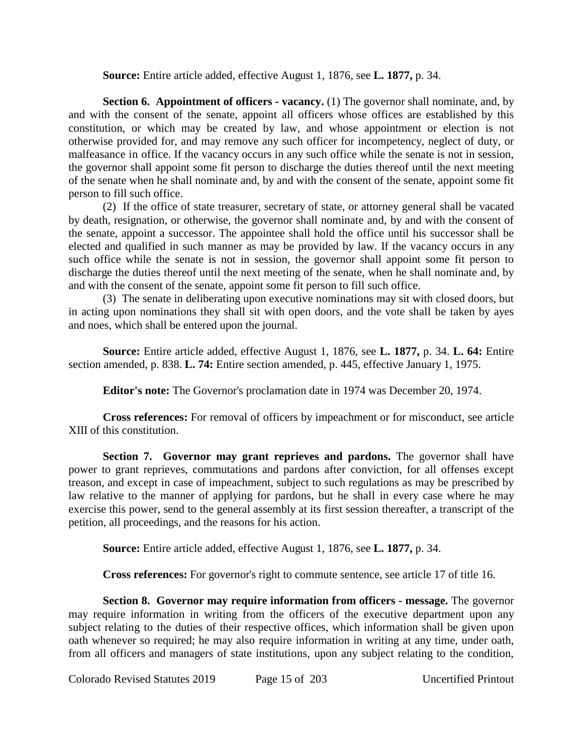**Source:** Entire article added, effective August 1, 1876, see **L. 1877,** p. 34.

**Section 6. Appointment of officers - vacancy.** (1) The governor shall nominate, and, by and with the consent of the senate, appoint all officers whose offices are established by this constitution, or which may be created by law, and whose appointment or election is not otherwise provided for, and may remove any such officer for incompetency, neglect of duty, or malfeasance in office. If the vacancy occurs in any such office while the senate is not in session, the governor shall appoint some fit person to discharge the duties thereof until the next meeting of the senate when he shall nominate and, by and with the consent of the senate, appoint some fit person to fill such office.

(2) If the office of state treasurer, secretary of state, or attorney general shall be vacated by death, resignation, or otherwise, the governor shall nominate and, by and with the consent of the senate, appoint a successor. The appointee shall hold the office until his successor shall be elected and qualified in such manner as may be provided by law. If the vacancy occurs in any such office while the senate is not in session, the governor shall appoint some fit person to discharge the duties thereof until the next meeting of the senate, when he shall nominate and, by and with the consent of the senate, appoint some fit person to fill such office.

(3) The senate in deliberating upon executive nominations may sit with closed doors, but in acting upon nominations they shall sit with open doors, and the vote shall be taken by ayes and noes, which shall be entered upon the journal.

**Source:** Entire article added, effective August 1, 1876, see **L. 1877,** p. 34. **L. 64:** Entire section amended, p. 838. **L. 74:** Entire section amended, p. 445, effective January 1, 1975.

**Editor's note:** The Governor's proclamation date in 1974 was December 20, 1974.

**Cross references:** For removal of officers by impeachment or for misconduct, see article XIII of this constitution.

**Section 7. Governor may grant reprieves and pardons.** The governor shall have power to grant reprieves, commutations and pardons after conviction, for all offenses except treason, and except in case of impeachment, subject to such regulations as may be prescribed by law relative to the manner of applying for pardons, but he shall in every case where he may exercise this power, send to the general assembly at its first session thereafter, a transcript of the petition, all proceedings, and the reasons for his action.

**Source:** Entire article added, effective August 1, 1876, see **L. 1877,** p. 34.

**Cross references:** For governor's right to commute sentence, see article 17 of title 16.

**Section 8. Governor may require information from officers - message.** The governor may require information in writing from the officers of the executive department upon any subject relating to the duties of their respective offices, which information shall be given upon oath whenever so required; he may also require information in writing at any time, under oath, from all officers and managers of state institutions, upon any subject relating to the condition,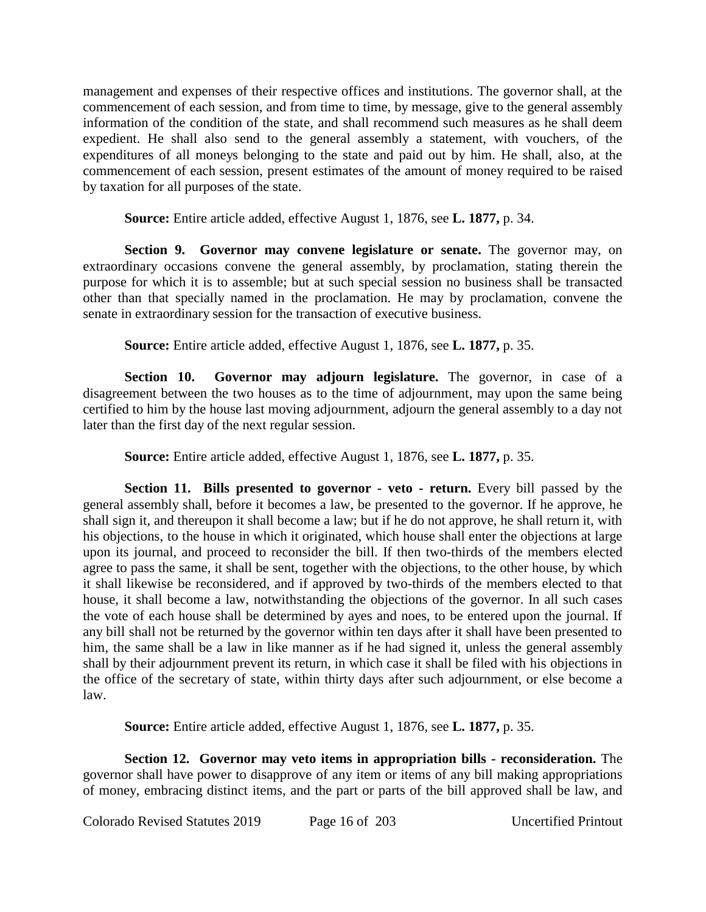management and expenses of their respective offices and institutions. The governor shall, at the commencement of each session, and from time to time, by message, give to the general assembly information of the condition of the state, and shall recommend such measures as he shall deem expedient. He shall also send to the general assembly a statement, with vouchers, of the expenditures of all moneys belonging to the state and paid out by him. He shall, also, at the commencement of each session, present estimates of the amount of money required to be raised by taxation for all purposes of the state.

**Source:** Entire article added, effective August 1, 1876, see **L. 1877,** p. 34.

**Section 9. Governor may convene legislature or senate.** The governor may, on extraordinary occasions convene the general assembly, by proclamation, stating therein the purpose for which it is to assemble; but at such special session no business shall be transacted other than that specially named in the proclamation. He may by proclamation, convene the senate in extraordinary session for the transaction of executive business.

**Source:** Entire article added, effective August 1, 1876, see **L. 1877,** p. 35.

**Section 10. Governor may adjourn legislature.** The governor, in case of a disagreement between the two houses as to the time of adjournment, may upon the same being certified to him by the house last moving adjournment, adjourn the general assembly to a day not later than the first day of the next regular session.

**Source:** Entire article added, effective August 1, 1876, see **L. 1877,** p. 35.

**Section 11. Bills presented to governor - veto - return.** Every bill passed by the general assembly shall, before it becomes a law, be presented to the governor. If he approve, he shall sign it, and thereupon it shall become a law; but if he do not approve, he shall return it, with his objections, to the house in which it originated, which house shall enter the objections at large upon its journal, and proceed to reconsider the bill. If then two-thirds of the members elected agree to pass the same, it shall be sent, together with the objections, to the other house, by which it shall likewise be reconsidered, and if approved by two-thirds of the members elected to that house, it shall become a law, notwithstanding the objections of the governor. In all such cases the vote of each house shall be determined by ayes and noes, to be entered upon the journal. If any bill shall not be returned by the governor within ten days after it shall have been presented to him, the same shall be a law in like manner as if he had signed it, unless the general assembly shall by their adjournment prevent its return, in which case it shall be filed with his objections in the office of the secretary of state, within thirty days after such adjournment, or else become a law.

**Source:** Entire article added, effective August 1, 1876, see **L. 1877,** p. 35.

**Section 12. Governor may veto items in appropriation bills - reconsideration.** The governor shall have power to disapprove of any item or items of any bill making appropriations of money, embracing distinct items, and the part or parts of the bill approved shall be law, and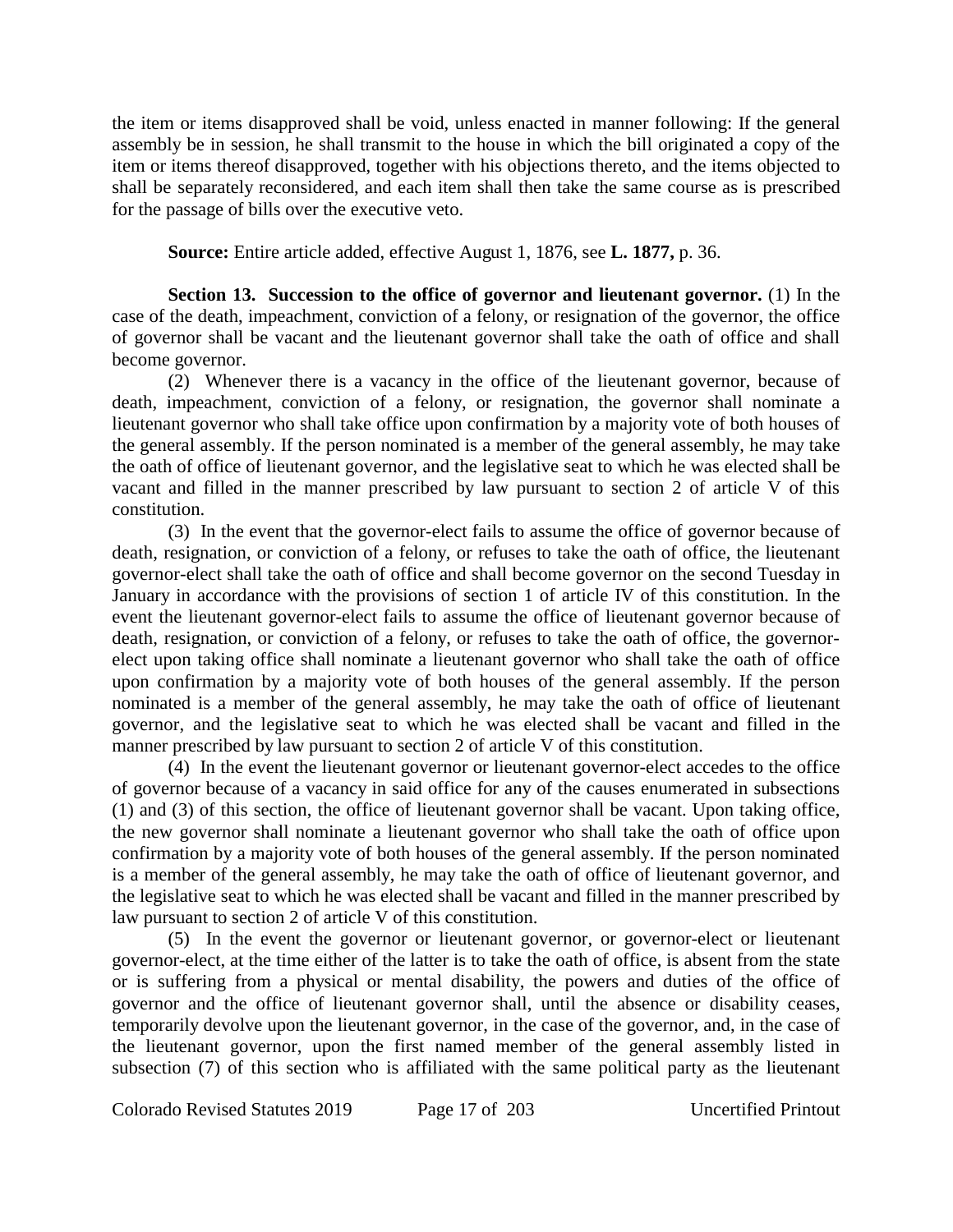the item or items disapproved shall be void, unless enacted in manner following: If the general assembly be in session, he shall transmit to the house in which the bill originated a copy of the item or items thereof disapproved, together with his objections thereto, and the items objected to shall be separately reconsidered, and each item shall then take the same course as is prescribed for the passage of bills over the executive veto.

**Source:** Entire article added, effective August 1, 1876, see **L. 1877,** p. 36.

**Section 13. Succession to the office of governor and lieutenant governor.** (1) In the case of the death, impeachment, conviction of a felony, or resignation of the governor, the office of governor shall be vacant and the lieutenant governor shall take the oath of office and shall become governor.

(2) Whenever there is a vacancy in the office of the lieutenant governor, because of death, impeachment, conviction of a felony, or resignation, the governor shall nominate a lieutenant governor who shall take office upon confirmation by a majority vote of both houses of the general assembly. If the person nominated is a member of the general assembly, he may take the oath of office of lieutenant governor, and the legislative seat to which he was elected shall be vacant and filled in the manner prescribed by law pursuant to section 2 of article V of this constitution.

(3) In the event that the governor-elect fails to assume the office of governor because of death, resignation, or conviction of a felony, or refuses to take the oath of office, the lieutenant governor-elect shall take the oath of office and shall become governor on the second Tuesday in January in accordance with the provisions of section 1 of article IV of this constitution. In the event the lieutenant governor-elect fails to assume the office of lieutenant governor because of death, resignation, or conviction of a felony, or refuses to take the oath of office, the governor-elect upon taking office shall nominate a lieutenant governor who shall take the oath of office upon confirmation by a majority vote of both houses of the general assembly. If the person nominated is a member of the general assembly, he may take the oath of office of lieutenant governor, and the legislative seat to which he was elected shall be vacant and filled in the manner prescribed by law pursuant to section 2 of article V of this constitution.

(4) In the event the lieutenant governor or lieutenant governor-elect accedes to the office of governor because of a vacancy in said office for any of the causes enumerated in subsections (1) and (3) of this section, the office of lieutenant governor shall be vacant. Upon taking office, the new governor shall nominate a lieutenant governor who shall take the oath of office upon confirmation by a majority vote of both houses of the general assembly. If the person nominated is a member of the general assembly, he may take the oath of office of lieutenant governor, and the legislative seat to which he was elected shall be vacant and filled in the manner prescribed by law pursuant to section 2 of article V of this constitution.

(5) In the event the governor or lieutenant governor, or governor-elect or lieutenant governor-elect, at the time either of the latter is to take the oath of office, is absent from the state or is suffering from a physical or mental disability, the powers and duties of the office of governor and the office of lieutenant governor shall, until the absence or disability ceases, temporarily devolve upon the lieutenant governor, in the case of the governor, and, in the case of the lieutenant governor, upon the first named member of the general assembly listed in subsection (7) of this section who is affiliated with the same political party as the lieutenant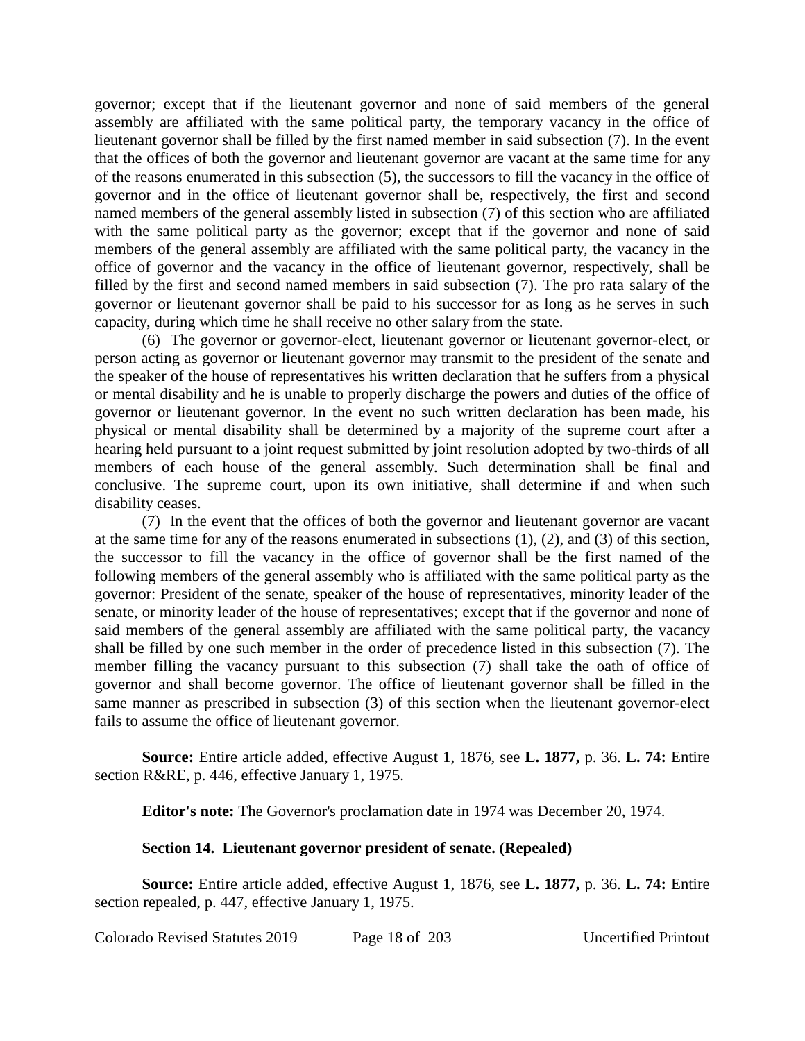governor; except that if the lieutenant governor and none of said members of the general assembly are affiliated with the same political party, the temporary vacancy in the office of lieutenant governor shall be filled by the first named member in said subsection (7). In the event that the offices of both the governor and lieutenant governor are vacant at the same time for any of the reasons enumerated in this subsection (5), the successors to fill the vacancy in the office of governor and in the office of lieutenant governor shall be, respectively, the first and second named members of the general assembly listed in subsection (7) of this section who are affiliated with the same political party as the governor; except that if the governor and none of said members of the general assembly are affiliated with the same political party, the vacancy in the office of governor and the vacancy in the office of lieutenant governor, respectively, shall be filled by the first and second named members in said subsection (7). The pro rata salary of the governor or lieutenant governor shall be paid to his successor for as long as he serves in such capacity, during which time he shall receive no other salary from the state.

(6) The governor or governor-elect, lieutenant governor or lieutenant governor-elect, or person acting as governor or lieutenant governor may transmit to the president of the senate and the speaker of the house of representatives his written declaration that he suffers from a physical or mental disability and he is unable to properly discharge the powers and duties of the office of governor or lieutenant governor. In the event no such written declaration has been made, his physical or mental disability shall be determined by a majority of the supreme court after a hearing held pursuant to a joint request submitted by joint resolution adopted by two-thirds of all members of each house of the general assembly. Such determination shall be final and conclusive. The supreme court, upon its own initiative, shall determine if and when such disability ceases.

(7) In the event that the offices of both the governor and lieutenant governor are vacant at the same time for any of the reasons enumerated in subsections (1), (2), and (3) of this section, the successor to fill the vacancy in the office of governor shall be the first named of the following members of the general assembly who is affiliated with the same political party as the governor: President of the senate, speaker of the house of representatives, minority leader of the senate, or minority leader of the house of representatives; except that if the governor and none of said members of the general assembly are affiliated with the same political party, the vacancy shall be filled by one such member in the order of precedence listed in this subsection (7). The member filling the vacancy pursuant to this subsection (7) shall take the oath of office of governor and shall become governor. The office of lieutenant governor shall be filled in the same manner as prescribed in subsection (3) of this section when the lieutenant governor-elect fails to assume the office of lieutenant governor.

**Source:** Entire article added, effective August 1, 1876, see **L. 1877,** p. 36. **L. 74:** Entire section R&RE, p. 446, effective January 1, 1975.

**Editor's note:** The Governor's proclamation date in 1974 was December 20, 1974.

**Section 14. Lieutenant governor president of senate. (Repealed)**

**Source:** Entire article added, effective August 1, 1876, see **L. 1877,** p. 36. **L. 74:** Entire section repealed, p. 447, effective January 1, 1975.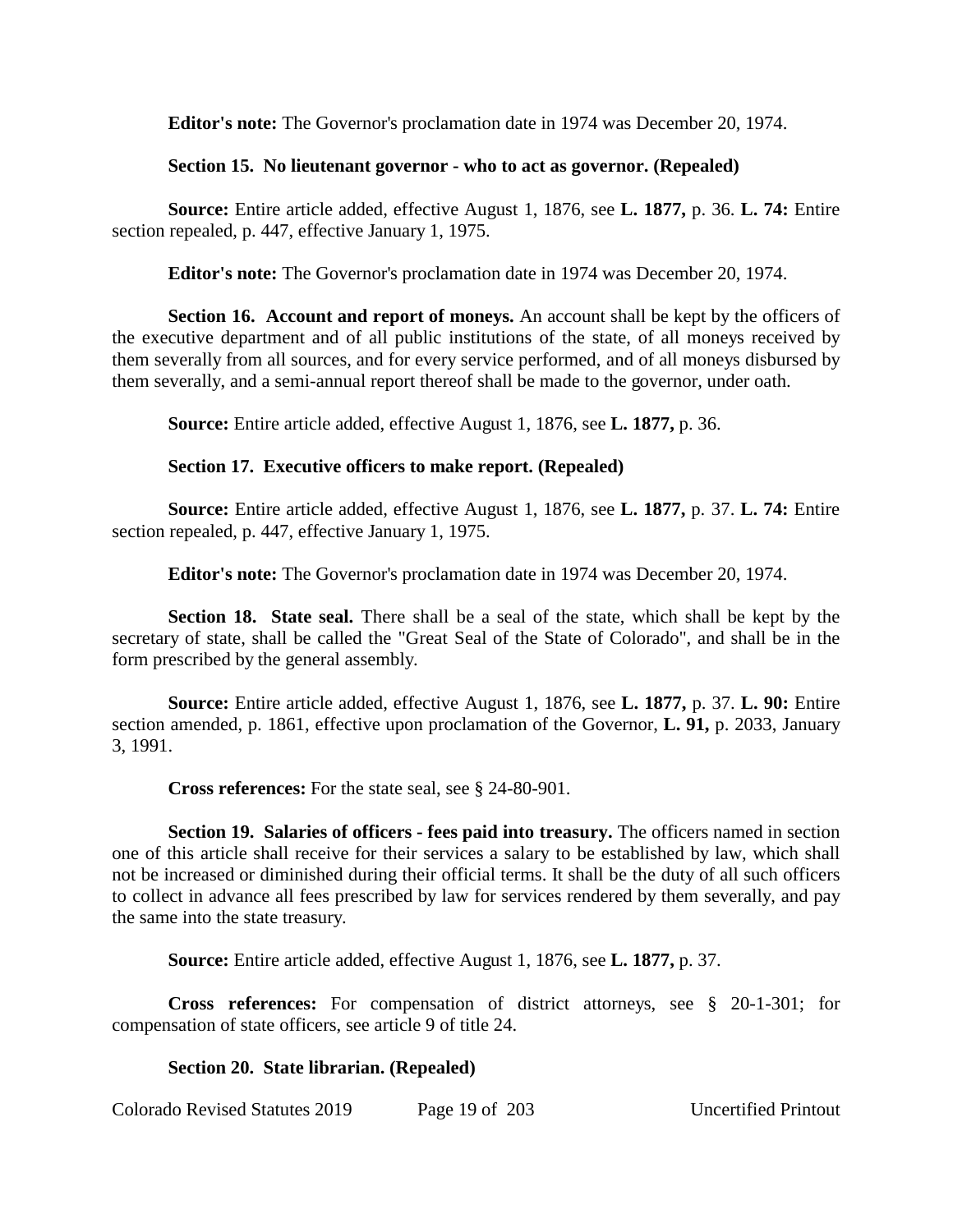**Editor's note:** The Governor's proclamation date in 1974 was December 20, 1974.

**Section 15. No lieutenant governor - who to act as governor. (Repealed)**

**Source:** Entire article added, effective August 1, 1876, see **L. 1877,** p. 36. **L. 74:** Entire section repealed, p. 447, effective January 1, 1975.

**Editor's note:** The Governor's proclamation date in 1974 was December 20, 1974.

**Section 16. Account and report of moneys.** An account shall be kept by the officers of the executive department and of all public institutions of the state, of all moneys received by them severally from all sources, and for every service performed, and of all moneys disbursed by them severally, and a semi-annual report thereof shall be made to the governor, under oath.

**Source:** Entire article added, effective August 1, 1876, see **L. 1877,** p. 36.

**Section 17. Executive officers to make report. (Repealed)**

**Source:** Entire article added, effective August 1, 1876, see **L. 1877,** p. 37. **L. 74:** Entire section repealed, p. 447, effective January 1, 1975.

**Editor's note:** The Governor's proclamation date in 1974 was December 20, 1974.

**Section 18. State seal.** There shall be a seal of the state, which shall be kept by the secretary of state, shall be called the "Great Seal of the State of Colorado", and shall be in the form prescribed by the general assembly.

**Source:** Entire article added, effective August 1, 1876, see **L. 1877,** p. 37. **L. 90:** Entire section amended, p. 1861, effective upon proclamation of the Governor, **L. 91,** p. 2033, January 3, 1991.

**Cross references:** For the state seal, see § 24-80-901.

**Section 19. Salaries of officers - fees paid into treasury.** The officers named in section one of this article shall receive for their services a salary to be established by law, which shall not be increased or diminished during their official terms. It shall be the duty of all such officers to collect in advance all fees prescribed by law for services rendered by them severally, and pay the same into the state treasury.

**Source:** Entire article added, effective August 1, 1876, see **L. 1877,** p. 37.

**Cross references:** For compensation of district attorneys, see § 20-1-301; for compensation of state officers, see article 9 of title 24.

**Section 20. State librarian. (Repealed)**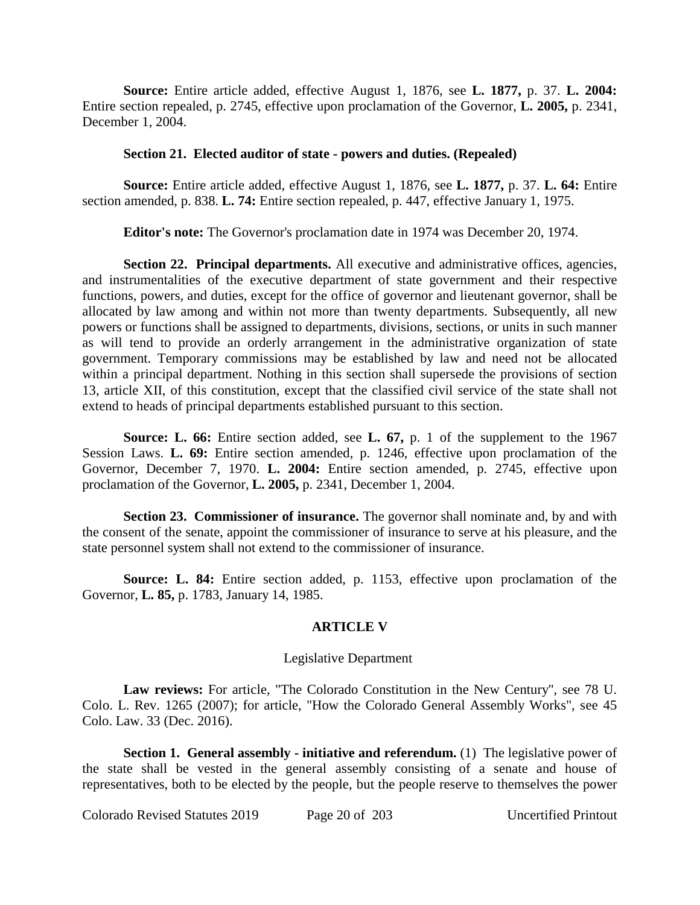**Source:** Entire article added, effective August 1, 1876, see **L. 1877,** p. 37. **L. 2004:** Entire section repealed, p. 2745, effective upon proclamation of the Governor, **L. 2005,** p. 2341, December 1, 2004.

**Section 21. Elected auditor of state - powers and duties. (Repealed)**

**Source:** Entire article added, effective August 1, 1876, see **L. 1877,** p. 37. **L. 64:** Entire section amended, p. 838. **L. 74:** Entire section repealed, p. 447, effective January 1, 1975.

**Editor's note:** The Governor's proclamation date in 1974 was December 20, 1974.

**Section 22. Principal departments.** All executive and administrative offices, agencies, and instrumentalities of the executive department of state government and their respective functions, powers, and duties, except for the office of governor and lieutenant governor, shall be allocated by law among and within not more than twenty departments. Subsequently, all new powers or functions shall be assigned to departments, divisions, sections, or units in such manner as will tend to provide an orderly arrangement in the administrative organization of state government. Temporary commissions may be established by law and need not be allocated within a principal department. Nothing in this section shall supersede the provisions of section 13, article XII, of this constitution, except that the classified civil service of the state shall not extend to heads of principal departments established pursuant to this section.

**Source: L. 66:** Entire section added, see **L. 67,** p. 1 of the supplement to the 1967 Session Laws. **L. 69:** Entire section amended, p. 1246, effective upon proclamation of the Governor, December 7, 1970. **L. 2004:** Entire section amended, p. 2745, effective upon proclamation of the Governor, **L. 2005,** p. 2341, December 1, 2004.

**Section 23. Commissioner of insurance.** The governor shall nominate and, by and with the consent of the senate, appoint the commissioner of insurance to serve at his pleasure, and the state personnel system shall not extend to the commissioner of insurance.

**Source: L. 84:** Entire section added, p. 1153, effective upon proclamation of the Governor, **L. 85,** p. 1783, January 14, 1985.

## ARTICLE V

Legislative Department

**Law reviews:** For article, "The Colorado Constitution in the New Century", see 78 U. Colo. L. Rev. 1265 (2007); for article, "How the Colorado General Assembly Works", see 45 Colo. Law. 33 (Dec. 2016).

**Section 1. General assembly - initiative and referendum.** (1) The legislative power of the state shall be vested in the general assembly consisting of a senate and house of representatives, both to be elected by the people, but the people reserve to themselves the power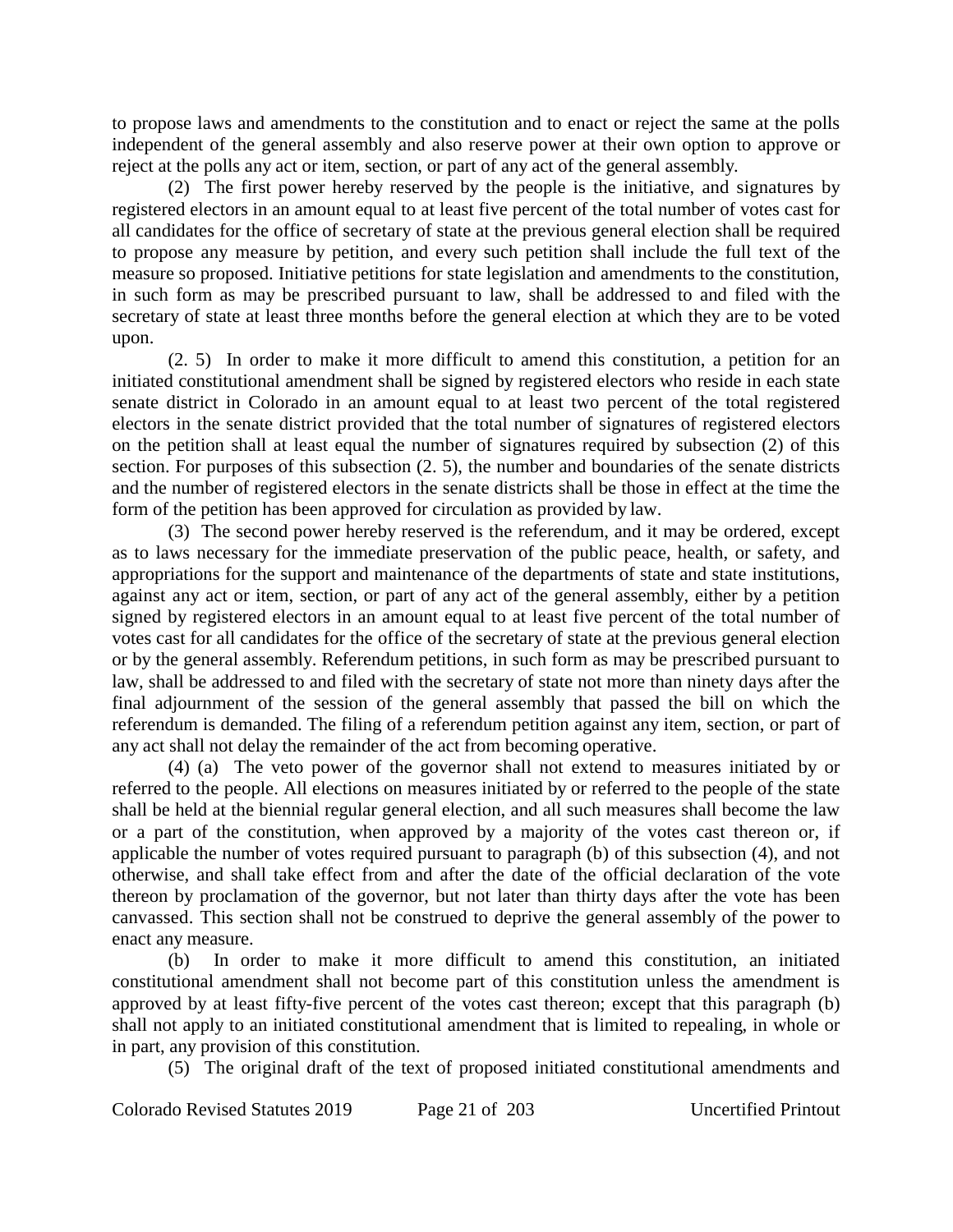to propose laws and amendments to the constitution and to enact or reject the same at the polls independent of the general assembly and also reserve power at their own option to approve or reject at the polls any act or item, section, or part of any act of the general assembly.

(2) The first power hereby reserved by the people is the initiative, and signatures by registered electors in an amount equal to at least five percent of the total number of votes cast for all candidates for the office of secretary of state at the previous general election shall be required to propose any measure by petition, and every such petition shall include the full text of the measure so proposed. Initiative petitions for state legislation and amendments to the constitution, in such form as may be prescribed pursuant to law, shall be addressed to and filed with the secretary of state at least three months before the general election at which they are to be voted upon.

(2. 5) In order to make it more difficult to amend this constitution, a petition for an initiated constitutional amendment shall be signed by registered electors who reside in each state senate district in Colorado in an amount equal to at least two percent of the total registered electors in the senate district provided that the total number of signatures of registered electors on the petition shall at least equal the number of signatures required by subsection (2) of this section. For purposes of this subsection (2. 5), the number and boundaries of the senate districts and the number of registered electors in the senate districts shall be those in effect at the time the form of the petition has been approved for circulation as provided by law.

(3) The second power hereby reserved is the referendum, and it may be ordered, except as to laws necessary for the immediate preservation of the public peace, health, or safety, and appropriations for the support and maintenance of the departments of state and state institutions, against any act or item, section, or part of any act of the general assembly, either by a petition signed by registered electors in an amount equal to at least five percent of the total number of votes cast for all candidates for the office of the secretary of state at the previous general election or by the general assembly. Referendum petitions, in such form as may be prescribed pursuant to law, shall be addressed to and filed with the secretary of state not more than ninety days after the final adjournment of the session of the general assembly that passed the bill on which the referendum is demanded. The filing of a referendum petition against any item, section, or part of any act shall not delay the remainder of the act from becoming operative.

(4) (a) The veto power of the governor shall not extend to measures initiated by or referred to the people. All elections on measures initiated by or referred to the people of the state shall be held at the biennial regular general election, and all such measures shall become the law or a part of the constitution, when approved by a majority of the votes cast thereon or, if applicable the number of votes required pursuant to paragraph (b) of this subsection (4), and not otherwise, and shall take effect from and after the date of the official declaration of the vote thereon by proclamation of the governor, but not later than thirty days after the vote has been canvassed. This section shall not be construed to deprive the general assembly of the power to enact any measure.

(b) In order to make it more difficult to amend this constitution, an initiated constitutional amendment shall not become part of this constitution unless the amendment is approved by at least fifty-five percent of the votes cast thereon; except that this paragraph (b) shall not apply to an initiated constitutional amendment that is limited to repealing, in whole or in part, any provision of this constitution.

(5) The original draft of the text of proposed initiated constitutional amendments and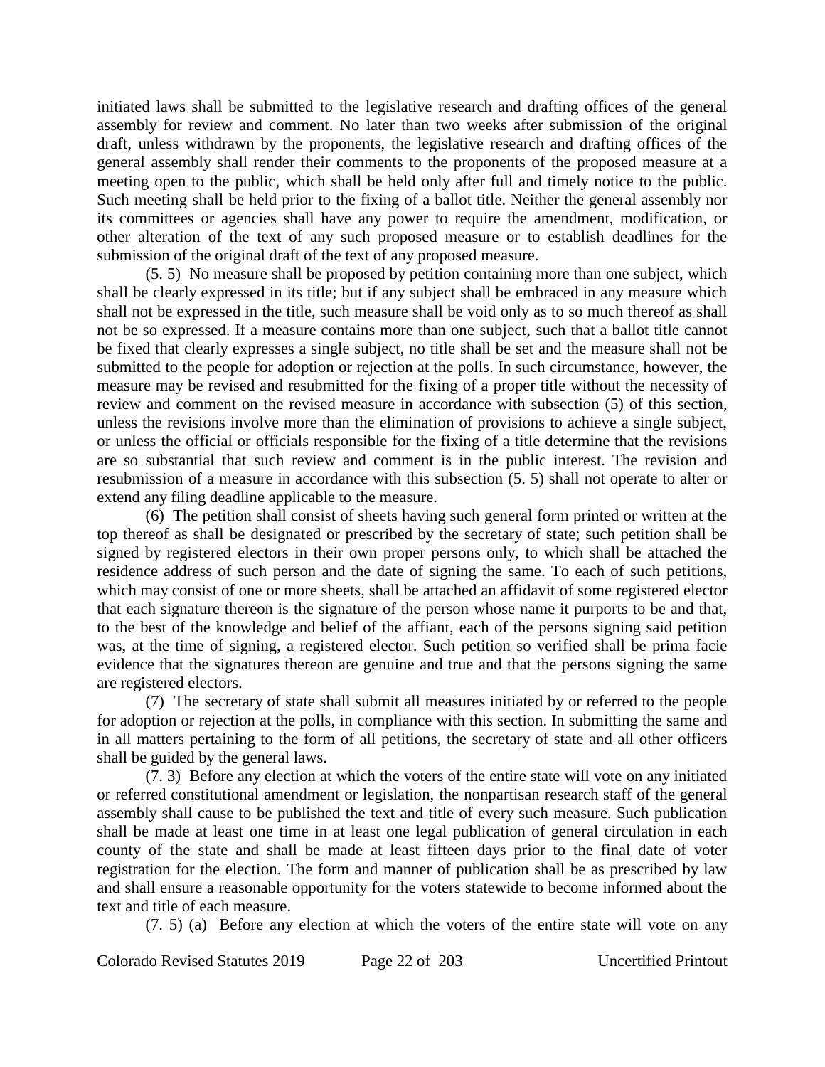initiated laws shall be submitted to the legislative research and drafting offices of the general assembly for review and comment. No later than two weeks after submission of the original draft, unless withdrawn by the proponents, the legislative research and drafting offices of the general assembly shall render their comments to the proponents of the proposed measure at a meeting open to the public, which shall be held only after full and timely notice to the public. Such meeting shall be held prior to the fixing of a ballot title. Neither the general assembly nor its committees or agencies shall have any power to require the amendment, modification, or other alteration of the text of any such proposed measure or to establish deadlines for the submission of the original draft of the text of any proposed measure.

(5. 5) No measure shall be proposed by petition containing more than one subject, which shall be clearly expressed in its title; but if any subject shall be embraced in any measure which shall not be expressed in the title, such measure shall be void only as to so much thereof as shall not be so expressed. If a measure contains more than one subject, such that a ballot title cannot be fixed that clearly expresses a single subject, no title shall be set and the measure shall not be submitted to the people for adoption or rejection at the polls. In such circumstance, however, the measure may be revised and resubmitted for the fixing of a proper title without the necessity of review and comment on the revised measure in accordance with subsection (5) of this section, unless the revisions involve more than the elimination of provisions to achieve a single subject, or unless the official or officials responsible for the fixing of a title determine that the revisions are so substantial that such review and comment is in the public interest. The revision and resubmission of a measure in accordance with this subsection (5. 5) shall not operate to alter or extend any filing deadline applicable to the measure.

(6) The petition shall consist of sheets having such general form printed or written at the top thereof as shall be designated or prescribed by the secretary of state; such petition shall be signed by registered electors in their own proper persons only, to which shall be attached the residence address of such person and the date of signing the same. To each of such petitions, which may consist of one or more sheets, shall be attached an affidavit of some registered elector that each signature thereon is the signature of the person whose name it purports to be and that, to the best of the knowledge and belief of the affiant, each of the persons signing said petition was, at the time of signing, a registered elector. Such petition so verified shall be prima facie evidence that the signatures thereon are genuine and true and that the persons signing the same are registered electors.

(7) The secretary of state shall submit all measures initiated by or referred to the people for adoption or rejection at the polls, in compliance with this section. In submitting the same and in all matters pertaining to the form of all petitions, the secretary of state and all other officers shall be guided by the general laws.

(7. 3) Before any election at which the voters of the entire state will vote on any initiated or referred constitutional amendment or legislation, the nonpartisan research staff of the general assembly shall cause to be published the text and title of every such measure. Such publication shall be made at least one time in at least one legal publication of general circulation in each county of the state and shall be made at least fifteen days prior to the final date of voter registration for the election. The form and manner of publication shall be as prescribed by law and shall ensure a reasonable opportunity for the voters statewide to become informed about the text and title of each measure.

(7. 5) (a) Before any election at which the voters of the entire state will vote on any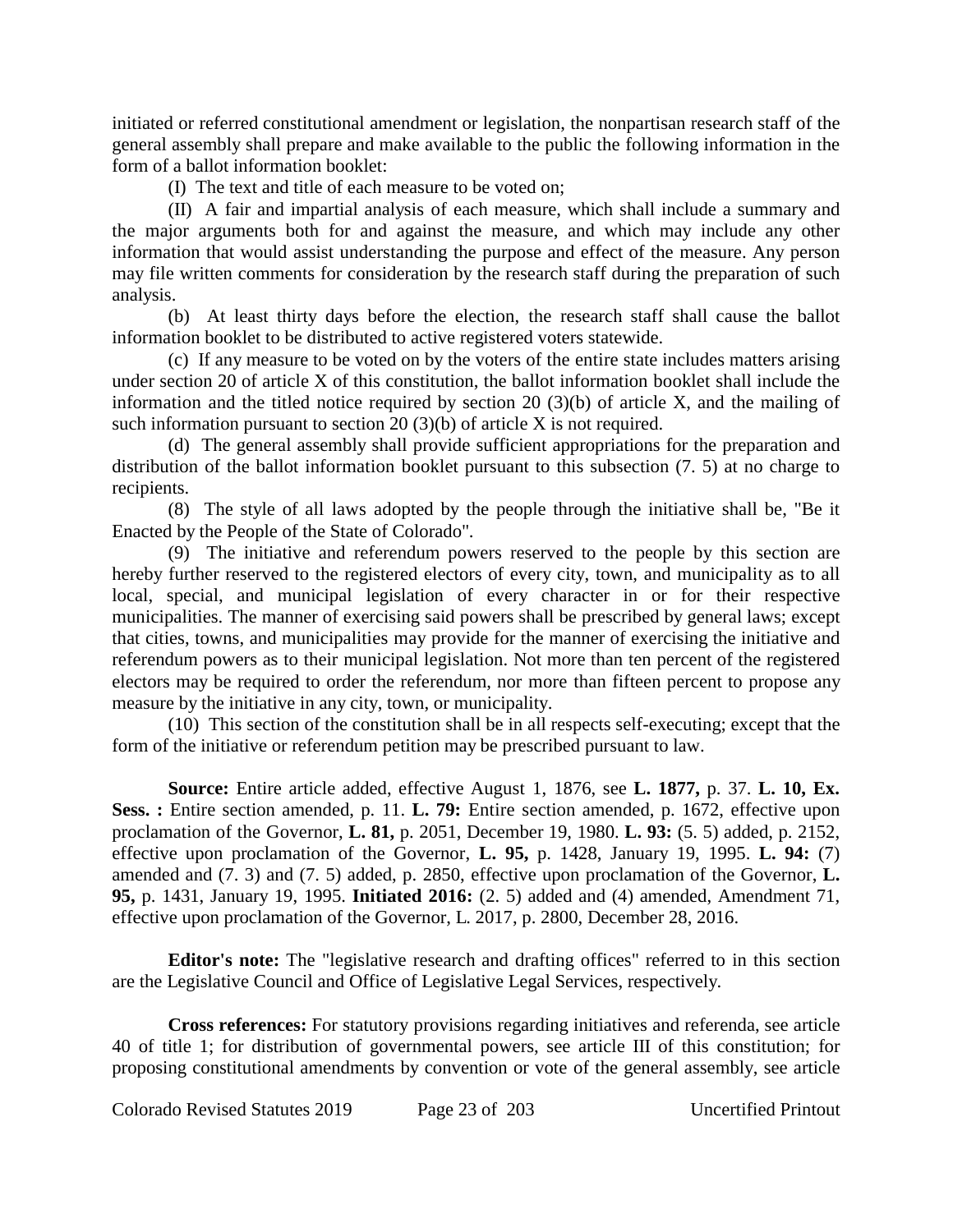initiated or referred constitutional amendment or legislation, the nonpartisan research staff of the general assembly shall prepare and make available to the public the following information in the form of a ballot information booklet:

(I) The text and title of each measure to be voted on;

(II) A fair and impartial analysis of each measure, which shall include a summary and the major arguments both for and against the measure, and which may include any other information that would assist understanding the purpose and effect of the measure. Any person may file written comments for consideration by the research staff during the preparation of such analysis.

(b) At least thirty days before the election, the research staff shall cause the ballot information booklet to be distributed to active registered voters statewide.

(c) If any measure to be voted on by the voters of the entire state includes matters arising under section 20 of article X of this constitution, the ballot information booklet shall include the information and the titled notice required by section 20 (3)(b) of article X, and the mailing of such information pursuant to section 20 (3)(b) of article X is not required.

(d) The general assembly shall provide sufficient appropriations for the preparation and distribution of the ballot information booklet pursuant to this subsection (7. 5) at no charge to recipients.

(8) The style of all laws adopted by the people through the initiative shall be, "Be it Enacted by the People of the State of Colorado".

(9) The initiative and referendum powers reserved to the people by this section are hereby further reserved to the registered electors of every city, town, and municipality as to all local, special, and municipal legislation of every character in or for their respective municipalities. The manner of exercising said powers shall be prescribed by general laws; except that cities, towns, and municipalities may provide for the manner of exercising the initiative and referendum powers as to their municipal legislation. Not more than ten percent of the registered electors may be required to order the referendum, nor more than fifteen percent to propose any measure by the initiative in any city, town, or municipality.

(10) This section of the constitution shall be in all respects self-executing; except that the form of the initiative or referendum petition may be prescribed pursuant to law.

**Source:** Entire article added, effective August 1, 1876, see **L. 1877,** p. 37. **L. 10, Ex. Sess. :** Entire section amended, p. 11. **L. 79:** Entire section amended, p. 1672, effective upon proclamation of the Governor, **L. 81,** p. 2051, December 19, 1980. **L. 93:** (5. 5) added, p. 2152, effective upon proclamation of the Governor, **L. 95,** p. 1428, January 19, 1995. **L. 94:** (7) amended and (7. 3) and (7. 5) added, p. 2850, effective upon proclamation of the Governor, **L. 95,** p. 1431, January 19, 1995. **Initiated 2016:** (2. 5) added and (4) amended, Amendment 71, effective upon proclamation of the Governor, L. 2017, p. 2800, December 28, 2016.

**Editor's note:** The "legislative research and drafting offices" referred to in this section are the Legislative Council and Office of Legislative Legal Services, respectively.

**Cross references:** For statutory provisions regarding initiatives and referenda, see article 40 of title 1; for distribution of governmental powers, see article III of this constitution; for proposing constitutional amendments by convention or vote of the general assembly, see article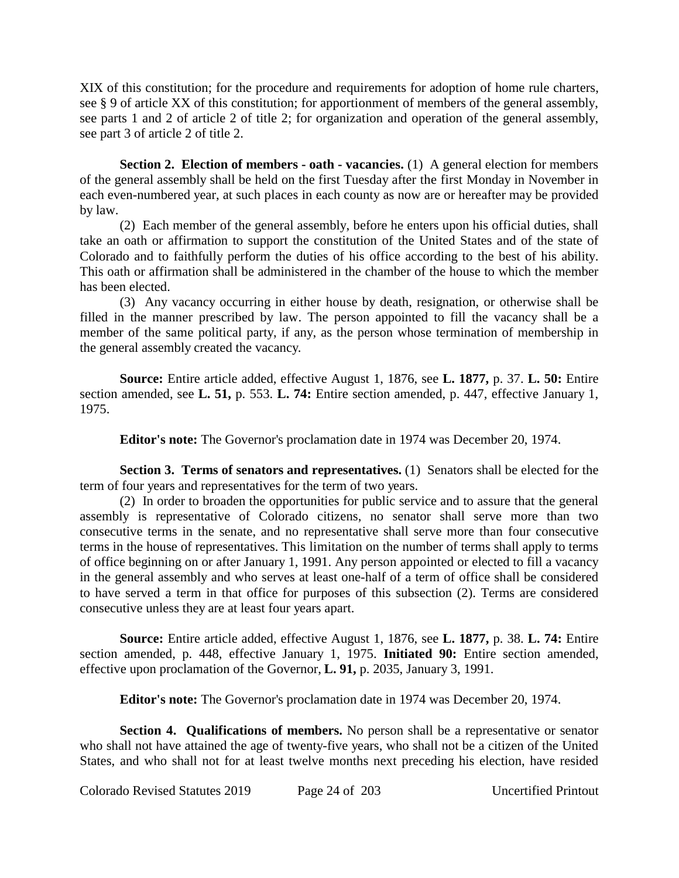XIX of this constitution; for the procedure and requirements for adoption of home rule charters, see § 9 of article XX of this constitution; for apportionment of members of the general assembly, see parts 1 and 2 of article 2 of title 2; for organization and operation of the general assembly, see part 3 of article 2 of title 2.

**Section 2. Election of members - oath - vacancies.** (1) A general election for members of the general assembly shall be held on the first Tuesday after the first Monday in November in each even-numbered year, at such places in each county as now are or hereafter may be provided by law.

(2) Each member of the general assembly, before he enters upon his official duties, shall take an oath or affirmation to support the constitution of the United States and of the state of Colorado and to faithfully perform the duties of his office according to the best of his ability. This oath or affirmation shall be administered in the chamber of the house to which the member has been elected.

(3) Any vacancy occurring in either house by death, resignation, or otherwise shall be filled in the manner prescribed by law. The person appointed to fill the vacancy shall be a member of the same political party, if any, as the person whose termination of membership in the general assembly created the vacancy.

**Source:** Entire article added, effective August 1, 1876, see **L. 1877,** p. 37. **L. 50:** Entire section amended, see **L. 51,** p. 553. **L. 74:** Entire section amended, p. 447, effective January 1, 1975.

**Editor's note:** The Governor's proclamation date in 1974 was December 20, 1974.

**Section 3. Terms of senators and representatives.** (1) Senators shall be elected for the term of four years and representatives for the term of two years.

(2) In order to broaden the opportunities for public service and to assure that the general assembly is representative of Colorado citizens, no senator shall serve more than two consecutive terms in the senate, and no representative shall serve more than four consecutive terms in the house of representatives. This limitation on the number of terms shall apply to terms of office beginning on or after January 1, 1991. Any person appointed or elected to fill a vacancy in the general assembly and who serves at least one-half of a term of office shall be considered to have served a term in that office for purposes of this subsection (2). Terms are considered consecutive unless they are at least four years apart.

**Source:** Entire article added, effective August 1, 1876, see **L. 1877,** p. 38. **L. 74:** Entire section amended, p. 448, effective January 1, 1975. **Initiated 90:** Entire section amended, effective upon proclamation of the Governor, **L. 91,** p. 2035, January 3, 1991.

**Editor's note:** The Governor's proclamation date in 1974 was December 20, 1974.

**Section 4. Qualifications of members.** No person shall be a representative or senator who shall not have attained the age of twenty-five years, who shall not be a citizen of the United States, and who shall not for at least twelve months next preceding his election, have resided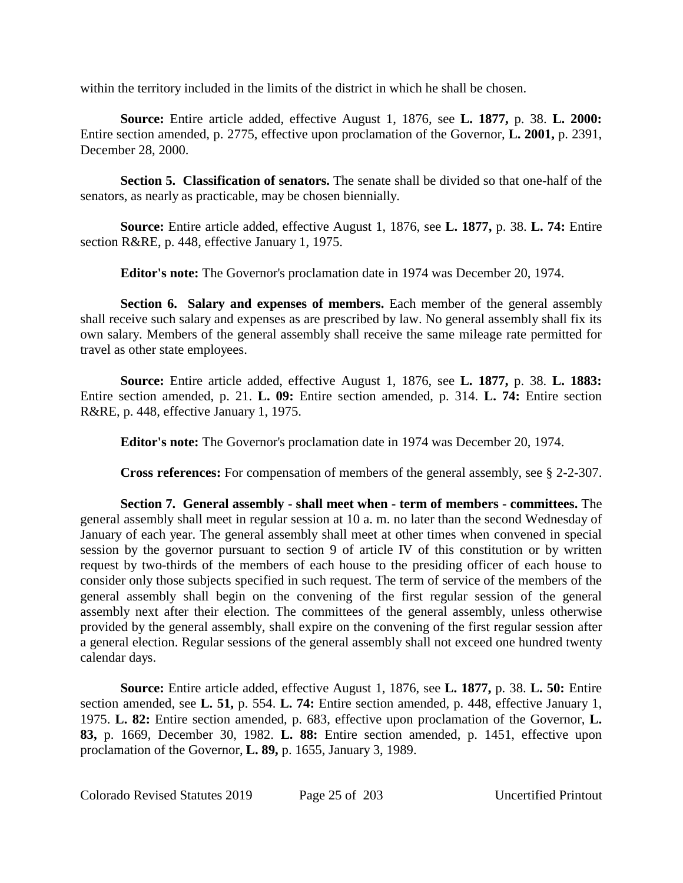within the territory included in the limits of the district in which he shall be chosen.

**Source:** Entire article added, effective August 1, 1876, see **L. 1877,** p. 38. **L. 2000:** Entire section amended, p. 2775, effective upon proclamation of the Governor, **L. 2001,** p. 2391, December 28, 2000.

**Section 5. Classification of senators.** The senate shall be divided so that one-half of the senators, as nearly as practicable, may be chosen biennially.

**Source:** Entire article added, effective August 1, 1876, see **L. 1877,** p. 38. **L. 74:** Entire section R&RE, p. 448, effective January 1, 1975.

**Editor's note:** The Governor's proclamation date in 1974 was December 20, 1974.

**Section 6. Salary and expenses of members.** Each member of the general assembly shall receive such salary and expenses as are prescribed by law. No general assembly shall fix its own salary. Members of the general assembly shall receive the same mileage rate permitted for travel as other state employees.

**Source:** Entire article added, effective August 1, 1876, see **L. 1877,** p. 38. **L. 1883:** Entire section amended, p. 21. **L. 09:** Entire section amended, p. 314. **L. 74:** Entire section R&RE, p. 448, effective January 1, 1975.

**Editor's note:** The Governor's proclamation date in 1974 was December 20, 1974.

**Cross references:** For compensation of members of the general assembly, see § 2-2-307.

**Section 7. General assembly - shall meet when - term of members - committees.** The general assembly shall meet in regular session at 10 a. m. no later than the second Wednesday of January of each year. The general assembly shall meet at other times when convened in special session by the governor pursuant to section 9 of article IV of this constitution or by written request by two-thirds of the members of each house to the presiding officer of each house to consider only those subjects specified in such request. The term of service of the members of the general assembly shall begin on the convening of the first regular session of the general assembly next after their election. The committees of the general assembly, unless otherwise provided by the general assembly, shall expire on the convening of the first regular session after a general election. Regular sessions of the general assembly shall not exceed one hundred twenty calendar days.

**Source:** Entire article added, effective August 1, 1876, see **L. 1877,** p. 38. **L. 50:** Entire section amended, see **L. 51,** p. 554. **L. 74:** Entire section amended, p. 448, effective January 1, 1975. **L. 82:** Entire section amended, p. 683, effective upon proclamation of the Governor, **L. 83,** p. 1669, December 30, 1982. **L. 88:** Entire section amended, p. 1451, effective upon proclamation of the Governor, **L. 89,** p. 1655, January 3, 1989.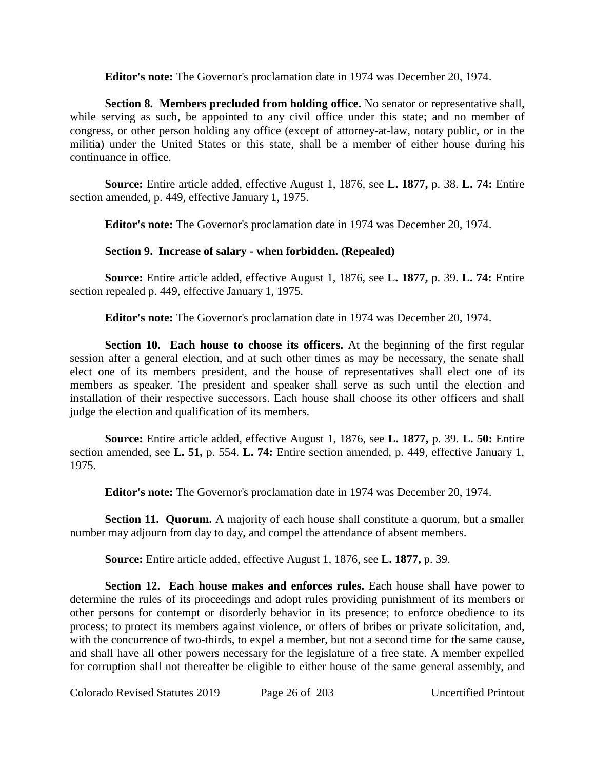**Editor's note:** The Governor's proclamation date in 1974 was December 20, 1974.

**Section 8. Members precluded from holding office.** No senator or representative shall, while serving as such, be appointed to any civil office under this state; and no member of congress, or other person holding any office (except of attorney-at-law, notary public, or in the militia) under the United States or this state, shall be a member of either house during his continuance in office.

**Source:** Entire article added, effective August 1, 1876, see **L. 1877,** p. 38. **L. 74:** Entire section amended, p. 449, effective January 1, 1975.

**Editor's note:** The Governor's proclamation date in 1974 was December 20, 1974.

**Section 9. Increase of salary - when forbidden. (Repealed)**

**Source:** Entire article added, effective August 1, 1876, see **L. 1877,** p. 39. **L. 74:** Entire section repealed p. 449, effective January 1, 1975.

**Editor's note:** The Governor's proclamation date in 1974 was December 20, 1974.

**Section 10. Each house to choose its officers.** At the beginning of the first regular session after a general election, and at such other times as may be necessary, the senate shall elect one of its members president, and the house of representatives shall elect one of its members as speaker. The president and speaker shall serve as such until the election and installation of their respective successors. Each house shall choose its other officers and shall judge the election and qualification of its members.

**Source:** Entire article added, effective August 1, 1876, see **L. 1877,** p. 39. **L. 50:** Entire section amended, see **L. 51,** p. 554. **L. 74:** Entire section amended, p. 449, effective January 1, 1975.

**Editor's note:** The Governor's proclamation date in 1974 was December 20, 1974.

**Section 11. Quorum.** A majority of each house shall constitute a quorum, but a smaller number may adjourn from day to day, and compel the attendance of absent members.

**Source:** Entire article added, effective August 1, 1876, see **L. 1877,** p. 39.

**Section 12. Each house makes and enforces rules.** Each house shall have power to determine the rules of its proceedings and adopt rules providing punishment of its members or other persons for contempt or disorderly behavior in its presence; to enforce obedience to its process; to protect its members against violence, or offers of bribes or private solicitation, and, with the concurrence of two-thirds, to expel a member, but not a second time for the same cause, and shall have all other powers necessary for the legislature of a free state. A member expelled for corruption shall not thereafter be eligible to either house of the same general assembly, and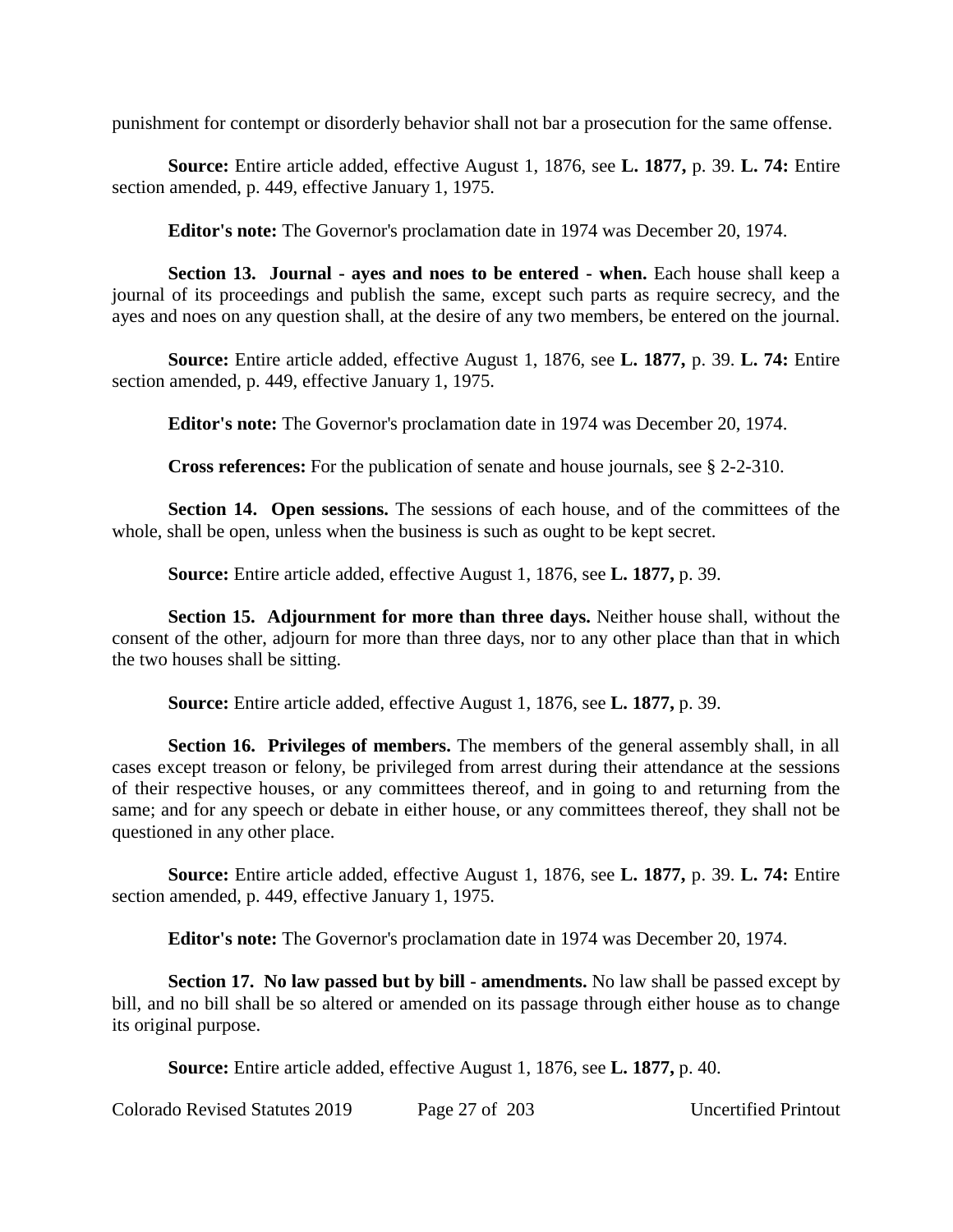punishment for contempt or disorderly behavior shall not bar a prosecution for the same offense.

**Source:** Entire article added, effective August 1, 1876, see **L. 1877,** p. 39. **L. 74:** Entire section amended, p. 449, effective January 1, 1975.

**Editor's note:** The Governor's proclamation date in 1974 was December 20, 1974.

**Section 13. Journal - ayes and noes to be entered - when.** Each house shall keep a journal of its proceedings and publish the same, except such parts as require secrecy, and the ayes and noes on any question shall, at the desire of any two members, be entered on the journal.

**Source:** Entire article added, effective August 1, 1876, see **L. 1877,** p. 39. **L. 74:** Entire section amended, p. 449, effective January 1, 1975.

**Editor's note:** The Governor's proclamation date in 1974 was December 20, 1974.

**Cross references:** For the publication of senate and house journals, see § 2-2-310.

**Section 14. Open sessions.** The sessions of each house, and of the committees of the whole, shall be open, unless when the business is such as ought to be kept secret.

**Source:** Entire article added, effective August 1, 1876, see **L. 1877,** p. 39.

**Section 15. Adjournment for more than three days.** Neither house shall, without the consent of the other, adjourn for more than three days, nor to any other place than that in which the two houses shall be sitting.

**Source:** Entire article added, effective August 1, 1876, see **L. 1877,** p. 39.

**Section 16. Privileges of members.** The members of the general assembly shall, in all cases except treason or felony, be privileged from arrest during their attendance at the sessions of their respective houses, or any committees thereof, and in going to and returning from the same; and for any speech or debate in either house, or any committees thereof, they shall not be questioned in any other place.

**Source:** Entire article added, effective August 1, 1876, see **L. 1877,** p. 39. **L. 74:** Entire section amended, p. 449, effective January 1, 1975.

**Editor's note:** The Governor's proclamation date in 1974 was December 20, 1974.

**Section 17. No law passed but by bill - amendments.** No law shall be passed except by bill, and no bill shall be so altered or amended on its passage through either house as to change its original purpose.

**Source:** Entire article added, effective August 1, 1876, see **L. 1877,** p. 40.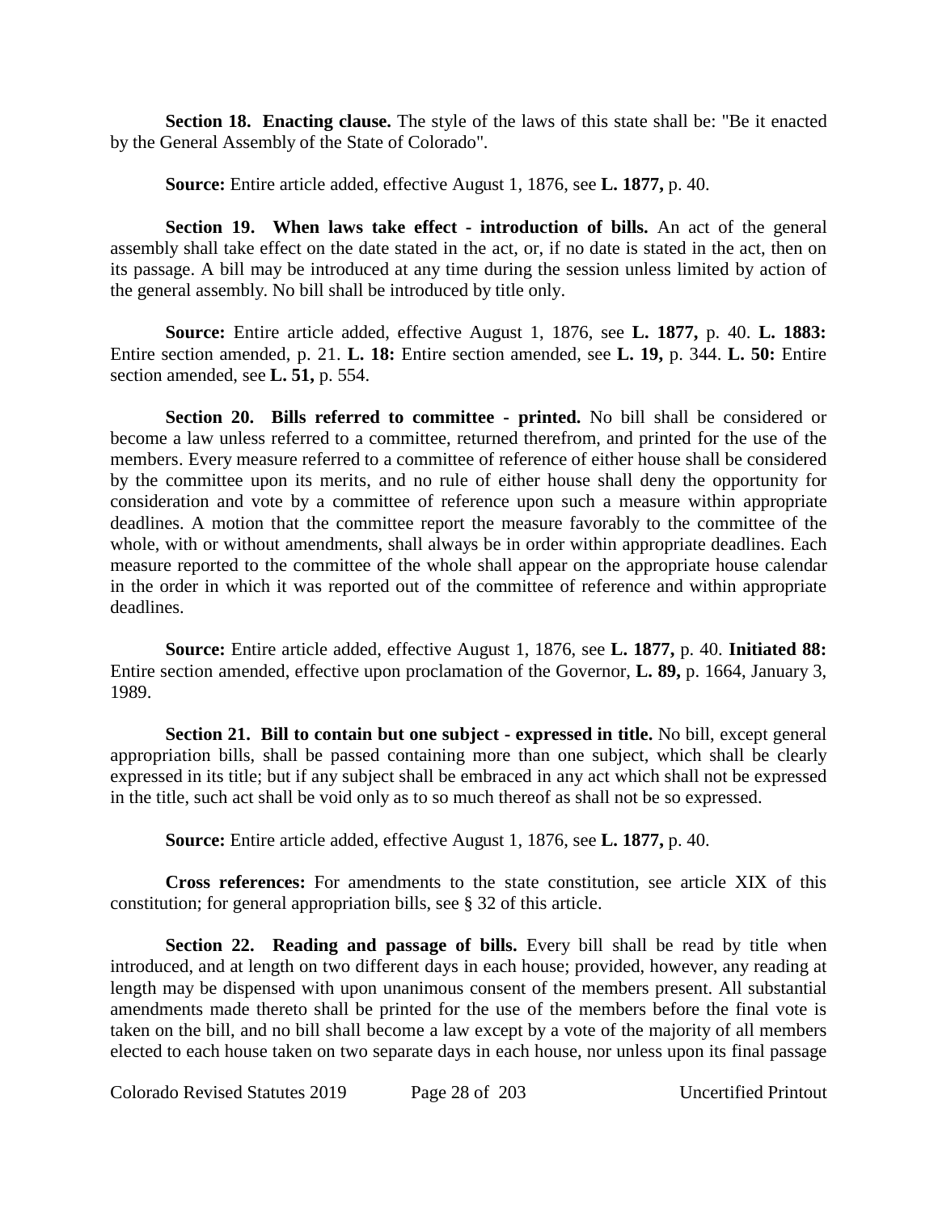**Section 18. Enacting clause.** The style of the laws of this state shall be: "Be it enacted by the General Assembly of the State of Colorado".

**Source:** Entire article added, effective August 1, 1876, see **L. 1877,** p. 40.

**Section 19. When laws take effect - introduction of bills.** An act of the general assembly shall take effect on the date stated in the act, or, if no date is stated in the act, then on its passage. A bill may be introduced at any time during the session unless limited by action of the general assembly. No bill shall be introduced by title only.

**Source:** Entire article added, effective August 1, 1876, see **L. 1877,** p. 40. **L. 1883:** Entire section amended, p. 21. **L. 18:** Entire section amended, see **L. 19,** p. 344. **L. 50:** Entire section amended, see **L. 51,** p. 554.

**Section 20. Bills referred to committee - printed.** No bill shall be considered or become a law unless referred to a committee, returned therefrom, and printed for the use of the members. Every measure referred to a committee of reference of either house shall be considered by the committee upon its merits, and no rule of either house shall deny the opportunity for consideration and vote by a committee of reference upon such a measure within appropriate deadlines. A motion that the committee report the measure favorably to the committee of the whole, with or without amendments, shall always be in order within appropriate deadlines. Each measure reported to the committee of the whole shall appear on the appropriate house calendar in the order in which it was reported out of the committee of reference and within appropriate deadlines.

**Source:** Entire article added, effective August 1, 1876, see **L. 1877,** p. 40. **Initiated 88:** Entire section amended, effective upon proclamation of the Governor, **L. 89,** p. 1664, January 3, 1989.

**Section 21. Bill to contain but one subject - expressed in title.** No bill, except general appropriation bills, shall be passed containing more than one subject, which shall be clearly expressed in its title; but if any subject shall be embraced in any act which shall not be expressed in the title, such act shall be void only as to so much thereof as shall not be so expressed.

**Source:** Entire article added, effective August 1, 1876, see **L. 1877,** p. 40.

**Cross references:** For amendments to the state constitution, see article XIX of this constitution; for general appropriation bills, see § 32 of this article.

**Section 22. Reading and passage of bills.** Every bill shall be read by title when introduced, and at length on two different days in each house; provided, however, any reading at length may be dispensed with upon unanimous consent of the members present. All substantial amendments made thereto shall be printed for the use of the members before the final vote is taken on the bill, and no bill shall become a law except by a vote of the majority of all members elected to each house taken on two separate days in each house, nor unless upon its final passage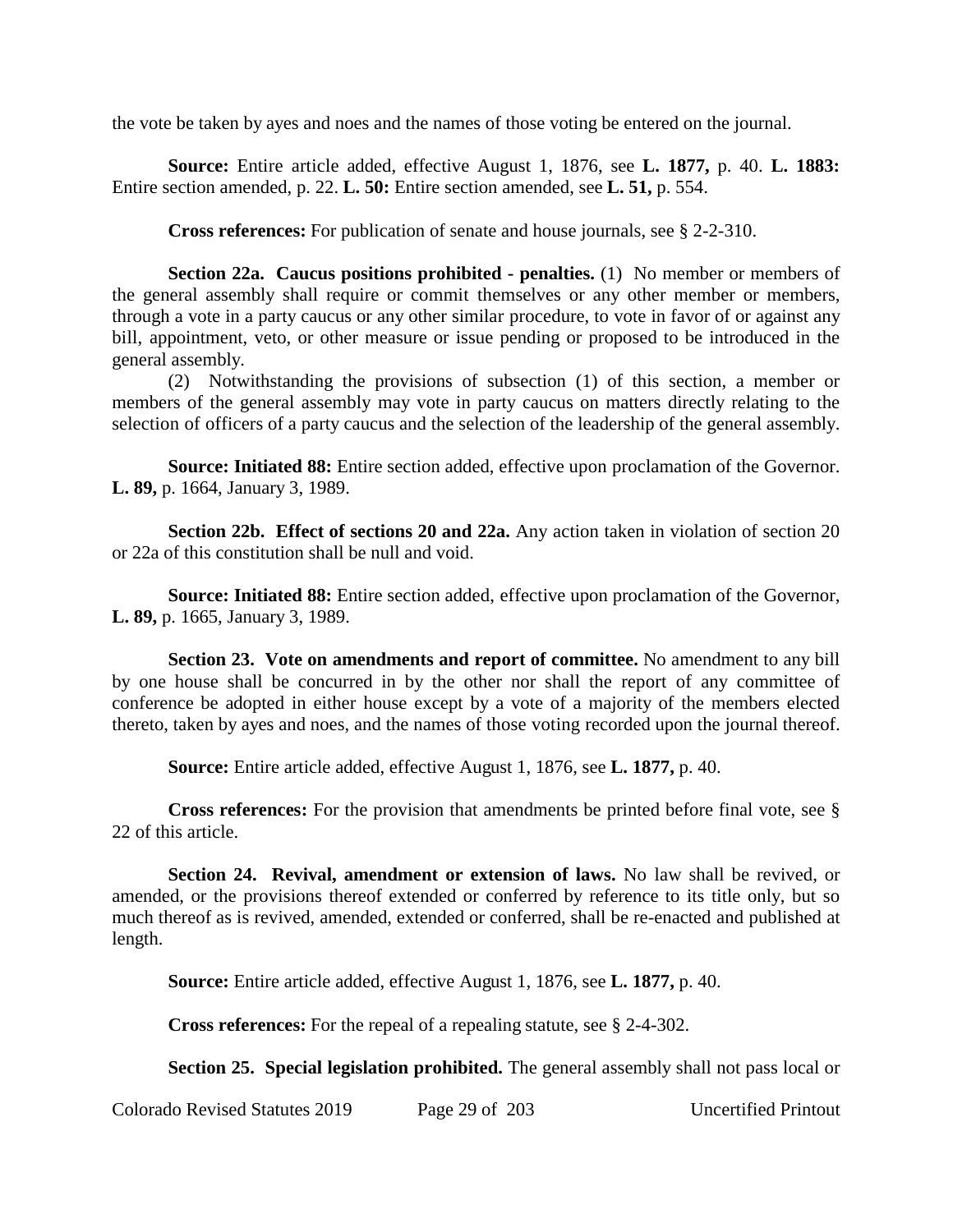the vote be taken by ayes and noes and the names of those voting be entered on the journal.

**Source:** Entire article added, effective August 1, 1876, see **L. 1877,** p. 40. **L. 1883:** Entire section amended, p. 22. **L. 50:** Entire section amended, see **L. 51,** p. 554.

**Cross references:** For publication of senate and house journals, see § 2-2-310.

**Section 22a. Caucus positions prohibited - penalties.** (1) No member or members of the general assembly shall require or commit themselves or any other member or members, through a vote in a party caucus or any other similar procedure, to vote in favor of or against any bill, appointment, veto, or other measure or issue pending or proposed to be introduced in the general assembly.

(2) Notwithstanding the provisions of subsection (1) of this section, a member or members of the general assembly may vote in party caucus on matters directly relating to the selection of officers of a party caucus and the selection of the leadership of the general assembly.

**Source: Initiated 88:** Entire section added, effective upon proclamation of the Governor. **L. 89,** p. 1664, January 3, 1989.

**Section 22b. Effect of sections 20 and 22a.** Any action taken in violation of section 20 or 22a of this constitution shall be null and void.

**Source: Initiated 88:** Entire section added, effective upon proclamation of the Governor, **L. 89,** p. 1665, January 3, 1989.

**Section 23. Vote on amendments and report of committee.** No amendment to any bill by one house shall be concurred in by the other nor shall the report of any committee of conference be adopted in either house except by a vote of a majority of the members elected thereto, taken by ayes and noes, and the names of those voting recorded upon the journal thereof.

**Source:** Entire article added, effective August 1, 1876, see **L. 1877,** p. 40.

**Cross references:** For the provision that amendments be printed before final vote, see § 22 of this article.

**Section 24. Revival, amendment or extension of laws.** No law shall be revived, or amended, or the provisions thereof extended or conferred by reference to its title only, but so much thereof as is revived, amended, extended or conferred, shall be re-enacted and published at length.

**Source:** Entire article added, effective August 1, 1876, see **L. 1877,** p. 40.

**Cross references:** For the repeal of a repealing statute, see § 2-4-302.

**Section 25. Special legislation prohibited.** The general assembly shall not pass local or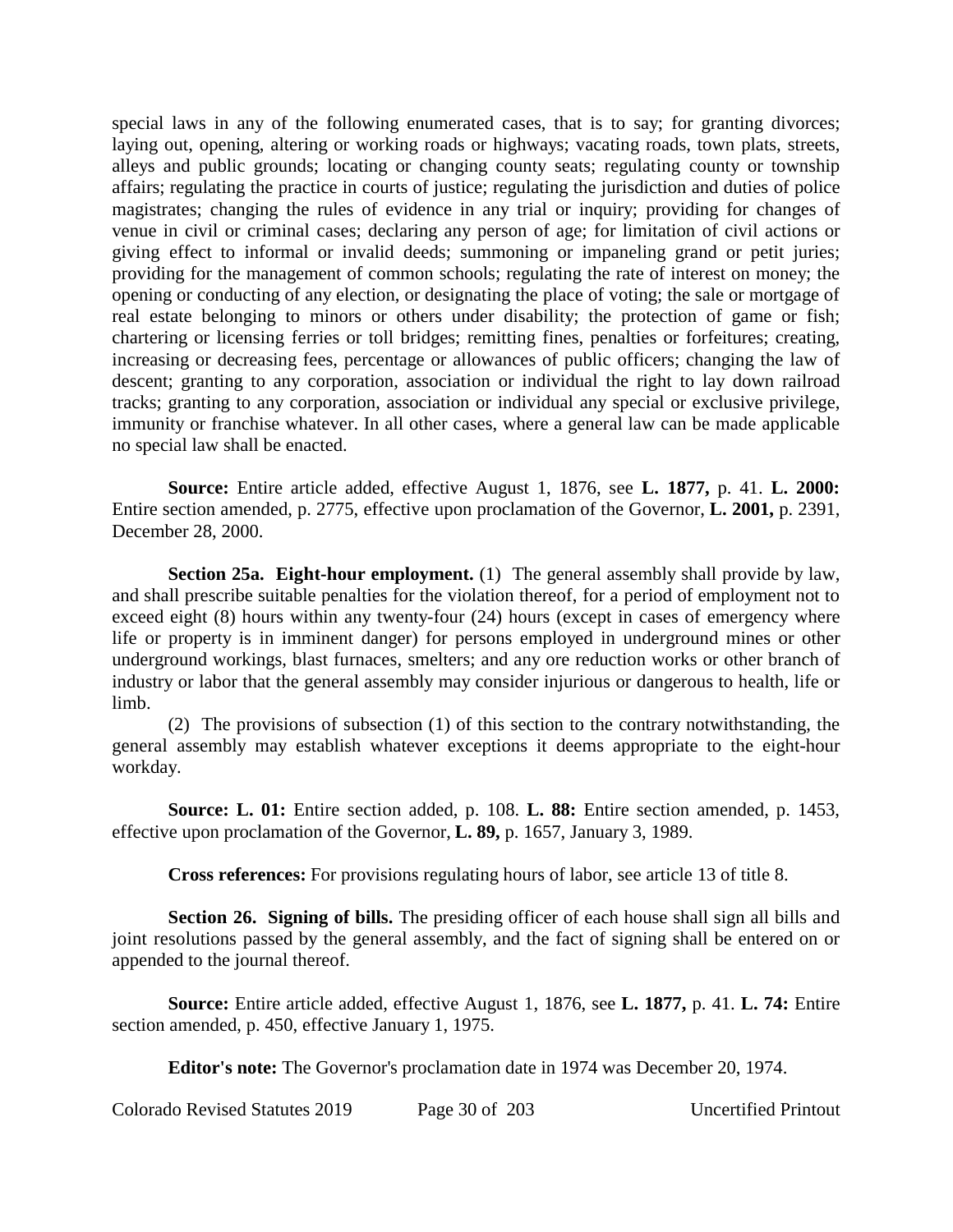special laws in any of the following enumerated cases, that is to say; for granting divorces; laying out, opening, altering or working roads or highways; vacating roads, town plats, streets, alleys and public grounds; locating or changing county seats; regulating county or township affairs; regulating the practice in courts of justice; regulating the jurisdiction and duties of police magistrates; changing the rules of evidence in any trial or inquiry; providing for changes of venue in civil or criminal cases; declaring any person of age; for limitation of civil actions or giving effect to informal or invalid deeds; summoning or impaneling grand or petit juries; providing for the management of common schools; regulating the rate of interest on money; the opening or conducting of any election, or designating the place of voting; the sale or mortgage of real estate belonging to minors or others under disability; the protection of game or fish; chartering or licensing ferries or toll bridges; remitting fines, penalties or forfeitures; creating, increasing or decreasing fees, percentage or allowances of public officers; changing the law of descent; granting to any corporation, association or individual the right to lay down railroad tracks; granting to any corporation, association or individual any special or exclusive privilege, immunity or franchise whatever. In all other cases, where a general law can be made applicable no special law shall be enacted.

**Source:** Entire article added, effective August 1, 1876, see **L. 1877,** p. 41. **L. 2000:** Entire section amended, p. 2775, effective upon proclamation of the Governor, **L. 2001,** p. 2391, December 28, 2000.

**Section 25a. Eight-hour employment.** (1) The general assembly shall provide by law, and shall prescribe suitable penalties for the violation thereof, for a period of employment not to exceed eight (8) hours within any twenty-four (24) hours (except in cases of emergency where life or property is in imminent danger) for persons employed in underground mines or other underground workings, blast furnaces, smelters; and any ore reduction works or other branch of industry or labor that the general assembly may consider injurious or dangerous to health, life or limb.

(2) The provisions of subsection (1) of this section to the contrary notwithstanding, the general assembly may establish whatever exceptions it deems appropriate to the eight-hour workday.

**Source: L. 01:** Entire section added, p. 108. **L. 88:** Entire section amended, p. 1453, effective upon proclamation of the Governor, **L. 89,** p. 1657, January 3, 1989.

**Cross references:** For provisions regulating hours of labor, see article 13 of title 8.

**Section 26. Signing of bills.** The presiding officer of each house shall sign all bills and joint resolutions passed by the general assembly, and the fact of signing shall be entered on or appended to the journal thereof.

**Source:** Entire article added, effective August 1, 1876, see **L. 1877,** p. 41. **L. 74:** Entire section amended, p. 450, effective January 1, 1975.

**Editor's note:** The Governor's proclamation date in 1974 was December 20, 1974.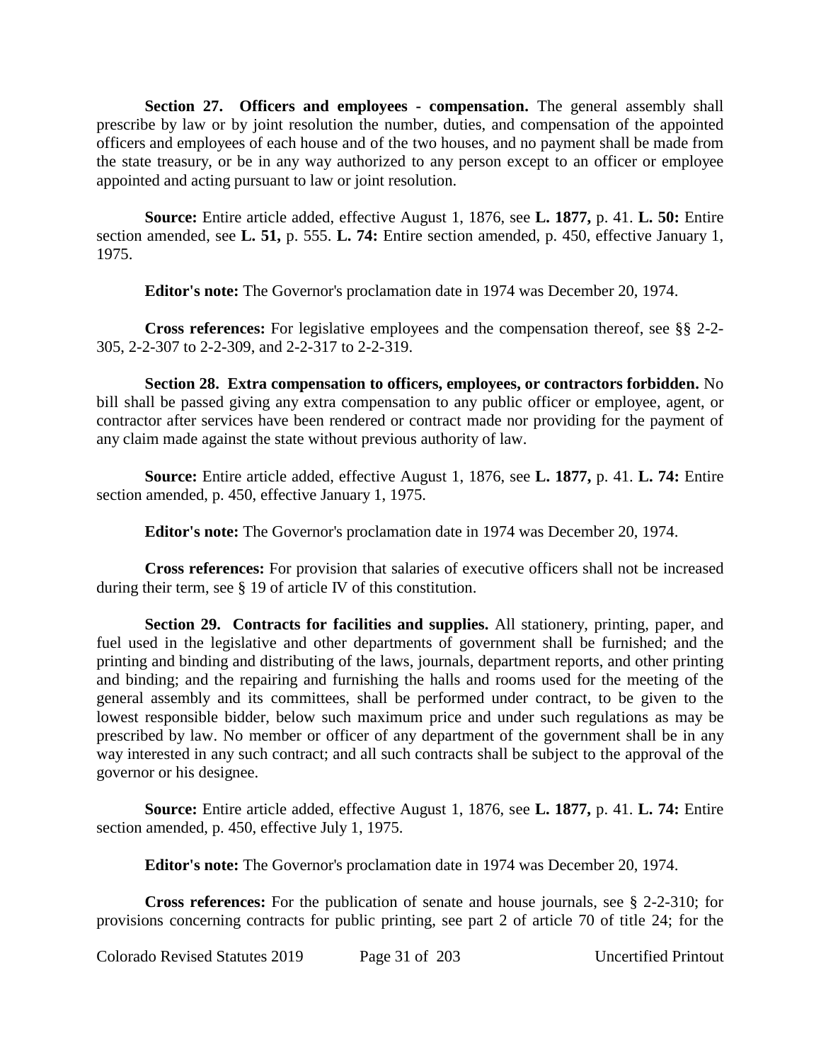**Section 27. Officers and employees - compensation.** The general assembly shall prescribe by law or by joint resolution the number, duties, and compensation of the appointed officers and employees of each house and of the two houses, and no payment shall be made from the state treasury, or be in any way authorized to any person except to an officer or employee appointed and acting pursuant to law or joint resolution.

**Source:** Entire article added, effective August 1, 1876, see **L. 1877,** p. 41. **L. 50:** Entire section amended, see **L. 51,** p. 555. **L. 74:** Entire section amended, p. 450, effective January 1, 1975.

**Editor's note:** The Governor's proclamation date in 1974 was December 20, 1974.

**Cross references:** For legislative employees and the compensation thereof, see §§ 2-2-305, 2-2-307 to 2-2-309, and 2-2-317 to 2-2-319.

**Section 28. Extra compensation to officers, employees, or contractors forbidden.** No bill shall be passed giving any extra compensation to any public officer or employee, agent, or contractor after services have been rendered or contract made nor providing for the payment of any claim made against the state without previous authority of law.

**Source:** Entire article added, effective August 1, 1876, see **L. 1877,** p. 41. **L. 74:** Entire section amended, p. 450, effective January 1, 1975.

**Editor's note:** The Governor's proclamation date in 1974 was December 20, 1974.

**Cross references:** For provision that salaries of executive officers shall not be increased during their term, see § 19 of article IV of this constitution.

**Section 29. Contracts for facilities and supplies.** All stationery, printing, paper, and fuel used in the legislative and other departments of government shall be furnished; and the printing and binding and distributing of the laws, journals, department reports, and other printing and binding; and the repairing and furnishing the halls and rooms used for the meeting of the general assembly and its committees, shall be performed under contract, to be given to the lowest responsible bidder, below such maximum price and under such regulations as may be prescribed by law. No member or officer of any department of the government shall be in any way interested in any such contract; and all such contracts shall be subject to the approval of the governor or his designee.

**Source:** Entire article added, effective August 1, 1876, see **L. 1877,** p. 41. **L. 74:** Entire section amended, p. 450, effective July 1, 1975.

**Editor's note:** The Governor's proclamation date in 1974 was December 20, 1974.

**Cross references:** For the publication of senate and house journals, see § 2-2-310; for provisions concerning contracts for public printing, see part 2 of article 70 of title 24; for the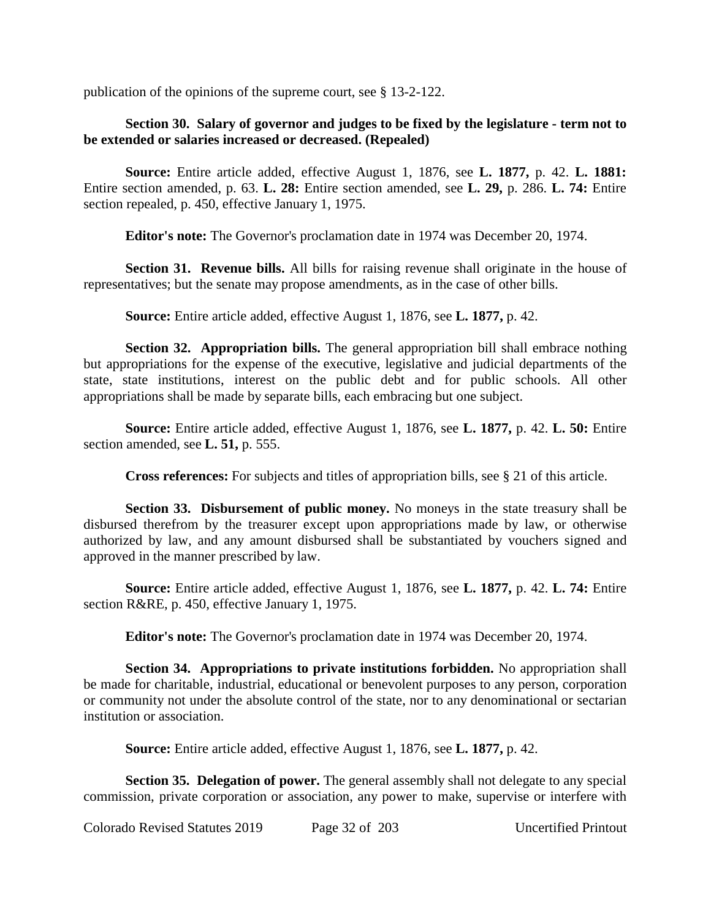publication of the opinions of the supreme court, see § 13-2-122.

**Section 30. Salary of governor and judges to be fixed by the legislature - term not to be extended or salaries increased or decreased. (Repealed)**

**Source:** Entire article added, effective August 1, 1876, see **L. 1877,** p. 42. **L. 1881:** Entire section amended, p. 63. **L. 28:** Entire section amended, see **L. 29,** p. 286. **L. 74:** Entire section repealed, p. 450, effective January 1, 1975.

**Editor's note:** The Governor's proclamation date in 1974 was December 20, 1974.

**Section 31. Revenue bills.** All bills for raising revenue shall originate in the house of representatives; but the senate may propose amendments, as in the case of other bills.

**Source:** Entire article added, effective August 1, 1876, see **L. 1877,** p. 42.

**Section 32. Appropriation bills.** The general appropriation bill shall embrace nothing but appropriations for the expense of the executive, legislative and judicial departments of the state, state institutions, interest on the public debt and for public schools. All other appropriations shall be made by separate bills, each embracing but one subject.

**Source:** Entire article added, effective August 1, 1876, see **L. 1877,** p. 42. **L. 50:** Entire section amended, see **L. 51,** p. 555.

**Cross references:** For subjects and titles of appropriation bills, see § 21 of this article.

**Section 33. Disbursement of public money.** No moneys in the state treasury shall be disbursed therefrom by the treasurer except upon appropriations made by law, or otherwise authorized by law, and any amount disbursed shall be substantiated by vouchers signed and approved in the manner prescribed by law.

**Source:** Entire article added, effective August 1, 1876, see **L. 1877,** p. 42. **L. 74:** Entire section R&RE, p. 450, effective January 1, 1975.

**Editor's note:** The Governor's proclamation date in 1974 was December 20, 1974.

**Section 34. Appropriations to private institutions forbidden.** No appropriation shall be made for charitable, industrial, educational or benevolent purposes to any person, corporation or community not under the absolute control of the state, nor to any denominational or sectarian institution or association.

**Source:** Entire article added, effective August 1, 1876, see **L. 1877,** p. 42.

**Section 35. Delegation of power.** The general assembly shall not delegate to any special commission, private corporation or association, any power to make, supervise or interfere with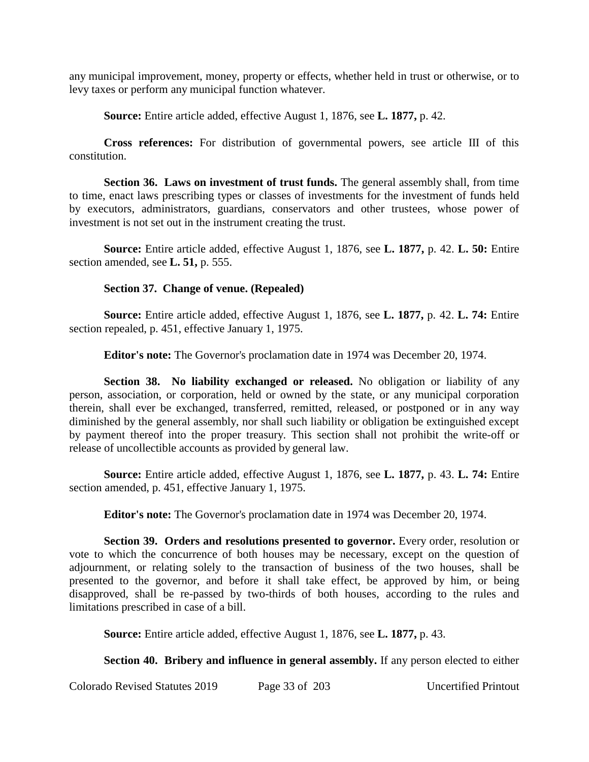any municipal improvement, money, property or effects, whether held in trust or otherwise, or to levy taxes or perform any municipal function whatever.

**Source:** Entire article added, effective August 1, 1876, see **L. 1877,** p. 42.

**Cross references:** For distribution of governmental powers, see article III of this constitution.

**Section 36. Laws on investment of trust funds.** The general assembly shall, from time to time, enact laws prescribing types or classes of investments for the investment of funds held by executors, administrators, guardians, conservators and other trustees, whose power of investment is not set out in the instrument creating the trust.

**Source:** Entire article added, effective August 1, 1876, see **L. 1877,** p. 42. **L. 50:** Entire section amended, see **L. 51,** p. 555.

**Section 37. Change of venue. (Repealed)**

**Source:** Entire article added, effective August 1, 1876, see **L. 1877,** p. 42. **L. 74:** Entire section repealed, p. 451, effective January 1, 1975.

**Editor's note:** The Governor's proclamation date in 1974 was December 20, 1974.

**Section 38. No liability exchanged or released.** No obligation or liability of any person, association, or corporation, held or owned by the state, or any municipal corporation therein, shall ever be exchanged, transferred, remitted, released, or postponed or in any way diminished by the general assembly, nor shall such liability or obligation be extinguished except by payment thereof into the proper treasury. This section shall not prohibit the write-off or release of uncollectible accounts as provided by general law.

**Source:** Entire article added, effective August 1, 1876, see **L. 1877,** p. 43. **L. 74:** Entire section amended, p. 451, effective January 1, 1975.

**Editor's note:** The Governor's proclamation date in 1974 was December 20, 1974.

**Section 39. Orders and resolutions presented to governor.** Every order, resolution or vote to which the concurrence of both houses may be necessary, except on the question of adjournment, or relating solely to the transaction of business of the two houses, shall be presented to the governor, and before it shall take effect, be approved by him, or being disapproved, shall be re-passed by two-thirds of both houses, according to the rules and limitations prescribed in case of a bill.

**Source:** Entire article added, effective August 1, 1876, see **L. 1877,** p. 43.

**Section 40. Bribery and influence in general assembly.** If any person elected to either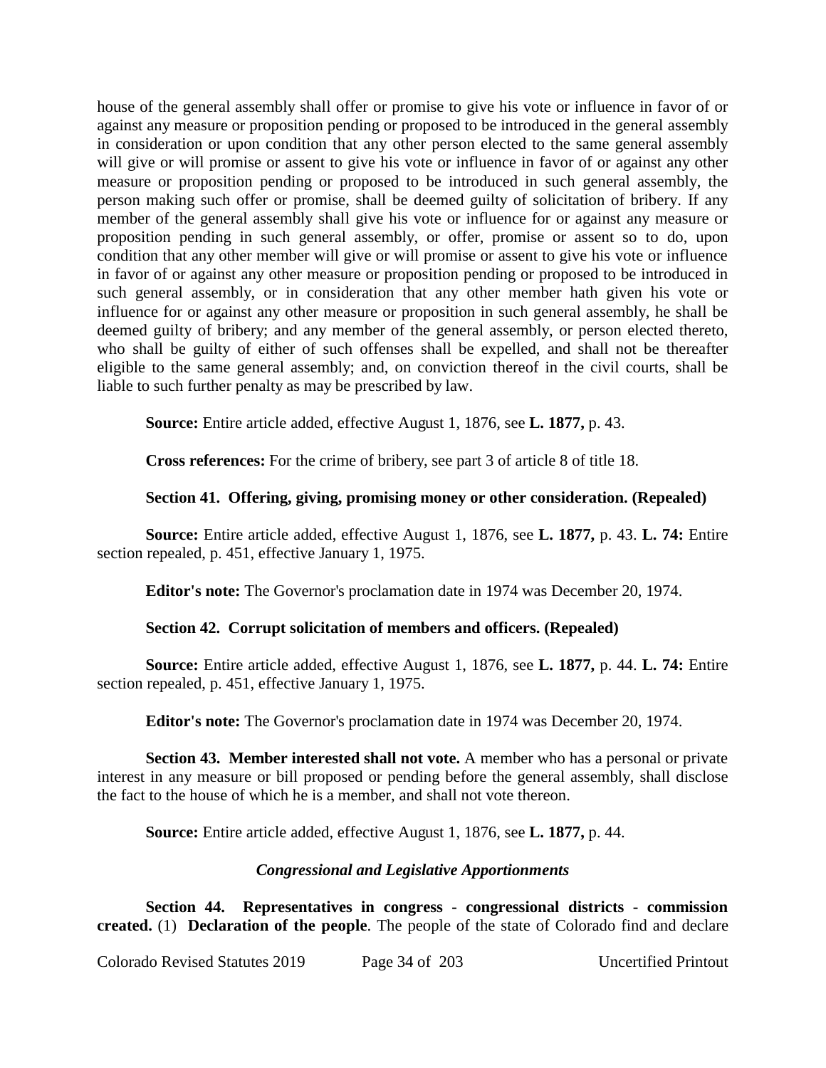house of the general assembly shall offer or promise to give his vote or influence in favor of or against any measure or proposition pending or proposed to be introduced in the general assembly in consideration or upon condition that any other person elected to the same general assembly will give or will promise or assent to give his vote or influence in favor of or against any other measure or proposition pending or proposed to be introduced in such general assembly, the person making such offer or promise, shall be deemed guilty of solicitation of bribery. If any member of the general assembly shall give his vote or influence for or against any measure or proposition pending in such general assembly, or offer, promise or assent so to do, upon condition that any other member will give or will promise or assent to give his vote or influence in favor of or against any other measure or proposition pending or proposed to be introduced in such general assembly, or in consideration that any other member hath given his vote or influence for or against any other measure or proposition in such general assembly, he shall be deemed guilty of bribery; and any member of the general assembly, or person elected thereto, who shall be guilty of either of such offenses shall be expelled, and shall not be thereafter eligible to the same general assembly; and, on conviction thereof in the civil courts, shall be liable to such further penalty as may be prescribed by law.

**Source:** Entire article added, effective August 1, 1876, see **L. 1877,** p. 43.

**Cross references:** For the crime of bribery, see part 3 of article 8 of title 18.

**Section 41. Offering, giving, promising money or other consideration. (Repealed)**

**Source:** Entire article added, effective August 1, 1876, see **L. 1877,** p. 43. **L. 74:** Entire section repealed, p. 451, effective January 1, 1975.

**Editor's note:** The Governor's proclamation date in 1974 was December 20, 1974.

**Section 42. Corrupt solicitation of members and officers. (Repealed)**

**Source:** Entire article added, effective August 1, 1876, see **L. 1877,** p. 44. **L. 74:** Entire section repealed, p. 451, effective January 1, 1975.

**Editor's note:** The Governor's proclamation date in 1974 was December 20, 1974.

**Section 43. Member interested shall not vote.** A member who has a personal or private interest in any measure or bill proposed or pending before the general assembly, shall disclose the fact to the house of which he is a member, and shall not vote thereon.

**Source:** Entire article added, effective August 1, 1876, see **L. 1877,** p. 44.

***Congressional and Legislative Apportionments***

**Section 44. Representatives in congress - congressional districts - commission created.** (1) **Declaration of the people**. The people of the state of Colorado find and declare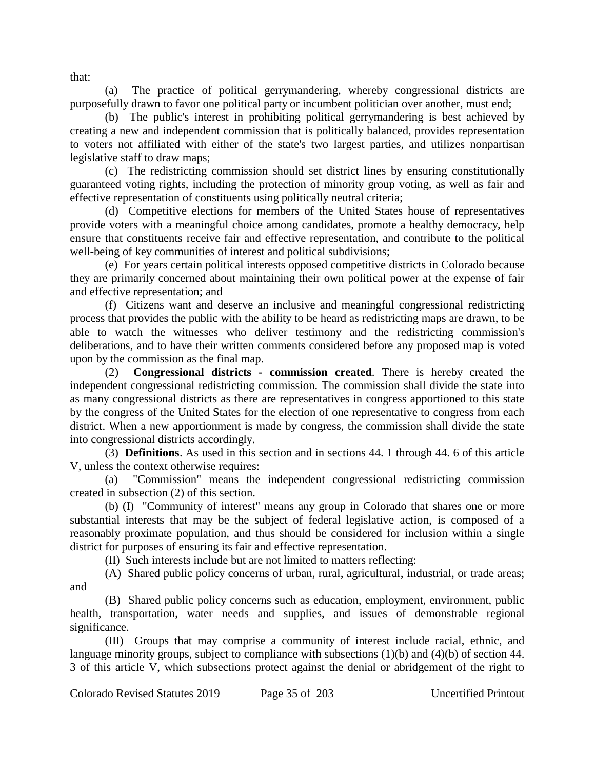that:

(a) The practice of political gerrymandering, whereby congressional districts are purposefully drawn to favor one political party or incumbent politician over another, must end;

(b) The public's interest in prohibiting political gerrymandering is best achieved by creating a new and independent commission that is politically balanced, provides representation to voters not affiliated with either of the state's two largest parties, and utilizes nonpartisan legislative staff to draw maps;

(c) The redistricting commission should set district lines by ensuring constitutionally guaranteed voting rights, including the protection of minority group voting, as well as fair and effective representation of constituents using politically neutral criteria;

(d) Competitive elections for members of the United States house of representatives provide voters with a meaningful choice among candidates, promote a healthy democracy, help ensure that constituents receive fair and effective representation, and contribute to the political well-being of key communities of interest and political subdivisions;

(e) For years certain political interests opposed competitive districts in Colorado because they are primarily concerned about maintaining their own political power at the expense of fair and effective representation; and

(f) Citizens want and deserve an inclusive and meaningful congressional redistricting process that provides the public with the ability to be heard as redistricting maps are drawn, to be able to watch the witnesses who deliver testimony and the redistricting commission's deliberations, and to have their written comments considered before any proposed map is voted upon by the commission as the final map.

(2) **Congressional districts - commission created**. There is hereby created the independent congressional redistricting commission. The commission shall divide the state into as many congressional districts as there are representatives in congress apportioned to this state by the congress of the United States for the election of one representative to congress from each district. When a new apportionment is made by congress, the commission shall divide the state into congressional districts accordingly.

(3) **Definitions**. As used in this section and in sections 44. 1 through 44. 6 of this article V, unless the context otherwise requires:

(a) "Commission" means the independent congressional redistricting commission created in subsection (2) of this section.

(b) (I) "Community of interest" means any group in Colorado that shares one or more substantial interests that may be the subject of federal legislative action, is composed of a reasonably proximate population, and thus should be considered for inclusion within a single district for purposes of ensuring its fair and effective representation.

(II) Such interests include but are not limited to matters reflecting:

(A) Shared public policy concerns of urban, rural, agricultural, industrial, or trade areas; and

(B) Shared public policy concerns such as education, employment, environment, public health, transportation, water needs and supplies, and issues of demonstrable regional significance.

(III) Groups that may comprise a community of interest include racial, ethnic, and language minority groups, subject to compliance with subsections (1)(b) and (4)(b) of section 44. 3 of this article V, which subsections protect against the denial or abridgement of the right to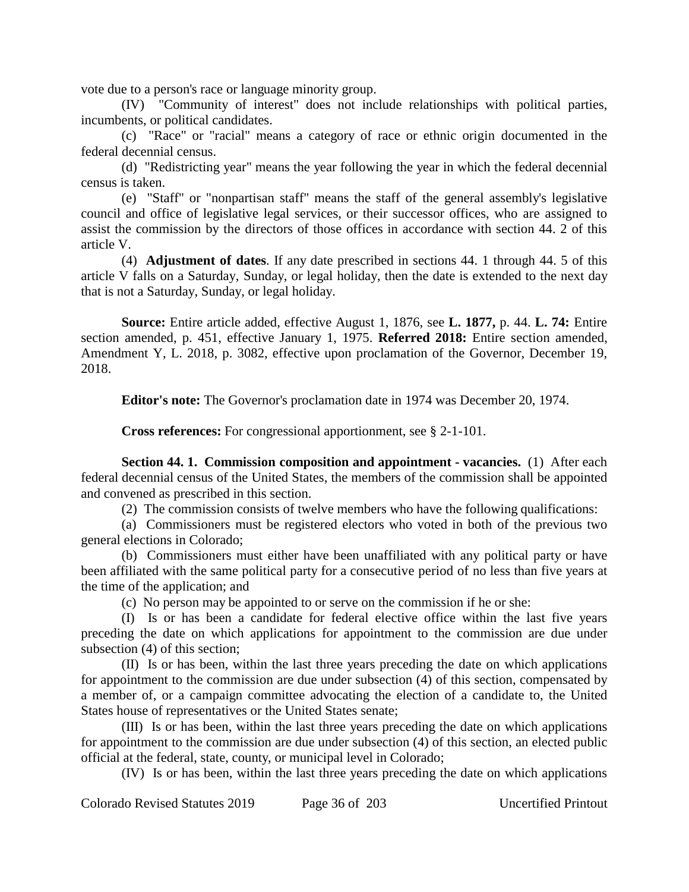vote due to a person's race or language minority group.

(IV) "Community of interest" does not include relationships with political parties, incumbents, or political candidates.

(c) "Race" or "racial" means a category of race or ethnic origin documented in the federal decennial census.

(d) "Redistricting year" means the year following the year in which the federal decennial census is taken.

(e) "Staff" or "nonpartisan staff" means the staff of the general assembly's legislative council and office of legislative legal services, or their successor offices, who are assigned to assist the commission by the directors of those offices in accordance with section 44. 2 of this article V.

(4) **Adjustment of dates**. If any date prescribed in sections 44. 1 through 44. 5 of this article V falls on a Saturday, Sunday, or legal holiday, then the date is extended to the next day that is not a Saturday, Sunday, or legal holiday.

**Source:** Entire article added, effective August 1, 1876, see **L. 1877,** p. 44. **L. 74:** Entire section amended, p. 451, effective January 1, 1975. **Referred 2018:** Entire section amended, Amendment Y, L. 2018, p. 3082, effective upon proclamation of the Governor, December 19, 2018.

**Editor's note:** The Governor's proclamation date in 1974 was December 20, 1974.

**Cross references:** For congressional apportionment, see § 2-1-101.

**Section 44. 1. Commission composition and appointment - vacancies.** (1) After each federal decennial census of the United States, the members of the commission shall be appointed and convened as prescribed in this section.

(2) The commission consists of twelve members who have the following qualifications:

(a) Commissioners must be registered electors who voted in both of the previous two general elections in Colorado;

(b) Commissioners must either have been unaffiliated with any political party or have been affiliated with the same political party for a consecutive period of no less than five years at the time of the application; and

(c) No person may be appointed to or serve on the commission if he or she:

(I) Is or has been a candidate for federal elective office within the last five years preceding the date on which applications for appointment to the commission are due under subsection (4) of this section;

(II) Is or has been, within the last three years preceding the date on which applications for appointment to the commission are due under subsection (4) of this section, compensated by a member of, or a campaign committee advocating the election of a candidate to, the United States house of representatives or the United States senate;

(III) Is or has been, within the last three years preceding the date on which applications for appointment to the commission are due under subsection (4) of this section, an elected public official at the federal, state, county, or municipal level in Colorado;

(IV) Is or has been, within the last three years preceding the date on which applications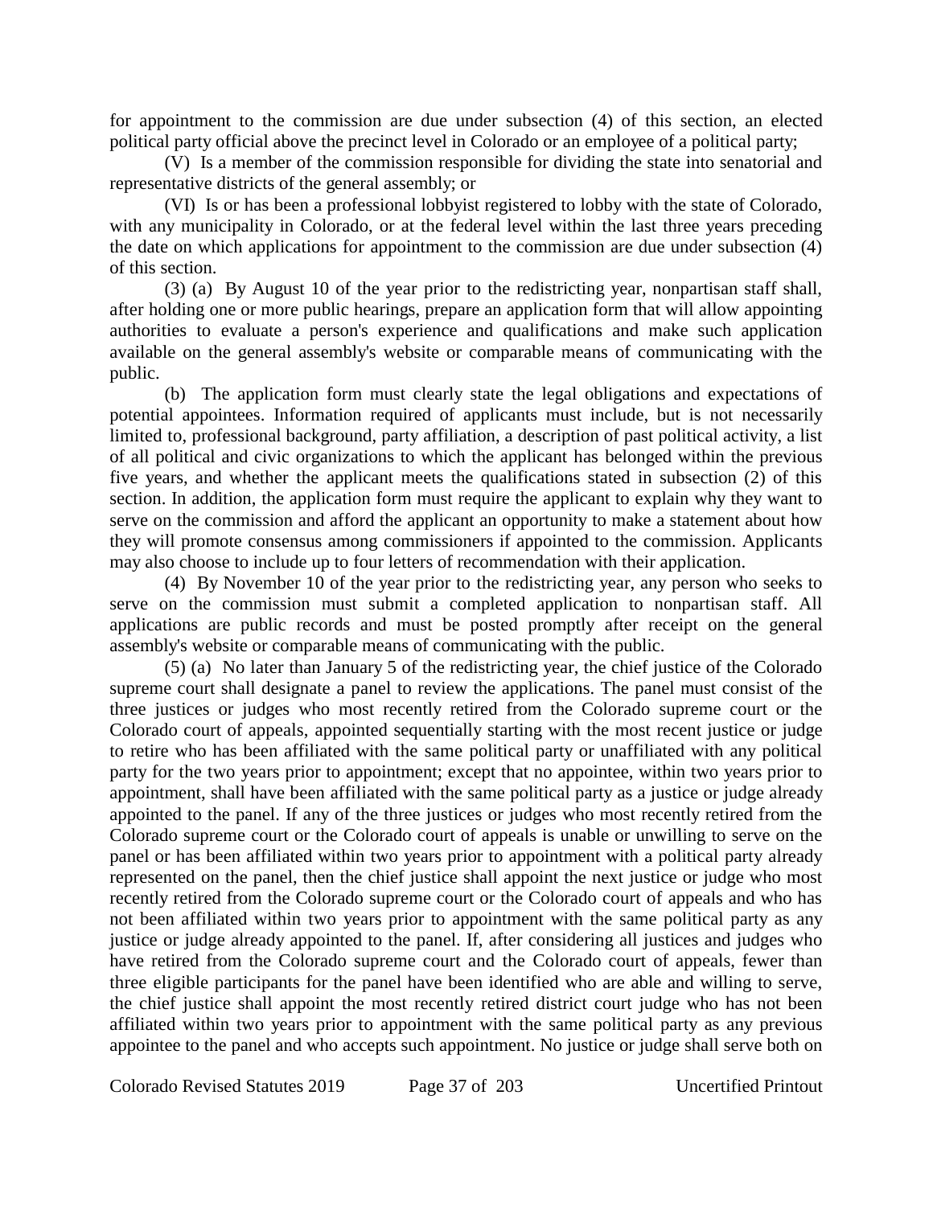for appointment to the commission are due under subsection (4) of this section, an elected political party official above the precinct level in Colorado or an employee of a political party;

(V) Is a member of the commission responsible for dividing the state into senatorial and representative districts of the general assembly; or

(VI) Is or has been a professional lobbyist registered to lobby with the state of Colorado, with any municipality in Colorado, or at the federal level within the last three years preceding the date on which applications for appointment to the commission are due under subsection (4) of this section.

(3) (a) By August 10 of the year prior to the redistricting year, nonpartisan staff shall, after holding one or more public hearings, prepare an application form that will allow appointing authorities to evaluate a person's experience and qualifications and make such application available on the general assembly's website or comparable means of communicating with the public.

(b) The application form must clearly state the legal obligations and expectations of potential appointees. Information required of applicants must include, but is not necessarily limited to, professional background, party affiliation, a description of past political activity, a list of all political and civic organizations to which the applicant has belonged within the previous five years, and whether the applicant meets the qualifications stated in subsection (2) of this section. In addition, the application form must require the applicant to explain why they want to serve on the commission and afford the applicant an opportunity to make a statement about how they will promote consensus among commissioners if appointed to the commission. Applicants may also choose to include up to four letters of recommendation with their application.

(4) By November 10 of the year prior to the redistricting year, any person who seeks to serve on the commission must submit a completed application to nonpartisan staff. All applications are public records and must be posted promptly after receipt on the general assembly's website or comparable means of communicating with the public.

(5) (a) No later than January 5 of the redistricting year, the chief justice of the Colorado supreme court shall designate a panel to review the applications. The panel must consist of the three justices or judges who most recently retired from the Colorado supreme court or the Colorado court of appeals, appointed sequentially starting with the most recent justice or judge to retire who has been affiliated with the same political party or unaffiliated with any political party for the two years prior to appointment; except that no appointee, within two years prior to appointment, shall have been affiliated with the same political party as a justice or judge already appointed to the panel. If any of the three justices or judges who most recently retired from the Colorado supreme court or the Colorado court of appeals is unable or unwilling to serve on the panel or has been affiliated within two years prior to appointment with a political party already represented on the panel, then the chief justice shall appoint the next justice or judge who most recently retired from the Colorado supreme court or the Colorado court of appeals and who has not been affiliated within two years prior to appointment with the same political party as any justice or judge already appointed to the panel. If, after considering all justices and judges who have retired from the Colorado supreme court and the Colorado court of appeals, fewer than three eligible participants for the panel have been identified who are able and willing to serve, the chief justice shall appoint the most recently retired district court judge who has not been affiliated within two years prior to appointment with the same political party as any previous appointee to the panel and who accepts such appointment. No justice or judge shall serve both on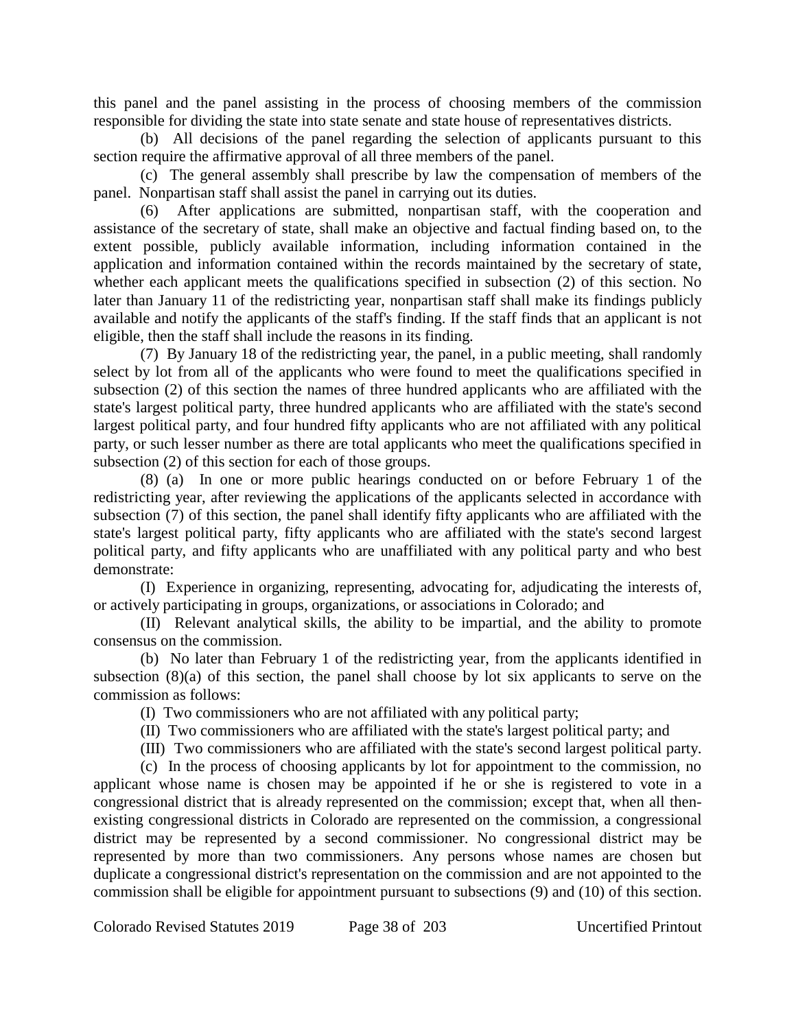this panel and the panel assisting in the process of choosing members of the commission responsible for dividing the state into state senate and state house of representatives districts.

(b) All decisions of the panel regarding the selection of applicants pursuant to this section require the affirmative approval of all three members of the panel.

(c) The general assembly shall prescribe by law the compensation of members of the panel. Nonpartisan staff shall assist the panel in carrying out its duties.

(6) After applications are submitted, nonpartisan staff, with the cooperation and assistance of the secretary of state, shall make an objective and factual finding based on, to the extent possible, publicly available information, including information contained in the application and information contained within the records maintained by the secretary of state, whether each applicant meets the qualifications specified in subsection (2) of this section. No later than January 11 of the redistricting year, nonpartisan staff shall make its findings publicly available and notify the applicants of the staff's finding. If the staff finds that an applicant is not eligible, then the staff shall include the reasons in its finding.

(7) By January 18 of the redistricting year, the panel, in a public meeting, shall randomly select by lot from all of the applicants who were found to meet the qualifications specified in subsection (2) of this section the names of three hundred applicants who are affiliated with the state's largest political party, three hundred applicants who are affiliated with the state's second largest political party, and four hundred fifty applicants who are not affiliated with any political party, or such lesser number as there are total applicants who meet the qualifications specified in subsection (2) of this section for each of those groups.

(8) (a) In one or more public hearings conducted on or before February 1 of the redistricting year, after reviewing the applications of the applicants selected in accordance with subsection (7) of this section, the panel shall identify fifty applicants who are affiliated with the state's largest political party, fifty applicants who are affiliated with the state's second largest political party, and fifty applicants who are unaffiliated with any political party and who best demonstrate:

(I) Experience in organizing, representing, advocating for, adjudicating the interests of, or actively participating in groups, organizations, or associations in Colorado; and

(II) Relevant analytical skills, the ability to be impartial, and the ability to promote consensus on the commission.

(b) No later than February 1 of the redistricting year, from the applicants identified in subsection (8)(a) of this section, the panel shall choose by lot six applicants to serve on the commission as follows:

(I) Two commissioners who are not affiliated with any political party;

(II) Two commissioners who are affiliated with the state's largest political party; and

(III) Two commissioners who are affiliated with the state's second largest political party.

(c) In the process of choosing applicants by lot for appointment to the commission, no applicant whose name is chosen may be appointed if he or she is registered to vote in a congressional district that is already represented on the commission; except that, when all then-existing congressional districts in Colorado are represented on the commission, a congressional district may be represented by a second commissioner. No congressional district may be represented by more than two commissioners. Any persons whose names are chosen but duplicate a congressional district's representation on the commission and are not appointed to the commission shall be eligible for appointment pursuant to subsections (9) and (10) of this section.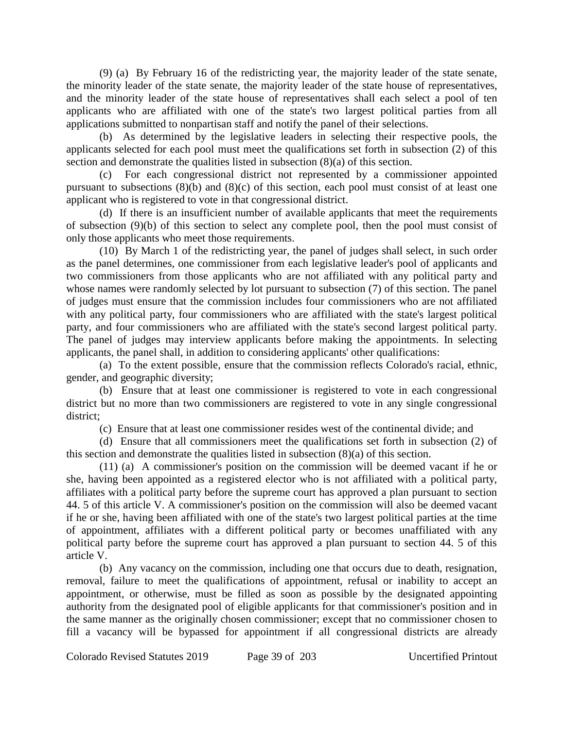(9) (a) By February 16 of the redistricting year, the majority leader of the state senate, the minority leader of the state senate, the majority leader of the state house of representatives, and the minority leader of the state house of representatives shall each select a pool of ten applicants who are affiliated with one of the state's two largest political parties from all applications submitted to nonpartisan staff and notify the panel of their selections.

(b) As determined by the legislative leaders in selecting their respective pools, the applicants selected for each pool must meet the qualifications set forth in subsection (2) of this section and demonstrate the qualities listed in subsection (8)(a) of this section.

(c) For each congressional district not represented by a commissioner appointed pursuant to subsections (8)(b) and (8)(c) of this section, each pool must consist of at least one applicant who is registered to vote in that congressional district.

(d) If there is an insufficient number of available applicants that meet the requirements of subsection (9)(b) of this section to select any complete pool, then the pool must consist of only those applicants who meet those requirements.

(10) By March 1 of the redistricting year, the panel of judges shall select, in such order as the panel determines, one commissioner from each legislative leader's pool of applicants and two commissioners from those applicants who are not affiliated with any political party and whose names were randomly selected by lot pursuant to subsection (7) of this section. The panel of judges must ensure that the commission includes four commissioners who are not affiliated with any political party, four commissioners who are affiliated with the state's largest political party, and four commissioners who are affiliated with the state's second largest political party. The panel of judges may interview applicants before making the appointments. In selecting applicants, the panel shall, in addition to considering applicants' other qualifications:

(a) To the extent possible, ensure that the commission reflects Colorado's racial, ethnic, gender, and geographic diversity;

(b) Ensure that at least one commissioner is registered to vote in each congressional district but no more than two commissioners are registered to vote in any single congressional district;

(c) Ensure that at least one commissioner resides west of the continental divide; and

(d) Ensure that all commissioners meet the qualifications set forth in subsection (2) of this section and demonstrate the qualities listed in subsection (8)(a) of this section.

(11) (a) A commissioner's position on the commission will be deemed vacant if he or she, having been appointed as a registered elector who is not affiliated with a political party, affiliates with a political party before the supreme court has approved a plan pursuant to section 44. 5 of this article V. A commissioner's position on the commission will also be deemed vacant if he or she, having been affiliated with one of the state's two largest political parties at the time of appointment, affiliates with a different political party or becomes unaffiliated with any political party before the supreme court has approved a plan pursuant to section 44. 5 of this article V.

(b) Any vacancy on the commission, including one that occurs due to death, resignation, removal, failure to meet the qualifications of appointment, refusal or inability to accept an appointment, or otherwise, must be filled as soon as possible by the designated appointing authority from the designated pool of eligible applicants for that commissioner's position and in the same manner as the originally chosen commissioner; except that no commissioner chosen to fill a vacancy will be bypassed for appointment if all congressional districts are already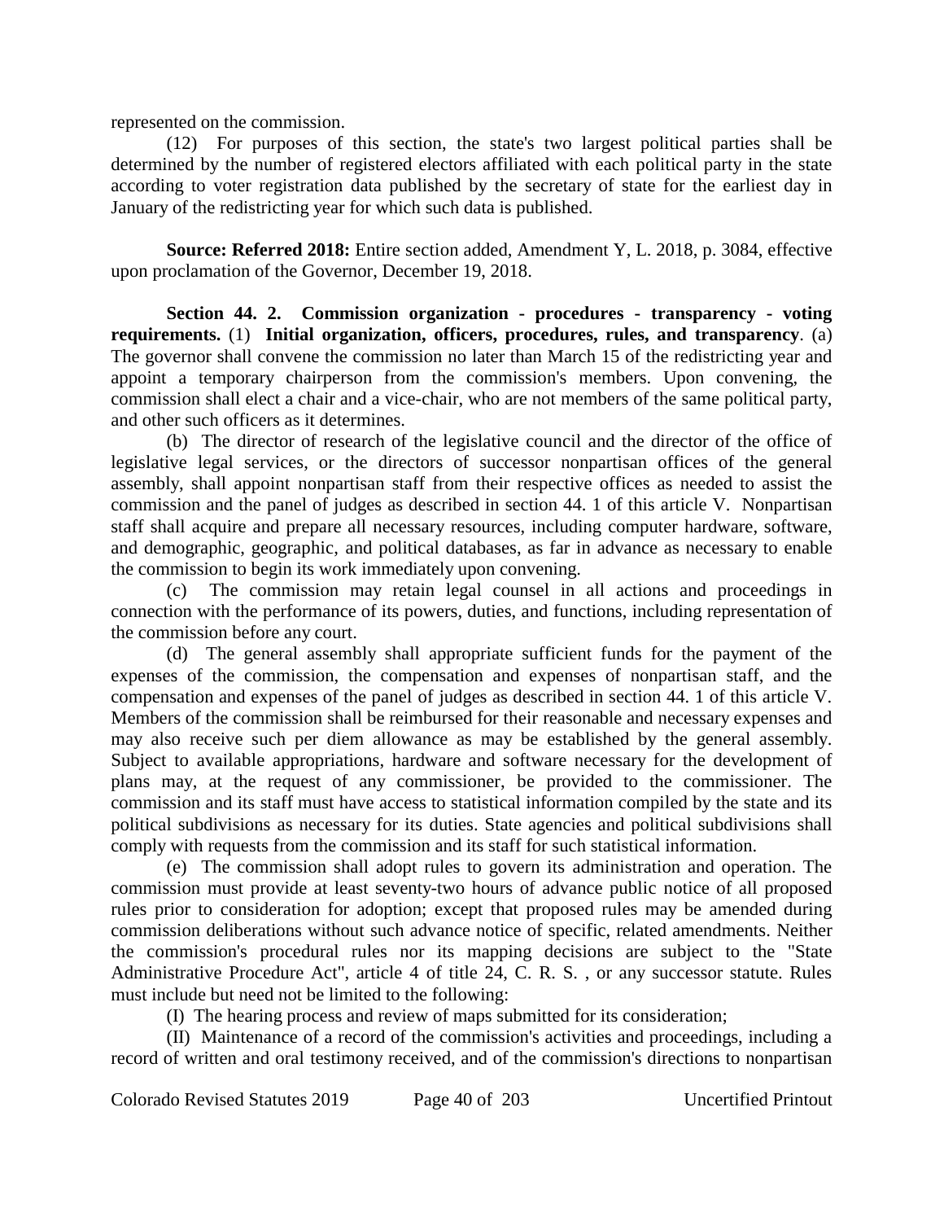represented on the commission.

(12) For purposes of this section, the state's two largest political parties shall be determined by the number of registered electors affiliated with each political party in the state according to voter registration data published by the secretary of state for the earliest day in January of the redistricting year for which such data is published.

**Source: Referred 2018:** Entire section added, Amendment Y, L. 2018, p. 3084, effective upon proclamation of the Governor, December 19, 2018.

**Section 44. 2. Commission organization - procedures - transparency - voting requirements.** (1) **Initial organization, officers, procedures, rules, and transparency**. (a) The governor shall convene the commission no later than March 15 of the redistricting year and appoint a temporary chairperson from the commission's members. Upon convening, the commission shall elect a chair and a vice-chair, who are not members of the same political party, and other such officers as it determines.

(b) The director of research of the legislative council and the director of the office of legislative legal services, or the directors of successor nonpartisan offices of the general assembly, shall appoint nonpartisan staff from their respective offices as needed to assist the commission and the panel of judges as described in section 44. 1 of this article V. Nonpartisan staff shall acquire and prepare all necessary resources, including computer hardware, software, and demographic, geographic, and political databases, as far in advance as necessary to enable the commission to begin its work immediately upon convening.

(c) The commission may retain legal counsel in all actions and proceedings in connection with the performance of its powers, duties, and functions, including representation of the commission before any court.

(d) The general assembly shall appropriate sufficient funds for the payment of the expenses of the commission, the compensation and expenses of nonpartisan staff, and the compensation and expenses of the panel of judges as described in section 44. 1 of this article V. Members of the commission shall be reimbursed for their reasonable and necessary expenses and may also receive such per diem allowance as may be established by the general assembly. Subject to available appropriations, hardware and software necessary for the development of plans may, at the request of any commissioner, be provided to the commissioner. The commission and its staff must have access to statistical information compiled by the state and its political subdivisions as necessary for its duties. State agencies and political subdivisions shall comply with requests from the commission and its staff for such statistical information.

(e) The commission shall adopt rules to govern its administration and operation. The commission must provide at least seventy-two hours of advance public notice of all proposed rules prior to consideration for adoption; except that proposed rules may be amended during commission deliberations without such advance notice of specific, related amendments. Neither the commission's procedural rules nor its mapping decisions are subject to the "State Administrative Procedure Act", article 4 of title 24, C. R. S. , or any successor statute. Rules must include but need not be limited to the following:

(I) The hearing process and review of maps submitted for its consideration;

(II) Maintenance of a record of the commission's activities and proceedings, including a record of written and oral testimony received, and of the commission's directions to nonpartisan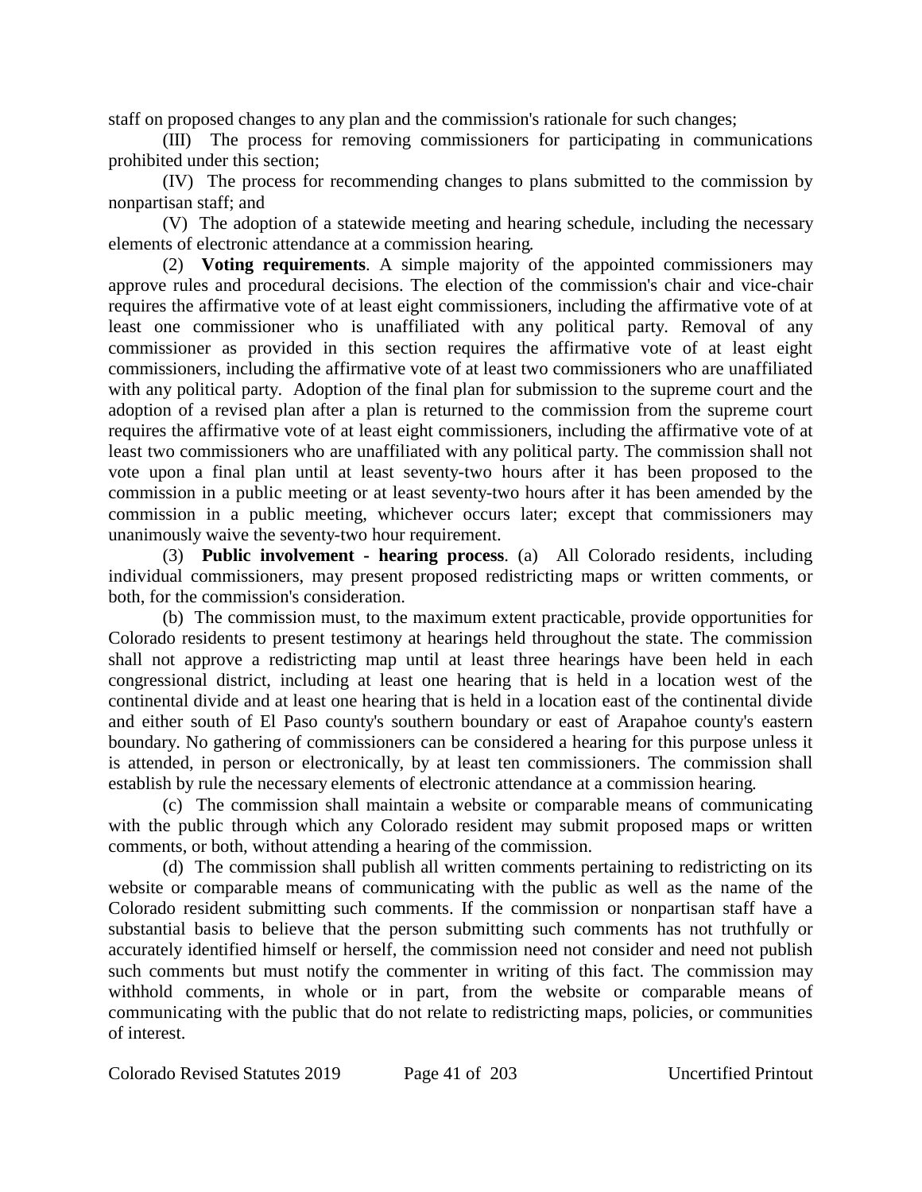staff on proposed changes to any plan and the commission's rationale for such changes;

(III) The process for removing commissioners for participating in communications prohibited under this section;

(IV) The process for recommending changes to plans submitted to the commission by nonpartisan staff; and

(V) The adoption of a statewide meeting and hearing schedule, including the necessary elements of electronic attendance at a commission hearing.

(2) **Voting requirements**. A simple majority of the appointed commissioners may approve rules and procedural decisions. The election of the commission's chair and vice-chair requires the affirmative vote of at least eight commissioners, including the affirmative vote of at least one commissioner who is unaffiliated with any political party. Removal of any commissioner as provided in this section requires the affirmative vote of at least eight commissioners, including the affirmative vote of at least two commissioners who are unaffiliated with any political party. Adoption of the final plan for submission to the supreme court and the adoption of a revised plan after a plan is returned to the commission from the supreme court requires the affirmative vote of at least eight commissioners, including the affirmative vote of at least two commissioners who are unaffiliated with any political party. The commission shall not vote upon a final plan until at least seventy-two hours after it has been proposed to the commission in a public meeting or at least seventy-two hours after it has been amended by the commission in a public meeting, whichever occurs later; except that commissioners may unanimously waive the seventy-two hour requirement.

(3) **Public involvement - hearing process**. (a) All Colorado residents, including individual commissioners, may present proposed redistricting maps or written comments, or both, for the commission's consideration.

(b) The commission must, to the maximum extent practicable, provide opportunities for Colorado residents to present testimony at hearings held throughout the state. The commission shall not approve a redistricting map until at least three hearings have been held in each congressional district, including at least one hearing that is held in a location west of the continental divide and at least one hearing that is held in a location east of the continental divide and either south of El Paso county's southern boundary or east of Arapahoe county's eastern boundary. No gathering of commissioners can be considered a hearing for this purpose unless it is attended, in person or electronically, by at least ten commissioners. The commission shall establish by rule the necessary elements of electronic attendance at a commission hearing.

(c) The commission shall maintain a website or comparable means of communicating with the public through which any Colorado resident may submit proposed maps or written comments, or both, without attending a hearing of the commission.

(d) The commission shall publish all written comments pertaining to redistricting on its website or comparable means of communicating with the public as well as the name of the Colorado resident submitting such comments. If the commission or nonpartisan staff have a substantial basis to believe that the person submitting such comments has not truthfully or accurately identified himself or herself, the commission need not consider and need not publish such comments but must notify the commenter in writing of this fact. The commission may withhold comments, in whole or in part, from the website or comparable means of communicating with the public that do not relate to redistricting maps, policies, or communities of interest.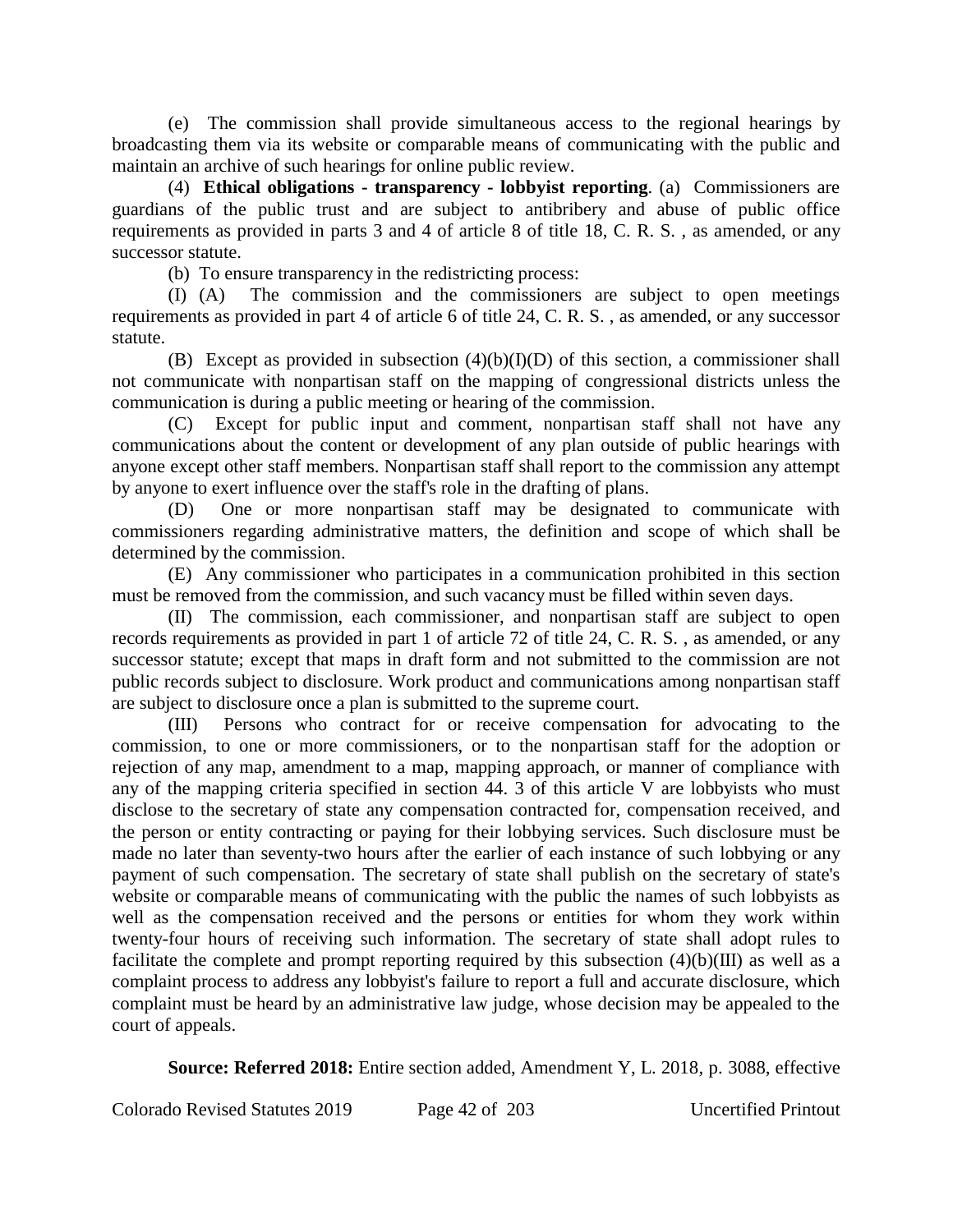(e) The commission shall provide simultaneous access to the regional hearings by broadcasting them via its website or comparable means of communicating with the public and maintain an archive of such hearings for online public review.

(4) **Ethical obligations - transparency - lobbyist reporting**. (a) Commissioners are guardians of the public trust and are subject to antibribery and abuse of public office requirements as provided in parts 3 and 4 of article 8 of title 18, C. R. S. , as amended, or any successor statute.

(b) To ensure transparency in the redistricting process:

(I) (A) The commission and the commissioners are subject to open meetings requirements as provided in part 4 of article 6 of title 24, C. R. S. , as amended, or any successor statute.

(B) Except as provided in subsection (4)(b)(I)(D) of this section, a commissioner shall not communicate with nonpartisan staff on the mapping of congressional districts unless the communication is during a public meeting or hearing of the commission.

(C) Except for public input and comment, nonpartisan staff shall not have any communications about the content or development of any plan outside of public hearings with anyone except other staff members. Nonpartisan staff shall report to the commission any attempt by anyone to exert influence over the staff's role in the drafting of plans.

(D) One or more nonpartisan staff may be designated to communicate with commissioners regarding administrative matters, the definition and scope of which shall be determined by the commission.

(E) Any commissioner who participates in a communication prohibited in this section must be removed from the commission, and such vacancy must be filled within seven days.

(II) The commission, each commissioner, and nonpartisan staff are subject to open records requirements as provided in part 1 of article 72 of title 24, C. R. S. , as amended, or any successor statute; except that maps in draft form and not submitted to the commission are not public records subject to disclosure. Work product and communications among nonpartisan staff are subject to disclosure once a plan is submitted to the supreme court.

(III) Persons who contract for or receive compensation for advocating to the commission, to one or more commissioners, or to the nonpartisan staff for the adoption or rejection of any map, amendment to a map, mapping approach, or manner of compliance with any of the mapping criteria specified in section 44. 3 of this article V are lobbyists who must disclose to the secretary of state any compensation contracted for, compensation received, and the person or entity contracting or paying for their lobbying services. Such disclosure must be made no later than seventy-two hours after the earlier of each instance of such lobbying or any payment of such compensation. The secretary of state shall publish on the secretary of state's website or comparable means of communicating with the public the names of such lobbyists as well as the compensation received and the persons or entities for whom they work within twenty-four hours of receiving such information. The secretary of state shall adopt rules to facilitate the complete and prompt reporting required by this subsection (4)(b)(III) as well as a complaint process to address any lobbyist's failure to report a full and accurate disclosure, which complaint must be heard by an administrative law judge, whose decision may be appealed to the court of appeals.

**Source: Referred 2018:** Entire section added, Amendment Y, L. 2018, p. 3088, effective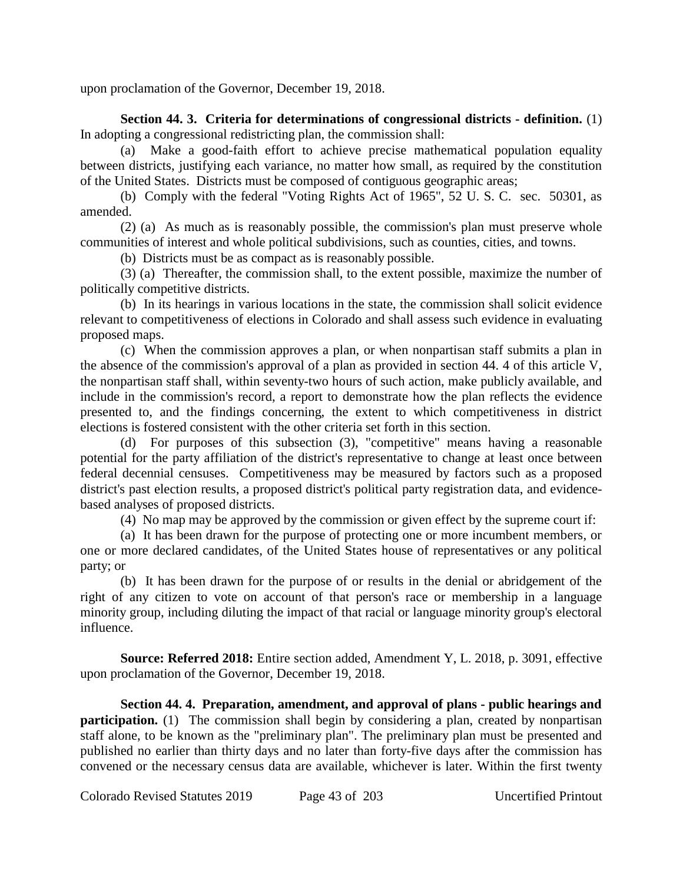upon proclamation of the Governor, December 19, 2018.

**Section 44. 3. Criteria for determinations of congressional districts - definition.** (1) In adopting a congressional redistricting plan, the commission shall:

(a) Make a good-faith effort to achieve precise mathematical population equality between districts, justifying each variance, no matter how small, as required by the constitution of the United States. Districts must be composed of contiguous geographic areas;

(b) Comply with the federal "Voting Rights Act of 1965", 52 U. S. C. sec. 50301, as amended.

(2) (a) As much as is reasonably possible, the commission's plan must preserve whole communities of interest and whole political subdivisions, such as counties, cities, and towns.

(b) Districts must be as compact as is reasonably possible.

(3) (a) Thereafter, the commission shall, to the extent possible, maximize the number of politically competitive districts.

(b) In its hearings in various locations in the state, the commission shall solicit evidence relevant to competitiveness of elections in Colorado and shall assess such evidence in evaluating proposed maps.

(c) When the commission approves a plan, or when nonpartisan staff submits a plan in the absence of the commission's approval of a plan as provided in section 44. 4 of this article V, the nonpartisan staff shall, within seventy-two hours of such action, make publicly available, and include in the commission's record, a report to demonstrate how the plan reflects the evidence presented to, and the findings concerning, the extent to which competitiveness in district elections is fostered consistent with the other criteria set forth in this section.

(d) For purposes of this subsection (3), "competitive" means having a reasonable potential for the party affiliation of the district's representative to change at least once between federal decennial censuses. Competitiveness may be measured by factors such as a proposed district's past election results, a proposed district's political party registration data, and evidence-based analyses of proposed districts.

(4) No map may be approved by the commission or given effect by the supreme court if:

(a) It has been drawn for the purpose of protecting one or more incumbent members, or one or more declared candidates, of the United States house of representatives or any political party; or

(b) It has been drawn for the purpose of or results in the denial or abridgement of the right of any citizen to vote on account of that person's race or membership in a language minority group, including diluting the impact of that racial or language minority group's electoral influence.

**Source: Referred 2018:** Entire section added, Amendment Y, L. 2018, p. 3091, effective upon proclamation of the Governor, December 19, 2018.

**Section 44. 4. Preparation, amendment, and approval of plans - public hearings and participation.** (1) The commission shall begin by considering a plan, created by nonpartisan staff alone, to be known as the "preliminary plan". The preliminary plan must be presented and published no earlier than thirty days and no later than forty-five days after the commission has convened or the necessary census data are available, whichever is later. Within the first twenty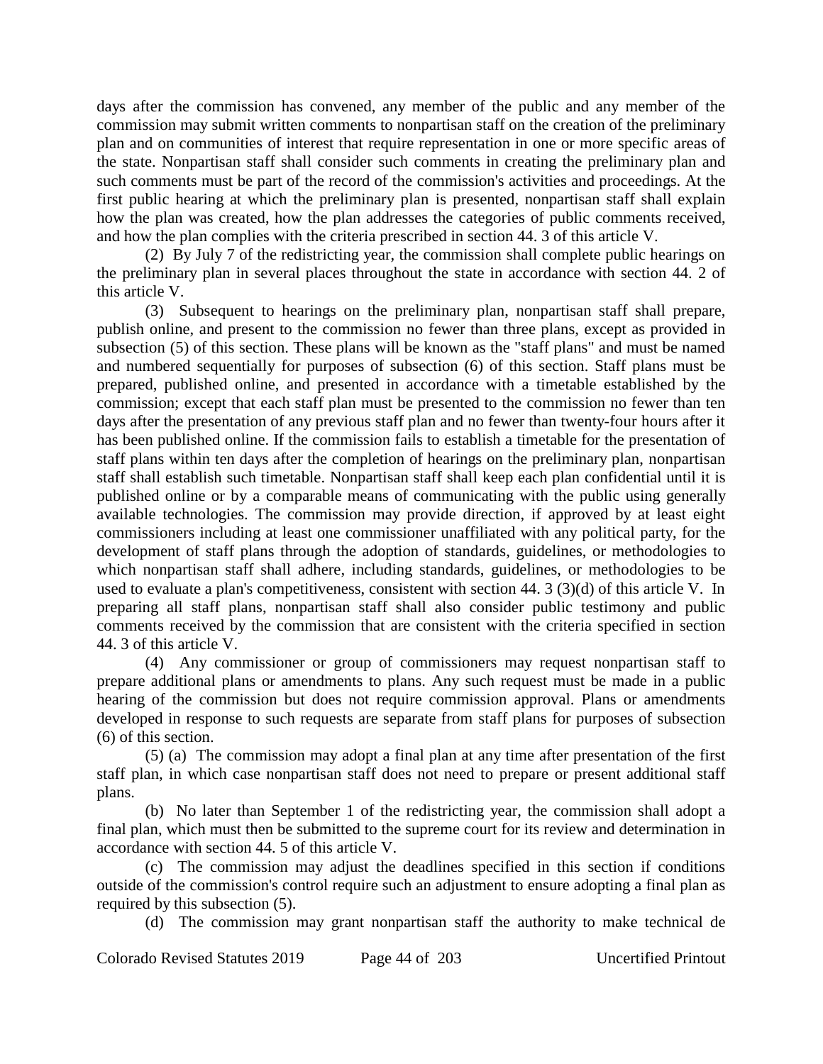days after the commission has convened, any member of the public and any member of the commission may submit written comments to nonpartisan staff on the creation of the preliminary plan and on communities of interest that require representation in one or more specific areas of the state. Nonpartisan staff shall consider such comments in creating the preliminary plan and such comments must be part of the record of the commission's activities and proceedings. At the first public hearing at which the preliminary plan is presented, nonpartisan staff shall explain how the plan was created, how the plan addresses the categories of public comments received, and how the plan complies with the criteria prescribed in section 44. 3 of this article V.

(2) By July 7 of the redistricting year, the commission shall complete public hearings on the preliminary plan in several places throughout the state in accordance with section 44. 2 of this article V.

(3) Subsequent to hearings on the preliminary plan, nonpartisan staff shall prepare, publish online, and present to the commission no fewer than three plans, except as provided in subsection (5) of this section. These plans will be known as the "staff plans" and must be named and numbered sequentially for purposes of subsection (6) of this section. Staff plans must be prepared, published online, and presented in accordance with a timetable established by the commission; except that each staff plan must be presented to the commission no fewer than ten days after the presentation of any previous staff plan and no fewer than twenty-four hours after it has been published online. If the commission fails to establish a timetable for the presentation of staff plans within ten days after the completion of hearings on the preliminary plan, nonpartisan staff shall establish such timetable. Nonpartisan staff shall keep each plan confidential until it is published online or by a comparable means of communicating with the public using generally available technologies. The commission may provide direction, if approved by at least eight commissioners including at least one commissioner unaffiliated with any political party, for the development of staff plans through the adoption of standards, guidelines, or methodologies to which nonpartisan staff shall adhere, including standards, guidelines, or methodologies to be used to evaluate a plan's competitiveness, consistent with section 44. 3 (3)(d) of this article V. In preparing all staff plans, nonpartisan staff shall also consider public testimony and public comments received by the commission that are consistent with the criteria specified in section 44. 3 of this article V.

(4) Any commissioner or group of commissioners may request nonpartisan staff to prepare additional plans or amendments to plans. Any such request must be made in a public hearing of the commission but does not require commission approval. Plans or amendments developed in response to such requests are separate from staff plans for purposes of subsection (6) of this section.

(5) (a) The commission may adopt a final plan at any time after presentation of the first staff plan, in which case nonpartisan staff does not need to prepare or present additional staff plans.

(b) No later than September 1 of the redistricting year, the commission shall adopt a final plan, which must then be submitted to the supreme court for its review and determination in accordance with section 44. 5 of this article V.

(c) The commission may adjust the deadlines specified in this section if conditions outside of the commission's control require such an adjustment to ensure adopting a final plan as required by this subsection (5).

(d) The commission may grant nonpartisan staff the authority to make technical de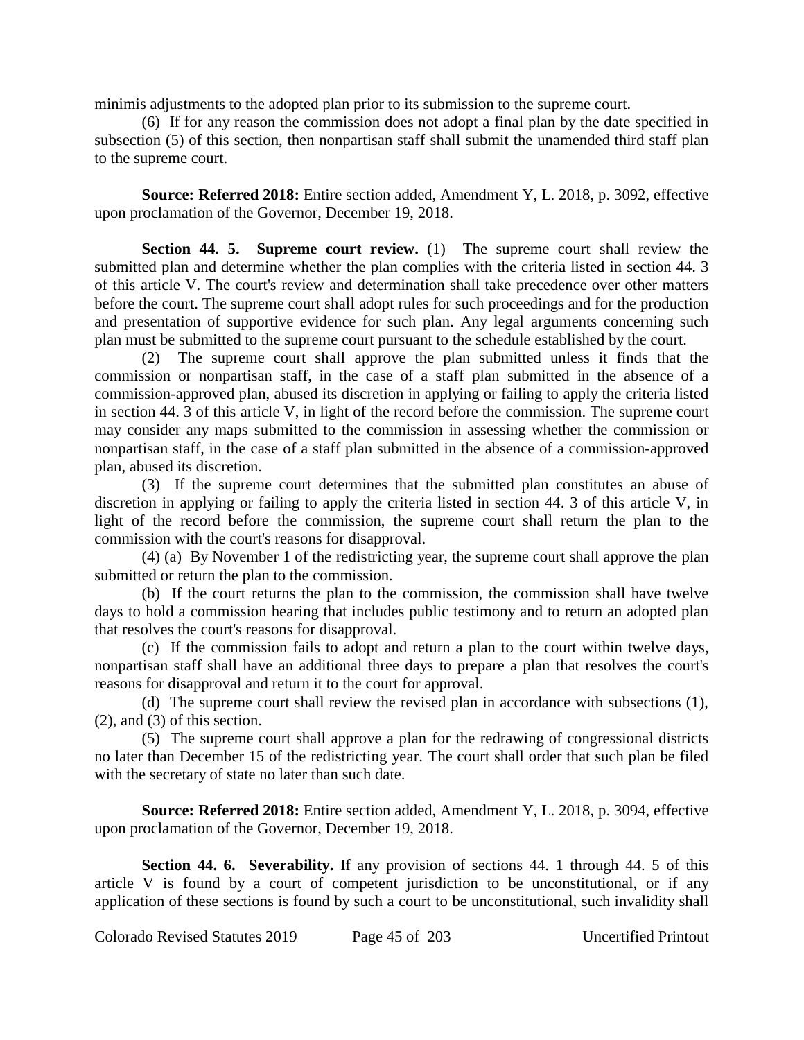minimis adjustments to the adopted plan prior to its submission to the supreme court.

(6) If for any reason the commission does not adopt a final plan by the date specified in subsection (5) of this section, then nonpartisan staff shall submit the unamended third staff plan to the supreme court.

**Source: Referred 2018:** Entire section added, Amendment Y, L. 2018, p. 3092, effective upon proclamation of the Governor, December 19, 2018.

**Section 44. 5. Supreme court review.** (1) The supreme court shall review the submitted plan and determine whether the plan complies with the criteria listed in section 44. 3 of this article V. The court's review and determination shall take precedence over other matters before the court. The supreme court shall adopt rules for such proceedings and for the production and presentation of supportive evidence for such plan. Any legal arguments concerning such plan must be submitted to the supreme court pursuant to the schedule established by the court.

(2) The supreme court shall approve the plan submitted unless it finds that the commission or nonpartisan staff, in the case of a staff plan submitted in the absence of a commission-approved plan, abused its discretion in applying or failing to apply the criteria listed in section 44. 3 of this article V, in light of the record before the commission. The supreme court may consider any maps submitted to the commission in assessing whether the commission or nonpartisan staff, in the case of a staff plan submitted in the absence of a commission-approved plan, abused its discretion.

(3) If the supreme court determines that the submitted plan constitutes an abuse of discretion in applying or failing to apply the criteria listed in section 44. 3 of this article V, in light of the record before the commission, the supreme court shall return the plan to the commission with the court's reasons for disapproval.

(4) (a) By November 1 of the redistricting year, the supreme court shall approve the plan submitted or return the plan to the commission.

(b) If the court returns the plan to the commission, the commission shall have twelve days to hold a commission hearing that includes public testimony and to return an adopted plan that resolves the court's reasons for disapproval.

(c) If the commission fails to adopt and return a plan to the court within twelve days, nonpartisan staff shall have an additional three days to prepare a plan that resolves the court's reasons for disapproval and return it to the court for approval.

(d) The supreme court shall review the revised plan in accordance with subsections (1), (2), and (3) of this section.

(5) The supreme court shall approve a plan for the redrawing of congressional districts no later than December 15 of the redistricting year. The court shall order that such plan be filed with the secretary of state no later than such date.

**Source: Referred 2018:** Entire section added, Amendment Y, L. 2018, p. 3094, effective upon proclamation of the Governor, December 19, 2018.

**Section 44. 6. Severability.** If any provision of sections 44. 1 through 44. 5 of this article V is found by a court of competent jurisdiction to be unconstitutional, or if any application of these sections is found by such a court to be unconstitutional, such invalidity shall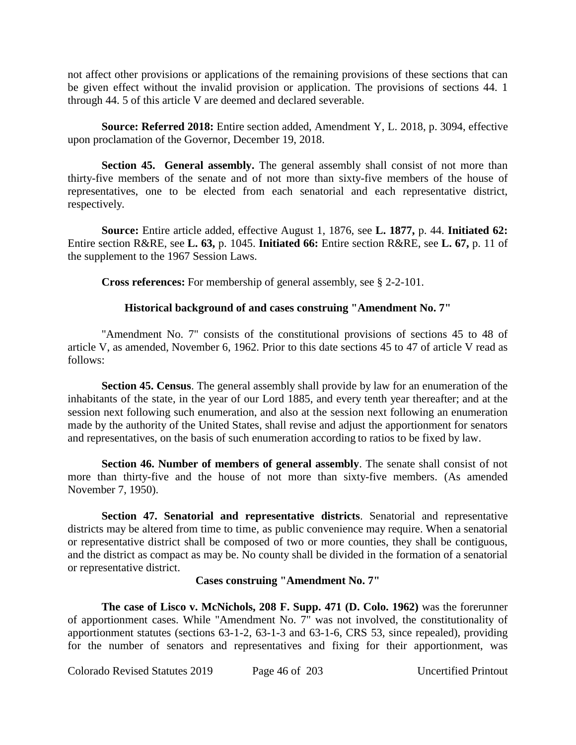not affect other provisions or applications of the remaining provisions of these sections that can be given effect without the invalid provision or application. The provisions of sections 44. 1 through 44. 5 of this article V are deemed and declared severable.

**Source: Referred 2018:** Entire section added, Amendment Y, L. 2018, p. 3094, effective upon proclamation of the Governor, December 19, 2018.

**Section 45. General assembly.** The general assembly shall consist of not more than thirty-five members of the senate and of not more than sixty-five members of the house of representatives, one to be elected from each senatorial and each representative district, respectively.

**Source:** Entire article added, effective August 1, 1876, see **L. 1877,** p. 44. **Initiated 62:** Entire section R&RE, see **L. 63,** p. 1045. **Initiated 66:** Entire section R&RE, see **L. 67,** p. 11 of the supplement to the 1967 Session Laws.

**Cross references:** For membership of general assembly, see § 2-2-101.

**Historical background of and cases construing "Amendment No. 7"**

"Amendment No. 7" consists of the constitutional provisions of sections 45 to 48 of article V, as amended, November 6, 1962. Prior to this date sections 45 to 47 of article V read as follows:

**Section 45. Census**. The general assembly shall provide by law for an enumeration of the inhabitants of the state, in the year of our Lord 1885, and every tenth year thereafter; and at the session next following such enumeration, and also at the session next following an enumeration made by the authority of the United States, shall revise and adjust the apportionment for senators and representatives, on the basis of such enumeration according to ratios to be fixed by law.

**Section 46. Number of members of general assembly**. The senate shall consist of not more than thirty-five and the house of not more than sixty-five members. (As amended November 7, 1950).

**Section 47. Senatorial and representative districts**. Senatorial and representative districts may be altered from time to time, as public convenience may require. When a senatorial or representative district shall be composed of two or more counties, they shall be contiguous, and the district as compact as may be. No county shall be divided in the formation of a senatorial or representative district.

**Cases construing "Amendment No. 7"**

**The case of Lisco v. McNichols, 208 F. Supp. 471 (D. Colo. 1962)** was the forerunner of apportionment cases. While "Amendment No. 7" was not involved, the constitutionality of apportionment statutes (sections 63-1-2, 63-1-3 and 63-1-6, CRS 53, since repealed), providing for the number of senators and representatives and fixing for their apportionment, was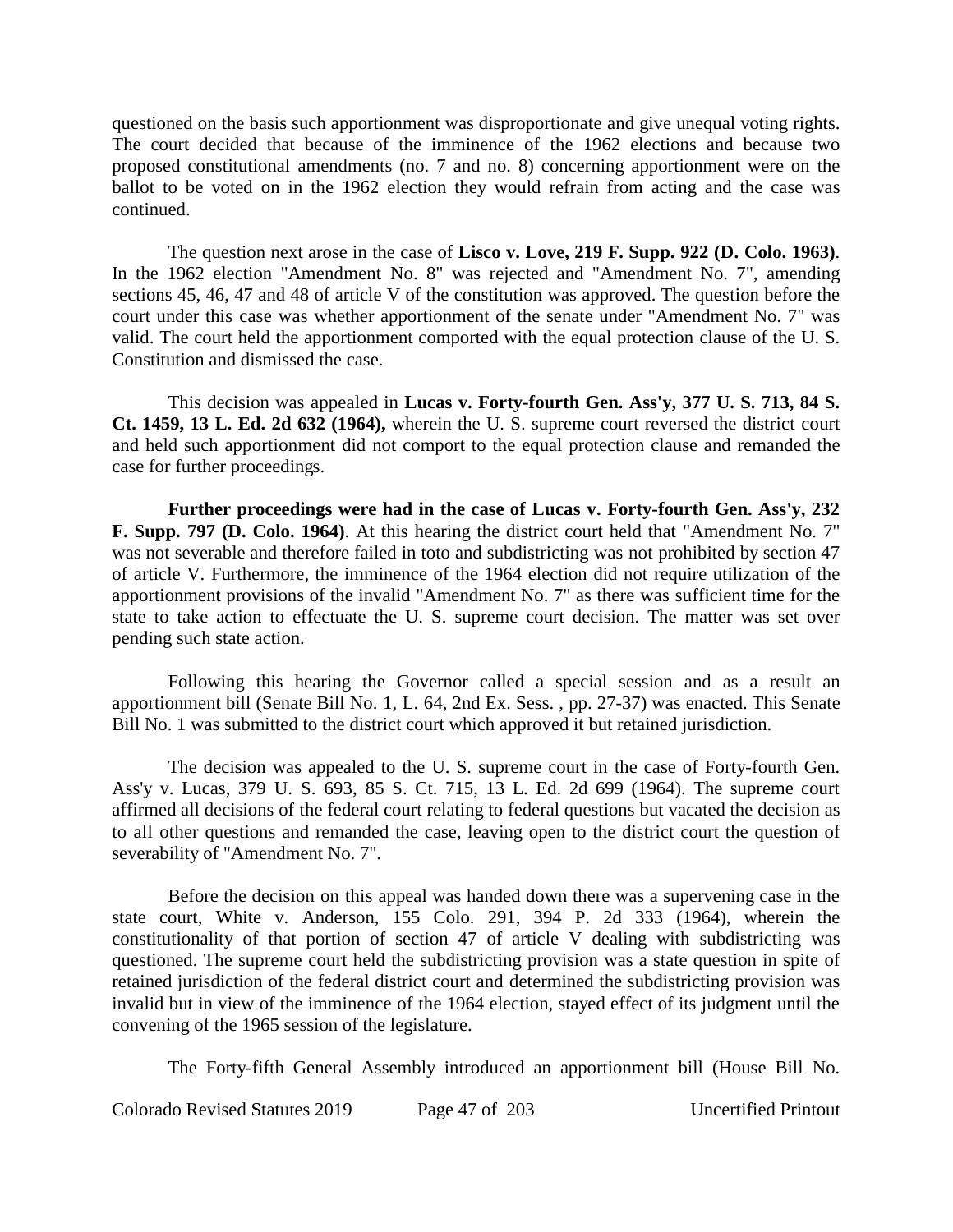questioned on the basis such apportionment was disproportionate and give unequal voting rights. The court decided that because of the imminence of the 1962 elections and because two proposed constitutional amendments (no. 7 and no. 8) concerning apportionment were on the ballot to be voted on in the 1962 election they would refrain from acting and the case was continued.

The question next arose in the case of **Lisco v. Love, 219 F. Supp. 922 (D. Colo. 1963)**. In the 1962 election "Amendment No. 8" was rejected and "Amendment No. 7", amending sections 45, 46, 47 and 48 of article V of the constitution was approved. The question before the court under this case was whether apportionment of the senate under "Amendment No. 7" was valid. The court held the apportionment comported with the equal protection clause of the U. S. Constitution and dismissed the case.

This decision was appealed in **Lucas v. Forty-fourth Gen. Ass'y, 377 U. S. 713, 84 S. Ct. 1459, 13 L. Ed. 2d 632 (1964),** wherein the U. S. supreme court reversed the district court and held such apportionment did not comport to the equal protection clause and remanded the case for further proceedings.

**Further proceedings were had in the case of Lucas v. Forty-fourth Gen. Ass'y, 232 F. Supp. 797 (D. Colo. 1964)**. At this hearing the district court held that "Amendment No. 7" was not severable and therefore failed in toto and subdistricting was not prohibited by section 47 of article V. Furthermore, the imminence of the 1964 election did not require utilization of the apportionment provisions of the invalid "Amendment No. 7" as there was sufficient time for the state to take action to effectuate the U. S. supreme court decision. The matter was set over pending such state action.

Following this hearing the Governor called a special session and as a result an apportionment bill (Senate Bill No. 1, L. 64, 2nd Ex. Sess. , pp. 27-37) was enacted. This Senate Bill No. 1 was submitted to the district court which approved it but retained jurisdiction.

The decision was appealed to the U. S. supreme court in the case of Forty-fourth Gen. Ass'y v. Lucas, 379 U. S. 693, 85 S. Ct. 715, 13 L. Ed. 2d 699 (1964). The supreme court affirmed all decisions of the federal court relating to federal questions but vacated the decision as to all other questions and remanded the case, leaving open to the district court the question of severability of "Amendment No. 7".

Before the decision on this appeal was handed down there was a supervening case in the state court, White v. Anderson, 155 Colo. 291, 394 P. 2d 333 (1964), wherein the constitutionality of that portion of section 47 of article V dealing with subdistricting was questioned. The supreme court held the subdistricting provision was a state question in spite of retained jurisdiction of the federal district court and determined the subdistricting provision was invalid but in view of the imminence of the 1964 election, stayed effect of its judgment until the convening of the 1965 session of the legislature.

The Forty-fifth General Assembly introduced an apportionment bill (House Bill No.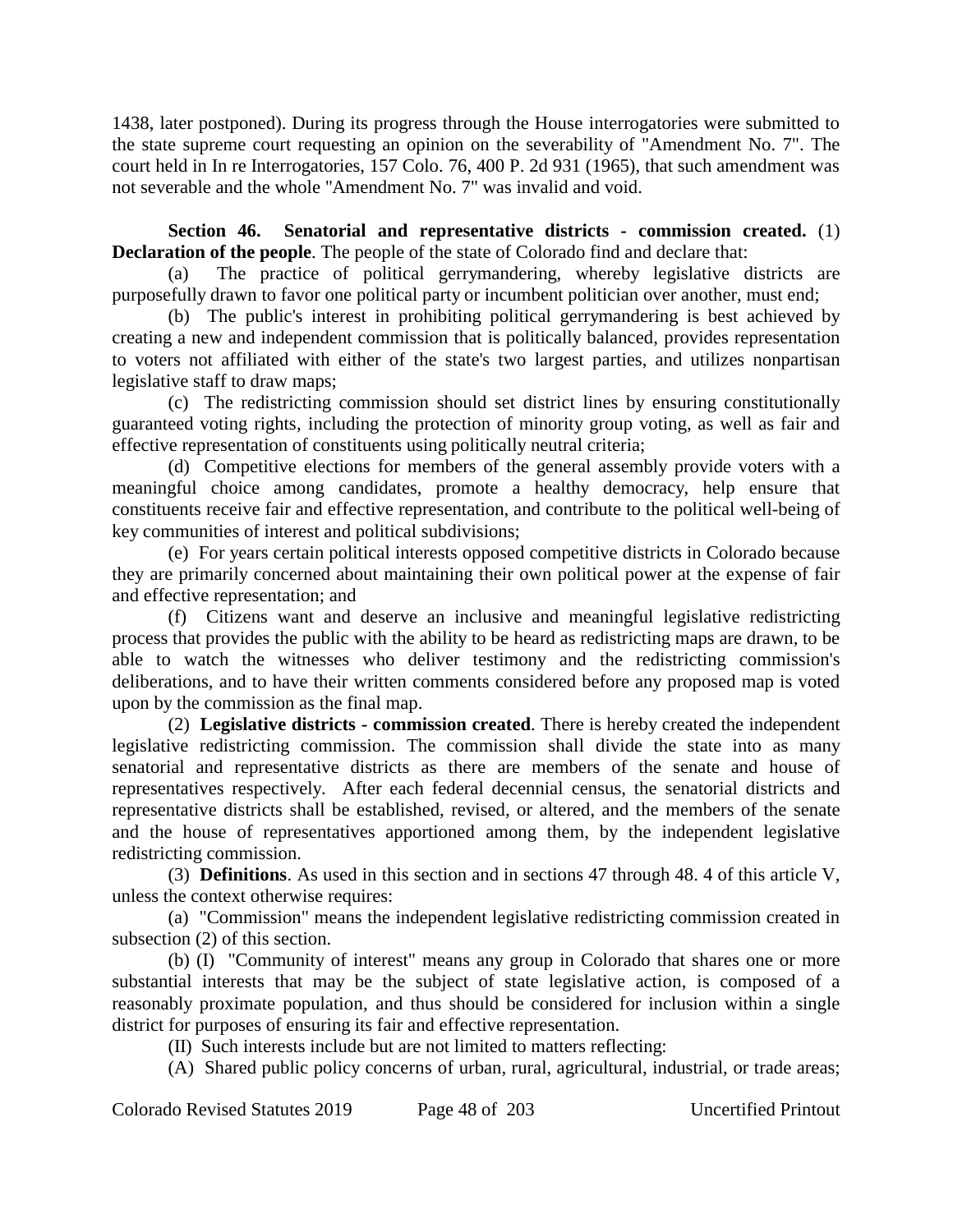1438, later postponed). During its progress through the House interrogatories were submitted to the state supreme court requesting an opinion on the severability of "Amendment No. 7". The court held in In re Interrogatories, 157 Colo. 76, 400 P. 2d 931 (1965), that such amendment was not severable and the whole "Amendment No. 7" was invalid and void.

**Section 46. Senatorial and representative districts - commission created.** (1) **Declaration of the people**. The people of the state of Colorado find and declare that:

(a) The practice of political gerrymandering, whereby legislative districts are purposefully drawn to favor one political party or incumbent politician over another, must end;

(b) The public's interest in prohibiting political gerrymandering is best achieved by creating a new and independent commission that is politically balanced, provides representation to voters not affiliated with either of the state's two largest parties, and utilizes nonpartisan legislative staff to draw maps;

(c) The redistricting commission should set district lines by ensuring constitutionally guaranteed voting rights, including the protection of minority group voting, as well as fair and effective representation of constituents using politically neutral criteria;

(d) Competitive elections for members of the general assembly provide voters with a meaningful choice among candidates, promote a healthy democracy, help ensure that constituents receive fair and effective representation, and contribute to the political well-being of key communities of interest and political subdivisions;

(e) For years certain political interests opposed competitive districts in Colorado because they are primarily concerned about maintaining their own political power at the expense of fair and effective representation; and

(f) Citizens want and deserve an inclusive and meaningful legislative redistricting process that provides the public with the ability to be heard as redistricting maps are drawn, to be able to watch the witnesses who deliver testimony and the redistricting commission's deliberations, and to have their written comments considered before any proposed map is voted upon by the commission as the final map.

(2) **Legislative districts - commission created**. There is hereby created the independent legislative redistricting commission. The commission shall divide the state into as many senatorial and representative districts as there are members of the senate and house of representatives respectively. After each federal decennial census, the senatorial districts and representative districts shall be established, revised, or altered, and the members of the senate and the house of representatives apportioned among them, by the independent legislative redistricting commission.

(3) **Definitions**. As used in this section and in sections 47 through 48. 4 of this article V, unless the context otherwise requires:

(a) "Commission" means the independent legislative redistricting commission created in subsection (2) of this section.

(b) (I) "Community of interest" means any group in Colorado that shares one or more substantial interests that may be the subject of state legislative action, is composed of a reasonably proximate population, and thus should be considered for inclusion within a single district for purposes of ensuring its fair and effective representation.

(II) Such interests include but are not limited to matters reflecting:

(A) Shared public policy concerns of urban, rural, agricultural, industrial, or trade areas;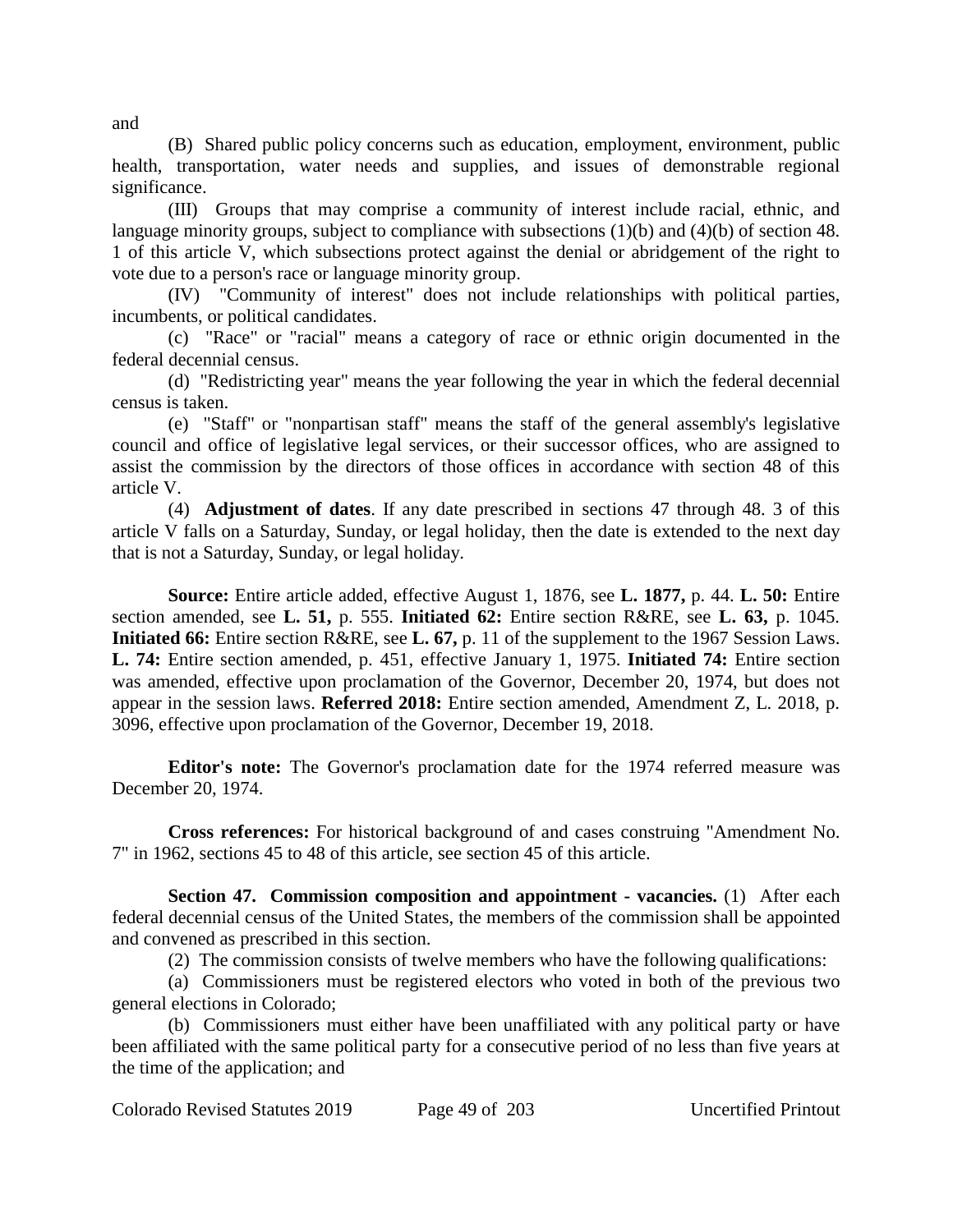and

(B) Shared public policy concerns such as education, employment, environment, public health, transportation, water needs and supplies, and issues of demonstrable regional significance.

(III) Groups that may comprise a community of interest include racial, ethnic, and language minority groups, subject to compliance with subsections (1)(b) and (4)(b) of section 48. 1 of this article V, which subsections protect against the denial or abridgement of the right to vote due to a person's race or language minority group.

(IV) "Community of interest" does not include relationships with political parties, incumbents, or political candidates.

(c) "Race" or "racial" means a category of race or ethnic origin documented in the federal decennial census.

(d) "Redistricting year" means the year following the year in which the federal decennial census is taken.

(e) "Staff" or "nonpartisan staff" means the staff of the general assembly's legislative council and office of legislative legal services, or their successor offices, who are assigned to assist the commission by the directors of those offices in accordance with section 48 of this article V.

(4) **Adjustment of dates**. If any date prescribed in sections 47 through 48. 3 of this article V falls on a Saturday, Sunday, or legal holiday, then the date is extended to the next day that is not a Saturday, Sunday, or legal holiday.

**Source:** Entire article added, effective August 1, 1876, see **L. 1877,** p. 44. **L. 50:** Entire section amended, see **L. 51,** p. 555. **Initiated 62:** Entire section R&RE, see **L. 63,** p. 1045. **Initiated 66:** Entire section R&RE, see **L. 67,** p. 11 of the supplement to the 1967 Session Laws. **L. 74:** Entire section amended, p. 451, effective January 1, 1975. **Initiated 74:** Entire section was amended, effective upon proclamation of the Governor, December 20, 1974, but does not appear in the session laws. **Referred 2018:** Entire section amended, Amendment Z, L. 2018, p. 3096, effective upon proclamation of the Governor, December 19, 2018.

**Editor's note:** The Governor's proclamation date for the 1974 referred measure was December 20, 1974.

**Cross references:** For historical background of and cases construing "Amendment No. 7" in 1962, sections 45 to 48 of this article, see section 45 of this article.

**Section 47. Commission composition and appointment - vacancies.** (1) After each federal decennial census of the United States, the members of the commission shall be appointed and convened as prescribed in this section.

(2) The commission consists of twelve members who have the following qualifications:

(a) Commissioners must be registered electors who voted in both of the previous two general elections in Colorado;

(b) Commissioners must either have been unaffiliated with any political party or have been affiliated with the same political party for a consecutive period of no less than five years at the time of the application; and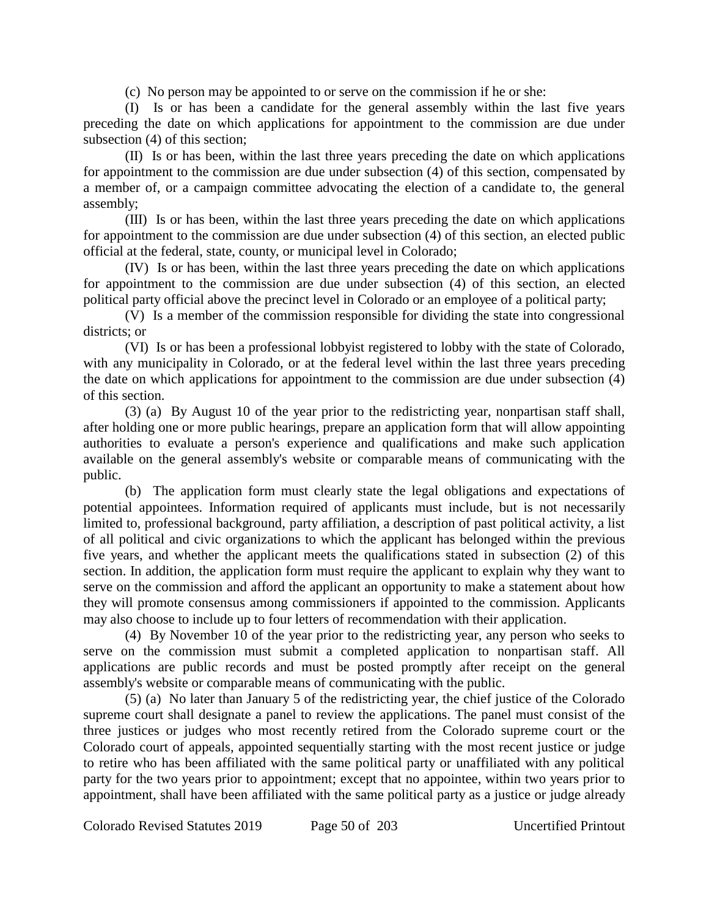(c) No person may be appointed to or serve on the commission if he or she:

(I) Is or has been a candidate for the general assembly within the last five years preceding the date on which applications for appointment to the commission are due under subsection (4) of this section;

(II) Is or has been, within the last three years preceding the date on which applications for appointment to the commission are due under subsection (4) of this section, compensated by a member of, or a campaign committee advocating the election of a candidate to, the general assembly;

(III) Is or has been, within the last three years preceding the date on which applications for appointment to the commission are due under subsection (4) of this section, an elected public official at the federal, state, county, or municipal level in Colorado;

(IV) Is or has been, within the last three years preceding the date on which applications for appointment to the commission are due under subsection (4) of this section, an elected political party official above the precinct level in Colorado or an employee of a political party;

(V) Is a member of the commission responsible for dividing the state into congressional districts; or

(VI) Is or has been a professional lobbyist registered to lobby with the state of Colorado, with any municipality in Colorado, or at the federal level within the last three years preceding the date on which applications for appointment to the commission are due under subsection (4) of this section.

(3) (a) By August 10 of the year prior to the redistricting year, nonpartisan staff shall, after holding one or more public hearings, prepare an application form that will allow appointing authorities to evaluate a person's experience and qualifications and make such application available on the general assembly's website or comparable means of communicating with the public.

(b) The application form must clearly state the legal obligations and expectations of potential appointees. Information required of applicants must include, but is not necessarily limited to, professional background, party affiliation, a description of past political activity, a list of all political and civic organizations to which the applicant has belonged within the previous five years, and whether the applicant meets the qualifications stated in subsection (2) of this section. In addition, the application form must require the applicant to explain why they want to serve on the commission and afford the applicant an opportunity to make a statement about how they will promote consensus among commissioners if appointed to the commission. Applicants may also choose to include up to four letters of recommendation with their application.

(4) By November 10 of the year prior to the redistricting year, any person who seeks to serve on the commission must submit a completed application to nonpartisan staff. All applications are public records and must be posted promptly after receipt on the general assembly's website or comparable means of communicating with the public.

(5) (a) No later than January 5 of the redistricting year, the chief justice of the Colorado supreme court shall designate a panel to review the applications. The panel must consist of the three justices or judges who most recently retired from the Colorado supreme court or the Colorado court of appeals, appointed sequentially starting with the most recent justice or judge to retire who has been affiliated with the same political party or unaffiliated with any political party for the two years prior to appointment; except that no appointee, within two years prior to appointment, shall have been affiliated with the same political party as a justice or judge already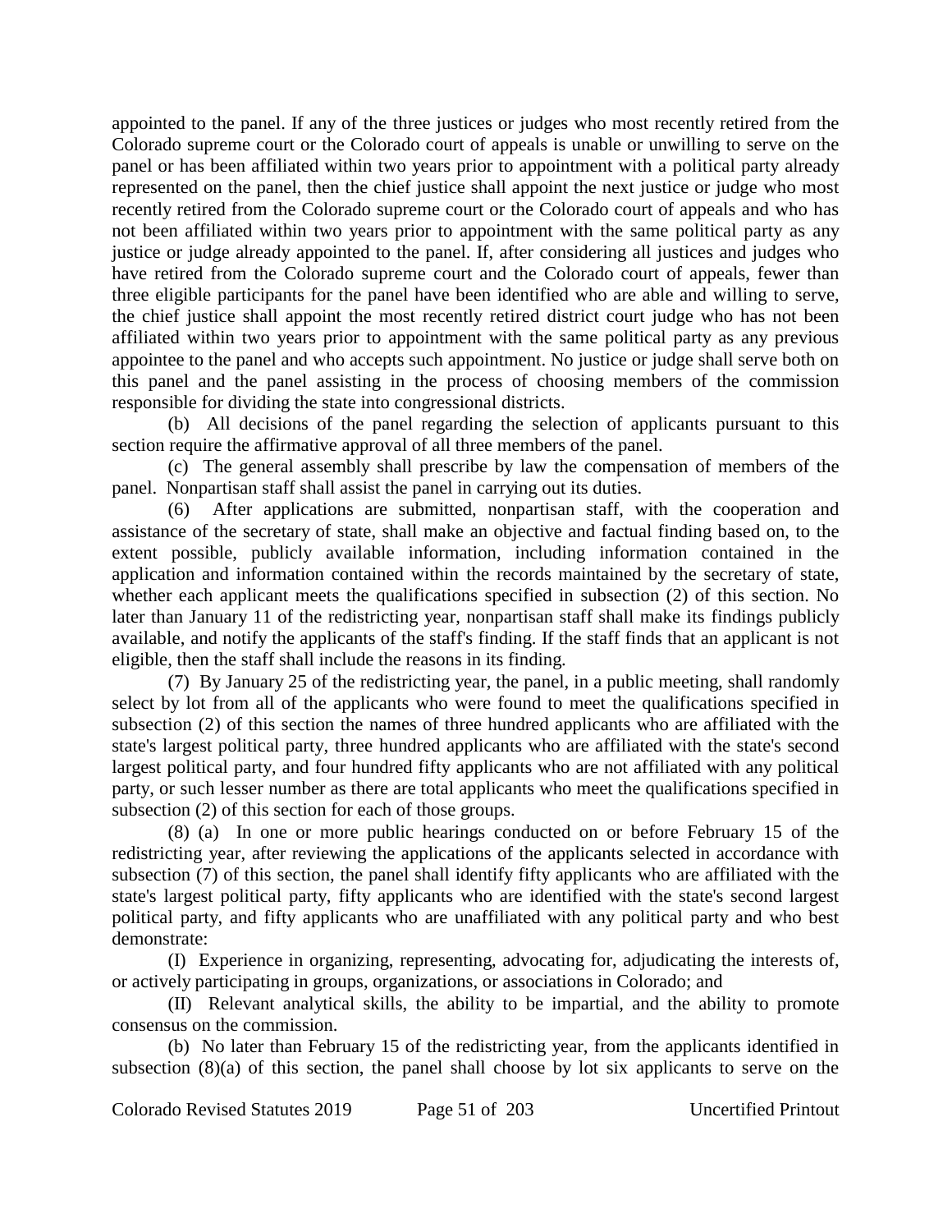appointed to the panel. If any of the three justices or judges who most recently retired from the Colorado supreme court or the Colorado court of appeals is unable or unwilling to serve on the panel or has been affiliated within two years prior to appointment with a political party already represented on the panel, then the chief justice shall appoint the next justice or judge who most recently retired from the Colorado supreme court or the Colorado court of appeals and who has not been affiliated within two years prior to appointment with the same political party as any justice or judge already appointed to the panel. If, after considering all justices and judges who have retired from the Colorado supreme court and the Colorado court of appeals, fewer than three eligible participants for the panel have been identified who are able and willing to serve, the chief justice shall appoint the most recently retired district court judge who has not been affiliated within two years prior to appointment with the same political party as any previous appointee to the panel and who accepts such appointment. No justice or judge shall serve both on this panel and the panel assisting in the process of choosing members of the commission responsible for dividing the state into congressional districts.

(b) All decisions of the panel regarding the selection of applicants pursuant to this section require the affirmative approval of all three members of the panel.

(c) The general assembly shall prescribe by law the compensation of members of the panel. Nonpartisan staff shall assist the panel in carrying out its duties.

(6) After applications are submitted, nonpartisan staff, with the cooperation and assistance of the secretary of state, shall make an objective and factual finding based on, to the extent possible, publicly available information, including information contained in the application and information contained within the records maintained by the secretary of state, whether each applicant meets the qualifications specified in subsection (2) of this section. No later than January 11 of the redistricting year, nonpartisan staff shall make its findings publicly available, and notify the applicants of the staff's finding. If the staff finds that an applicant is not eligible, then the staff shall include the reasons in its finding.

(7) By January 25 of the redistricting year, the panel, in a public meeting, shall randomly select by lot from all of the applicants who were found to meet the qualifications specified in subsection (2) of this section the names of three hundred applicants who are affiliated with the state's largest political party, three hundred applicants who are affiliated with the state's second largest political party, and four hundred fifty applicants who are not affiliated with any political party, or such lesser number as there are total applicants who meet the qualifications specified in subsection (2) of this section for each of those groups.

(8) (a) In one or more public hearings conducted on or before February 15 of the redistricting year, after reviewing the applications of the applicants selected in accordance with subsection (7) of this section, the panel shall identify fifty applicants who are affiliated with the state's largest political party, fifty applicants who are identified with the state's second largest political party, and fifty applicants who are unaffiliated with any political party and who best demonstrate:

(I) Experience in organizing, representing, advocating for, adjudicating the interests of, or actively participating in groups, organizations, or associations in Colorado; and

(II) Relevant analytical skills, the ability to be impartial, and the ability to promote consensus on the commission.

(b) No later than February 15 of the redistricting year, from the applicants identified in subsection (8)(a) of this section, the panel shall choose by lot six applicants to serve on the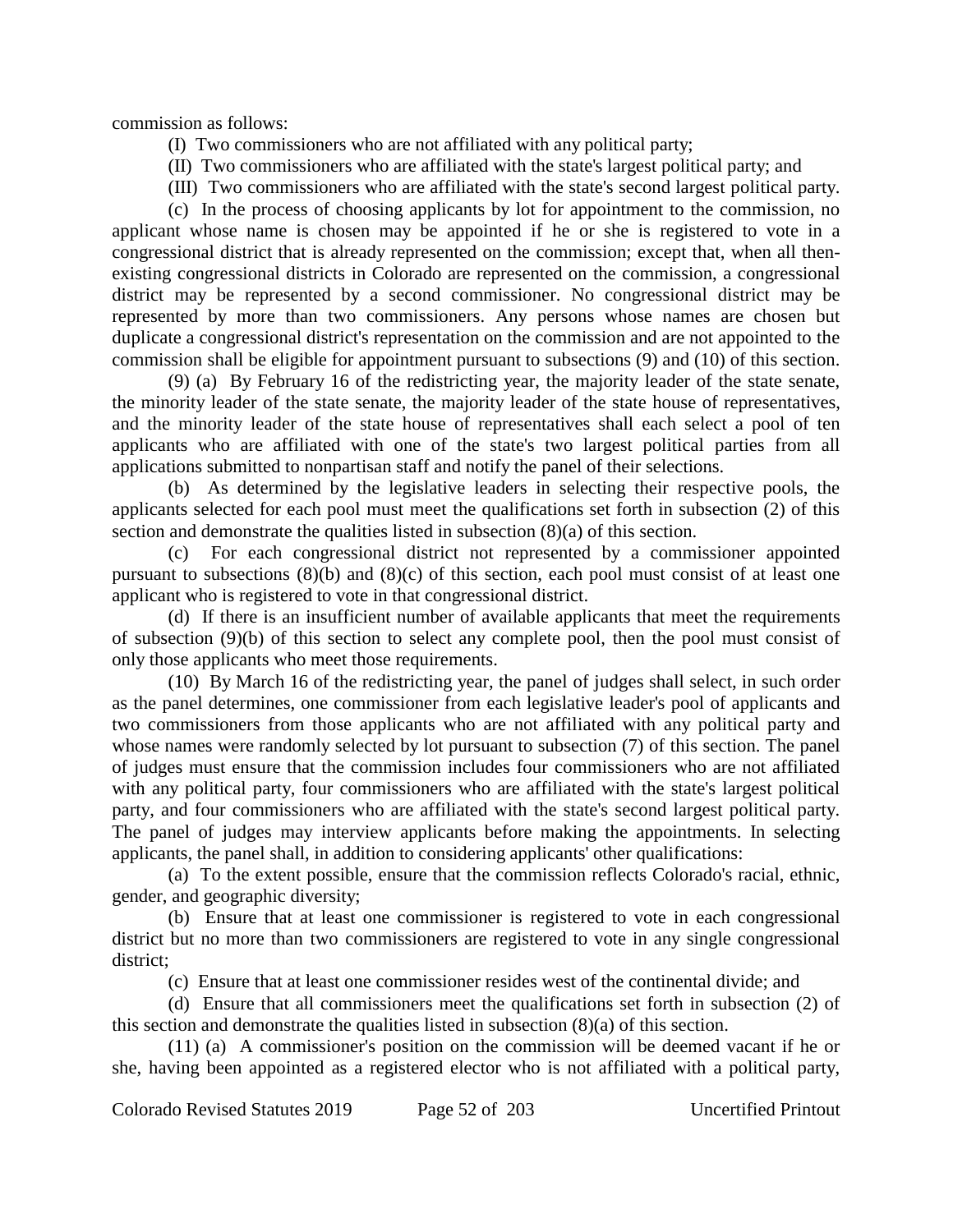commission as follows:

(I) Two commissioners who are not affiliated with any political party;

(II) Two commissioners who are affiliated with the state's largest political party; and

(III) Two commissioners who are affiliated with the state's second largest political party.

(c) In the process of choosing applicants by lot for appointment to the commission, no applicant whose name is chosen may be appointed if he or she is registered to vote in a congressional district that is already represented on the commission; except that, when all then-existing congressional districts in Colorado are represented on the commission, a congressional district may be represented by a second commissioner. No congressional district may be represented by more than two commissioners. Any persons whose names are chosen but duplicate a congressional district's representation on the commission and are not appointed to the commission shall be eligible for appointment pursuant to subsections (9) and (10) of this section.

(9) (a) By February 16 of the redistricting year, the majority leader of the state senate, the minority leader of the state senate, the majority leader of the state house of representatives, and the minority leader of the state house of representatives shall each select a pool of ten applicants who are affiliated with one of the state's two largest political parties from all applications submitted to nonpartisan staff and notify the panel of their selections.

(b) As determined by the legislative leaders in selecting their respective pools, the applicants selected for each pool must meet the qualifications set forth in subsection (2) of this section and demonstrate the qualities listed in subsection (8)(a) of this section.

(c) For each congressional district not represented by a commissioner appointed pursuant to subsections (8)(b) and (8)(c) of this section, each pool must consist of at least one applicant who is registered to vote in that congressional district.

(d) If there is an insufficient number of available applicants that meet the requirements of subsection (9)(b) of this section to select any complete pool, then the pool must consist of only those applicants who meet those requirements.

(10) By March 16 of the redistricting year, the panel of judges shall select, in such order as the panel determines, one commissioner from each legislative leader's pool of applicants and two commissioners from those applicants who are not affiliated with any political party and whose names were randomly selected by lot pursuant to subsection (7) of this section. The panel of judges must ensure that the commission includes four commissioners who are not affiliated with any political party, four commissioners who are affiliated with the state's largest political party, and four commissioners who are affiliated with the state's second largest political party. The panel of judges may interview applicants before making the appointments. In selecting applicants, the panel shall, in addition to considering applicants' other qualifications:

(a) To the extent possible, ensure that the commission reflects Colorado's racial, ethnic, gender, and geographic diversity;

(b) Ensure that at least one commissioner is registered to vote in each congressional district but no more than two commissioners are registered to vote in any single congressional district;

(c) Ensure that at least one commissioner resides west of the continental divide; and

(d) Ensure that all commissioners meet the qualifications set forth in subsection (2) of this section and demonstrate the qualities listed in subsection (8)(a) of this section.

(11) (a) A commissioner's position on the commission will be deemed vacant if he or she, having been appointed as a registered elector who is not affiliated with a political party,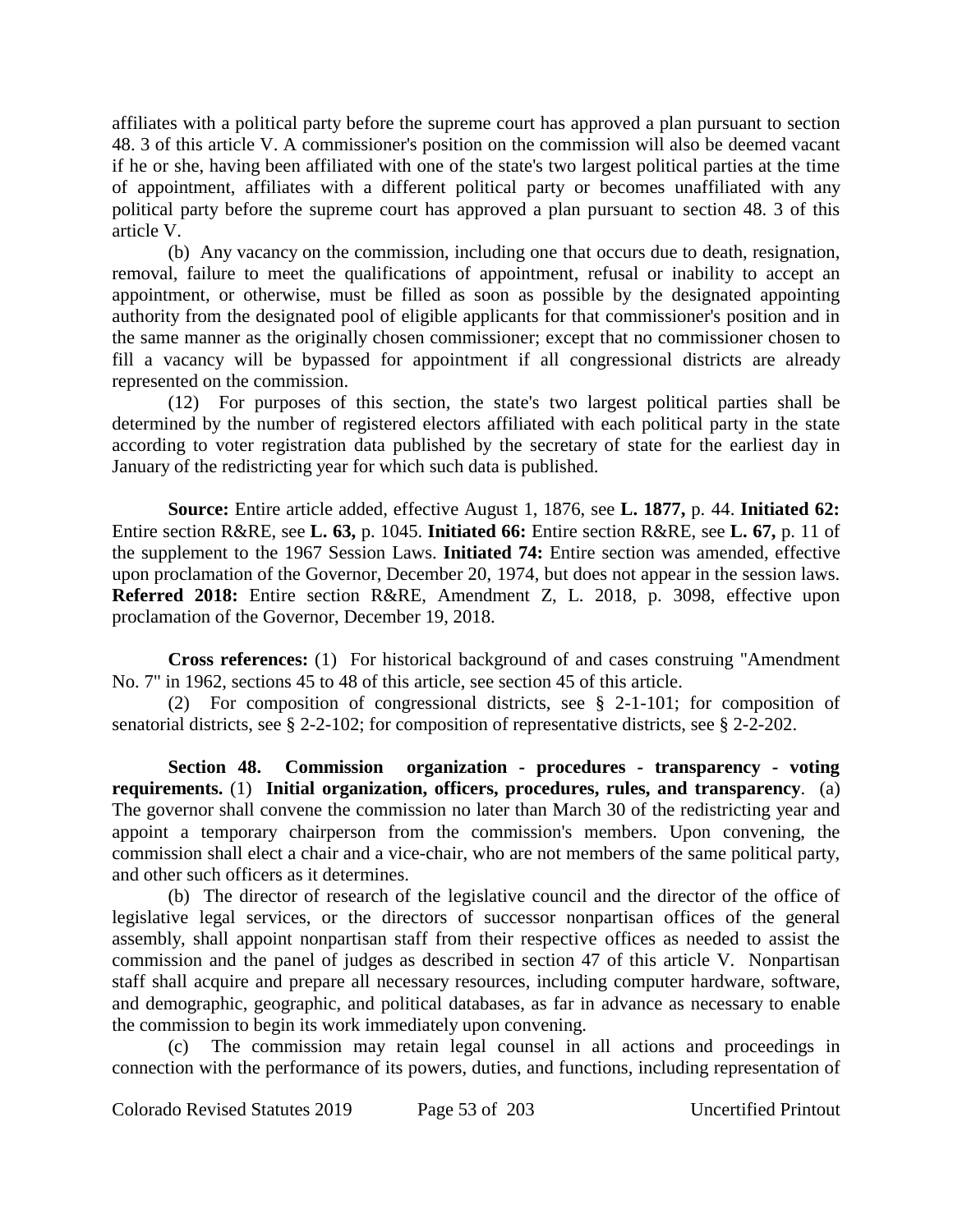affiliates with a political party before the supreme court has approved a plan pursuant to section 48. 3 of this article V. A commissioner's position on the commission will also be deemed vacant if he or she, having been affiliated with one of the state's two largest political parties at the time of appointment, affiliates with a different political party or becomes unaffiliated with any political party before the supreme court has approved a plan pursuant to section 48. 3 of this article V.

(b) Any vacancy on the commission, including one that occurs due to death, resignation, removal, failure to meet the qualifications of appointment, refusal or inability to accept an appointment, or otherwise, must be filled as soon as possible by the designated appointing authority from the designated pool of eligible applicants for that commissioner's position and in the same manner as the originally chosen commissioner; except that no commissioner chosen to fill a vacancy will be bypassed for appointment if all congressional districts are already represented on the commission.

(12) For purposes of this section, the state's two largest political parties shall be determined by the number of registered electors affiliated with each political party in the state according to voter registration data published by the secretary of state for the earliest day in January of the redistricting year for which such data is published.

**Source:** Entire article added, effective August 1, 1876, see **L. 1877,** p. 44. **Initiated 62:** Entire section R&RE, see **L. 63,** p. 1045. **Initiated 66:** Entire section R&RE, see **L. 67,** p. 11 of the supplement to the 1967 Session Laws. **Initiated 74:** Entire section was amended, effective upon proclamation of the Governor, December 20, 1974, but does not appear in the session laws. **Referred 2018:** Entire section R&RE, Amendment Z, L. 2018, p. 3098, effective upon proclamation of the Governor, December 19, 2018.

**Cross references:** (1) For historical background of and cases construing "Amendment No. 7" in 1962, sections 45 to 48 of this article, see section 45 of this article.

(2) For composition of congressional districts, see § 2-1-101; for composition of senatorial districts, see § 2-2-102; for composition of representative districts, see § 2-2-202.

**Section 48. Commission organization - procedures - transparency - voting requirements.** (1) **Initial organization, officers, procedures, rules, and transparency**. (a) The governor shall convene the commission no later than March 30 of the redistricting year and appoint a temporary chairperson from the commission's members. Upon convening, the commission shall elect a chair and a vice-chair, who are not members of the same political party, and other such officers as it determines.

(b) The director of research of the legislative council and the director of the office of legislative legal services, or the directors of successor nonpartisan offices of the general assembly, shall appoint nonpartisan staff from their respective offices as needed to assist the commission and the panel of judges as described in section 47 of this article V. Nonpartisan staff shall acquire and prepare all necessary resources, including computer hardware, software, and demographic, geographic, and political databases, as far in advance as necessary to enable the commission to begin its work immediately upon convening.

(c) The commission may retain legal counsel in all actions and proceedings in connection with the performance of its powers, duties, and functions, including representation of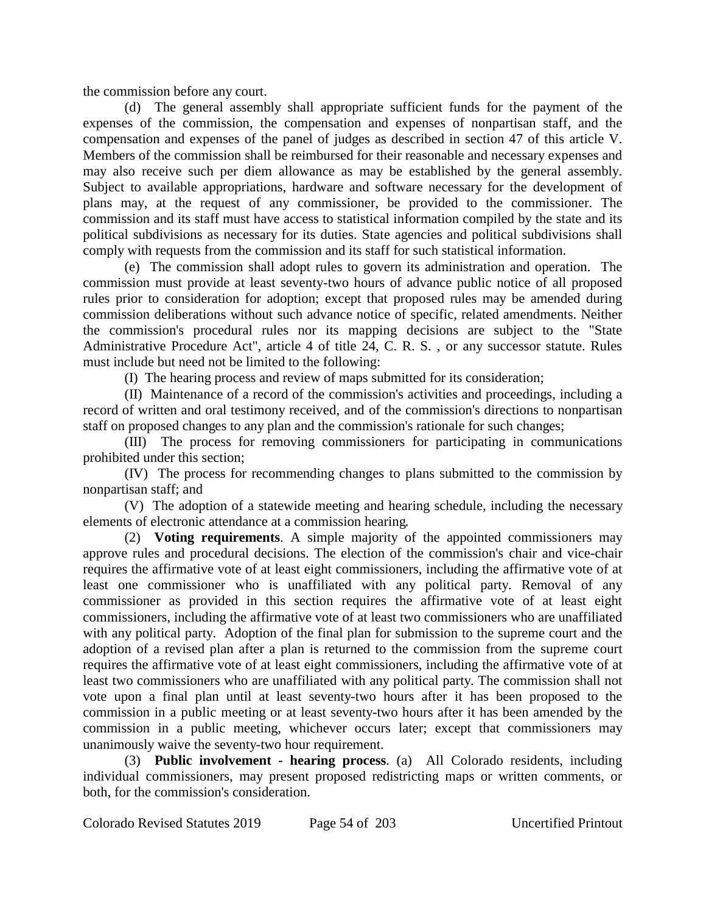the commission before any court.

(d) The general assembly shall appropriate sufficient funds for the payment of the expenses of the commission, the compensation and expenses of nonpartisan staff, and the compensation and expenses of the panel of judges as described in section 47 of this article V. Members of the commission shall be reimbursed for their reasonable and necessary expenses and may also receive such per diem allowance as may be established by the general assembly. Subject to available appropriations, hardware and software necessary for the development of plans may, at the request of any commissioner, be provided to the commissioner. The commission and its staff must have access to statistical information compiled by the state and its political subdivisions as necessary for its duties. State agencies and political subdivisions shall comply with requests from the commission and its staff for such statistical information.

(e) The commission shall adopt rules to govern its administration and operation. The commission must provide at least seventy-two hours of advance public notice of all proposed rules prior to consideration for adoption; except that proposed rules may be amended during commission deliberations without such advance notice of specific, related amendments. Neither the commission's procedural rules nor its mapping decisions are subject to the "State Administrative Procedure Act", article 4 of title 24, C. R. S. , or any successor statute. Rules must include but need not be limited to the following:

(I) The hearing process and review of maps submitted for its consideration;

(II) Maintenance of a record of the commission's activities and proceedings, including a record of written and oral testimony received, and of the commission's directions to nonpartisan staff on proposed changes to any plan and the commission's rationale for such changes;

(III) The process for removing commissioners for participating in communications prohibited under this section;

(IV) The process for recommending changes to plans submitted to the commission by nonpartisan staff; and

(V) The adoption of a statewide meeting and hearing schedule, including the necessary elements of electronic attendance at a commission hearing.

(2) **Voting requirements**. A simple majority of the appointed commissioners may approve rules and procedural decisions. The election of the commission's chair and vice-chair requires the affirmative vote of at least eight commissioners, including the affirmative vote of at least one commissioner who is unaffiliated with any political party. Removal of any commissioner as provided in this section requires the affirmative vote of at least eight commissioners, including the affirmative vote of at least two commissioners who are unaffiliated with any political party. Adoption of the final plan for submission to the supreme court and the adoption of a revised plan after a plan is returned to the commission from the supreme court requires the affirmative vote of at least eight commissioners, including the affirmative vote of at least two commissioners who are unaffiliated with any political party. The commission shall not vote upon a final plan until at least seventy-two hours after it has been proposed to the commission in a public meeting or at least seventy-two hours after it has been amended by the commission in a public meeting, whichever occurs later; except that commissioners may unanimously waive the seventy-two hour requirement.

(3) **Public involvement - hearing process**. (a) All Colorado residents, including individual commissioners, may present proposed redistricting maps or written comments, or both, for the commission's consideration.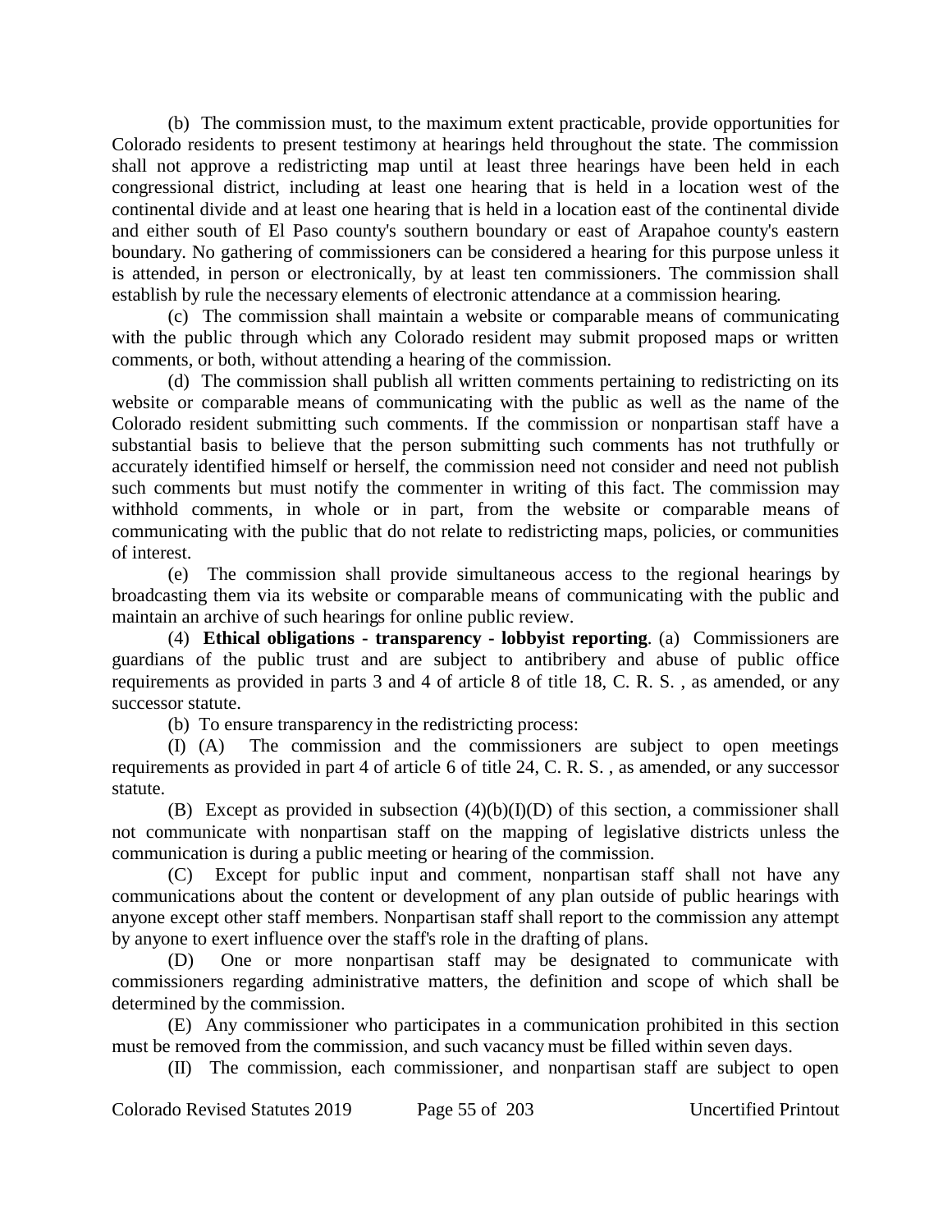(b) The commission must, to the maximum extent practicable, provide opportunities for Colorado residents to present testimony at hearings held throughout the state. The commission shall not approve a redistricting map until at least three hearings have been held in each congressional district, including at least one hearing that is held in a location west of the continental divide and at least one hearing that is held in a location east of the continental divide and either south of El Paso county's southern boundary or east of Arapahoe county's eastern boundary. No gathering of commissioners can be considered a hearing for this purpose unless it is attended, in person or electronically, by at least ten commissioners. The commission shall establish by rule the necessary elements of electronic attendance at a commission hearing.

(c) The commission shall maintain a website or comparable means of communicating with the public through which any Colorado resident may submit proposed maps or written comments, or both, without attending a hearing of the commission.

(d) The commission shall publish all written comments pertaining to redistricting on its website or comparable means of communicating with the public as well as the name of the Colorado resident submitting such comments. If the commission or nonpartisan staff have a substantial basis to believe that the person submitting such comments has not truthfully or accurately identified himself or herself, the commission need not consider and need not publish such comments but must notify the commenter in writing of this fact. The commission may withhold comments, in whole or in part, from the website or comparable means of communicating with the public that do not relate to redistricting maps, policies, or communities of interest.

(e) The commission shall provide simultaneous access to the regional hearings by broadcasting them via its website or comparable means of communicating with the public and maintain an archive of such hearings for online public review.

(4) **Ethical obligations - transparency - lobbyist reporting**. (a) Commissioners are guardians of the public trust and are subject to antibribery and abuse of public office requirements as provided in parts 3 and 4 of article 8 of title 18, C. R. S. , as amended, or any successor statute.

(b) To ensure transparency in the redistricting process:

(I) (A) The commission and the commissioners are subject to open meetings requirements as provided in part 4 of article 6 of title 24, C. R. S. , as amended, or any successor statute.

(B) Except as provided in subsection (4)(b)(I)(D) of this section, a commissioner shall not communicate with nonpartisan staff on the mapping of legislative districts unless the communication is during a public meeting or hearing of the commission.

(C) Except for public input and comment, nonpartisan staff shall not have any communications about the content or development of any plan outside of public hearings with anyone except other staff members. Nonpartisan staff shall report to the commission any attempt by anyone to exert influence over the staff's role in the drafting of plans.

(D) One or more nonpartisan staff may be designated to communicate with commissioners regarding administrative matters, the definition and scope of which shall be determined by the commission.

(E) Any commissioner who participates in a communication prohibited in this section must be removed from the commission, and such vacancy must be filled within seven days.

(II) The commission, each commissioner, and nonpartisan staff are subject to open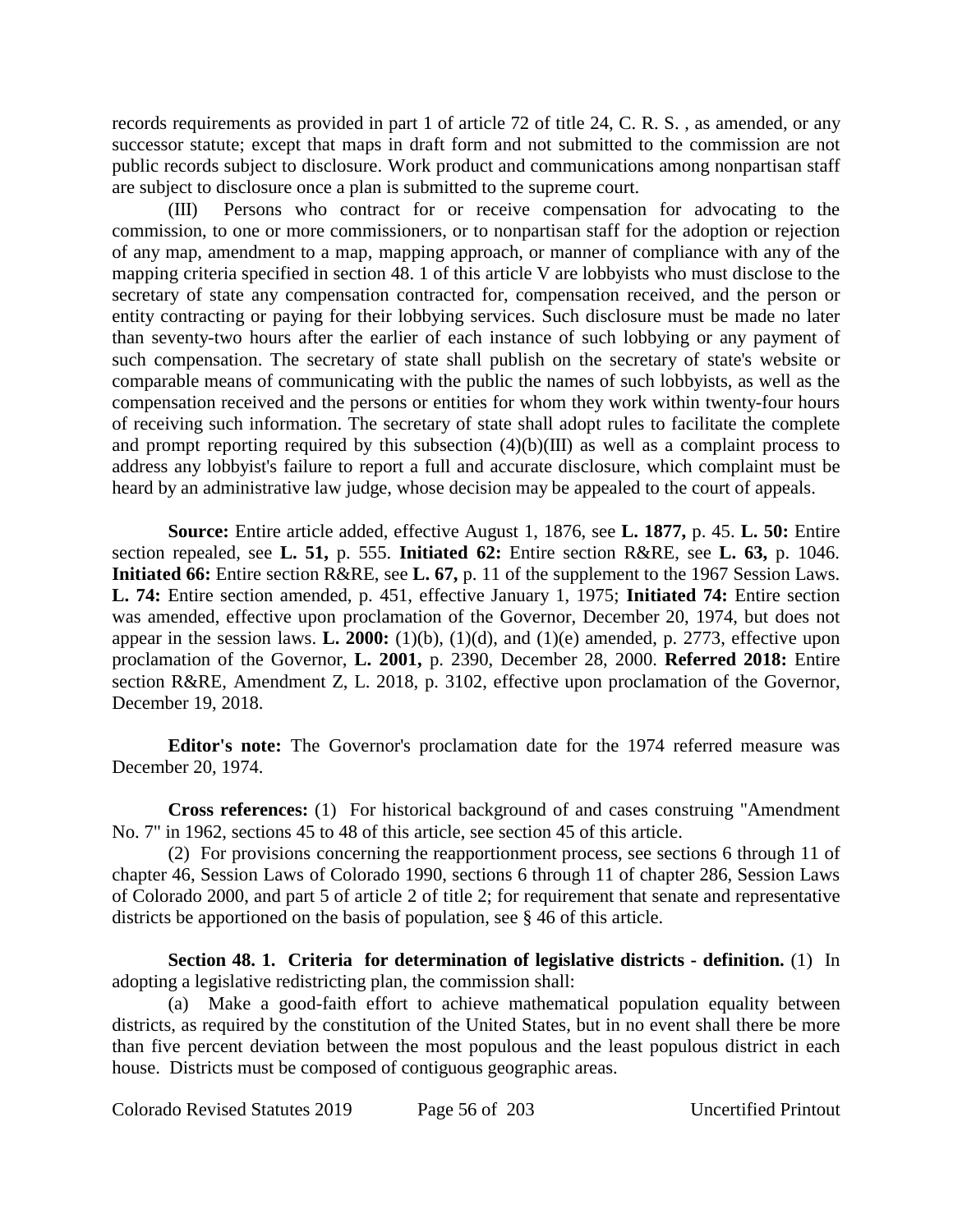records requirements as provided in part 1 of article 72 of title 24, C. R. S. , as amended, or any successor statute; except that maps in draft form and not submitted to the commission are not public records subject to disclosure. Work product and communications among nonpartisan staff are subject to disclosure once a plan is submitted to the supreme court.

(III) Persons who contract for or receive compensation for advocating to the commission, to one or more commissioners, or to nonpartisan staff for the adoption or rejection of any map, amendment to a map, mapping approach, or manner of compliance with any of the mapping criteria specified in section 48. 1 of this article V are lobbyists who must disclose to the secretary of state any compensation contracted for, compensation received, and the person or entity contracting or paying for their lobbying services. Such disclosure must be made no later than seventy-two hours after the earlier of each instance of such lobbying or any payment of such compensation. The secretary of state shall publish on the secretary of state's website or comparable means of communicating with the public the names of such lobbyists, as well as the compensation received and the persons or entities for whom they work within twenty-four hours of receiving such information. The secretary of state shall adopt rules to facilitate the complete and prompt reporting required by this subsection (4)(b)(III) as well as a complaint process to address any lobbyist's failure to report a full and accurate disclosure, which complaint must be heard by an administrative law judge, whose decision may be appealed to the court of appeals.

**Source:** Entire article added, effective August 1, 1876, see **L. 1877,** p. 45. **L. 50:** Entire section repealed, see **L. 51,** p. 555. **Initiated 62:** Entire section R&RE, see **L. 63,** p. 1046. **Initiated 66:** Entire section R&RE, see **L. 67,** p. 11 of the supplement to the 1967 Session Laws. **L. 74:** Entire section amended, p. 451, effective January 1, 1975; **Initiated 74:** Entire section was amended, effective upon proclamation of the Governor, December 20, 1974, but does not appear in the session laws. **L. 2000:** (1)(b), (1)(d), and (1)(e) amended, p. 2773, effective upon proclamation of the Governor, **L. 2001,** p. 2390, December 28, 2000. **Referred 2018:** Entire section R&RE, Amendment Z, L. 2018, p. 3102, effective upon proclamation of the Governor, December 19, 2018.

**Editor's note:** The Governor's proclamation date for the 1974 referred measure was December 20, 1974.

**Cross references:** (1) For historical background of and cases construing "Amendment No. 7" in 1962, sections 45 to 48 of this article, see section 45 of this article.

(2) For provisions concerning the reapportionment process, see sections 6 through 11 of chapter 46, Session Laws of Colorado 1990, sections 6 through 11 of chapter 286, Session Laws of Colorado 2000, and part 5 of article 2 of title 2; for requirement that senate and representative districts be apportioned on the basis of population, see § 46 of this article.

**Section 48. 1. Criteria for determination of legislative districts - definition.** (1) In adopting a legislative redistricting plan, the commission shall:

(a) Make a good-faith effort to achieve mathematical population equality between districts, as required by the constitution of the United States, but in no event shall there be more than five percent deviation between the most populous and the least populous district in each house. Districts must be composed of contiguous geographic areas.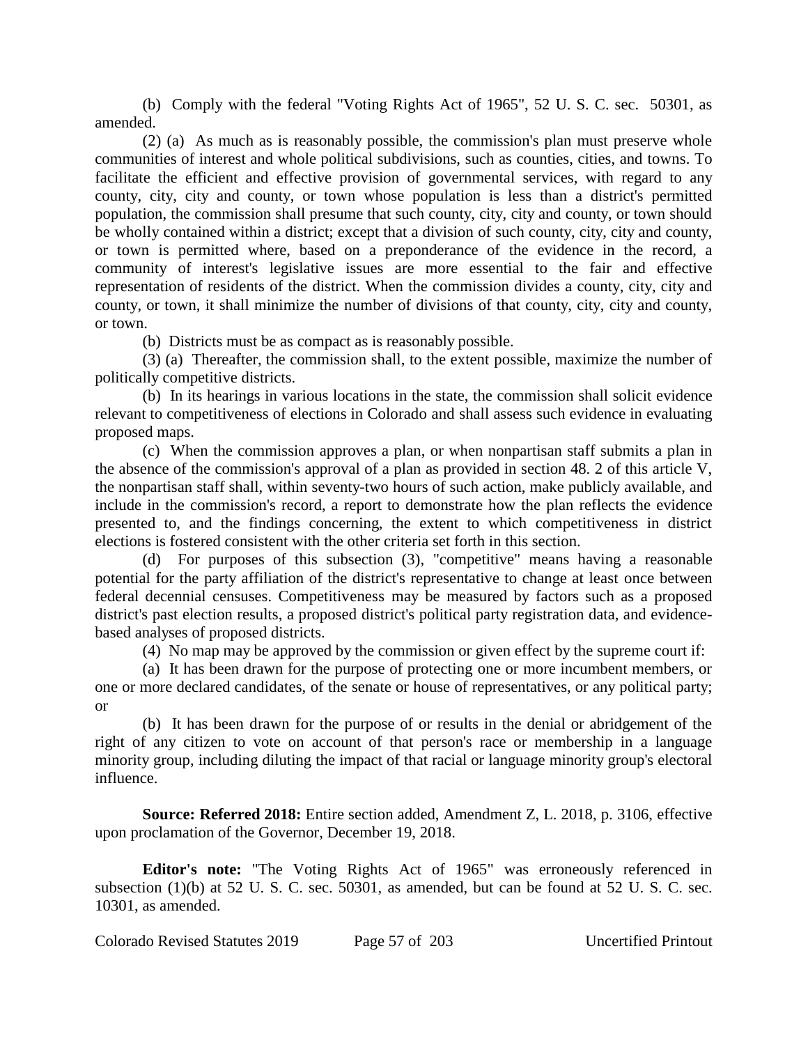(b) Comply with the federal "Voting Rights Act of 1965", 52 U. S. C. sec. 50301, as amended.

(2) (a) As much as is reasonably possible, the commission's plan must preserve whole communities of interest and whole political subdivisions, such as counties, cities, and towns. To facilitate the efficient and effective provision of governmental services, with regard to any county, city, city and county, or town whose population is less than a district's permitted population, the commission shall presume that such county, city, city and county, or town should be wholly contained within a district; except that a division of such county, city, city and county, or town is permitted where, based on a preponderance of the evidence in the record, a community of interest's legislative issues are more essential to the fair and effective representation of residents of the district. When the commission divides a county, city, city and county, or town, it shall minimize the number of divisions of that county, city, city and county, or town.

(b) Districts must be as compact as is reasonably possible.

(3) (a) Thereafter, the commission shall, to the extent possible, maximize the number of politically competitive districts.

(b) In its hearings in various locations in the state, the commission shall solicit evidence relevant to competitiveness of elections in Colorado and shall assess such evidence in evaluating proposed maps.

(c) When the commission approves a plan, or when nonpartisan staff submits a plan in the absence of the commission's approval of a plan as provided in section 48. 2 of this article V, the nonpartisan staff shall, within seventy-two hours of such action, make publicly available, and include in the commission's record, a report to demonstrate how the plan reflects the evidence presented to, and the findings concerning, the extent to which competitiveness in district elections is fostered consistent with the other criteria set forth in this section.

(d) For purposes of this subsection (3), "competitive" means having a reasonable potential for the party affiliation of the district's representative to change at least once between federal decennial censuses. Competitiveness may be measured by factors such as a proposed district's past election results, a proposed district's political party registration data, and evidence-based analyses of proposed districts.

(4) No map may be approved by the commission or given effect by the supreme court if:

(a) It has been drawn for the purpose of protecting one or more incumbent members, or one or more declared candidates, of the senate or house of representatives, or any political party; or

(b) It has been drawn for the purpose of or results in the denial or abridgement of the right of any citizen to vote on account of that person's race or membership in a language minority group, including diluting the impact of that racial or language minority group's electoral influence.

**Source: Referred 2018:** Entire section added, Amendment Z, L. 2018, p. 3106, effective upon proclamation of the Governor, December 19, 2018.

**Editor's note:** "The Voting Rights Act of 1965" was erroneously referenced in subsection (1)(b) at 52 U. S. C. sec. 50301, as amended, but can be found at 52 U. S. C. sec. 10301, as amended.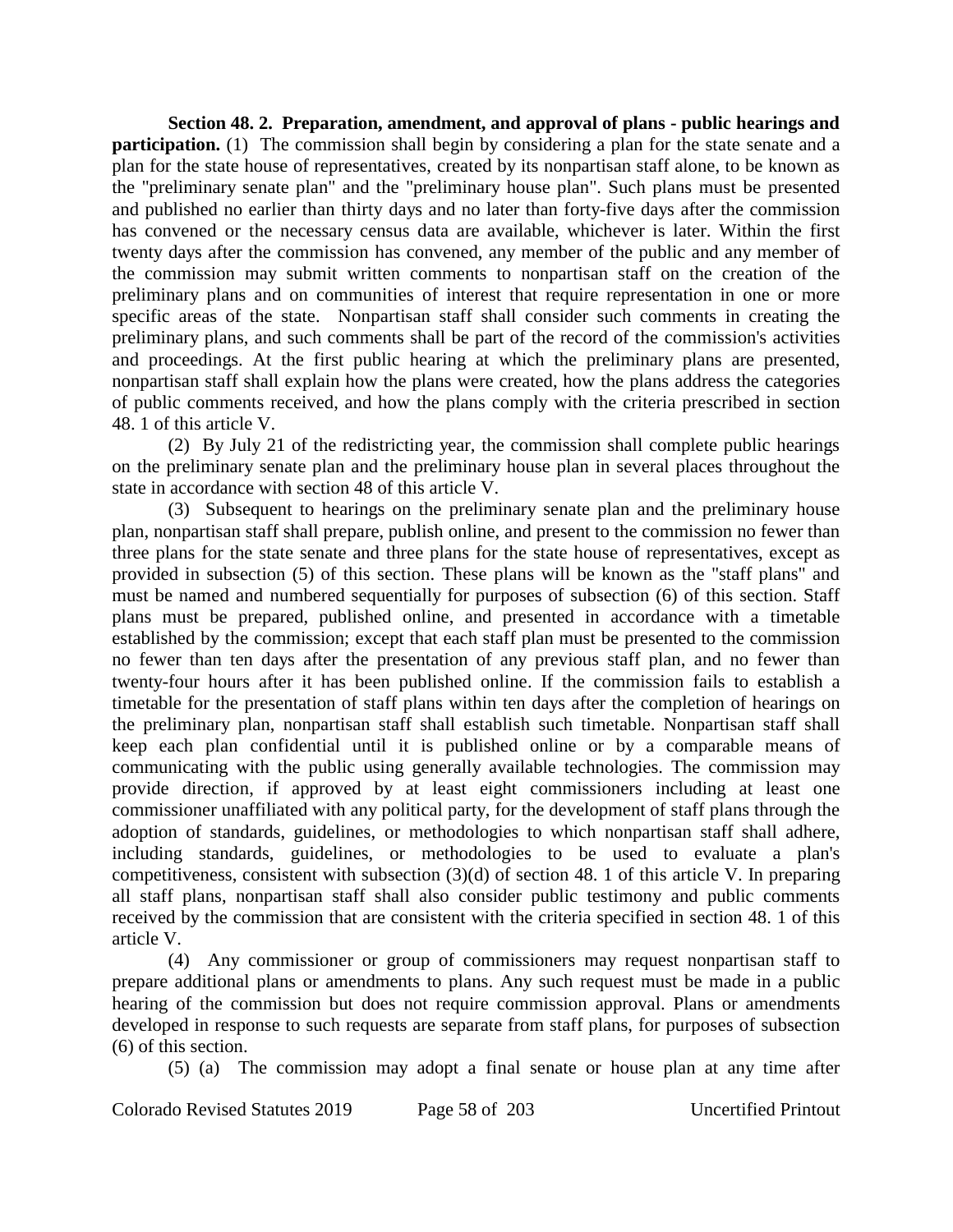**Section 48. 2. Preparation, amendment, and approval of plans - public hearings and participation.** (1) The commission shall begin by considering a plan for the state senate and a plan for the state house of representatives, created by its nonpartisan staff alone, to be known as the "preliminary senate plan" and the "preliminary house plan". Such plans must be presented and published no earlier than thirty days and no later than forty-five days after the commission has convened or the necessary census data are available, whichever is later. Within the first twenty days after the commission has convened, any member of the public and any member of the commission may submit written comments to nonpartisan staff on the creation of the preliminary plans and on communities of interest that require representation in one or more specific areas of the state. Nonpartisan staff shall consider such comments in creating the preliminary plans, and such comments shall be part of the record of the commission's activities and proceedings. At the first public hearing at which the preliminary plans are presented, nonpartisan staff shall explain how the plans were created, how the plans address the categories of public comments received, and how the plans comply with the criteria prescribed in section 48. 1 of this article V.

(2) By July 21 of the redistricting year, the commission shall complete public hearings on the preliminary senate plan and the preliminary house plan in several places throughout the state in accordance with section 48 of this article V.

(3) Subsequent to hearings on the preliminary senate plan and the preliminary house plan, nonpartisan staff shall prepare, publish online, and present to the commission no fewer than three plans for the state senate and three plans for the state house of representatives, except as provided in subsection (5) of this section. These plans will be known as the "staff plans" and must be named and numbered sequentially for purposes of subsection (6) of this section. Staff plans must be prepared, published online, and presented in accordance with a timetable established by the commission; except that each staff plan must be presented to the commission no fewer than ten days after the presentation of any previous staff plan, and no fewer than twenty-four hours after it has been published online. If the commission fails to establish a timetable for the presentation of staff plans within ten days after the completion of hearings on the preliminary plan, nonpartisan staff shall establish such timetable. Nonpartisan staff shall keep each plan confidential until it is published online or by a comparable means of communicating with the public using generally available technologies. The commission may provide direction, if approved by at least eight commissioners including at least one commissioner unaffiliated with any political party, for the development of staff plans through the adoption of standards, guidelines, or methodologies to which nonpartisan staff shall adhere, including standards, guidelines, or methodologies to be used to evaluate a plan's competitiveness, consistent with subsection (3)(d) of section 48. 1 of this article V. In preparing all staff plans, nonpartisan staff shall also consider public testimony and public comments received by the commission that are consistent with the criteria specified in section 48. 1 of this article V.

(4) Any commissioner or group of commissioners may request nonpartisan staff to prepare additional plans or amendments to plans. Any such request must be made in a public hearing of the commission but does not require commission approval. Plans or amendments developed in response to such requests are separate from staff plans, for purposes of subsection (6) of this section.

(5) (a) The commission may adopt a final senate or house plan at any time after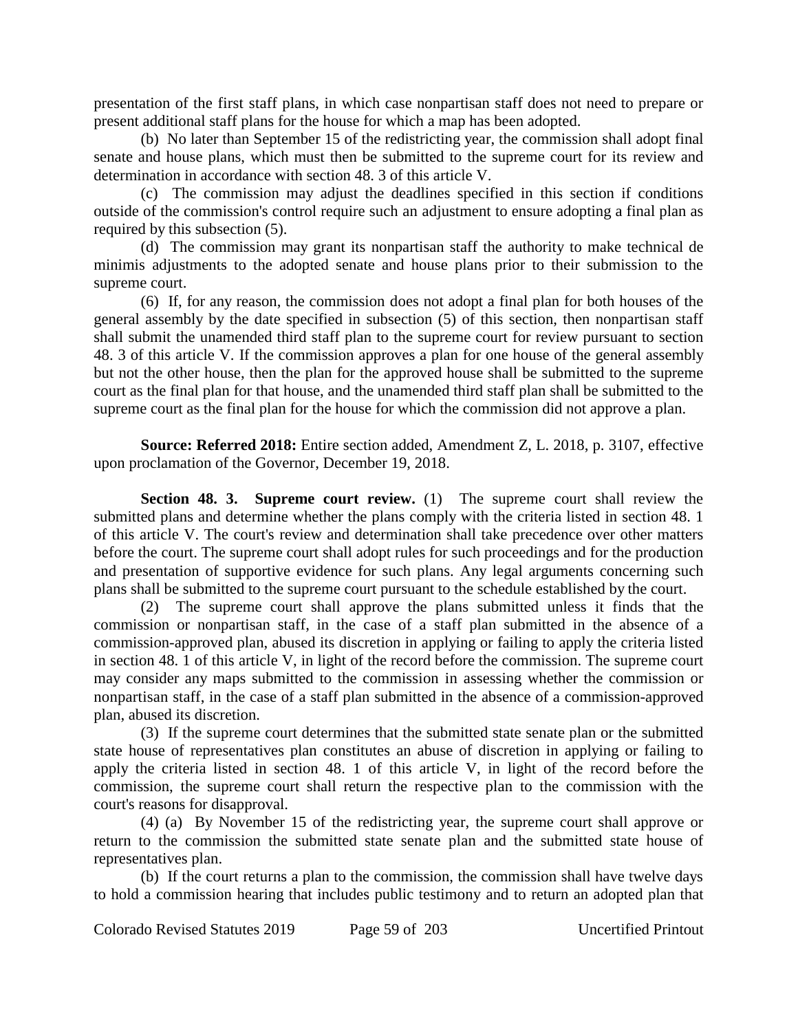presentation of the first staff plans, in which case nonpartisan staff does not need to prepare or present additional staff plans for the house for which a map has been adopted.

(b) No later than September 15 of the redistricting year, the commission shall adopt final senate and house plans, which must then be submitted to the supreme court for its review and determination in accordance with section 48. 3 of this article V.

(c) The commission may adjust the deadlines specified in this section if conditions outside of the commission's control require such an adjustment to ensure adopting a final plan as required by this subsection (5).

(d) The commission may grant its nonpartisan staff the authority to make technical de minimis adjustments to the adopted senate and house plans prior to their submission to the supreme court.

(6) If, for any reason, the commission does not adopt a final plan for both houses of the general assembly by the date specified in subsection (5) of this section, then nonpartisan staff shall submit the unamended third staff plan to the supreme court for review pursuant to section 48. 3 of this article V. If the commission approves a plan for one house of the general assembly but not the other house, then the plan for the approved house shall be submitted to the supreme court as the final plan for that house, and the unamended third staff plan shall be submitted to the supreme court as the final plan for the house for which the commission did not approve a plan.

**Source: Referred 2018:** Entire section added, Amendment Z, L. 2018, p. 3107, effective upon proclamation of the Governor, December 19, 2018.

**Section 48. 3. Supreme court review.** (1) The supreme court shall review the submitted plans and determine whether the plans comply with the criteria listed in section 48. 1 of this article V. The court's review and determination shall take precedence over other matters before the court. The supreme court shall adopt rules for such proceedings and for the production and presentation of supportive evidence for such plans. Any legal arguments concerning such plans shall be submitted to the supreme court pursuant to the schedule established by the court.

(2) The supreme court shall approve the plans submitted unless it finds that the commission or nonpartisan staff, in the case of a staff plan submitted in the absence of a commission-approved plan, abused its discretion in applying or failing to apply the criteria listed in section 48. 1 of this article V, in light of the record before the commission. The supreme court may consider any maps submitted to the commission in assessing whether the commission or nonpartisan staff, in the case of a staff plan submitted in the absence of a commission-approved plan, abused its discretion.

(3) If the supreme court determines that the submitted state senate plan or the submitted state house of representatives plan constitutes an abuse of discretion in applying or failing to apply the criteria listed in section 48. 1 of this article V, in light of the record before the commission, the supreme court shall return the respective plan to the commission with the court's reasons for disapproval.

(4) (a) By November 15 of the redistricting year, the supreme court shall approve or return to the commission the submitted state senate plan and the submitted state house of representatives plan.

(b) If the court returns a plan to the commission, the commission shall have twelve days to hold a commission hearing that includes public testimony and to return an adopted plan that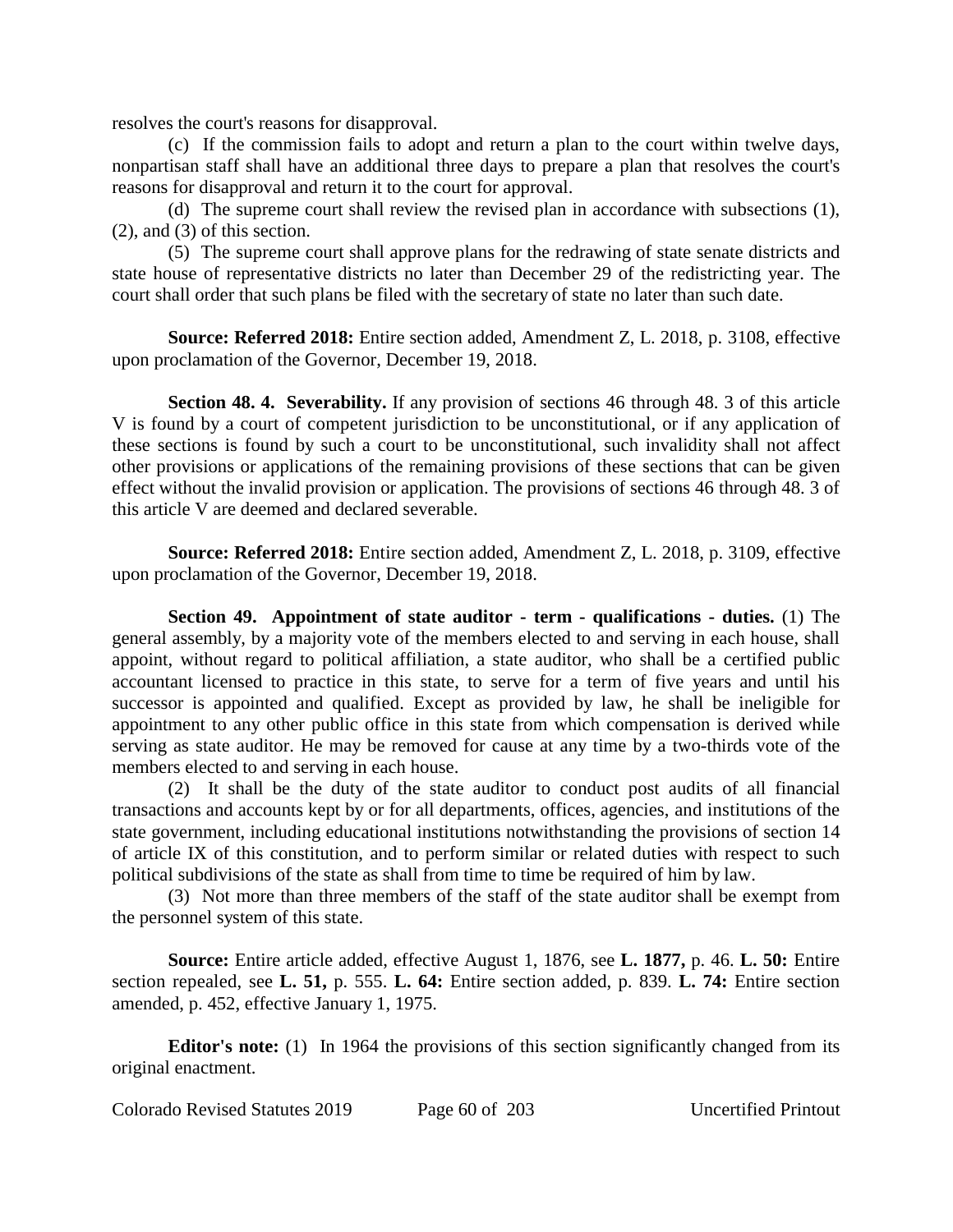resolves the court's reasons for disapproval.

(c) If the commission fails to adopt and return a plan to the court within twelve days, nonpartisan staff shall have an additional three days to prepare a plan that resolves the court's reasons for disapproval and return it to the court for approval.

(d) The supreme court shall review the revised plan in accordance with subsections (1), (2), and (3) of this section.

(5) The supreme court shall approve plans for the redrawing of state senate districts and state house of representative districts no later than December 29 of the redistricting year. The court shall order that such plans be filed with the secretary of state no later than such date.

**Source: Referred 2018:** Entire section added, Amendment Z, L. 2018, p. 3108, effective upon proclamation of the Governor, December 19, 2018.

**Section 48. 4. Severability.** If any provision of sections 46 through 48. 3 of this article V is found by a court of competent jurisdiction to be unconstitutional, or if any application of these sections is found by such a court to be unconstitutional, such invalidity shall not affect other provisions or applications of the remaining provisions of these sections that can be given effect without the invalid provision or application. The provisions of sections 46 through 48. 3 of this article V are deemed and declared severable.

**Source: Referred 2018:** Entire section added, Amendment Z, L. 2018, p. 3109, effective upon proclamation of the Governor, December 19, 2018.

**Section 49. Appointment of state auditor - term - qualifications - duties.** (1) The general assembly, by a majority vote of the members elected to and serving in each house, shall appoint, without regard to political affiliation, a state auditor, who shall be a certified public accountant licensed to practice in this state, to serve for a term of five years and until his successor is appointed and qualified. Except as provided by law, he shall be ineligible for appointment to any other public office in this state from which compensation is derived while serving as state auditor. He may be removed for cause at any time by a two-thirds vote of the members elected to and serving in each house.

(2) It shall be the duty of the state auditor to conduct post audits of all financial transactions and accounts kept by or for all departments, offices, agencies, and institutions of the state government, including educational institutions notwithstanding the provisions of section 14 of article IX of this constitution, and to perform similar or related duties with respect to such political subdivisions of the state as shall from time to time be required of him by law.

(3) Not more than three members of the staff of the state auditor shall be exempt from the personnel system of this state.

**Source:** Entire article added, effective August 1, 1876, see **L. 1877,** p. 46. **L. 50:** Entire section repealed, see **L. 51,** p. 555. **L. 64:** Entire section added, p. 839. **L. 74:** Entire section amended, p. 452, effective January 1, 1975.

**Editor's note:** (1) In 1964 the provisions of this section significantly changed from its original enactment.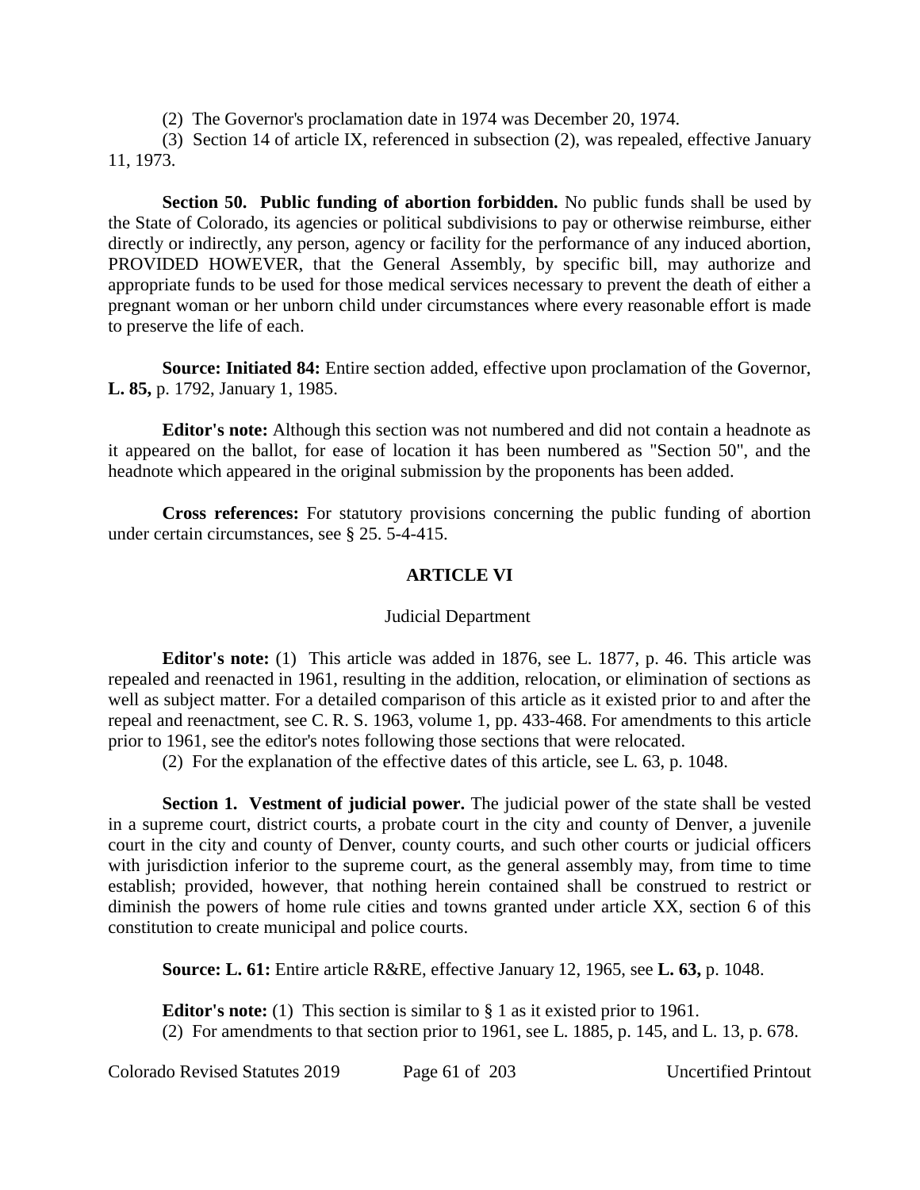(2) The Governor's proclamation date in 1974 was December 20, 1974.

(3) Section 14 of article IX, referenced in subsection (2), was repealed, effective January 11, 1973.

**Section 50. Public funding of abortion forbidden.** No public funds shall be used by the State of Colorado, its agencies or political subdivisions to pay or otherwise reimburse, either directly or indirectly, any person, agency or facility for the performance of any induced abortion, PROVIDED HOWEVER, that the General Assembly, by specific bill, may authorize and appropriate funds to be used for those medical services necessary to prevent the death of either a pregnant woman or her unborn child under circumstances where every reasonable effort is made to preserve the life of each.

**Source: Initiated 84:** Entire section added, effective upon proclamation of the Governor, **L. 85,** p. 1792, January 1, 1985.

**Editor's note:** Although this section was not numbered and did not contain a headnote as it appeared on the ballot, for ease of location it has been numbered as "Section 50", and the headnote which appeared in the original submission by the proponents has been added.

**Cross references:** For statutory provisions concerning the public funding of abortion under certain circumstances, see § 25. 5-4-415.

## ARTICLE VI

### Judicial Department

**Editor's note:** (1) This article was added in 1876, see L. 1877, p. 46. This article was repealed and reenacted in 1961, resulting in the addition, relocation, or elimination of sections as well as subject matter. For a detailed comparison of this article as it existed prior to and after the repeal and reenactment, see C. R. S. 1963, volume 1, pp. 433-468. For amendments to this article prior to 1961, see the editor's notes following those sections that were relocated.

(2) For the explanation of the effective dates of this article, see L. 63, p. 1048.

**Section 1. Vestment of judicial power.** The judicial power of the state shall be vested in a supreme court, district courts, a probate court in the city and county of Denver, a juvenile court in the city and county of Denver, county courts, and such other courts or judicial officers with jurisdiction inferior to the supreme court, as the general assembly may, from time to time establish; provided, however, that nothing herein contained shall be construed to restrict or diminish the powers of home rule cities and towns granted under article XX, section 6 of this constitution to create municipal and police courts.

**Source: L. 61:** Entire article R&RE, effective January 12, 1965, see **L. 63,** p. 1048.

**Editor's note:** (1) This section is similar to § 1 as it existed prior to 1961.

(2) For amendments to that section prior to 1961, see L. 1885, p. 145, and L. 13, p. 678.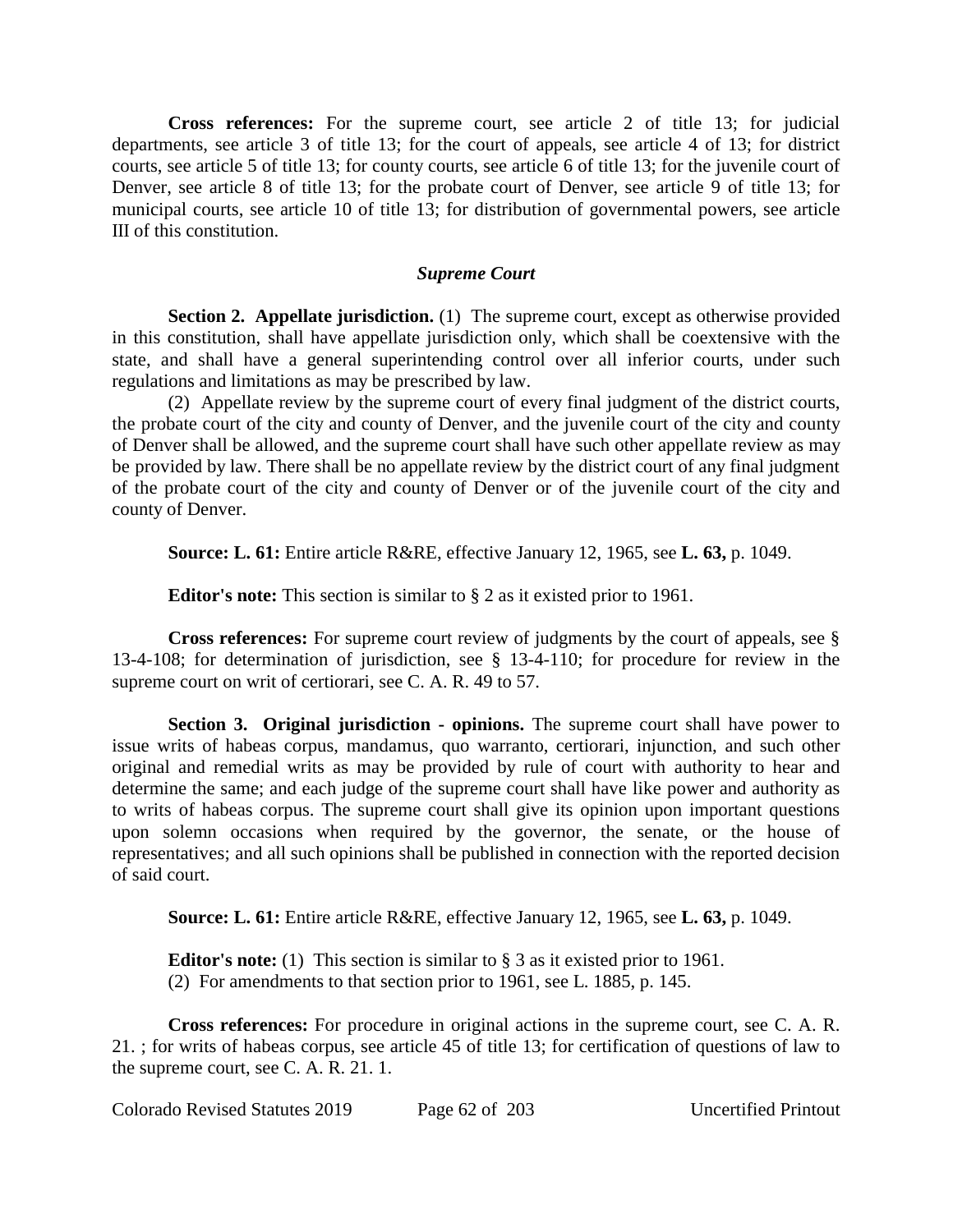**Cross references:** For the supreme court, see article 2 of title 13; for judicial departments, see article 3 of title 13; for the court of appeals, see article 4 of 13; for district courts, see article 5 of title 13; for county courts, see article 6 of title 13; for the juvenile court of Denver, see article 8 of title 13; for the probate court of Denver, see article 9 of title 13; for municipal courts, see article 10 of title 13; for distribution of governmental powers, see article III of this constitution.

### *Supreme Court*

**Section 2. Appellate jurisdiction.** (1) The supreme court, except as otherwise provided in this constitution, shall have appellate jurisdiction only, which shall be coextensive with the state, and shall have a general superintending control over all inferior courts, under such regulations and limitations as may be prescribed by law.

(2) Appellate review by the supreme court of every final judgment of the district courts, the probate court of the city and county of Denver, and the juvenile court of the city and county of Denver shall be allowed, and the supreme court shall have such other appellate review as may be provided by law. There shall be no appellate review by the district court of any final judgment of the probate court of the city and county of Denver or of the juvenile court of the city and county of Denver.

**Source: L. 61:** Entire article R&RE, effective January 12, 1965, see **L. 63,** p. 1049.

**Editor's note:** This section is similar to § 2 as it existed prior to 1961.

**Cross references:** For supreme court review of judgments by the court of appeals, see § 13-4-108; for determination of jurisdiction, see § 13-4-110; for procedure for review in the supreme court on writ of certiorari, see C. A. R. 49 to 57.

**Section 3. Original jurisdiction - opinions.** The supreme court shall have power to issue writs of habeas corpus, mandamus, quo warranto, certiorari, injunction, and such other original and remedial writs as may be provided by rule of court with authority to hear and determine the same; and each judge of the supreme court shall have like power and authority as to writs of habeas corpus. The supreme court shall give its opinion upon important questions upon solemn occasions when required by the governor, the senate, or the house of representatives; and all such opinions shall be published in connection with the reported decision of said court.

**Source: L. 61:** Entire article R&RE, effective January 12, 1965, see **L. 63,** p. 1049.

**Editor's note:** (1) This section is similar to § 3 as it existed prior to 1961.
(2) For amendments to that section prior to 1961, see L. 1885, p. 145.

**Cross references:** For procedure in original actions in the supreme court, see C. A. R. 21. ; for writs of habeas corpus, see article 45 of title 13; for certification of questions of law to the supreme court, see C. A. R. 21. 1.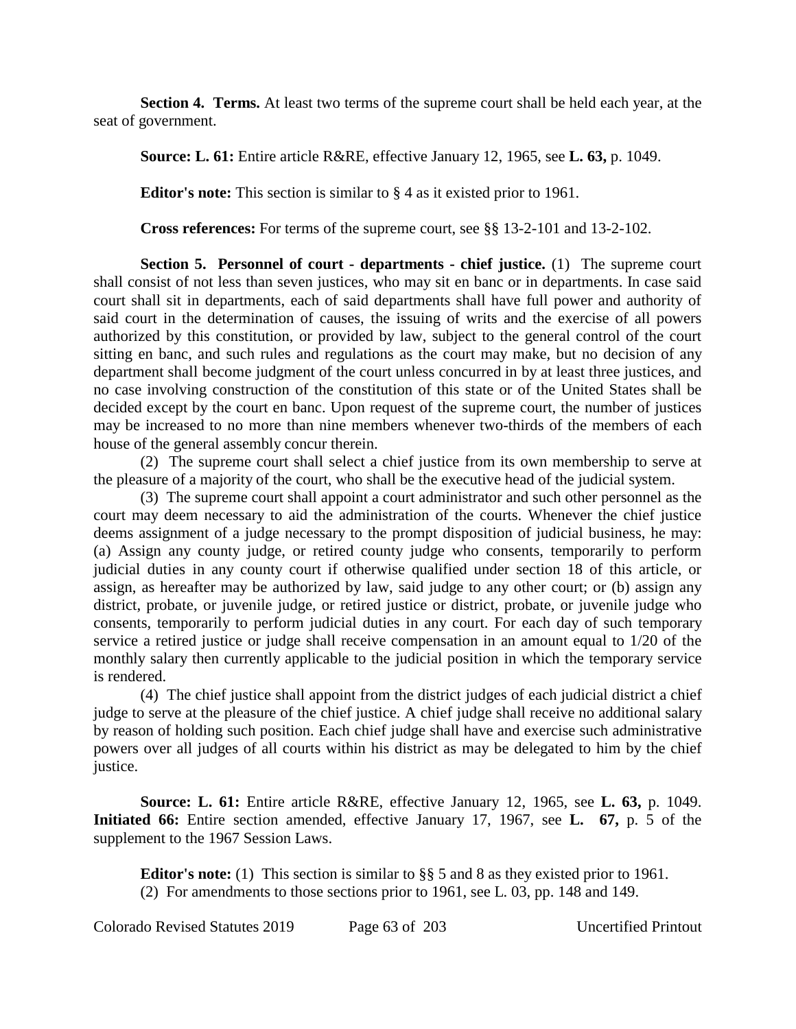**Section 4. Terms.** At least two terms of the supreme court shall be held each year, at the seat of government.

**Source: L. 61:** Entire article R&RE, effective January 12, 1965, see **L. 63,** p. 1049.

**Editor's note:** This section is similar to § 4 as it existed prior to 1961.

**Cross references:** For terms of the supreme court, see §§ 13-2-101 and 13-2-102.

**Section 5. Personnel of court - departments - chief justice.** (1) The supreme court shall consist of not less than seven justices, who may sit en banc or in departments. In case said court shall sit in departments, each of said departments shall have full power and authority of said court in the determination of causes, the issuing of writs and the exercise of all powers authorized by this constitution, or provided by law, subject to the general control of the court sitting en banc, and such rules and regulations as the court may make, but no decision of any department shall become judgment of the court unless concurred in by at least three justices, and no case involving construction of the constitution of this state or of the United States shall be decided except by the court en banc. Upon request of the supreme court, the number of justices may be increased to no more than nine members whenever two-thirds of the members of each house of the general assembly concur therein.

(2) The supreme court shall select a chief justice from its own membership to serve at the pleasure of a majority of the court, who shall be the executive head of the judicial system.

(3) The supreme court shall appoint a court administrator and such other personnel as the court may deem necessary to aid the administration of the courts. Whenever the chief justice deems assignment of a judge necessary to the prompt disposition of judicial business, he may: (a) Assign any county judge, or retired county judge who consents, temporarily to perform judicial duties in any county court if otherwise qualified under section 18 of this article, or assign, as hereafter may be authorized by law, said judge to any other court; or (b) assign any district, probate, or juvenile judge, or retired justice or district, probate, or juvenile judge who consents, temporarily to perform judicial duties in any court. For each day of such temporary service a retired justice or judge shall receive compensation in an amount equal to 1/20 of the monthly salary then currently applicable to the judicial position in which the temporary service is rendered.

(4) The chief justice shall appoint from the district judges of each judicial district a chief judge to serve at the pleasure of the chief justice. A chief judge shall receive no additional salary by reason of holding such position. Each chief judge shall have and exercise such administrative powers over all judges of all courts within his district as may be delegated to him by the chief justice.

**Source: L. 61:** Entire article R&RE, effective January 12, 1965, see **L. 63,** p. 1049. **Initiated 66:** Entire section amended, effective January 17, 1967, see **L. 67,** p. 5 of the supplement to the 1967 Session Laws.

**Editor's note:** (1) This section is similar to §§ 5 and 8 as they existed prior to 1961.

(2) For amendments to those sections prior to 1961, see L. 03, pp. 148 and 149.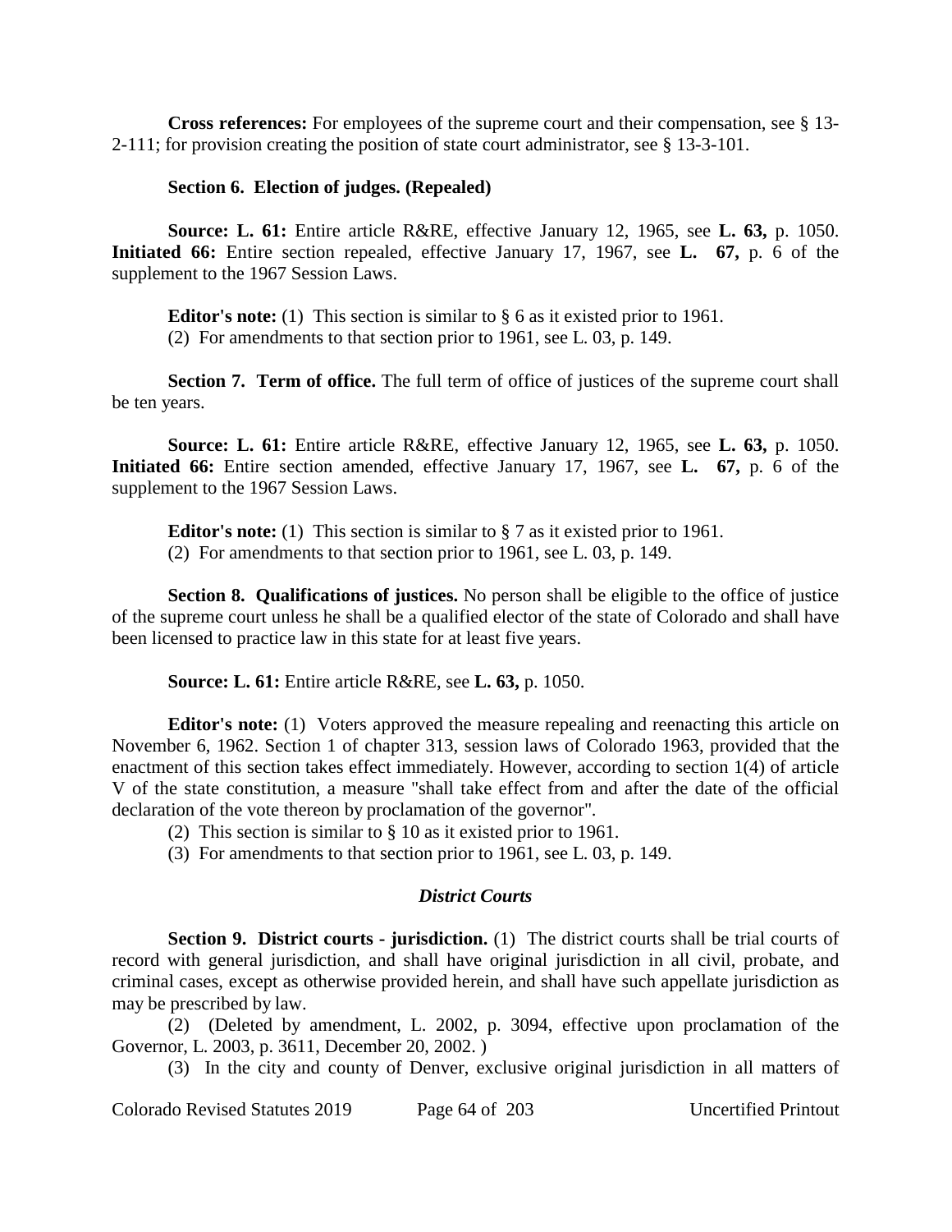**Cross references:** For employees of the supreme court and their compensation, see § 13-2-111; for provision creating the position of state court administrator, see § 13-3-101.

**Section 6. Election of judges. (Repealed)**

**Source: L. 61:** Entire article R&RE, effective January 12, 1965, see **L. 63,** p. 1050. **Initiated 66:** Entire section repealed, effective January 17, 1967, see **L. 67,** p. 6 of the supplement to the 1967 Session Laws.

**Editor's note:** (1) This section is similar to § 6 as it existed prior to 1961.
(2) For amendments to that section prior to 1961, see L. 03, p. 149.

**Section 7. Term of office.** The full term of office of justices of the supreme court shall be ten years.

**Source: L. 61:** Entire article R&RE, effective January 12, 1965, see **L. 63,** p. 1050. **Initiated 66:** Entire section amended, effective January 17, 1967, see **L. 67,** p. 6 of the supplement to the 1967 Session Laws.

**Editor's note:** (1) This section is similar to § 7 as it existed prior to 1961.
(2) For amendments to that section prior to 1961, see L. 03, p. 149.

**Section 8. Qualifications of justices.** No person shall be eligible to the office of justice of the supreme court unless he shall be a qualified elector of the state of Colorado and shall have been licensed to practice law in this state for at least five years.

**Source: L. 61:** Entire article R&RE, see **L. 63,** p. 1050.

**Editor's note:** (1) Voters approved the measure repealing and reenacting this article on November 6, 1962. Section 1 of chapter 313, session laws of Colorado 1963, provided that the enactment of this section takes effect immediately. However, according to section 1(4) of article V of the state constitution, a measure "shall take effect from and after the date of the official declaration of the vote thereon by proclamation of the governor".
(2) This section is similar to § 10 as it existed prior to 1961.
(3) For amendments to that section prior to 1961, see L. 03, p. 149.

***District Courts***

**Section 9. District courts - jurisdiction.** (1) The district courts shall be trial courts of record with general jurisdiction, and shall have original jurisdiction in all civil, probate, and criminal cases, except as otherwise provided herein, and shall have such appellate jurisdiction as may be prescribed by law.

(2) (Deleted by amendment, L. 2002, p. 3094, effective upon proclamation of the Governor, L. 2003, p. 3611, December 20, 2002. )

(3) In the city and county of Denver, exclusive original jurisdiction in all matters of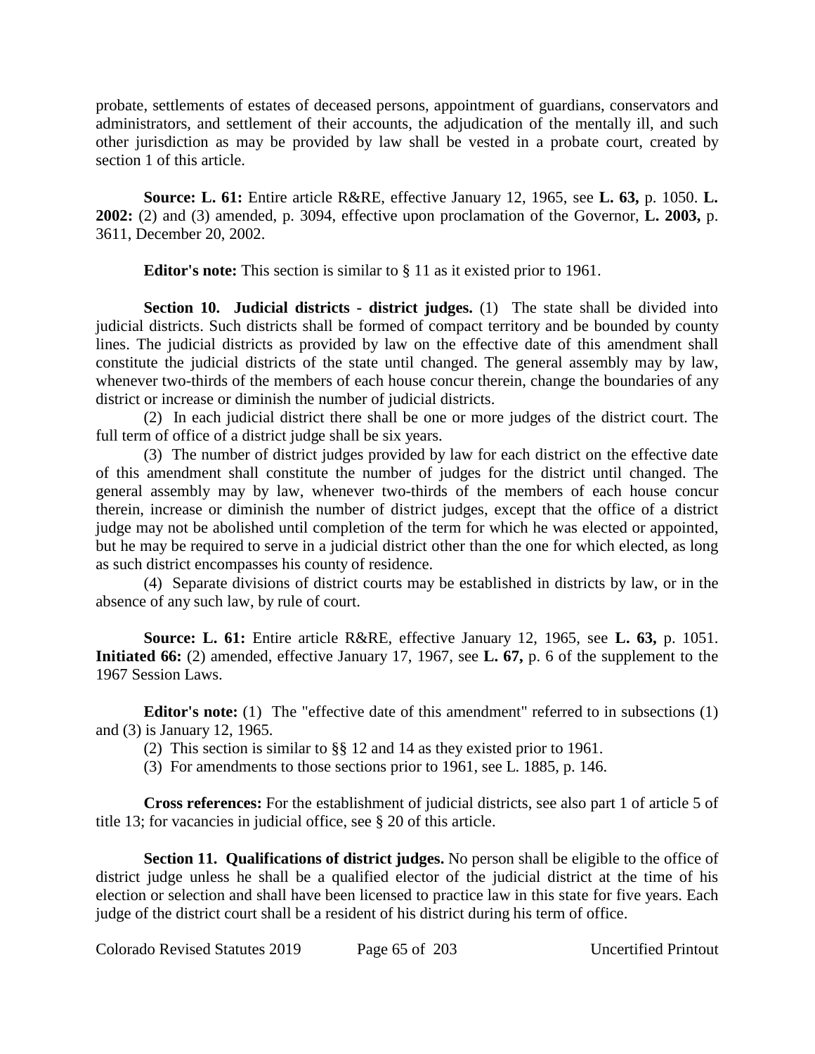probate, settlements of estates of deceased persons, appointment of guardians, conservators and administrators, and settlement of their accounts, the adjudication of the mentally ill, and such other jurisdiction as may be provided by law shall be vested in a probate court, created by section 1 of this article.

**Source: L. 61:** Entire article R&RE, effective January 12, 1965, see **L. 63,** p. 1050. **L. 2002:** (2) and (3) amended, p. 3094, effective upon proclamation of the Governor, **L. 2003,** p. 3611, December 20, 2002.

**Editor's note:** This section is similar to § 11 as it existed prior to 1961.

**Section 10. Judicial districts - district judges.** (1) The state shall be divided into judicial districts. Such districts shall be formed of compact territory and be bounded by county lines. The judicial districts as provided by law on the effective date of this amendment shall constitute the judicial districts of the state until changed. The general assembly may by law, whenever two-thirds of the members of each house concur therein, change the boundaries of any district or increase or diminish the number of judicial districts.

(2) In each judicial district there shall be one or more judges of the district court. The full term of office of a district judge shall be six years.

(3) The number of district judges provided by law for each district on the effective date of this amendment shall constitute the number of judges for the district until changed. The general assembly may by law, whenever two-thirds of the members of each house concur therein, increase or diminish the number of district judges, except that the office of a district judge may not be abolished until completion of the term for which he was elected or appointed, but he may be required to serve in a judicial district other than the one for which elected, as long as such district encompasses his county of residence.

(4) Separate divisions of district courts may be established in districts by law, or in the absence of any such law, by rule of court.

**Source: L. 61:** Entire article R&RE, effective January 12, 1965, see **L. 63,** p. 1051. **Initiated 66:** (2) amended, effective January 17, 1967, see **L. 67,** p. 6 of the supplement to the 1967 Session Laws.

**Editor's note:** (1) The "effective date of this amendment" referred to in subsections (1) and (3) is January 12, 1965.

(2) This section is similar to §§ 12 and 14 as they existed prior to 1961.

(3) For amendments to those sections prior to 1961, see L. 1885, p. 146.

**Cross references:** For the establishment of judicial districts, see also part 1 of article 5 of title 13; for vacancies in judicial office, see § 20 of this article.

**Section 11. Qualifications of district judges.** No person shall be eligible to the office of district judge unless he shall be a qualified elector of the judicial district at the time of his election or selection and shall have been licensed to practice law in this state for five years. Each judge of the district court shall be a resident of his district during his term of office.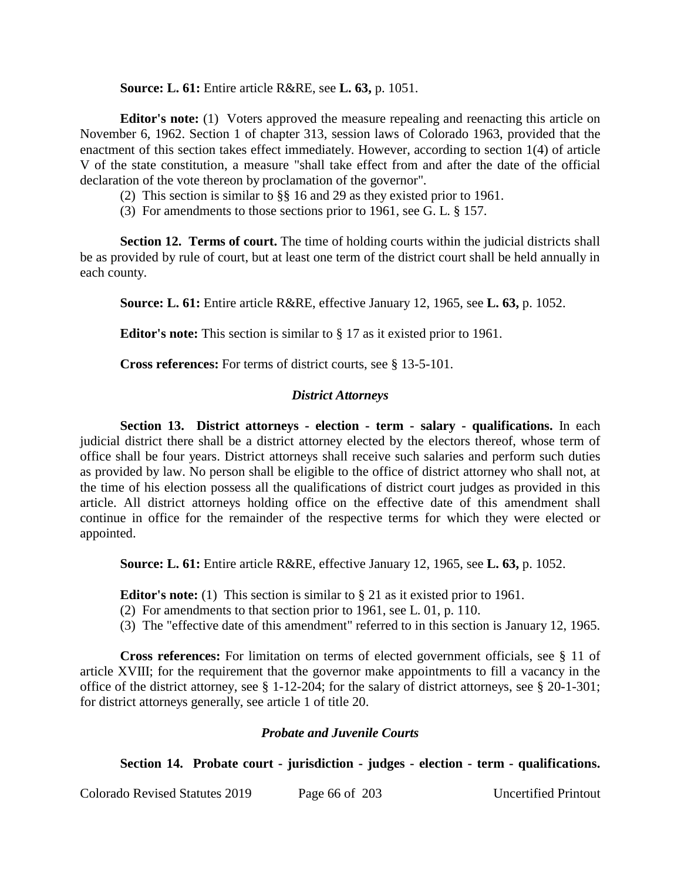**Source: L. 61:** Entire article R&RE, see **L. 63,** p. 1051.

**Editor's note:** (1) Voters approved the measure repealing and reenacting this article on November 6, 1962. Section 1 of chapter 313, session laws of Colorado 1963, provided that the enactment of this section takes effect immediately. However, according to section 1(4) of article V of the state constitution, a measure "shall take effect from and after the date of the official declaration of the vote thereon by proclamation of the governor".

(2) This section is similar to §§ 16 and 29 as they existed prior to 1961.

(3) For amendments to those sections prior to 1961, see G. L. § 157.

**Section 12. Terms of court.** The time of holding courts within the judicial districts shall be as provided by rule of court, but at least one term of the district court shall be held annually in each county.

**Source: L. 61:** Entire article R&RE, effective January 12, 1965, see **L. 63,** p. 1052.

**Editor's note:** This section is similar to § 17 as it existed prior to 1961.

**Cross references:** For terms of district courts, see § 13-5-101.

### *District Attorneys*

**Section 13. District attorneys - election - term - salary - qualifications.** In each judicial district there shall be a district attorney elected by the electors thereof, whose term of office shall be four years. District attorneys shall receive such salaries and perform such duties as provided by law. No person shall be eligible to the office of district attorney who shall not, at the time of his election possess all the qualifications of district court judges as provided in this article. All district attorneys holding office on the effective date of this amendment shall continue in office for the remainder of the respective terms for which they were elected or appointed.

**Source: L. 61:** Entire article R&RE, effective January 12, 1965, see **L. 63,** p. 1052.

**Editor's note:** (1) This section is similar to § 21 as it existed prior to 1961.

(2) For amendments to that section prior to 1961, see L. 01, p. 110.

(3) The "effective date of this amendment" referred to in this section is January 12, 1965.

**Cross references:** For limitation on terms of elected government officials, see § 11 of article XVIII; for the requirement that the governor make appointments to fill a vacancy in the office of the district attorney, see § 1-12-204; for the salary of district attorneys, see § 20-1-301; for district attorneys generally, see article 1 of title 20.

### *Probate and Juvenile Courts*

**Section 14. Probate court - jurisdiction - judges - election - term - qualifications.**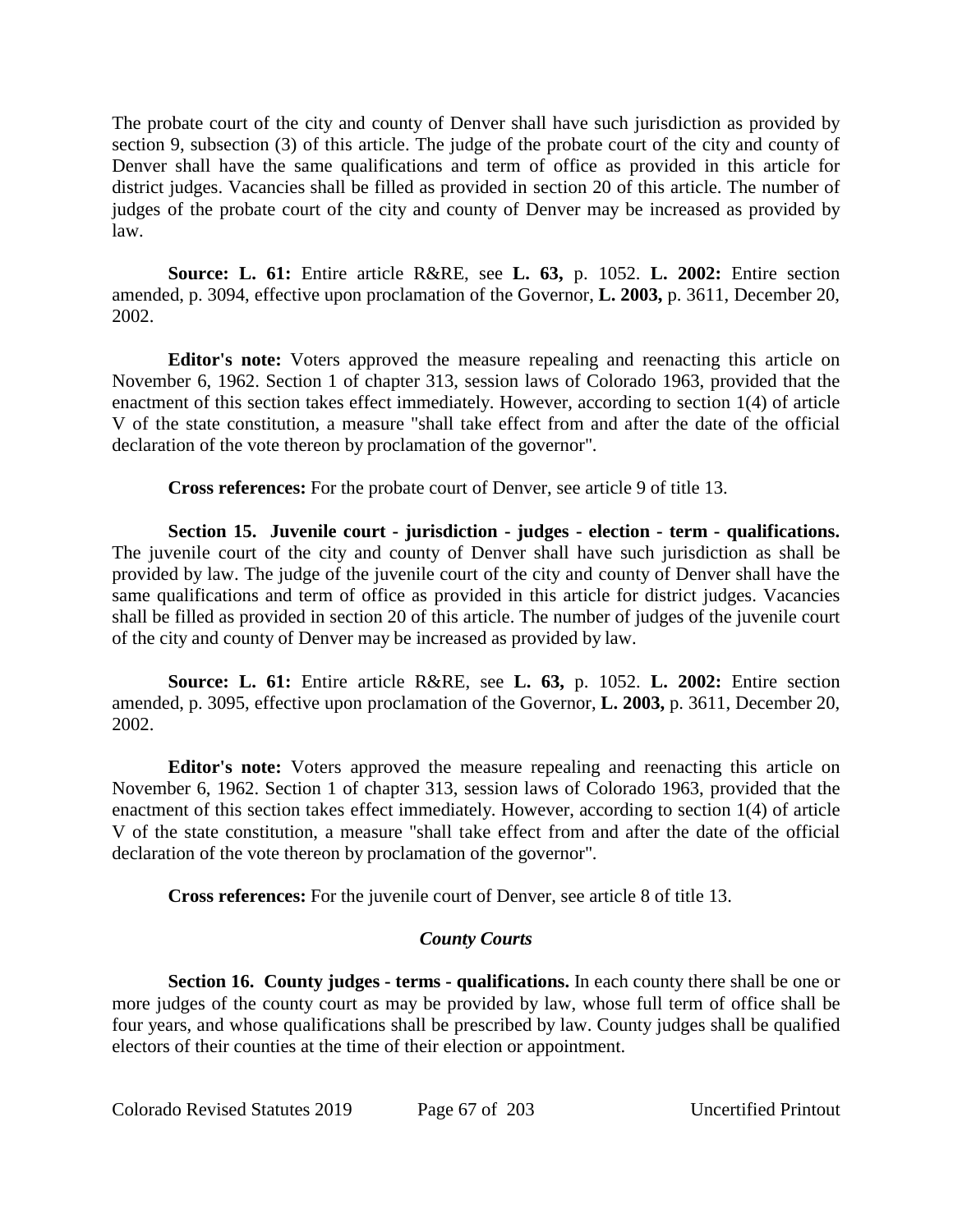The probate court of the city and county of Denver shall have such jurisdiction as provided by section 9, subsection (3) of this article. The judge of the probate court of the city and county of Denver shall have the same qualifications and term of office as provided in this article for district judges. Vacancies shall be filled as provided in section 20 of this article. The number of judges of the probate court of the city and county of Denver may be increased as provided by law.

**Source: L. 61:** Entire article R&RE, see **L. 63,** p. 1052. **L. 2002:** Entire section amended, p. 3094, effective upon proclamation of the Governor, **L. 2003,** p. 3611, December 20, 2002.

**Editor's note:** Voters approved the measure repealing and reenacting this article on November 6, 1962. Section 1 of chapter 313, session laws of Colorado 1963, provided that the enactment of this section takes effect immediately. However, according to section 1(4) of article V of the state constitution, a measure "shall take effect from and after the date of the official declaration of the vote thereon by proclamation of the governor".

**Cross references:** For the probate court of Denver, see article 9 of title 13.

**Section 15. Juvenile court - jurisdiction - judges - election - term - qualifications.** The juvenile court of the city and county of Denver shall have such jurisdiction as shall be provided by law. The judge of the juvenile court of the city and county of Denver shall have the same qualifications and term of office as provided in this article for district judges. Vacancies shall be filled as provided in section 20 of this article. The number of judges of the juvenile court of the city and county of Denver may be increased as provided by law.

**Source: L. 61:** Entire article R&RE, see **L. 63,** p. 1052. **L. 2002:** Entire section amended, p. 3095, effective upon proclamation of the Governor, **L. 2003,** p. 3611, December 20, 2002.

**Editor's note:** Voters approved the measure repealing and reenacting this article on November 6, 1962. Section 1 of chapter 313, session laws of Colorado 1963, provided that the enactment of this section takes effect immediately. However, according to section 1(4) of article V of the state constitution, a measure "shall take effect from and after the date of the official declaration of the vote thereon by proclamation of the governor".

**Cross references:** For the juvenile court of Denver, see article 8 of title 13.

### *County Courts*

**Section 16. County judges - terms - qualifications.** In each county there shall be one or more judges of the county court as may be provided by law, whose full term of office shall be four years, and whose qualifications shall be prescribed by law. County judges shall be qualified electors of their counties at the time of their election or appointment.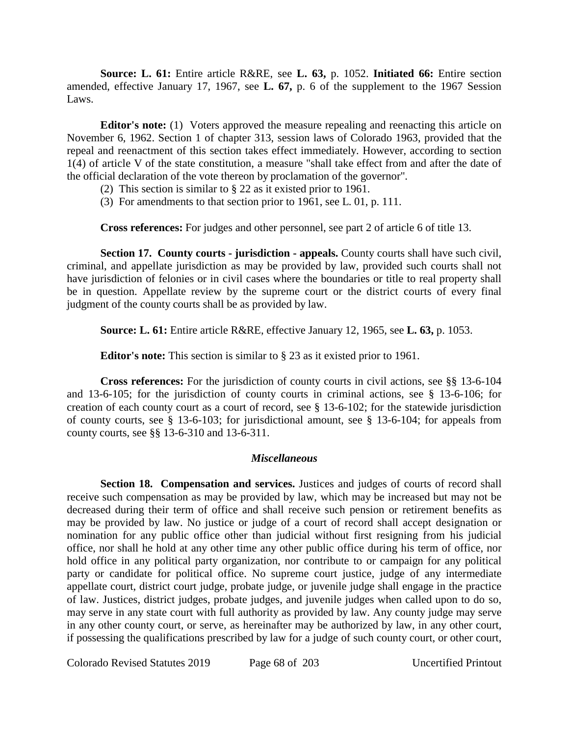**Source: L. 61:** Entire article R&RE, see **L. 63,** p. 1052. **Initiated 66:** Entire section amended, effective January 17, 1967, see **L. 67,** p. 6 of the supplement to the 1967 Session Laws.

**Editor's note:** (1) Voters approved the measure repealing and reenacting this article on November 6, 1962. Section 1 of chapter 313, session laws of Colorado 1963, provided that the repeal and reenactment of this section takes effect immediately. However, according to section 1(4) of article V of the state constitution, a measure "shall take effect from and after the date of the official declaration of the vote thereon by proclamation of the governor".

(2) This section is similar to § 22 as it existed prior to 1961.

(3) For amendments to that section prior to 1961, see L. 01, p. 111.

**Cross references:** For judges and other personnel, see part 2 of article 6 of title 13.

**Section 17. County courts - jurisdiction - appeals.** County courts shall have such civil, criminal, and appellate jurisdiction as may be provided by law, provided such courts shall not have jurisdiction of felonies or in civil cases where the boundaries or title to real property shall be in question. Appellate review by the supreme court or the district courts of every final judgment of the county courts shall be as provided by law.

**Source: L. 61:** Entire article R&RE, effective January 12, 1965, see **L. 63,** p. 1053.

**Editor's note:** This section is similar to § 23 as it existed prior to 1961.

**Cross references:** For the jurisdiction of county courts in civil actions, see §§ 13-6-104 and 13-6-105; for the jurisdiction of county courts in criminal actions, see § 13-6-106; for creation of each county court as a court of record, see § 13-6-102; for the statewide jurisdiction of county courts, see § 13-6-103; for jurisdictional amount, see § 13-6-104; for appeals from county courts, see §§ 13-6-310 and 13-6-311.

### *Miscellaneous*

**Section 18. Compensation and services.** Justices and judges of courts of record shall receive such compensation as may be provided by law, which may be increased but may not be decreased during their term of office and shall receive such pension or retirement benefits as may be provided by law. No justice or judge of a court of record shall accept designation or nomination for any public office other than judicial without first resigning from his judicial office, nor shall he hold at any other time any other public office during his term of office, nor hold office in any political party organization, nor contribute to or campaign for any political party or candidate for political office. No supreme court justice, judge of any intermediate appellate court, district court judge, probate judge, or juvenile judge shall engage in the practice of law. Justices, district judges, probate judges, and juvenile judges when called upon to do so, may serve in any state court with full authority as provided by law. Any county judge may serve in any other county court, or serve, as hereinafter may be authorized by law, in any other court, if possessing the qualifications prescribed by law for a judge of such county court, or other court,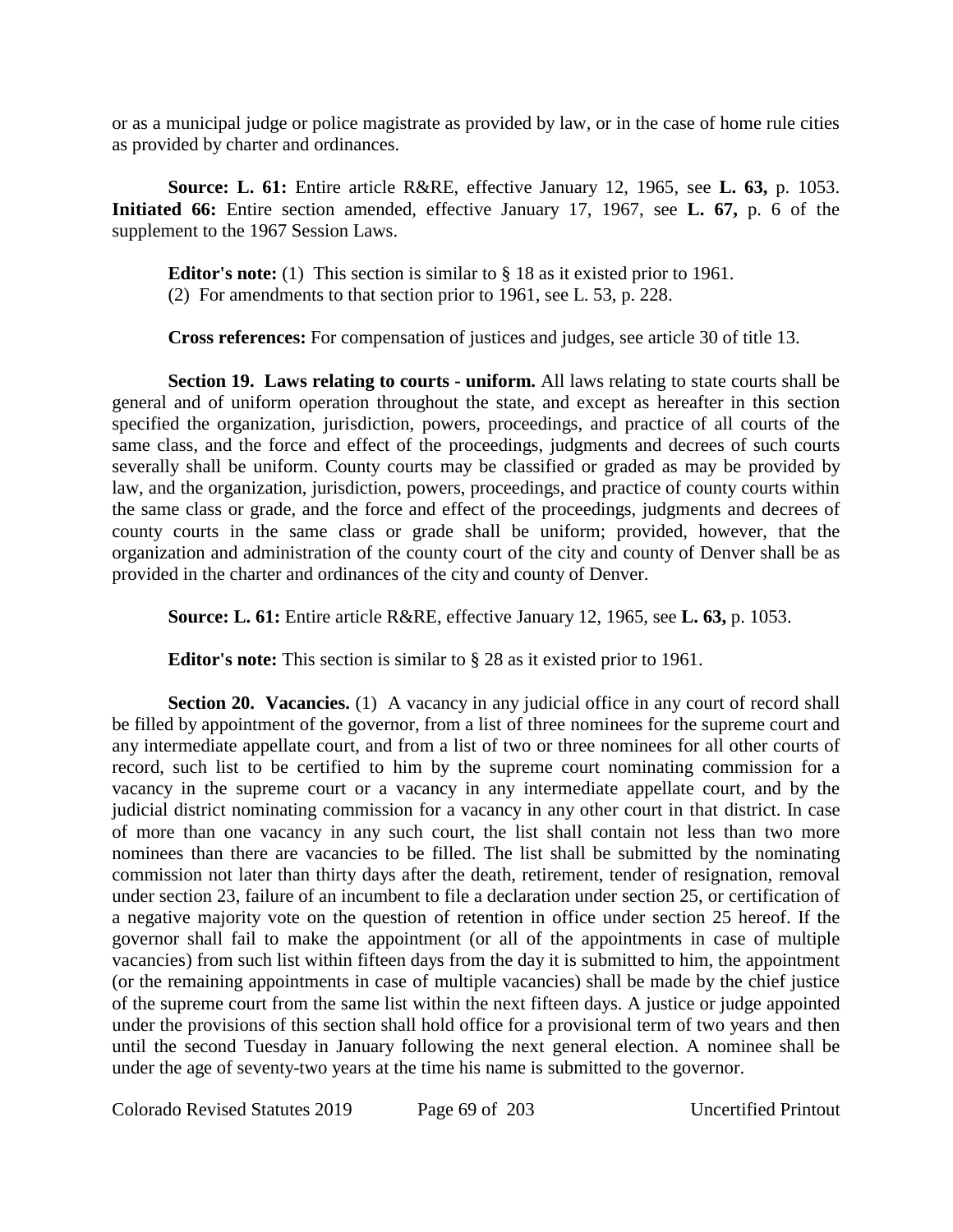or as a municipal judge or police magistrate as provided by law, or in the case of home rule cities as provided by charter and ordinances.

**Source: L. 61:** Entire article R&RE, effective January 12, 1965, see **L. 63,** p. 1053. **Initiated 66:** Entire section amended, effective January 17, 1967, see **L. 67,** p. 6 of the supplement to the 1967 Session Laws.

**Editor's note:** (1) This section is similar to § 18 as it existed prior to 1961.
(2) For amendments to that section prior to 1961, see L. 53, p. 228.

**Cross references:** For compensation of justices and judges, see article 30 of title 13.

**Section 19. Laws relating to courts - uniform.** All laws relating to state courts shall be general and of uniform operation throughout the state, and except as hereafter in this section specified the organization, jurisdiction, powers, proceedings, and practice of all courts of the same class, and the force and effect of the proceedings, judgments and decrees of such courts severally shall be uniform. County courts may be classified or graded as may be provided by law, and the organization, jurisdiction, powers, proceedings, and practice of county courts within the same class or grade, and the force and effect of the proceedings, judgments and decrees of county courts in the same class or grade shall be uniform; provided, however, that the organization and administration of the county court of the city and county of Denver shall be as provided in the charter and ordinances of the city and county of Denver.

**Source: L. 61:** Entire article R&RE, effective January 12, 1965, see **L. 63,** p. 1053.

**Editor's note:** This section is similar to § 28 as it existed prior to 1961.

**Section 20. Vacancies.** (1) A vacancy in any judicial office in any court of record shall be filled by appointment of the governor, from a list of three nominees for the supreme court and any intermediate appellate court, and from a list of two or three nominees for all other courts of record, such list to be certified to him by the supreme court nominating commission for a vacancy in the supreme court or a vacancy in any intermediate appellate court, and by the judicial district nominating commission for a vacancy in any other court in that district. In case of more than one vacancy in any such court, the list shall contain not less than two more nominees than there are vacancies to be filled. The list shall be submitted by the nominating commission not later than thirty days after the death, retirement, tender of resignation, removal under section 23, failure of an incumbent to file a declaration under section 25, or certification of a negative majority vote on the question of retention in office under section 25 hereof. If the governor shall fail to make the appointment (or all of the appointments in case of multiple vacancies) from such list within fifteen days from the day it is submitted to him, the appointment (or the remaining appointments in case of multiple vacancies) shall be made by the chief justice of the supreme court from the same list within the next fifteen days. A justice or judge appointed under the provisions of this section shall hold office for a provisional term of two years and then until the second Tuesday in January following the next general election. A nominee shall be under the age of seventy-two years at the time his name is submitted to the governor.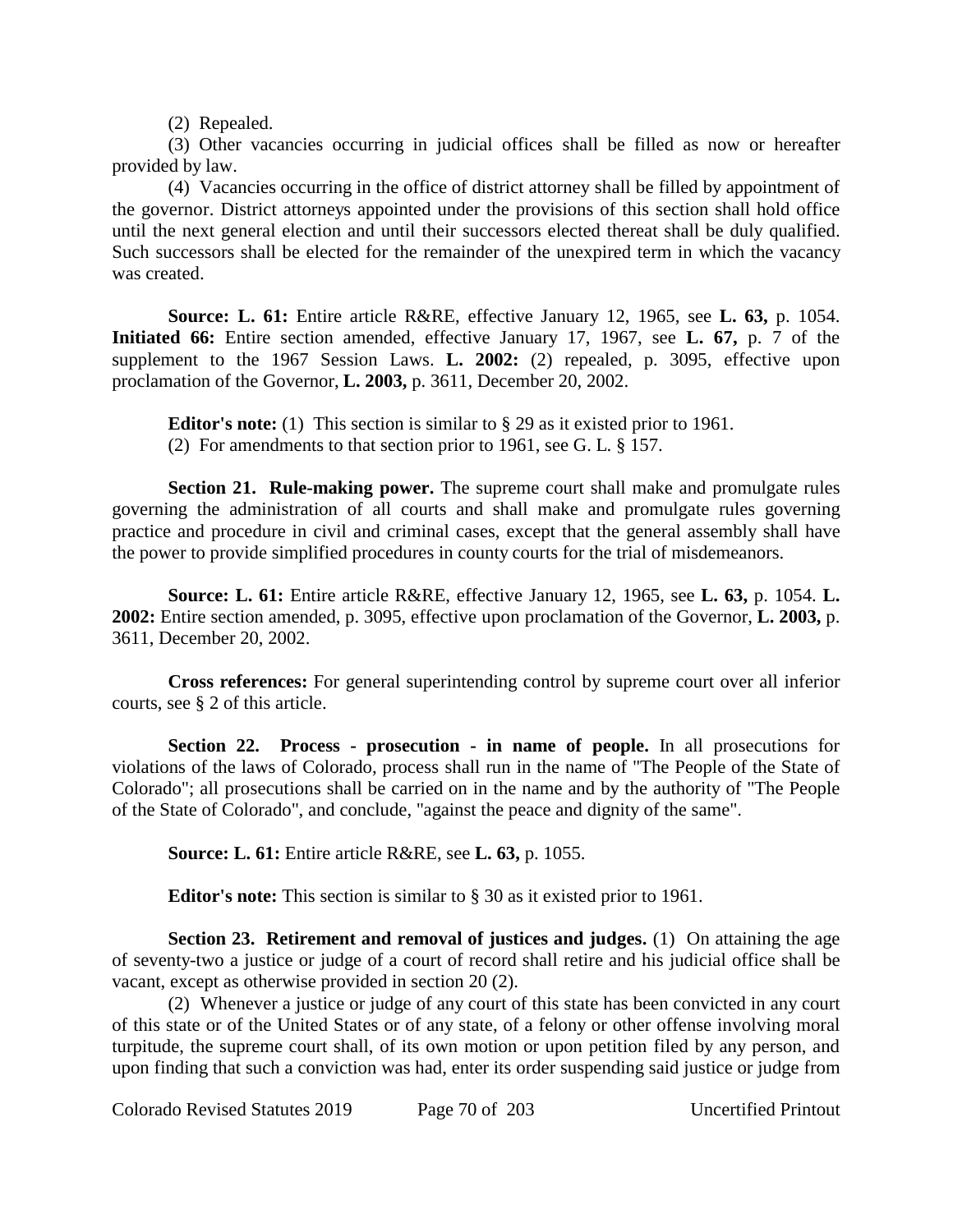(2) Repealed.

(3) Other vacancies occurring in judicial offices shall be filled as now or hereafter provided by law.

(4) Vacancies occurring in the office of district attorney shall be filled by appointment of the governor. District attorneys appointed under the provisions of this section shall hold office until the next general election and until their successors elected thereat shall be duly qualified. Such successors shall be elected for the remainder of the unexpired term in which the vacancy was created.

**Source: L. 61:** Entire article R&RE, effective January 12, 1965, see **L. 63,** p. 1054. **Initiated 66:** Entire section amended, effective January 17, 1967, see **L. 67,** p. 7 of the supplement to the 1967 Session Laws. **L. 2002:** (2) repealed, p. 3095, effective upon proclamation of the Governor, **L. 2003,** p. 3611, December 20, 2002.

**Editor's note:** (1) This section is similar to § 29 as it existed prior to 1961.

(2) For amendments to that section prior to 1961, see G. L. § 157.

**Section 21. Rule-making power.** The supreme court shall make and promulgate rules governing the administration of all courts and shall make and promulgate rules governing practice and procedure in civil and criminal cases, except that the general assembly shall have the power to provide simplified procedures in county courts for the trial of misdemeanors.

**Source: L. 61:** Entire article R&RE, effective January 12, 1965, see **L. 63,** p. 1054. **L. 2002:** Entire section amended, p. 3095, effective upon proclamation of the Governor, **L. 2003,** p. 3611, December 20, 2002.

**Cross references:** For general superintending control by supreme court over all inferior courts, see § 2 of this article.

**Section 22. Process - prosecution - in name of people.** In all prosecutions for violations of the laws of Colorado, process shall run in the name of "The People of the State of Colorado"; all prosecutions shall be carried on in the name and by the authority of "The People of the State of Colorado", and conclude, "against the peace and dignity of the same".

**Source: L. 61:** Entire article R&RE, see **L. 63,** p. 1055.

**Editor's note:** This section is similar to § 30 as it existed prior to 1961.

**Section 23. Retirement and removal of justices and judges.** (1) On attaining the age of seventy-two a justice or judge of a court of record shall retire and his judicial office shall be vacant, except as otherwise provided in section 20 (2).

(2) Whenever a justice or judge of any court of this state has been convicted in any court of this state or of the United States or of any state, of a felony or other offense involving moral turpitude, the supreme court shall, of its own motion or upon petition filed by any person, and upon finding that such a conviction was had, enter its order suspending said justice or judge from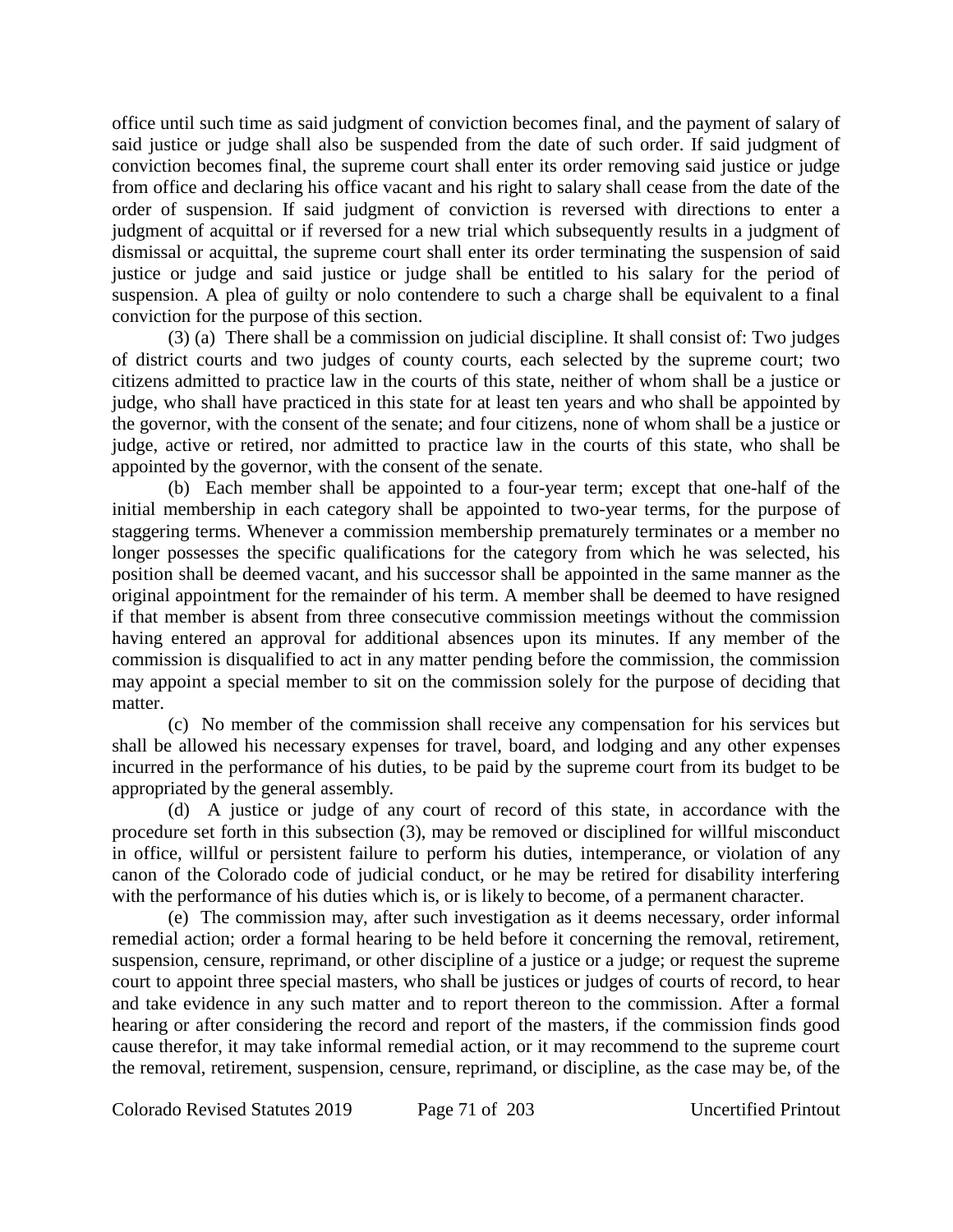office until such time as said judgment of conviction becomes final, and the payment of salary of said justice or judge shall also be suspended from the date of such order. If said judgment of conviction becomes final, the supreme court shall enter its order removing said justice or judge from office and declaring his office vacant and his right to salary shall cease from the date of the order of suspension. If said judgment of conviction is reversed with directions to enter a judgment of acquittal or if reversed for a new trial which subsequently results in a judgment of dismissal or acquittal, the supreme court shall enter its order terminating the suspension of said justice or judge and said justice or judge shall be entitled to his salary for the period of suspension. A plea of guilty or nolo contendere to such a charge shall be equivalent to a final conviction for the purpose of this section.

(3) (a) There shall be a commission on judicial discipline. It shall consist of: Two judges of district courts and two judges of county courts, each selected by the supreme court; two citizens admitted to practice law in the courts of this state, neither of whom shall be a justice or judge, who shall have practiced in this state for at least ten years and who shall be appointed by the governor, with the consent of the senate; and four citizens, none of whom shall be a justice or judge, active or retired, nor admitted to practice law in the courts of this state, who shall be appointed by the governor, with the consent of the senate.

(b) Each member shall be appointed to a four-year term; except that one-half of the initial membership in each category shall be appointed to two-year terms, for the purpose of staggering terms. Whenever a commission membership prematurely terminates or a member no longer possesses the specific qualifications for the category from which he was selected, his position shall be deemed vacant, and his successor shall be appointed in the same manner as the original appointment for the remainder of his term. A member shall be deemed to have resigned if that member is absent from three consecutive commission meetings without the commission having entered an approval for additional absences upon its minutes. If any member of the commission is disqualified to act in any matter pending before the commission, the commission may appoint a special member to sit on the commission solely for the purpose of deciding that matter.

(c) No member of the commission shall receive any compensation for his services but shall be allowed his necessary expenses for travel, board, and lodging and any other expenses incurred in the performance of his duties, to be paid by the supreme court from its budget to be appropriated by the general assembly.

(d) A justice or judge of any court of record of this state, in accordance with the procedure set forth in this subsection (3), may be removed or disciplined for willful misconduct in office, willful or persistent failure to perform his duties, intemperance, or violation of any canon of the Colorado code of judicial conduct, or he may be retired for disability interfering with the performance of his duties which is, or is likely to become, of a permanent character.

(e) The commission may, after such investigation as it deems necessary, order informal remedial action; order a formal hearing to be held before it concerning the removal, retirement, suspension, censure, reprimand, or other discipline of a justice or a judge; or request the supreme court to appoint three special masters, who shall be justices or judges of courts of record, to hear and take evidence in any such matter and to report thereon to the commission. After a formal hearing or after considering the record and report of the masters, if the commission finds good cause therefor, it may take informal remedial action, or it may recommend to the supreme court the removal, retirement, suspension, censure, reprimand, or discipline, as the case may be, of the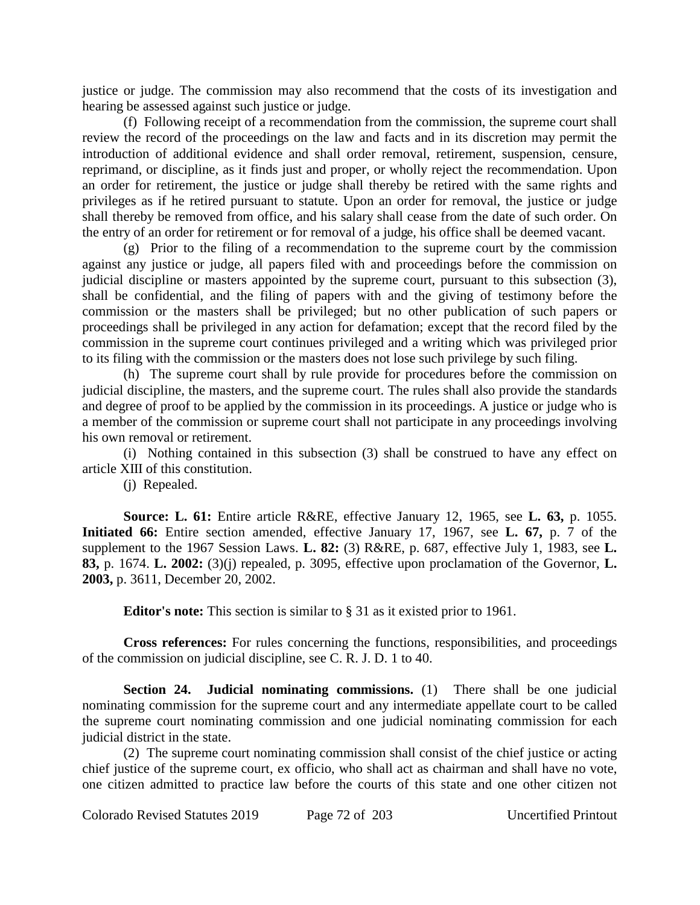justice or judge. The commission may also recommend that the costs of its investigation and hearing be assessed against such justice or judge.

(f) Following receipt of a recommendation from the commission, the supreme court shall review the record of the proceedings on the law and facts and in its discretion may permit the introduction of additional evidence and shall order removal, retirement, suspension, censure, reprimand, or discipline, as it finds just and proper, or wholly reject the recommendation. Upon an order for retirement, the justice or judge shall thereby be retired with the same rights and privileges as if he retired pursuant to statute. Upon an order for removal, the justice or judge shall thereby be removed from office, and his salary shall cease from the date of such order. On the entry of an order for retirement or for removal of a judge, his office shall be deemed vacant.

(g) Prior to the filing of a recommendation to the supreme court by the commission against any justice or judge, all papers filed with and proceedings before the commission on judicial discipline or masters appointed by the supreme court, pursuant to this subsection (3), shall be confidential, and the filing of papers with and the giving of testimony before the commission or the masters shall be privileged; but no other publication of such papers or proceedings shall be privileged in any action for defamation; except that the record filed by the commission in the supreme court continues privileged and a writing which was privileged prior to its filing with the commission or the masters does not lose such privilege by such filing.

(h) The supreme court shall by rule provide for procedures before the commission on judicial discipline, the masters, and the supreme court. The rules shall also provide the standards and degree of proof to be applied by the commission in its proceedings. A justice or judge who is a member of the commission or supreme court shall not participate in any proceedings involving his own removal or retirement.

(i) Nothing contained in this subsection (3) shall be construed to have any effect on article XIII of this constitution.

(j) Repealed.

**Source: L. 61:** Entire article R&RE, effective January 12, 1965, see **L. 63,** p. 1055. **Initiated 66:** Entire section amended, effective January 17, 1967, see **L. 67,** p. 7 of the supplement to the 1967 Session Laws. **L. 82:** (3) R&RE, p. 687, effective July 1, 1983, see **L. 83,** p. 1674. **L. 2002:** (3)(j) repealed, p. 3095, effective upon proclamation of the Governor, **L. 2003,** p. 3611, December 20, 2002.

**Editor's note:** This section is similar to § 31 as it existed prior to 1961.

**Cross references:** For rules concerning the functions, responsibilities, and proceedings of the commission on judicial discipline, see C. R. J. D. 1 to 40.

**Section 24. Judicial nominating commissions.** (1) There shall be one judicial nominating commission for the supreme court and any intermediate appellate court to be called the supreme court nominating commission and one judicial nominating commission for each judicial district in the state.

(2) The supreme court nominating commission shall consist of the chief justice or acting chief justice of the supreme court, ex officio, who shall act as chairman and shall have no vote, one citizen admitted to practice law before the courts of this state and one other citizen not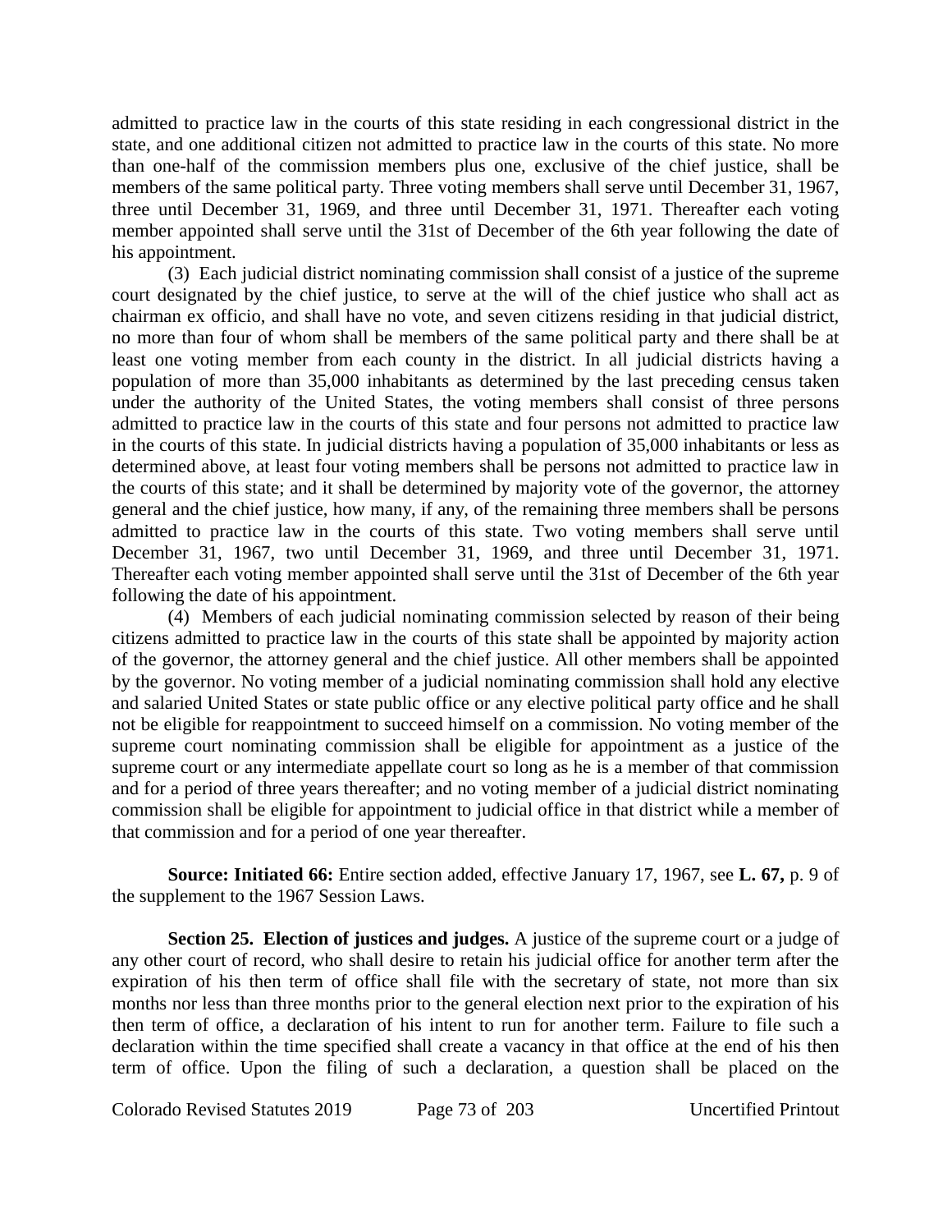admitted to practice law in the courts of this state residing in each congressional district in the state, and one additional citizen not admitted to practice law in the courts of this state. No more than one-half of the commission members plus one, exclusive of the chief justice, shall be members of the same political party. Three voting members shall serve until December 31, 1967, three until December 31, 1969, and three until December 31, 1971. Thereafter each voting member appointed shall serve until the 31st of December of the 6th year following the date of his appointment.

(3) Each judicial district nominating commission shall consist of a justice of the supreme court designated by the chief justice, to serve at the will of the chief justice who shall act as chairman ex officio, and shall have no vote, and seven citizens residing in that judicial district, no more than four of whom shall be members of the same political party and there shall be at least one voting member from each county in the district. In all judicial districts having a population of more than 35,000 inhabitants as determined by the last preceding census taken under the authority of the United States, the voting members shall consist of three persons admitted to practice law in the courts of this state and four persons not admitted to practice law in the courts of this state. In judicial districts having a population of 35,000 inhabitants or less as determined above, at least four voting members shall be persons not admitted to practice law in the courts of this state; and it shall be determined by majority vote of the governor, the attorney general and the chief justice, how many, if any, of the remaining three members shall be persons admitted to practice law in the courts of this state. Two voting members shall serve until December 31, 1967, two until December 31, 1969, and three until December 31, 1971. Thereafter each voting member appointed shall serve until the 31st of December of the 6th year following the date of his appointment.

(4) Members of each judicial nominating commission selected by reason of their being citizens admitted to practice law in the courts of this state shall be appointed by majority action of the governor, the attorney general and the chief justice. All other members shall be appointed by the governor. No voting member of a judicial nominating commission shall hold any elective and salaried United States or state public office or any elective political party office and he shall not be eligible for reappointment to succeed himself on a commission. No voting member of the supreme court nominating commission shall be eligible for appointment as a justice of the supreme court or any intermediate appellate court so long as he is a member of that commission and for a period of three years thereafter; and no voting member of a judicial district nominating commission shall be eligible for appointment to judicial office in that district while a member of that commission and for a period of one year thereafter.

**Source: Initiated 66:** Entire section added, effective January 17, 1967, see **L. 67,** p. 9 of the supplement to the 1967 Session Laws.

**Section 25. Election of justices and judges.** A justice of the supreme court or a judge of any other court of record, who shall desire to retain his judicial office for another term after the expiration of his then term of office shall file with the secretary of state, not more than six months nor less than three months prior to the general election next prior to the expiration of his then term of office, a declaration of his intent to run for another term. Failure to file such a declaration within the time specified shall create a vacancy in that office at the end of his then term of office. Upon the filing of such a declaration, a question shall be placed on the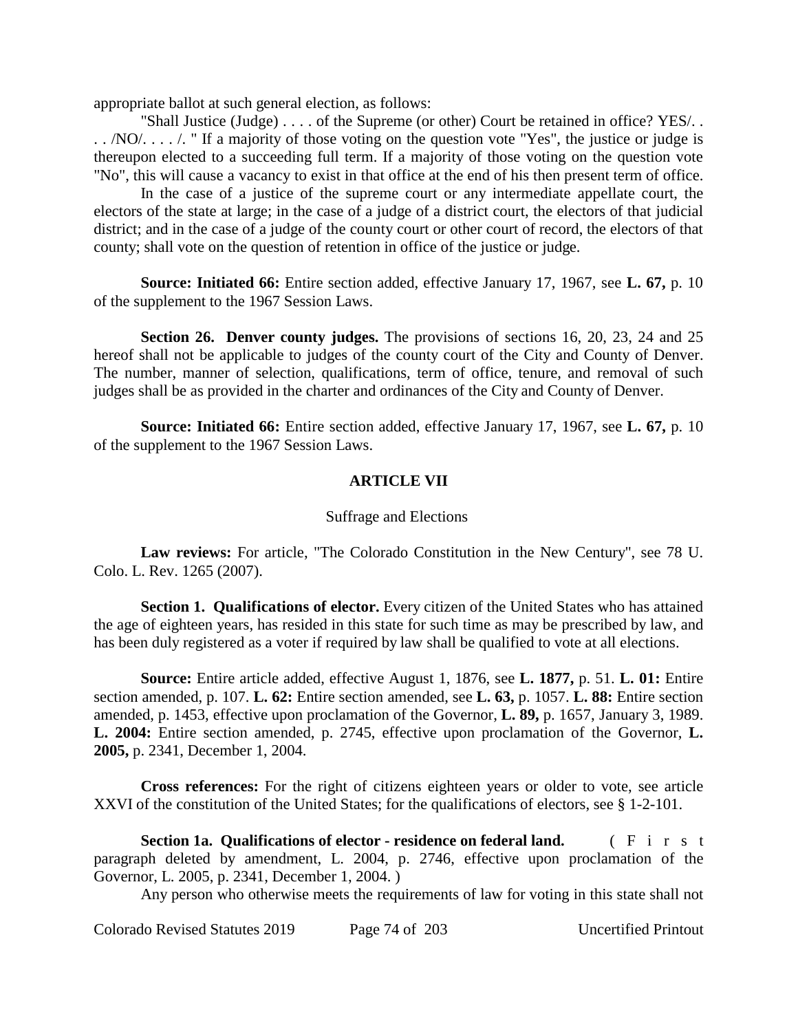appropriate ballot at such general election, as follows:

"Shall Justice (Judge) . . . . of the Supreme (or other) Court be retained in office? YES/. . . . /NO/. . . . /. " If a majority of those voting on the question vote "Yes", the justice or judge is thereupon elected to a succeeding full term. If a majority of those voting on the question vote "No", this will cause a vacancy to exist in that office at the end of his then present term of office.

In the case of a justice of the supreme court or any intermediate appellate court, the electors of the state at large; in the case of a judge of a district court, the electors of that judicial district; and in the case of a judge of the county court or other court of record, the electors of that county; shall vote on the question of retention in office of the justice or judge.

**Source: Initiated 66:** Entire section added, effective January 17, 1967, see **L. 67,** p. 10 of the supplement to the 1967 Session Laws.

**Section 26. Denver county judges.** The provisions of sections 16, 20, 23, 24 and 25 hereof shall not be applicable to judges of the county court of the City and County of Denver. The number, manner of selection, qualifications, term of office, tenure, and removal of such judges shall be as provided in the charter and ordinances of the City and County of Denver.

**Source: Initiated 66:** Entire section added, effective January 17, 1967, see **L. 67,** p. 10 of the supplement to the 1967 Session Laws.

## ARTICLE VII

Suffrage and Elections

**Law reviews:** For article, "The Colorado Constitution in the New Century", see 78 U. Colo. L. Rev. 1265 (2007).

**Section 1. Qualifications of elector.** Every citizen of the United States who has attained the age of eighteen years, has resided in this state for such time as may be prescribed by law, and has been duly registered as a voter if required by law shall be qualified to vote at all elections.

**Source:** Entire article added, effective August 1, 1876, see **L. 1877,** p. 51. **L. 01:** Entire section amended, p. 107. **L. 62:** Entire section amended, see **L. 63,** p. 1057. **L. 88:** Entire section amended, p. 1453, effective upon proclamation of the Governor, **L. 89,** p. 1657, January 3, 1989. **L. 2004:** Entire section amended, p. 2745, effective upon proclamation of the Governor, **L. 2005,** p. 2341, December 1, 2004.

**Cross references:** For the right of citizens eighteen years or older to vote, see article XXVI of the constitution of the United States; for the qualifications of electors, see § 1-2-101.

**Section 1a. Qualifications of elector - residence on federal land.** (First paragraph deleted by amendment, L. 2004, p. 2746, effective upon proclamation of the Governor, L. 2005, p. 2341, December 1, 2004. )

Any person who otherwise meets the requirements of law for voting in this state shall not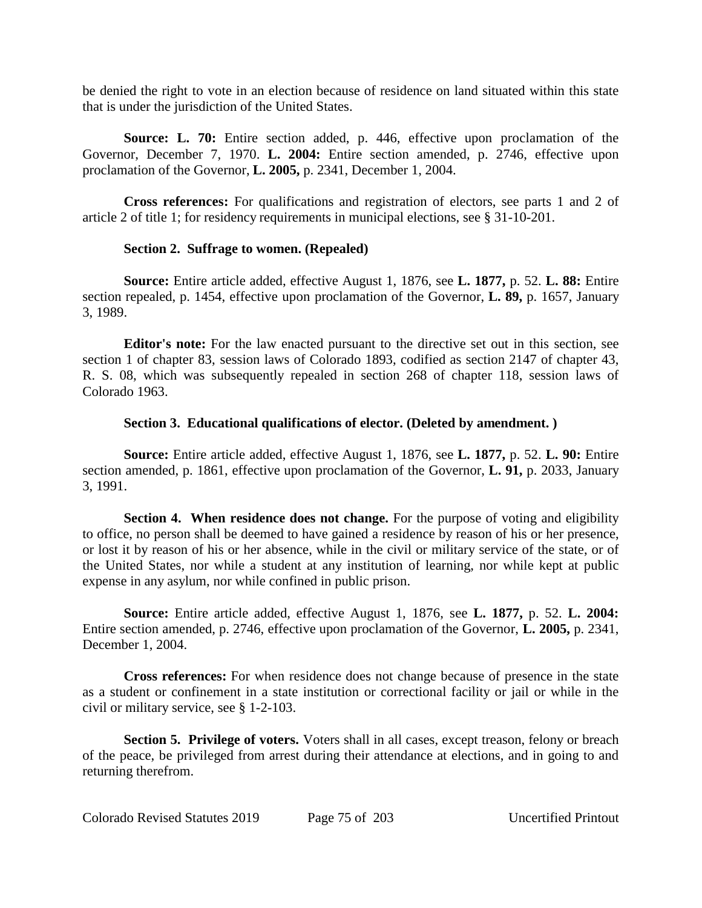be denied the right to vote in an election because of residence on land situated within this state that is under the jurisdiction of the United States.

**Source: L. 70:** Entire section added, p. 446, effective upon proclamation of the Governor, December 7, 1970. **L. 2004:** Entire section amended, p. 2746, effective upon proclamation of the Governor, **L. 2005,** p. 2341, December 1, 2004.

**Cross references:** For qualifications and registration of electors, see parts 1 and 2 of article 2 of title 1; for residency requirements in municipal elections, see § 31-10-201.

**Section 2. Suffrage to women. (Repealed)**

**Source:** Entire article added, effective August 1, 1876, see **L. 1877,** p. 52. **L. 88:** Entire section repealed, p. 1454, effective upon proclamation of the Governor, **L. 89,** p. 1657, January 3, 1989.

**Editor's note:** For the law enacted pursuant to the directive set out in this section, see section 1 of chapter 83, session laws of Colorado 1893, codified as section 2147 of chapter 43, R. S. 08, which was subsequently repealed in section 268 of chapter 118, session laws of Colorado 1963.

**Section 3. Educational qualifications of elector. (Deleted by amendment. )**

**Source:** Entire article added, effective August 1, 1876, see **L. 1877,** p. 52. **L. 90:** Entire section amended, p. 1861, effective upon proclamation of the Governor, **L. 91,** p. 2033, January 3, 1991.

**Section 4. When residence does not change.** For the purpose of voting and eligibility to office, no person shall be deemed to have gained a residence by reason of his or her presence, or lost it by reason of his or her absence, while in the civil or military service of the state, or of the United States, nor while a student at any institution of learning, nor while kept at public expense in any asylum, nor while confined in public prison.

**Source:** Entire article added, effective August 1, 1876, see **L. 1877,** p. 52. **L. 2004:** Entire section amended, p. 2746, effective upon proclamation of the Governor, **L. 2005,** p. 2341, December 1, 2004.

**Cross references:** For when residence does not change because of presence in the state as a student or confinement in a state institution or correctional facility or jail or while in the civil or military service, see § 1-2-103.

**Section 5. Privilege of voters.** Voters shall in all cases, except treason, felony or breach of the peace, be privileged from arrest during their attendance at elections, and in going to and returning therefrom.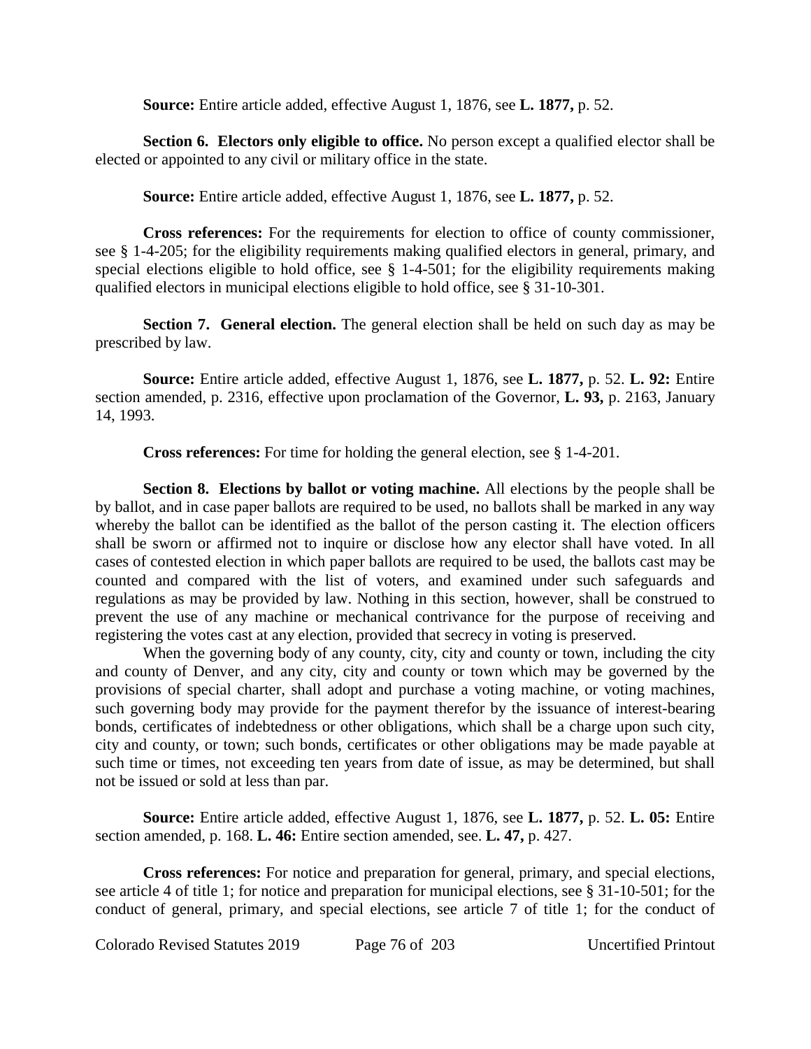**Source:** Entire article added, effective August 1, 1876, see **L. 1877,** p. 52.

**Section 6. Electors only eligible to office.** No person except a qualified elector shall be elected or appointed to any civil or military office in the state.

**Source:** Entire article added, effective August 1, 1876, see **L. 1877,** p. 52.

**Cross references:** For the requirements for election to office of county commissioner, see § 1-4-205; for the eligibility requirements making qualified electors in general, primary, and special elections eligible to hold office, see § 1-4-501; for the eligibility requirements making qualified electors in municipal elections eligible to hold office, see § 31-10-301.

**Section 7. General election.** The general election shall be held on such day as may be prescribed by law.

**Source:** Entire article added, effective August 1, 1876, see **L. 1877,** p. 52. **L. 92:** Entire section amended, p. 2316, effective upon proclamation of the Governor, **L. 93,** p. 2163, January 14, 1993.

**Cross references:** For time for holding the general election, see § 1-4-201.

**Section 8. Elections by ballot or voting machine.** All elections by the people shall be by ballot, and in case paper ballots are required to be used, no ballots shall be marked in any way whereby the ballot can be identified as the ballot of the person casting it. The election officers shall be sworn or affirmed not to inquire or disclose how any elector shall have voted. In all cases of contested election in which paper ballots are required to be used, the ballots cast may be counted and compared with the list of voters, and examined under such safeguards and regulations as may be provided by law. Nothing in this section, however, shall be construed to prevent the use of any machine or mechanical contrivance for the purpose of receiving and registering the votes cast at any election, provided that secrecy in voting is preserved.

When the governing body of any county, city, city and county or town, including the city and county of Denver, and any city, city and county or town which may be governed by the provisions of special charter, shall adopt and purchase a voting machine, or voting machines, such governing body may provide for the payment therefor by the issuance of interest-bearing bonds, certificates of indebtedness or other obligations, which shall be a charge upon such city, city and county, or town; such bonds, certificates or other obligations may be made payable at such time or times, not exceeding ten years from date of issue, as may be determined, but shall not be issued or sold at less than par.

**Source:** Entire article added, effective August 1, 1876, see **L. 1877,** p. 52. **L. 05:** Entire section amended, p. 168. **L. 46:** Entire section amended, see. **L. 47,** p. 427.

**Cross references:** For notice and preparation for general, primary, and special elections, see article 4 of title 1; for notice and preparation for municipal elections, see § 31-10-501; for the conduct of general, primary, and special elections, see article 7 of title 1; for the conduct of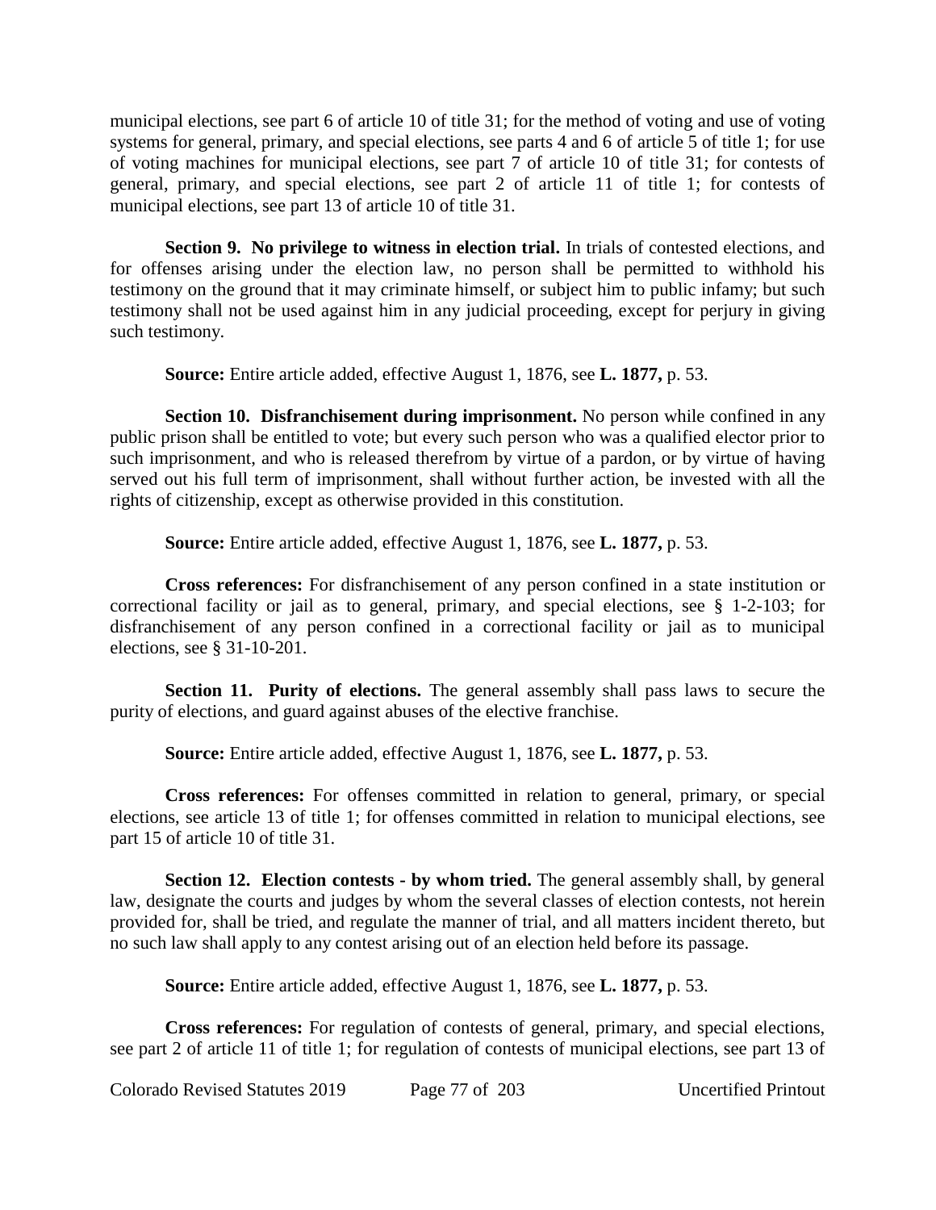municipal elections, see part 6 of article 10 of title 31; for the method of voting and use of voting systems for general, primary, and special elections, see parts 4 and 6 of article 5 of title 1; for use of voting machines for municipal elections, see part 7 of article 10 of title 31; for contests of general, primary, and special elections, see part 2 of article 11 of title 1; for contests of municipal elections, see part 13 of article 10 of title 31.

**Section 9. No privilege to witness in election trial.** In trials of contested elections, and for offenses arising under the election law, no person shall be permitted to withhold his testimony on the ground that it may criminate himself, or subject him to public infamy; but such testimony shall not be used against him in any judicial proceeding, except for perjury in giving such testimony.

**Source:** Entire article added, effective August 1, 1876, see **L. 1877,** p. 53.

**Section 10. Disfranchisement during imprisonment.** No person while confined in any public prison shall be entitled to vote; but every such person who was a qualified elector prior to such imprisonment, and who is released therefrom by virtue of a pardon, or by virtue of having served out his full term of imprisonment, shall without further action, be invested with all the rights of citizenship, except as otherwise provided in this constitution.

**Source:** Entire article added, effective August 1, 1876, see **L. 1877,** p. 53.

**Cross references:** For disfranchisement of any person confined in a state institution or correctional facility or jail as to general, primary, and special elections, see § 1-2-103; for disfranchisement of any person confined in a correctional facility or jail as to municipal elections, see § 31-10-201.

**Section 11. Purity of elections.** The general assembly shall pass laws to secure the purity of elections, and guard against abuses of the elective franchise.

**Source:** Entire article added, effective August 1, 1876, see **L. 1877,** p. 53.

**Cross references:** For offenses committed in relation to general, primary, or special elections, see article 13 of title 1; for offenses committed in relation to municipal elections, see part 15 of article 10 of title 31.

**Section 12. Election contests - by whom tried.** The general assembly shall, by general law, designate the courts and judges by whom the several classes of election contests, not herein provided for, shall be tried, and regulate the manner of trial, and all matters incident thereto, but no such law shall apply to any contest arising out of an election held before its passage.

**Source:** Entire article added, effective August 1, 1876, see **L. 1877,** p. 53.

**Cross references:** For regulation of contests of general, primary, and special elections, see part 2 of article 11 of title 1; for regulation of contests of municipal elections, see part 13 of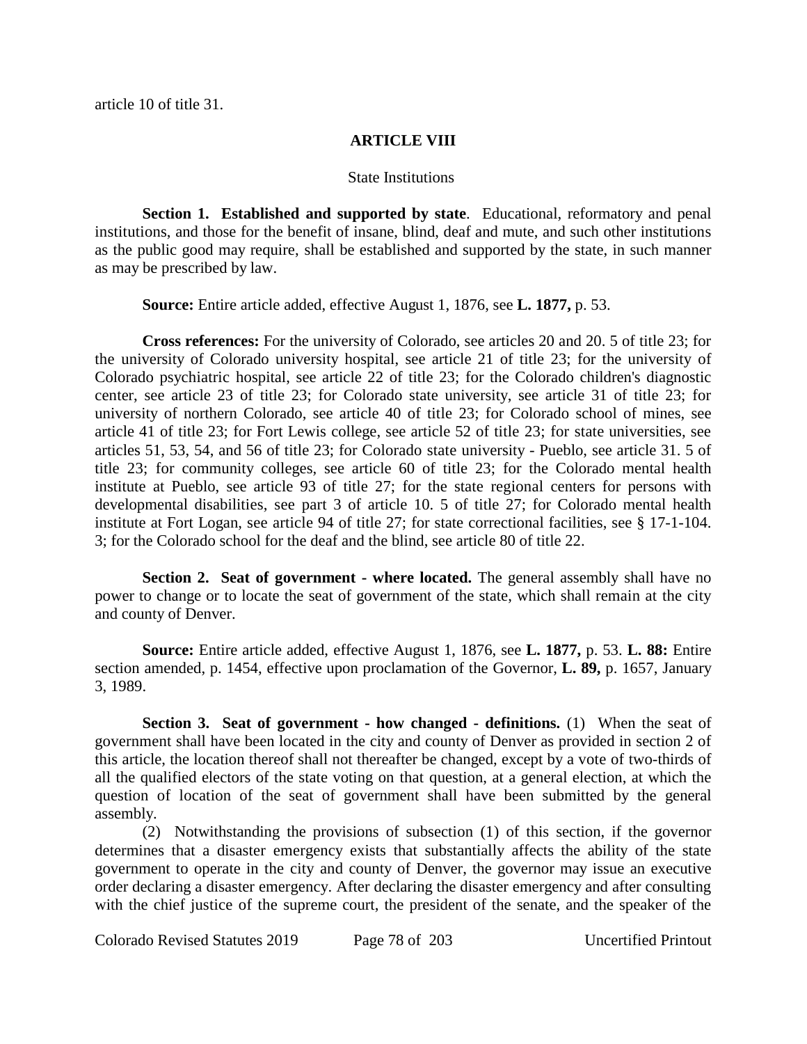article 10 of title 31.

## ARTICLE VIII

State Institutions

**Section 1. Established and supported by state**. Educational, reformatory and penal institutions, and those for the benefit of insane, blind, deaf and mute, and such other institutions as the public good may require, shall be established and supported by the state, in such manner as may be prescribed by law.

**Source:** Entire article added, effective August 1, 1876, see **L. 1877,** p. 53.

**Cross references:** For the university of Colorado, see articles 20 and 20. 5 of title 23; for the university of Colorado university hospital, see article 21 of title 23; for the university of Colorado psychiatric hospital, see article 22 of title 23; for the Colorado children's diagnostic center, see article 23 of title 23; for Colorado state university, see article 31 of title 23; for university of northern Colorado, see article 40 of title 23; for Colorado school of mines, see article 41 of title 23; for Fort Lewis college, see article 52 of title 23; for state universities, see articles 51, 53, 54, and 56 of title 23; for Colorado state university - Pueblo, see article 31. 5 of title 23; for community colleges, see article 60 of title 23; for the Colorado mental health institute at Pueblo, see article 93 of title 27; for the state regional centers for persons with developmental disabilities, see part 3 of article 10. 5 of title 27; for Colorado mental health institute at Fort Logan, see article 94 of title 27; for state correctional facilities, see § 17-1-104. 3; for the Colorado school for the deaf and the blind, see article 80 of title 22.

**Section 2. Seat of government - where located.** The general assembly shall have no power to change or to locate the seat of government of the state, which shall remain at the city and county of Denver.

**Source:** Entire article added, effective August 1, 1876, see **L. 1877,** p. 53. **L. 88:** Entire section amended, p. 1454, effective upon proclamation of the Governor, **L. 89,** p. 1657, January 3, 1989.

**Section 3. Seat of government - how changed - definitions.** (1) When the seat of government shall have been located in the city and county of Denver as provided in section 2 of this article, the location thereof shall not thereafter be changed, except by a vote of two-thirds of all the qualified electors of the state voting on that question, at a general election, at which the question of location of the seat of government shall have been submitted by the general assembly.

(2) Notwithstanding the provisions of subsection (1) of this section, if the governor determines that a disaster emergency exists that substantially affects the ability of the state government to operate in the city and county of Denver, the governor may issue an executive order declaring a disaster emergency. After declaring the disaster emergency and after consulting with the chief justice of the supreme court, the president of the senate, and the speaker of the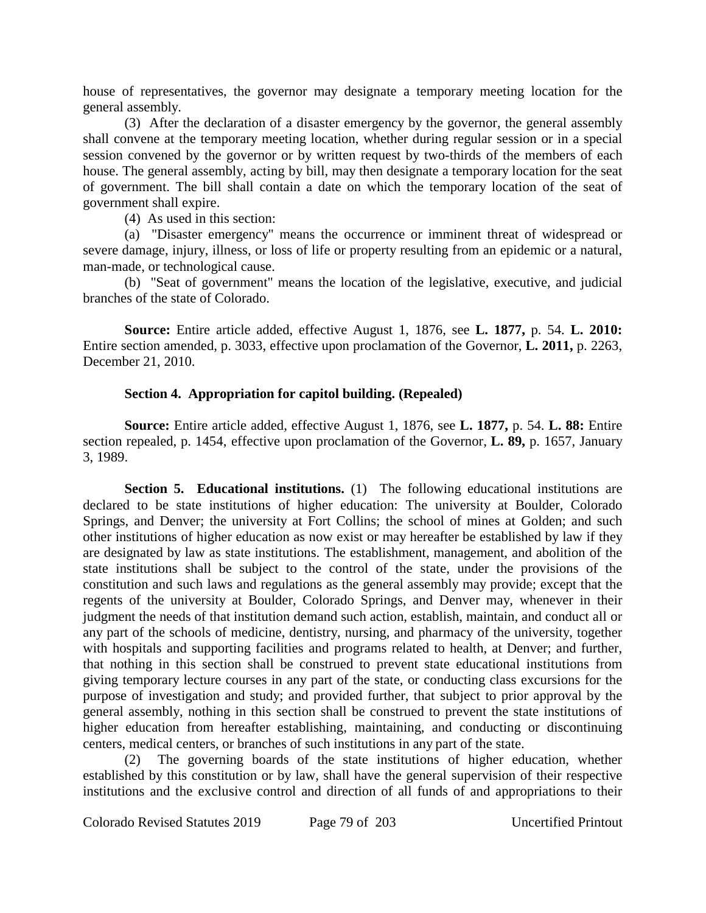house of representatives, the governor may designate a temporary meeting location for the general assembly.

(3) After the declaration of a disaster emergency by the governor, the general assembly shall convene at the temporary meeting location, whether during regular session or in a special session convened by the governor or by written request by two-thirds of the members of each house. The general assembly, acting by bill, may then designate a temporary location for the seat of government. The bill shall contain a date on which the temporary location of the seat of government shall expire.

(4) As used in this section:

(a) "Disaster emergency" means the occurrence or imminent threat of widespread or severe damage, injury, illness, or loss of life or property resulting from an epidemic or a natural, man-made, or technological cause.

(b) "Seat of government" means the location of the legislative, executive, and judicial branches of the state of Colorado.

**Source:** Entire article added, effective August 1, 1876, see **L. 1877,** p. 54. **L. 2010:** Entire section amended, p. 3033, effective upon proclamation of the Governor, **L. 2011,** p. 2263, December 21, 2010.

**Section 4. Appropriation for capitol building. (Repealed)**

**Source:** Entire article added, effective August 1, 1876, see **L. 1877,** p. 54. **L. 88:** Entire section repealed, p. 1454, effective upon proclamation of the Governor, **L. 89,** p. 1657, January 3, 1989.

**Section 5. Educational institutions.** (1) The following educational institutions are declared to be state institutions of higher education: The university at Boulder, Colorado Springs, and Denver; the university at Fort Collins; the school of mines at Golden; and such other institutions of higher education as now exist or may hereafter be established by law if they are designated by law as state institutions. The establishment, management, and abolition of the state institutions shall be subject to the control of the state, under the provisions of the constitution and such laws and regulations as the general assembly may provide; except that the regents of the university at Boulder, Colorado Springs, and Denver may, whenever in their judgment the needs of that institution demand such action, establish, maintain, and conduct all or any part of the schools of medicine, dentistry, nursing, and pharmacy of the university, together with hospitals and supporting facilities and programs related to health, at Denver; and further, that nothing in this section shall be construed to prevent state educational institutions from giving temporary lecture courses in any part of the state, or conducting class excursions for the purpose of investigation and study; and provided further, that subject to prior approval by the general assembly, nothing in this section shall be construed to prevent the state institutions of higher education from hereafter establishing, maintaining, and conducting or discontinuing centers, medical centers, or branches of such institutions in any part of the state.

(2) The governing boards of the state institutions of higher education, whether established by this constitution or by law, shall have the general supervision of their respective institutions and the exclusive control and direction of all funds of and appropriations to their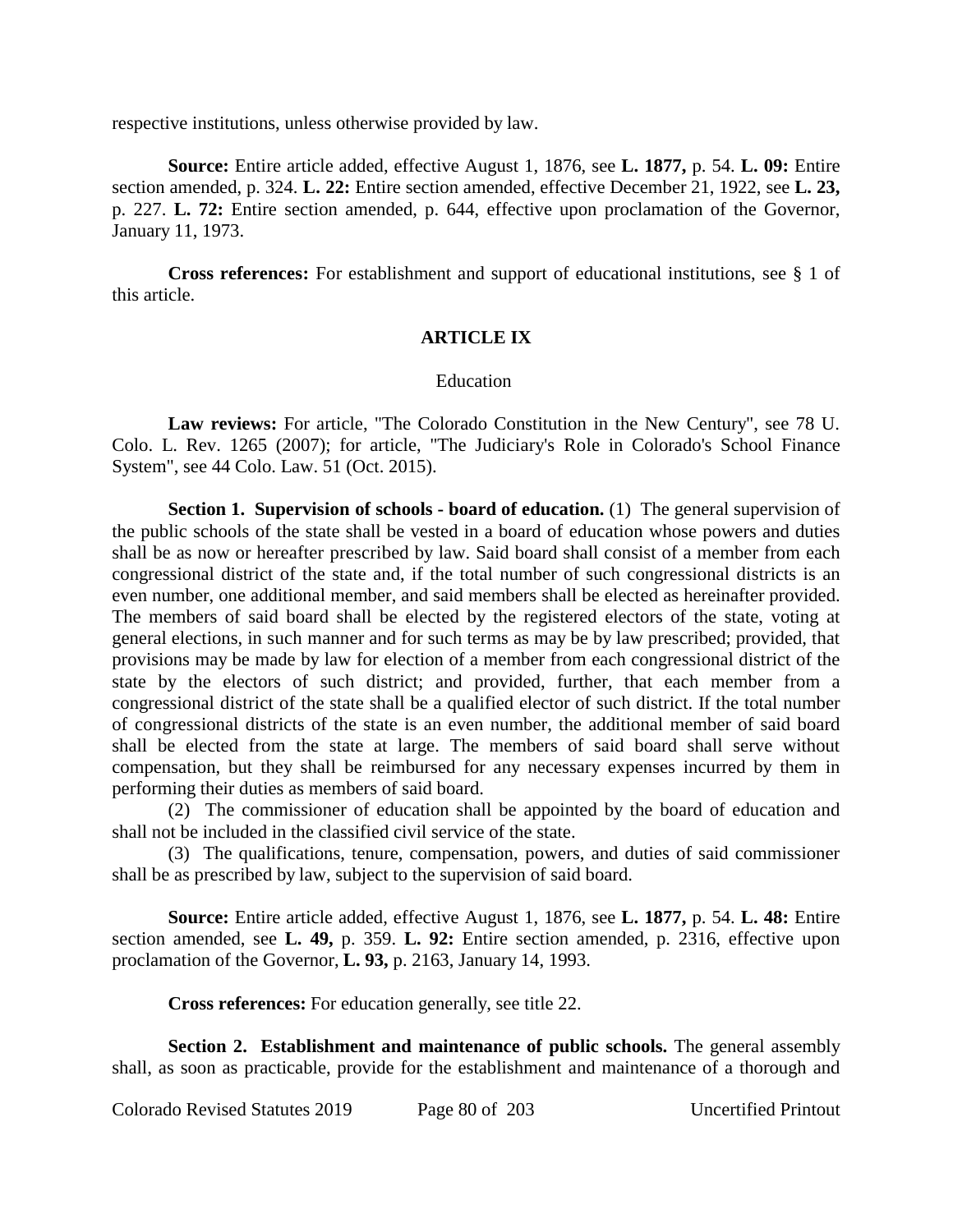respective institutions, unless otherwise provided by law.

**Source:** Entire article added, effective August 1, 1876, see **L. 1877,** p. 54. **L. 09:** Entire section amended, p. 324. **L. 22:** Entire section amended, effective December 21, 1922, see **L. 23,** p. 227. **L. 72:** Entire section amended, p. 644, effective upon proclamation of the Governor, January 11, 1973.

**Cross references:** For establishment and support of educational institutions, see § 1 of this article.

## ARTICLE IX

### Education

**Law reviews:** For article, "The Colorado Constitution in the New Century", see 78 U. Colo. L. Rev. 1265 (2007); for article, "The Judiciary's Role in Colorado's School Finance System", see 44 Colo. Law. 51 (Oct. 2015).

**Section 1. Supervision of schools - board of education.** (1) The general supervision of the public schools of the state shall be vested in a board of education whose powers and duties shall be as now or hereafter prescribed by law. Said board shall consist of a member from each congressional district of the state and, if the total number of such congressional districts is an even number, one additional member, and said members shall be elected as hereinafter provided. The members of said board shall be elected by the registered electors of the state, voting at general elections, in such manner and for such terms as may be by law prescribed; provided, that provisions may be made by law for election of a member from each congressional district of the state by the electors of such district; and provided, further, that each member from a congressional district of the state shall be a qualified elector of such district. If the total number of congressional districts of the state is an even number, the additional member of said board shall be elected from the state at large. The members of said board shall serve without compensation, but they shall be reimbursed for any necessary expenses incurred by them in performing their duties as members of said board.

(2) The commissioner of education shall be appointed by the board of education and shall not be included in the classified civil service of the state.

(3) The qualifications, tenure, compensation, powers, and duties of said commissioner shall be as prescribed by law, subject to the supervision of said board.

**Source:** Entire article added, effective August 1, 1876, see **L. 1877,** p. 54. **L. 48:** Entire section amended, see **L. 49,** p. 359. **L. 92:** Entire section amended, p. 2316, effective upon proclamation of the Governor, **L. 93,** p. 2163, January 14, 1993.

**Cross references:** For education generally, see title 22.

**Section 2. Establishment and maintenance of public schools.** The general assembly shall, as soon as practicable, provide for the establishment and maintenance of a thorough and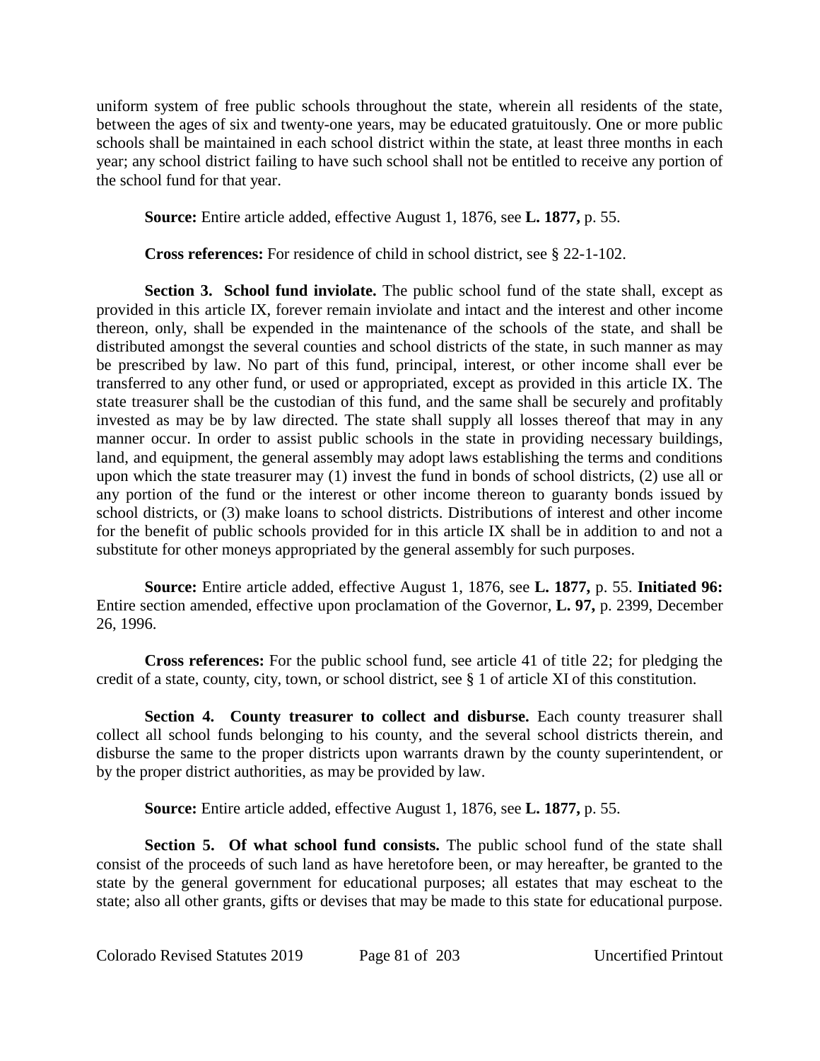uniform system of free public schools throughout the state, wherein all residents of the state, between the ages of six and twenty-one years, may be educated gratuitously. One or more public schools shall be maintained in each school district within the state, at least three months in each year; any school district failing to have such school shall not be entitled to receive any portion of the school fund for that year.

**Source:** Entire article added, effective August 1, 1876, see **L. 1877,** p. 55.

**Cross references:** For residence of child in school district, see § 22-1-102.

**Section 3. School fund inviolate.** The public school fund of the state shall, except as provided in this article IX, forever remain inviolate and intact and the interest and other income thereon, only, shall be expended in the maintenance of the schools of the state, and shall be distributed amongst the several counties and school districts of the state, in such manner as may be prescribed by law. No part of this fund, principal, interest, or other income shall ever be transferred to any other fund, or used or appropriated, except as provided in this article IX. The state treasurer shall be the custodian of this fund, and the same shall be securely and profitably invested as may be by law directed. The state shall supply all losses thereof that may in any manner occur. In order to assist public schools in the state in providing necessary buildings, land, and equipment, the general assembly may adopt laws establishing the terms and conditions upon which the state treasurer may (1) invest the fund in bonds of school districts, (2) use all or any portion of the fund or the interest or other income thereon to guaranty bonds issued by school districts, or (3) make loans to school districts. Distributions of interest and other income for the benefit of public schools provided for in this article IX shall be in addition to and not a substitute for other moneys appropriated by the general assembly for such purposes.

**Source:** Entire article added, effective August 1, 1876, see **L. 1877,** p. 55. **Initiated 96:** Entire section amended, effective upon proclamation of the Governor, **L. 97,** p. 2399, December 26, 1996.

**Cross references:** For the public school fund, see article 41 of title 22; for pledging the credit of a state, county, city, town, or school district, see § 1 of article XI of this constitution.

**Section 4. County treasurer to collect and disburse.** Each county treasurer shall collect all school funds belonging to his county, and the several school districts therein, and disburse the same to the proper districts upon warrants drawn by the county superintendent, or by the proper district authorities, as may be provided by law.

**Source:** Entire article added, effective August 1, 1876, see **L. 1877,** p. 55.

**Section 5. Of what school fund consists.** The public school fund of the state shall consist of the proceeds of such land as have heretofore been, or may hereafter, be granted to the state by the general government for educational purposes; all estates that may escheat to the state; also all other grants, gifts or devises that may be made to this state for educational purpose.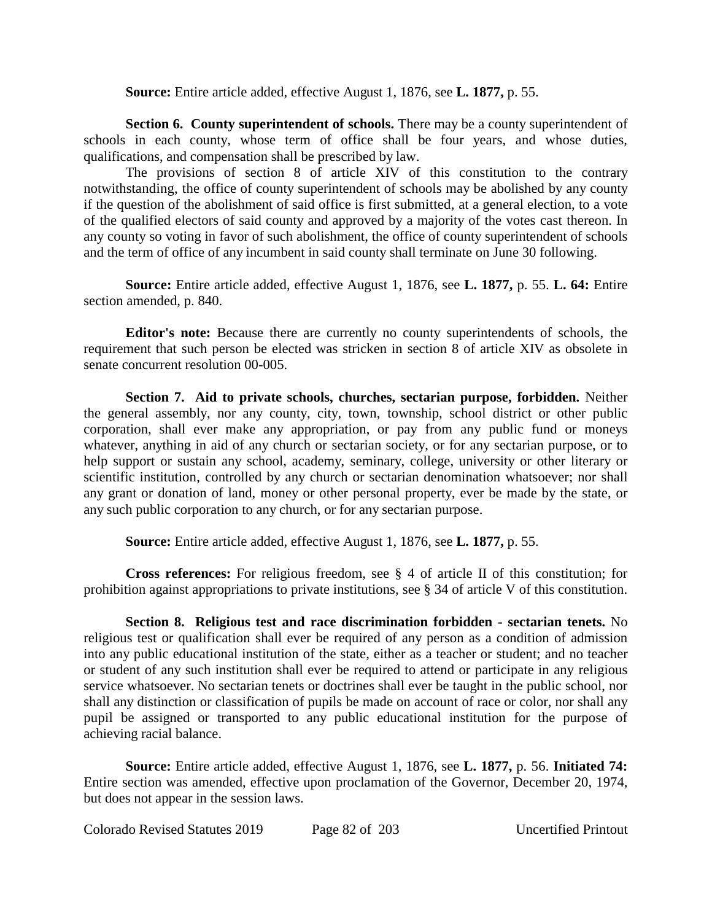**Source:** Entire article added, effective August 1, 1876, see **L. 1877,** p. 55.

**Section 6. County superintendent of schools.** There may be a county superintendent of schools in each county, whose term of office shall be four years, and whose duties, qualifications, and compensation shall be prescribed by law.

The provisions of section 8 of article XIV of this constitution to the contrary notwithstanding, the office of county superintendent of schools may be abolished by any county if the question of the abolishment of said office is first submitted, at a general election, to a vote of the qualified electors of said county and approved by a majority of the votes cast thereon. In any county so voting in favor of such abolishment, the office of county superintendent of schools and the term of office of any incumbent in said county shall terminate on June 30 following.

**Source:** Entire article added, effective August 1, 1876, see **L. 1877,** p. 55. **L. 64:** Entire section amended, p. 840.

**Editor's note:** Because there are currently no county superintendents of schools, the requirement that such person be elected was stricken in section 8 of article XIV as obsolete in senate concurrent resolution 00-005.

**Section 7. Aid to private schools, churches, sectarian purpose, forbidden.** Neither the general assembly, nor any county, city, town, township, school district or other public corporation, shall ever make any appropriation, or pay from any public fund or moneys whatever, anything in aid of any church or sectarian society, or for any sectarian purpose, or to help support or sustain any school, academy, seminary, college, university or other literary or scientific institution, controlled by any church or sectarian denomination whatsoever; nor shall any grant or donation of land, money or other personal property, ever be made by the state, or any such public corporation to any church, or for any sectarian purpose.

**Source:** Entire article added, effective August 1, 1876, see **L. 1877,** p. 55.

**Cross references:** For religious freedom, see § 4 of article II of this constitution; for prohibition against appropriations to private institutions, see § 34 of article V of this constitution.

**Section 8. Religious test and race discrimination forbidden - sectarian tenets.** No religious test or qualification shall ever be required of any person as a condition of admission into any public educational institution of the state, either as a teacher or student; and no teacher or student of any such institution shall ever be required to attend or participate in any religious service whatsoever. No sectarian tenets or doctrines shall ever be taught in the public school, nor shall any distinction or classification of pupils be made on account of race or color, nor shall any pupil be assigned or transported to any public educational institution for the purpose of achieving racial balance.

**Source:** Entire article added, effective August 1, 1876, see **L. 1877,** p. 56. **Initiated 74:** Entire section was amended, effective upon proclamation of the Governor, December 20, 1974, but does not appear in the session laws.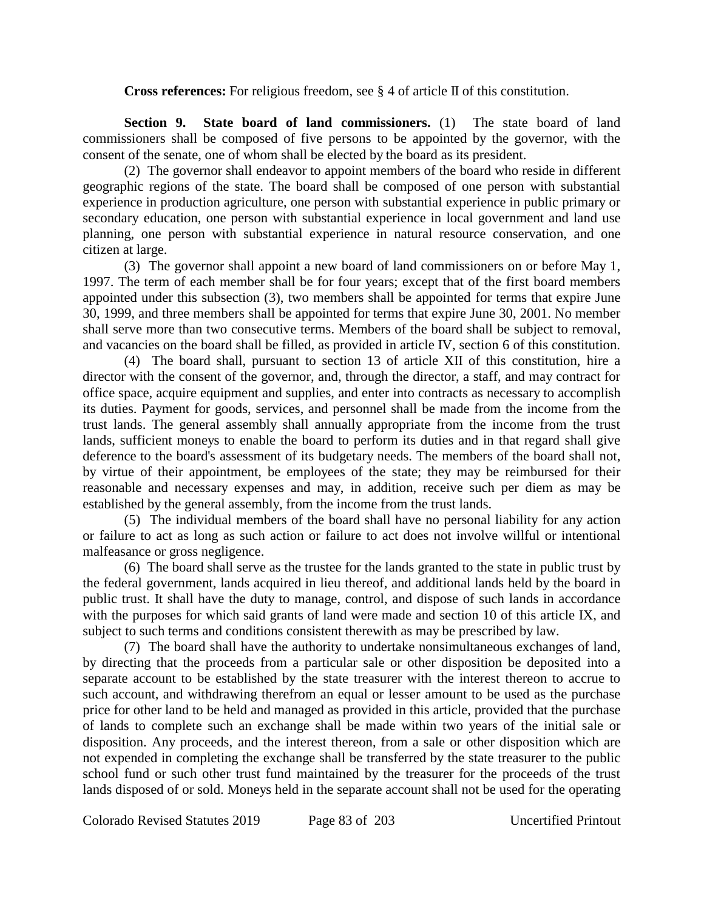**Cross references:** For religious freedom, see § 4 of article II of this constitution.

**Section 9. State board of land commissioners.** (1) The state board of land commissioners shall be composed of five persons to be appointed by the governor, with the consent of the senate, one of whom shall be elected by the board as its president.

(2) The governor shall endeavor to appoint members of the board who reside in different geographic regions of the state. The board shall be composed of one person with substantial experience in production agriculture, one person with substantial experience in public primary or secondary education, one person with substantial experience in local government and land use planning, one person with substantial experience in natural resource conservation, and one citizen at large.

(3) The governor shall appoint a new board of land commissioners on or before May 1, 1997. The term of each member shall be for four years; except that of the first board members appointed under this subsection (3), two members shall be appointed for terms that expire June 30, 1999, and three members shall be appointed for terms that expire June 30, 2001. No member shall serve more than two consecutive terms. Members of the board shall be subject to removal, and vacancies on the board shall be filled, as provided in article IV, section 6 of this constitution.

(4) The board shall, pursuant to section 13 of article XII of this constitution, hire a director with the consent of the governor, and, through the director, a staff, and may contract for office space, acquire equipment and supplies, and enter into contracts as necessary to accomplish its duties. Payment for goods, services, and personnel shall be made from the income from the trust lands. The general assembly shall annually appropriate from the income from the trust lands, sufficient moneys to enable the board to perform its duties and in that regard shall give deference to the board's assessment of its budgetary needs. The members of the board shall not, by virtue of their appointment, be employees of the state; they may be reimbursed for their reasonable and necessary expenses and may, in addition, receive such per diem as may be established by the general assembly, from the income from the trust lands.

(5) The individual members of the board shall have no personal liability for any action or failure to act as long as such action or failure to act does not involve willful or intentional malfeasance or gross negligence.

(6) The board shall serve as the trustee for the lands granted to the state in public trust by the federal government, lands acquired in lieu thereof, and additional lands held by the board in public trust. It shall have the duty to manage, control, and dispose of such lands in accordance with the purposes for which said grants of land were made and section 10 of this article IX, and subject to such terms and conditions consistent therewith as may be prescribed by law.

(7) The board shall have the authority to undertake nonsimultaneous exchanges of land, by directing that the proceeds from a particular sale or other disposition be deposited into a separate account to be established by the state treasurer with the interest thereon to accrue to such account, and withdrawing therefrom an equal or lesser amount to be used as the purchase price for other land to be held and managed as provided in this article, provided that the purchase of lands to complete such an exchange shall be made within two years of the initial sale or disposition. Any proceeds, and the interest thereon, from a sale or other disposition which are not expended in completing the exchange shall be transferred by the state treasurer to the public school fund or such other trust fund maintained by the treasurer for the proceeds of the trust lands disposed of or sold. Moneys held in the separate account shall not be used for the operating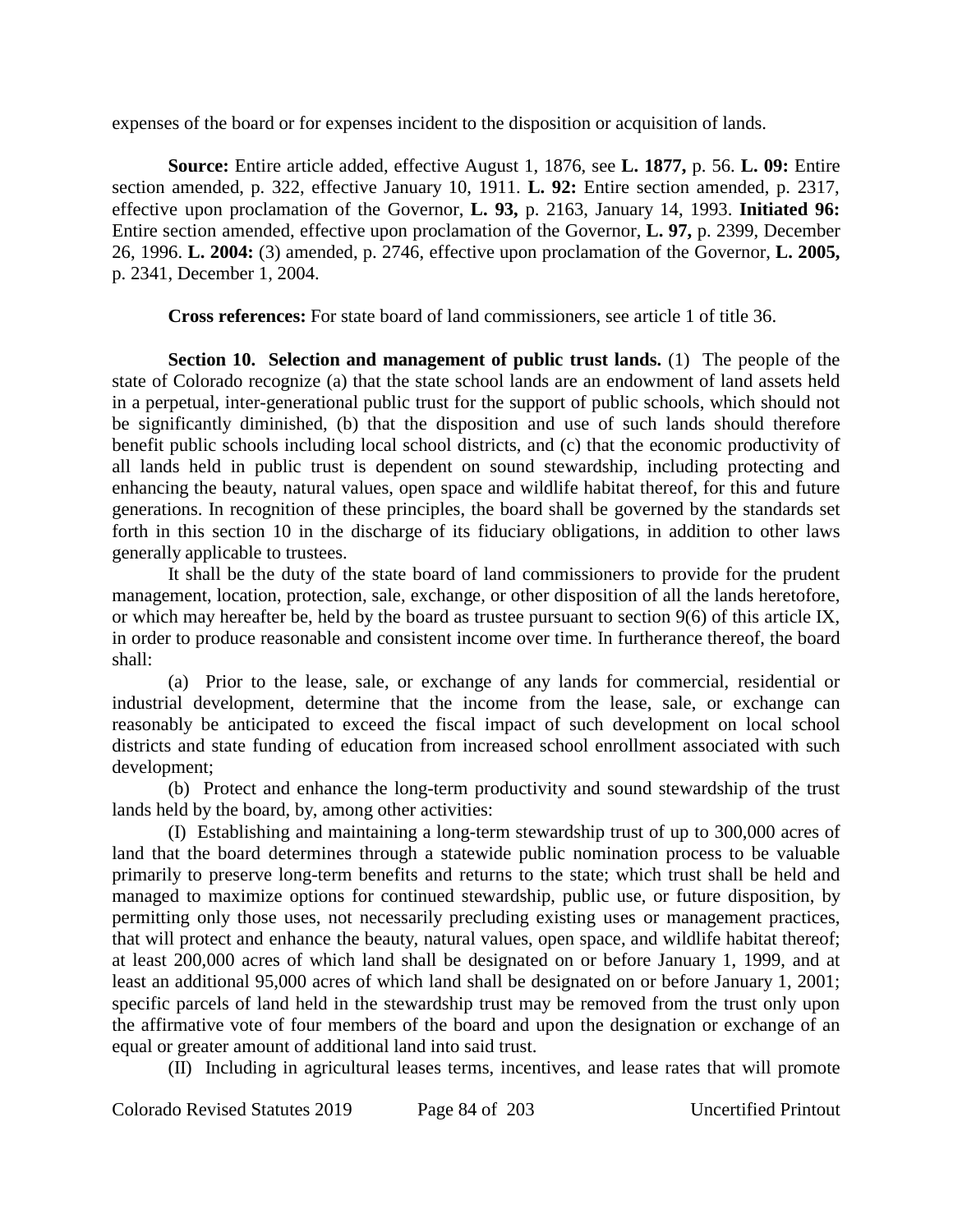expenses of the board or for expenses incident to the disposition or acquisition of lands.

**Source:** Entire article added, effective August 1, 1876, see **L. 1877,** p. 56. **L. 09:** Entire section amended, p. 322, effective January 10, 1911. **L. 92:** Entire section amended, p. 2317, effective upon proclamation of the Governor, **L. 93,** p. 2163, January 14, 1993. **Initiated 96:** Entire section amended, effective upon proclamation of the Governor, **L. 97,** p. 2399, December 26, 1996. **L. 2004:** (3) amended, p. 2746, effective upon proclamation of the Governor, **L. 2005,** p. 2341, December 1, 2004.

**Cross references:** For state board of land commissioners, see article 1 of title 36.

**Section 10. Selection and management of public trust lands.** (1) The people of the state of Colorado recognize (a) that the state school lands are an endowment of land assets held in a perpetual, inter-generational public trust for the support of public schools, which should not be significantly diminished, (b) that the disposition and use of such lands should therefore benefit public schools including local school districts, and (c) that the economic productivity of all lands held in public trust is dependent on sound stewardship, including protecting and enhancing the beauty, natural values, open space and wildlife habitat thereof, for this and future generations. In recognition of these principles, the board shall be governed by the standards set forth in this section 10 in the discharge of its fiduciary obligations, in addition to other laws generally applicable to trustees.

It shall be the duty of the state board of land commissioners to provide for the prudent management, location, protection, sale, exchange, or other disposition of all the lands heretofore, or which may hereafter be, held by the board as trustee pursuant to section 9(6) of this article IX, in order to produce reasonable and consistent income over time. In furtherance thereof, the board shall:

(a) Prior to the lease, sale, or exchange of any lands for commercial, residential or industrial development, determine that the income from the lease, sale, or exchange can reasonably be anticipated to exceed the fiscal impact of such development on local school districts and state funding of education from increased school enrollment associated with such development;

(b) Protect and enhance the long-term productivity and sound stewardship of the trust lands held by the board, by, among other activities:

(I) Establishing and maintaining a long-term stewardship trust of up to 300,000 acres of land that the board determines through a statewide public nomination process to be valuable primarily to preserve long-term benefits and returns to the state; which trust shall be held and managed to maximize options for continued stewardship, public use, or future disposition, by permitting only those uses, not necessarily precluding existing uses or management practices, that will protect and enhance the beauty, natural values, open space, and wildlife habitat thereof; at least 200,000 acres of which land shall be designated on or before January 1, 1999, and at least an additional 95,000 acres of which land shall be designated on or before January 1, 2001; specific parcels of land held in the stewardship trust may be removed from the trust only upon the affirmative vote of four members of the board and upon the designation or exchange of an equal or greater amount of additional land into said trust.

(II) Including in agricultural leases terms, incentives, and lease rates that will promote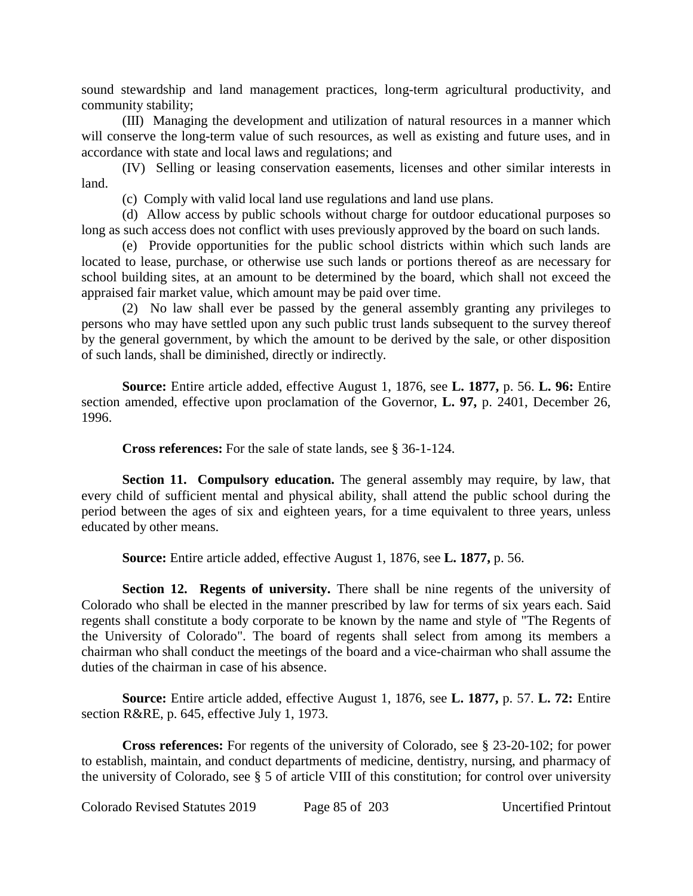sound stewardship and land management practices, long-term agricultural productivity, and community stability;

(III) Managing the development and utilization of natural resources in a manner which will conserve the long-term value of such resources, as well as existing and future uses, and in accordance with state and local laws and regulations; and

(IV) Selling or leasing conservation easements, licenses and other similar interests in land.

(c) Comply with valid local land use regulations and land use plans.

(d) Allow access by public schools without charge for outdoor educational purposes so long as such access does not conflict with uses previously approved by the board on such lands.

(e) Provide opportunities for the public school districts within which such lands are located to lease, purchase, or otherwise use such lands or portions thereof as are necessary for school building sites, at an amount to be determined by the board, which shall not exceed the appraised fair market value, which amount may be paid over time.

(2) No law shall ever be passed by the general assembly granting any privileges to persons who may have settled upon any such public trust lands subsequent to the survey thereof by the general government, by which the amount to be derived by the sale, or other disposition of such lands, shall be diminished, directly or indirectly.

**Source:** Entire article added, effective August 1, 1876, see **L. 1877,** p. 56. **L. 96:** Entire section amended, effective upon proclamation of the Governor, **L. 97,** p. 2401, December 26, 1996.

**Cross references:** For the sale of state lands, see § 36-1-124.

**Section 11. Compulsory education.** The general assembly may require, by law, that every child of sufficient mental and physical ability, shall attend the public school during the period between the ages of six and eighteen years, for a time equivalent to three years, unless educated by other means.

**Source:** Entire article added, effective August 1, 1876, see **L. 1877,** p. 56.

**Section 12. Regents of university.** There shall be nine regents of the university of Colorado who shall be elected in the manner prescribed by law for terms of six years each. Said regents shall constitute a body corporate to be known by the name and style of "The Regents of the University of Colorado". The board of regents shall select from among its members a chairman who shall conduct the meetings of the board and a vice-chairman who shall assume the duties of the chairman in case of his absence.

**Source:** Entire article added, effective August 1, 1876, see **L. 1877,** p. 57. **L. 72:** Entire section R&RE, p. 645, effective July 1, 1973.

**Cross references:** For regents of the university of Colorado, see § 23-20-102; for power to establish, maintain, and conduct departments of medicine, dentistry, nursing, and pharmacy of the university of Colorado, see § 5 of article VIII of this constitution; for control over university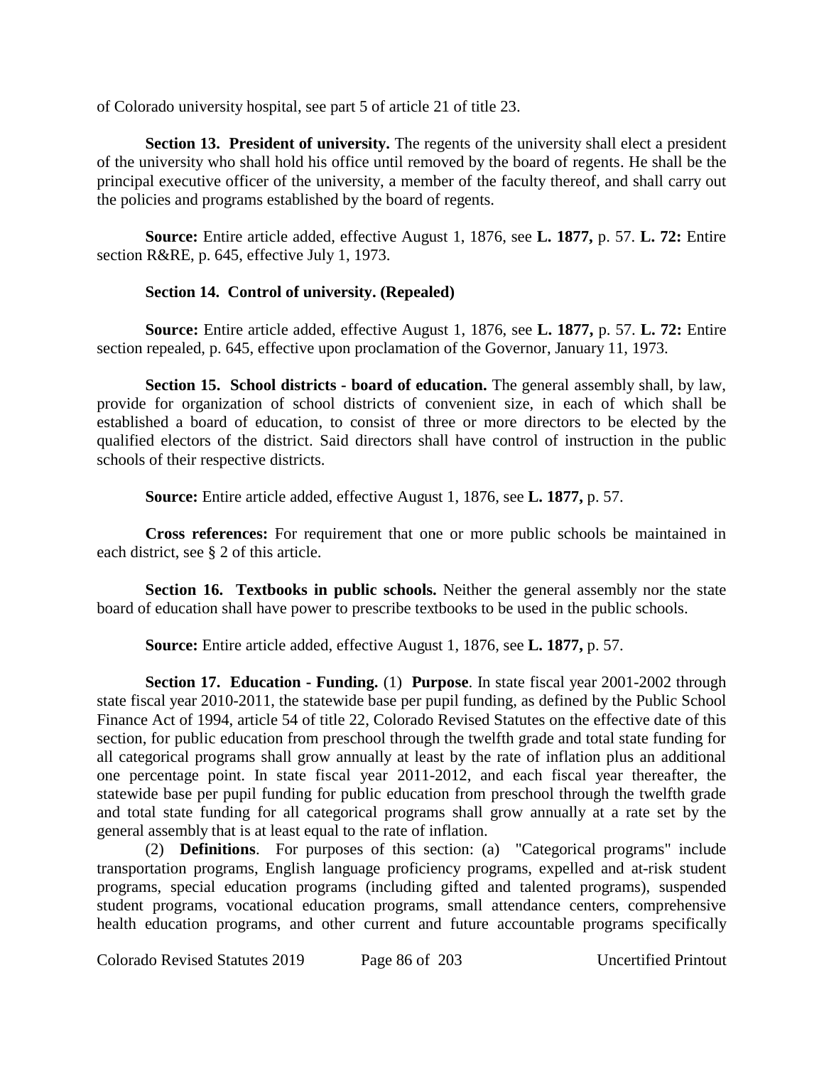of Colorado university hospital, see part 5 of article 21 of title 23.

**Section 13. President of university.** The regents of the university shall elect a president of the university who shall hold his office until removed by the board of regents. He shall be the principal executive officer of the university, a member of the faculty thereof, and shall carry out the policies and programs established by the board of regents.

**Source:** Entire article added, effective August 1, 1876, see **L. 1877,** p. 57. **L. 72:** Entire section R&RE, p. 645, effective July 1, 1973.

**Section 14. Control of university. (Repealed)**

**Source:** Entire article added, effective August 1, 1876, see **L. 1877,** p. 57. **L. 72:** Entire section repealed, p. 645, effective upon proclamation of the Governor, January 11, 1973.

**Section 15. School districts - board of education.** The general assembly shall, by law, provide for organization of school districts of convenient size, in each of which shall be established a board of education, to consist of three or more directors to be elected by the qualified electors of the district. Said directors shall have control of instruction in the public schools of their respective districts.

**Source:** Entire article added, effective August 1, 1876, see **L. 1877,** p. 57.

**Cross references:** For requirement that one or more public schools be maintained in each district, see § 2 of this article.

**Section 16. Textbooks in public schools.** Neither the general assembly nor the state board of education shall have power to prescribe textbooks to be used in the public schools.

**Source:** Entire article added, effective August 1, 1876, see **L. 1877,** p. 57.

**Section 17. Education - Funding.** (1) **Purpose**. In state fiscal year 2001-2002 through state fiscal year 2010-2011, the statewide base per pupil funding, as defined by the Public School Finance Act of 1994, article 54 of title 22, Colorado Revised Statutes on the effective date of this section, for public education from preschool through the twelfth grade and total state funding for all categorical programs shall grow annually at least by the rate of inflation plus an additional one percentage point. In state fiscal year 2011-2012, and each fiscal year thereafter, the statewide base per pupil funding for public education from preschool through the twelfth grade and total state funding for all categorical programs shall grow annually at a rate set by the general assembly that is at least equal to the rate of inflation.

(2) **Definitions**. For purposes of this section: (a) "Categorical programs" include transportation programs, English language proficiency programs, expelled and at-risk student programs, special education programs (including gifted and talented programs), suspended student programs, vocational education programs, small attendance centers, comprehensive health education programs, and other current and future accountable programs specifically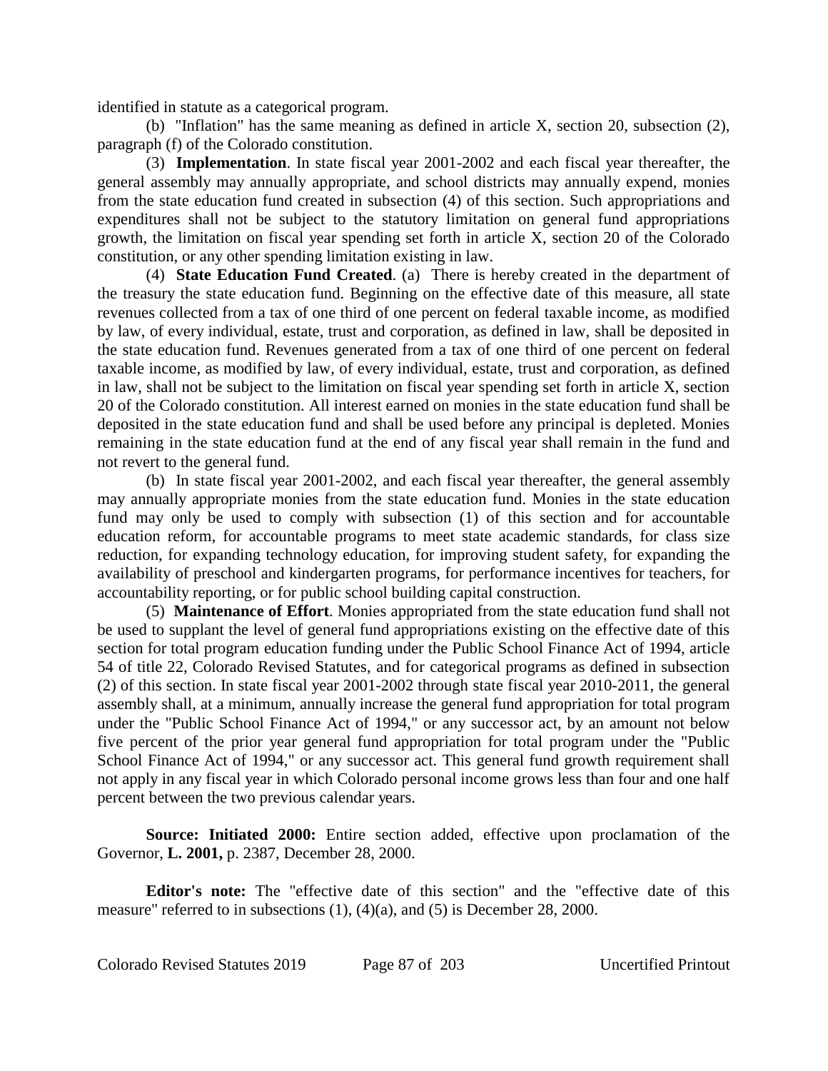identified in statute as a categorical program.

(b) "Inflation" has the same meaning as defined in article X, section 20, subsection (2), paragraph (f) of the Colorado constitution.

(3) **Implementation**. In state fiscal year 2001-2002 and each fiscal year thereafter, the general assembly may annually appropriate, and school districts may annually expend, monies from the state education fund created in subsection (4) of this section. Such appropriations and expenditures shall not be subject to the statutory limitation on general fund appropriations growth, the limitation on fiscal year spending set forth in article X, section 20 of the Colorado constitution, or any other spending limitation existing in law.

(4) **State Education Fund Created**. (a) There is hereby created in the department of the treasury the state education fund. Beginning on the effective date of this measure, all state revenues collected from a tax of one third of one percent on federal taxable income, as modified by law, of every individual, estate, trust and corporation, as defined in law, shall be deposited in the state education fund. Revenues generated from a tax of one third of one percent on federal taxable income, as modified by law, of every individual, estate, trust and corporation, as defined in law, shall not be subject to the limitation on fiscal year spending set forth in article X, section 20 of the Colorado constitution. All interest earned on monies in the state education fund shall be deposited in the state education fund and shall be used before any principal is depleted. Monies remaining in the state education fund at the end of any fiscal year shall remain in the fund and not revert to the general fund.

(b) In state fiscal year 2001-2002, and each fiscal year thereafter, the general assembly may annually appropriate monies from the state education fund. Monies in the state education fund may only be used to comply with subsection (1) of this section and for accountable education reform, for accountable programs to meet state academic standards, for class size reduction, for expanding technology education, for improving student safety, for expanding the availability of preschool and kindergarten programs, for performance incentives for teachers, for accountability reporting, or for public school building capital construction.

(5) **Maintenance of Effort**. Monies appropriated from the state education fund shall not be used to supplant the level of general fund appropriations existing on the effective date of this section for total program education funding under the Public School Finance Act of 1994, article 54 of title 22, Colorado Revised Statutes, and for categorical programs as defined in subsection (2) of this section. In state fiscal year 2001-2002 through state fiscal year 2010-2011, the general assembly shall, at a minimum, annually increase the general fund appropriation for total program under the "Public School Finance Act of 1994," or any successor act, by an amount not below five percent of the prior year general fund appropriation for total program under the "Public School Finance Act of 1994," or any successor act. This general fund growth requirement shall not apply in any fiscal year in which Colorado personal income grows less than four and one half percent between the two previous calendar years.

**Source: Initiated 2000:** Entire section added, effective upon proclamation of the Governor, **L. 2001,** p. 2387, December 28, 2000.

**Editor's note:** The "effective date of this section" and the "effective date of this measure" referred to in subsections (1), (4)(a), and (5) is December 28, 2000.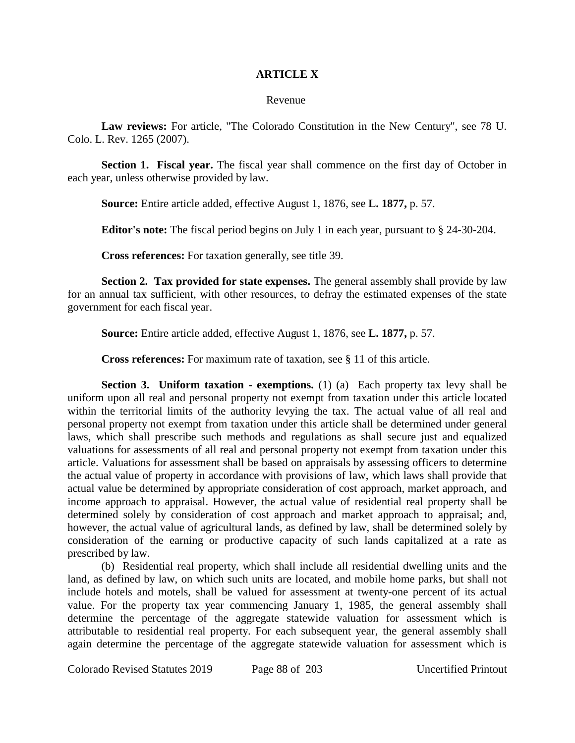## ARTICLE X

Revenue

**Law reviews:** For article, "The Colorado Constitution in the New Century", see 78 U. Colo. L. Rev. 1265 (2007).

**Section 1. Fiscal year.** The fiscal year shall commence on the first day of October in each year, unless otherwise provided by law.

**Source:** Entire article added, effective August 1, 1876, see **L. 1877,** p. 57.

**Editor's note:** The fiscal period begins on July 1 in each year, pursuant to § 24-30-204.

**Cross references:** For taxation generally, see title 39.

**Section 2. Tax provided for state expenses.** The general assembly shall provide by law for an annual tax sufficient, with other resources, to defray the estimated expenses of the state government for each fiscal year.

**Source:** Entire article added, effective August 1, 1876, see **L. 1877,** p. 57.

**Cross references:** For maximum rate of taxation, see § 11 of this article.

**Section 3. Uniform taxation - exemptions.** (1) (a) Each property tax levy shall be uniform upon all real and personal property not exempt from taxation under this article located within the territorial limits of the authority levying the tax. The actual value of all real and personal property not exempt from taxation under this article shall be determined under general laws, which shall prescribe such methods and regulations as shall secure just and equalized valuations for assessments of all real and personal property not exempt from taxation under this article. Valuations for assessment shall be based on appraisals by assessing officers to determine the actual value of property in accordance with provisions of law, which laws shall provide that actual value be determined by appropriate consideration of cost approach, market approach, and income approach to appraisal. However, the actual value of residential real property shall be determined solely by consideration of cost approach and market approach to appraisal; and, however, the actual value of agricultural lands, as defined by law, shall be determined solely by consideration of the earning or productive capacity of such lands capitalized at a rate as prescribed by law.

(b) Residential real property, which shall include all residential dwelling units and the land, as defined by law, on which such units are located, and mobile home parks, but shall not include hotels and motels, shall be valued for assessment at twenty-one percent of its actual value. For the property tax year commencing January 1, 1985, the general assembly shall determine the percentage of the aggregate statewide valuation for assessment which is attributable to residential real property. For each subsequent year, the general assembly shall again determine the percentage of the aggregate statewide valuation for assessment which is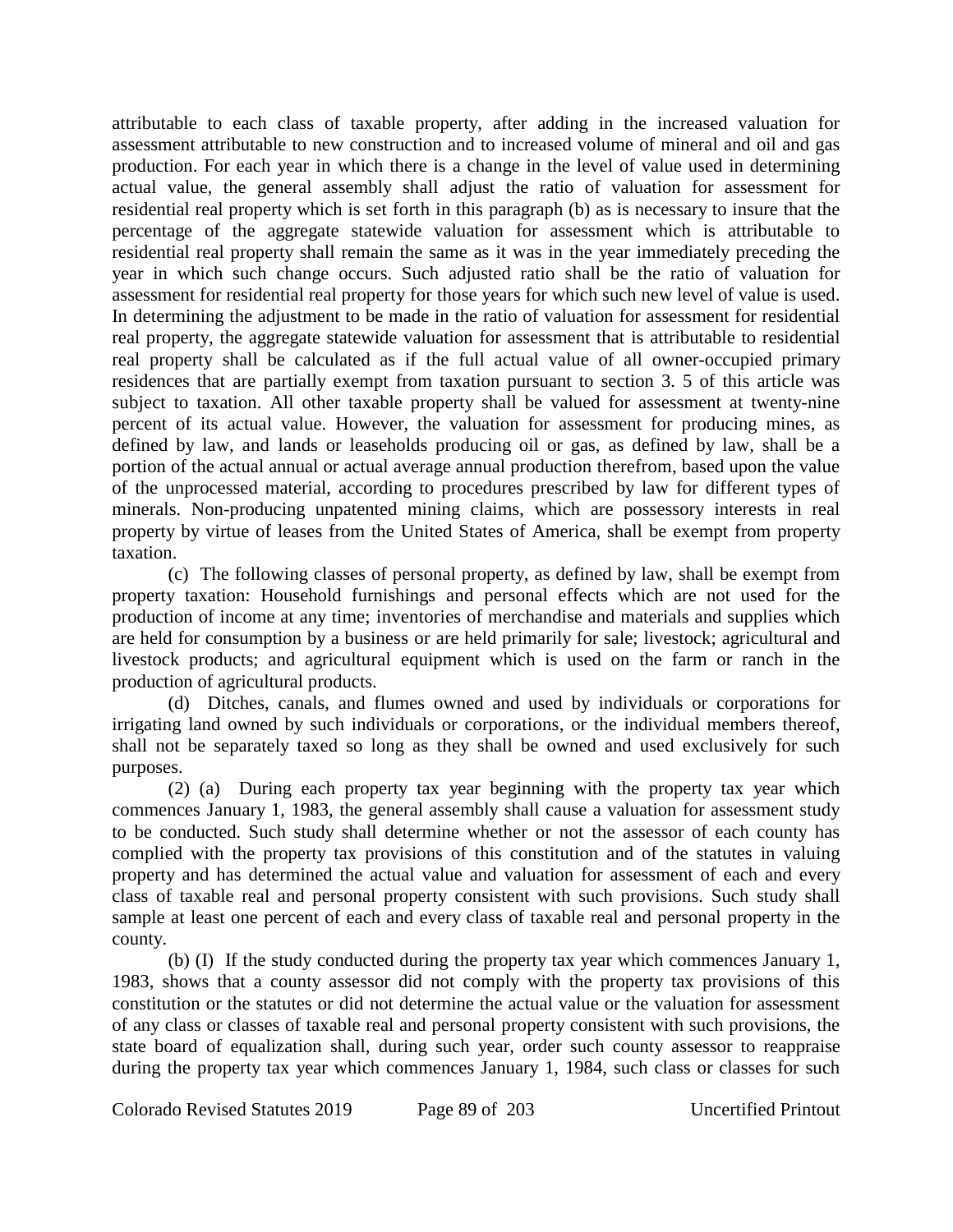attributable to each class of taxable property, after adding in the increased valuation for assessment attributable to new construction and to increased volume of mineral and oil and gas production. For each year in which there is a change in the level of value used in determining actual value, the general assembly shall adjust the ratio of valuation for assessment for residential real property which is set forth in this paragraph (b) as is necessary to insure that the percentage of the aggregate statewide valuation for assessment which is attributable to residential real property shall remain the same as it was in the year immediately preceding the year in which such change occurs. Such adjusted ratio shall be the ratio of valuation for assessment for residential real property for those years for which such new level of value is used. In determining the adjustment to be made in the ratio of valuation for assessment for residential real property, the aggregate statewide valuation for assessment that is attributable to residential real property shall be calculated as if the full actual value of all owner-occupied primary residences that are partially exempt from taxation pursuant to section 3. 5 of this article was subject to taxation. All other taxable property shall be valued for assessment at twenty-nine percent of its actual value. However, the valuation for assessment for producing mines, as defined by law, and lands or leaseholds producing oil or gas, as defined by law, shall be a portion of the actual annual or actual average annual production therefrom, based upon the value of the unprocessed material, according to procedures prescribed by law for different types of minerals. Non-producing unpatented mining claims, which are possessory interests in real property by virtue of leases from the United States of America, shall be exempt from property taxation.

(c) The following classes of personal property, as defined by law, shall be exempt from property taxation: Household furnishings and personal effects which are not used for the production of income at any time; inventories of merchandise and materials and supplies which are held for consumption by a business or are held primarily for sale; livestock; agricultural and livestock products; and agricultural equipment which is used on the farm or ranch in the production of agricultural products.

(d) Ditches, canals, and flumes owned and used by individuals or corporations for irrigating land owned by such individuals or corporations, or the individual members thereof, shall not be separately taxed so long as they shall be owned and used exclusively for such purposes.

(2) (a) During each property tax year beginning with the property tax year which commences January 1, 1983, the general assembly shall cause a valuation for assessment study to be conducted. Such study shall determine whether or not the assessor of each county has complied with the property tax provisions of this constitution and of the statutes in valuing property and has determined the actual value and valuation for assessment of each and every class of taxable real and personal property consistent with such provisions. Such study shall sample at least one percent of each and every class of taxable real and personal property in the county.

(b) (I) If the study conducted during the property tax year which commences January 1, 1983, shows that a county assessor did not comply with the property tax provisions of this constitution or the statutes or did not determine the actual value or the valuation for assessment of any class or classes of taxable real and personal property consistent with such provisions, the state board of equalization shall, during such year, order such county assessor to reappraise during the property tax year which commences January 1, 1984, such class or classes for such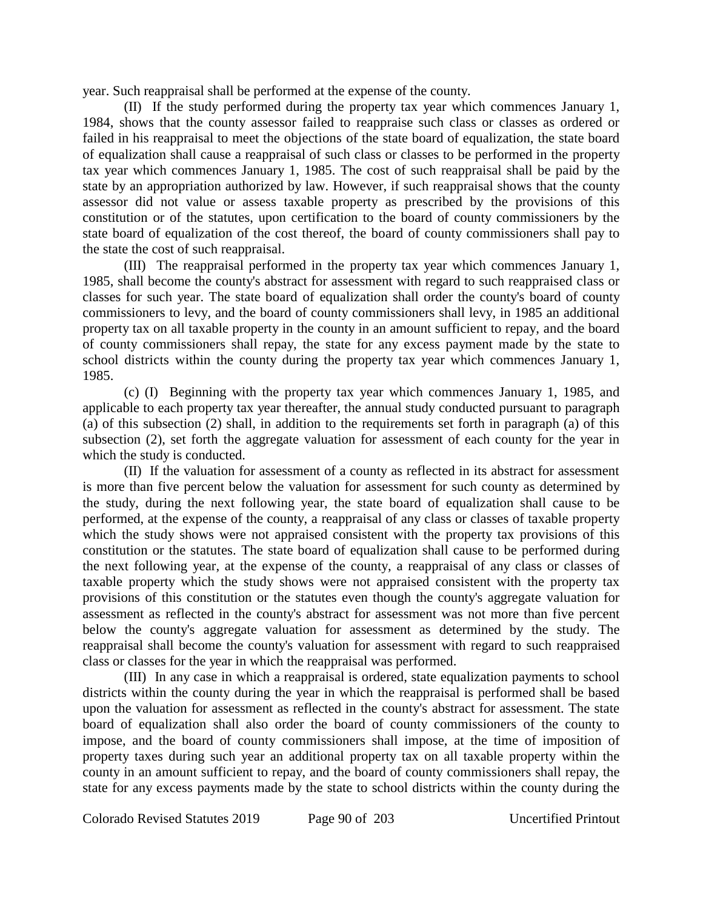year. Such reappraisal shall be performed at the expense of the county.

(II) If the study performed during the property tax year which commences January 1, 1984, shows that the county assessor failed to reappraise such class or classes as ordered or failed in his reappraisal to meet the objections of the state board of equalization, the state board of equalization shall cause a reappraisal of such class or classes to be performed in the property tax year which commences January 1, 1985. The cost of such reappraisal shall be paid by the state by an appropriation authorized by law. However, if such reappraisal shows that the county assessor did not value or assess taxable property as prescribed by the provisions of this constitution or of the statutes, upon certification to the board of county commissioners by the state board of equalization of the cost thereof, the board of county commissioners shall pay to the state the cost of such reappraisal.

(III) The reappraisal performed in the property tax year which commences January 1, 1985, shall become the county's abstract for assessment with regard to such reappraised class or classes for such year. The state board of equalization shall order the county's board of county commissioners to levy, and the board of county commissioners shall levy, in 1985 an additional property tax on all taxable property in the county in an amount sufficient to repay, and the board of county commissioners shall repay, the state for any excess payment made by the state to school districts within the county during the property tax year which commences January 1, 1985.

(c) (I) Beginning with the property tax year which commences January 1, 1985, and applicable to each property tax year thereafter, the annual study conducted pursuant to paragraph (a) of this subsection (2) shall, in addition to the requirements set forth in paragraph (a) of this subsection (2), set forth the aggregate valuation for assessment of each county for the year in which the study is conducted.

(II) If the valuation for assessment of a county as reflected in its abstract for assessment is more than five percent below the valuation for assessment for such county as determined by the study, during the next following year, the state board of equalization shall cause to be performed, at the expense of the county, a reappraisal of any class or classes of taxable property which the study shows were not appraised consistent with the property tax provisions of this constitution or the statutes. The state board of equalization shall cause to be performed during the next following year, at the expense of the county, a reappraisal of any class or classes of taxable property which the study shows were not appraised consistent with the property tax provisions of this constitution or the statutes even though the county's aggregate valuation for assessment as reflected in the county's abstract for assessment was not more than five percent below the county's aggregate valuation for assessment as determined by the study. The reappraisal shall become the county's valuation for assessment with regard to such reappraised class or classes for the year in which the reappraisal was performed.

(III) In any case in which a reappraisal is ordered, state equalization payments to school districts within the county during the year in which the reappraisal is performed shall be based upon the valuation for assessment as reflected in the county's abstract for assessment. The state board of equalization shall also order the board of county commissioners of the county to impose, and the board of county commissioners shall impose, at the time of imposition of property taxes during such year an additional property tax on all taxable property within the county in an amount sufficient to repay, and the board of county commissioners shall repay, the state for any excess payments made by the state to school districts within the county during the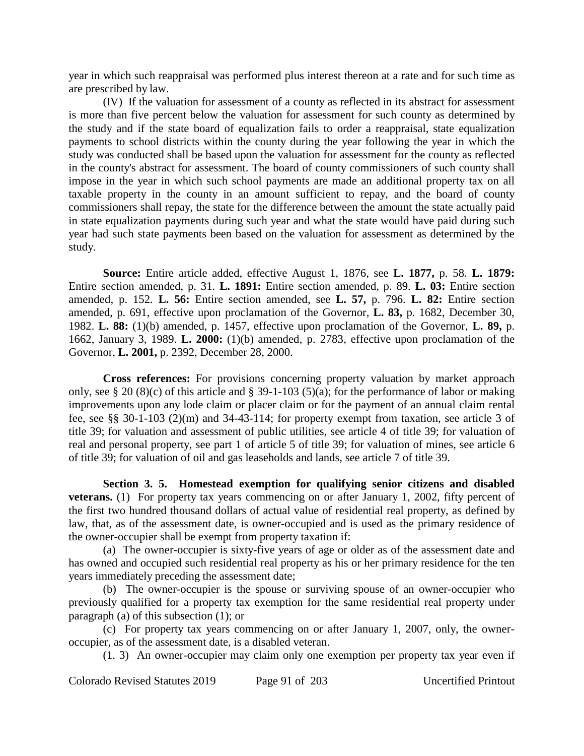year in which such reappraisal was performed plus interest thereon at a rate and for such time as are prescribed by law.

(IV) If the valuation for assessment of a county as reflected in its abstract for assessment is more than five percent below the valuation for assessment for such county as determined by the study and if the state board of equalization fails to order a reappraisal, state equalization payments to school districts within the county during the year following the year in which the study was conducted shall be based upon the valuation for assessment for the county as reflected in the county's abstract for assessment. The board of county commissioners of such county shall impose in the year in which such school payments are made an additional property tax on all taxable property in the county in an amount sufficient to repay, and the board of county commissioners shall repay, the state for the difference between the amount the state actually paid in state equalization payments during such year and what the state would have paid during such year had such state payments been based on the valuation for assessment as determined by the study.

**Source:** Entire article added, effective August 1, 1876, see **L. 1877,** p. 58. **L. 1879:** Entire section amended, p. 31. **L. 1891:** Entire section amended, p. 89. **L. 03:** Entire section amended, p. 152. **L. 56:** Entire section amended, see **L. 57,** p. 796. **L. 82:** Entire section amended, p. 691, effective upon proclamation of the Governor, **L. 83,** p. 1682, December 30, 1982. **L. 88:** (1)(b) amended, p. 1457, effective upon proclamation of the Governor, **L. 89,** p. 1662, January 3, 1989. **L. 2000:** (1)(b) amended, p. 2783, effective upon proclamation of the Governor, **L. 2001,** p. 2392, December 28, 2000.

**Cross references:** For provisions concerning property valuation by market approach only, see § 20 (8)(c) of this article and § 39-1-103 (5)(a); for the performance of labor or making improvements upon any lode claim or placer claim or for the payment of an annual claim rental fee, see §§ 30-1-103 (2)(m) and 34-43-114; for property exempt from taxation, see article 3 of title 39; for valuation and assessment of public utilities, see article 4 of title 39; for valuation of real and personal property, see part 1 of article 5 of title 39; for valuation of mines, see article 6 of title 39; for valuation of oil and gas leaseholds and lands, see article 7 of title 39.

**Section 3. 5. Homestead exemption for qualifying senior citizens and disabled veterans.** (1) For property tax years commencing on or after January 1, 2002, fifty percent of the first two hundred thousand dollars of actual value of residential real property, as defined by law, that, as of the assessment date, is owner-occupied and is used as the primary residence of the owner-occupier shall be exempt from property taxation if:

(a) The owner-occupier is sixty-five years of age or older as of the assessment date and has owned and occupied such residential real property as his or her primary residence for the ten years immediately preceding the assessment date;

(b) The owner-occupier is the spouse or surviving spouse of an owner-occupier who previously qualified for a property tax exemption for the same residential real property under paragraph (a) of this subsection (1); or

(c) For property tax years commencing on or after January 1, 2007, only, the owner-occupier, as of the assessment date, is a disabled veteran.

(1. 3) An owner-occupier may claim only one exemption per property tax year even if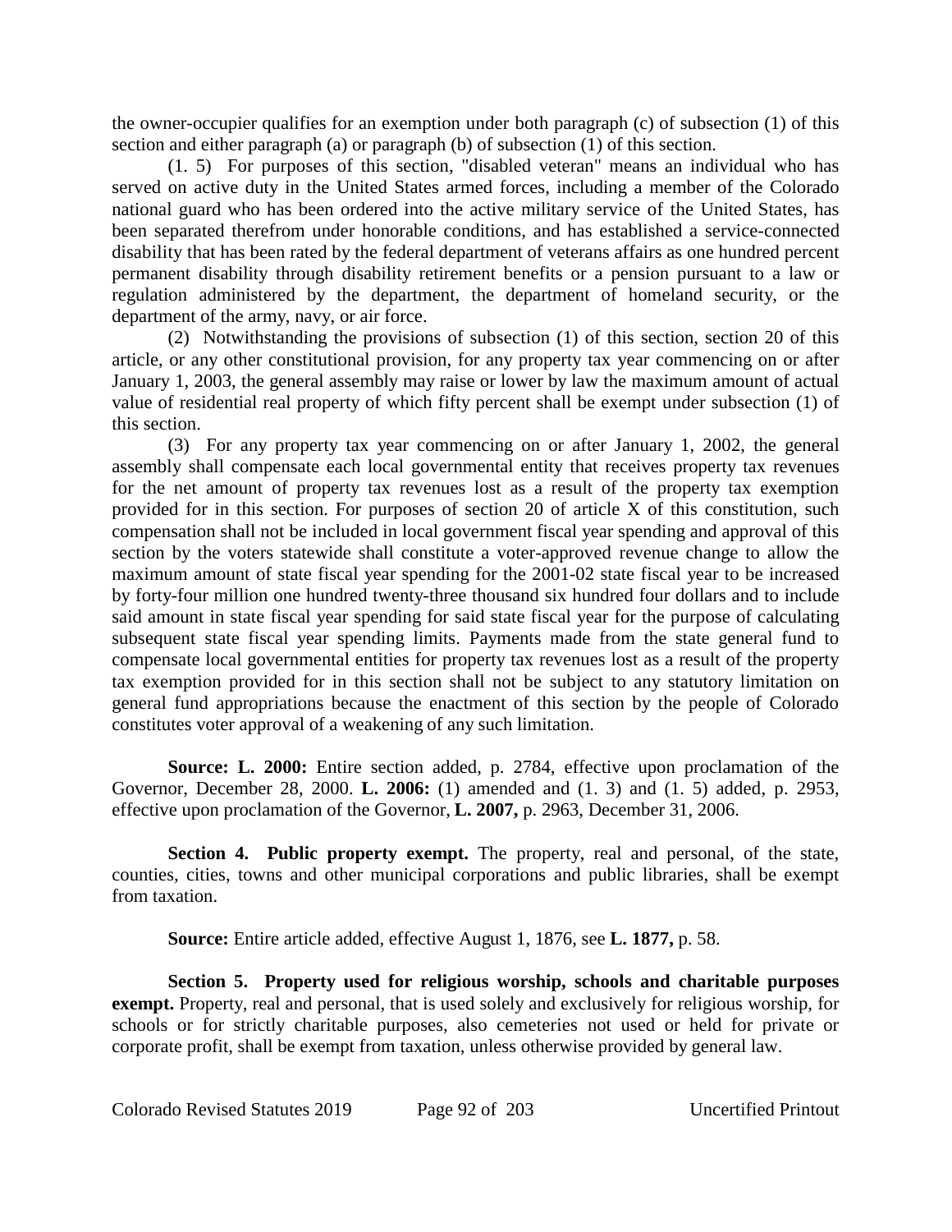the owner-occupier qualifies for an exemption under both paragraph (c) of subsection (1) of this section and either paragraph (a) or paragraph (b) of subsection (1) of this section.

(1. 5) For purposes of this section, "disabled veteran" means an individual who has served on active duty in the United States armed forces, including a member of the Colorado national guard who has been ordered into the active military service of the United States, has been separated therefrom under honorable conditions, and has established a service-connected disability that has been rated by the federal department of veterans affairs as one hundred percent permanent disability through disability retirement benefits or a pension pursuant to a law or regulation administered by the department, the department of homeland security, or the department of the army, navy, or air force.

(2) Notwithstanding the provisions of subsection (1) of this section, section 20 of this article, or any other constitutional provision, for any property tax year commencing on or after January 1, 2003, the general assembly may raise or lower by law the maximum amount of actual value of residential real property of which fifty percent shall be exempt under subsection (1) of this section.

(3) For any property tax year commencing on or after January 1, 2002, the general assembly shall compensate each local governmental entity that receives property tax revenues for the net amount of property tax revenues lost as a result of the property tax exemption provided for in this section. For purposes of section 20 of article X of this constitution, such compensation shall not be included in local government fiscal year spending and approval of this section by the voters statewide shall constitute a voter-approved revenue change to allow the maximum amount of state fiscal year spending for the 2001-02 state fiscal year to be increased by forty-four million one hundred twenty-three thousand six hundred four dollars and to include said amount in state fiscal year spending for said state fiscal year for the purpose of calculating subsequent state fiscal year spending limits. Payments made from the state general fund to compensate local governmental entities for property tax revenues lost as a result of the property tax exemption provided for in this section shall not be subject to any statutory limitation on general fund appropriations because the enactment of this section by the people of Colorado constitutes voter approval of a weakening of any such limitation.

**Source: L. 2000:** Entire section added, p. 2784, effective upon proclamation of the Governor, December 28, 2000. **L. 2006:** (1) amended and (1. 3) and (1. 5) added, p. 2953, effective upon proclamation of the Governor, **L. 2007,** p. 2963, December 31, 2006.

**Section 4. Public property exempt.** The property, real and personal, of the state, counties, cities, towns and other municipal corporations and public libraries, shall be exempt from taxation.

**Source:** Entire article added, effective August 1, 1876, see **L. 1877,** p. 58.

**Section 5. Property used for religious worship, schools and charitable purposes exempt.** Property, real and personal, that is used solely and exclusively for religious worship, for schools or for strictly charitable purposes, also cemeteries not used or held for private or corporate profit, shall be exempt from taxation, unless otherwise provided by general law.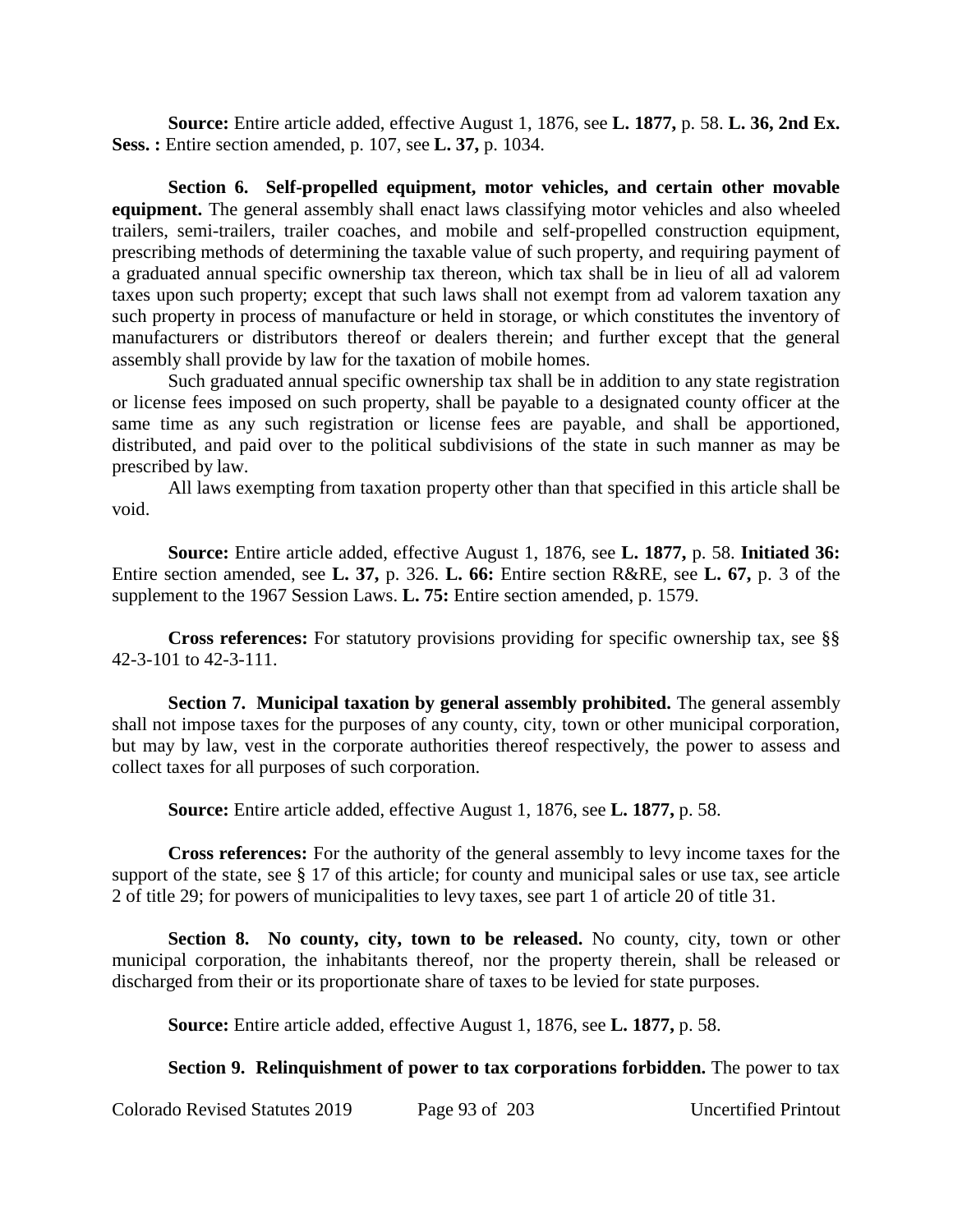**Source:** Entire article added, effective August 1, 1876, see **L. 1877,** p. 58. **L. 36, 2nd Ex. Sess. :** Entire section amended, p. 107, see **L. 37,** p. 1034.

**Section 6. Self-propelled equipment, motor vehicles, and certain other movable equipment.** The general assembly shall enact laws classifying motor vehicles and also wheeled trailers, semi-trailers, trailer coaches, and mobile and self-propelled construction equipment, prescribing methods of determining the taxable value of such property, and requiring payment of a graduated annual specific ownership tax thereon, which tax shall be in lieu of all ad valorem taxes upon such property; except that such laws shall not exempt from ad valorem taxation any such property in process of manufacture or held in storage, or which constitutes the inventory of manufacturers or distributors thereof or dealers therein; and further except that the general assembly shall provide by law for the taxation of mobile homes.

Such graduated annual specific ownership tax shall be in addition to any state registration or license fees imposed on such property, shall be payable to a designated county officer at the same time as any such registration or license fees are payable, and shall be apportioned, distributed, and paid over to the political subdivisions of the state in such manner as may be prescribed by law.

All laws exempting from taxation property other than that specified in this article shall be void.

**Source:** Entire article added, effective August 1, 1876, see **L. 1877,** p. 58. **Initiated 36:** Entire section amended, see **L. 37,** p. 326. **L. 66:** Entire section R&RE, see **L. 67,** p. 3 of the supplement to the 1967 Session Laws. **L. 75:** Entire section amended, p. 1579.

**Cross references:** For statutory provisions providing for specific ownership tax, see §§ 42-3-101 to 42-3-111.

**Section 7. Municipal taxation by general assembly prohibited.** The general assembly shall not impose taxes for the purposes of any county, city, town or other municipal corporation, but may by law, vest in the corporate authorities thereof respectively, the power to assess and collect taxes for all purposes of such corporation.

**Source:** Entire article added, effective August 1, 1876, see **L. 1877,** p. 58.

**Cross references:** For the authority of the general assembly to levy income taxes for the support of the state, see § 17 of this article; for county and municipal sales or use tax, see article 2 of title 29; for powers of municipalities to levy taxes, see part 1 of article 20 of title 31.

**Section 8. No county, city, town to be released.** No county, city, town or other municipal corporation, the inhabitants thereof, nor the property therein, shall be released or discharged from their or its proportionate share of taxes to be levied for state purposes.

**Source:** Entire article added, effective August 1, 1876, see **L. 1877,** p. 58.

**Section 9. Relinquishment of power to tax corporations forbidden.** The power to tax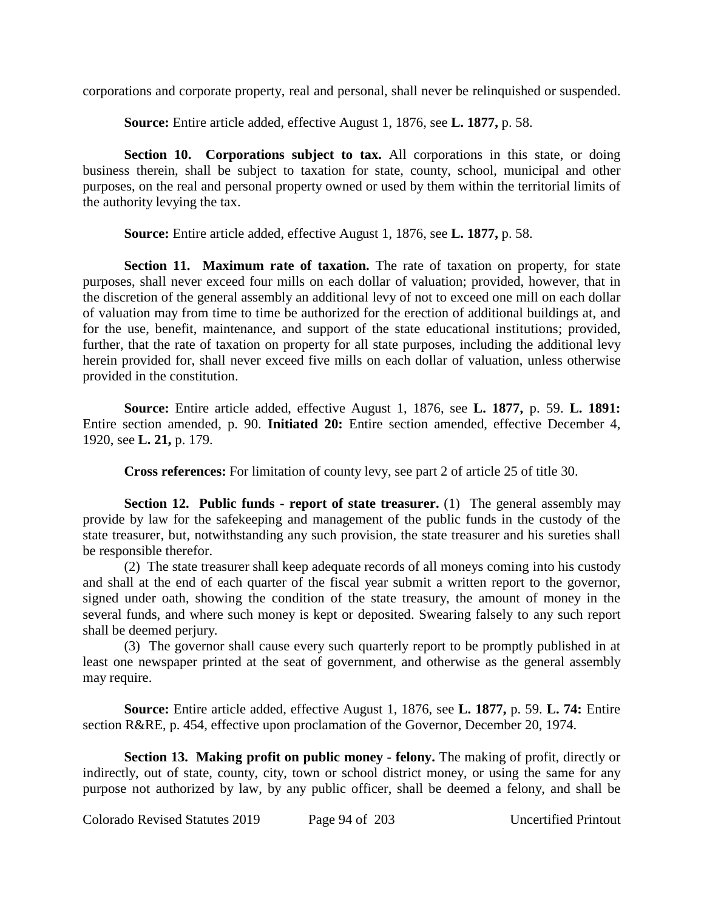corporations and corporate property, real and personal, shall never be relinquished or suspended.

**Source:** Entire article added, effective August 1, 1876, see **L. 1877,** p. 58.

**Section 10. Corporations subject to tax.** All corporations in this state, or doing business therein, shall be subject to taxation for state, county, school, municipal and other purposes, on the real and personal property owned or used by them within the territorial limits of the authority levying the tax.

**Source:** Entire article added, effective August 1, 1876, see **L. 1877,** p. 58.

**Section 11. Maximum rate of taxation.** The rate of taxation on property, for state purposes, shall never exceed four mills on each dollar of valuation; provided, however, that in the discretion of the general assembly an additional levy of not to exceed one mill on each dollar of valuation may from time to time be authorized for the erection of additional buildings at, and for the use, benefit, maintenance, and support of the state educational institutions; provided, further, that the rate of taxation on property for all state purposes, including the additional levy herein provided for, shall never exceed five mills on each dollar of valuation, unless otherwise provided in the constitution.

**Source:** Entire article added, effective August 1, 1876, see **L. 1877,** p. 59. **L. 1891:** Entire section amended, p. 90. **Initiated 20:** Entire section amended, effective December 4, 1920, see **L. 21,** p. 179.

**Cross references:** For limitation of county levy, see part 2 of article 25 of title 30.

**Section 12. Public funds - report of state treasurer.** (1) The general assembly may provide by law for the safekeeping and management of the public funds in the custody of the state treasurer, but, notwithstanding any such provision, the state treasurer and his sureties shall be responsible therefor.

(2) The state treasurer shall keep adequate records of all moneys coming into his custody and shall at the end of each quarter of the fiscal year submit a written report to the governor, signed under oath, showing the condition of the state treasury, the amount of money in the several funds, and where such money is kept or deposited. Swearing falsely to any such report shall be deemed perjury.

(3) The governor shall cause every such quarterly report to be promptly published in at least one newspaper printed at the seat of government, and otherwise as the general assembly may require.

**Source:** Entire article added, effective August 1, 1876, see **L. 1877,** p. 59. **L. 74:** Entire section R&RE, p. 454, effective upon proclamation of the Governor, December 20, 1974.

**Section 13. Making profit on public money - felony.** The making of profit, directly or indirectly, out of state, county, city, town or school district money, or using the same for any purpose not authorized by law, by any public officer, shall be deemed a felony, and shall be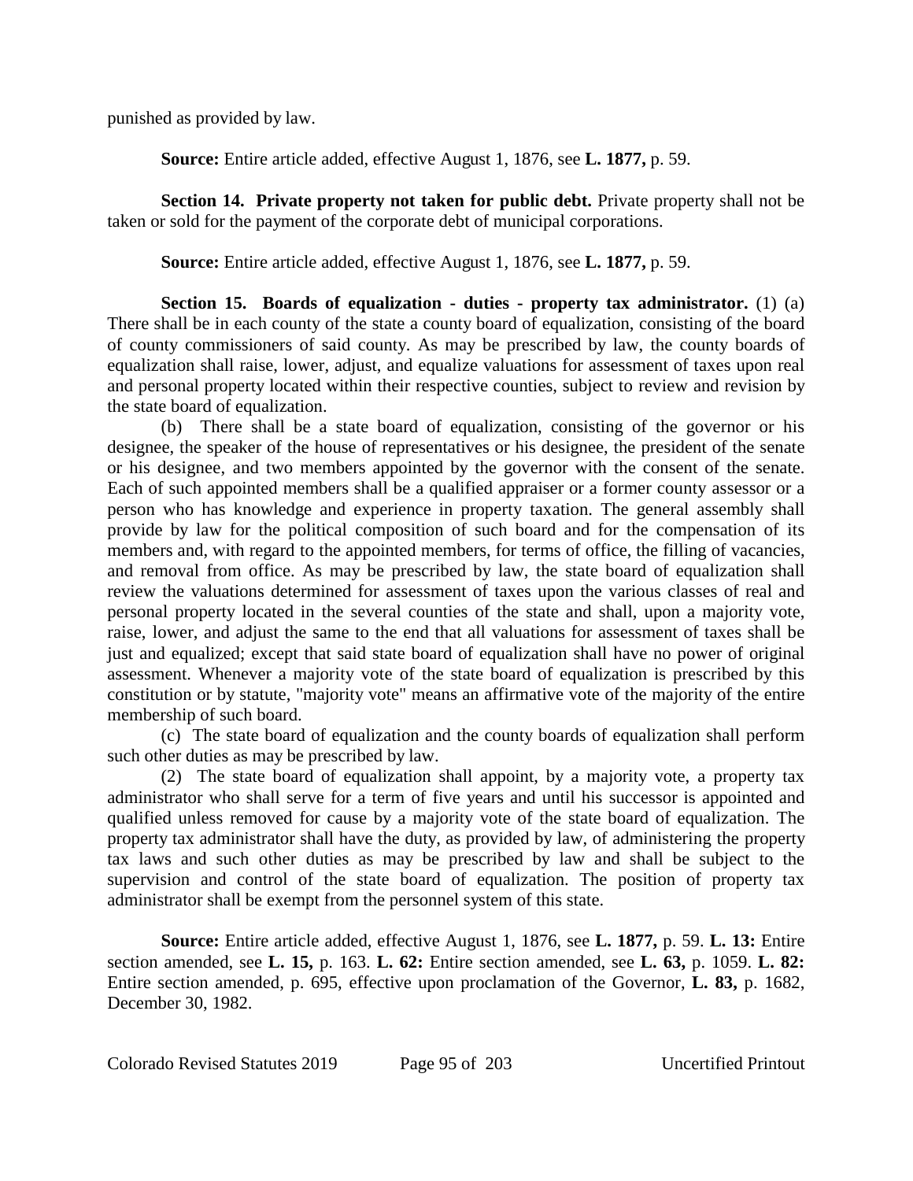punished as provided by law.

**Source:** Entire article added, effective August 1, 1876, see **L. 1877,** p. 59.

**Section 14. Private property not taken for public debt.** Private property shall not be taken or sold for the payment of the corporate debt of municipal corporations.

**Source:** Entire article added, effective August 1, 1876, see **L. 1877,** p. 59.

**Section 15. Boards of equalization - duties - property tax administrator.** (1) (a) There shall be in each county of the state a county board of equalization, consisting of the board of county commissioners of said county. As may be prescribed by law, the county boards of equalization shall raise, lower, adjust, and equalize valuations for assessment of taxes upon real and personal property located within their respective counties, subject to review and revision by the state board of equalization.

(b) There shall be a state board of equalization, consisting of the governor or his designee, the speaker of the house of representatives or his designee, the president of the senate or his designee, and two members appointed by the governor with the consent of the senate. Each of such appointed members shall be a qualified appraiser or a former county assessor or a person who has knowledge and experience in property taxation. The general assembly shall provide by law for the political composition of such board and for the compensation of its members and, with regard to the appointed members, for terms of office, the filling of vacancies, and removal from office. As may be prescribed by law, the state board of equalization shall review the valuations determined for assessment of taxes upon the various classes of real and personal property located in the several counties of the state and shall, upon a majority vote, raise, lower, and adjust the same to the end that all valuations for assessment of taxes shall be just and equalized; except that said state board of equalization shall have no power of original assessment. Whenever a majority vote of the state board of equalization is prescribed by this constitution or by statute, "majority vote" means an affirmative vote of the majority of the entire membership of such board.

(c) The state board of equalization and the county boards of equalization shall perform such other duties as may be prescribed by law.

(2) The state board of equalization shall appoint, by a majority vote, a property tax administrator who shall serve for a term of five years and until his successor is appointed and qualified unless removed for cause by a majority vote of the state board of equalization. The property tax administrator shall have the duty, as provided by law, of administering the property tax laws and such other duties as may be prescribed by law and shall be subject to the supervision and control of the state board of equalization. The position of property tax administrator shall be exempt from the personnel system of this state.

**Source:** Entire article added, effective August 1, 1876, see **L. 1877,** p. 59. **L. 13:** Entire section amended, see **L. 15,** p. 163. **L. 62:** Entire section amended, see **L. 63,** p. 1059. **L. 82:** Entire section amended, p. 695, effective upon proclamation of the Governor, **L. 83,** p. 1682, December 30, 1982.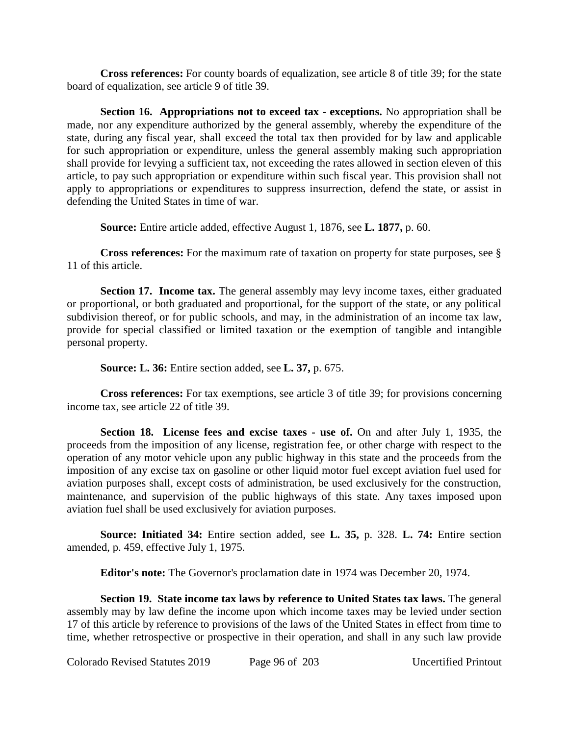**Cross references:** For county boards of equalization, see article 8 of title 39; for the state board of equalization, see article 9 of title 39.

**Section 16. Appropriations not to exceed tax - exceptions.** No appropriation shall be made, nor any expenditure authorized by the general assembly, whereby the expenditure of the state, during any fiscal year, shall exceed the total tax then provided for by law and applicable for such appropriation or expenditure, unless the general assembly making such appropriation shall provide for levying a sufficient tax, not exceeding the rates allowed in section eleven of this article, to pay such appropriation or expenditure within such fiscal year. This provision shall not apply to appropriations or expenditures to suppress insurrection, defend the state, or assist in defending the United States in time of war.

**Source:** Entire article added, effective August 1, 1876, see **L. 1877,** p. 60.

**Cross references:** For the maximum rate of taxation on property for state purposes, see § 11 of this article.

**Section 17. Income tax.** The general assembly may levy income taxes, either graduated or proportional, or both graduated and proportional, for the support of the state, or any political subdivision thereof, or for public schools, and may, in the administration of an income tax law, provide for special classified or limited taxation or the exemption of tangible and intangible personal property.

**Source: L. 36:** Entire section added, see **L. 37,** p. 675.

**Cross references:** For tax exemptions, see article 3 of title 39; for provisions concerning income tax, see article 22 of title 39.

**Section 18. License fees and excise taxes - use of.** On and after July 1, 1935, the proceeds from the imposition of any license, registration fee, or other charge with respect to the operation of any motor vehicle upon any public highway in this state and the proceeds from the imposition of any excise tax on gasoline or other liquid motor fuel except aviation fuel used for aviation purposes shall, except costs of administration, be used exclusively for the construction, maintenance, and supervision of the public highways of this state. Any taxes imposed upon aviation fuel shall be used exclusively for aviation purposes.

**Source: Initiated 34:** Entire section added, see **L. 35,** p. 328. **L. 74:** Entire section amended, p. 459, effective July 1, 1975.

**Editor's note:** The Governor's proclamation date in 1974 was December 20, 1974.

**Section 19. State income tax laws by reference to United States tax laws.** The general assembly may by law define the income upon which income taxes may be levied under section 17 of this article by reference to provisions of the laws of the United States in effect from time to time, whether retrospective or prospective in their operation, and shall in any such law provide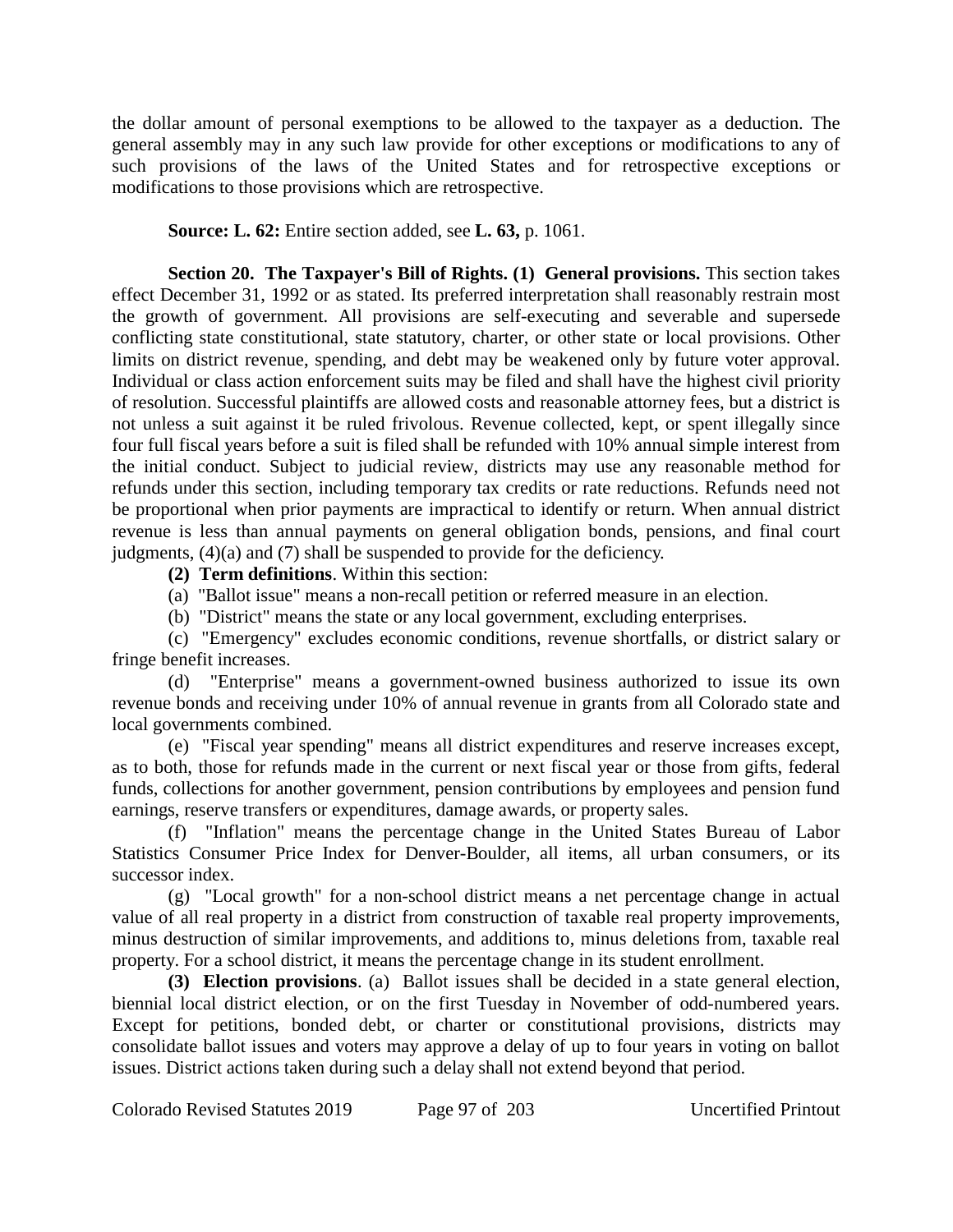the dollar amount of personal exemptions to be allowed to the taxpayer as a deduction. The general assembly may in any such law provide for other exceptions or modifications to any of such provisions of the laws of the United States and for retrospective exceptions or modifications to those provisions which are retrospective.

**Source: L. 62:** Entire section added, see **L. 63,** p. 1061.

**Section 20. The Taxpayer's Bill of Rights. (1) General provisions.** This section takes effect December 31, 1992 or as stated. Its preferred interpretation shall reasonably restrain most the growth of government. All provisions are self-executing and severable and supersede conflicting state constitutional, state statutory, charter, or other state or local provisions. Other limits on district revenue, spending, and debt may be weakened only by future voter approval. Individual or class action enforcement suits may be filed and shall have the highest civil priority of resolution. Successful plaintiffs are allowed costs and reasonable attorney fees, but a district is not unless a suit against it be ruled frivolous. Revenue collected, kept, or spent illegally since four full fiscal years before a suit is filed shall be refunded with 10% annual simple interest from the initial conduct. Subject to judicial review, districts may use any reasonable method for refunds under this section, including temporary tax credits or rate reductions. Refunds need not be proportional when prior payments are impractical to identify or return. When annual district revenue is less than annual payments on general obligation bonds, pensions, and final court judgments, (4)(a) and (7) shall be suspended to provide for the deficiency.

**(2) Term definitions**. Within this section:

(a) "Ballot issue" means a non-recall petition or referred measure in an election.

(b) "District" means the state or any local government, excluding enterprises.

(c) "Emergency" excludes economic conditions, revenue shortfalls, or district salary or fringe benefit increases.

(d) "Enterprise" means a government-owned business authorized to issue its own revenue bonds and receiving under 10% of annual revenue in grants from all Colorado state and local governments combined.

(e) "Fiscal year spending" means all district expenditures and reserve increases except, as to both, those for refunds made in the current or next fiscal year or those from gifts, federal funds, collections for another government, pension contributions by employees and pension fund earnings, reserve transfers or expenditures, damage awards, or property sales.

(f) "Inflation" means the percentage change in the United States Bureau of Labor Statistics Consumer Price Index for Denver-Boulder, all items, all urban consumers, or its successor index.

(g) "Local growth" for a non-school district means a net percentage change in actual value of all real property in a district from construction of taxable real property improvements, minus destruction of similar improvements, and additions to, minus deletions from, taxable real property. For a school district, it means the percentage change in its student enrollment.

**(3) Election provisions**. (a) Ballot issues shall be decided in a state general election, biennial local district election, or on the first Tuesday in November of odd-numbered years. Except for petitions, bonded debt, or charter or constitutional provisions, districts may consolidate ballot issues and voters may approve a delay of up to four years in voting on ballot issues. District actions taken during such a delay shall not extend beyond that period.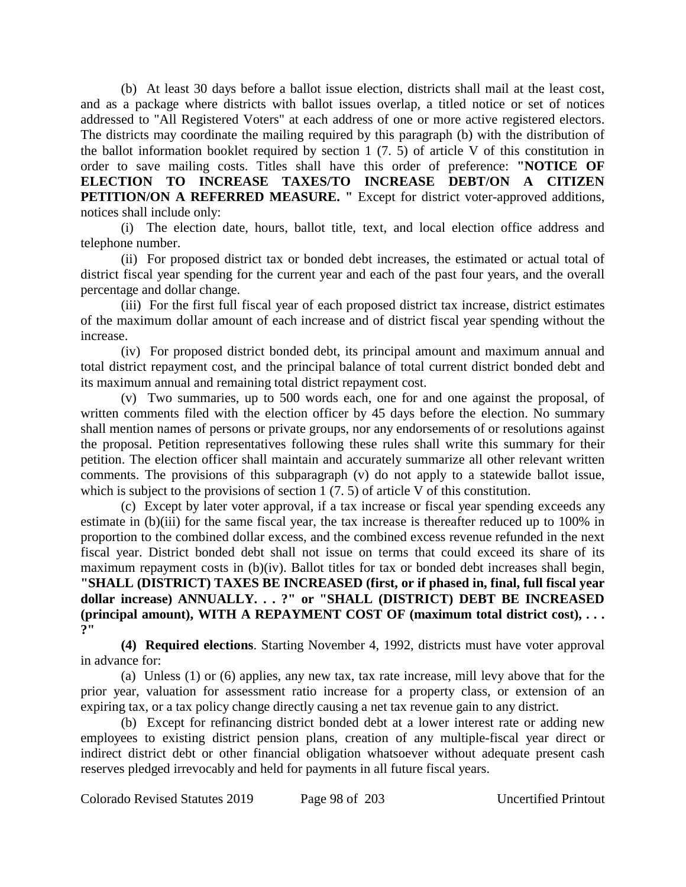(b) At least 30 days before a ballot issue election, districts shall mail at the least cost, and as a package where districts with ballot issues overlap, a titled notice or set of notices addressed to "All Registered Voters" at each address of one or more active registered electors. The districts may coordinate the mailing required by this paragraph (b) with the distribution of the ballot information booklet required by section 1 (7. 5) of article V of this constitution in order to save mailing costs. Titles shall have this order of preference: **"NOTICE OF ELECTION TO INCREASE TAXES/TO INCREASE DEBT/ON A CITIZEN PETITION/ON A REFERRED MEASURE. "** Except for district voter-approved additions, notices shall include only:

(i) The election date, hours, ballot title, text, and local election office address and telephone number.

(ii) For proposed district tax or bonded debt increases, the estimated or actual total of district fiscal year spending for the current year and each of the past four years, and the overall percentage and dollar change.

(iii) For the first full fiscal year of each proposed district tax increase, district estimates of the maximum dollar amount of each increase and of district fiscal year spending without the increase.

(iv) For proposed district bonded debt, its principal amount and maximum annual and total district repayment cost, and the principal balance of total current district bonded debt and its maximum annual and remaining total district repayment cost.

(v) Two summaries, up to 500 words each, one for and one against the proposal, of written comments filed with the election officer by 45 days before the election. No summary shall mention names of persons or private groups, nor any endorsements of or resolutions against the proposal. Petition representatives following these rules shall write this summary for their petition. The election officer shall maintain and accurately summarize all other relevant written comments. The provisions of this subparagraph (v) do not apply to a statewide ballot issue, which is subject to the provisions of section 1 (7. 5) of article V of this constitution.

(c) Except by later voter approval, if a tax increase or fiscal year spending exceeds any estimate in (b)(iii) for the same fiscal year, the tax increase is thereafter reduced up to 100% in proportion to the combined dollar excess, and the combined excess revenue refunded in the next fiscal year. District bonded debt shall not issue on terms that could exceed its share of its maximum repayment costs in (b)(iv). Ballot titles for tax or bonded debt increases shall begin, **"SHALL (DISTRICT) TAXES BE INCREASED (first, or if phased in, final, full fiscal year dollar increase) ANNUALLY. . . ?" or "SHALL (DISTRICT) DEBT BE INCREASED (principal amount), WITH A REPAYMENT COST OF (maximum total district cost), . . . ?"**

**(4) Required elections**. Starting November 4, 1992, districts must have voter approval in advance for:

(a) Unless (1) or (6) applies, any new tax, tax rate increase, mill levy above that for the prior year, valuation for assessment ratio increase for a property class, or extension of an expiring tax, or a tax policy change directly causing a net tax revenue gain to any district.

(b) Except for refinancing district bonded debt at a lower interest rate or adding new employees to existing district pension plans, creation of any multiple-fiscal year direct or indirect district debt or other financial obligation whatsoever without adequate present cash reserves pledged irrevocably and held for payments in all future fiscal years.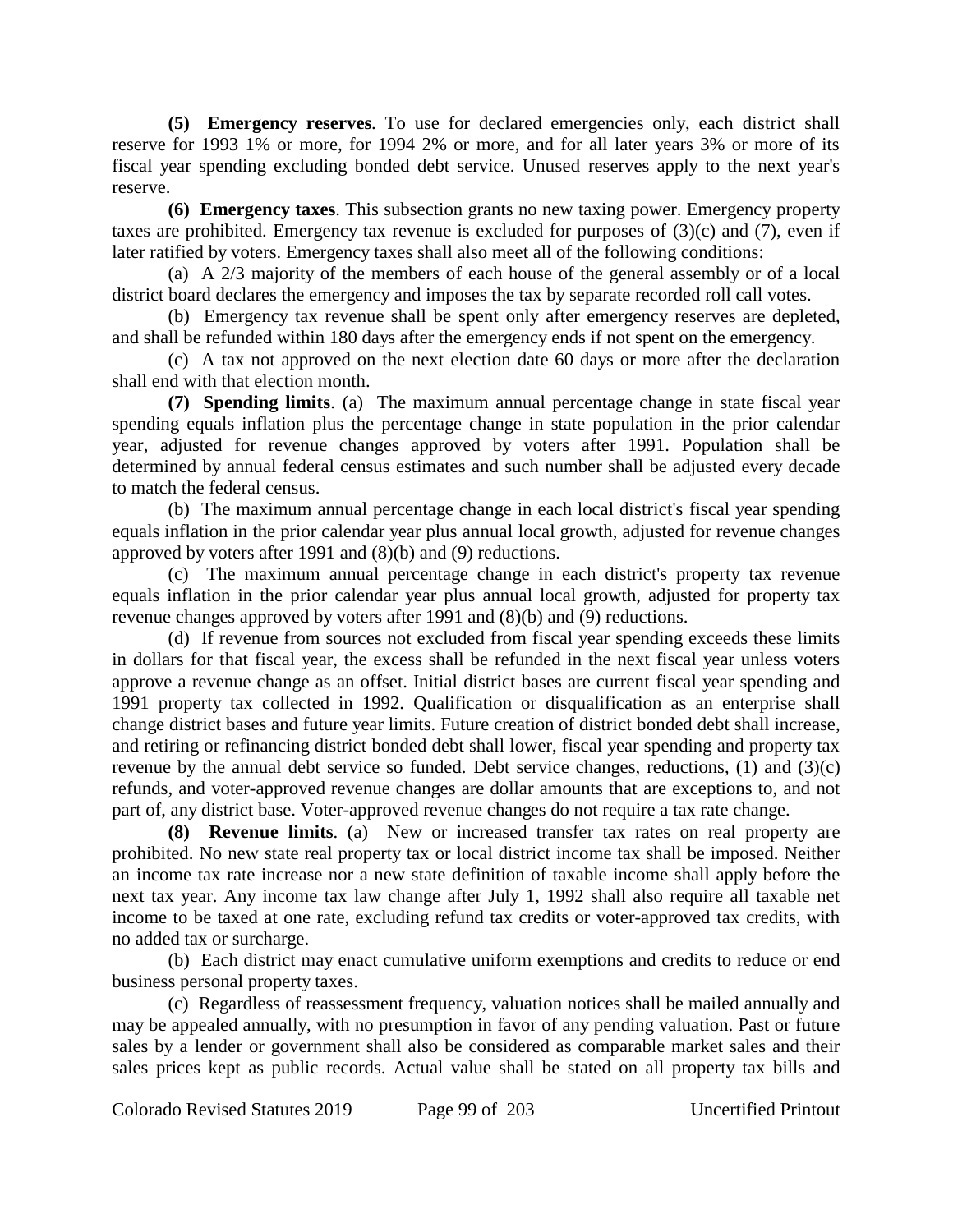**(5) Emergency reserves**. To use for declared emergencies only, each district shall reserve for 1993 1% or more, for 1994 2% or more, and for all later years 3% or more of its fiscal year spending excluding bonded debt service. Unused reserves apply to the next year's reserve.

**(6) Emergency taxes**. This subsection grants no new taxing power. Emergency property taxes are prohibited. Emergency tax revenue is excluded for purposes of (3)(c) and (7), even if later ratified by voters. Emergency taxes shall also meet all of the following conditions:

(a) A 2/3 majority of the members of each house of the general assembly or of a local district board declares the emergency and imposes the tax by separate recorded roll call votes.

(b) Emergency tax revenue shall be spent only after emergency reserves are depleted, and shall be refunded within 180 days after the emergency ends if not spent on the emergency.

(c) A tax not approved on the next election date 60 days or more after the declaration shall end with that election month.

**(7) Spending limits**. (a) The maximum annual percentage change in state fiscal year spending equals inflation plus the percentage change in state population in the prior calendar year, adjusted for revenue changes approved by voters after 1991. Population shall be determined by annual federal census estimates and such number shall be adjusted every decade to match the federal census.

(b) The maximum annual percentage change in each local district's fiscal year spending equals inflation in the prior calendar year plus annual local growth, adjusted for revenue changes approved by voters after 1991 and (8)(b) and (9) reductions.

(c) The maximum annual percentage change in each district's property tax revenue equals inflation in the prior calendar year plus annual local growth, adjusted for property tax revenue changes approved by voters after 1991 and (8)(b) and (9) reductions.

(d) If revenue from sources not excluded from fiscal year spending exceeds these limits in dollars for that fiscal year, the excess shall be refunded in the next fiscal year unless voters approve a revenue change as an offset. Initial district bases are current fiscal year spending and 1991 property tax collected in 1992. Qualification or disqualification as an enterprise shall change district bases and future year limits. Future creation of district bonded debt shall increase, and retiring or refinancing district bonded debt shall lower, fiscal year spending and property tax revenue by the annual debt service so funded. Debt service changes, reductions, (1) and (3)(c) refunds, and voter-approved revenue changes are dollar amounts that are exceptions to, and not part of, any district base. Voter-approved revenue changes do not require a tax rate change.

**(8) Revenue limits**. (a) New or increased transfer tax rates on real property are prohibited. No new state real property tax or local district income tax shall be imposed. Neither an income tax rate increase nor a new state definition of taxable income shall apply before the next tax year. Any income tax law change after July 1, 1992 shall also require all taxable net income to be taxed at one rate, excluding refund tax credits or voter-approved tax credits, with no added tax or surcharge.

(b) Each district may enact cumulative uniform exemptions and credits to reduce or end business personal property taxes.

(c) Regardless of reassessment frequency, valuation notices shall be mailed annually and may be appealed annually, with no presumption in favor of any pending valuation. Past or future sales by a lender or government shall also be considered as comparable market sales and their sales prices kept as public records. Actual value shall be stated on all property tax bills and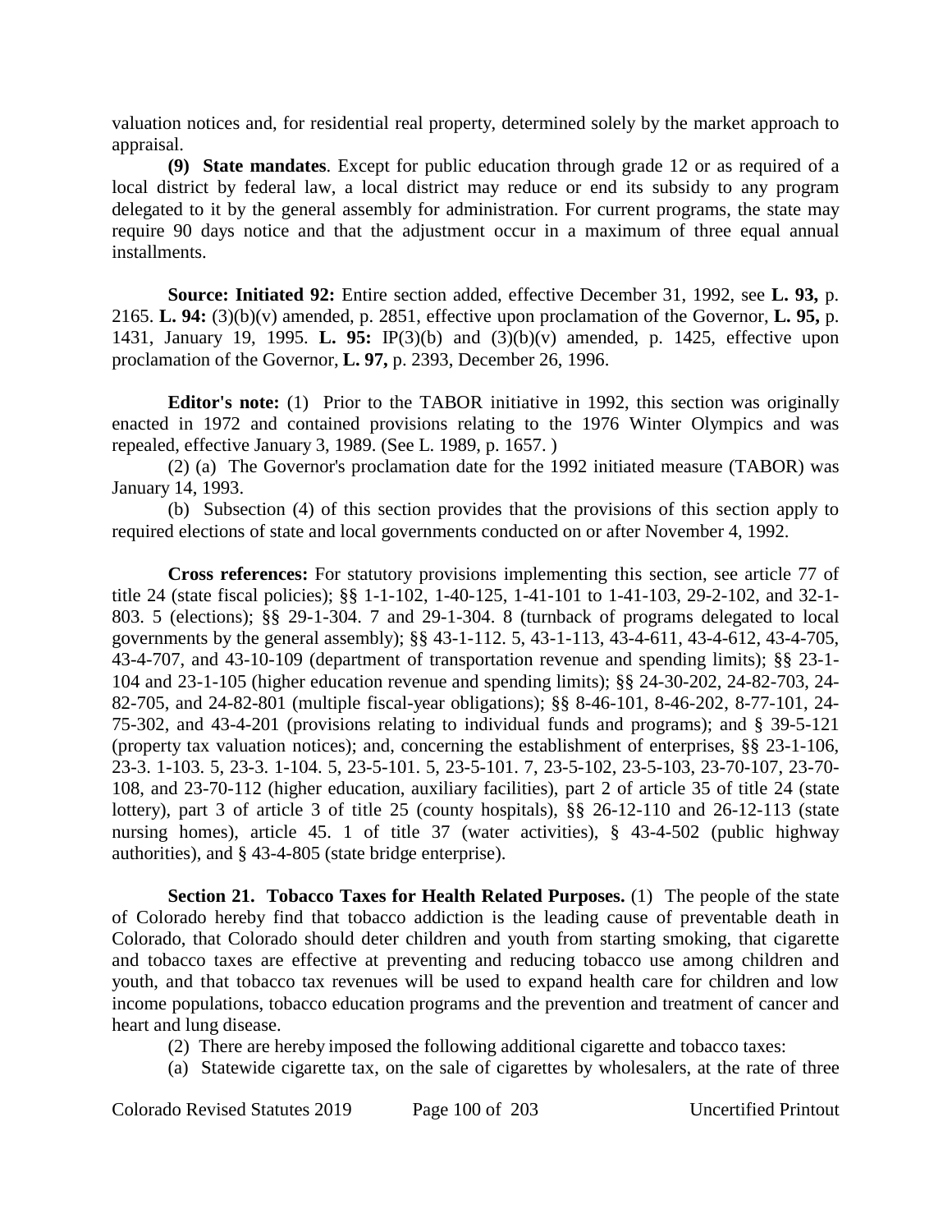valuation notices and, for residential real property, determined solely by the market approach to appraisal.

**(9) State mandates**. Except for public education through grade 12 or as required of a local district by federal law, a local district may reduce or end its subsidy to any program delegated to it by the general assembly for administration. For current programs, the state may require 90 days notice and that the adjustment occur in a maximum of three equal annual installments.

**Source: Initiated 92:** Entire section added, effective December 31, 1992, see **L. 93,** p. 2165. **L. 94:** (3)(b)(v) amended, p. 2851, effective upon proclamation of the Governor, **L. 95,** p. 1431, January 19, 1995. **L. 95:** IP(3)(b) and (3)(b)(v) amended, p. 1425, effective upon proclamation of the Governor, **L. 97,** p. 2393, December 26, 1996.

**Editor's note:** (1) Prior to the TABOR initiative in 1992, this section was originally enacted in 1972 and contained provisions relating to the 1976 Winter Olympics and was repealed, effective January 3, 1989. (See L. 1989, p. 1657. )

(2) (a) The Governor's proclamation date for the 1992 initiated measure (TABOR) was January 14, 1993.

(b) Subsection (4) of this section provides that the provisions of this section apply to required elections of state and local governments conducted on or after November 4, 1992.

**Cross references:** For statutory provisions implementing this section, see article 77 of title 24 (state fiscal policies); §§ 1-1-102, 1-40-125, 1-41-101 to 1-41-103, 29-2-102, and 32-1-803. 5 (elections); §§ 29-1-304. 7 and 29-1-304. 8 (turnback of programs delegated to local governments by the general assembly); §§ 43-1-112. 5, 43-1-113, 43-4-611, 43-4-612, 43-4-705, 43-4-707, and 43-10-109 (department of transportation revenue and spending limits); §§ 23-1-104 and 23-1-105 (higher education revenue and spending limits); §§ 24-30-202, 24-82-703, 24-82-705, and 24-82-801 (multiple fiscal-year obligations); §§ 8-46-101, 8-46-202, 8-77-101, 24-75-302, and 43-4-201 (provisions relating to individual funds and programs); and § 39-5-121 (property tax valuation notices); and, concerning the establishment of enterprises, §§ 23-1-106, 23-3. 1-103. 5, 23-3. 1-104. 5, 23-5-101. 5, 23-5-101. 7, 23-5-102, 23-5-103, 23-70-107, 23-70-108, and 23-70-112 (higher education, auxiliary facilities), part 2 of article 35 of title 24 (state lottery), part 3 of article 3 of title 25 (county hospitals), §§ 26-12-110 and 26-12-113 (state nursing homes), article 45. 1 of title 37 (water activities), § 43-4-502 (public highway authorities), and § 43-4-805 (state bridge enterprise).

**Section 21. Tobacco Taxes for Health Related Purposes.** (1) The people of the state of Colorado hereby find that tobacco addiction is the leading cause of preventable death in Colorado, that Colorado should deter children and youth from starting smoking, that cigarette and tobacco taxes are effective at preventing and reducing tobacco use among children and youth, and that tobacco tax revenues will be used to expand health care for children and low income populations, tobacco education programs and the prevention and treatment of cancer and heart and lung disease.

(2) There are hereby imposed the following additional cigarette and tobacco taxes:

(a) Statewide cigarette tax, on the sale of cigarettes by wholesalers, at the rate of three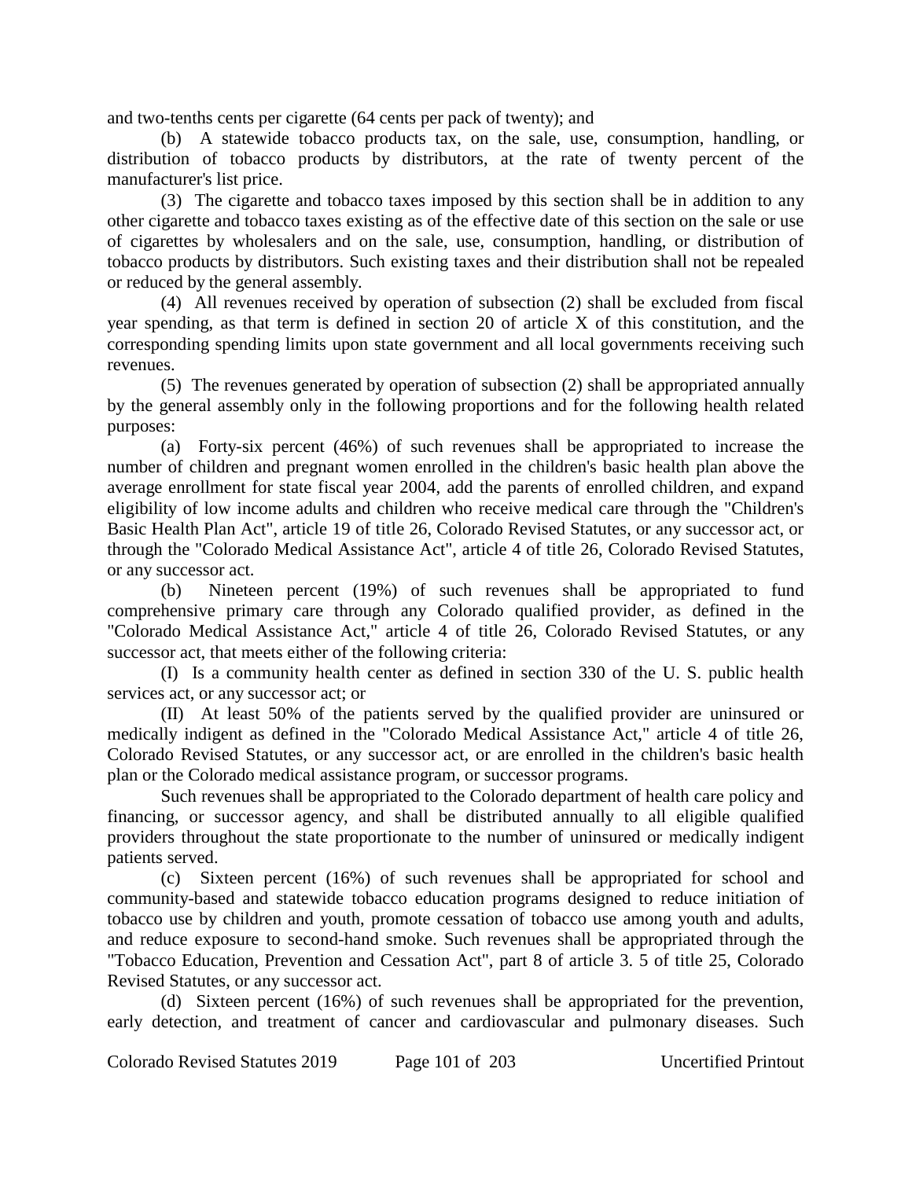and two-tenths cents per cigarette (64 cents per pack of twenty); and

(b) A statewide tobacco products tax, on the sale, use, consumption, handling, or distribution of tobacco products by distributors, at the rate of twenty percent of the manufacturer's list price.

(3) The cigarette and tobacco taxes imposed by this section shall be in addition to any other cigarette and tobacco taxes existing as of the effective date of this section on the sale or use of cigarettes by wholesalers and on the sale, use, consumption, handling, or distribution of tobacco products by distributors. Such existing taxes and their distribution shall not be repealed or reduced by the general assembly.

(4) All revenues received by operation of subsection (2) shall be excluded from fiscal year spending, as that term is defined in section 20 of article X of this constitution, and the corresponding spending limits upon state government and all local governments receiving such revenues.

(5) The revenues generated by operation of subsection (2) shall be appropriated annually by the general assembly only in the following proportions and for the following health related purposes:

(a) Forty-six percent (46%) of such revenues shall be appropriated to increase the number of children and pregnant women enrolled in the children's basic health plan above the average enrollment for state fiscal year 2004, add the parents of enrolled children, and expand eligibility of low income adults and children who receive medical care through the "Children's Basic Health Plan Act", article 19 of title 26, Colorado Revised Statutes, or any successor act, or through the "Colorado Medical Assistance Act", article 4 of title 26, Colorado Revised Statutes, or any successor act.

(b) Nineteen percent (19%) of such revenues shall be appropriated to fund comprehensive primary care through any Colorado qualified provider, as defined in the "Colorado Medical Assistance Act," article 4 of title 26, Colorado Revised Statutes, or any successor act, that meets either of the following criteria:

(I) Is a community health center as defined in section 330 of the U. S. public health services act, or any successor act; or

(II) At least 50% of the patients served by the qualified provider are uninsured or medically indigent as defined in the "Colorado Medical Assistance Act," article 4 of title 26, Colorado Revised Statutes, or any successor act, or are enrolled in the children's basic health plan or the Colorado medical assistance program, or successor programs.

Such revenues shall be appropriated to the Colorado department of health care policy and financing, or successor agency, and shall be distributed annually to all eligible qualified providers throughout the state proportionate to the number of uninsured or medically indigent patients served.

(c) Sixteen percent (16%) of such revenues shall be appropriated for school and community-based and statewide tobacco education programs designed to reduce initiation of tobacco use by children and youth, promote cessation of tobacco use among youth and adults, and reduce exposure to second-hand smoke. Such revenues shall be appropriated through the "Tobacco Education, Prevention and Cessation Act", part 8 of article 3. 5 of title 25, Colorado Revised Statutes, or any successor act.

(d) Sixteen percent (16%) of such revenues shall be appropriated for the prevention, early detection, and treatment of cancer and cardiovascular and pulmonary diseases. Such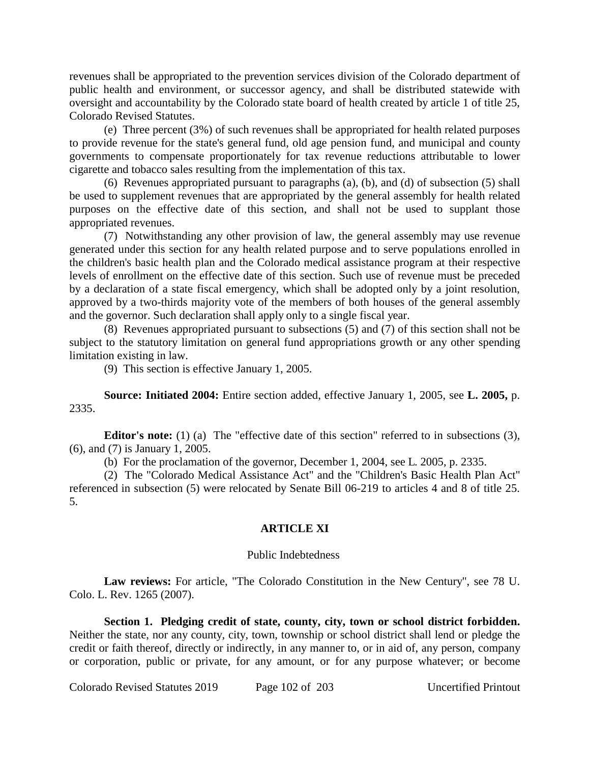revenues shall be appropriated to the prevention services division of the Colorado department of public health and environment, or successor agency, and shall be distributed statewide with oversight and accountability by the Colorado state board of health created by article 1 of title 25, Colorado Revised Statutes.

(e) Three percent (3%) of such revenues shall be appropriated for health related purposes to provide revenue for the state's general fund, old age pension fund, and municipal and county governments to compensate proportionately for tax revenue reductions attributable to lower cigarette and tobacco sales resulting from the implementation of this tax.

(6) Revenues appropriated pursuant to paragraphs (a), (b), and (d) of subsection (5) shall be used to supplement revenues that are appropriated by the general assembly for health related purposes on the effective date of this section, and shall not be used to supplant those appropriated revenues.

(7) Notwithstanding any other provision of law, the general assembly may use revenue generated under this section for any health related purpose and to serve populations enrolled in the children's basic health plan and the Colorado medical assistance program at their respective levels of enrollment on the effective date of this section. Such use of revenue must be preceded by a declaration of a state fiscal emergency, which shall be adopted only by a joint resolution, approved by a two-thirds majority vote of the members of both houses of the general assembly and the governor. Such declaration shall apply only to a single fiscal year.

(8) Revenues appropriated pursuant to subsections (5) and (7) of this section shall not be subject to the statutory limitation on general fund appropriations growth or any other spending limitation existing in law.

(9) This section is effective January 1, 2005.

**Source: Initiated 2004:** Entire section added, effective January 1, 2005, see **L. 2005,** p. 2335.

**Editor's note:** (1) (a) The "effective date of this section" referred to in subsections (3), (6), and (7) is January 1, 2005.

(b) For the proclamation of the governor, December 1, 2004, see L. 2005, p. 2335.

(2) The "Colorado Medical Assistance Act" and the "Children's Basic Health Plan Act" referenced in subsection (5) were relocated by Senate Bill 06-219 to articles 4 and 8 of title 25. 5.

## ARTICLE XI

### Public Indebtedness

**Law reviews:** For article, "The Colorado Constitution in the New Century", see 78 U. Colo. L. Rev. 1265 (2007).

**Section 1. Pledging credit of state, county, city, town or school district forbidden.** Neither the state, nor any county, city, town, township or school district shall lend or pledge the credit or faith thereof, directly or indirectly, in any manner to, or in aid of, any person, company or corporation, public or private, for any amount, or for any purpose whatever; or become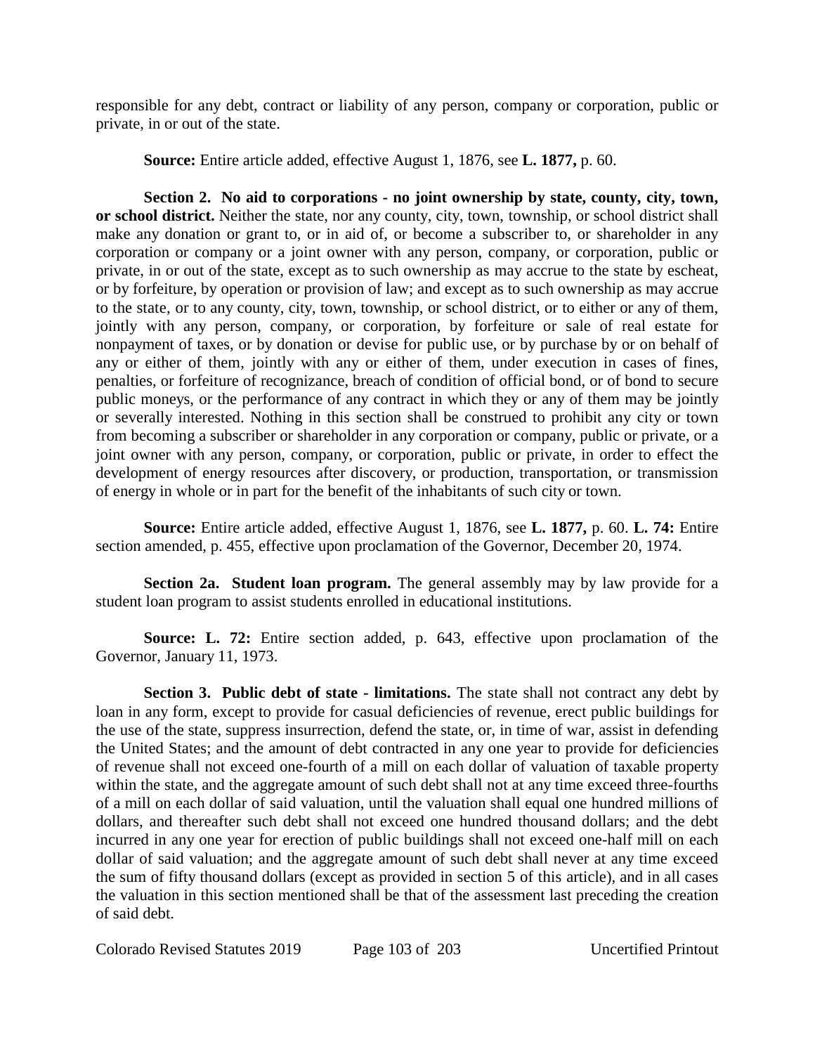responsible for any debt, contract or liability of any person, company or corporation, public or private, in or out of the state.

**Source:** Entire article added, effective August 1, 1876, see **L. 1877,** p. 60.

**Section 2. No aid to corporations - no joint ownership by state, county, city, town, or school district.** Neither the state, nor any county, city, town, township, or school district shall make any donation or grant to, or in aid of, or become a subscriber to, or shareholder in any corporation or company or a joint owner with any person, company, or corporation, public or private, in or out of the state, except as to such ownership as may accrue to the state by escheat, or by forfeiture, by operation or provision of law; and except as to such ownership as may accrue to the state, or to any county, city, town, township, or school district, or to either or any of them, jointly with any person, company, or corporation, by forfeiture or sale of real estate for nonpayment of taxes, or by donation or devise for public use, or by purchase by or on behalf of any or either of them, jointly with any or either of them, under execution in cases of fines, penalties, or forfeiture of recognizance, breach of condition of official bond, or of bond to secure public moneys, or the performance of any contract in which they or any of them may be jointly or severally interested. Nothing in this section shall be construed to prohibit any city or town from becoming a subscriber or shareholder in any corporation or company, public or private, or a joint owner with any person, company, or corporation, public or private, in order to effect the development of energy resources after discovery, or production, transportation, or transmission of energy in whole or in part for the benefit of the inhabitants of such city or town.

**Source:** Entire article added, effective August 1, 1876, see **L. 1877,** p. 60. **L. 74:** Entire section amended, p. 455, effective upon proclamation of the Governor, December 20, 1974.

**Section 2a. Student loan program.** The general assembly may by law provide for a student loan program to assist students enrolled in educational institutions.

**Source: L. 72:** Entire section added, p. 643, effective upon proclamation of the Governor, January 11, 1973.

**Section 3. Public debt of state - limitations.** The state shall not contract any debt by loan in any form, except to provide for casual deficiencies of revenue, erect public buildings for the use of the state, suppress insurrection, defend the state, or, in time of war, assist in defending the United States; and the amount of debt contracted in any one year to provide for deficiencies of revenue shall not exceed one-fourth of a mill on each dollar of valuation of taxable property within the state, and the aggregate amount of such debt shall not at any time exceed three-fourths of a mill on each dollar of said valuation, until the valuation shall equal one hundred millions of dollars, and thereafter such debt shall not exceed one hundred thousand dollars; and the debt incurred in any one year for erection of public buildings shall not exceed one-half mill on each dollar of said valuation; and the aggregate amount of such debt shall never at any time exceed the sum of fifty thousand dollars (except as provided in section 5 of this article), and in all cases the valuation in this section mentioned shall be that of the assessment last preceding the creation of said debt.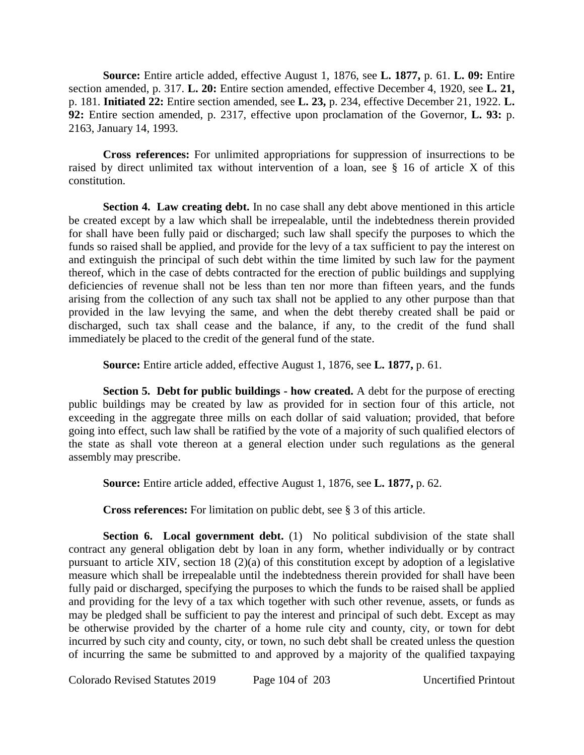**Source:** Entire article added, effective August 1, 1876, see **L. 1877,** p. 61. **L. 09:** Entire section amended, p. 317. **L. 20:** Entire section amended, effective December 4, 1920, see **L. 21,** p. 181. **Initiated 22:** Entire section amended, see **L. 23,** p. 234, effective December 21, 1922. **L. 92:** Entire section amended, p. 2317, effective upon proclamation of the Governor, **L. 93:** p. 2163, January 14, 1993.

**Cross references:** For unlimited appropriations for suppression of insurrections to be raised by direct unlimited tax without intervention of a loan, see § 16 of article X of this constitution.

**Section 4. Law creating debt.** In no case shall any debt above mentioned in this article be created except by a law which shall be irrepealable, until the indebtedness therein provided for shall have been fully paid or discharged; such law shall specify the purposes to which the funds so raised shall be applied, and provide for the levy of a tax sufficient to pay the interest on and extinguish the principal of such debt within the time limited by such law for the payment thereof, which in the case of debts contracted for the erection of public buildings and supplying deficiencies of revenue shall not be less than ten nor more than fifteen years, and the funds arising from the collection of any such tax shall not be applied to any other purpose than that provided in the law levying the same, and when the debt thereby created shall be paid or discharged, such tax shall cease and the balance, if any, to the credit of the fund shall immediately be placed to the credit of the general fund of the state.

**Source:** Entire article added, effective August 1, 1876, see **L. 1877,** p. 61.

**Section 5. Debt for public buildings - how created.** A debt for the purpose of erecting public buildings may be created by law as provided for in section four of this article, not exceeding in the aggregate three mills on each dollar of said valuation; provided, that before going into effect, such law shall be ratified by the vote of a majority of such qualified electors of the state as shall vote thereon at a general election under such regulations as the general assembly may prescribe.

**Source:** Entire article added, effective August 1, 1876, see **L. 1877,** p. 62.

**Cross references:** For limitation on public debt, see § 3 of this article.

**Section 6. Local government debt.** (1) No political subdivision of the state shall contract any general obligation debt by loan in any form, whether individually or by contract pursuant to article XIV, section 18 (2)(a) of this constitution except by adoption of a legislative measure which shall be irrepealable until the indebtedness therein provided for shall have been fully paid or discharged, specifying the purposes to which the funds to be raised shall be applied and providing for the levy of a tax which together with such other revenue, assets, or funds as may be pledged shall be sufficient to pay the interest and principal of such debt. Except as may be otherwise provided by the charter of a home rule city and county, city, or town for debt incurred by such city and county, city, or town, no such debt shall be created unless the question of incurring the same be submitted to and approved by a majority of the qualified taxpaying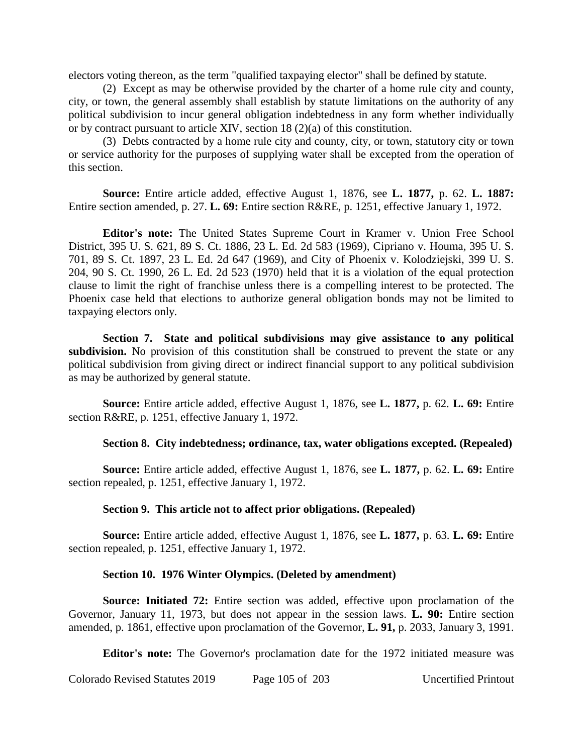electors voting thereon, as the term "qualified taxpaying elector" shall be defined by statute.

(2) Except as may be otherwise provided by the charter of a home rule city and county, city, or town, the general assembly shall establish by statute limitations on the authority of any political subdivision to incur general obligation indebtedness in any form whether individually or by contract pursuant to article XIV, section 18 (2)(a) of this constitution.

(3) Debts contracted by a home rule city and county, city, or town, statutory city or town or service authority for the purposes of supplying water shall be excepted from the operation of this section.

**Source:** Entire article added, effective August 1, 1876, see **L. 1877,** p. 62. **L. 1887:** Entire section amended, p. 27. **L. 69:** Entire section R&RE, p. 1251, effective January 1, 1972.

**Editor's note:** The United States Supreme Court in Kramer v. Union Free School District, 395 U. S. 621, 89 S. Ct. 1886, 23 L. Ed. 2d 583 (1969), Cipriano v. Houma, 395 U. S. 701, 89 S. Ct. 1897, 23 L. Ed. 2d 647 (1969), and City of Phoenix v. Kolodziejski, 399 U. S. 204, 90 S. Ct. 1990, 26 L. Ed. 2d 523 (1970) held that it is a violation of the equal protection clause to limit the right of franchise unless there is a compelling interest to be protected. The Phoenix case held that elections to authorize general obligation bonds may not be limited to taxpaying electors only.

**Section 7. State and political subdivisions may give assistance to any political subdivision.** No provision of this constitution shall be construed to prevent the state or any political subdivision from giving direct or indirect financial support to any political subdivision as may be authorized by general statute.

**Source:** Entire article added, effective August 1, 1876, see **L. 1877,** p. 62. **L. 69:** Entire section R&RE, p. 1251, effective January 1, 1972.

**Section 8. City indebtedness; ordinance, tax, water obligations excepted. (Repealed)**

**Source:** Entire article added, effective August 1, 1876, see **L. 1877,** p. 62. **L. 69:** Entire section repealed, p. 1251, effective January 1, 1972.

**Section 9. This article not to affect prior obligations. (Repealed)**

**Source:** Entire article added, effective August 1, 1876, see **L. 1877,** p. 63. **L. 69:** Entire section repealed, p. 1251, effective January 1, 1972.

**Section 10. 1976 Winter Olympics. (Deleted by amendment)**

**Source: Initiated 72:** Entire section was added, effective upon proclamation of the Governor, January 11, 1973, but does not appear in the session laws. **L. 90:** Entire section amended, p. 1861, effective upon proclamation of the Governor, **L. 91,** p. 2033, January 3, 1991.

**Editor's note:** The Governor's proclamation date for the 1972 initiated measure was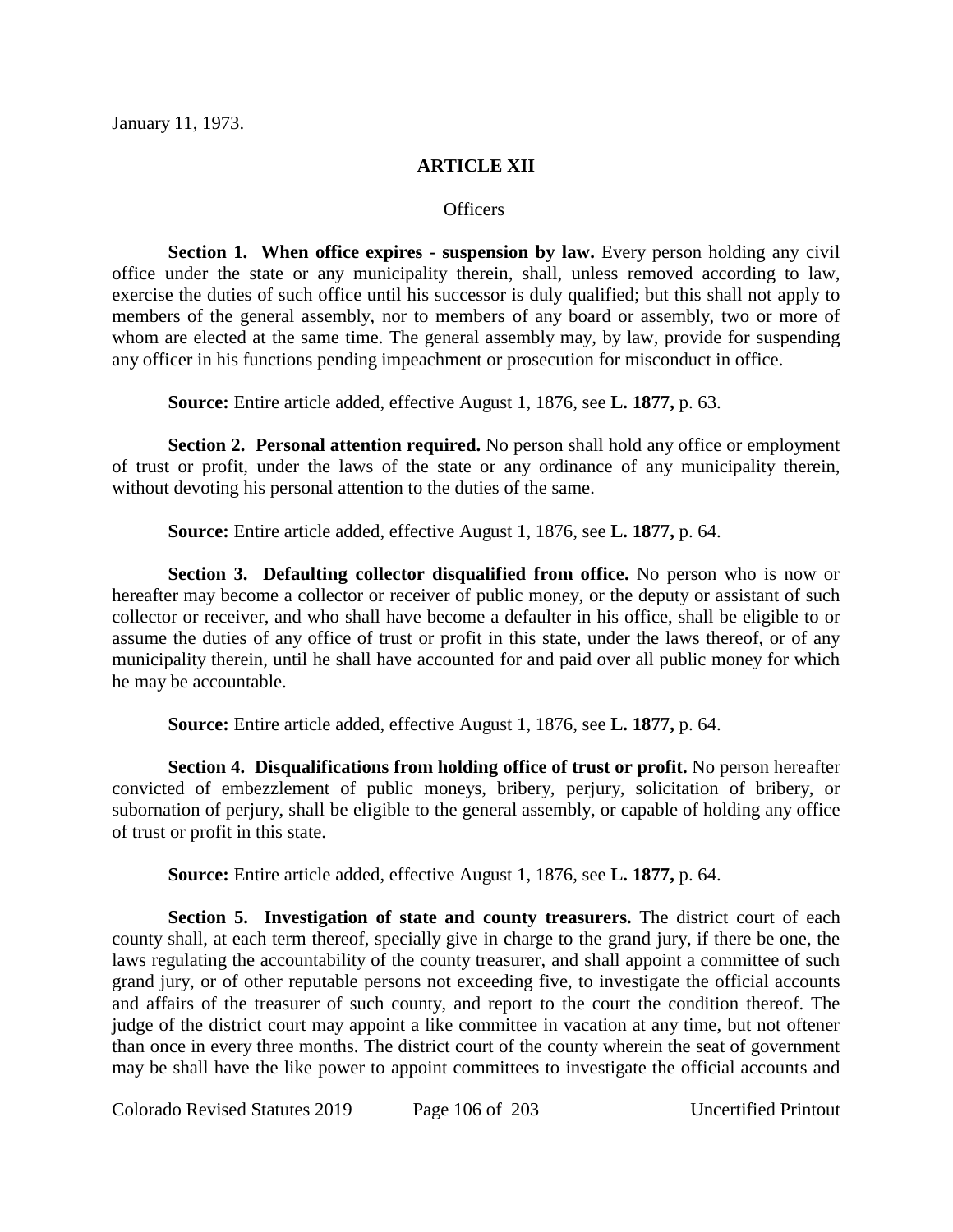January 11, 1973.

## ARTICLE XII

### Officers

**Section 1. When office expires - suspension by law.** Every person holding any civil office under the state or any municipality therein, shall, unless removed according to law, exercise the duties of such office until his successor is duly qualified; but this shall not apply to members of the general assembly, nor to members of any board or assembly, two or more of whom are elected at the same time. The general assembly may, by law, provide for suspending any officer in his functions pending impeachment or prosecution for misconduct in office.

**Source:** Entire article added, effective August 1, 1876, see **L. 1877,** p. 63.

**Section 2. Personal attention required.** No person shall hold any office or employment of trust or profit, under the laws of the state or any ordinance of any municipality therein, without devoting his personal attention to the duties of the same.

**Source:** Entire article added, effective August 1, 1876, see **L. 1877,** p. 64.

**Section 3. Defaulting collector disqualified from office.** No person who is now or hereafter may become a collector or receiver of public money, or the deputy or assistant of such collector or receiver, and who shall have become a defaulter in his office, shall be eligible to or assume the duties of any office of trust or profit in this state, under the laws thereof, or of any municipality therein, until he shall have accounted for and paid over all public money for which he may be accountable.

**Source:** Entire article added, effective August 1, 1876, see **L. 1877,** p. 64.

**Section 4. Disqualifications from holding office of trust or profit.** No person hereafter convicted of embezzlement of public moneys, bribery, perjury, solicitation of bribery, or subornation of perjury, shall be eligible to the general assembly, or capable of holding any office of trust or profit in this state.

**Source:** Entire article added, effective August 1, 1876, see **L. 1877,** p. 64.

**Section 5. Investigation of state and county treasurers.** The district court of each county shall, at each term thereof, specially give in charge to the grand jury, if there be one, the laws regulating the accountability of the county treasurer, and shall appoint a committee of such grand jury, or of other reputable persons not exceeding five, to investigate the official accounts and affairs of the treasurer of such county, and report to the court the condition thereof. The judge of the district court may appoint a like committee in vacation at any time, but not oftener than once in every three months. The district court of the county wherein the seat of government may be shall have the like power to appoint committees to investigate the official accounts and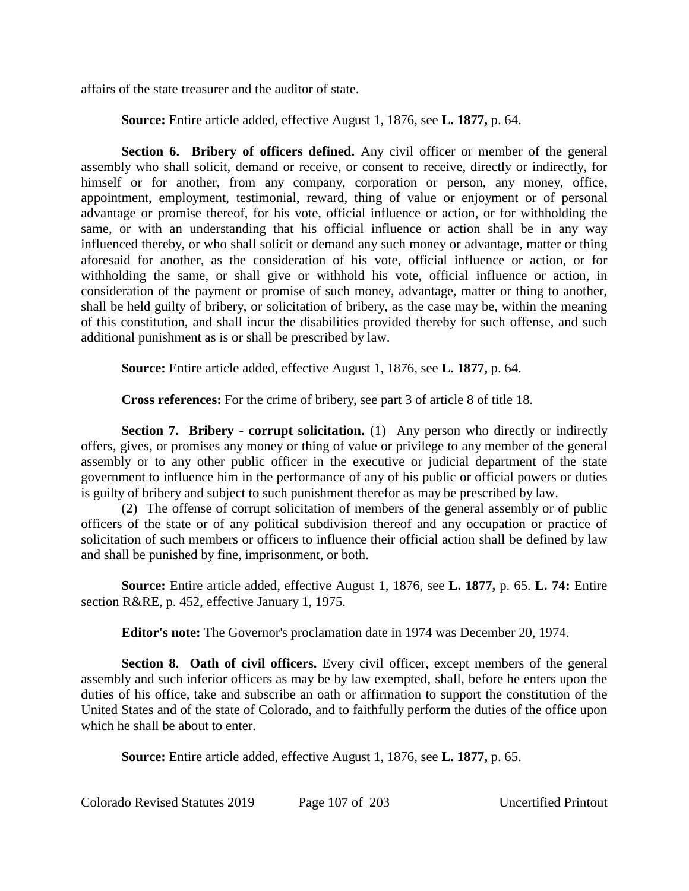affairs of the state treasurer and the auditor of state.

**Source:** Entire article added, effective August 1, 1876, see **L. 1877,** p. 64.

**Section 6. Bribery of officers defined.** Any civil officer or member of the general assembly who shall solicit, demand or receive, or consent to receive, directly or indirectly, for himself or for another, from any company, corporation or person, any money, office, appointment, employment, testimonial, reward, thing of value or enjoyment or of personal advantage or promise thereof, for his vote, official influence or action, or for withholding the same, or with an understanding that his official influence or action shall be in any way influenced thereby, or who shall solicit or demand any such money or advantage, matter or thing aforesaid for another, as the consideration of his vote, official influence or action, or for withholding the same, or shall give or withhold his vote, official influence or action, in consideration of the payment or promise of such money, advantage, matter or thing to another, shall be held guilty of bribery, or solicitation of bribery, as the case may be, within the meaning of this constitution, and shall incur the disabilities provided thereby for such offense, and such additional punishment as is or shall be prescribed by law.

**Source:** Entire article added, effective August 1, 1876, see **L. 1877,** p. 64.

**Cross references:** For the crime of bribery, see part 3 of article 8 of title 18.

**Section 7. Bribery - corrupt solicitation.** (1) Any person who directly or indirectly offers, gives, or promises any money or thing of value or privilege to any member of the general assembly or to any other public officer in the executive or judicial department of the state government to influence him in the performance of any of his public or official powers or duties is guilty of bribery and subject to such punishment therefor as may be prescribed by law.

(2) The offense of corrupt solicitation of members of the general assembly or of public officers of the state or of any political subdivision thereof and any occupation or practice of solicitation of such members or officers to influence their official action shall be defined by law and shall be punished by fine, imprisonment, or both.

**Source:** Entire article added, effective August 1, 1876, see **L. 1877,** p. 65. **L. 74:** Entire section R&RE, p. 452, effective January 1, 1975.

**Editor's note:** The Governor's proclamation date in 1974 was December 20, 1974.

**Section 8. Oath of civil officers.** Every civil officer, except members of the general assembly and such inferior officers as may be by law exempted, shall, before he enters upon the duties of his office, take and subscribe an oath or affirmation to support the constitution of the United States and of the state of Colorado, and to faithfully perform the duties of the office upon which he shall be about to enter.

**Source:** Entire article added, effective August 1, 1876, see **L. 1877,** p. 65.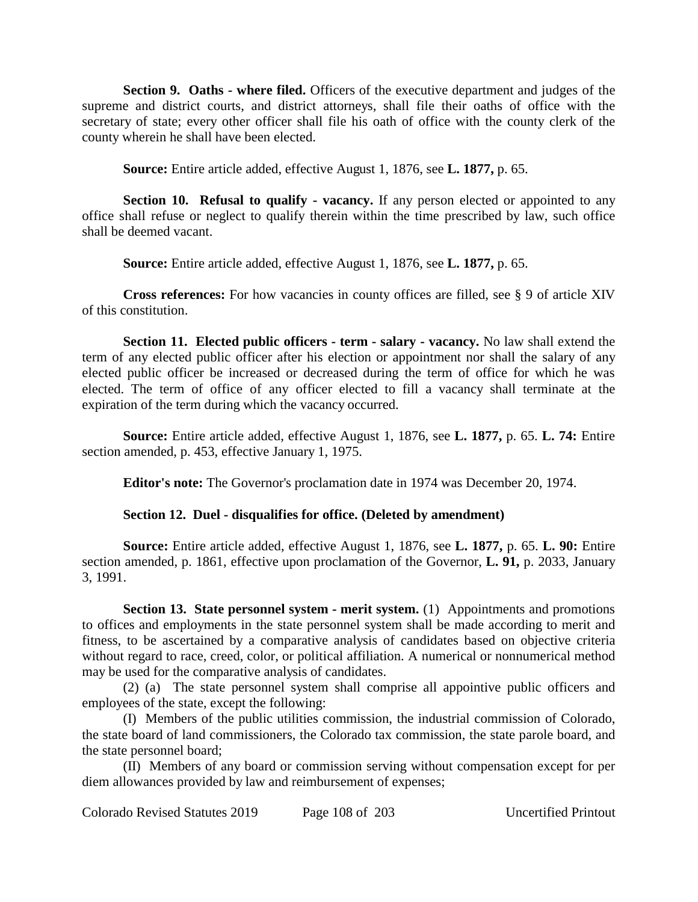**Section 9. Oaths - where filed.** Officers of the executive department and judges of the supreme and district courts, and district attorneys, shall file their oaths of office with the secretary of state; every other officer shall file his oath of office with the county clerk of the county wherein he shall have been elected.

**Source:** Entire article added, effective August 1, 1876, see **L. 1877,** p. 65.

**Section 10. Refusal to qualify - vacancy.** If any person elected or appointed to any office shall refuse or neglect to qualify therein within the time prescribed by law, such office shall be deemed vacant.

**Source:** Entire article added, effective August 1, 1876, see **L. 1877,** p. 65.

**Cross references:** For how vacancies in county offices are filled, see § 9 of article XIV of this constitution.

**Section 11. Elected public officers - term - salary - vacancy.** No law shall extend the term of any elected public officer after his election or appointment nor shall the salary of any elected public officer be increased or decreased during the term of office for which he was elected. The term of office of any officer elected to fill a vacancy shall terminate at the expiration of the term during which the vacancy occurred.

**Source:** Entire article added, effective August 1, 1876, see **L. 1877,** p. 65. **L. 74:** Entire section amended, p. 453, effective January 1, 1975.

**Editor's note:** The Governor's proclamation date in 1974 was December 20, 1974.

**Section 12. Duel - disqualifies for office. (Deleted by amendment)**

**Source:** Entire article added, effective August 1, 1876, see **L. 1877,** p. 65. **L. 90:** Entire section amended, p. 1861, effective upon proclamation of the Governor, **L. 91,** p. 2033, January 3, 1991.

**Section 13. State personnel system - merit system.** (1) Appointments and promotions to offices and employments in the state personnel system shall be made according to merit and fitness, to be ascertained by a comparative analysis of candidates based on objective criteria without regard to race, creed, color, or political affiliation. A numerical or nonnumerical method may be used for the comparative analysis of candidates.

(2) (a) The state personnel system shall comprise all appointive public officers and employees of the state, except the following:

(I) Members of the public utilities commission, the industrial commission of Colorado, the state board of land commissioners, the Colorado tax commission, the state parole board, and the state personnel board;

(II) Members of any board or commission serving without compensation except for per diem allowances provided by law and reimbursement of expenses;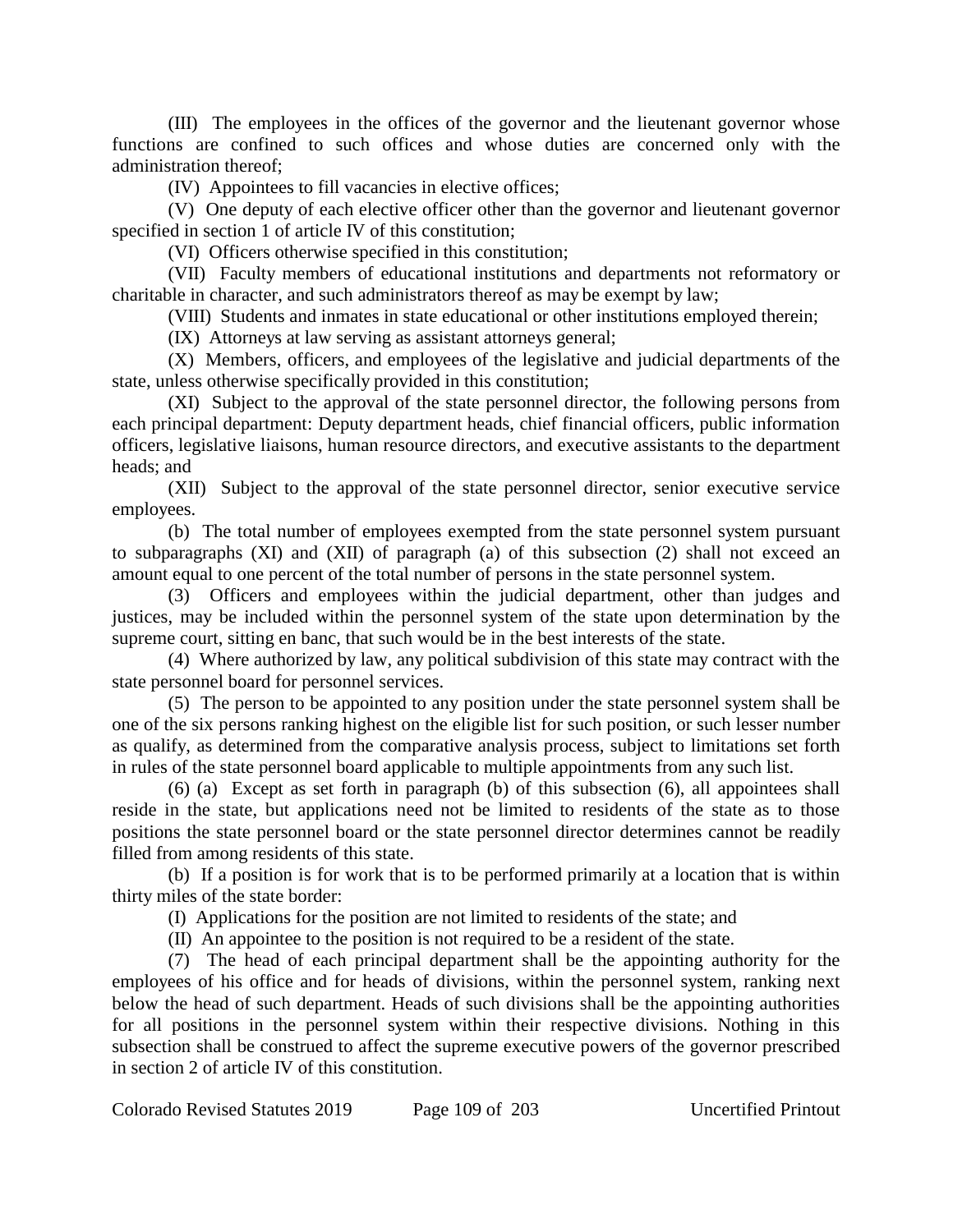(III) The employees in the offices of the governor and the lieutenant governor whose functions are confined to such offices and whose duties are concerned only with the administration thereof;

(IV) Appointees to fill vacancies in elective offices;

(V) One deputy of each elective officer other than the governor and lieutenant governor specified in section 1 of article IV of this constitution;

(VI) Officers otherwise specified in this constitution;

(VII) Faculty members of educational institutions and departments not reformatory or charitable in character, and such administrators thereof as may be exempt by law;

(VIII) Students and inmates in state educational or other institutions employed therein;

(IX) Attorneys at law serving as assistant attorneys general;

(X) Members, officers, and employees of the legislative and judicial departments of the state, unless otherwise specifically provided in this constitution;

(XI) Subject to the approval of the state personnel director, the following persons from each principal department: Deputy department heads, chief financial officers, public information officers, legislative liaisons, human resource directors, and executive assistants to the department heads; and

(XII) Subject to the approval of the state personnel director, senior executive service employees.

(b) The total number of employees exempted from the state personnel system pursuant to subparagraphs (XI) and (XII) of paragraph (a) of this subsection (2) shall not exceed an amount equal to one percent of the total number of persons in the state personnel system.

(3) Officers and employees within the judicial department, other than judges and justices, may be included within the personnel system of the state upon determination by the supreme court, sitting en banc, that such would be in the best interests of the state.

(4) Where authorized by law, any political subdivision of this state may contract with the state personnel board for personnel services.

(5) The person to be appointed to any position under the state personnel system shall be one of the six persons ranking highest on the eligible list for such position, or such lesser number as qualify, as determined from the comparative analysis process, subject to limitations set forth in rules of the state personnel board applicable to multiple appointments from any such list.

(6) (a) Except as set forth in paragraph (b) of this subsection (6), all appointees shall reside in the state, but applications need not be limited to residents of the state as to those positions the state personnel board or the state personnel director determines cannot be readily filled from among residents of this state.

(b) If a position is for work that is to be performed primarily at a location that is within thirty miles of the state border:

(I) Applications for the position are not limited to residents of the state; and

(II) An appointee to the position is not required to be a resident of the state.

(7) The head of each principal department shall be the appointing authority for the employees of his office and for heads of divisions, within the personnel system, ranking next below the head of such department. Heads of such divisions shall be the appointing authorities for all positions in the personnel system within their respective divisions. Nothing in this subsection shall be construed to affect the supreme executive powers of the governor prescribed in section 2 of article IV of this constitution.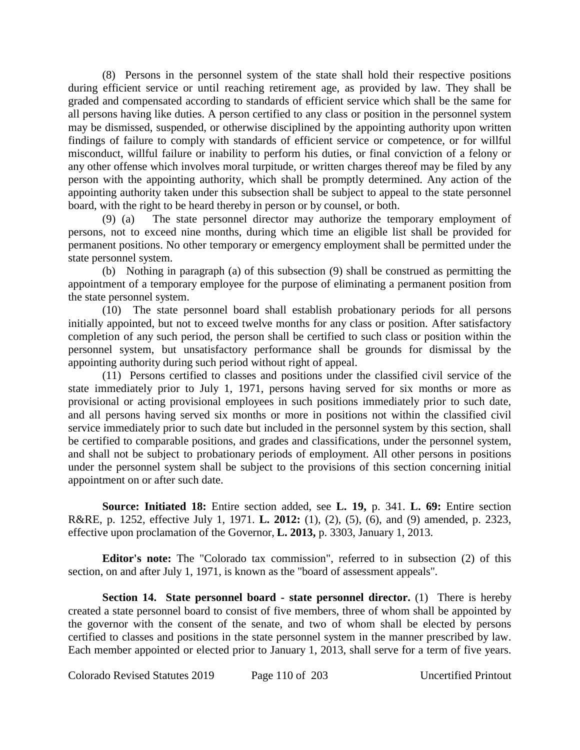(8) Persons in the personnel system of the state shall hold their respective positions during efficient service or until reaching retirement age, as provided by law. They shall be graded and compensated according to standards of efficient service which shall be the same for all persons having like duties. A person certified to any class or position in the personnel system may be dismissed, suspended, or otherwise disciplined by the appointing authority upon written findings of failure to comply with standards of efficient service or competence, or for willful misconduct, willful failure or inability to perform his duties, or final conviction of a felony or any other offense which involves moral turpitude, or written charges thereof may be filed by any person with the appointing authority, which shall be promptly determined. Any action of the appointing authority taken under this subsection shall be subject to appeal to the state personnel board, with the right to be heard thereby in person or by counsel, or both.

(9) (a) The state personnel director may authorize the temporary employment of persons, not to exceed nine months, during which time an eligible list shall be provided for permanent positions. No other temporary or emergency employment shall be permitted under the state personnel system.

(b) Nothing in paragraph (a) of this subsection (9) shall be construed as permitting the appointment of a temporary employee for the purpose of eliminating a permanent position from the state personnel system.

(10) The state personnel board shall establish probationary periods for all persons initially appointed, but not to exceed twelve months for any class or position. After satisfactory completion of any such period, the person shall be certified to such class or position within the personnel system, but unsatisfactory performance shall be grounds for dismissal by the appointing authority during such period without right of appeal.

(11) Persons certified to classes and positions under the classified civil service of the state immediately prior to July 1, 1971, persons having served for six months or more as provisional or acting provisional employees in such positions immediately prior to such date, and all persons having served six months or more in positions not within the classified civil service immediately prior to such date but included in the personnel system by this section, shall be certified to comparable positions, and grades and classifications, under the personnel system, and shall not be subject to probationary periods of employment. All other persons in positions under the personnel system shall be subject to the provisions of this section concerning initial appointment on or after such date.

**Source: Initiated 18:** Entire section added, see **L. 19,** p. 341. **L. 69:** Entire section R&RE, p. 1252, effective July 1, 1971. **L. 2012:** (1), (2), (5), (6), and (9) amended, p. 2323, effective upon proclamation of the Governor, **L. 2013,** p. 3303, January 1, 2013.

**Editor's note:** The "Colorado tax commission", referred to in subsection (2) of this section, on and after July 1, 1971, is known as the "board of assessment appeals".

**Section 14. State personnel board - state personnel director.** (1) There is hereby created a state personnel board to consist of five members, three of whom shall be appointed by the governor with the consent of the senate, and two of whom shall be elected by persons certified to classes and positions in the state personnel system in the manner prescribed by law. Each member appointed or elected prior to January 1, 2013, shall serve for a term of five years.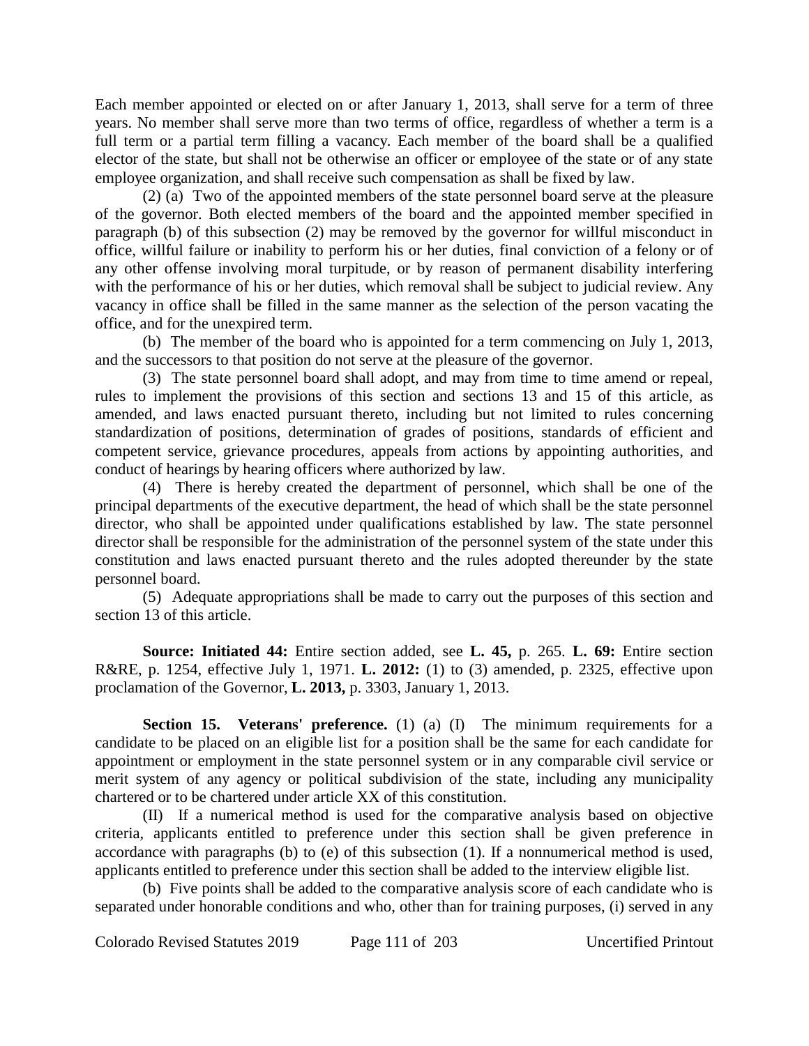Each member appointed or elected on or after January 1, 2013, shall serve for a term of three years. No member shall serve more than two terms of office, regardless of whether a term is a full term or a partial term filling a vacancy. Each member of the board shall be a qualified elector of the state, but shall not be otherwise an officer or employee of the state or of any state employee organization, and shall receive such compensation as shall be fixed by law.

(2) (a) Two of the appointed members of the state personnel board serve at the pleasure of the governor. Both elected members of the board and the appointed member specified in paragraph (b) of this subsection (2) may be removed by the governor for willful misconduct in office, willful failure or inability to perform his or her duties, final conviction of a felony or of any other offense involving moral turpitude, or by reason of permanent disability interfering with the performance of his or her duties, which removal shall be subject to judicial review. Any vacancy in office shall be filled in the same manner as the selection of the person vacating the office, and for the unexpired term.

(b) The member of the board who is appointed for a term commencing on July 1, 2013, and the successors to that position do not serve at the pleasure of the governor.

(3) The state personnel board shall adopt, and may from time to time amend or repeal, rules to implement the provisions of this section and sections 13 and 15 of this article, as amended, and laws enacted pursuant thereto, including but not limited to rules concerning standardization of positions, determination of grades of positions, standards of efficient and competent service, grievance procedures, appeals from actions by appointing authorities, and conduct of hearings by hearing officers where authorized by law.

(4) There is hereby created the department of personnel, which shall be one of the principal departments of the executive department, the head of which shall be the state personnel director, who shall be appointed under qualifications established by law. The state personnel director shall be responsible for the administration of the personnel system of the state under this constitution and laws enacted pursuant thereto and the rules adopted thereunder by the state personnel board.

(5) Adequate appropriations shall be made to carry out the purposes of this section and section 13 of this article.

**Source: Initiated 44:** Entire section added, see **L. 45,** p. 265. **L. 69:** Entire section R&RE, p. 1254, effective July 1, 1971. **L. 2012:** (1) to (3) amended, p. 2325, effective upon proclamation of the Governor, **L. 2013,** p. 3303, January 1, 2013.

**Section 15. Veterans' preference.** (1) (a) (I) The minimum requirements for a candidate to be placed on an eligible list for a position shall be the same for each candidate for appointment or employment in the state personnel system or in any comparable civil service or merit system of any agency or political subdivision of the state, including any municipality chartered or to be chartered under article XX of this constitution.

(II) If a numerical method is used for the comparative analysis based on objective criteria, applicants entitled to preference under this section shall be given preference in accordance with paragraphs (b) to (e) of this subsection (1). If a nonnumerical method is used, applicants entitled to preference under this section shall be added to the interview eligible list.

(b) Five points shall be added to the comparative analysis score of each candidate who is separated under honorable conditions and who, other than for training purposes, (i) served in any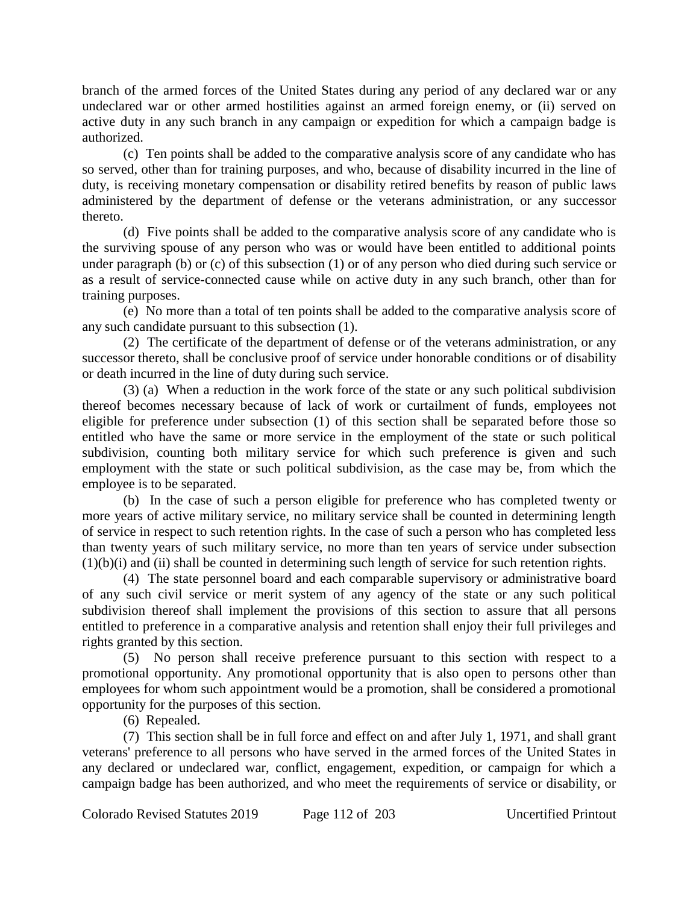branch of the armed forces of the United States during any period of any declared war or any undeclared war or other armed hostilities against an armed foreign enemy, or (ii) served on active duty in any such branch in any campaign or expedition for which a campaign badge is authorized.

(c) Ten points shall be added to the comparative analysis score of any candidate who has so served, other than for training purposes, and who, because of disability incurred in the line of duty, is receiving monetary compensation or disability retired benefits by reason of public laws administered by the department of defense or the veterans administration, or any successor thereto.

(d) Five points shall be added to the comparative analysis score of any candidate who is the surviving spouse of any person who was or would have been entitled to additional points under paragraph (b) or (c) of this subsection (1) or of any person who died during such service or as a result of service-connected cause while on active duty in any such branch, other than for training purposes.

(e) No more than a total of ten points shall be added to the comparative analysis score of any such candidate pursuant to this subsection (1).

(2) The certificate of the department of defense or of the veterans administration, or any successor thereto, shall be conclusive proof of service under honorable conditions or of disability or death incurred in the line of duty during such service.

(3) (a) When a reduction in the work force of the state or any such political subdivision thereof becomes necessary because of lack of work or curtailment of funds, employees not eligible for preference under subsection (1) of this section shall be separated before those so entitled who have the same or more service in the employment of the state or such political subdivision, counting both military service for which such preference is given and such employment with the state or such political subdivision, as the case may be, from which the employee is to be separated.

(b) In the case of such a person eligible for preference who has completed twenty or more years of active military service, no military service shall be counted in determining length of service in respect to such retention rights. In the case of such a person who has completed less than twenty years of such military service, no more than ten years of service under subsection (1)(b)(i) and (ii) shall be counted in determining such length of service for such retention rights.

(4) The state personnel board and each comparable supervisory or administrative board of any such civil service or merit system of any agency of the state or any such political subdivision thereof shall implement the provisions of this section to assure that all persons entitled to preference in a comparative analysis and retention shall enjoy their full privileges and rights granted by this section.

(5) No person shall receive preference pursuant to this section with respect to a promotional opportunity. Any promotional opportunity that is also open to persons other than employees for whom such appointment would be a promotion, shall be considered a promotional opportunity for the purposes of this section.

(6) Repealed.

(7) This section shall be in full force and effect on and after July 1, 1971, and shall grant veterans' preference to all persons who have served in the armed forces of the United States in any declared or undeclared war, conflict, engagement, expedition, or campaign for which a campaign badge has been authorized, and who meet the requirements of service or disability, or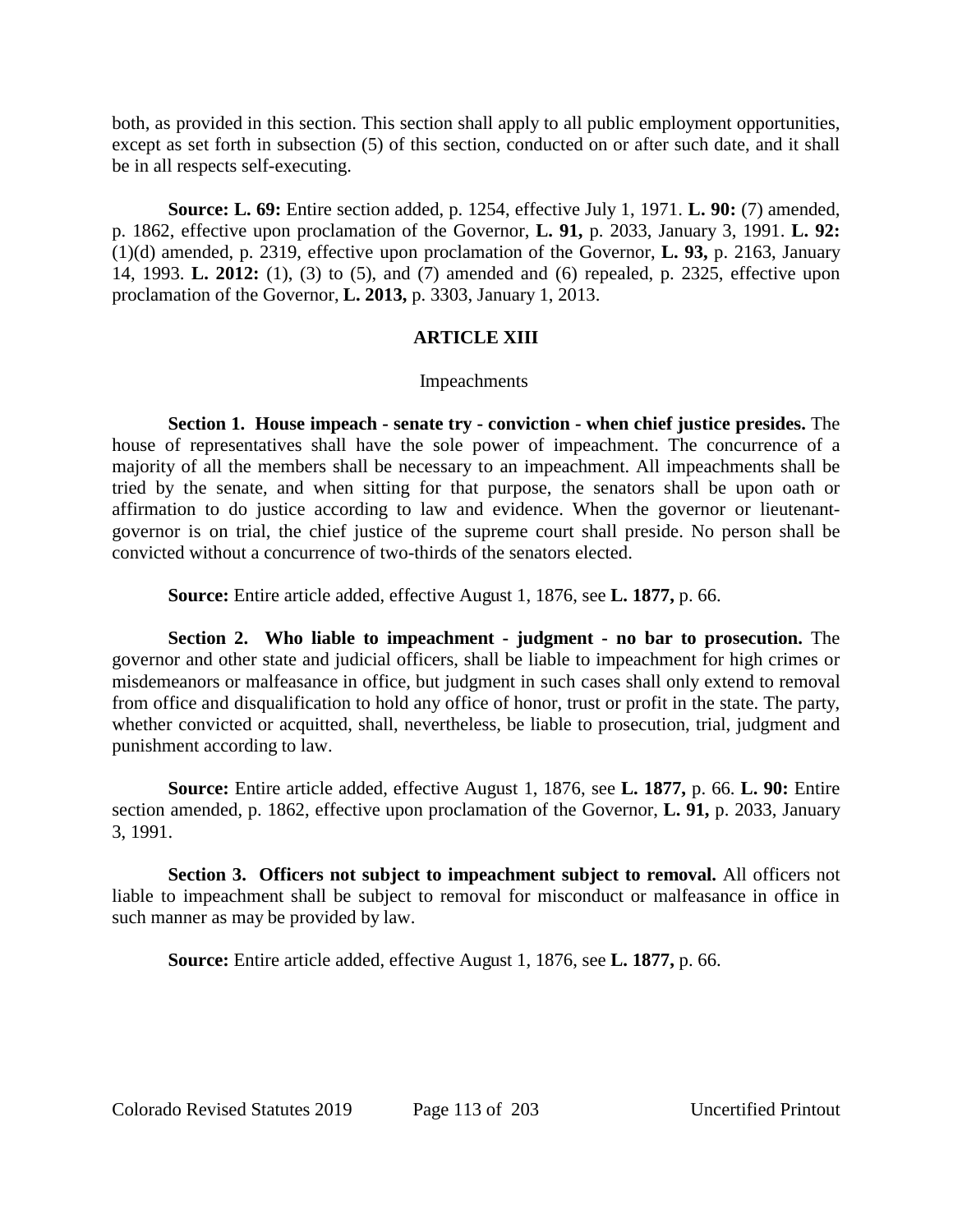both, as provided in this section. This section shall apply to all public employment opportunities, except as set forth in subsection (5) of this section, conducted on or after such date, and it shall be in all respects self-executing.

**Source: L. 69:** Entire section added, p. 1254, effective July 1, 1971. **L. 90:** (7) amended, p. 1862, effective upon proclamation of the Governor, **L. 91,** p. 2033, January 3, 1991. **L. 92:** (1)(d) amended, p. 2319, effective upon proclamation of the Governor, **L. 93,** p. 2163, January 14, 1993. **L. 2012:** (1), (3) to (5), and (7) amended and (6) repealed, p. 2325, effective upon proclamation of the Governor, **L. 2013,** p. 3303, January 1, 2013.

## ARTICLE XIII

Impeachments

**Section 1. House impeach - senate try - conviction - when chief justice presides.** The house of representatives shall have the sole power of impeachment. The concurrence of a majority of all the members shall be necessary to an impeachment. All impeachments shall be tried by the senate, and when sitting for that purpose, the senators shall be upon oath or affirmation to do justice according to law and evidence. When the governor or lieutenant-governor is on trial, the chief justice of the supreme court shall preside. No person shall be convicted without a concurrence of two-thirds of the senators elected.

**Source:** Entire article added, effective August 1, 1876, see **L. 1877,** p. 66.

**Section 2. Who liable to impeachment - judgment - no bar to prosecution.** The governor and other state and judicial officers, shall be liable to impeachment for high crimes or misdemeanors or malfeasance in office, but judgment in such cases shall only extend to removal from office and disqualification to hold any office of honor, trust or profit in the state. The party, whether convicted or acquitted, shall, nevertheless, be liable to prosecution, trial, judgment and punishment according to law.

**Source:** Entire article added, effective August 1, 1876, see **L. 1877,** p. 66. **L. 90:** Entire section amended, p. 1862, effective upon proclamation of the Governor, **L. 91,** p. 2033, January 3, 1991.

**Section 3. Officers not subject to impeachment subject to removal.** All officers not liable to impeachment shall be subject to removal for misconduct or malfeasance in office in such manner as may be provided by law.

**Source:** Entire article added, effective August 1, 1876, see **L. 1877,** p. 66.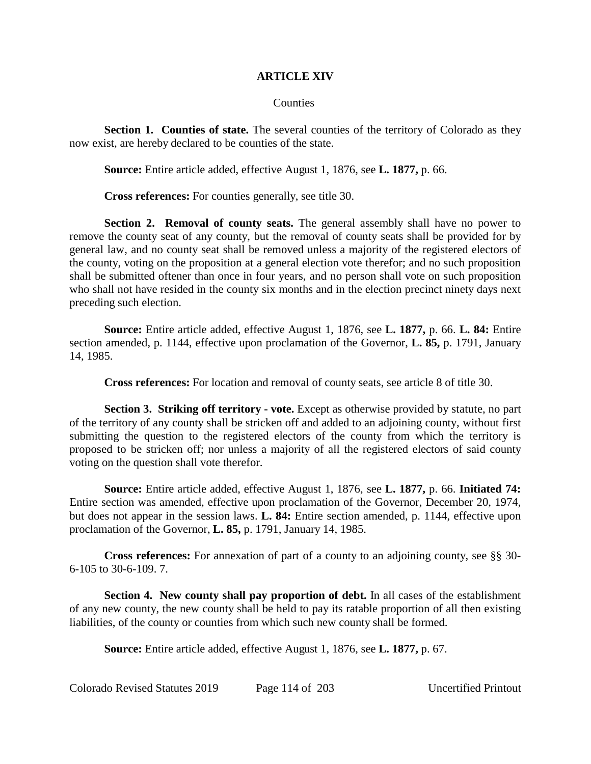# ARTICLE XIV

Counties

**Section 1. Counties of state.** The several counties of the territory of Colorado as they now exist, are hereby declared to be counties of the state.

**Source:** Entire article added, effective August 1, 1876, see **L. 1877,** p. 66.

**Cross references:** For counties generally, see title 30.

**Section 2. Removal of county seats.** The general assembly shall have no power to remove the county seat of any county, but the removal of county seats shall be provided for by general law, and no county seat shall be removed unless a majority of the registered electors of the county, voting on the proposition at a general election vote therefor; and no such proposition shall be submitted oftener than once in four years, and no person shall vote on such proposition who shall not have resided in the county six months and in the election precinct ninety days next preceding such election.

**Source:** Entire article added, effective August 1, 1876, see **L. 1877,** p. 66. **L. 84:** Entire section amended, p. 1144, effective upon proclamation of the Governor, **L. 85,** p. 1791, January 14, 1985.

**Cross references:** For location and removal of county seats, see article 8 of title 30.

**Section 3. Striking off territory - vote.** Except as otherwise provided by statute, no part of the territory of any county shall be stricken off and added to an adjoining county, without first submitting the question to the registered electors of the county from which the territory is proposed to be stricken off; nor unless a majority of all the registered electors of said county voting on the question shall vote therefor.

**Source:** Entire article added, effective August 1, 1876, see **L. 1877,** p. 66. **Initiated 74:** Entire section was amended, effective upon proclamation of the Governor, December 20, 1974, but does not appear in the session laws. **L. 84:** Entire section amended, p. 1144, effective upon proclamation of the Governor, **L. 85,** p. 1791, January 14, 1985.

**Cross references:** For annexation of part of a county to an adjoining county, see §§ 30-6-105 to 30-6-109. 7.

**Section 4. New county shall pay proportion of debt.** In all cases of the establishment of any new county, the new county shall be held to pay its ratable proportion of all then existing liabilities, of the county or counties from which such new county shall be formed.

**Source:** Entire article added, effective August 1, 1876, see **L. 1877,** p. 67.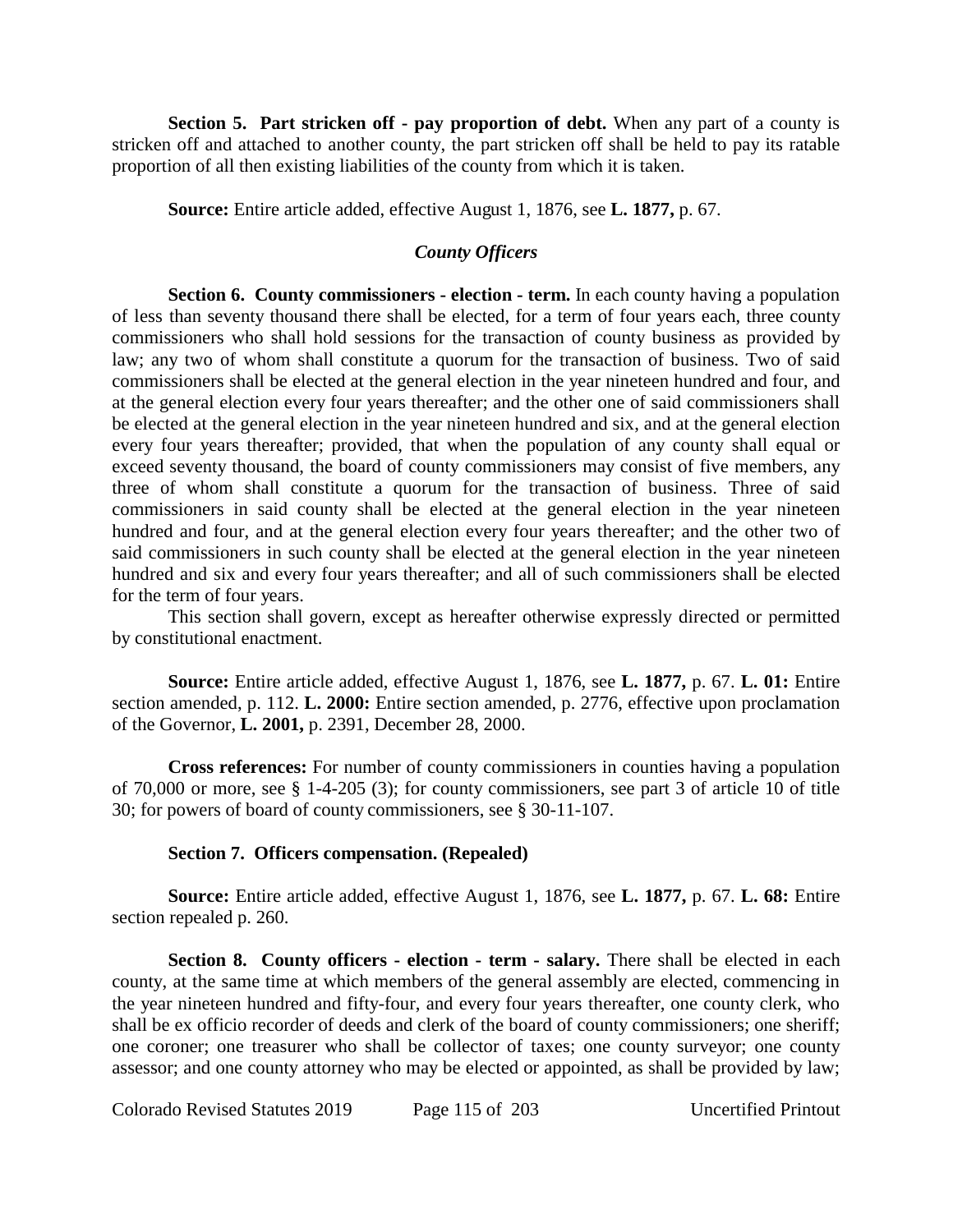**Section 5. Part stricken off - pay proportion of debt.** When any part of a county is stricken off and attached to another county, the part stricken off shall be held to pay its ratable proportion of all then existing liabilities of the county from which it is taken.

**Source:** Entire article added, effective August 1, 1876, see **L. 1877,** p. 67.

### *County Officers*

**Section 6. County commissioners - election - term.** In each county having a population of less than seventy thousand there shall be elected, for a term of four years each, three county commissioners who shall hold sessions for the transaction of county business as provided by law; any two of whom shall constitute a quorum for the transaction of business. Two of said commissioners shall be elected at the general election in the year nineteen hundred and four, and at the general election every four years thereafter; and the other one of said commissioners shall be elected at the general election in the year nineteen hundred and six, and at the general election every four years thereafter; provided, that when the population of any county shall equal or exceed seventy thousand, the board of county commissioners may consist of five members, any three of whom shall constitute a quorum for the transaction of business. Three of said commissioners in said county shall be elected at the general election in the year nineteen hundred and four, and at the general election every four years thereafter; and the other two of said commissioners in such county shall be elected at the general election in the year nineteen hundred and six and every four years thereafter; and all of such commissioners shall be elected for the term of four years.

This section shall govern, except as hereafter otherwise expressly directed or permitted by constitutional enactment.

**Source:** Entire article added, effective August 1, 1876, see **L. 1877,** p. 67. **L. 01:** Entire section amended, p. 112. **L. 2000:** Entire section amended, p. 2776, effective upon proclamation of the Governor, **L. 2001,** p. 2391, December 28, 2000.

**Cross references:** For number of county commissioners in counties having a population of 70,000 or more, see § 1-4-205 (3); for county commissioners, see part 3 of article 10 of title 30; for powers of board of county commissioners, see § 30-11-107.

**Section 7. Officers compensation. (Repealed)**

**Source:** Entire article added, effective August 1, 1876, see **L. 1877,** p. 67. **L. 68:** Entire section repealed p. 260.

**Section 8. County officers - election - term - salary.** There shall be elected in each county, at the same time at which members of the general assembly are elected, commencing in the year nineteen hundred and fifty-four, and every four years thereafter, one county clerk, who shall be ex officio recorder of deeds and clerk of the board of county commissioners; one sheriff; one coroner; one treasurer who shall be collector of taxes; one county surveyor; one county assessor; and one county attorney who may be elected or appointed, as shall be provided by law;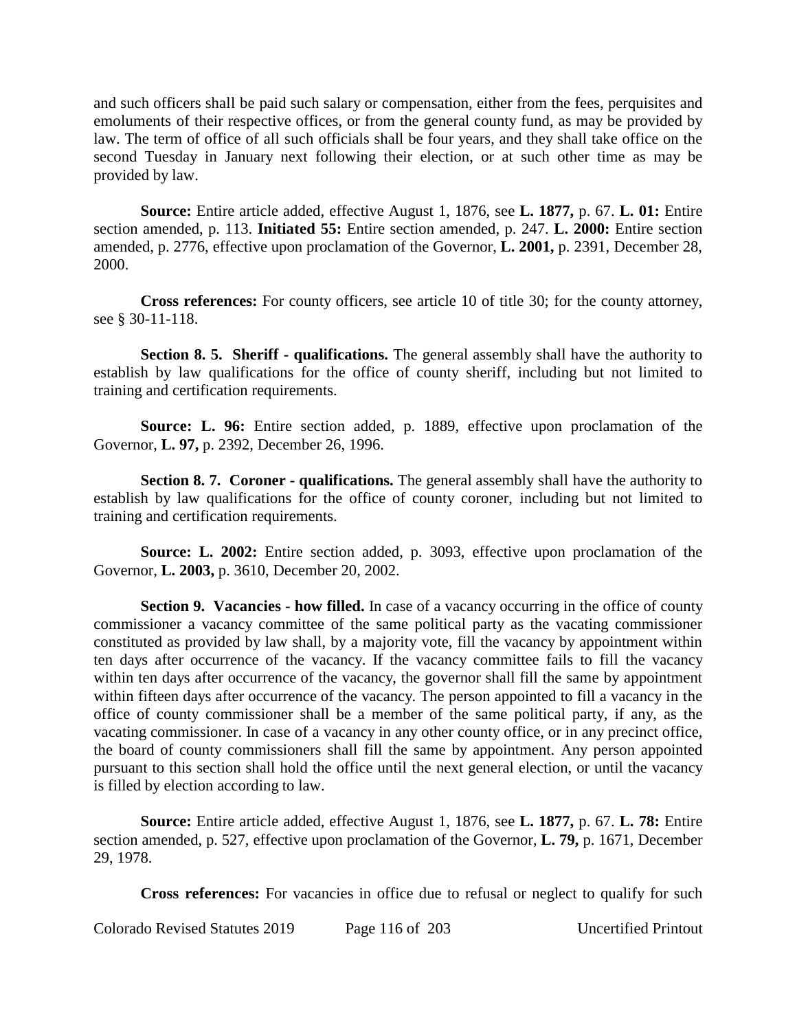and such officers shall be paid such salary or compensation, either from the fees, perquisites and emoluments of their respective offices, or from the general county fund, as may be provided by law. The term of office of all such officials shall be four years, and they shall take office on the second Tuesday in January next following their election, or at such other time as may be provided by law.

**Source:** Entire article added, effective August 1, 1876, see **L. 1877,** p. 67. **L. 01:** Entire section amended, p. 113. **Initiated 55:** Entire section amended, p. 247. **L. 2000:** Entire section amended, p. 2776, effective upon proclamation of the Governor, **L. 2001,** p. 2391, December 28, 2000.

**Cross references:** For county officers, see article 10 of title 30; for the county attorney, see § 30-11-118.

**Section 8. 5. Sheriff - qualifications.** The general assembly shall have the authority to establish by law qualifications for the office of county sheriff, including but not limited to training and certification requirements.

**Source: L. 96:** Entire section added, p. 1889, effective upon proclamation of the Governor, **L. 97,** p. 2392, December 26, 1996.

**Section 8. 7. Coroner - qualifications.** The general assembly shall have the authority to establish by law qualifications for the office of county coroner, including but not limited to training and certification requirements.

**Source: L. 2002:** Entire section added, p. 3093, effective upon proclamation of the Governor, **L. 2003,** p. 3610, December 20, 2002.

**Section 9. Vacancies - how filled.** In case of a vacancy occurring in the office of county commissioner a vacancy committee of the same political party as the vacating commissioner constituted as provided by law shall, by a majority vote, fill the vacancy by appointment within ten days after occurrence of the vacancy. If the vacancy committee fails to fill the vacancy within ten days after occurrence of the vacancy, the governor shall fill the same by appointment within fifteen days after occurrence of the vacancy. The person appointed to fill a vacancy in the office of county commissioner shall be a member of the same political party, if any, as the vacating commissioner. In case of a vacancy in any other county office, or in any precinct office, the board of county commissioners shall fill the same by appointment. Any person appointed pursuant to this section shall hold the office until the next general election, or until the vacancy is filled by election according to law.

**Source:** Entire article added, effective August 1, 1876, see **L. 1877,** p. 67. **L. 78:** Entire section amended, p. 527, effective upon proclamation of the Governor, **L. 79,** p. 1671, December 29, 1978.

**Cross references:** For vacancies in office due to refusal or neglect to qualify for such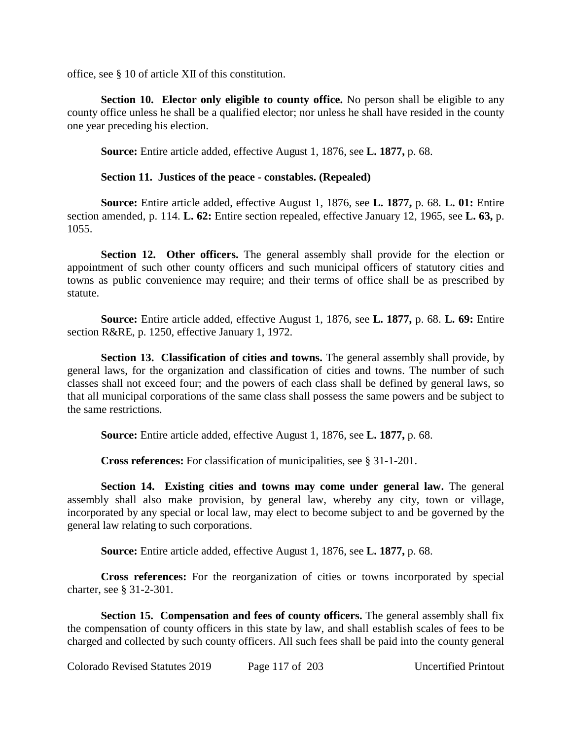office, see § 10 of article XII of this constitution.

**Section 10. Elector only eligible to county office.** No person shall be eligible to any county office unless he shall be a qualified elector; nor unless he shall have resided in the county one year preceding his election.

**Source:** Entire article added, effective August 1, 1876, see **L. 1877,** p. 68.

**Section 11. Justices of the peace - constables. (Repealed)**

**Source:** Entire article added, effective August 1, 1876, see **L. 1877,** p. 68. **L. 01:** Entire section amended, p. 114. **L. 62:** Entire section repealed, effective January 12, 1965, see **L. 63,** p. 1055.

**Section 12. Other officers.** The general assembly shall provide for the election or appointment of such other county officers and such municipal officers of statutory cities and towns as public convenience may require; and their terms of office shall be as prescribed by statute.

**Source:** Entire article added, effective August 1, 1876, see **L. 1877,** p. 68. **L. 69:** Entire section R&RE, p. 1250, effective January 1, 1972.

**Section 13. Classification of cities and towns.** The general assembly shall provide, by general laws, for the organization and classification of cities and towns. The number of such classes shall not exceed four; and the powers of each class shall be defined by general laws, so that all municipal corporations of the same class shall possess the same powers and be subject to the same restrictions.

**Source:** Entire article added, effective August 1, 1876, see **L. 1877,** p. 68.

**Cross references:** For classification of municipalities, see § 31-1-201.

**Section 14. Existing cities and towns may come under general law.** The general assembly shall also make provision, by general law, whereby any city, town or village, incorporated by any special or local law, may elect to become subject to and be governed by the general law relating to such corporations.

**Source:** Entire article added, effective August 1, 1876, see **L. 1877,** p. 68.

**Cross references:** For the reorganization of cities or towns incorporated by special charter, see § 31-2-301.

**Section 15. Compensation and fees of county officers.** The general assembly shall fix the compensation of county officers in this state by law, and shall establish scales of fees to be charged and collected by such county officers. All such fees shall be paid into the county general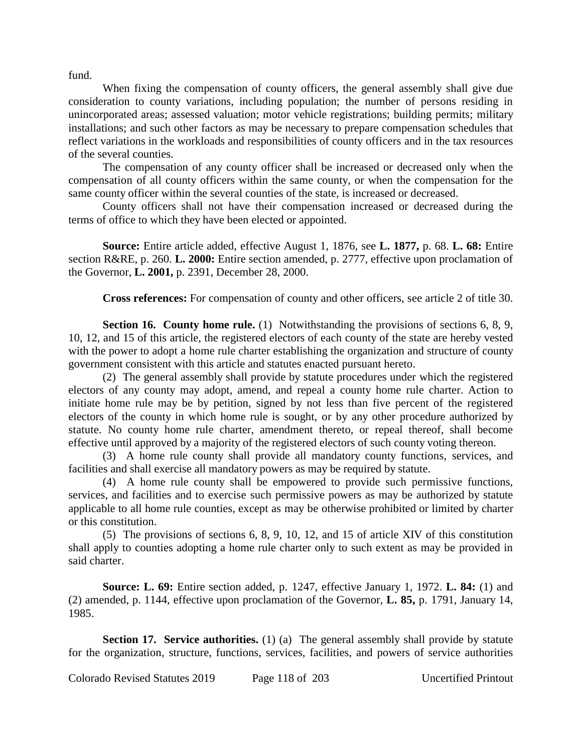fund.

When fixing the compensation of county officers, the general assembly shall give due consideration to county variations, including population; the number of persons residing in unincorporated areas; assessed valuation; motor vehicle registrations; building permits; military installations; and such other factors as may be necessary to prepare compensation schedules that reflect variations in the workloads and responsibilities of county officers and in the tax resources of the several counties.

The compensation of any county officer shall be increased or decreased only when the compensation of all county officers within the same county, or when the compensation for the same county officer within the several counties of the state, is increased or decreased.

County officers shall not have their compensation increased or decreased during the terms of office to which they have been elected or appointed.

**Source:** Entire article added, effective August 1, 1876, see **L. 1877,** p. 68. **L. 68:** Entire section R&RE, p. 260. **L. 2000:** Entire section amended, p. 2777, effective upon proclamation of the Governor, **L. 2001,** p. 2391, December 28, 2000.

**Cross references:** For compensation of county and other officers, see article 2 of title 30.

**Section 16. County home rule.** (1) Notwithstanding the provisions of sections 6, 8, 9, 10, 12, and 15 of this article, the registered electors of each county of the state are hereby vested with the power to adopt a home rule charter establishing the organization and structure of county government consistent with this article and statutes enacted pursuant hereto.

(2) The general assembly shall provide by statute procedures under which the registered electors of any county may adopt, amend, and repeal a county home rule charter. Action to initiate home rule may be by petition, signed by not less than five percent of the registered electors of the county in which home rule is sought, or by any other procedure authorized by statute. No county home rule charter, amendment thereto, or repeal thereof, shall become effective until approved by a majority of the registered electors of such county voting thereon.

(3) A home rule county shall provide all mandatory county functions, services, and facilities and shall exercise all mandatory powers as may be required by statute.

(4) A home rule county shall be empowered to provide such permissive functions, services, and facilities and to exercise such permissive powers as may be authorized by statute applicable to all home rule counties, except as may be otherwise prohibited or limited by charter or this constitution.

(5) The provisions of sections 6, 8, 9, 10, 12, and 15 of article XIV of this constitution shall apply to counties adopting a home rule charter only to such extent as may be provided in said charter.

**Source: L. 69:** Entire section added, p. 1247, effective January 1, 1972. **L. 84:** (1) and (2) amended, p. 1144, effective upon proclamation of the Governor, **L. 85,** p. 1791, January 14, 1985.

**Section 17. Service authorities.** (1) (a) The general assembly shall provide by statute for the organization, structure, functions, services, facilities, and powers of service authorities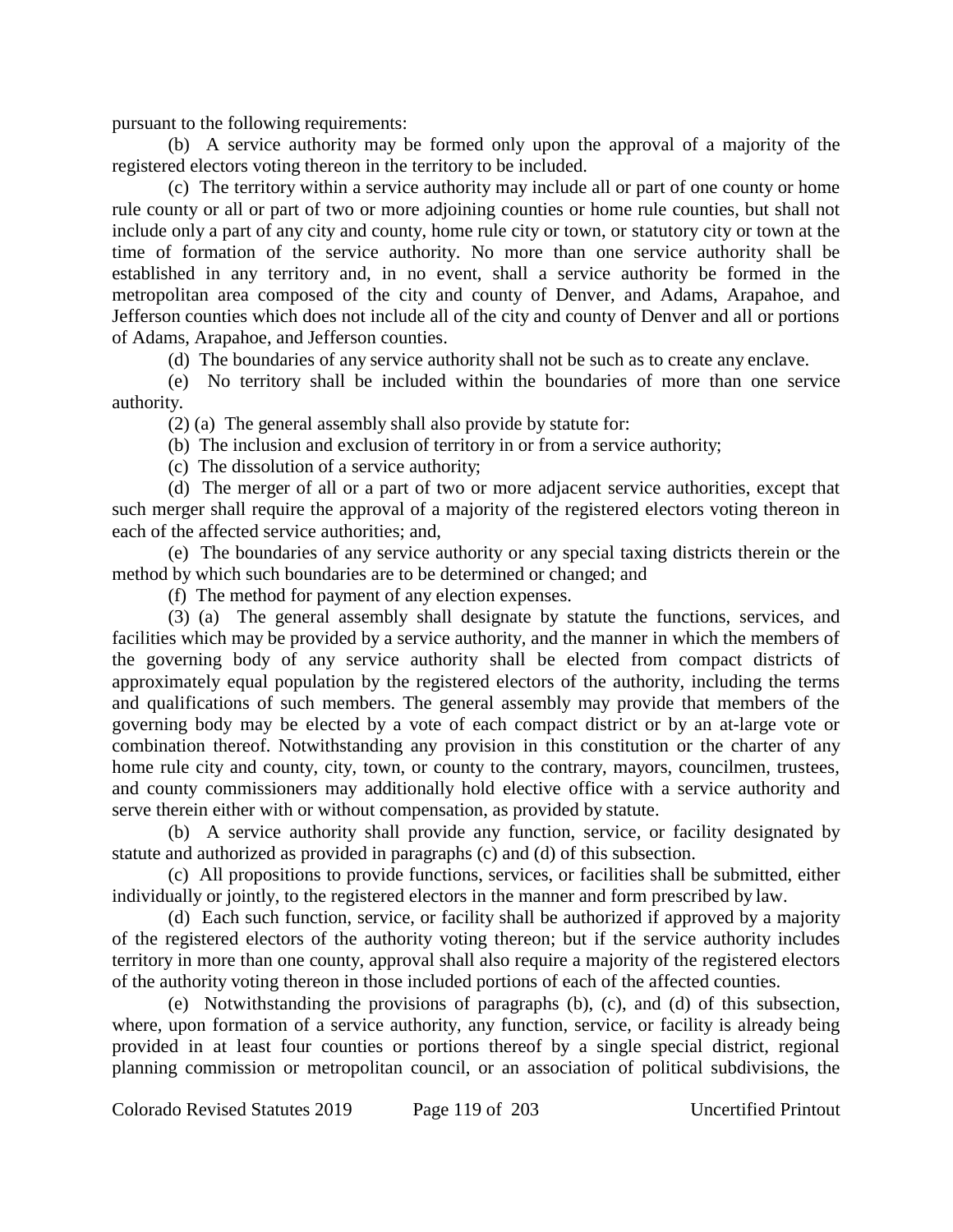pursuant to the following requirements:

(b) A service authority may be formed only upon the approval of a majority of the registered electors voting thereon in the territory to be included.

(c) The territory within a service authority may include all or part of one county or home rule county or all or part of two or more adjoining counties or home rule counties, but shall not include only a part of any city and county, home rule city or town, or statutory city or town at the time of formation of the service authority. No more than one service authority shall be established in any territory and, in no event, shall a service authority be formed in the metropolitan area composed of the city and county of Denver, and Adams, Arapahoe, and Jefferson counties which does not include all of the city and county of Denver and all or portions of Adams, Arapahoe, and Jefferson counties.

(d) The boundaries of any service authority shall not be such as to create any enclave.

(e) No territory shall be included within the boundaries of more than one service authority.

(2) (a) The general assembly shall also provide by statute for:

(b) The inclusion and exclusion of territory in or from a service authority;

(c) The dissolution of a service authority;

(d) The merger of all or a part of two or more adjacent service authorities, except that such merger shall require the approval of a majority of the registered electors voting thereon in each of the affected service authorities; and,

(e) The boundaries of any service authority or any special taxing districts therein or the method by which such boundaries are to be determined or changed; and

(f) The method for payment of any election expenses.

(3) (a) The general assembly shall designate by statute the functions, services, and facilities which may be provided by a service authority, and the manner in which the members of the governing body of any service authority shall be elected from compact districts of approximately equal population by the registered electors of the authority, including the terms and qualifications of such members. The general assembly may provide that members of the governing body may be elected by a vote of each compact district or by an at-large vote or combination thereof. Notwithstanding any provision in this constitution or the charter of any home rule city and county, city, town, or county to the contrary, mayors, councilmen, trustees, and county commissioners may additionally hold elective office with a service authority and serve therein either with or without compensation, as provided by statute.

(b) A service authority shall provide any function, service, or facility designated by statute and authorized as provided in paragraphs (c) and (d) of this subsection.

(c) All propositions to provide functions, services, or facilities shall be submitted, either individually or jointly, to the registered electors in the manner and form prescribed by law.

(d) Each such function, service, or facility shall be authorized if approved by a majority of the registered electors of the authority voting thereon; but if the service authority includes territory in more than one county, approval shall also require a majority of the registered electors of the authority voting thereon in those included portions of each of the affected counties.

(e) Notwithstanding the provisions of paragraphs (b), (c), and (d) of this subsection, where, upon formation of a service authority, any function, service, or facility is already being provided in at least four counties or portions thereof by a single special district, regional planning commission or metropolitan council, or an association of political subdivisions, the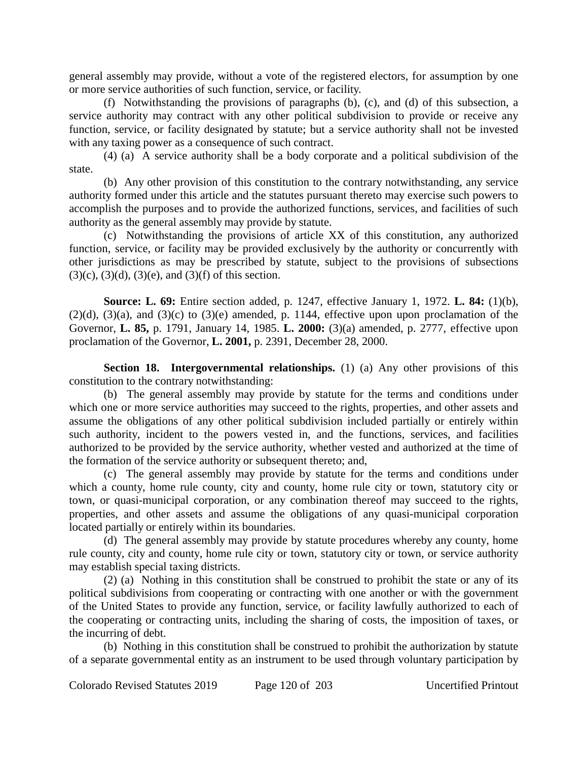general assembly may provide, without a vote of the registered electors, for assumption by one or more service authorities of such function, service, or facility.

(f) Notwithstanding the provisions of paragraphs (b), (c), and (d) of this subsection, a service authority may contract with any other political subdivision to provide or receive any function, service, or facility designated by statute; but a service authority shall not be invested with any taxing power as a consequence of such contract.

(4) (a) A service authority shall be a body corporate and a political subdivision of the state.

(b) Any other provision of this constitution to the contrary notwithstanding, any service authority formed under this article and the statutes pursuant thereto may exercise such powers to accomplish the purposes and to provide the authorized functions, services, and facilities of such authority as the general assembly may provide by statute.

(c) Notwithstanding the provisions of article XX of this constitution, any authorized function, service, or facility may be provided exclusively by the authority or concurrently with other jurisdictions as may be prescribed by statute, subject to the provisions of subsections (3)(c), (3)(d), (3)(e), and (3)(f) of this section.

**Source: L. 69:** Entire section added, p. 1247, effective January 1, 1972. **L. 84:** (1)(b), (2)(d), (3)(a), and (3)(c) to (3)(e) amended, p. 1144, effective upon upon proclamation of the Governor, **L. 85,** p. 1791, January 14, 1985. **L. 2000:** (3)(a) amended, p. 2777, effective upon proclamation of the Governor, **L. 2001,** p. 2391, December 28, 2000.

**Section 18. Intergovernmental relationships.** (1) (a) Any other provisions of this constitution to the contrary notwithstanding:

(b) The general assembly may provide by statute for the terms and conditions under which one or more service authorities may succeed to the rights, properties, and other assets and assume the obligations of any other political subdivision included partially or entirely within such authority, incident to the powers vested in, and the functions, services, and facilities authorized to be provided by the service authority, whether vested and authorized at the time of the formation of the service authority or subsequent thereto; and,

(c) The general assembly may provide by statute for the terms and conditions under which a county, home rule county, city and county, home rule city or town, statutory city or town, or quasi-municipal corporation, or any combination thereof may succeed to the rights, properties, and other assets and assume the obligations of any quasi-municipal corporation located partially or entirely within its boundaries.

(d) The general assembly may provide by statute procedures whereby any county, home rule county, city and county, home rule city or town, statutory city or town, or service authority may establish special taxing districts.

(2) (a) Nothing in this constitution shall be construed to prohibit the state or any of its political subdivisions from cooperating or contracting with one another or with the government of the United States to provide any function, service, or facility lawfully authorized to each of the cooperating or contracting units, including the sharing of costs, the imposition of taxes, or the incurring of debt.

(b) Nothing in this constitution shall be construed to prohibit the authorization by statute of a separate governmental entity as an instrument to be used through voluntary participation by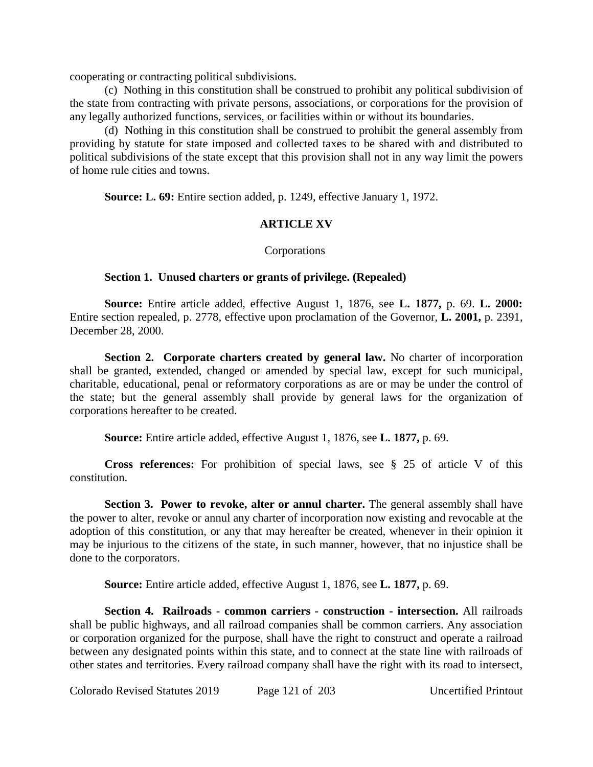cooperating or contracting political subdivisions.

(c) Nothing in this constitution shall be construed to prohibit any political subdivision of the state from contracting with private persons, associations, or corporations for the provision of any legally authorized functions, services, or facilities within or without its boundaries.

(d) Nothing in this constitution shall be construed to prohibit the general assembly from providing by statute for state imposed and collected taxes to be shared with and distributed to political subdivisions of the state except that this provision shall not in any way limit the powers of home rule cities and towns.

**Source: L. 69:** Entire section added, p. 1249, effective January 1, 1972.

## ARTICLE XV

Corporations

**Section 1. Unused charters or grants of privilege. (Repealed)**

**Source:** Entire article added, effective August 1, 1876, see **L. 1877,** p. 69. **L. 2000:** Entire section repealed, p. 2778, effective upon proclamation of the Governor, **L. 2001,** p. 2391, December 28, 2000.

**Section 2. Corporate charters created by general law.** No charter of incorporation shall be granted, extended, changed or amended by special law, except for such municipal, charitable, educational, penal or reformatory corporations as are or may be under the control of the state; but the general assembly shall provide by general laws for the organization of corporations hereafter to be created.

**Source:** Entire article added, effective August 1, 1876, see **L. 1877,** p. 69.

**Cross references:** For prohibition of special laws, see § 25 of article V of this constitution.

**Section 3. Power to revoke, alter or annul charter.** The general assembly shall have the power to alter, revoke or annul any charter of incorporation now existing and revocable at the adoption of this constitution, or any that may hereafter be created, whenever in their opinion it may be injurious to the citizens of the state, in such manner, however, that no injustice shall be done to the corporators.

**Source:** Entire article added, effective August 1, 1876, see **L. 1877,** p. 69.

**Section 4. Railroads - common carriers - construction - intersection.** All railroads shall be public highways, and all railroad companies shall be common carriers. Any association or corporation organized for the purpose, shall have the right to construct and operate a railroad between any designated points within this state, and to connect at the state line with railroads of other states and territories. Every railroad company shall have the right with its road to intersect,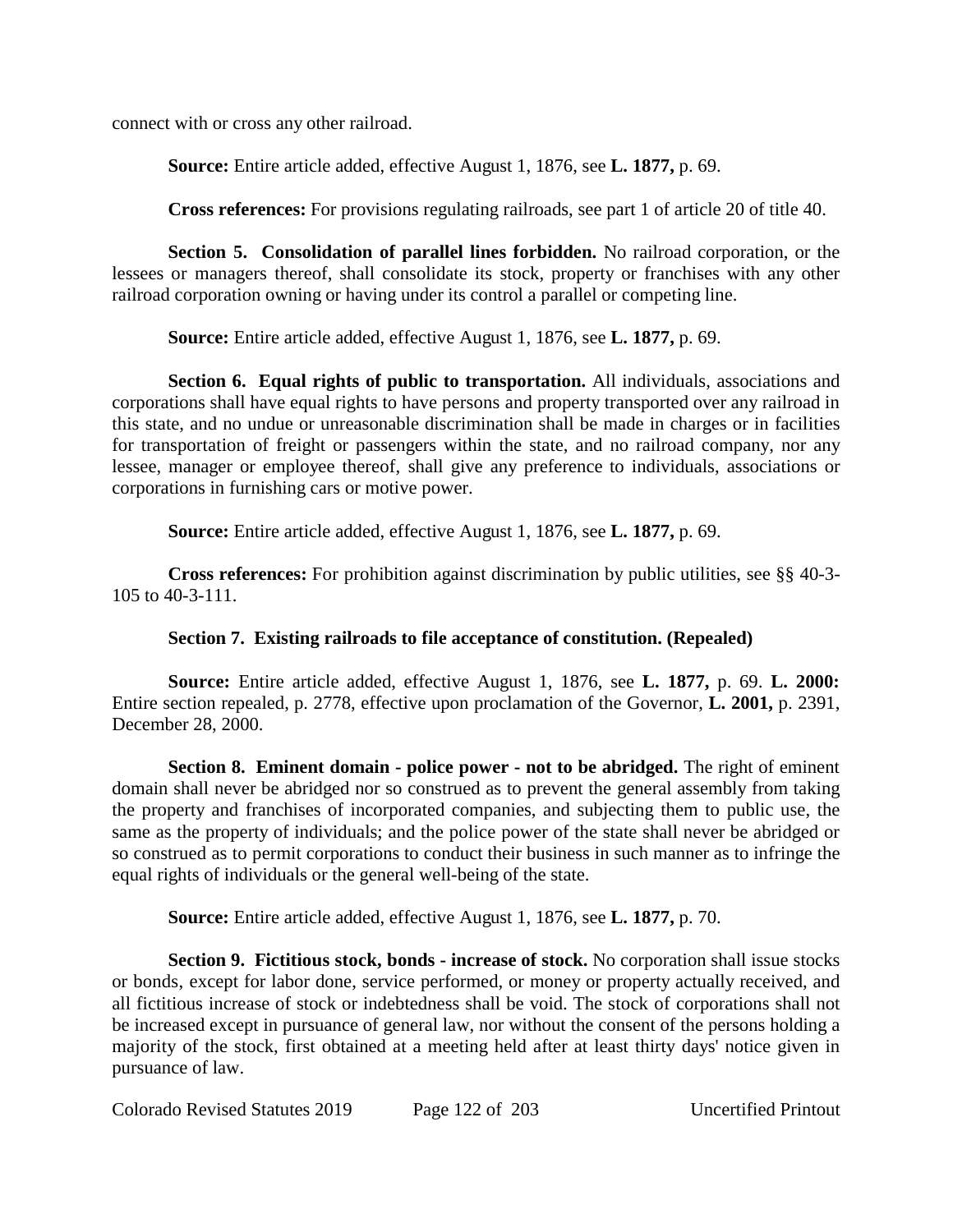connect with or cross any other railroad.

**Source:** Entire article added, effective August 1, 1876, see **L. 1877,** p. 69.

**Cross references:** For provisions regulating railroads, see part 1 of article 20 of title 40.

**Section 5. Consolidation of parallel lines forbidden.** No railroad corporation, or the lessees or managers thereof, shall consolidate its stock, property or franchises with any other railroad corporation owning or having under its control a parallel or competing line.

**Source:** Entire article added, effective August 1, 1876, see **L. 1877,** p. 69.

**Section 6. Equal rights of public to transportation.** All individuals, associations and corporations shall have equal rights to have persons and property transported over any railroad in this state, and no undue or unreasonable discrimination shall be made in charges or in facilities for transportation of freight or passengers within the state, and no railroad company, nor any lessee, manager or employee thereof, shall give any preference to individuals, associations or corporations in furnishing cars or motive power.

**Source:** Entire article added, effective August 1, 1876, see **L. 1877,** p. 69.

**Cross references:** For prohibition against discrimination by public utilities, see §§ 40-3-105 to 40-3-111.

**Section 7. Existing railroads to file acceptance of constitution. (Repealed)**

**Source:** Entire article added, effective August 1, 1876, see **L. 1877,** p. 69. **L. 2000:** Entire section repealed, p. 2778, effective upon proclamation of the Governor, **L. 2001,** p. 2391, December 28, 2000.

**Section 8. Eminent domain - police power - not to be abridged.** The right of eminent domain shall never be abridged nor so construed as to prevent the general assembly from taking the property and franchises of incorporated companies, and subjecting them to public use, the same as the property of individuals; and the police power of the state shall never be abridged or so construed as to permit corporations to conduct their business in such manner as to infringe the equal rights of individuals or the general well-being of the state.

**Source:** Entire article added, effective August 1, 1876, see **L. 1877,** p. 70.

**Section 9. Fictitious stock, bonds - increase of stock.** No corporation shall issue stocks or bonds, except for labor done, service performed, or money or property actually received, and all fictitious increase of stock or indebtedness shall be void. The stock of corporations shall not be increased except in pursuance of general law, nor without the consent of the persons holding a majority of the stock, first obtained at a meeting held after at least thirty days' notice given in pursuance of law.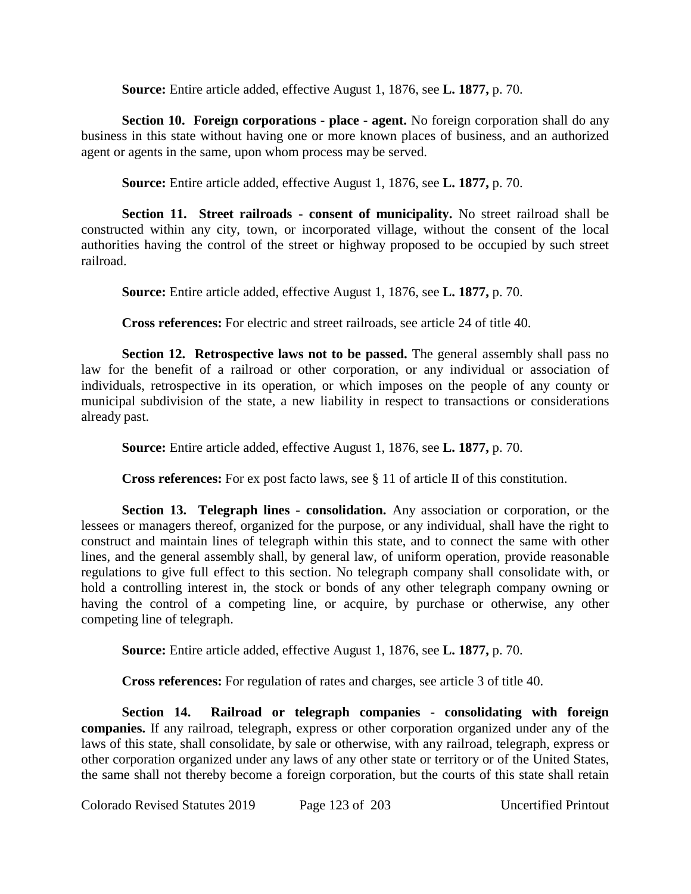**Source:** Entire article added, effective August 1, 1876, see **L. 1877,** p. 70.

**Section 10. Foreign corporations - place - agent.** No foreign corporation shall do any business in this state without having one or more known places of business, and an authorized agent or agents in the same, upon whom process may be served.

**Source:** Entire article added, effective August 1, 1876, see **L. 1877,** p. 70.

**Section 11. Street railroads - consent of municipality.** No street railroad shall be constructed within any city, town, or incorporated village, without the consent of the local authorities having the control of the street or highway proposed to be occupied by such street railroad.

**Source:** Entire article added, effective August 1, 1876, see **L. 1877,** p. 70.

**Cross references:** For electric and street railroads, see article 24 of title 40.

**Section 12. Retrospective laws not to be passed.** The general assembly shall pass no law for the benefit of a railroad or other corporation, or any individual or association of individuals, retrospective in its operation, or which imposes on the people of any county or municipal subdivision of the state, a new liability in respect to transactions or considerations already past.

**Source:** Entire article added, effective August 1, 1876, see **L. 1877,** p. 70.

**Cross references:** For ex post facto laws, see § 11 of article II of this constitution.

**Section 13. Telegraph lines - consolidation.** Any association or corporation, or the lessees or managers thereof, organized for the purpose, or any individual, shall have the right to construct and maintain lines of telegraph within this state, and to connect the same with other lines, and the general assembly shall, by general law, of uniform operation, provide reasonable regulations to give full effect to this section. No telegraph company shall consolidate with, or hold a controlling interest in, the stock or bonds of any other telegraph company owning or having the control of a competing line, or acquire, by purchase or otherwise, any other competing line of telegraph.

**Source:** Entire article added, effective August 1, 1876, see **L. 1877,** p. 70.

**Cross references:** For regulation of rates and charges, see article 3 of title 40.

**Section 14. Railroad or telegraph companies - consolidating with foreign companies.** If any railroad, telegraph, express or other corporation organized under any of the laws of this state, shall consolidate, by sale or otherwise, with any railroad, telegraph, express or other corporation organized under any laws of any other state or territory or of the United States, the same shall not thereby become a foreign corporation, but the courts of this state shall retain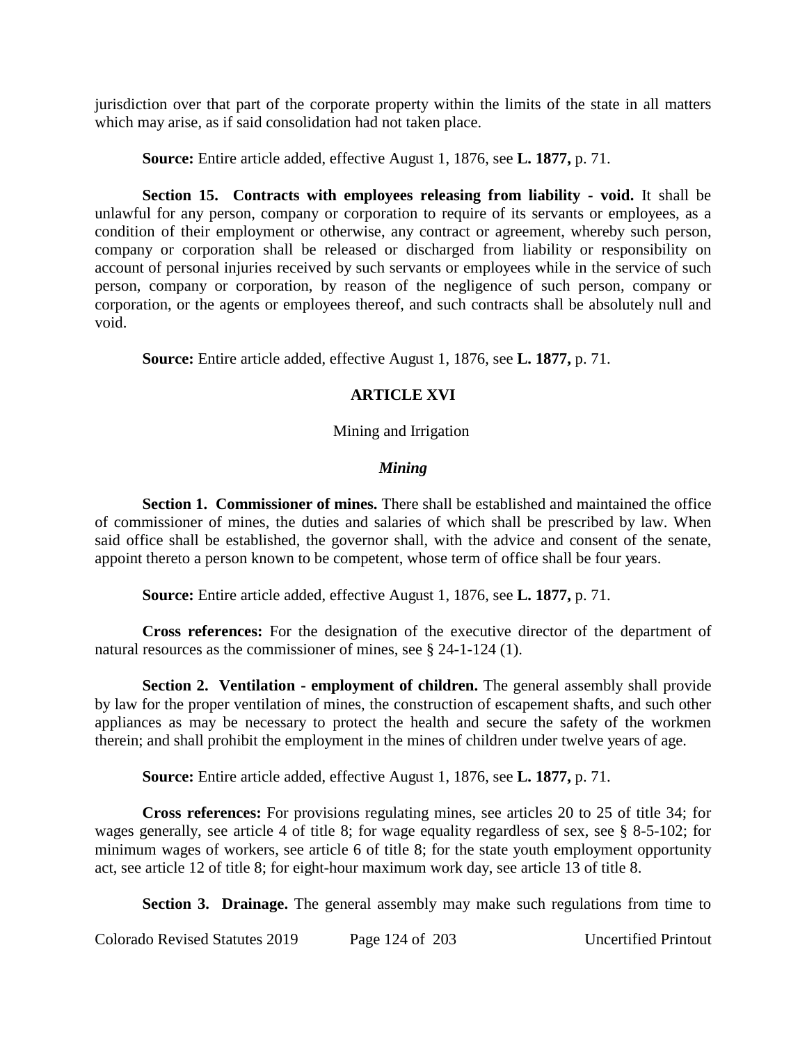jurisdiction over that part of the corporate property within the limits of the state in all matters which may arise, as if said consolidation had not taken place.

**Source:** Entire article added, effective August 1, 1876, see **L. 1877,** p. 71.

**Section 15. Contracts with employees releasing from liability - void.** It shall be unlawful for any person, company or corporation to require of its servants or employees, as a condition of their employment or otherwise, any contract or agreement, whereby such person, company or corporation shall be released or discharged from liability or responsibility on account of personal injuries received by such servants or employees while in the service of such person, company or corporation, by reason of the negligence of such person, company or corporation, or the agents or employees thereof, and such contracts shall be absolutely null and void.

**Source:** Entire article added, effective August 1, 1876, see **L. 1877,** p. 71.

## ARTICLE XVI

Mining and Irrigation

### *Mining*

**Section 1. Commissioner of mines.** There shall be established and maintained the office of commissioner of mines, the duties and salaries of which shall be prescribed by law. When said office shall be established, the governor shall, with the advice and consent of the senate, appoint thereto a person known to be competent, whose term of office shall be four years.

**Source:** Entire article added, effective August 1, 1876, see **L. 1877,** p. 71.

**Cross references:** For the designation of the executive director of the department of natural resources as the commissioner of mines, see § 24-1-124 (1).

**Section 2. Ventilation - employment of children.** The general assembly shall provide by law for the proper ventilation of mines, the construction of escapement shafts, and such other appliances as may be necessary to protect the health and secure the safety of the workmen therein; and shall prohibit the employment in the mines of children under twelve years of age.

**Source:** Entire article added, effective August 1, 1876, see **L. 1877,** p. 71.

**Cross references:** For provisions regulating mines, see articles 20 to 25 of title 34; for wages generally, see article 4 of title 8; for wage equality regardless of sex, see § 8-5-102; for minimum wages of workers, see article 6 of title 8; for the state youth employment opportunity act, see article 12 of title 8; for eight-hour maximum work day, see article 13 of title 8.

**Section 3. Drainage.** The general assembly may make such regulations from time to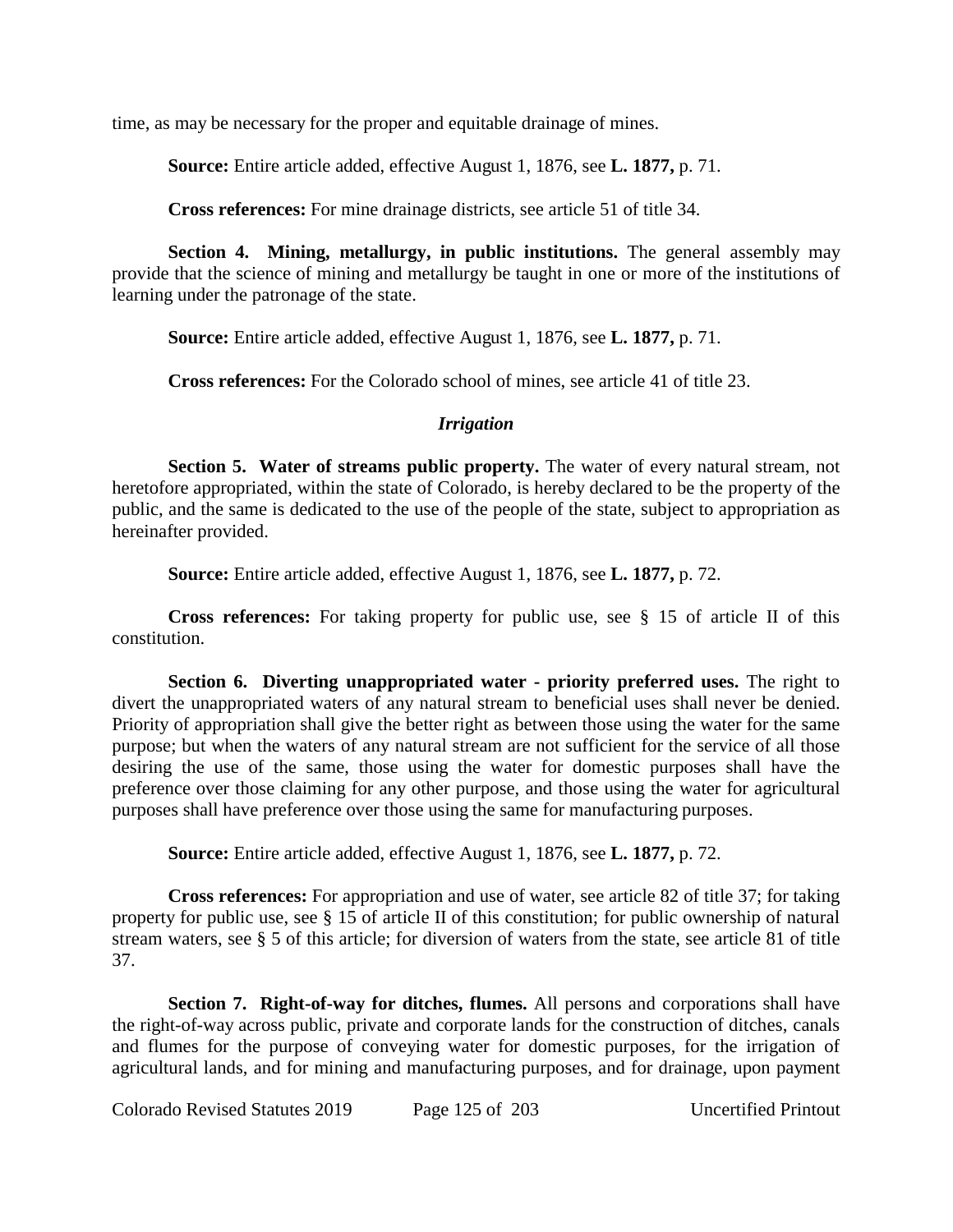time, as may be necessary for the proper and equitable drainage of mines.

**Source:** Entire article added, effective August 1, 1876, see **L. 1877,** p. 71.

**Cross references:** For mine drainage districts, see article 51 of title 34.

**Section 4. Mining, metallurgy, in public institutions.** The general assembly may provide that the science of mining and metallurgy be taught in one or more of the institutions of learning under the patronage of the state.

**Source:** Entire article added, effective August 1, 1876, see **L. 1877,** p. 71.

**Cross references:** For the Colorado school of mines, see article 41 of title 23.

***Irrigation***

**Section 5. Water of streams public property.** The water of every natural stream, not heretofore appropriated, within the state of Colorado, is hereby declared to be the property of the public, and the same is dedicated to the use of the people of the state, subject to appropriation as hereinafter provided.

**Source:** Entire article added, effective August 1, 1876, see **L. 1877,** p. 72.

**Cross references:** For taking property for public use, see § 15 of article II of this constitution.

**Section 6. Diverting unappropriated water - priority preferred uses.** The right to divert the unappropriated waters of any natural stream to beneficial uses shall never be denied. Priority of appropriation shall give the better right as between those using the water for the same purpose; but when the waters of any natural stream are not sufficient for the service of all those desiring the use of the same, those using the water for domestic purposes shall have the preference over those claiming for any other purpose, and those using the water for agricultural purposes shall have preference over those using the same for manufacturing purposes.

**Source:** Entire article added, effective August 1, 1876, see **L. 1877,** p. 72.

**Cross references:** For appropriation and use of water, see article 82 of title 37; for taking property for public use, see § 15 of article II of this constitution; for public ownership of natural stream waters, see § 5 of this article; for diversion of waters from the state, see article 81 of title 37.

**Section 7. Right-of-way for ditches, flumes.** All persons and corporations shall have the right-of-way across public, private and corporate lands for the construction of ditches, canals and flumes for the purpose of conveying water for domestic purposes, for the irrigation of agricultural lands, and for mining and manufacturing purposes, and for drainage, upon payment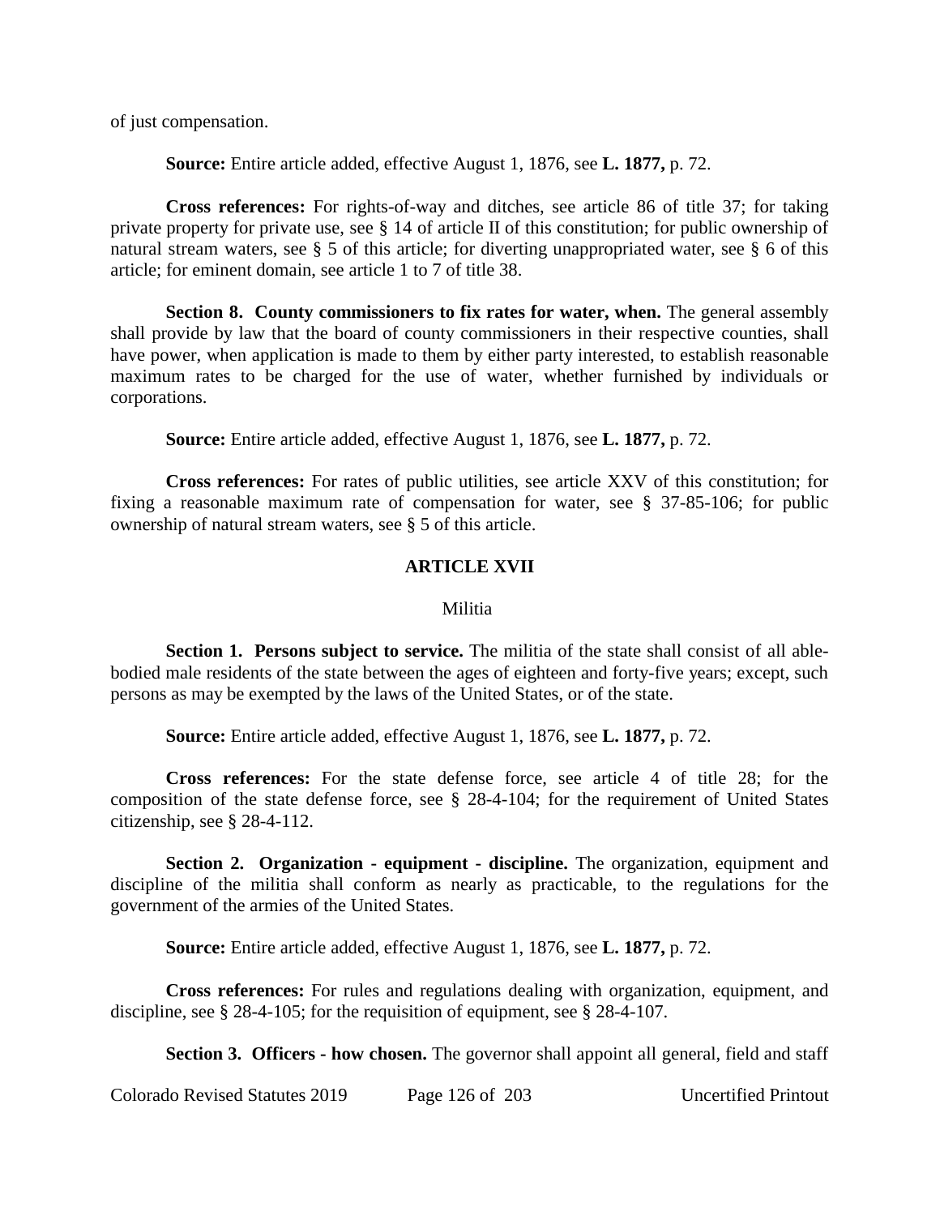of just compensation.

**Source:** Entire article added, effective August 1, 1876, see **L. 1877,** p. 72.

**Cross references:** For rights-of-way and ditches, see article 86 of title 37; for taking private property for private use, see § 14 of article II of this constitution; for public ownership of natural stream waters, see § 5 of this article; for diverting unappropriated water, see § 6 of this article; for eminent domain, see article 1 to 7 of title 38.

**Section 8. County commissioners to fix rates for water, when.** The general assembly shall provide by law that the board of county commissioners in their respective counties, shall have power, when application is made to them by either party interested, to establish reasonable maximum rates to be charged for the use of water, whether furnished by individuals or corporations.

**Source:** Entire article added, effective August 1, 1876, see **L. 1877,** p. 72.

**Cross references:** For rates of public utilities, see article XXV of this constitution; for fixing a reasonable maximum rate of compensation for water, see § 37-85-106; for public ownership of natural stream waters, see § 5 of this article.

## ARTICLE XVII

### Militia

**Section 1. Persons subject to service.** The militia of the state shall consist of all able-bodied male residents of the state between the ages of eighteen and forty-five years; except, such persons as may be exempted by the laws of the United States, or of the state.

**Source:** Entire article added, effective August 1, 1876, see **L. 1877,** p. 72.

**Cross references:** For the state defense force, see article 4 of title 28; for the composition of the state defense force, see § 28-4-104; for the requirement of United States citizenship, see § 28-4-112.

**Section 2. Organization - equipment - discipline.** The organization, equipment and discipline of the militia shall conform as nearly as practicable, to the regulations for the government of the armies of the United States.

**Source:** Entire article added, effective August 1, 1876, see **L. 1877,** p. 72.

**Cross references:** For rules and regulations dealing with organization, equipment, and discipline, see § 28-4-105; for the requisition of equipment, see § 28-4-107.

**Section 3. Officers - how chosen.** The governor shall appoint all general, field and staff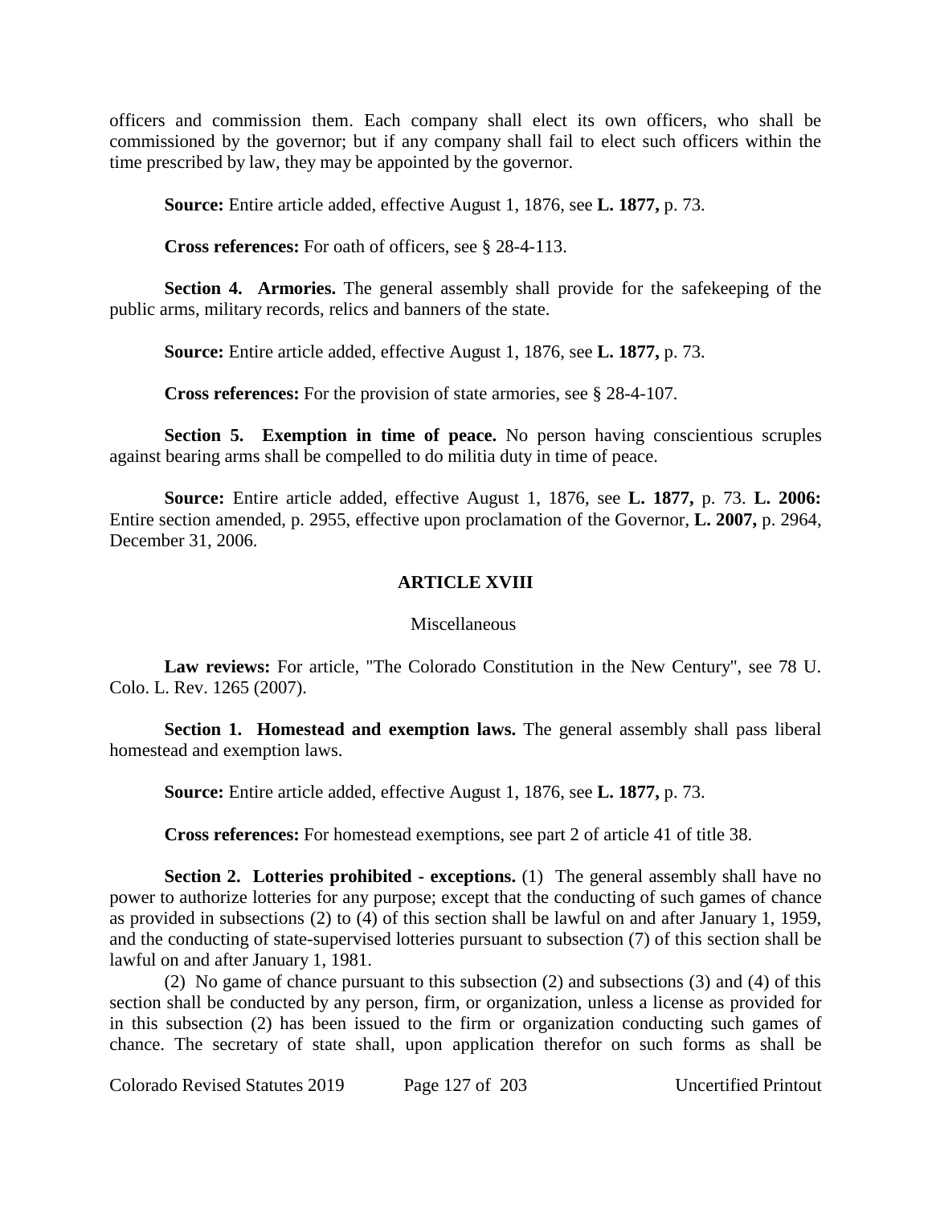officers and commission them. Each company shall elect its own officers, who shall be commissioned by the governor; but if any company shall fail to elect such officers within the time prescribed by law, they may be appointed by the governor.

**Source:** Entire article added, effective August 1, 1876, see **L. 1877,** p. 73.

**Cross references:** For oath of officers, see § 28-4-113.

**Section 4. Armories.** The general assembly shall provide for the safekeeping of the public arms, military records, relics and banners of the state.

**Source:** Entire article added, effective August 1, 1876, see **L. 1877,** p. 73.

**Cross references:** For the provision of state armories, see § 28-4-107.

**Section 5. Exemption in time of peace.** No person having conscientious scruples against bearing arms shall be compelled to do militia duty in time of peace.

**Source:** Entire article added, effective August 1, 1876, see **L. 1877,** p. 73. **L. 2006:** Entire section amended, p. 2955, effective upon proclamation of the Governor, **L. 2007,** p. 2964, December 31, 2006.

## ARTICLE XVIII

### Miscellaneous

**Law reviews:** For article, "The Colorado Constitution in the New Century", see 78 U. Colo. L. Rev. 1265 (2007).

**Section 1. Homestead and exemption laws.** The general assembly shall pass liberal homestead and exemption laws.

**Source:** Entire article added, effective August 1, 1876, see **L. 1877,** p. 73.

**Cross references:** For homestead exemptions, see part 2 of article 41 of title 38.

**Section 2. Lotteries prohibited - exceptions.** (1) The general assembly shall have no power to authorize lotteries for any purpose; except that the conducting of such games of chance as provided in subsections (2) to (4) of this section shall be lawful on and after January 1, 1959, and the conducting of state-supervised lotteries pursuant to subsection (7) of this section shall be lawful on and after January 1, 1981.

(2) No game of chance pursuant to this subsection (2) and subsections (3) and (4) of this section shall be conducted by any person, firm, or organization, unless a license as provided for in this subsection (2) has been issued to the firm or organization conducting such games of chance. The secretary of state shall, upon application therefor on such forms as shall be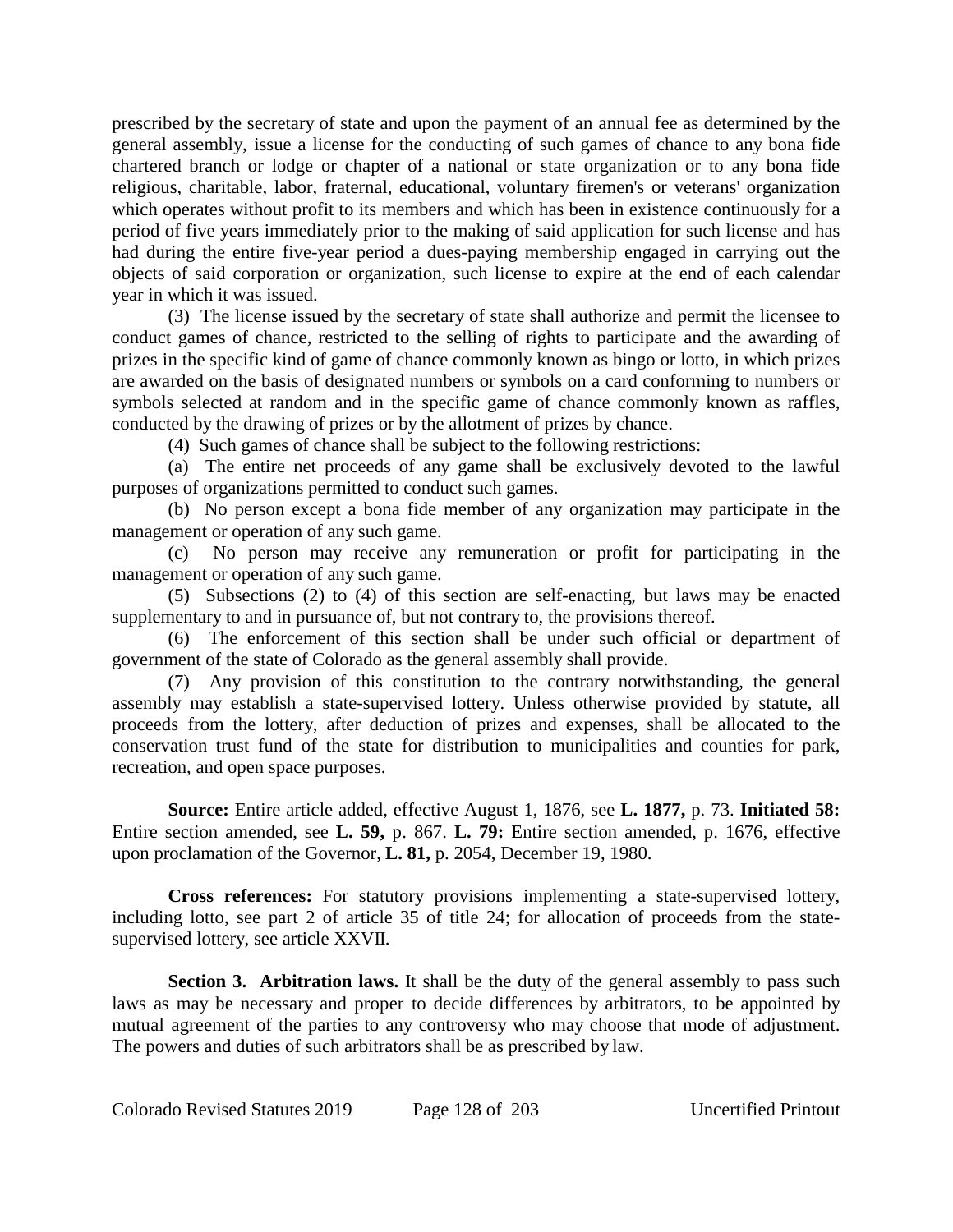prescribed by the secretary of state and upon the payment of an annual fee as determined by the general assembly, issue a license for the conducting of such games of chance to any bona fide chartered branch or lodge or chapter of a national or state organization or to any bona fide religious, charitable, labor, fraternal, educational, voluntary firemen's or veterans' organization which operates without profit to its members and which has been in existence continuously for a period of five years immediately prior to the making of said application for such license and has had during the entire five-year period a dues-paying membership engaged in carrying out the objects of said corporation or organization, such license to expire at the end of each calendar year in which it was issued.

(3) The license issued by the secretary of state shall authorize and permit the licensee to conduct games of chance, restricted to the selling of rights to participate and the awarding of prizes in the specific kind of game of chance commonly known as bingo or lotto, in which prizes are awarded on the basis of designated numbers or symbols on a card conforming to numbers or symbols selected at random and in the specific game of chance commonly known as raffles, conducted by the drawing of prizes or by the allotment of prizes by chance.

(4) Such games of chance shall be subject to the following restrictions:

(a) The entire net proceeds of any game shall be exclusively devoted to the lawful purposes of organizations permitted to conduct such games.

(b) No person except a bona fide member of any organization may participate in the management or operation of any such game.

(c) No person may receive any remuneration or profit for participating in the management or operation of any such game.

(5) Subsections (2) to (4) of this section are self-enacting, but laws may be enacted supplementary to and in pursuance of, but not contrary to, the provisions thereof.

(6) The enforcement of this section shall be under such official or department of government of the state of Colorado as the general assembly shall provide.

(7) Any provision of this constitution to the contrary notwithstanding, the general assembly may establish a state-supervised lottery. Unless otherwise provided by statute, all proceeds from the lottery, after deduction of prizes and expenses, shall be allocated to the conservation trust fund of the state for distribution to municipalities and counties for park, recreation, and open space purposes.

**Source:** Entire article added, effective August 1, 1876, see **L. 1877,** p. 73. **Initiated 58:** Entire section amended, see **L. 59,** p. 867. **L. 79:** Entire section amended, p. 1676, effective upon proclamation of the Governor, **L. 81,** p. 2054, December 19, 1980.

**Cross references:** For statutory provisions implementing a state-supervised lottery, including lotto, see part 2 of article 35 of title 24; for allocation of proceeds from the state-supervised lottery, see article XXVII.

**Section 3. Arbitration laws.** It shall be the duty of the general assembly to pass such laws as may be necessary and proper to decide differences by arbitrators, to be appointed by mutual agreement of the parties to any controversy who may choose that mode of adjustment. The powers and duties of such arbitrators shall be as prescribed by law.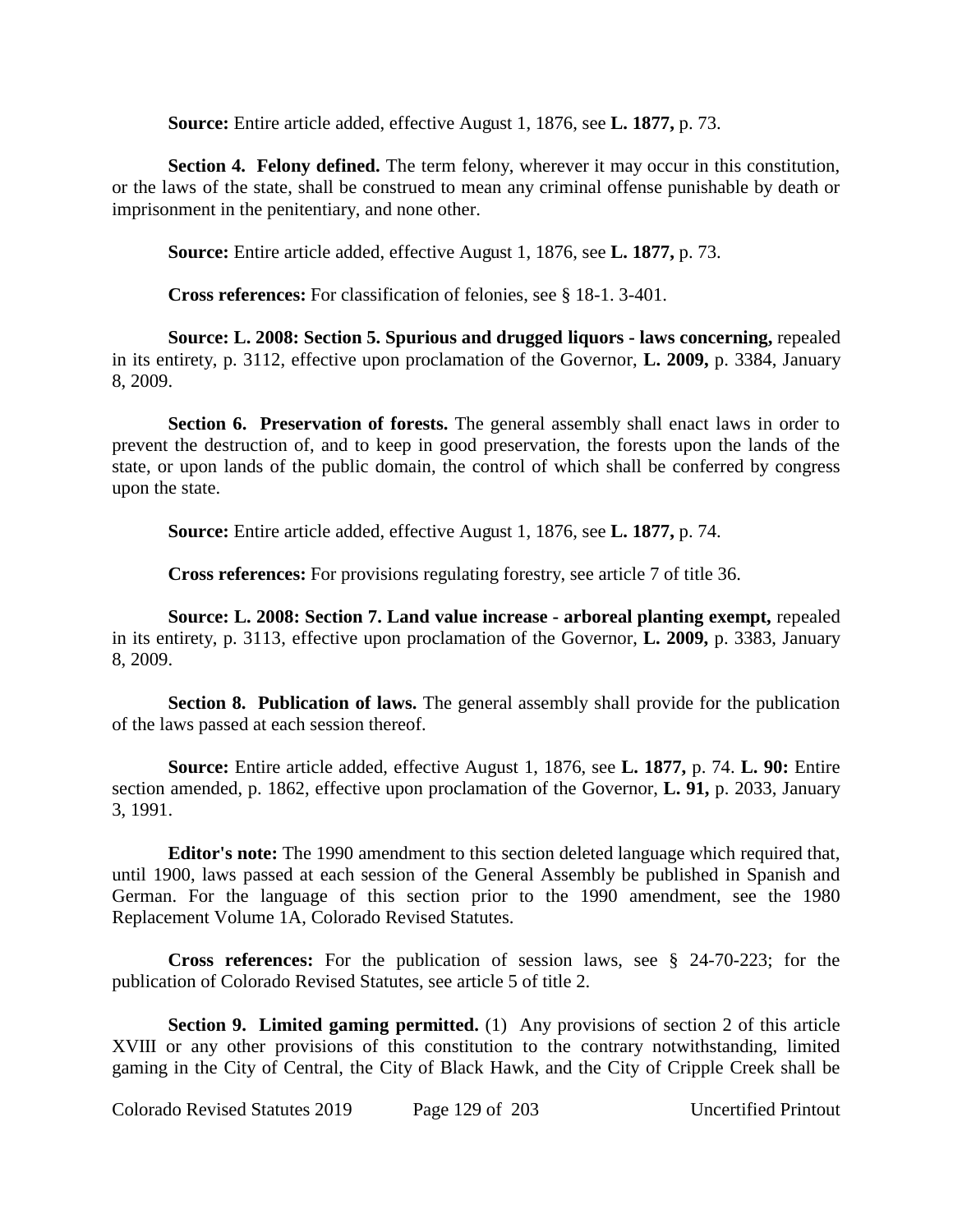**Source:** Entire article added, effective August 1, 1876, see **L. 1877,** p. 73.

**Section 4. Felony defined.** The term felony, wherever it may occur in this constitution, or the laws of the state, shall be construed to mean any criminal offense punishable by death or imprisonment in the penitentiary, and none other.

**Source:** Entire article added, effective August 1, 1876, see **L. 1877,** p. 73.

**Cross references:** For classification of felonies, see § 18-1. 3-401.

**Source: L. 2008: Section 5. Spurious and drugged liquors - laws concerning,** repealed in its entirety, p. 3112, effective upon proclamation of the Governor, **L. 2009,** p. 3384, January 8, 2009.

**Section 6. Preservation of forests.** The general assembly shall enact laws in order to prevent the destruction of, and to keep in good preservation, the forests upon the lands of the state, or upon lands of the public domain, the control of which shall be conferred by congress upon the state.

**Source:** Entire article added, effective August 1, 1876, see **L. 1877,** p. 74.

**Cross references:** For provisions regulating forestry, see article 7 of title 36.

**Source: L. 2008: Section 7. Land value increase - arboreal planting exempt,** repealed in its entirety, p. 3113, effective upon proclamation of the Governor, **L. 2009,** p. 3383, January 8, 2009.

**Section 8. Publication of laws.** The general assembly shall provide for the publication of the laws passed at each session thereof.

**Source:** Entire article added, effective August 1, 1876, see **L. 1877,** p. 74. **L. 90:** Entire section amended, p. 1862, effective upon proclamation of the Governor, **L. 91,** p. 2033, January 3, 1991.

**Editor's note:** The 1990 amendment to this section deleted language which required that, until 1900, laws passed at each session of the General Assembly be published in Spanish and German. For the language of this section prior to the 1990 amendment, see the 1980 Replacement Volume 1A, Colorado Revised Statutes.

**Cross references:** For the publication of session laws, see § 24-70-223; for the publication of Colorado Revised Statutes, see article 5 of title 2.

**Section 9. Limited gaming permitted.** (1) Any provisions of section 2 of this article XVIII or any other provisions of this constitution to the contrary notwithstanding, limited gaming in the City of Central, the City of Black Hawk, and the City of Cripple Creek shall be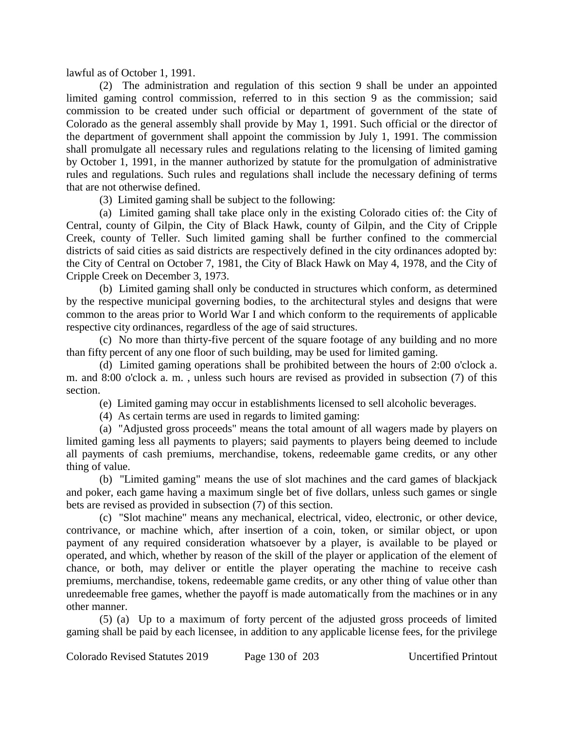lawful as of October 1, 1991.

(2) The administration and regulation of this section 9 shall be under an appointed limited gaming control commission, referred to in this section 9 as the commission; said commission to be created under such official or department of government of the state of Colorado as the general assembly shall provide by May 1, 1991. Such official or the director of the department of government shall appoint the commission by July 1, 1991. The commission shall promulgate all necessary rules and regulations relating to the licensing of limited gaming by October 1, 1991, in the manner authorized by statute for the promulgation of administrative rules and regulations. Such rules and regulations shall include the necessary defining of terms that are not otherwise defined.

(3) Limited gaming shall be subject to the following:

(a) Limited gaming shall take place only in the existing Colorado cities of: the City of Central, county of Gilpin, the City of Black Hawk, county of Gilpin, and the City of Cripple Creek, county of Teller. Such limited gaming shall be further confined to the commercial districts of said cities as said districts are respectively defined in the city ordinances adopted by: the City of Central on October 7, 1981, the City of Black Hawk on May 4, 1978, and the City of Cripple Creek on December 3, 1973.

(b) Limited gaming shall only be conducted in structures which conform, as determined by the respective municipal governing bodies, to the architectural styles and designs that were common to the areas prior to World War I and which conform to the requirements of applicable respective city ordinances, regardless of the age of said structures.

(c) No more than thirty-five percent of the square footage of any building and no more than fifty percent of any one floor of such building, may be used for limited gaming.

(d) Limited gaming operations shall be prohibited between the hours of 2:00 o'clock a. m. and 8:00 o'clock a. m. , unless such hours are revised as provided in subsection (7) of this section.

(e) Limited gaming may occur in establishments licensed to sell alcoholic beverages.

(4) As certain terms are used in regards to limited gaming:

(a) "Adjusted gross proceeds" means the total amount of all wagers made by players on limited gaming less all payments to players; said payments to players being deemed to include all payments of cash premiums, merchandise, tokens, redeemable game credits, or any other thing of value.

(b) "Limited gaming" means the use of slot machines and the card games of blackjack and poker, each game having a maximum single bet of five dollars, unless such games or single bets are revised as provided in subsection (7) of this section.

(c) "Slot machine" means any mechanical, electrical, video, electronic, or other device, contrivance, or machine which, after insertion of a coin, token, or similar object, or upon payment of any required consideration whatsoever by a player, is available to be played or operated, and which, whether by reason of the skill of the player or application of the element of chance, or both, may deliver or entitle the player operating the machine to receive cash premiums, merchandise, tokens, redeemable game credits, or any other thing of value other than unredeemable free games, whether the payoff is made automatically from the machines or in any other manner.

(5) (a) Up to a maximum of forty percent of the adjusted gross proceeds of limited gaming shall be paid by each licensee, in addition to any applicable license fees, for the privilege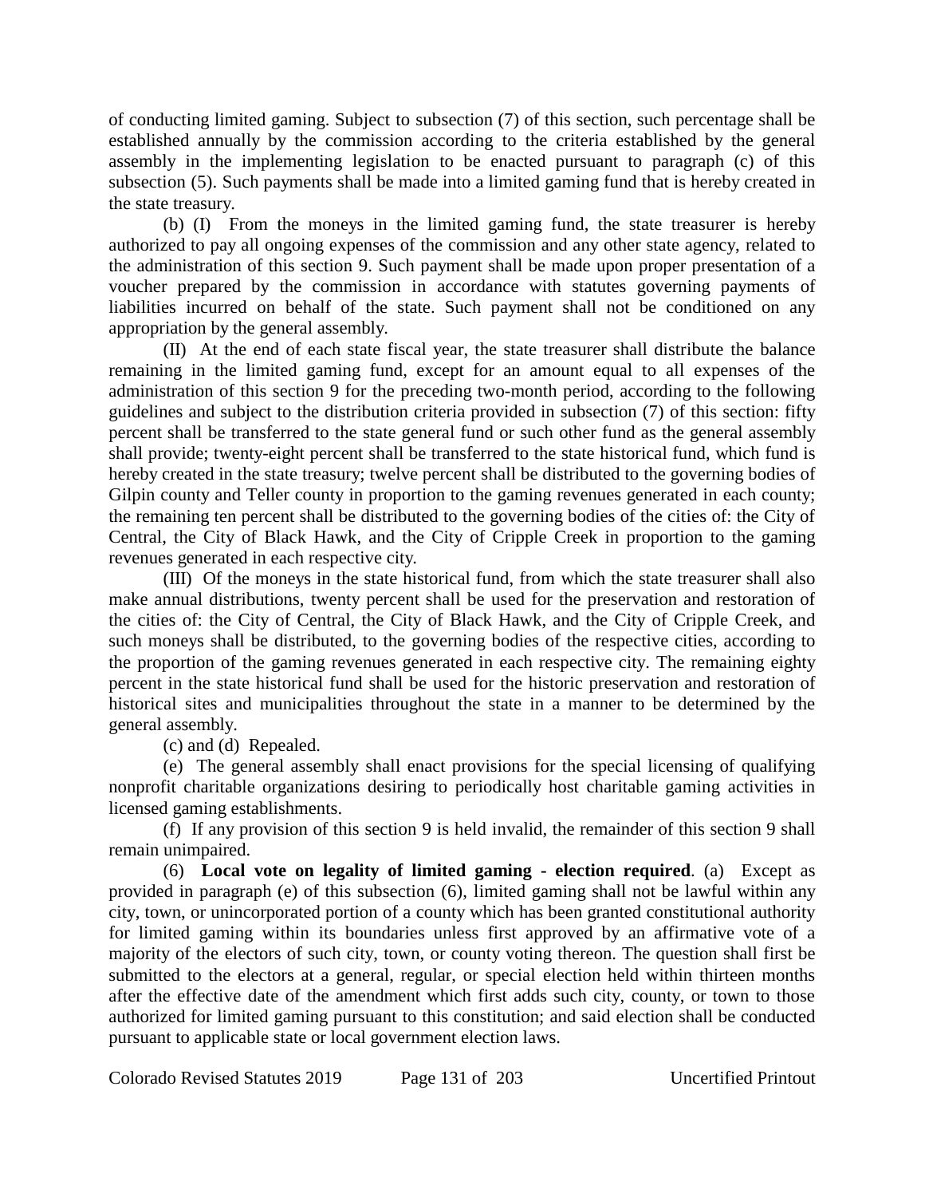of conducting limited gaming. Subject to subsection (7) of this section, such percentage shall be established annually by the commission according to the criteria established by the general assembly in the implementing legislation to be enacted pursuant to paragraph (c) of this subsection (5). Such payments shall be made into a limited gaming fund that is hereby created in the state treasury.

(b) (I) From the moneys in the limited gaming fund, the state treasurer is hereby authorized to pay all ongoing expenses of the commission and any other state agency, related to the administration of this section 9. Such payment shall be made upon proper presentation of a voucher prepared by the commission in accordance with statutes governing payments of liabilities incurred on behalf of the state. Such payment shall not be conditioned on any appropriation by the general assembly.

(II) At the end of each state fiscal year, the state treasurer shall distribute the balance remaining in the limited gaming fund, except for an amount equal to all expenses of the administration of this section 9 for the preceding two-month period, according to the following guidelines and subject to the distribution criteria provided in subsection (7) of this section: fifty percent shall be transferred to the state general fund or such other fund as the general assembly shall provide; twenty-eight percent shall be transferred to the state historical fund, which fund is hereby created in the state treasury; twelve percent shall be distributed to the governing bodies of Gilpin county and Teller county in proportion to the gaming revenues generated in each county; the remaining ten percent shall be distributed to the governing bodies of the cities of: the City of Central, the City of Black Hawk, and the City of Cripple Creek in proportion to the gaming revenues generated in each respective city.

(III) Of the moneys in the state historical fund, from which the state treasurer shall also make annual distributions, twenty percent shall be used for the preservation and restoration of the cities of: the City of Central, the City of Black Hawk, and the City of Cripple Creek, and such moneys shall be distributed, to the governing bodies of the respective cities, according to the proportion of the gaming revenues generated in each respective city. The remaining eighty percent in the state historical fund shall be used for the historic preservation and restoration of historical sites and municipalities throughout the state in a manner to be determined by the general assembly.

(c) and (d) Repealed.

(e) The general assembly shall enact provisions for the special licensing of qualifying nonprofit charitable organizations desiring to periodically host charitable gaming activities in licensed gaming establishments.

(f) If any provision of this section 9 is held invalid, the remainder of this section 9 shall remain unimpaired.

(6) **Local vote on legality of limited gaming - election required**. (a) Except as provided in paragraph (e) of this subsection (6), limited gaming shall not be lawful within any city, town, or unincorporated portion of a county which has been granted constitutional authority for limited gaming within its boundaries unless first approved by an affirmative vote of a majority of the electors of such city, town, or county voting thereon. The question shall first be submitted to the electors at a general, regular, or special election held within thirteen months after the effective date of the amendment which first adds such city, county, or town to those authorized for limited gaming pursuant to this constitution; and said election shall be conducted pursuant to applicable state or local government election laws.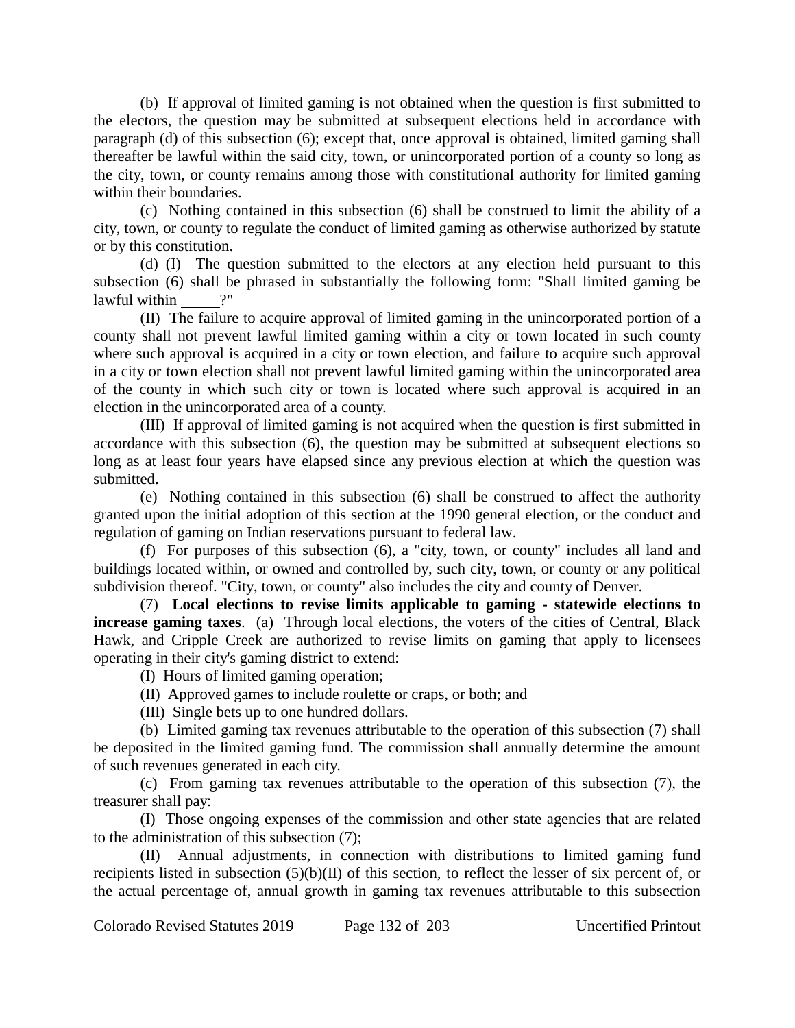(b) If approval of limited gaming is not obtained when the question is first submitted to the electors, the question may be submitted at subsequent elections held in accordance with paragraph (d) of this subsection (6); except that, once approval is obtained, limited gaming shall thereafter be lawful within the said city, town, or unincorporated portion of a county so long as the city, town, or county remains among those with constitutional authority for limited gaming within their boundaries.

(c) Nothing contained in this subsection (6) shall be construed to limit the ability of a city, town, or county to regulate the conduct of limited gaming as otherwise authorized by statute or by this constitution.

(d) (I) The question submitted to the electors at any election held pursuant to this subsection (6) shall be phrased in substantially the following form: "Shall limited gaming be lawful within _____?"

(II) The failure to acquire approval of limited gaming in the unincorporated portion of a county shall not prevent lawful limited gaming within a city or town located in such county where such approval is acquired in a city or town election, and failure to acquire such approval in a city or town election shall not prevent lawful limited gaming within the unincorporated area of the county in which such city or town is located where such approval is acquired in an election in the unincorporated area of a county.

(III) If approval of limited gaming is not acquired when the question is first submitted in accordance with this subsection (6), the question may be submitted at subsequent elections so long as at least four years have elapsed since any previous election at which the question was submitted.

(e) Nothing contained in this subsection (6) shall be construed to affect the authority granted upon the initial adoption of this section at the 1990 general election, or the conduct and regulation of gaming on Indian reservations pursuant to federal law.

(f) For purposes of this subsection (6), a "city, town, or county" includes all land and buildings located within, or owned and controlled by, such city, town, or county or any political subdivision thereof. "City, town, or county" also includes the city and county of Denver.

(7) **Local elections to revise limits applicable to gaming - statewide elections to increase gaming taxes**. (a) Through local elections, the voters of the cities of Central, Black Hawk, and Cripple Creek are authorized to revise limits on gaming that apply to licensees operating in their city's gaming district to extend:

(I) Hours of limited gaming operation;

(II) Approved games to include roulette or craps, or both; and

(III) Single bets up to one hundred dollars.

(b) Limited gaming tax revenues attributable to the operation of this subsection (7) shall be deposited in the limited gaming fund. The commission shall annually determine the amount of such revenues generated in each city.

(c) From gaming tax revenues attributable to the operation of this subsection (7), the treasurer shall pay:

(I) Those ongoing expenses of the commission and other state agencies that are related to the administration of this subsection (7);

(II) Annual adjustments, in connection with distributions to limited gaming fund recipients listed in subsection (5)(b)(II) of this section, to reflect the lesser of six percent of, or the actual percentage of, annual growth in gaming tax revenues attributable to this subsection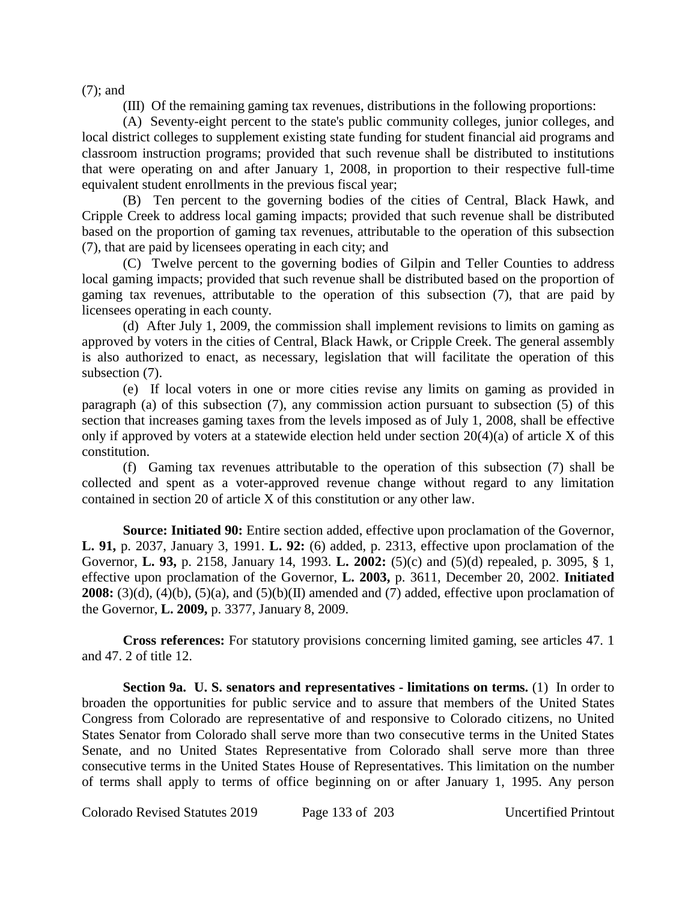(7); and

(III) Of the remaining gaming tax revenues, distributions in the following proportions:

(A) Seventy-eight percent to the state's public community colleges, junior colleges, and local district colleges to supplement existing state funding for student financial aid programs and classroom instruction programs; provided that such revenue shall be distributed to institutions that were operating on and after January 1, 2008, in proportion to their respective full-time equivalent student enrollments in the previous fiscal year;

(B) Ten percent to the governing bodies of the cities of Central, Black Hawk, and Cripple Creek to address local gaming impacts; provided that such revenue shall be distributed based on the proportion of gaming tax revenues, attributable to the operation of this subsection (7), that are paid by licensees operating in each city; and

(C) Twelve percent to the governing bodies of Gilpin and Teller Counties to address local gaming impacts; provided that such revenue shall be distributed based on the proportion of gaming tax revenues, attributable to the operation of this subsection (7), that are paid by licensees operating in each county.

(d) After July 1, 2009, the commission shall implement revisions to limits on gaming as approved by voters in the cities of Central, Black Hawk, or Cripple Creek. The general assembly is also authorized to enact, as necessary, legislation that will facilitate the operation of this subsection (7).

(e) If local voters in one or more cities revise any limits on gaming as provided in paragraph (a) of this subsection (7), any commission action pursuant to subsection (5) of this section that increases gaming taxes from the levels imposed as of July 1, 2008, shall be effective only if approved by voters at a statewide election held under section 20(4)(a) of article X of this constitution.

(f) Gaming tax revenues attributable to the operation of this subsection (7) shall be collected and spent as a voter-approved revenue change without regard to any limitation contained in section 20 of article X of this constitution or any other law.

**Source: Initiated 90:** Entire section added, effective upon proclamation of the Governor, **L. 91,** p. 2037, January 3, 1991. **L. 92:** (6) added, p. 2313, effective upon proclamation of the Governor, **L. 93,** p. 2158, January 14, 1993. **L. 2002:** (5)(c) and (5)(d) repealed, p. 3095, § 1, effective upon proclamation of the Governor, **L. 2003,** p. 3611, December 20, 2002. **Initiated 2008:** (3)(d), (4)(b), (5)(a), and (5)(b)(II) amended and (7) added, effective upon proclamation of the Governor, **L. 2009,** p. 3377, January 8, 2009.

**Cross references:** For statutory provisions concerning limited gaming, see articles 47. 1 and 47. 2 of title 12.

**Section 9a. U. S. senators and representatives - limitations on terms.** (1) In order to broaden the opportunities for public service and to assure that members of the United States Congress from Colorado are representative of and responsive to Colorado citizens, no United States Senator from Colorado shall serve more than two consecutive terms in the United States Senate, and no United States Representative from Colorado shall serve more than three consecutive terms in the United States House of Representatives. This limitation on the number of terms shall apply to terms of office beginning on or after January 1, 1995. Any person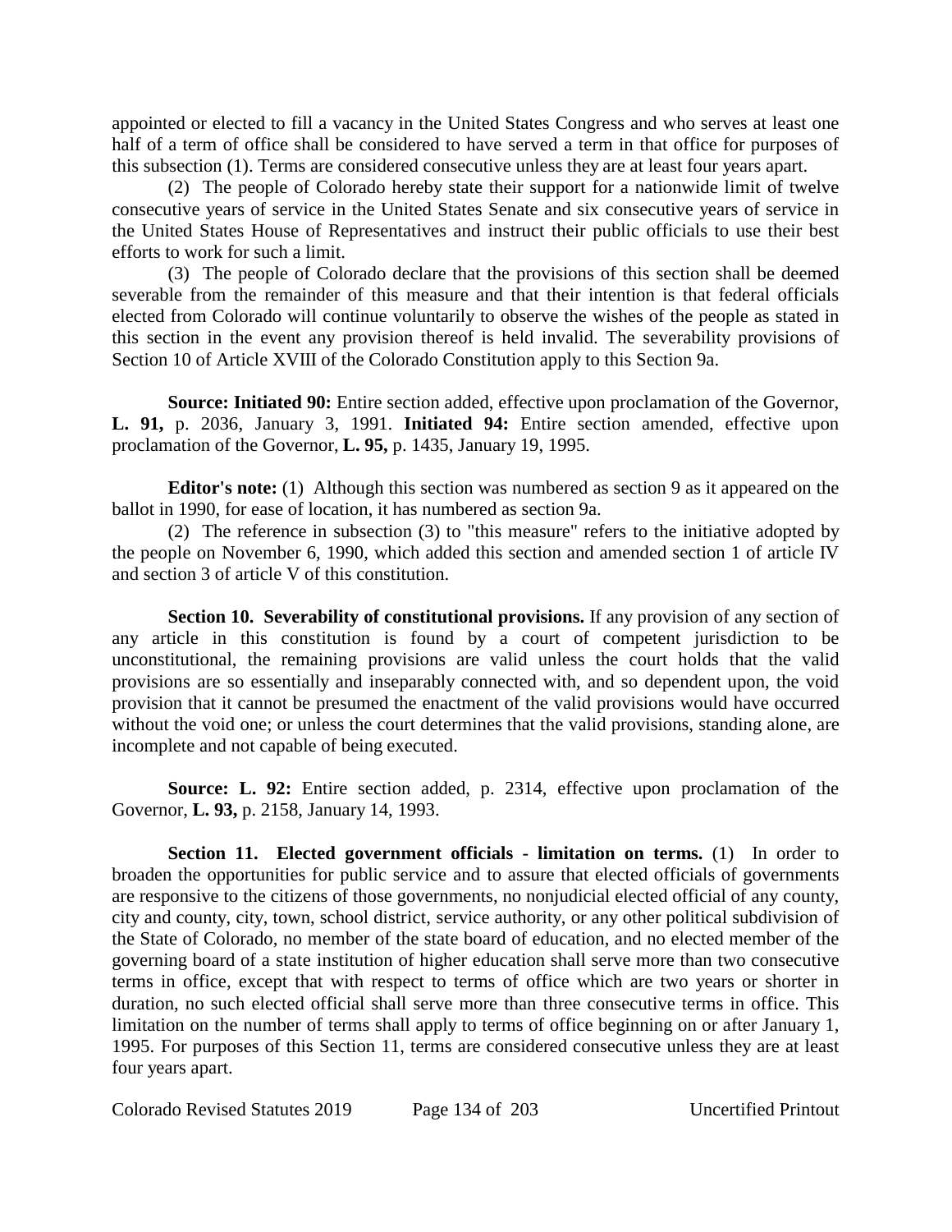appointed or elected to fill a vacancy in the United States Congress and who serves at least one half of a term of office shall be considered to have served a term in that office for purposes of this subsection (1). Terms are considered consecutive unless they are at least four years apart.

(2) The people of Colorado hereby state their support for a nationwide limit of twelve consecutive years of service in the United States Senate and six consecutive years of service in the United States House of Representatives and instruct their public officials to use their best efforts to work for such a limit.

(3) The people of Colorado declare that the provisions of this section shall be deemed severable from the remainder of this measure and that their intention is that federal officials elected from Colorado will continue voluntarily to observe the wishes of the people as stated in this section in the event any provision thereof is held invalid. The severability provisions of Section 10 of Article XVIII of the Colorado Constitution apply to this Section 9a.

**Source: Initiated 90:** Entire section added, effective upon proclamation of the Governor, **L. 91,** p. 2036, January 3, 1991. **Initiated 94:** Entire section amended, effective upon proclamation of the Governor, **L. 95,** p. 1435, January 19, 1995.

**Editor's note:** (1) Although this section was numbered as section 9 as it appeared on the ballot in 1990, for ease of location, it has numbered as section 9a.

(2) The reference in subsection (3) to "this measure" refers to the initiative adopted by the people on November 6, 1990, which added this section and amended section 1 of article IV and section 3 of article V of this constitution.

**Section 10. Severability of constitutional provisions.** If any provision of any section of any article in this constitution is found by a court of competent jurisdiction to be unconstitutional, the remaining provisions are valid unless the court holds that the valid provisions are so essentially and inseparably connected with, and so dependent upon, the void provision that it cannot be presumed the enactment of the valid provisions would have occurred without the void one; or unless the court determines that the valid provisions, standing alone, are incomplete and not capable of being executed.

**Source: L. 92:** Entire section added, p. 2314, effective upon proclamation of the Governor, **L. 93,** p. 2158, January 14, 1993.

**Section 11. Elected government officials - limitation on terms.** (1) In order to broaden the opportunities for public service and to assure that elected officials of governments are responsive to the citizens of those governments, no nonjudicial elected official of any county, city and county, city, town, school district, service authority, or any other political subdivision of the State of Colorado, no member of the state board of education, and no elected member of the governing board of a state institution of higher education shall serve more than two consecutive terms in office, except that with respect to terms of office which are two years or shorter in duration, no such elected official shall serve more than three consecutive terms in office. This limitation on the number of terms shall apply to terms of office beginning on or after January 1, 1995. For purposes of this Section 11, terms are considered consecutive unless they are at least four years apart.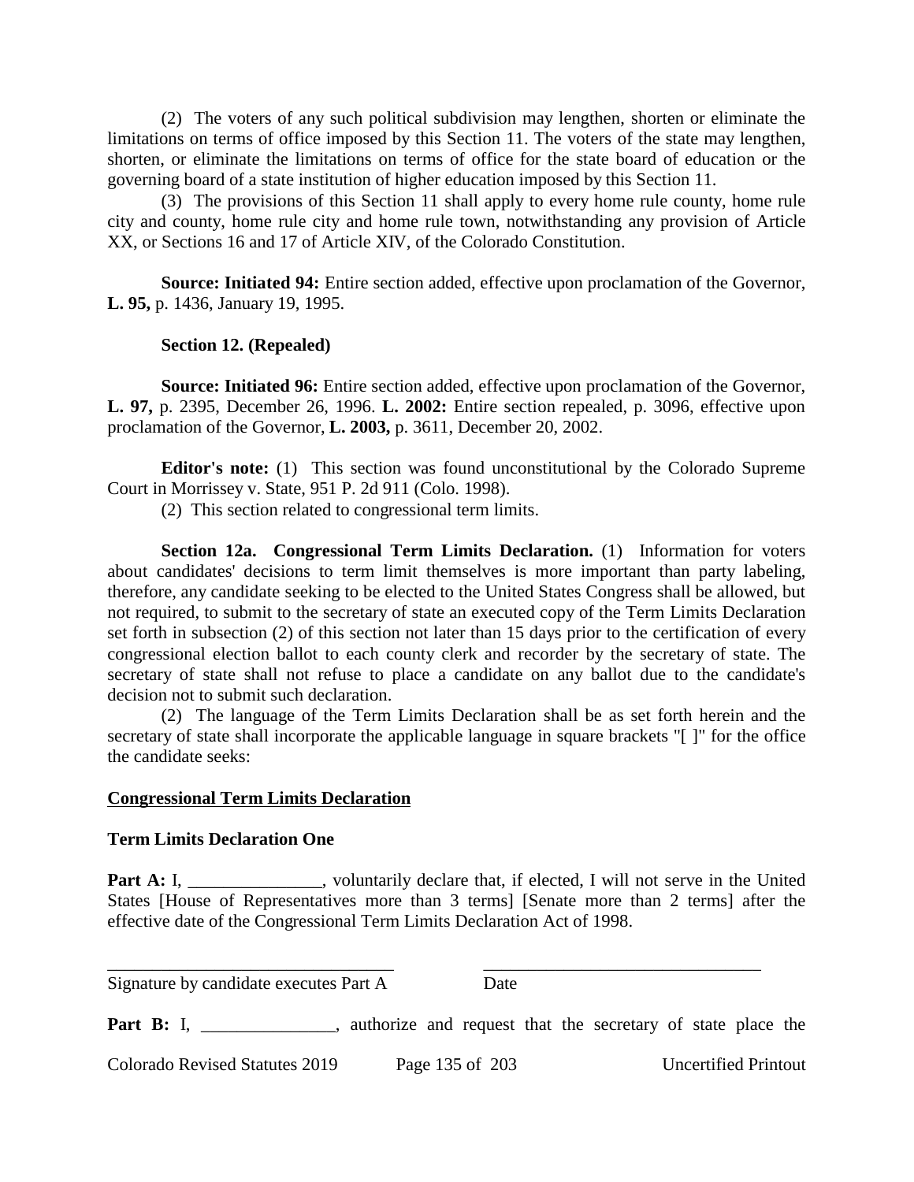(2) The voters of any such political subdivision may lengthen, shorten or eliminate the limitations on terms of office imposed by this Section 11. The voters of the state may lengthen, shorten, or eliminate the limitations on terms of office for the state board of education or the governing board of a state institution of higher education imposed by this Section 11.

(3) The provisions of this Section 11 shall apply to every home rule county, home rule city and county, home rule city and home rule town, notwithstanding any provision of Article XX, or Sections 16 and 17 of Article XIV, of the Colorado Constitution.

**Source: Initiated 94:** Entire section added, effective upon proclamation of the Governor, **L. 95,** p. 1436, January 19, 1995.

**Section 12. (Repealed)**

**Source: Initiated 96:** Entire section added, effective upon proclamation of the Governor, **L. 97,** p. 2395, December 26, 1996. **L. 2002:** Entire section repealed, p. 3096, effective upon proclamation of the Governor, **L. 2003,** p. 3611, December 20, 2002.

**Editor's note:** (1) This section was found unconstitutional by the Colorado Supreme Court in Morrissey v. State, 951 P. 2d 911 (Colo. 1998).

(2) This section related to congressional term limits.

**Section 12a. Congressional Term Limits Declaration.** (1) Information for voters about candidates' decisions to term limit themselves is more important than party labeling, therefore, any candidate seeking to be elected to the United States Congress shall be allowed, but not required, to submit to the secretary of state an executed copy of the Term Limits Declaration set forth in subsection (2) of this section not later than 15 days prior to the certification of every congressional election ballot to each county clerk and recorder by the secretary of state. The secretary of state shall not refuse to place a candidate on any ballot due to the candidate's decision not to submit such declaration.

(2) The language of the Term Limits Declaration shall be as set forth herein and the secretary of state shall incorporate the applicable language in square brackets "[ ]" for the office the candidate seeks:

**Congressional Term Limits Declaration**

**Term Limits Declaration One**

**Part A:** I, _______________, voluntarily declare that, if elected, I will not serve in the United States [House of Representatives more than 3 terms] [Senate more than 2 terms] after the effective date of the Congressional Term Limits Declaration Act of 1998.

_________________________________ _________________________________

Signature by candidate executes Part A Date

**Part B:** I, _______________, authorize and request that the secretary of state place the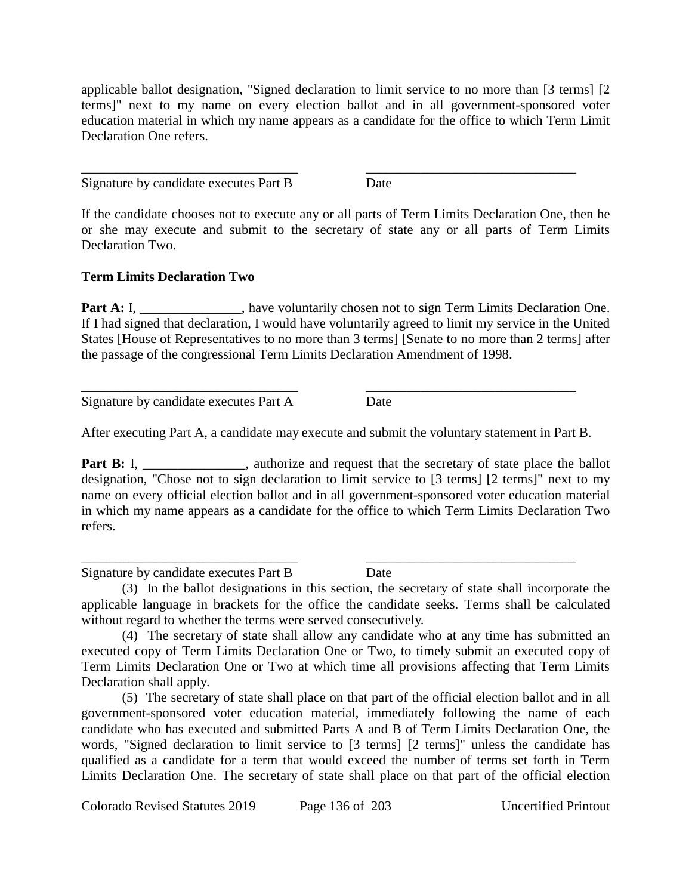applicable ballot designation, "Signed declaration to limit service to no more than [3 terms] [2 terms]" next to my name on every election ballot and in all government-sponsored voter education material in which my name appears as a candidate for the office to which Term Limit Declaration One refers.

\_\_\_\_\_\_\_\_\_\_\_\_\_\_\_\_\_\_\_\_\_\_\_\_\_\_\_\_\_\_\_\_ \_\_\_\_\_\_\_\_\_\_\_\_\_\_\_\_\_\_\_\_\_\_\_\_\_\_\_\_\_\_\_

Signature by candidate executes Part B Date

If the candidate chooses not to execute any or all parts of Term Limits Declaration One, then he or she may execute and submit to the secretary of state any or all parts of Term Limits Declaration Two.

**Term Limits Declaration Two**

**Part A:** I, _______________, have voluntarily chosen not to sign Term Limits Declaration One. If I had signed that declaration, I would have voluntarily agreed to limit my service in the United States [House of Representatives to no more than 3 terms] [Senate to no more than 2 terms] after the passage of the congressional Term Limits Declaration Amendment of 1998.

\_\_\_\_\_\_\_\_\_\_\_\_\_\_\_\_\_\_\_\_\_\_\_\_\_\_\_\_\_\_\_\_ \_\_\_\_\_\_\_\_\_\_\_\_\_\_\_\_\_\_\_\_\_\_\_\_\_\_\_\_\_\_\_

Signature by candidate executes Part A Date

After executing Part A, a candidate may execute and submit the voluntary statement in Part B.

**Part B:** I, _______________, authorize and request that the secretary of state place the ballot designation, "Chose not to sign declaration to limit service to [3 terms] [2 terms]" next to my name on every official election ballot and in all government-sponsored voter education material in which my name appears as a candidate for the office to which Term Limits Declaration Two refers.

\_\_\_\_\_\_\_\_\_\_\_\_\_\_\_\_\_\_\_\_\_\_\_\_\_\_\_\_\_\_\_\_ \_\_\_\_\_\_\_\_\_\_\_\_\_\_\_\_\_\_\_\_\_\_\_\_\_\_\_\_\_\_\_

Signature by candidate executes Part B Date

(3) In the ballot designations in this section, the secretary of state shall incorporate the applicable language in brackets for the office the candidate seeks. Terms shall be calculated without regard to whether the terms were served consecutively.

(4) The secretary of state shall allow any candidate who at any time has submitted an executed copy of Term Limits Declaration One or Two, to timely submit an executed copy of Term Limits Declaration One or Two at which time all provisions affecting that Term Limits Declaration shall apply.

(5) The secretary of state shall place on that part of the official election ballot and in all government-sponsored voter education material, immediately following the name of each candidate who has executed and submitted Parts A and B of Term Limits Declaration One, the words, "Signed declaration to limit service to [3 terms] [2 terms]" unless the candidate has qualified as a candidate for a term that would exceed the number of terms set forth in Term Limits Declaration One. The secretary of state shall place on that part of the official election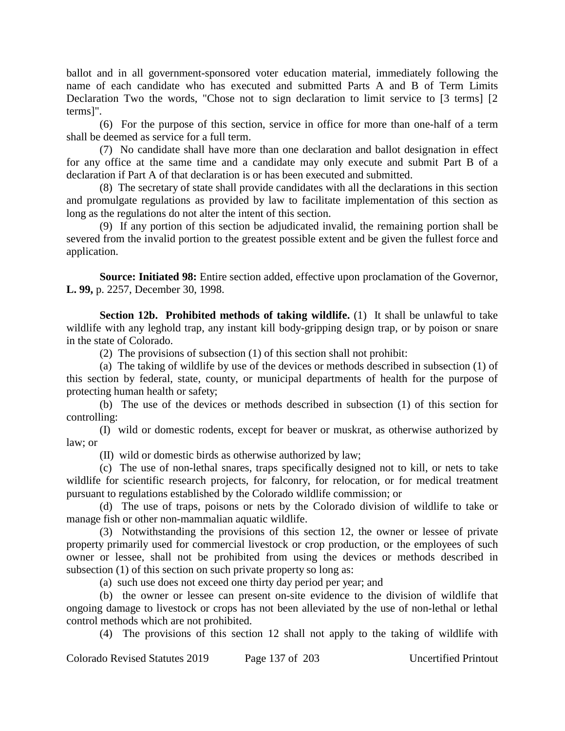ballot and in all government-sponsored voter education material, immediately following the name of each candidate who has executed and submitted Parts A and B of Term Limits Declaration Two the words, "Chose not to sign declaration to limit service to [3 terms] [2 terms]".

(6) For the purpose of this section, service in office for more than one-half of a term shall be deemed as service for a full term.

(7) No candidate shall have more than one declaration and ballot designation in effect for any office at the same time and a candidate may only execute and submit Part B of a declaration if Part A of that declaration is or has been executed and submitted.

(8) The secretary of state shall provide candidates with all the declarations in this section and promulgate regulations as provided by law to facilitate implementation of this section as long as the regulations do not alter the intent of this section.

(9) If any portion of this section be adjudicated invalid, the remaining portion shall be severed from the invalid portion to the greatest possible extent and be given the fullest force and application.

**Source: Initiated 98:** Entire section added, effective upon proclamation of the Governor, **L. 99,** p. 2257, December 30, 1998.

**Section 12b. Prohibited methods of taking wildlife.** (1) It shall be unlawful to take wildlife with any leghold trap, any instant kill body-gripping design trap, or by poison or snare in the state of Colorado.

(2) The provisions of subsection (1) of this section shall not prohibit:

(a) The taking of wildlife by use of the devices or methods described in subsection (1) of this section by federal, state, county, or municipal departments of health for the purpose of protecting human health or safety;

(b) The use of the devices or methods described in subsection (1) of this section for controlling:

(I) wild or domestic rodents, except for beaver or muskrat, as otherwise authorized by law; or

(II) wild or domestic birds as otherwise authorized by law;

(c) The use of non-lethal snares, traps specifically designed not to kill, or nets to take wildlife for scientific research projects, for falconry, for relocation, or for medical treatment pursuant to regulations established by the Colorado wildlife commission; or

(d) The use of traps, poisons or nets by the Colorado division of wildlife to take or manage fish or other non-mammalian aquatic wildlife.

(3) Notwithstanding the provisions of this section 12, the owner or lessee of private property primarily used for commercial livestock or crop production, or the employees of such owner or lessee, shall not be prohibited from using the devices or methods described in subsection (1) of this section on such private property so long as:

(a) such use does not exceed one thirty day period per year; and

(b) the owner or lessee can present on-site evidence to the division of wildlife that ongoing damage to livestock or crops has not been alleviated by the use of non-lethal or lethal control methods which are not prohibited.

(4) The provisions of this section 12 shall not apply to the taking of wildlife with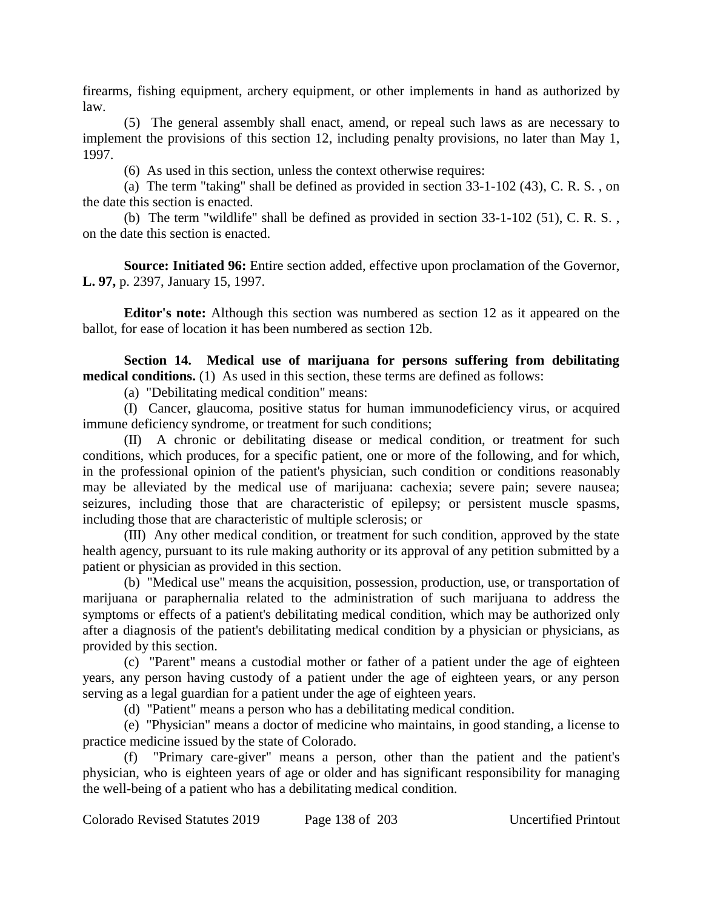firearms, fishing equipment, archery equipment, or other implements in hand as authorized by law.

(5) The general assembly shall enact, amend, or repeal such laws as are necessary to implement the provisions of this section 12, including penalty provisions, no later than May 1, 1997.

(6) As used in this section, unless the context otherwise requires:

(a) The term "taking" shall be defined as provided in section 33-1-102 (43), C. R. S. , on the date this section is enacted.

(b) The term "wildlife" shall be defined as provided in section 33-1-102 (51), C. R. S. , on the date this section is enacted.

**Source: Initiated 96:** Entire section added, effective upon proclamation of the Governor, **L. 97,** p. 2397, January 15, 1997.

**Editor's note:** Although this section was numbered as section 12 as it appeared on the ballot, for ease of location it has been numbered as section 12b.

**Section 14. Medical use of marijuana for persons suffering from debilitating medical conditions.** (1) As used in this section, these terms are defined as follows:

(a) "Debilitating medical condition" means:

(I) Cancer, glaucoma, positive status for human immunodeficiency virus, or acquired immune deficiency syndrome, or treatment for such conditions;

(II) A chronic or debilitating disease or medical condition, or treatment for such conditions, which produces, for a specific patient, one or more of the following, and for which, in the professional opinion of the patient's physician, such condition or conditions reasonably may be alleviated by the medical use of marijuana: cachexia; severe pain; severe nausea; seizures, including those that are characteristic of epilepsy; or persistent muscle spasms, including those that are characteristic of multiple sclerosis; or

(III) Any other medical condition, or treatment for such condition, approved by the state health agency, pursuant to its rule making authority or its approval of any petition submitted by a patient or physician as provided in this section.

(b) "Medical use" means the acquisition, possession, production, use, or transportation of marijuana or paraphernalia related to the administration of such marijuana to address the symptoms or effects of a patient's debilitating medical condition, which may be authorized only after a diagnosis of the patient's debilitating medical condition by a physician or physicians, as provided by this section.

(c) "Parent" means a custodial mother or father of a patient under the age of eighteen years, any person having custody of a patient under the age of eighteen years, or any person serving as a legal guardian for a patient under the age of eighteen years.

(d) "Patient" means a person who has a debilitating medical condition.

(e) "Physician" means a doctor of medicine who maintains, in good standing, a license to practice medicine issued by the state of Colorado.

(f) "Primary care-giver" means a person, other than the patient and the patient's physician, who is eighteen years of age or older and has significant responsibility for managing the well-being of a patient who has a debilitating medical condition.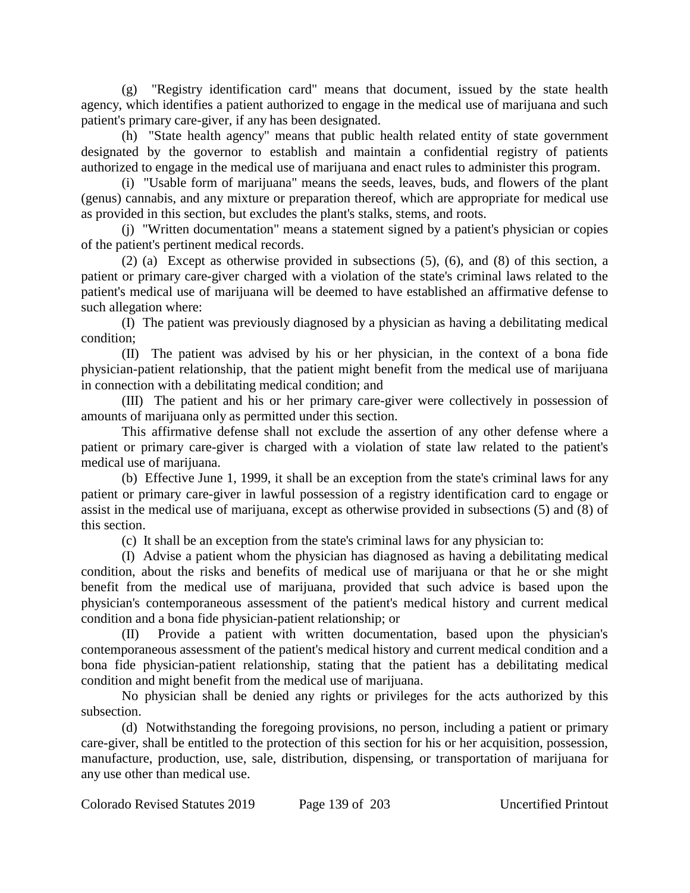(g) "Registry identification card" means that document, issued by the state health agency, which identifies a patient authorized to engage in the medical use of marijuana and such patient's primary care-giver, if any has been designated.

(h) "State health agency" means that public health related entity of state government designated by the governor to establish and maintain a confidential registry of patients authorized to engage in the medical use of marijuana and enact rules to administer this program.

(i) "Usable form of marijuana" means the seeds, leaves, buds, and flowers of the plant (genus) cannabis, and any mixture or preparation thereof, which are appropriate for medical use as provided in this section, but excludes the plant's stalks, stems, and roots.

(j) "Written documentation" means a statement signed by a patient's physician or copies of the patient's pertinent medical records.

(2) (a) Except as otherwise provided in subsections (5), (6), and (8) of this section, a patient or primary care-giver charged with a violation of the state's criminal laws related to the patient's medical use of marijuana will be deemed to have established an affirmative defense to such allegation where:

(I) The patient was previously diagnosed by a physician as having a debilitating medical condition;

(II) The patient was advised by his or her physician, in the context of a bona fide physician-patient relationship, that the patient might benefit from the medical use of marijuana in connection with a debilitating medical condition; and

(III) The patient and his or her primary care-giver were collectively in possession of amounts of marijuana only as permitted under this section.

This affirmative defense shall not exclude the assertion of any other defense where a patient or primary care-giver is charged with a violation of state law related to the patient's medical use of marijuana.

(b) Effective June 1, 1999, it shall be an exception from the state's criminal laws for any patient or primary care-giver in lawful possession of a registry identification card to engage or assist in the medical use of marijuana, except as otherwise provided in subsections (5) and (8) of this section.

(c) It shall be an exception from the state's criminal laws for any physician to:

(I) Advise a patient whom the physician has diagnosed as having a debilitating medical condition, about the risks and benefits of medical use of marijuana or that he or she might benefit from the medical use of marijuana, provided that such advice is based upon the physician's contemporaneous assessment of the patient's medical history and current medical condition and a bona fide physician-patient relationship; or

(II) Provide a patient with written documentation, based upon the physician's contemporaneous assessment of the patient's medical history and current medical condition and a bona fide physician-patient relationship, stating that the patient has a debilitating medical condition and might benefit from the medical use of marijuana.

No physician shall be denied any rights or privileges for the acts authorized by this subsection.

(d) Notwithstanding the foregoing provisions, no person, including a patient or primary care-giver, shall be entitled to the protection of this section for his or her acquisition, possession, manufacture, production, use, sale, distribution, dispensing, or transportation of marijuana for any use other than medical use.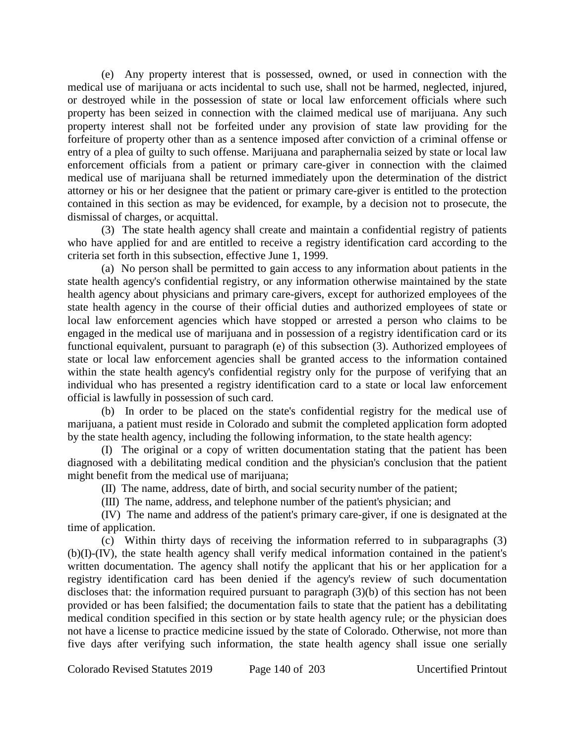(e) Any property interest that is possessed, owned, or used in connection with the medical use of marijuana or acts incidental to such use, shall not be harmed, neglected, injured, or destroyed while in the possession of state or local law enforcement officials where such property has been seized in connection with the claimed medical use of marijuana. Any such property interest shall not be forfeited under any provision of state law providing for the forfeiture of property other than as a sentence imposed after conviction of a criminal offense or entry of a plea of guilty to such offense. Marijuana and paraphernalia seized by state or local law enforcement officials from a patient or primary care-giver in connection with the claimed medical use of marijuana shall be returned immediately upon the determination of the district attorney or his or her designee that the patient or primary care-giver is entitled to the protection contained in this section as may be evidenced, for example, by a decision not to prosecute, the dismissal of charges, or acquittal.

(3) The state health agency shall create and maintain a confidential registry of patients who have applied for and are entitled to receive a registry identification card according to the criteria set forth in this subsection, effective June 1, 1999.

(a) No person shall be permitted to gain access to any information about patients in the state health agency's confidential registry, or any information otherwise maintained by the state health agency about physicians and primary care-givers, except for authorized employees of the state health agency in the course of their official duties and authorized employees of state or local law enforcement agencies which have stopped or arrested a person who claims to be engaged in the medical use of marijuana and in possession of a registry identification card or its functional equivalent, pursuant to paragraph (e) of this subsection (3). Authorized employees of state or local law enforcement agencies shall be granted access to the information contained within the state health agency's confidential registry only for the purpose of verifying that an individual who has presented a registry identification card to a state or local law enforcement official is lawfully in possession of such card.

(b) In order to be placed on the state's confidential registry for the medical use of marijuana, a patient must reside in Colorado and submit the completed application form adopted by the state health agency, including the following information, to the state health agency:

(I) The original or a copy of written documentation stating that the patient has been diagnosed with a debilitating medical condition and the physician's conclusion that the patient might benefit from the medical use of marijuana;

(II) The name, address, date of birth, and social security number of the patient;

(III) The name, address, and telephone number of the patient's physician; and

(IV) The name and address of the patient's primary care-giver, if one is designated at the time of application.

(c) Within thirty days of receiving the information referred to in subparagraphs (3)(b)(I)-(IV), the state health agency shall verify medical information contained in the patient's written documentation. The agency shall notify the applicant that his or her application for a registry identification card has been denied if the agency's review of such documentation discloses that: the information required pursuant to paragraph (3)(b) of this section has not been provided or has been falsified; the documentation fails to state that the patient has a debilitating medical condition specified in this section or by state health agency rule; or the physician does not have a license to practice medicine issued by the state of Colorado. Otherwise, not more than five days after verifying such information, the state health agency shall issue one serially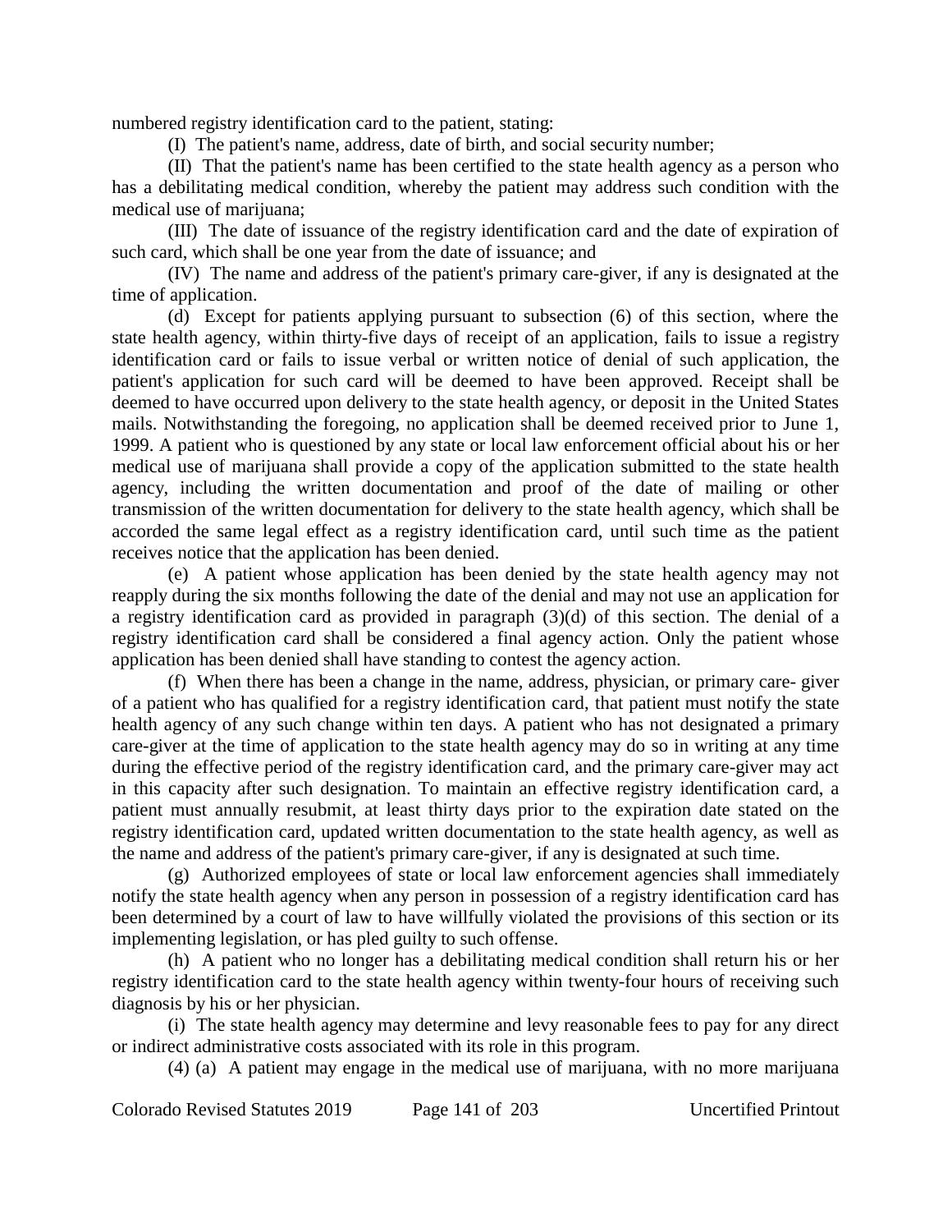numbered registry identification card to the patient, stating:

(I) The patient's name, address, date of birth, and social security number;

(II) That the patient's name has been certified to the state health agency as a person who has a debilitating medical condition, whereby the patient may address such condition with the medical use of marijuana;

(III) The date of issuance of the registry identification card and the date of expiration of such card, which shall be one year from the date of issuance; and

(IV) The name and address of the patient's primary care-giver, if any is designated at the time of application.

(d) Except for patients applying pursuant to subsection (6) of this section, where the state health agency, within thirty-five days of receipt of an application, fails to issue a registry identification card or fails to issue verbal or written notice of denial of such application, the patient's application for such card will be deemed to have been approved. Receipt shall be deemed to have occurred upon delivery to the state health agency, or deposit in the United States mails. Notwithstanding the foregoing, no application shall be deemed received prior to June 1, 1999. A patient who is questioned by any state or local law enforcement official about his or her medical use of marijuana shall provide a copy of the application submitted to the state health agency, including the written documentation and proof of the date of mailing or other transmission of the written documentation for delivery to the state health agency, which shall be accorded the same legal effect as a registry identification card, until such time as the patient receives notice that the application has been denied.

(e) A patient whose application has been denied by the state health agency may not reapply during the six months following the date of the denial and may not use an application for a registry identification card as provided in paragraph (3)(d) of this section. The denial of a registry identification card shall be considered a final agency action. Only the patient whose application has been denied shall have standing to contest the agency action.

(f) When there has been a change in the name, address, physician, or primary care- giver of a patient who has qualified for a registry identification card, that patient must notify the state health agency of any such change within ten days. A patient who has not designated a primary care-giver at the time of application to the state health agency may do so in writing at any time during the effective period of the registry identification card, and the primary care-giver may act in this capacity after such designation. To maintain an effective registry identification card, a patient must annually resubmit, at least thirty days prior to the expiration date stated on the registry identification card, updated written documentation to the state health agency, as well as the name and address of the patient's primary care-giver, if any is designated at such time.

(g) Authorized employees of state or local law enforcement agencies shall immediately notify the state health agency when any person in possession of a registry identification card has been determined by a court of law to have willfully violated the provisions of this section or its implementing legislation, or has pled guilty to such offense.

(h) A patient who no longer has a debilitating medical condition shall return his or her registry identification card to the state health agency within twenty-four hours of receiving such diagnosis by his or her physician.

(i) The state health agency may determine and levy reasonable fees to pay for any direct or indirect administrative costs associated with its role in this program.

(4) (a) A patient may engage in the medical use of marijuana, with no more marijuana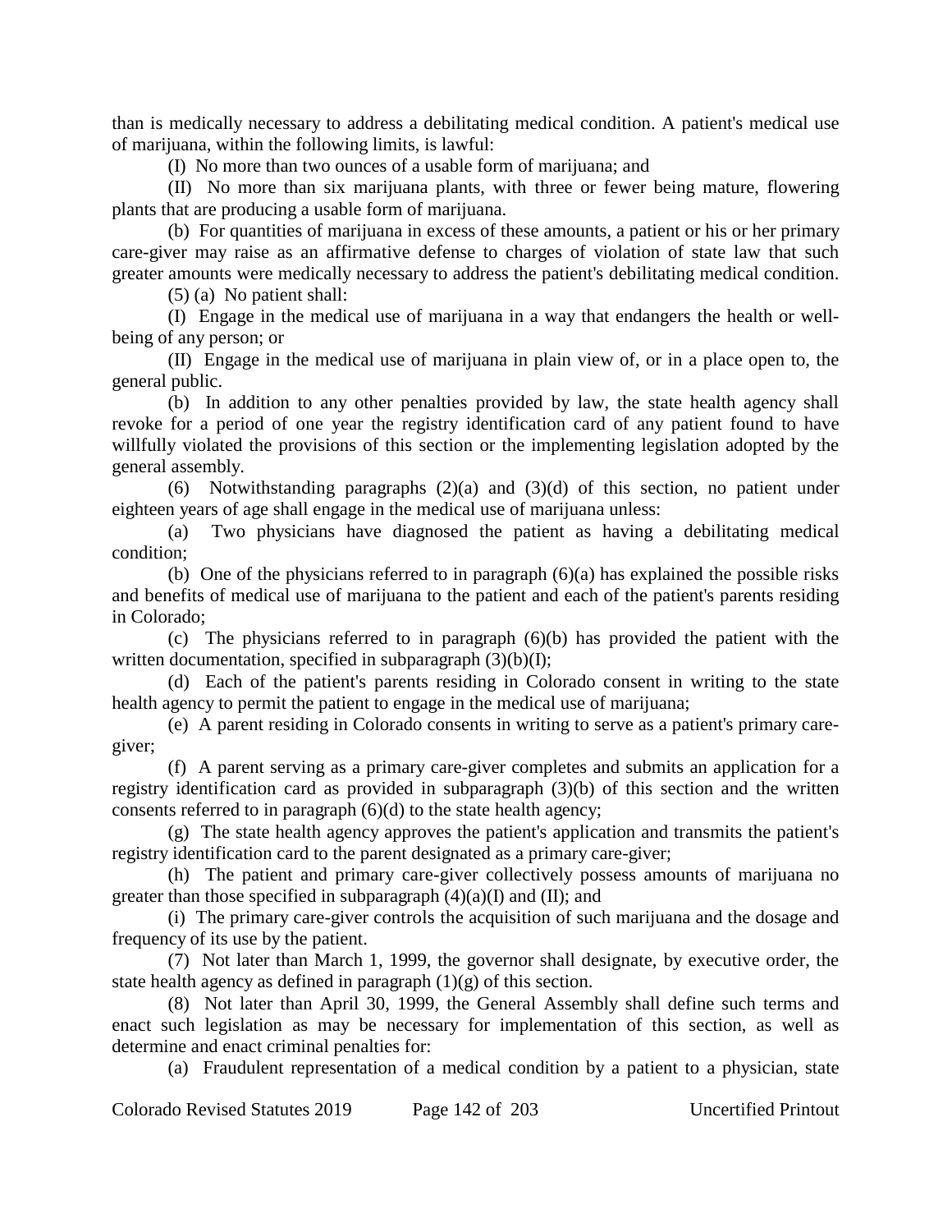than is medically necessary to address a debilitating medical condition. A patient's medical use of marijuana, within the following limits, is lawful:

(I) No more than two ounces of a usable form of marijuana; and

(II) No more than six marijuana plants, with three or fewer being mature, flowering plants that are producing a usable form of marijuana.

(b) For quantities of marijuana in excess of these amounts, a patient or his or her primary care-giver may raise as an affirmative defense to charges of violation of state law that such greater amounts were medically necessary to address the patient's debilitating medical condition.

(5) (a) No patient shall:

(I) Engage in the medical use of marijuana in a way that endangers the health or well-being of any person; or

(II) Engage in the medical use of marijuana in plain view of, or in a place open to, the general public.

(b) In addition to any other penalties provided by law, the state health agency shall revoke for a period of one year the registry identification card of any patient found to have willfully violated the provisions of this section or the implementing legislation adopted by the general assembly.

(6) Notwithstanding paragraphs (2)(a) and (3)(d) of this section, no patient under eighteen years of age shall engage in the medical use of marijuana unless:

(a) Two physicians have diagnosed the patient as having a debilitating medical condition;

(b) One of the physicians referred to in paragraph (6)(a) has explained the possible risks and benefits of medical use of marijuana to the patient and each of the patient's parents residing in Colorado;

(c) The physicians referred to in paragraph (6)(b) has provided the patient with the written documentation, specified in subparagraph (3)(b)(I);

(d) Each of the patient's parents residing in Colorado consent in writing to the state health agency to permit the patient to engage in the medical use of marijuana;

(e) A parent residing in Colorado consents in writing to serve as a patient's primary care-giver;

(f) A parent serving as a primary care-giver completes and submits an application for a registry identification card as provided in subparagraph (3)(b) of this section and the written consents referred to in paragraph (6)(d) to the state health agency;

(g) The state health agency approves the patient's application and transmits the patient's registry identification card to the parent designated as a primary care-giver;

(h) The patient and primary care-giver collectively possess amounts of marijuana no greater than those specified in subparagraph (4)(a)(I) and (II); and

(i) The primary care-giver controls the acquisition of such marijuana and the dosage and frequency of its use by the patient.

(7) Not later than March 1, 1999, the governor shall designate, by executive order, the state health agency as defined in paragraph (1)(g) of this section.

(8) Not later than April 30, 1999, the General Assembly shall define such terms and enact such legislation as may be necessary for implementation of this section, as well as determine and enact criminal penalties for:

(a) Fraudulent representation of a medical condition by a patient to a physician, state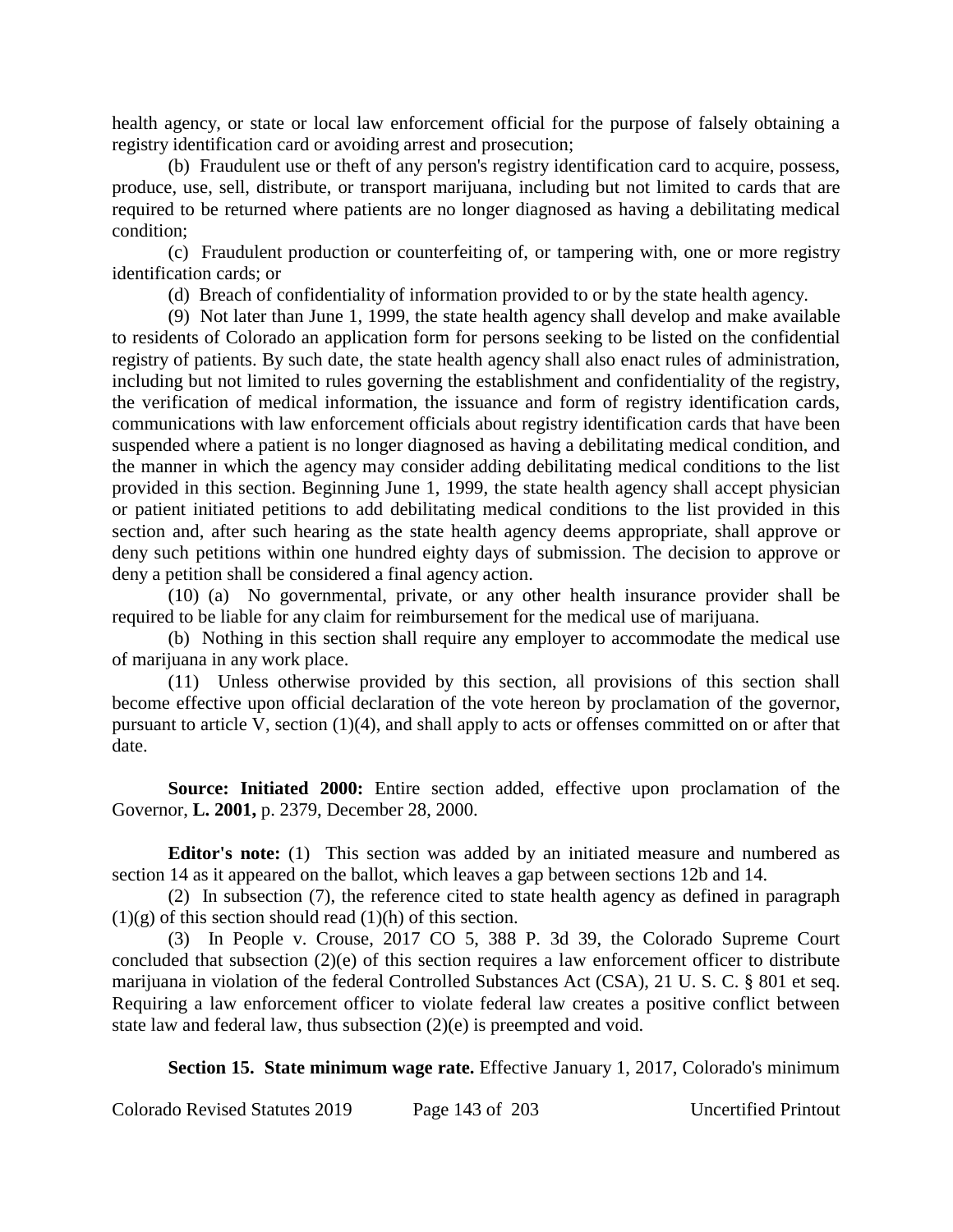health agency, or state or local law enforcement official for the purpose of falsely obtaining a registry identification card or avoiding arrest and prosecution;

(b) Fraudulent use or theft of any person's registry identification card to acquire, possess, produce, use, sell, distribute, or transport marijuana, including but not limited to cards that are required to be returned where patients are no longer diagnosed as having a debilitating medical condition;

(c) Fraudulent production or counterfeiting of, or tampering with, one or more registry identification cards; or

(d) Breach of confidentiality of information provided to or by the state health agency.

(9) Not later than June 1, 1999, the state health agency shall develop and make available to residents of Colorado an application form for persons seeking to be listed on the confidential registry of patients. By such date, the state health agency shall also enact rules of administration, including but not limited to rules governing the establishment and confidentiality of the registry, the verification of medical information, the issuance and form of registry identification cards, communications with law enforcement officials about registry identification cards that have been suspended where a patient is no longer diagnosed as having a debilitating medical condition, and the manner in which the agency may consider adding debilitating medical conditions to the list provided in this section. Beginning June 1, 1999, the state health agency shall accept physician or patient initiated petitions to add debilitating medical conditions to the list provided in this section and, after such hearing as the state health agency deems appropriate, shall approve or deny such petitions within one hundred eighty days of submission. The decision to approve or deny a petition shall be considered a final agency action.

(10) (a) No governmental, private, or any other health insurance provider shall be required to be liable for any claim for reimbursement for the medical use of marijuana.

(b) Nothing in this section shall require any employer to accommodate the medical use of marijuana in any work place.

(11) Unless otherwise provided by this section, all provisions of this section shall become effective upon official declaration of the vote hereon by proclamation of the governor, pursuant to article V, section (1)(4), and shall apply to acts or offenses committed on or after that date.

**Source: Initiated 2000:** Entire section added, effective upon proclamation of the Governor, **L. 2001,** p. 2379, December 28, 2000.

**Editor's note:** (1) This section was added by an initiated measure and numbered as section 14 as it appeared on the ballot, which leaves a gap between sections 12b and 14.

(2) In subsection (7), the reference cited to state health agency as defined in paragraph (1)(g) of this section should read (1)(h) of this section.

(3) In People v. Crouse, 2017 CO 5, 388 P. 3d 39, the Colorado Supreme Court concluded that subsection (2)(e) of this section requires a law enforcement officer to distribute marijuana in violation of the federal Controlled Substances Act (CSA), 21 U. S. C. § 801 et seq. Requiring a law enforcement officer to violate federal law creates a positive conflict between state law and federal law, thus subsection (2)(e) is preempted and void.

**Section 15. State minimum wage rate.** Effective January 1, 2017, Colorado's minimum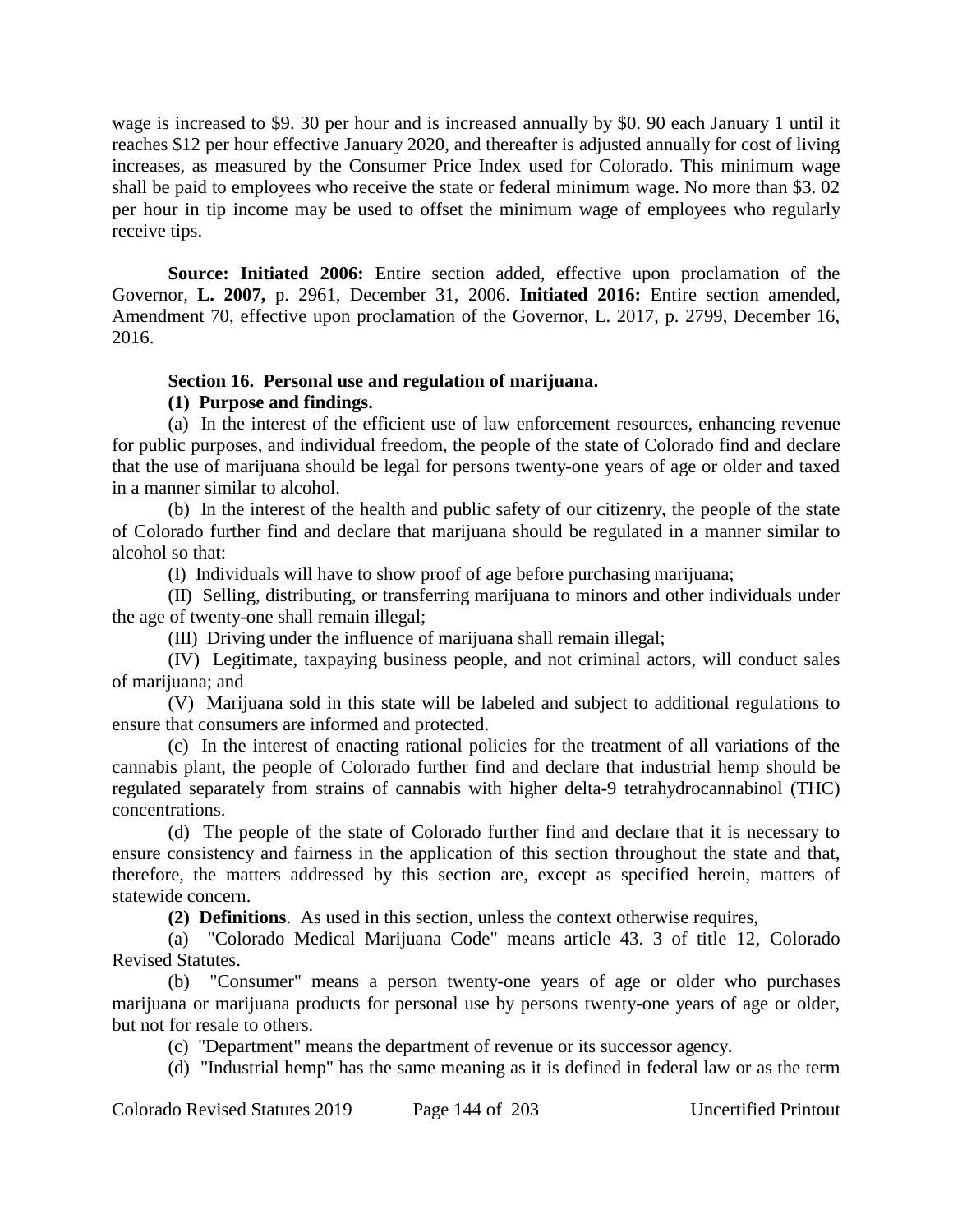wage is increased to $9. 30 per hour and is increased annually by $0. 90 each January 1 until it reaches $12 per hour effective January 2020, and thereafter is adjusted annually for cost of living increases, as measured by the Consumer Price Index used for Colorado. This minimum wage shall be paid to employees who receive the state or federal minimum wage. No more than $3. 02 per hour in tip income may be used to offset the minimum wage of employees who regularly receive tips.

**Source: Initiated 2006:** Entire section added, effective upon proclamation of the Governor, **L. 2007,** p. 2961, December 31, 2006. **Initiated 2016:** Entire section amended, Amendment 70, effective upon proclamation of the Governor, L. 2017, p. 2799, December 16, 2016.

**Section 16. Personal use and regulation of marijuana.**

**(1) Purpose and findings.**

(a) In the interest of the efficient use of law enforcement resources, enhancing revenue for public purposes, and individual freedom, the people of the state of Colorado find and declare that the use of marijuana should be legal for persons twenty-one years of age or older and taxed in a manner similar to alcohol.

(b) In the interest of the health and public safety of our citizenry, the people of the state of Colorado further find and declare that marijuana should be regulated in a manner similar to alcohol so that:

(I) Individuals will have to show proof of age before purchasing marijuana;

(II) Selling, distributing, or transferring marijuana to minors and other individuals under the age of twenty-one shall remain illegal;

(III) Driving under the influence of marijuana shall remain illegal;

(IV) Legitimate, taxpaying business people, and not criminal actors, will conduct sales of marijuana; and

(V) Marijuana sold in this state will be labeled and subject to additional regulations to ensure that consumers are informed and protected.

(c) In the interest of enacting rational policies for the treatment of all variations of the cannabis plant, the people of Colorado further find and declare that industrial hemp should be regulated separately from strains of cannabis with higher delta-9 tetrahydrocannabinol (THC) concentrations.

(d) The people of the state of Colorado further find and declare that it is necessary to ensure consistency and fairness in the application of this section throughout the state and that, therefore, the matters addressed by this section are, except as specified herein, matters of statewide concern.

**(2) Definitions**. As used in this section, unless the context otherwise requires,

(a) "Colorado Medical Marijuana Code" means article 43. 3 of title 12, Colorado Revised Statutes.

(b) "Consumer" means a person twenty-one years of age or older who purchases marijuana or marijuana products for personal use by persons twenty-one years of age or older, but not for resale to others.

(c) "Department" means the department of revenue or its successor agency.

(d) "Industrial hemp" has the same meaning as it is defined in federal law or as the term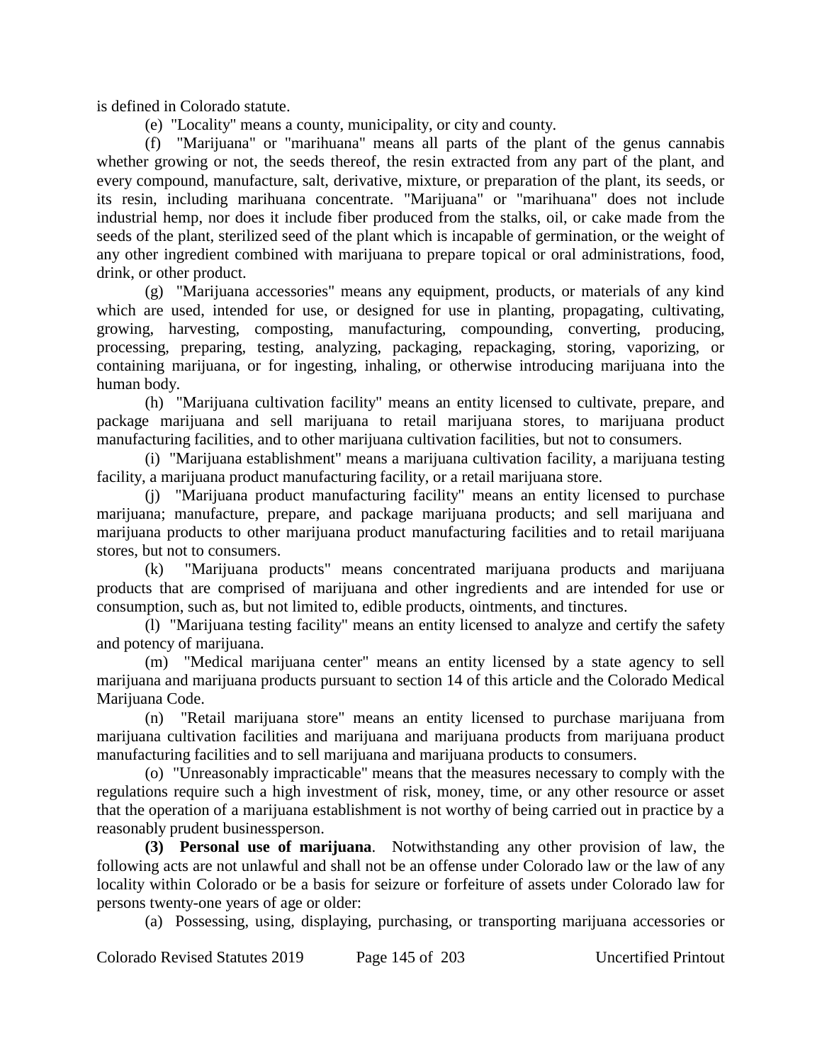is defined in Colorado statute.

(e) "Locality" means a county, municipality, or city and county.

(f) "Marijuana" or "marihuana" means all parts of the plant of the genus cannabis whether growing or not, the seeds thereof, the resin extracted from any part of the plant, and every compound, manufacture, salt, derivative, mixture, or preparation of the plant, its seeds, or its resin, including marihuana concentrate. "Marijuana" or "marihuana" does not include industrial hemp, nor does it include fiber produced from the stalks, oil, or cake made from the seeds of the plant, sterilized seed of the plant which is incapable of germination, or the weight of any other ingredient combined with marijuana to prepare topical or oral administrations, food, drink, or other product.

(g) "Marijuana accessories" means any equipment, products, or materials of any kind which are used, intended for use, or designed for use in planting, propagating, cultivating, growing, harvesting, composting, manufacturing, compounding, converting, producing, processing, preparing, testing, analyzing, packaging, repackaging, storing, vaporizing, or containing marijuana, or for ingesting, inhaling, or otherwise introducing marijuana into the human body.

(h) "Marijuana cultivation facility" means an entity licensed to cultivate, prepare, and package marijuana and sell marijuana to retail marijuana stores, to marijuana product manufacturing facilities, and to other marijuana cultivation facilities, but not to consumers.

(i) "Marijuana establishment" means a marijuana cultivation facility, a marijuana testing facility, a marijuana product manufacturing facility, or a retail marijuana store.

(j) "Marijuana product manufacturing facility" means an entity licensed to purchase marijuana; manufacture, prepare, and package marijuana products; and sell marijuana and marijuana products to other marijuana product manufacturing facilities and to retail marijuana stores, but not to consumers.

(k) "Marijuana products" means concentrated marijuana products and marijuana products that are comprised of marijuana and other ingredients and are intended for use or consumption, such as, but not limited to, edible products, ointments, and tinctures.

(l) "Marijuana testing facility" means an entity licensed to analyze and certify the safety and potency of marijuana.

(m) "Medical marijuana center" means an entity licensed by a state agency to sell marijuana and marijuana products pursuant to section 14 of this article and the Colorado Medical Marijuana Code.

(n) "Retail marijuana store" means an entity licensed to purchase marijuana from marijuana cultivation facilities and marijuana and marijuana products from marijuana product manufacturing facilities and to sell marijuana and marijuana products to consumers.

(o) "Unreasonably impracticable" means that the measures necessary to comply with the regulations require such a high investment of risk, money, time, or any other resource or asset that the operation of a marijuana establishment is not worthy of being carried out in practice by a reasonably prudent businessperson.

**(3) Personal use of marijuana**. Notwithstanding any other provision of law, the following acts are not unlawful and shall not be an offense under Colorado law or the law of any locality within Colorado or be a basis for seizure or forfeiture of assets under Colorado law for persons twenty-one years of age or older:

(a) Possessing, using, displaying, purchasing, or transporting marijuana accessories or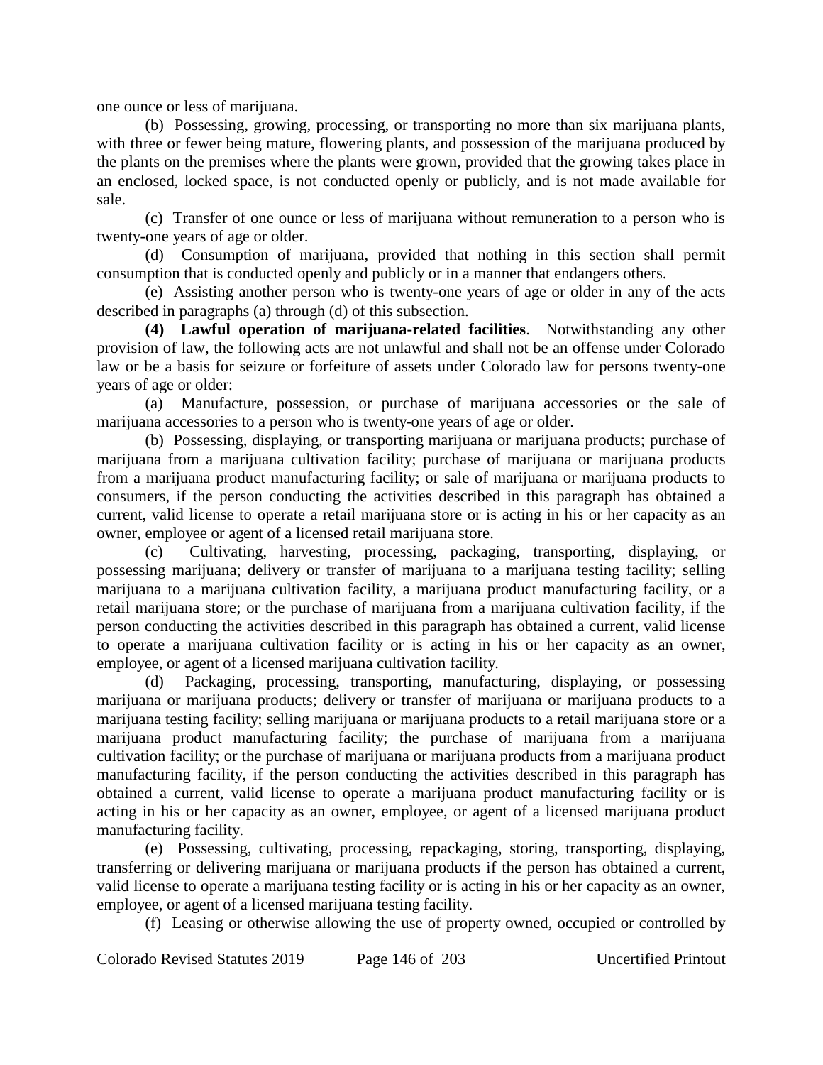one ounce or less of marijuana.

(b) Possessing, growing, processing, or transporting no more than six marijuana plants, with three or fewer being mature, flowering plants, and possession of the marijuana produced by the plants on the premises where the plants were grown, provided that the growing takes place in an enclosed, locked space, is not conducted openly or publicly, and is not made available for sale.

(c) Transfer of one ounce or less of marijuana without remuneration to a person who is twenty-one years of age or older.

(d) Consumption of marijuana, provided that nothing in this section shall permit consumption that is conducted openly and publicly or in a manner that endangers others.

(e) Assisting another person who is twenty-one years of age or older in any of the acts described in paragraphs (a) through (d) of this subsection.

**(4) Lawful operation of marijuana-related facilities**. Notwithstanding any other provision of law, the following acts are not unlawful and shall not be an offense under Colorado law or be a basis for seizure or forfeiture of assets under Colorado law for persons twenty-one years of age or older:

(a) Manufacture, possession, or purchase of marijuana accessories or the sale of marijuana accessories to a person who is twenty-one years of age or older.

(b) Possessing, displaying, or transporting marijuana or marijuana products; purchase of marijuana from a marijuana cultivation facility; purchase of marijuana or marijuana products from a marijuana product manufacturing facility; or sale of marijuana or marijuana products to consumers, if the person conducting the activities described in this paragraph has obtained a current, valid license to operate a retail marijuana store or is acting in his or her capacity as an owner, employee or agent of a licensed retail marijuana store.

(c) Cultivating, harvesting, processing, packaging, transporting, displaying, or possessing marijuana; delivery or transfer of marijuana to a marijuana testing facility; selling marijuana to a marijuana cultivation facility, a marijuana product manufacturing facility, or a retail marijuana store; or the purchase of marijuana from a marijuana cultivation facility, if the person conducting the activities described in this paragraph has obtained a current, valid license to operate a marijuana cultivation facility or is acting in his or her capacity as an owner, employee, or agent of a licensed marijuana cultivation facility.

(d) Packaging, processing, transporting, manufacturing, displaying, or possessing marijuana or marijuana products; delivery or transfer of marijuana or marijuana products to a marijuana testing facility; selling marijuana or marijuana products to a retail marijuana store or a marijuana product manufacturing facility; the purchase of marijuana from a marijuana cultivation facility; or the purchase of marijuana or marijuana products from a marijuana product manufacturing facility, if the person conducting the activities described in this paragraph has obtained a current, valid license to operate a marijuana product manufacturing facility or is acting in his or her capacity as an owner, employee, or agent of a licensed marijuana product manufacturing facility.

(e) Possessing, cultivating, processing, repackaging, storing, transporting, displaying, transferring or delivering marijuana or marijuana products if the person has obtained a current, valid license to operate a marijuana testing facility or is acting in his or her capacity as an owner, employee, or agent of a licensed marijuana testing facility.

(f) Leasing or otherwise allowing the use of property owned, occupied or controlled by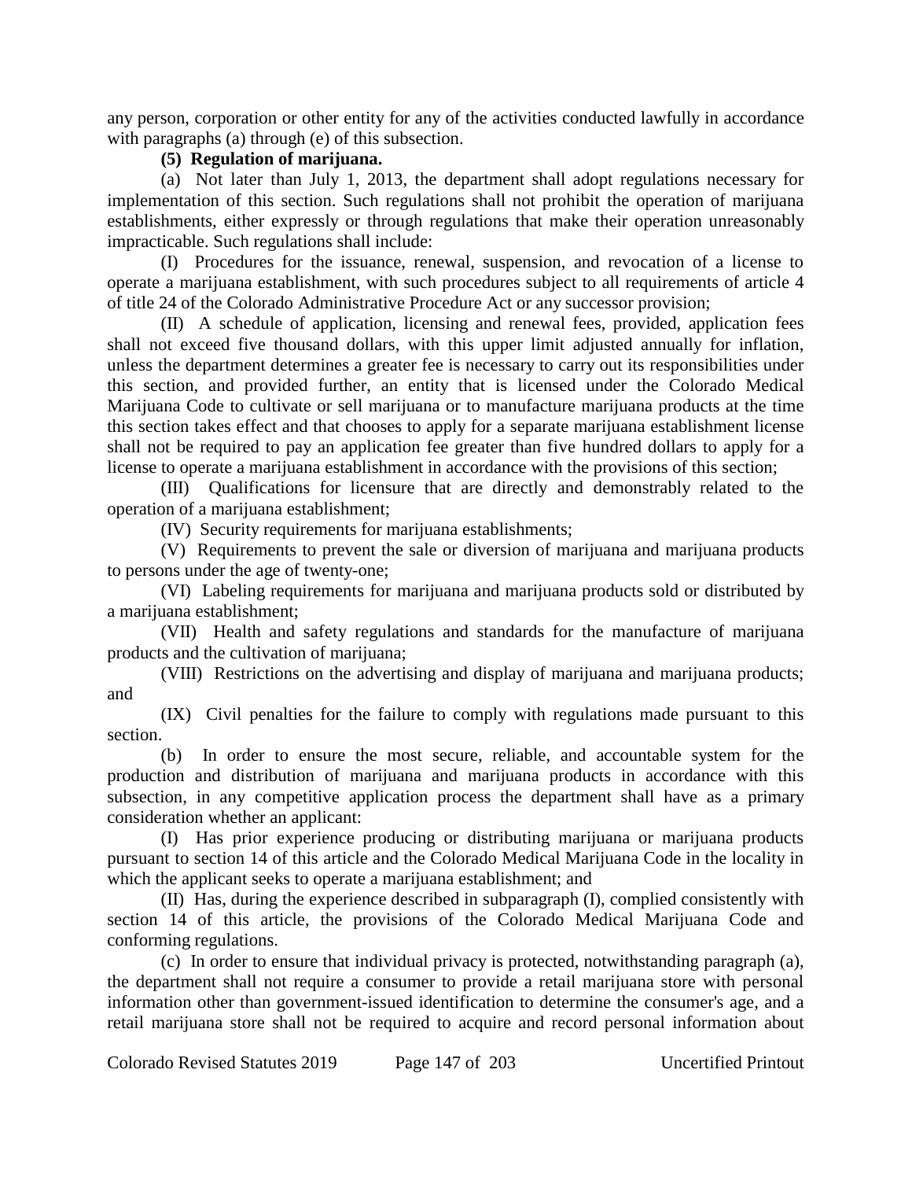any person, corporation or other entity for any of the activities conducted lawfully in accordance with paragraphs (a) through (e) of this subsection.

**(5) Regulation of marijuana.**

(a) Not later than July 1, 2013, the department shall adopt regulations necessary for implementation of this section. Such regulations shall not prohibit the operation of marijuana establishments, either expressly or through regulations that make their operation unreasonably impracticable. Such regulations shall include:

(I) Procedures for the issuance, renewal, suspension, and revocation of a license to operate a marijuana establishment, with such procedures subject to all requirements of article 4 of title 24 of the Colorado Administrative Procedure Act or any successor provision;

(II) A schedule of application, licensing and renewal fees, provided, application fees shall not exceed five thousand dollars, with this upper limit adjusted annually for inflation, unless the department determines a greater fee is necessary to carry out its responsibilities under this section, and provided further, an entity that is licensed under the Colorado Medical Marijuana Code to cultivate or sell marijuana or to manufacture marijuana products at the time this section takes effect and that chooses to apply for a separate marijuana establishment license shall not be required to pay an application fee greater than five hundred dollars to apply for a license to operate a marijuana establishment in accordance with the provisions of this section;

(III) Qualifications for licensure that are directly and demonstrably related to the operation of a marijuana establishment;

(IV) Security requirements for marijuana establishments;

(V) Requirements to prevent the sale or diversion of marijuana and marijuana products to persons under the age of twenty-one;

(VI) Labeling requirements for marijuana and marijuana products sold or distributed by a marijuana establishment;

(VII) Health and safety regulations and standards for the manufacture of marijuana products and the cultivation of marijuana;

(VIII) Restrictions on the advertising and display of marijuana and marijuana products; and

(IX) Civil penalties for the failure to comply with regulations made pursuant to this section.

(b) In order to ensure the most secure, reliable, and accountable system for the production and distribution of marijuana and marijuana products in accordance with this subsection, in any competitive application process the department shall have as a primary consideration whether an applicant:

(I) Has prior experience producing or distributing marijuana or marijuana products pursuant to section 14 of this article and the Colorado Medical Marijuana Code in the locality in which the applicant seeks to operate a marijuana establishment; and

(II) Has, during the experience described in subparagraph (I), complied consistently with section 14 of this article, the provisions of the Colorado Medical Marijuana Code and conforming regulations.

(c) In order to ensure that individual privacy is protected, notwithstanding paragraph (a), the department shall not require a consumer to provide a retail marijuana store with personal information other than government-issued identification to determine the consumer's age, and a retail marijuana store shall not be required to acquire and record personal information about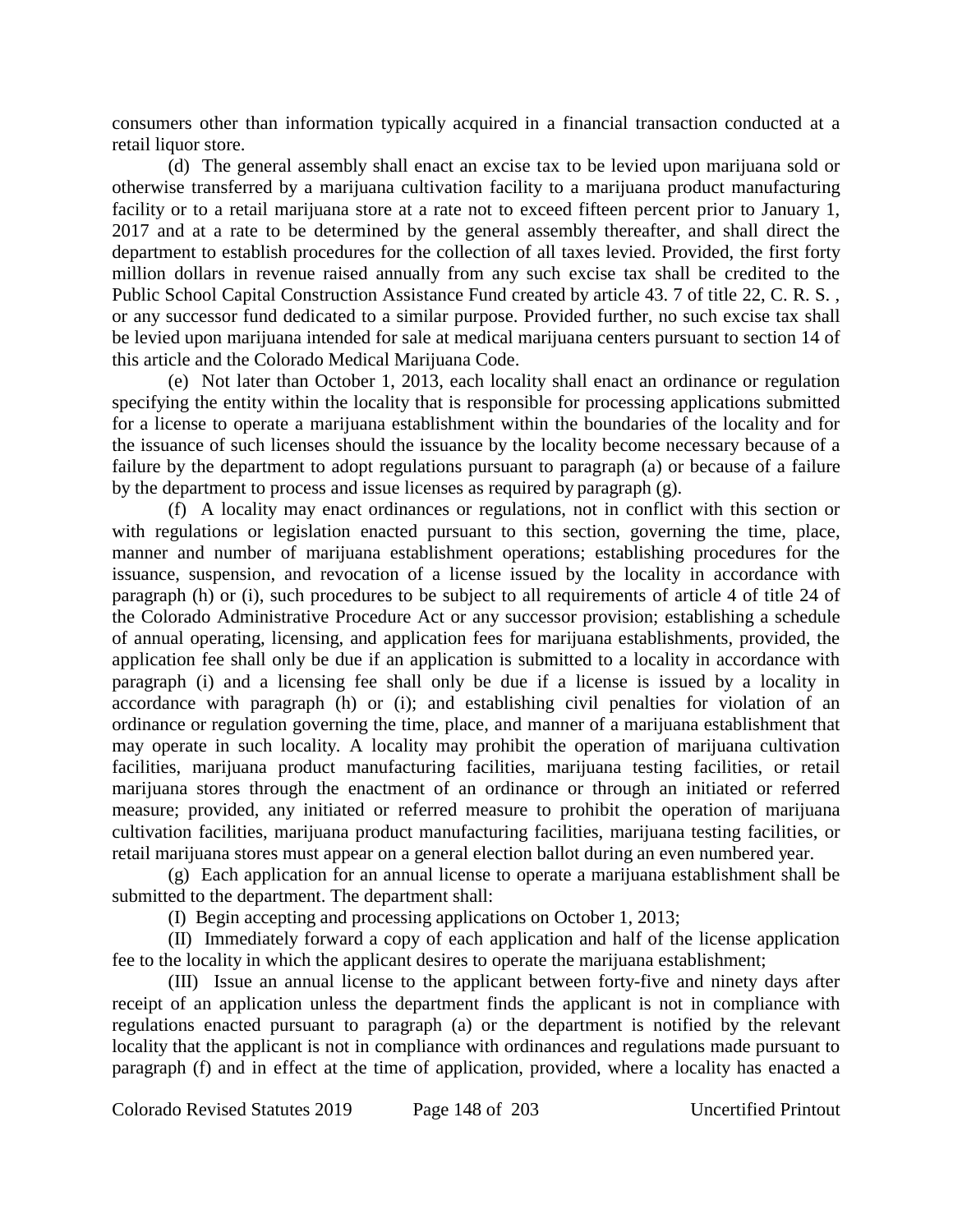consumers other than information typically acquired in a financial transaction conducted at a retail liquor store.

(d) The general assembly shall enact an excise tax to be levied upon marijuana sold or otherwise transferred by a marijuana cultivation facility to a marijuana product manufacturing facility or to a retail marijuana store at a rate not to exceed fifteen percent prior to January 1, 2017 and at a rate to be determined by the general assembly thereafter, and shall direct the department to establish procedures for the collection of all taxes levied. Provided, the first forty million dollars in revenue raised annually from any such excise tax shall be credited to the Public School Capital Construction Assistance Fund created by article 43. 7 of title 22, C. R. S. , or any successor fund dedicated to a similar purpose. Provided further, no such excise tax shall be levied upon marijuana intended for sale at medical marijuana centers pursuant to section 14 of this article and the Colorado Medical Marijuana Code.

(e) Not later than October 1, 2013, each locality shall enact an ordinance or regulation specifying the entity within the locality that is responsible for processing applications submitted for a license to operate a marijuana establishment within the boundaries of the locality and for the issuance of such licenses should the issuance by the locality become necessary because of a failure by the department to adopt regulations pursuant to paragraph (a) or because of a failure by the department to process and issue licenses as required by paragraph (g).

(f) A locality may enact ordinances or regulations, not in conflict with this section or with regulations or legislation enacted pursuant to this section, governing the time, place, manner and number of marijuana establishment operations; establishing procedures for the issuance, suspension, and revocation of a license issued by the locality in accordance with paragraph (h) or (i), such procedures to be subject to all requirements of article 4 of title 24 of the Colorado Administrative Procedure Act or any successor provision; establishing a schedule of annual operating, licensing, and application fees for marijuana establishments, provided, the application fee shall only be due if an application is submitted to a locality in accordance with paragraph (i) and a licensing fee shall only be due if a license is issued by a locality in accordance with paragraph (h) or (i); and establishing civil penalties for violation of an ordinance or regulation governing the time, place, and manner of a marijuana establishment that may operate in such locality. A locality may prohibit the operation of marijuana cultivation facilities, marijuana product manufacturing facilities, marijuana testing facilities, or retail marijuana stores through the enactment of an ordinance or through an initiated or referred measure; provided, any initiated or referred measure to prohibit the operation of marijuana cultivation facilities, marijuana product manufacturing facilities, marijuana testing facilities, or retail marijuana stores must appear on a general election ballot during an even numbered year.

(g) Each application for an annual license to operate a marijuana establishment shall be submitted to the department. The department shall:

(I) Begin accepting and processing applications on October 1, 2013;

(II) Immediately forward a copy of each application and half of the license application fee to the locality in which the applicant desires to operate the marijuana establishment;

(III) Issue an annual license to the applicant between forty-five and ninety days after receipt of an application unless the department finds the applicant is not in compliance with regulations enacted pursuant to paragraph (a) or the department is notified by the relevant locality that the applicant is not in compliance with ordinances and regulations made pursuant to paragraph (f) and in effect at the time of application, provided, where a locality has enacted a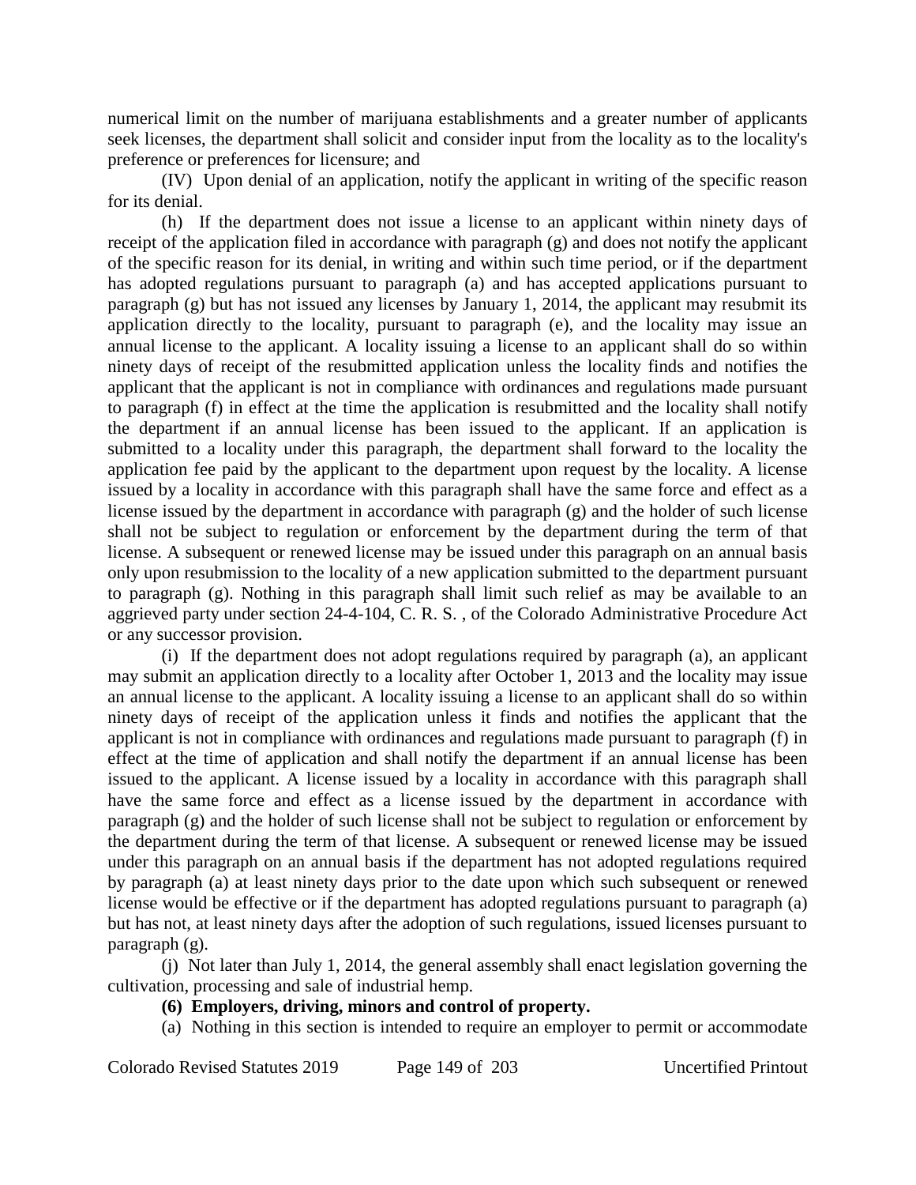numerical limit on the number of marijuana establishments and a greater number of applicants seek licenses, the department shall solicit and consider input from the locality as to the locality's preference or preferences for licensure; and

(IV) Upon denial of an application, notify the applicant in writing of the specific reason for its denial.

(h) If the department does not issue a license to an applicant within ninety days of receipt of the application filed in accordance with paragraph (g) and does not notify the applicant of the specific reason for its denial, in writing and within such time period, or if the department has adopted regulations pursuant to paragraph (a) and has accepted applications pursuant to paragraph (g) but has not issued any licenses by January 1, 2014, the applicant may resubmit its application directly to the locality, pursuant to paragraph (e), and the locality may issue an annual license to the applicant. A locality issuing a license to an applicant shall do so within ninety days of receipt of the resubmitted application unless the locality finds and notifies the applicant that the applicant is not in compliance with ordinances and regulations made pursuant to paragraph (f) in effect at the time the application is resubmitted and the locality shall notify the department if an annual license has been issued to the applicant. If an application is submitted to a locality under this paragraph, the department shall forward to the locality the application fee paid by the applicant to the department upon request by the locality. A license issued by a locality in accordance with this paragraph shall have the same force and effect as a license issued by the department in accordance with paragraph (g) and the holder of such license shall not be subject to regulation or enforcement by the department during the term of that license. A subsequent or renewed license may be issued under this paragraph on an annual basis only upon resubmission to the locality of a new application submitted to the department pursuant to paragraph (g). Nothing in this paragraph shall limit such relief as may be available to an aggrieved party under section 24-4-104, C. R. S. , of the Colorado Administrative Procedure Act or any successor provision.

(i) If the department does not adopt regulations required by paragraph (a), an applicant may submit an application directly to a locality after October 1, 2013 and the locality may issue an annual license to the applicant. A locality issuing a license to an applicant shall do so within ninety days of receipt of the application unless it finds and notifies the applicant that the applicant is not in compliance with ordinances and regulations made pursuant to paragraph (f) in effect at the time of application and shall notify the department if an annual license has been issued to the applicant. A license issued by a locality in accordance with this paragraph shall have the same force and effect as a license issued by the department in accordance with paragraph (g) and the holder of such license shall not be subject to regulation or enforcement by the department during the term of that license. A subsequent or renewed license may be issued under this paragraph on an annual basis if the department has not adopted regulations required by paragraph (a) at least ninety days prior to the date upon which such subsequent or renewed license would be effective or if the department has adopted regulations pursuant to paragraph (a) but has not, at least ninety days after the adoption of such regulations, issued licenses pursuant to paragraph (g).

(j) Not later than July 1, 2014, the general assembly shall enact legislation governing the cultivation, processing and sale of industrial hemp.

**(6) Employers, driving, minors and control of property.**

(a) Nothing in this section is intended to require an employer to permit or accommodate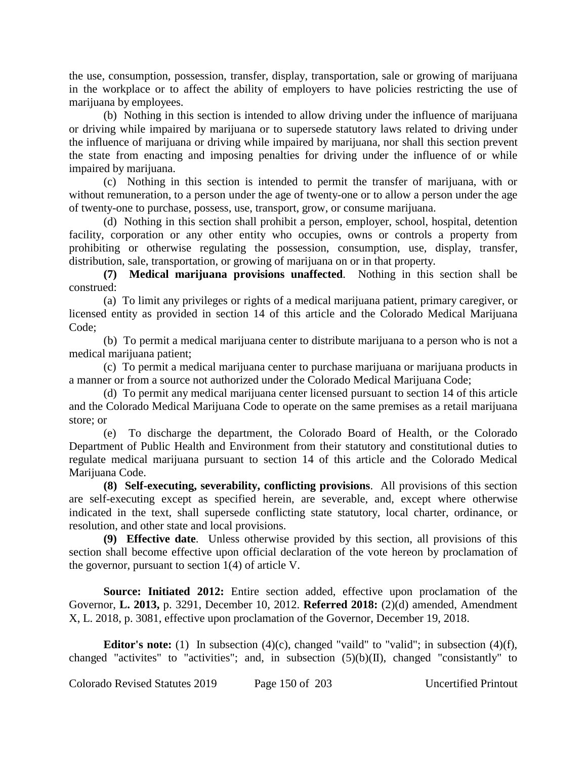the use, consumption, possession, transfer, display, transportation, sale or growing of marijuana in the workplace or to affect the ability of employers to have policies restricting the use of marijuana by employees.

(b) Nothing in this section is intended to allow driving under the influence of marijuana or driving while impaired by marijuana or to supersede statutory laws related to driving under the influence of marijuana or driving while impaired by marijuana, nor shall this section prevent the state from enacting and imposing penalties for driving under the influence of or while impaired by marijuana.

(c) Nothing in this section is intended to permit the transfer of marijuana, with or without remuneration, to a person under the age of twenty-one or to allow a person under the age of twenty-one to purchase, possess, use, transport, grow, or consume marijuana.

(d) Nothing in this section shall prohibit a person, employer, school, hospital, detention facility, corporation or any other entity who occupies, owns or controls a property from prohibiting or otherwise regulating the possession, consumption, use, display, transfer, distribution, sale, transportation, or growing of marijuana on or in that property.

**(7) Medical marijuana provisions unaffected**. Nothing in this section shall be construed:

(a) To limit any privileges or rights of a medical marijuana patient, primary caregiver, or licensed entity as provided in section 14 of this article and the Colorado Medical Marijuana Code;

(b) To permit a medical marijuana center to distribute marijuana to a person who is not a medical marijuana patient;

(c) To permit a medical marijuana center to purchase marijuana or marijuana products in a manner or from a source not authorized under the Colorado Medical Marijuana Code;

(d) To permit any medical marijuana center licensed pursuant to section 14 of this article and the Colorado Medical Marijuana Code to operate on the same premises as a retail marijuana store; or

(e) To discharge the department, the Colorado Board of Health, or the Colorado Department of Public Health and Environment from their statutory and constitutional duties to regulate medical marijuana pursuant to section 14 of this article and the Colorado Medical Marijuana Code.

**(8) Self-executing, severability, conflicting provisions**. All provisions of this section are self-executing except as specified herein, are severable, and, except where otherwise indicated in the text, shall supersede conflicting state statutory, local charter, ordinance, or resolution, and other state and local provisions.

**(9) Effective date**. Unless otherwise provided by this section, all provisions of this section shall become effective upon official declaration of the vote hereon by proclamation of the governor, pursuant to section 1(4) of article V.

**Source: Initiated 2012:** Entire section added, effective upon proclamation of the Governor, **L. 2013,** p. 3291, December 10, 2012. **Referred 2018:** (2)(d) amended, Amendment X, L. 2018, p. 3081, effective upon proclamation of the Governor, December 19, 2018.

**Editor's note:** (1) In subsection (4)(c), changed "vaild" to "valid"; in subsection (4)(f), changed "activites" to "activities"; and, in subsection (5)(b)(II), changed "consistantly" to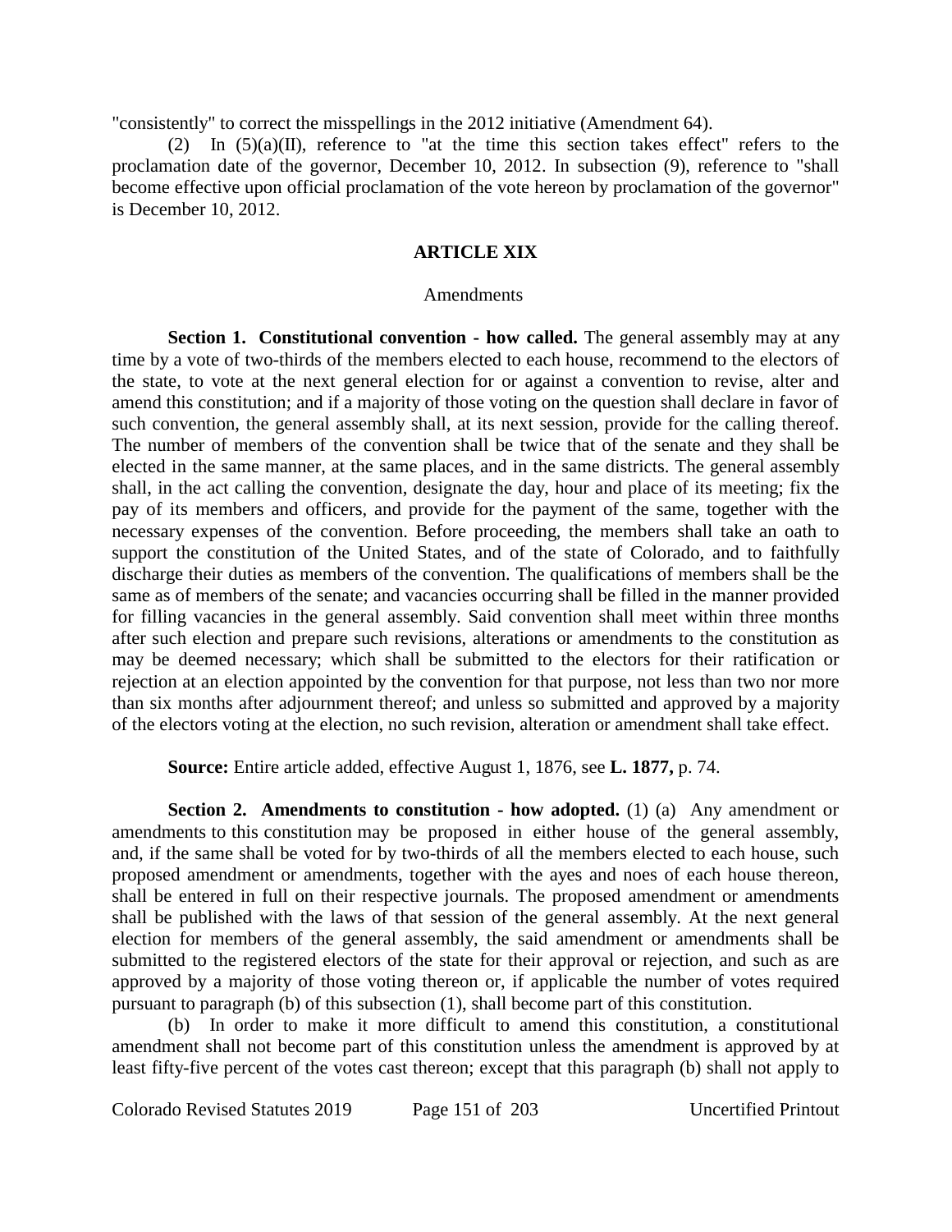"consistently" to correct the misspellings in the 2012 initiative (Amendment 64).

(2) In (5)(a)(II), reference to "at the time this section takes effect" refers to the proclamation date of the governor, December 10, 2012. In subsection (9), reference to "shall become effective upon official proclamation of the vote hereon by proclamation of the governor" is December 10, 2012.

## ARTICLE XIX

### Amendments

**Section 1. Constitutional convention - how called.** The general assembly may at any time by a vote of two-thirds of the members elected to each house, recommend to the electors of the state, to vote at the next general election for or against a convention to revise, alter and amend this constitution; and if a majority of those voting on the question shall declare in favor of such convention, the general assembly shall, at its next session, provide for the calling thereof. The number of members of the convention shall be twice that of the senate and they shall be elected in the same manner, at the same places, and in the same districts. The general assembly shall, in the act calling the convention, designate the day, hour and place of its meeting; fix the pay of its members and officers, and provide for the payment of the same, together with the necessary expenses of the convention. Before proceeding, the members shall take an oath to support the constitution of the United States, and of the state of Colorado, and to faithfully discharge their duties as members of the convention. The qualifications of members shall be the same as of members of the senate; and vacancies occurring shall be filled in the manner provided for filling vacancies in the general assembly. Said convention shall meet within three months after such election and prepare such revisions, alterations or amendments to the constitution as may be deemed necessary; which shall be submitted to the electors for their ratification or rejection at an election appointed by the convention for that purpose, not less than two nor more than six months after adjournment thereof; and unless so submitted and approved by a majority of the electors voting at the election, no such revision, alteration or amendment shall take effect.

**Source:** Entire article added, effective August 1, 1876, see **L. 1877,** p. 74.

**Section 2. Amendments to constitution - how adopted.** (1) (a) Any amendment or amendments to this constitution may be proposed in either house of the general assembly, and, if the same shall be voted for by two-thirds of all the members elected to each house, such proposed amendment or amendments, together with the ayes and noes of each house thereon, shall be entered in full on their respective journals. The proposed amendment or amendments shall be published with the laws of that session of the general assembly. At the next general election for members of the general assembly, the said amendment or amendments shall be submitted to the registered electors of the state for their approval or rejection, and such as are approved by a majority of those voting thereon or, if applicable the number of votes required pursuant to paragraph (b) of this subsection (1), shall become part of this constitution.

(b) In order to make it more difficult to amend this constitution, a constitutional amendment shall not become part of this constitution unless the amendment is approved by at least fifty-five percent of the votes cast thereon; except that this paragraph (b) shall not apply to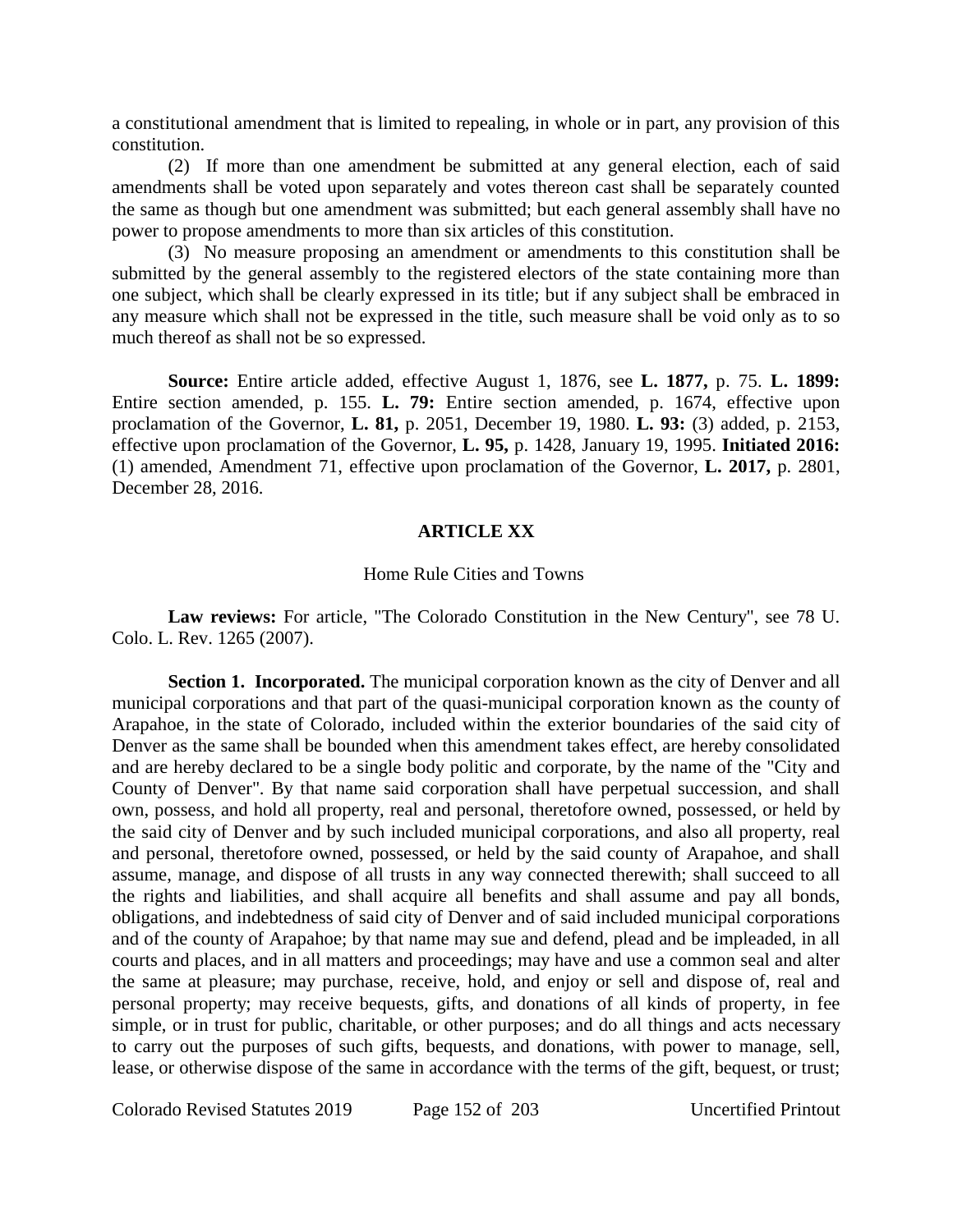a constitutional amendment that is limited to repealing, in whole or in part, any provision of this constitution.

(2) If more than one amendment be submitted at any general election, each of said amendments shall be voted upon separately and votes thereon cast shall be separately counted the same as though but one amendment was submitted; but each general assembly shall have no power to propose amendments to more than six articles of this constitution.

(3) No measure proposing an amendment or amendments to this constitution shall be submitted by the general assembly to the registered electors of the state containing more than one subject, which shall be clearly expressed in its title; but if any subject shall be embraced in any measure which shall not be expressed in the title, such measure shall be void only as to so much thereof as shall not be so expressed.

**Source:** Entire article added, effective August 1, 1876, see **L. 1877,** p. 75. **L. 1899:** Entire section amended, p. 155. **L. 79:** Entire section amended, p. 1674, effective upon proclamation of the Governor, **L. 81,** p. 2051, December 19, 1980. **L. 93:** (3) added, p. 2153, effective upon proclamation of the Governor, **L. 95,** p. 1428, January 19, 1995. **Initiated 2016:** (1) amended, Amendment 71, effective upon proclamation of the Governor, **L. 2017,** p. 2801, December 28, 2016.

## ARTICLE XX

### Home Rule Cities and Towns

**Law reviews:** For article, "The Colorado Constitution in the New Century", see 78 U. Colo. L. Rev. 1265 (2007).

**Section 1. Incorporated.** The municipal corporation known as the city of Denver and all municipal corporations and that part of the quasi-municipal corporation known as the county of Arapahoe, in the state of Colorado, included within the exterior boundaries of the said city of Denver as the same shall be bounded when this amendment takes effect, are hereby consolidated and are hereby declared to be a single body politic and corporate, by the name of the "City and County of Denver". By that name said corporation shall have perpetual succession, and shall own, possess, and hold all property, real and personal, theretofore owned, possessed, or held by the said city of Denver and by such included municipal corporations, and also all property, real and personal, theretofore owned, possessed, or held by the said county of Arapahoe, and shall assume, manage, and dispose of all trusts in any way connected therewith; shall succeed to all the rights and liabilities, and shall acquire all benefits and shall assume and pay all bonds, obligations, and indebtedness of said city of Denver and of said included municipal corporations and of the county of Arapahoe; by that name may sue and defend, plead and be impleaded, in all courts and places, and in all matters and proceedings; may have and use a common seal and alter the same at pleasure; may purchase, receive, hold, and enjoy or sell and dispose of, real and personal property; may receive bequests, gifts, and donations of all kinds of property, in fee simple, or in trust for public, charitable, or other purposes; and do all things and acts necessary to carry out the purposes of such gifts, bequests, and donations, with power to manage, sell, lease, or otherwise dispose of the same in accordance with the terms of the gift, bequest, or trust;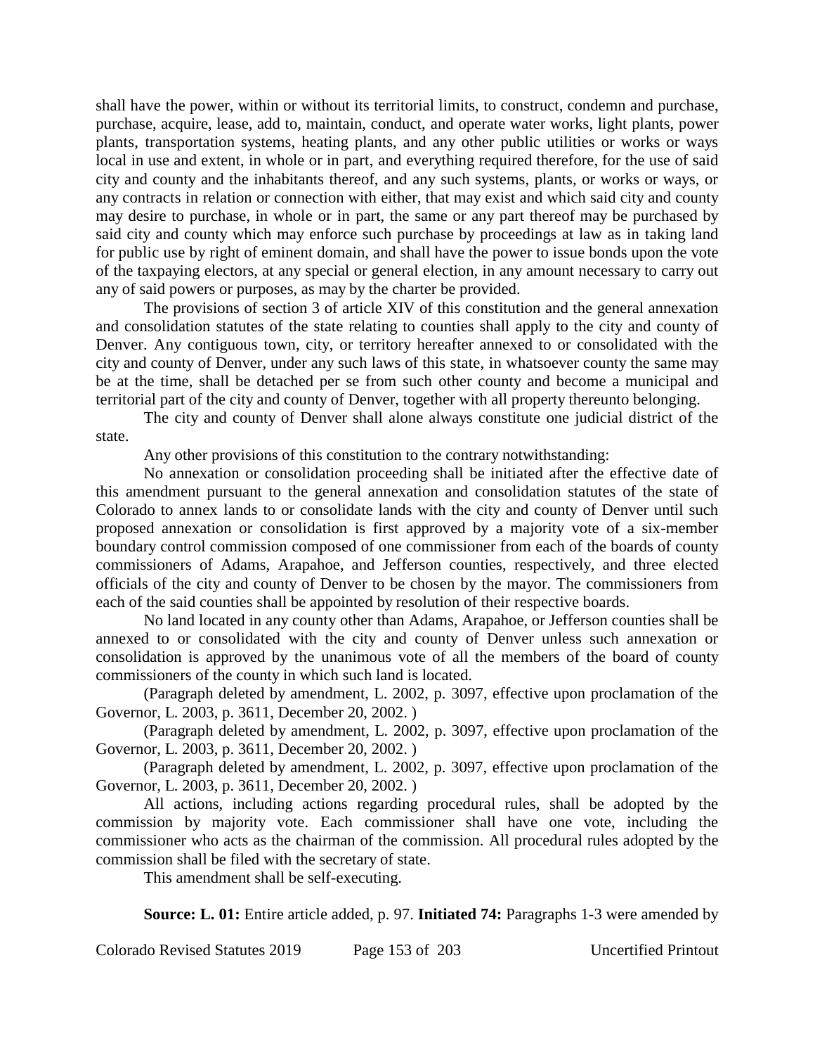shall have the power, within or without its territorial limits, to construct, condemn and purchase, purchase, acquire, lease, add to, maintain, conduct, and operate water works, light plants, power plants, transportation systems, heating plants, and any other public utilities or works or ways local in use and extent, in whole or in part, and everything required therefore, for the use of said city and county and the inhabitants thereof, and any such systems, plants, or works or ways, or any contracts in relation or connection with either, that may exist and which said city and county may desire to purchase, in whole or in part, the same or any part thereof may be purchased by said city and county which may enforce such purchase by proceedings at law as in taking land for public use by right of eminent domain, and shall have the power to issue bonds upon the vote of the taxpaying electors, at any special or general election, in any amount necessary to carry out any of said powers or purposes, as may by the charter be provided.

The provisions of section 3 of article XIV of this constitution and the general annexation and consolidation statutes of the state relating to counties shall apply to the city and county of Denver. Any contiguous town, city, or territory hereafter annexed to or consolidated with the city and county of Denver, under any such laws of this state, in whatsoever county the same may be at the time, shall be detached per se from such other county and become a municipal and territorial part of the city and county of Denver, together with all property thereunto belonging.

The city and county of Denver shall alone always constitute one judicial district of the state.

Any other provisions of this constitution to the contrary notwithstanding:

No annexation or consolidation proceeding shall be initiated after the effective date of this amendment pursuant to the general annexation and consolidation statutes of the state of Colorado to annex lands to or consolidate lands with the city and county of Denver until such proposed annexation or consolidation is first approved by a majority vote of a six-member boundary control commission composed of one commissioner from each of the boards of county commissioners of Adams, Arapahoe, and Jefferson counties, respectively, and three elected officials of the city and county of Denver to be chosen by the mayor. The commissioners from each of the said counties shall be appointed by resolution of their respective boards.

No land located in any county other than Adams, Arapahoe, or Jefferson counties shall be annexed to or consolidated with the city and county of Denver unless such annexation or consolidation is approved by the unanimous vote of all the members of the board of county commissioners of the county in which such land is located.

(Paragraph deleted by amendment, L. 2002, p. 3097, effective upon proclamation of the Governor, L. 2003, p. 3611, December 20, 2002. )

(Paragraph deleted by amendment, L. 2002, p. 3097, effective upon proclamation of the Governor, L. 2003, p. 3611, December 20, 2002. )

(Paragraph deleted by amendment, L. 2002, p. 3097, effective upon proclamation of the Governor, L. 2003, p. 3611, December 20, 2002. )

All actions, including actions regarding procedural rules, shall be adopted by the commission by majority vote. Each commissioner shall have one vote, including the commissioner who acts as the chairman of the commission. All procedural rules adopted by the commission shall be filed with the secretary of state.

This amendment shall be self-executing.

**Source: L. 01:** Entire article added, p. 97. **Initiated 74:** Paragraphs 1-3 were amended by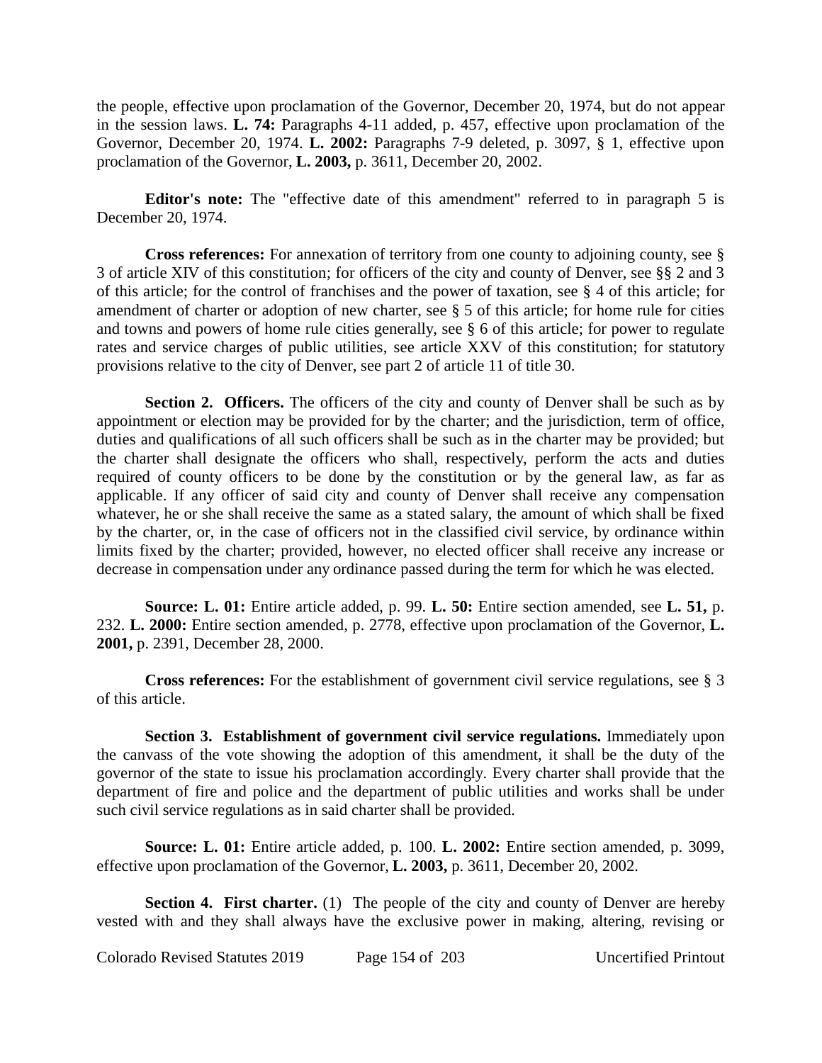the people, effective upon proclamation of the Governor, December 20, 1974, but do not appear in the session laws. **L. 74:** Paragraphs 4-11 added, p. 457, effective upon proclamation of the Governor, December 20, 1974. **L. 2002:** Paragraphs 7-9 deleted, p. 3097, § 1, effective upon proclamation of the Governor, **L. 2003,** p. 3611, December 20, 2002.

**Editor's note:** The "effective date of this amendment" referred to in paragraph 5 is December 20, 1974.

**Cross references:** For annexation of territory from one county to adjoining county, see § 3 of article XIV of this constitution; for officers of the city and county of Denver, see §§ 2 and 3 of this article; for the control of franchises and the power of taxation, see § 4 of this article; for amendment of charter or adoption of new charter, see § 5 of this article; for home rule for cities and towns and powers of home rule cities generally, see § 6 of this article; for power to regulate rates and service charges of public utilities, see article XXV of this constitution; for statutory provisions relative to the city of Denver, see part 2 of article 11 of title 30.

**Section 2. Officers.** The officers of the city and county of Denver shall be such as by appointment or election may be provided for by the charter; and the jurisdiction, term of office, duties and qualifications of all such officers shall be such as in the charter may be provided; but the charter shall designate the officers who shall, respectively, perform the acts and duties required of county officers to be done by the constitution or by the general law, as far as applicable. If any officer of said city and county of Denver shall receive any compensation whatever, he or she shall receive the same as a stated salary, the amount of which shall be fixed by the charter, or, in the case of officers not in the classified civil service, by ordinance within limits fixed by the charter; provided, however, no elected officer shall receive any increase or decrease in compensation under any ordinance passed during the term for which he was elected.

**Source: L. 01:** Entire article added, p. 99. **L. 50:** Entire section amended, see **L. 51,** p. 232. **L. 2000:** Entire section amended, p. 2778, effective upon proclamation of the Governor, **L. 2001,** p. 2391, December 28, 2000.

**Cross references:** For the establishment of government civil service regulations, see § 3 of this article.

**Section 3. Establishment of government civil service regulations.** Immediately upon the canvass of the vote showing the adoption of this amendment, it shall be the duty of the governor of the state to issue his proclamation accordingly. Every charter shall provide that the department of fire and police and the department of public utilities and works shall be under such civil service regulations as in said charter shall be provided.

**Source: L. 01:** Entire article added, p. 100. **L. 2002:** Entire section amended, p. 3099, effective upon proclamation of the Governor, **L. 2003,** p. 3611, December 20, 2002.

**Section 4. First charter.** (1) The people of the city and county of Denver are hereby vested with and they shall always have the exclusive power in making, altering, revising or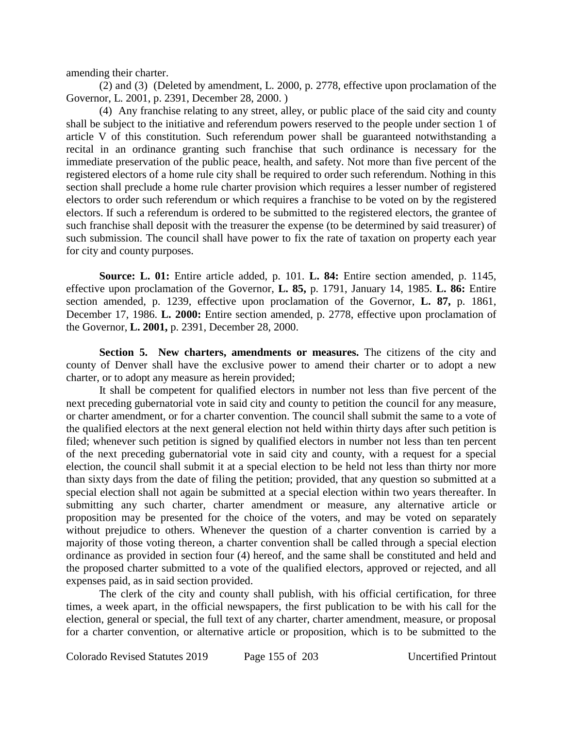amending their charter.

(2) and (3) (Deleted by amendment, L. 2000, p. 2778, effective upon proclamation of the Governor, L. 2001, p. 2391, December 28, 2000. )

(4) Any franchise relating to any street, alley, or public place of the said city and county shall be subject to the initiative and referendum powers reserved to the people under section 1 of article V of this constitution. Such referendum power shall be guaranteed notwithstanding a recital in an ordinance granting such franchise that such ordinance is necessary for the immediate preservation of the public peace, health, and safety. Not more than five percent of the registered electors of a home rule city shall be required to order such referendum. Nothing in this section shall preclude a home rule charter provision which requires a lesser number of registered electors to order such referendum or which requires a franchise to be voted on by the registered electors. If such a referendum is ordered to be submitted to the registered electors, the grantee of such franchise shall deposit with the treasurer the expense (to be determined by said treasurer) of such submission. The council shall have power to fix the rate of taxation on property each year for city and county purposes.

**Source: L. 01:** Entire article added, p. 101. **L. 84:** Entire section amended, p. 1145, effective upon proclamation of the Governor, **L. 85,** p. 1791, January 14, 1985. **L. 86:** Entire section amended, p. 1239, effective upon proclamation of the Governor, **L. 87,** p. 1861, December 17, 1986. **L. 2000:** Entire section amended, p. 2778, effective upon proclamation of the Governor, **L. 2001,** p. 2391, December 28, 2000.

**Section 5. New charters, amendments or measures.** The citizens of the city and county of Denver shall have the exclusive power to amend their charter or to adopt a new charter, or to adopt any measure as herein provided;

It shall be competent for qualified electors in number not less than five percent of the next preceding gubernatorial vote in said city and county to petition the council for any measure, or charter amendment, or for a charter convention. The council shall submit the same to a vote of the qualified electors at the next general election not held within thirty days after such petition is filed; whenever such petition is signed by qualified electors in number not less than ten percent of the next preceding gubernatorial vote in said city and county, with a request for a special election, the council shall submit it at a special election to be held not less than thirty nor more than sixty days from the date of filing the petition; provided, that any question so submitted at a special election shall not again be submitted at a special election within two years thereafter. In submitting any such charter, charter amendment or measure, any alternative article or proposition may be presented for the choice of the voters, and may be voted on separately without prejudice to others. Whenever the question of a charter convention is carried by a majority of those voting thereon, a charter convention shall be called through a special election ordinance as provided in section four (4) hereof, and the same shall be constituted and held and the proposed charter submitted to a vote of the qualified electors, approved or rejected, and all expenses paid, as in said section provided.

The clerk of the city and county shall publish, with his official certification, for three times, a week apart, in the official newspapers, the first publication to be with his call for the election, general or special, the full text of any charter, charter amendment, measure, or proposal for a charter convention, or alternative article or proposition, which is to be submitted to the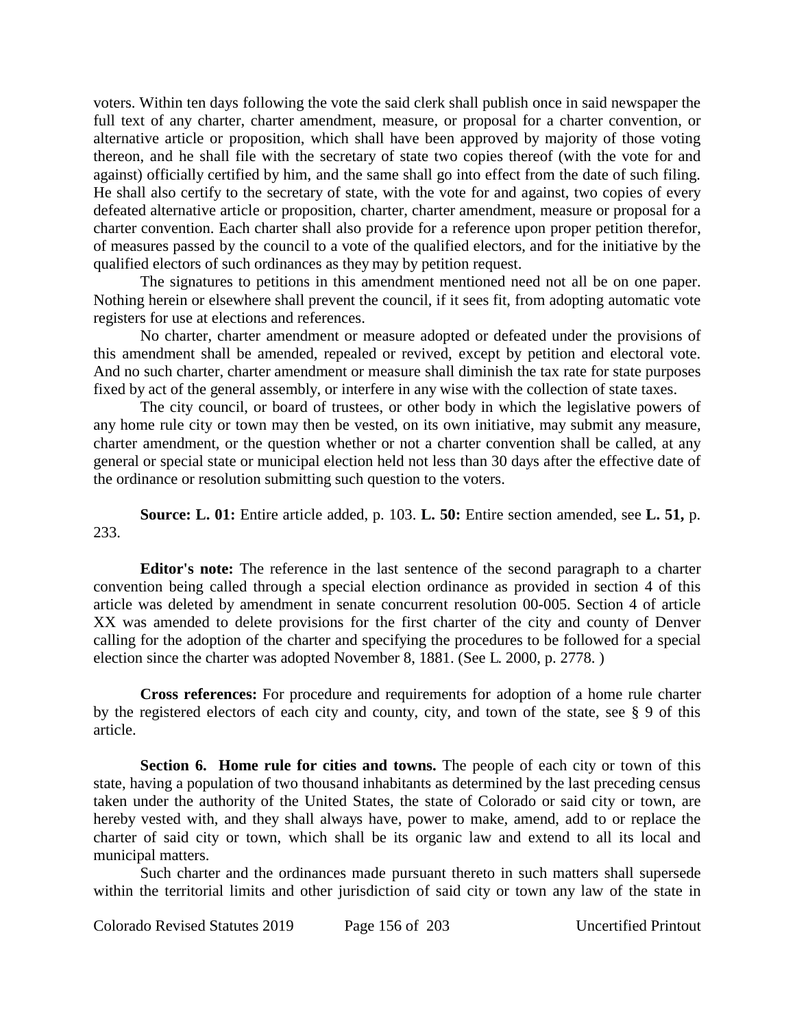voters. Within ten days following the vote the said clerk shall publish once in said newspaper the full text of any charter, charter amendment, measure, or proposal for a charter convention, or alternative article or proposition, which shall have been approved by majority of those voting thereon, and he shall file with the secretary of state two copies thereof (with the vote for and against) officially certified by him, and the same shall go into effect from the date of such filing. He shall also certify to the secretary of state, with the vote for and against, two copies of every defeated alternative article or proposition, charter, charter amendment, measure or proposal for a charter convention. Each charter shall also provide for a reference upon proper petition therefor, of measures passed by the council to a vote of the qualified electors, and for the initiative by the qualified electors of such ordinances as they may by petition request.

The signatures to petitions in this amendment mentioned need not all be on one paper. Nothing herein or elsewhere shall prevent the council, if it sees fit, from adopting automatic vote registers for use at elections and references.

No charter, charter amendment or measure adopted or defeated under the provisions of this amendment shall be amended, repealed or revived, except by petition and electoral vote. And no such charter, charter amendment or measure shall diminish the tax rate for state purposes fixed by act of the general assembly, or interfere in any wise with the collection of state taxes.

The city council, or board of trustees, or other body in which the legislative powers of any home rule city or town may then be vested, on its own initiative, may submit any measure, charter amendment, or the question whether or not a charter convention shall be called, at any general or special state or municipal election held not less than 30 days after the effective date of the ordinance or resolution submitting such question to the voters.

**Source: L. 01:** Entire article added, p. 103. **L. 50:** Entire section amended, see **L. 51,** p. 233.

**Editor's note:** The reference in the last sentence of the second paragraph to a charter convention being called through a special election ordinance as provided in section 4 of this article was deleted by amendment in senate concurrent resolution 00-005. Section 4 of article XX was amended to delete provisions for the first charter of the city and county of Denver calling for the adoption of the charter and specifying the procedures to be followed for a special election since the charter was adopted November 8, 1881. (See L. 2000, p. 2778. )

**Cross references:** For procedure and requirements for adoption of a home rule charter by the registered electors of each city and county, city, and town of the state, see § 9 of this article.

**Section 6. Home rule for cities and towns.** The people of each city or town of this state, having a population of two thousand inhabitants as determined by the last preceding census taken under the authority of the United States, the state of Colorado or said city or town, are hereby vested with, and they shall always have, power to make, amend, add to or replace the charter of said city or town, which shall be its organic law and extend to all its local and municipal matters.

Such charter and the ordinances made pursuant thereto in such matters shall supersede within the territorial limits and other jurisdiction of said city or town any law of the state in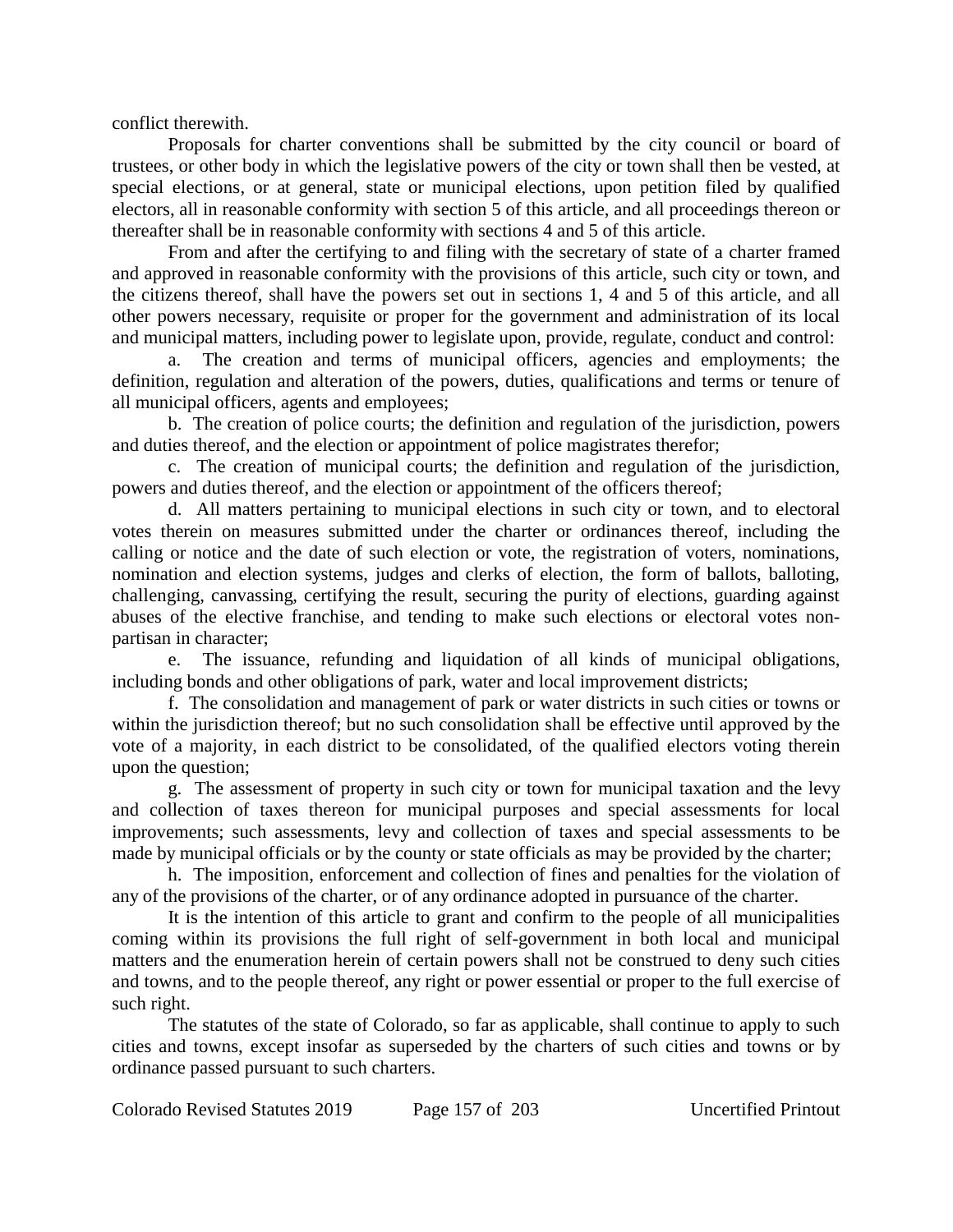conflict therewith.

Proposals for charter conventions shall be submitted by the city council or board of trustees, or other body in which the legislative powers of the city or town shall then be vested, at special elections, or at general, state or municipal elections, upon petition filed by qualified electors, all in reasonable conformity with section 5 of this article, and all proceedings thereon or thereafter shall be in reasonable conformity with sections 4 and 5 of this article.

From and after the certifying to and filing with the secretary of state of a charter framed and approved in reasonable conformity with the provisions of this article, such city or town, and the citizens thereof, shall have the powers set out in sections 1, 4 and 5 of this article, and all other powers necessary, requisite or proper for the government and administration of its local and municipal matters, including power to legislate upon, provide, regulate, conduct and control:

a. The creation and terms of municipal officers, agencies and employments; the definition, regulation and alteration of the powers, duties, qualifications and terms or tenure of all municipal officers, agents and employees;

b. The creation of police courts; the definition and regulation of the jurisdiction, powers and duties thereof, and the election or appointment of police magistrates therefor;

c. The creation of municipal courts; the definition and regulation of the jurisdiction, powers and duties thereof, and the election or appointment of the officers thereof;

d. All matters pertaining to municipal elections in such city or town, and to electoral votes therein on measures submitted under the charter or ordinances thereof, including the calling or notice and the date of such election or vote, the registration of voters, nominations, nomination and election systems, judges and clerks of election, the form of ballots, balloting, challenging, canvassing, certifying the result, securing the purity of elections, guarding against abuses of the elective franchise, and tending to make such elections or electoral votes non-partisan in character;

e. The issuance, refunding and liquidation of all kinds of municipal obligations, including bonds and other obligations of park, water and local improvement districts;

f. The consolidation and management of park or water districts in such cities or towns or within the jurisdiction thereof; but no such consolidation shall be effective until approved by the vote of a majority, in each district to be consolidated, of the qualified electors voting therein upon the question;

g. The assessment of property in such city or town for municipal taxation and the levy and collection of taxes thereon for municipal purposes and special assessments for local improvements; such assessments, levy and collection of taxes and special assessments to be made by municipal officials or by the county or state officials as may be provided by the charter;

h. The imposition, enforcement and collection of fines and penalties for the violation of any of the provisions of the charter, or of any ordinance adopted in pursuance of the charter.

It is the intention of this article to grant and confirm to the people of all municipalities coming within its provisions the full right of self-government in both local and municipal matters and the enumeration herein of certain powers shall not be construed to deny such cities and towns, and to the people thereof, any right or power essential or proper to the full exercise of such right.

The statutes of the state of Colorado, so far as applicable, shall continue to apply to such cities and towns, except insofar as superseded by the charters of such cities and towns or by ordinance passed pursuant to such charters.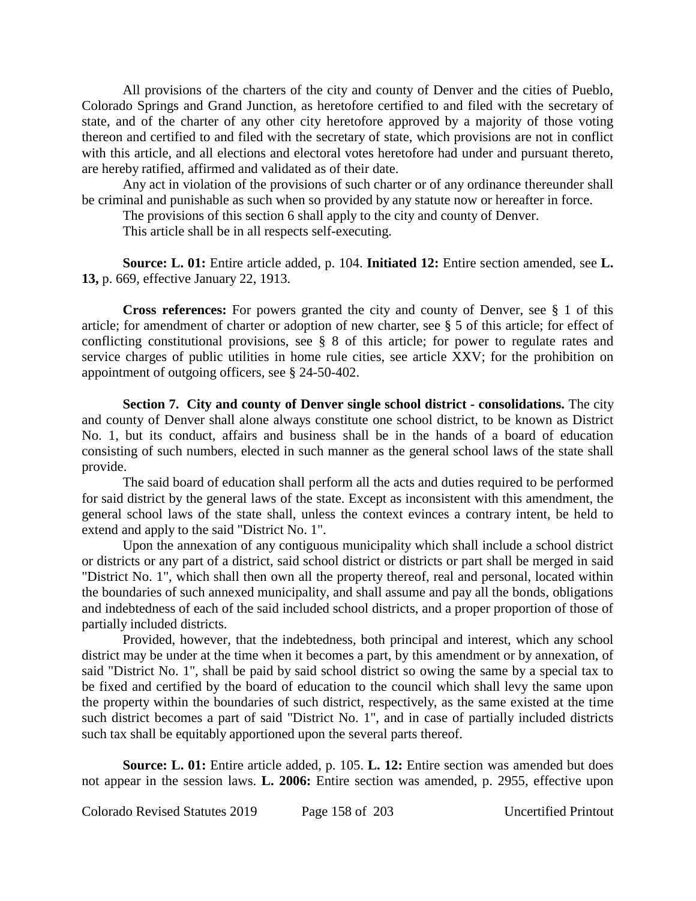All provisions of the charters of the city and county of Denver and the cities of Pueblo, Colorado Springs and Grand Junction, as heretofore certified to and filed with the secretary of state, and of the charter of any other city heretofore approved by a majority of those voting thereon and certified to and filed with the secretary of state, which provisions are not in conflict with this article, and all elections and electoral votes heretofore had under and pursuant thereto, are hereby ratified, affirmed and validated as of their date.

Any act in violation of the provisions of such charter or of any ordinance thereunder shall be criminal and punishable as such when so provided by any statute now or hereafter in force.

The provisions of this section 6 shall apply to the city and county of Denver.

This article shall be in all respects self-executing.

**Source: L. 01:** Entire article added, p. 104. **Initiated 12:** Entire section amended, see **L. 13,** p. 669, effective January 22, 1913.

**Cross references:** For powers granted the city and county of Denver, see § 1 of this article; for amendment of charter or adoption of new charter, see § 5 of this article; for effect of conflicting constitutional provisions, see § 8 of this article; for power to regulate rates and service charges of public utilities in home rule cities, see article XXV; for the prohibition on appointment of outgoing officers, see § 24-50-402.

**Section 7. City and county of Denver single school district - consolidations.** The city and county of Denver shall alone always constitute one school district, to be known as District No. 1, but its conduct, affairs and business shall be in the hands of a board of education consisting of such numbers, elected in such manner as the general school laws of the state shall provide.

The said board of education shall perform all the acts and duties required to be performed for said district by the general laws of the state. Except as inconsistent with this amendment, the general school laws of the state shall, unless the context evinces a contrary intent, be held to extend and apply to the said "District No. 1".

Upon the annexation of any contiguous municipality which shall include a school district or districts or any part of a district, said school district or districts or part shall be merged in said "District No. 1", which shall then own all the property thereof, real and personal, located within the boundaries of such annexed municipality, and shall assume and pay all the bonds, obligations and indebtedness of each of the said included school districts, and a proper proportion of those of partially included districts.

Provided, however, that the indebtedness, both principal and interest, which any school district may be under at the time when it becomes a part, by this amendment or by annexation, of said "District No. 1", shall be paid by said school district so owing the same by a special tax to be fixed and certified by the board of education to the council which shall levy the same upon the property within the boundaries of such district, respectively, as the same existed at the time such district becomes a part of said "District No. 1", and in case of partially included districts such tax shall be equitably apportioned upon the several parts thereof.

**Source: L. 01:** Entire article added, p. 105. **L. 12:** Entire section was amended but does not appear in the session laws. **L. 2006:** Entire section was amended, p. 2955, effective upon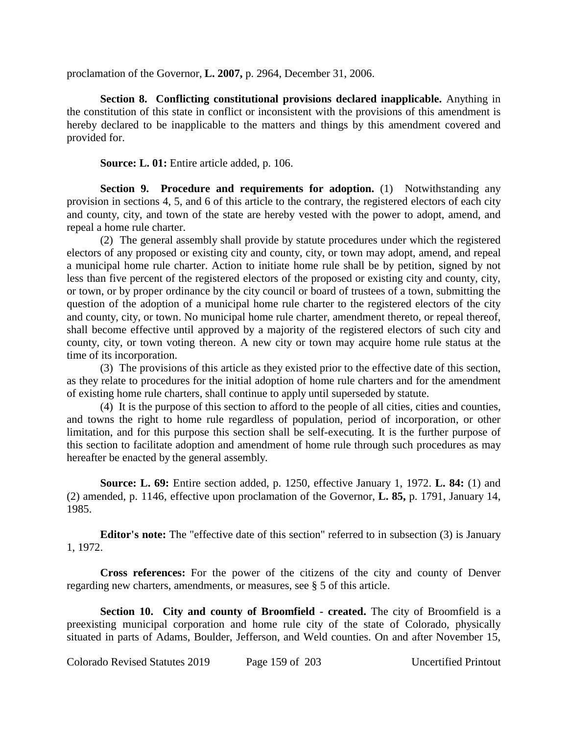proclamation of the Governor, **L. 2007,** p. 2964, December 31, 2006.

**Section 8. Conflicting constitutional provisions declared inapplicable.** Anything in the constitution of this state in conflict or inconsistent with the provisions of this amendment is hereby declared to be inapplicable to the matters and things by this amendment covered and provided for.

**Source: L. 01:** Entire article added, p. 106.

**Section 9. Procedure and requirements for adoption.** (1) Notwithstanding any provision in sections 4, 5, and 6 of this article to the contrary, the registered electors of each city and county, city, and town of the state are hereby vested with the power to adopt, amend, and repeal a home rule charter.

(2) The general assembly shall provide by statute procedures under which the registered electors of any proposed or existing city and county, city, or town may adopt, amend, and repeal a municipal home rule charter. Action to initiate home rule shall be by petition, signed by not less than five percent of the registered electors of the proposed or existing city and county, city, or town, or by proper ordinance by the city council or board of trustees of a town, submitting the question of the adoption of a municipal home rule charter to the registered electors of the city and county, city, or town. No municipal home rule charter, amendment thereto, or repeal thereof, shall become effective until approved by a majority of the registered electors of such city and county, city, or town voting thereon. A new city or town may acquire home rule status at the time of its incorporation.

(3) The provisions of this article as they existed prior to the effective date of this section, as they relate to procedures for the initial adoption of home rule charters and for the amendment of existing home rule charters, shall continue to apply until superseded by statute.

(4) It is the purpose of this section to afford to the people of all cities, cities and counties, and towns the right to home rule regardless of population, period of incorporation, or other limitation, and for this purpose this section shall be self-executing. It is the further purpose of this section to facilitate adoption and amendment of home rule through such procedures as may hereafter be enacted by the general assembly.

**Source: L. 69:** Entire section added, p. 1250, effective January 1, 1972. **L. 84:** (1) and (2) amended, p. 1146, effective upon proclamation of the Governor, **L. 85,** p. 1791, January 14, 1985.

**Editor's note:** The "effective date of this section" referred to in subsection (3) is January 1, 1972.

**Cross references:** For the power of the citizens of the city and county of Denver regarding new charters, amendments, or measures, see § 5 of this article.

**Section 10. City and county of Broomfield - created.** The city of Broomfield is a preexisting municipal corporation and home rule city of the state of Colorado, physically situated in parts of Adams, Boulder, Jefferson, and Weld counties. On and after November 15,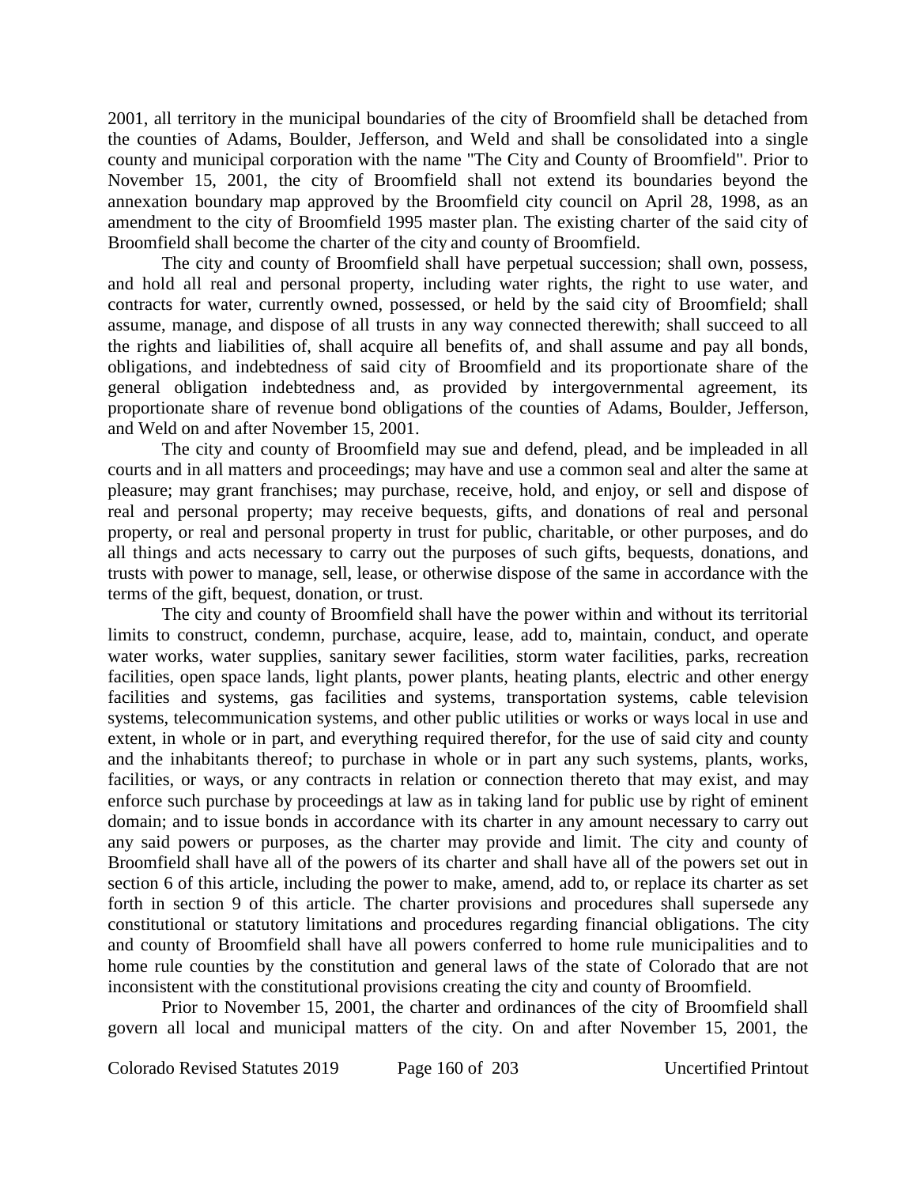2001, all territory in the municipal boundaries of the city of Broomfield shall be detached from the counties of Adams, Boulder, Jefferson, and Weld and shall be consolidated into a single county and municipal corporation with the name "The City and County of Broomfield". Prior to November 15, 2001, the city of Broomfield shall not extend its boundaries beyond the annexation boundary map approved by the Broomfield city council on April 28, 1998, as an amendment to the city of Broomfield 1995 master plan. The existing charter of the said city of Broomfield shall become the charter of the city and county of Broomfield.

The city and county of Broomfield shall have perpetual succession; shall own, possess, and hold all real and personal property, including water rights, the right to use water, and contracts for water, currently owned, possessed, or held by the said city of Broomfield; shall assume, manage, and dispose of all trusts in any way connected therewith; shall succeed to all the rights and liabilities of, shall acquire all benefits of, and shall assume and pay all bonds, obligations, and indebtedness of said city of Broomfield and its proportionate share of the general obligation indebtedness and, as provided by intergovernmental agreement, its proportionate share of revenue bond obligations of the counties of Adams, Boulder, Jefferson, and Weld on and after November 15, 2001.

The city and county of Broomfield may sue and defend, plead, and be impleaded in all courts and in all matters and proceedings; may have and use a common seal and alter the same at pleasure; may grant franchises; may purchase, receive, hold, and enjoy, or sell and dispose of real and personal property; may receive bequests, gifts, and donations of real and personal property, or real and personal property in trust for public, charitable, or other purposes, and do all things and acts necessary to carry out the purposes of such gifts, bequests, donations, and trusts with power to manage, sell, lease, or otherwise dispose of the same in accordance with the terms of the gift, bequest, donation, or trust.

The city and county of Broomfield shall have the power within and without its territorial limits to construct, condemn, purchase, acquire, lease, add to, maintain, conduct, and operate water works, water supplies, sanitary sewer facilities, storm water facilities, parks, recreation facilities, open space lands, light plants, power plants, heating plants, electric and other energy facilities and systems, gas facilities and systems, transportation systems, cable television systems, telecommunication systems, and other public utilities or works or ways local in use and extent, in whole or in part, and everything required therefor, for the use of said city and county and the inhabitants thereof; to purchase in whole or in part any such systems, plants, works, facilities, or ways, or any contracts in relation or connection thereto that may exist, and may enforce such purchase by proceedings at law as in taking land for public use by right of eminent domain; and to issue bonds in accordance with its charter in any amount necessary to carry out any said powers or purposes, as the charter may provide and limit. The city and county of Broomfield shall have all of the powers of its charter and shall have all of the powers set out in section 6 of this article, including the power to make, amend, add to, or replace its charter as set forth in section 9 of this article. The charter provisions and procedures shall supersede any constitutional or statutory limitations and procedures regarding financial obligations. The city and county of Broomfield shall have all powers conferred to home rule municipalities and to home rule counties by the constitution and general laws of the state of Colorado that are not inconsistent with the constitutional provisions creating the city and county of Broomfield.

Prior to November 15, 2001, the charter and ordinances of the city of Broomfield shall govern all local and municipal matters of the city. On and after November 15, 2001, the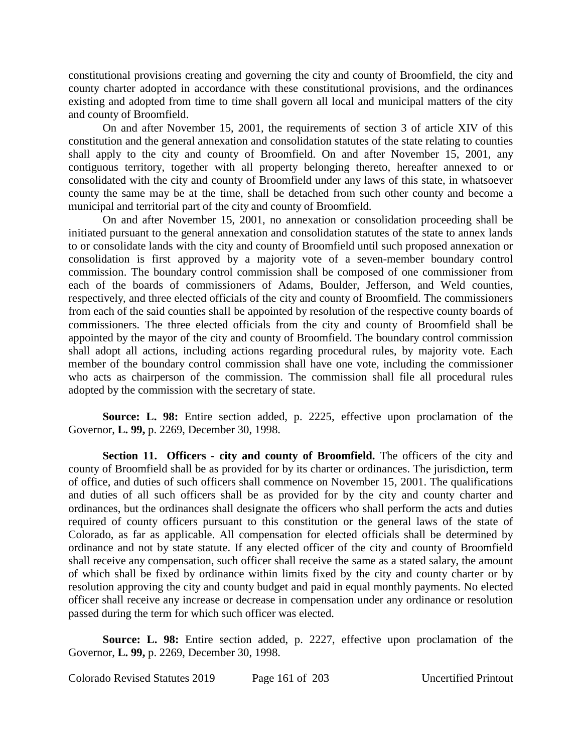constitutional provisions creating and governing the city and county of Broomfield, the city and county charter adopted in accordance with these constitutional provisions, and the ordinances existing and adopted from time to time shall govern all local and municipal matters of the city and county of Broomfield.

On and after November 15, 2001, the requirements of section 3 of article XIV of this constitution and the general annexation and consolidation statutes of the state relating to counties shall apply to the city and county of Broomfield. On and after November 15, 2001, any contiguous territory, together with all property belonging thereto, hereafter annexed to or consolidated with the city and county of Broomfield under any laws of this state, in whatsoever county the same may be at the time, shall be detached from such other county and become a municipal and territorial part of the city and county of Broomfield.

On and after November 15, 2001, no annexation or consolidation proceeding shall be initiated pursuant to the general annexation and consolidation statutes of the state to annex lands to or consolidate lands with the city and county of Broomfield until such proposed annexation or consolidation is first approved by a majority vote of a seven-member boundary control commission. The boundary control commission shall be composed of one commissioner from each of the boards of commissioners of Adams, Boulder, Jefferson, and Weld counties, respectively, and three elected officials of the city and county of Broomfield. The commissioners from each of the said counties shall be appointed by resolution of the respective county boards of commissioners. The three elected officials from the city and county of Broomfield shall be appointed by the mayor of the city and county of Broomfield. The boundary control commission shall adopt all actions, including actions regarding procedural rules, by majority vote. Each member of the boundary control commission shall have one vote, including the commissioner who acts as chairperson of the commission. The commission shall file all procedural rules adopted by the commission with the secretary of state.

**Source: L. 98:** Entire section added, p. 2225, effective upon proclamation of the Governor, **L. 99,** p. 2269, December 30, 1998.

**Section 11. Officers - city and county of Broomfield.** The officers of the city and county of Broomfield shall be as provided for by its charter or ordinances. The jurisdiction, term of office, and duties of such officers shall commence on November 15, 2001. The qualifications and duties of all such officers shall be as provided for by the city and county charter and ordinances, but the ordinances shall designate the officers who shall perform the acts and duties required of county officers pursuant to this constitution or the general laws of the state of Colorado, as far as applicable. All compensation for elected officials shall be determined by ordinance and not by state statute. If any elected officer of the city and county of Broomfield shall receive any compensation, such officer shall receive the same as a stated salary, the amount of which shall be fixed by ordinance within limits fixed by the city and county charter or by resolution approving the city and county budget and paid in equal monthly payments. No elected officer shall receive any increase or decrease in compensation under any ordinance or resolution passed during the term for which such officer was elected.

**Source: L. 98:** Entire section added, p. 2227, effective upon proclamation of the Governor, **L. 99,** p. 2269, December 30, 1998.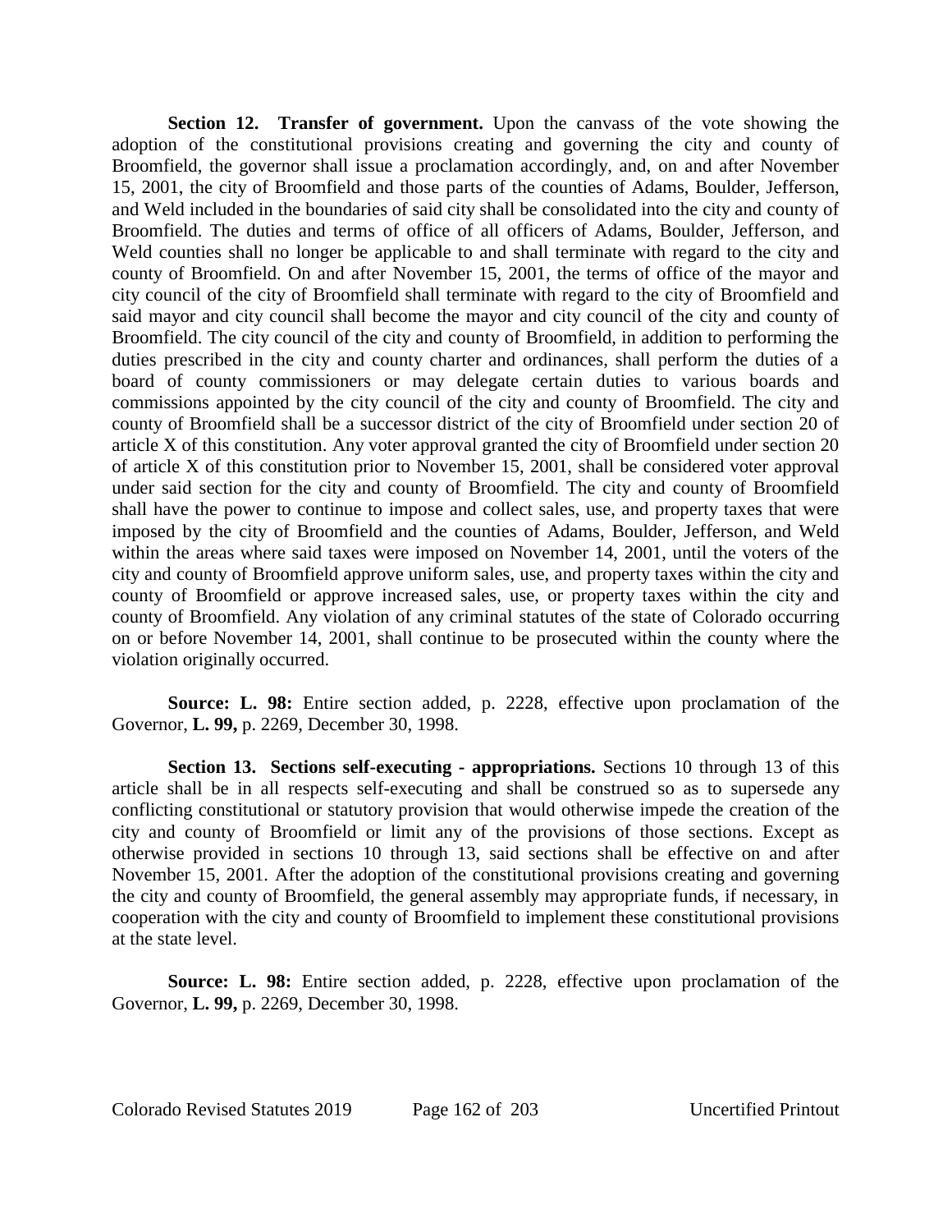**Section 12. Transfer of government.** Upon the canvass of the vote showing the adoption of the constitutional provisions creating and governing the city and county of Broomfield, the governor shall issue a proclamation accordingly, and, on and after November 15, 2001, the city of Broomfield and those parts of the counties of Adams, Boulder, Jefferson, and Weld included in the boundaries of said city shall be consolidated into the city and county of Broomfield. The duties and terms of office of all officers of Adams, Boulder, Jefferson, and Weld counties shall no longer be applicable to and shall terminate with regard to the city and county of Broomfield. On and after November 15, 2001, the terms of office of the mayor and city council of the city of Broomfield shall terminate with regard to the city of Broomfield and said mayor and city council shall become the mayor and city council of the city and county of Broomfield. The city council of the city and county of Broomfield, in addition to performing the duties prescribed in the city and county charter and ordinances, shall perform the duties of a board of county commissioners or may delegate certain duties to various boards and commissions appointed by the city council of the city and county of Broomfield. The city and county of Broomfield shall be a successor district of the city of Broomfield under section 20 of article X of this constitution. Any voter approval granted the city of Broomfield under section 20 of article X of this constitution prior to November 15, 2001, shall be considered voter approval under said section for the city and county of Broomfield. The city and county of Broomfield shall have the power to continue to impose and collect sales, use, and property taxes that were imposed by the city of Broomfield and the counties of Adams, Boulder, Jefferson, and Weld within the areas where said taxes were imposed on November 14, 2001, until the voters of the city and county of Broomfield approve uniform sales, use, and property taxes within the city and county of Broomfield or approve increased sales, use, or property taxes within the city and county of Broomfield. Any violation of any criminal statutes of the state of Colorado occurring on or before November 14, 2001, shall continue to be prosecuted within the county where the violation originally occurred.

**Source: L. 98:** Entire section added, p. 2228, effective upon proclamation of the Governor, **L. 99,** p. 2269, December 30, 1998.

**Section 13. Sections self-executing - appropriations.** Sections 10 through 13 of this article shall be in all respects self-executing and shall be construed so as to supersede any conflicting constitutional or statutory provision that would otherwise impede the creation of the city and county of Broomfield or limit any of the provisions of those sections. Except as otherwise provided in sections 10 through 13, said sections shall be effective on and after November 15, 2001. After the adoption of the constitutional provisions creating and governing the city and county of Broomfield, the general assembly may appropriate funds, if necessary, in cooperation with the city and county of Broomfield to implement these constitutional provisions at the state level.

**Source: L. 98:** Entire section added, p. 2228, effective upon proclamation of the Governor, **L. 99,** p. 2269, December 30, 1998.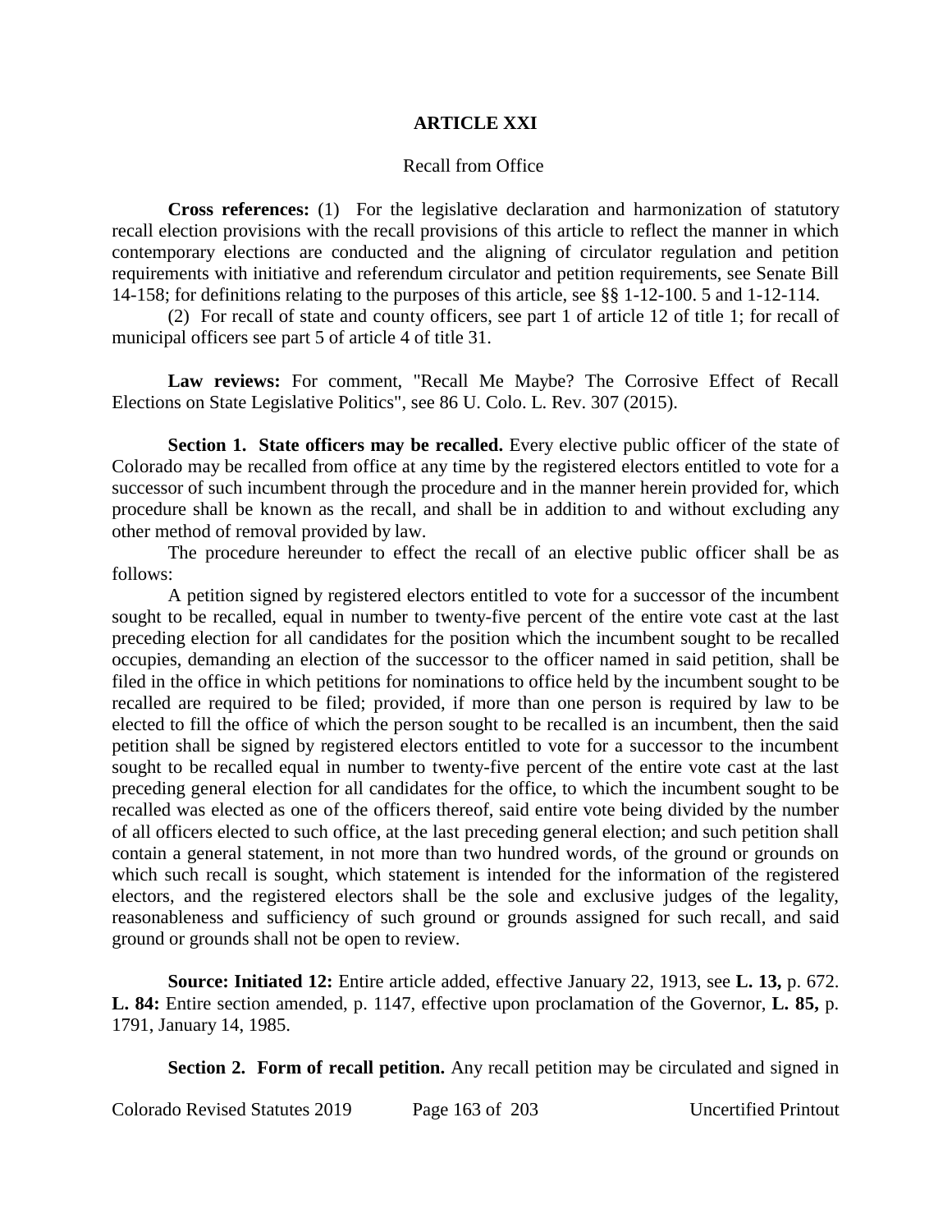## ARTICLE XXI

Recall from Office

**Cross references:** (1) For the legislative declaration and harmonization of statutory recall election provisions with the recall provisions of this article to reflect the manner in which contemporary elections are conducted and the aligning of circulator regulation and petition requirements with initiative and referendum circulator and petition requirements, see Senate Bill 14-158; for definitions relating to the purposes of this article, see §§ 1-12-100. 5 and 1-12-114.

(2) For recall of state and county officers, see part 1 of article 12 of title 1; for recall of municipal officers see part 5 of article 4 of title 31.

**Law reviews:** For comment, "Recall Me Maybe? The Corrosive Effect of Recall Elections on State Legislative Politics", see 86 U. Colo. L. Rev. 307 (2015).

**Section 1. State officers may be recalled.** Every elective public officer of the state of Colorado may be recalled from office at any time by the registered electors entitled to vote for a successor of such incumbent through the procedure and in the manner herein provided for, which procedure shall be known as the recall, and shall be in addition to and without excluding any other method of removal provided by law.

The procedure hereunder to effect the recall of an elective public officer shall be as follows:

A petition signed by registered electors entitled to vote for a successor of the incumbent sought to be recalled, equal in number to twenty-five percent of the entire vote cast at the last preceding election for all candidates for the position which the incumbent sought to be recalled occupies, demanding an election of the successor to the officer named in said petition, shall be filed in the office in which petitions for nominations to office held by the incumbent sought to be recalled are required to be filed; provided, if more than one person is required by law to be elected to fill the office of which the person sought to be recalled is an incumbent, then the said petition shall be signed by registered electors entitled to vote for a successor to the incumbent sought to be recalled equal in number to twenty-five percent of the entire vote cast at the last preceding general election for all candidates for the office, to which the incumbent sought to be recalled was elected as one of the officers thereof, said entire vote being divided by the number of all officers elected to such office, at the last preceding general election; and such petition shall contain a general statement, in not more than two hundred words, of the ground or grounds on which such recall is sought, which statement is intended for the information of the registered electors, and the registered electors shall be the sole and exclusive judges of the legality, reasonableness and sufficiency of such ground or grounds assigned for such recall, and said ground or grounds shall not be open to review.

**Source: Initiated 12:** Entire article added, effective January 22, 1913, see **L. 13,** p. 672. **L. 84:** Entire section amended, p. 1147, effective upon proclamation of the Governor, **L. 85,** p. 1791, January 14, 1985.

**Section 2. Form of recall petition.** Any recall petition may be circulated and signed in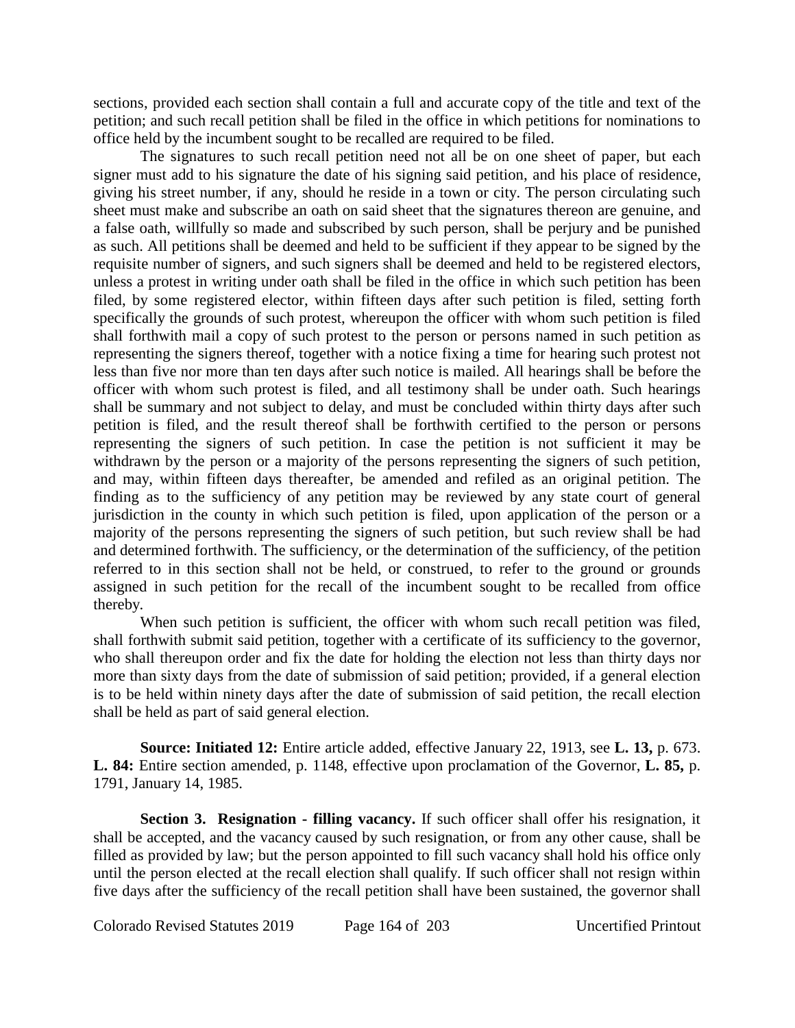sections, provided each section shall contain a full and accurate copy of the title and text of the petition; and such recall petition shall be filed in the office in which petitions for nominations to office held by the incumbent sought to be recalled are required to be filed.

The signatures to such recall petition need not all be on one sheet of paper, but each signer must add to his signature the date of his signing said petition, and his place of residence, giving his street number, if any, should he reside in a town or city. The person circulating such sheet must make and subscribe an oath on said sheet that the signatures thereon are genuine, and a false oath, willfully so made and subscribed by such person, shall be perjury and be punished as such. All petitions shall be deemed and held to be sufficient if they appear to be signed by the requisite number of signers, and such signers shall be deemed and held to be registered electors, unless a protest in writing under oath shall be filed in the office in which such petition has been filed, by some registered elector, within fifteen days after such petition is filed, setting forth specifically the grounds of such protest, whereupon the officer with whom such petition is filed shall forthwith mail a copy of such protest to the person or persons named in such petition as representing the signers thereof, together with a notice fixing a time for hearing such protest not less than five nor more than ten days after such notice is mailed. All hearings shall be before the officer with whom such protest is filed, and all testimony shall be under oath. Such hearings shall be summary and not subject to delay, and must be concluded within thirty days after such petition is filed, and the result thereof shall be forthwith certified to the person or persons representing the signers of such petition. In case the petition is not sufficient it may be withdrawn by the person or a majority of the persons representing the signers of such petition, and may, within fifteen days thereafter, be amended and refiled as an original petition. The finding as to the sufficiency of any petition may be reviewed by any state court of general jurisdiction in the county in which such petition is filed, upon application of the person or a majority of the persons representing the signers of such petition, but such review shall be had and determined forthwith. The sufficiency, or the determination of the sufficiency, of the petition referred to in this section shall not be held, or construed, to refer to the ground or grounds assigned in such petition for the recall of the incumbent sought to be recalled from office thereby.

When such petition is sufficient, the officer with whom such recall petition was filed, shall forthwith submit said petition, together with a certificate of its sufficiency to the governor, who shall thereupon order and fix the date for holding the election not less than thirty days nor more than sixty days from the date of submission of said petition; provided, if a general election is to be held within ninety days after the date of submission of said petition, the recall election shall be held as part of said general election.

**Source: Initiated 12:** Entire article added, effective January 22, 1913, see **L. 13,** p. 673. **L. 84:** Entire section amended, p. 1148, effective upon proclamation of the Governor, **L. 85,** p. 1791, January 14, 1985.

**Section 3. Resignation - filling vacancy.** If such officer shall offer his resignation, it shall be accepted, and the vacancy caused by such resignation, or from any other cause, shall be filled as provided by law; but the person appointed to fill such vacancy shall hold his office only until the person elected at the recall election shall qualify. If such officer shall not resign within five days after the sufficiency of the recall petition shall have been sustained, the governor shall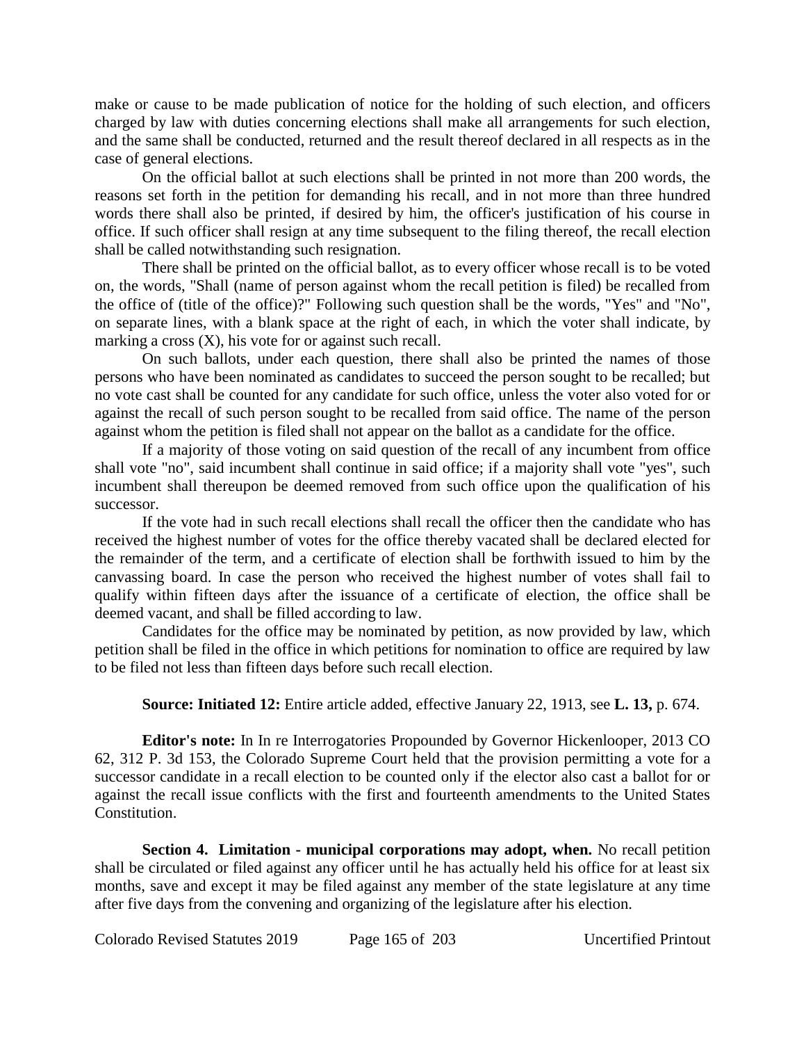make or cause to be made publication of notice for the holding of such election, and officers charged by law with duties concerning elections shall make all arrangements for such election, and the same shall be conducted, returned and the result thereof declared in all respects as in the case of general elections.

On the official ballot at such elections shall be printed in not more than 200 words, the reasons set forth in the petition for demanding his recall, and in not more than three hundred words there shall also be printed, if desired by him, the officer's justification of his course in office. If such officer shall resign at any time subsequent to the filing thereof, the recall election shall be called notwithstanding such resignation.

There shall be printed on the official ballot, as to every officer whose recall is to be voted on, the words, "Shall (name of person against whom the recall petition is filed) be recalled from the office of (title of the office)?" Following such question shall be the words, "Yes" and "No", on separate lines, with a blank space at the right of each, in which the voter shall indicate, by marking a cross (X), his vote for or against such recall.

On such ballots, under each question, there shall also be printed the names of those persons who have been nominated as candidates to succeed the person sought to be recalled; but no vote cast shall be counted for any candidate for such office, unless the voter also voted for or against the recall of such person sought to be recalled from said office. The name of the person against whom the petition is filed shall not appear on the ballot as a candidate for the office.

If a majority of those voting on said question of the recall of any incumbent from office shall vote "no", said incumbent shall continue in said office; if a majority shall vote "yes", such incumbent shall thereupon be deemed removed from such office upon the qualification of his successor.

If the vote had in such recall elections shall recall the officer then the candidate who has received the highest number of votes for the office thereby vacated shall be declared elected for the remainder of the term, and a certificate of election shall be forthwith issued to him by the canvassing board. In case the person who received the highest number of votes shall fail to qualify within fifteen days after the issuance of a certificate of election, the office shall be deemed vacant, and shall be filled according to law.

Candidates for the office may be nominated by petition, as now provided by law, which petition shall be filed in the office in which petitions for nomination to office are required by law to be filed not less than fifteen days before such recall election.

**Source: Initiated 12:** Entire article added, effective January 22, 1913, see **L. 13,** p. 674.

**Editor's note:** In In re Interrogatories Propounded by Governor Hickenlooper, 2013 CO 62, 312 P. 3d 153, the Colorado Supreme Court held that the provision permitting a vote for a successor candidate in a recall election to be counted only if the elector also cast a ballot for or against the recall issue conflicts with the first and fourteenth amendments to the United States Constitution.

**Section 4. Limitation - municipal corporations may adopt, when.** No recall petition shall be circulated or filed against any officer until he has actually held his office for at least six months, save and except it may be filed against any member of the state legislature at any time after five days from the convening and organizing of the legislature after his election.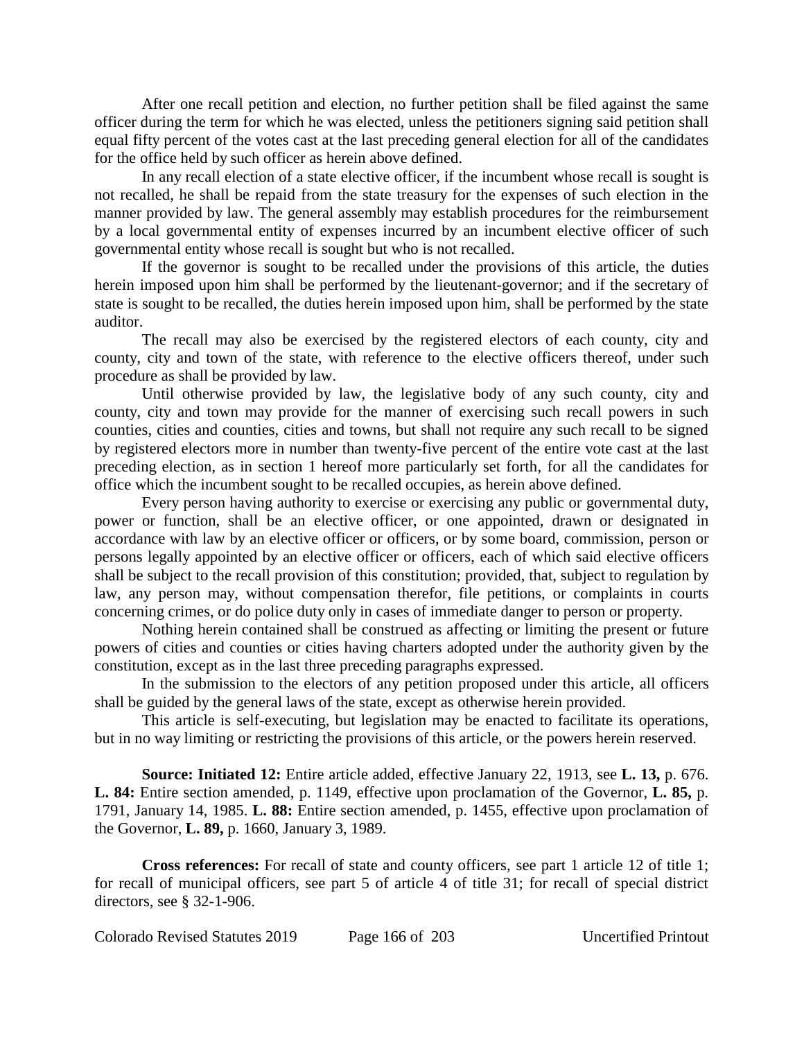After one recall petition and election, no further petition shall be filed against the same officer during the term for which he was elected, unless the petitioners signing said petition shall equal fifty percent of the votes cast at the last preceding general election for all of the candidates for the office held by such officer as herein above defined.

In any recall election of a state elective officer, if the incumbent whose recall is sought is not recalled, he shall be repaid from the state treasury for the expenses of such election in the manner provided by law. The general assembly may establish procedures for the reimbursement by a local governmental entity of expenses incurred by an incumbent elective officer of such governmental entity whose recall is sought but who is not recalled.

If the governor is sought to be recalled under the provisions of this article, the duties herein imposed upon him shall be performed by the lieutenant-governor; and if the secretary of state is sought to be recalled, the duties herein imposed upon him, shall be performed by the state auditor.

The recall may also be exercised by the registered electors of each county, city and county, city and town of the state, with reference to the elective officers thereof, under such procedure as shall be provided by law.

Until otherwise provided by law, the legislative body of any such county, city and county, city and town may provide for the manner of exercising such recall powers in such counties, cities and counties, cities and towns, but shall not require any such recall to be signed by registered electors more in number than twenty-five percent of the entire vote cast at the last preceding election, as in section 1 hereof more particularly set forth, for all the candidates for office which the incumbent sought to be recalled occupies, as herein above defined.

Every person having authority to exercise or exercising any public or governmental duty, power or function, shall be an elective officer, or one appointed, drawn or designated in accordance with law by an elective officer or officers, or by some board, commission, person or persons legally appointed by an elective officer or officers, each of which said elective officers shall be subject to the recall provision of this constitution; provided, that, subject to regulation by law, any person may, without compensation therefor, file petitions, or complaints in courts concerning crimes, or do police duty only in cases of immediate danger to person or property.

Nothing herein contained shall be construed as affecting or limiting the present or future powers of cities and counties or cities having charters adopted under the authority given by the constitution, except as in the last three preceding paragraphs expressed.

In the submission to the electors of any petition proposed under this article, all officers shall be guided by the general laws of the state, except as otherwise herein provided.

This article is self-executing, but legislation may be enacted to facilitate its operations, but in no way limiting or restricting the provisions of this article, or the powers herein reserved.

**Source: Initiated 12:** Entire article added, effective January 22, 1913, see **L. 13,** p. 676. **L. 84:** Entire section amended, p. 1149, effective upon proclamation of the Governor, **L. 85,** p. 1791, January 14, 1985. **L. 88:** Entire section amended, p. 1455, effective upon proclamation of the Governor, **L. 89,** p. 1660, January 3, 1989.

**Cross references:** For recall of state and county officers, see part 1 article 12 of title 1; for recall of municipal officers, see part 5 of article 4 of title 31; for recall of special district directors, see § 32-1-906.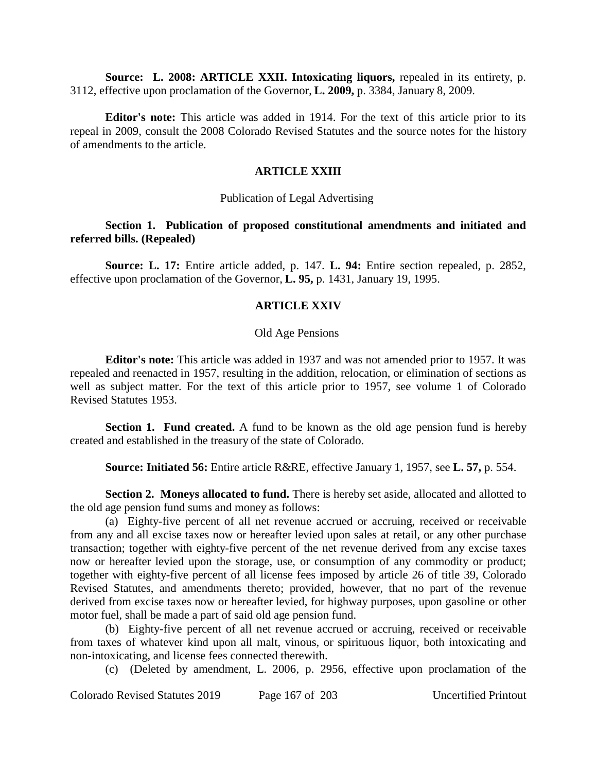**Source: L. 2008: ARTICLE XXII. Intoxicating liquors,** repealed in its entirety, p. 3112, effective upon proclamation of the Governor, **L. 2009,** p. 3384, January 8, 2009.

**Editor's note:** This article was added in 1914. For the text of this article prior to its repeal in 2009, consult the 2008 Colorado Revised Statutes and the source notes for the history of amendments to the article.

## ARTICLE XXIII

### Publication of Legal Advertising

**Section 1. Publication of proposed constitutional amendments and initiated and referred bills. (Repealed)**

**Source: L. 17:** Entire article added, p. 147. **L. 94:** Entire section repealed, p. 2852, effective upon proclamation of the Governor, **L. 95,** p. 1431, January 19, 1995.

## ARTICLE XXIV

### Old Age Pensions

**Editor's note:** This article was added in 1937 and was not amended prior to 1957. It was repealed and reenacted in 1957, resulting in the addition, relocation, or elimination of sections as well as subject matter. For the text of this article prior to 1957, see volume 1 of Colorado Revised Statutes 1953.

**Section 1. Fund created.** A fund to be known as the old age pension fund is hereby created and established in the treasury of the state of Colorado.

**Source: Initiated 56:** Entire article R&RE, effective January 1, 1957, see **L. 57,** p. 554.

**Section 2. Moneys allocated to fund.** There is hereby set aside, allocated and allotted to the old age pension fund sums and money as follows:

(a) Eighty-five percent of all net revenue accrued or accruing, received or receivable from any and all excise taxes now or hereafter levied upon sales at retail, or any other purchase transaction; together with eighty-five percent of the net revenue derived from any excise taxes now or hereafter levied upon the storage, use, or consumption of any commodity or product; together with eighty-five percent of all license fees imposed by article 26 of title 39, Colorado Revised Statutes, and amendments thereto; provided, however, that no part of the revenue derived from excise taxes now or hereafter levied, for highway purposes, upon gasoline or other motor fuel, shall be made a part of said old age pension fund.

(b) Eighty-five percent of all net revenue accrued or accruing, received or receivable from taxes of whatever kind upon all malt, vinous, or spirituous liquor, both intoxicating and non-intoxicating, and license fees connected therewith.

(c) (Deleted by amendment, L. 2006, p. 2956, effective upon proclamation of the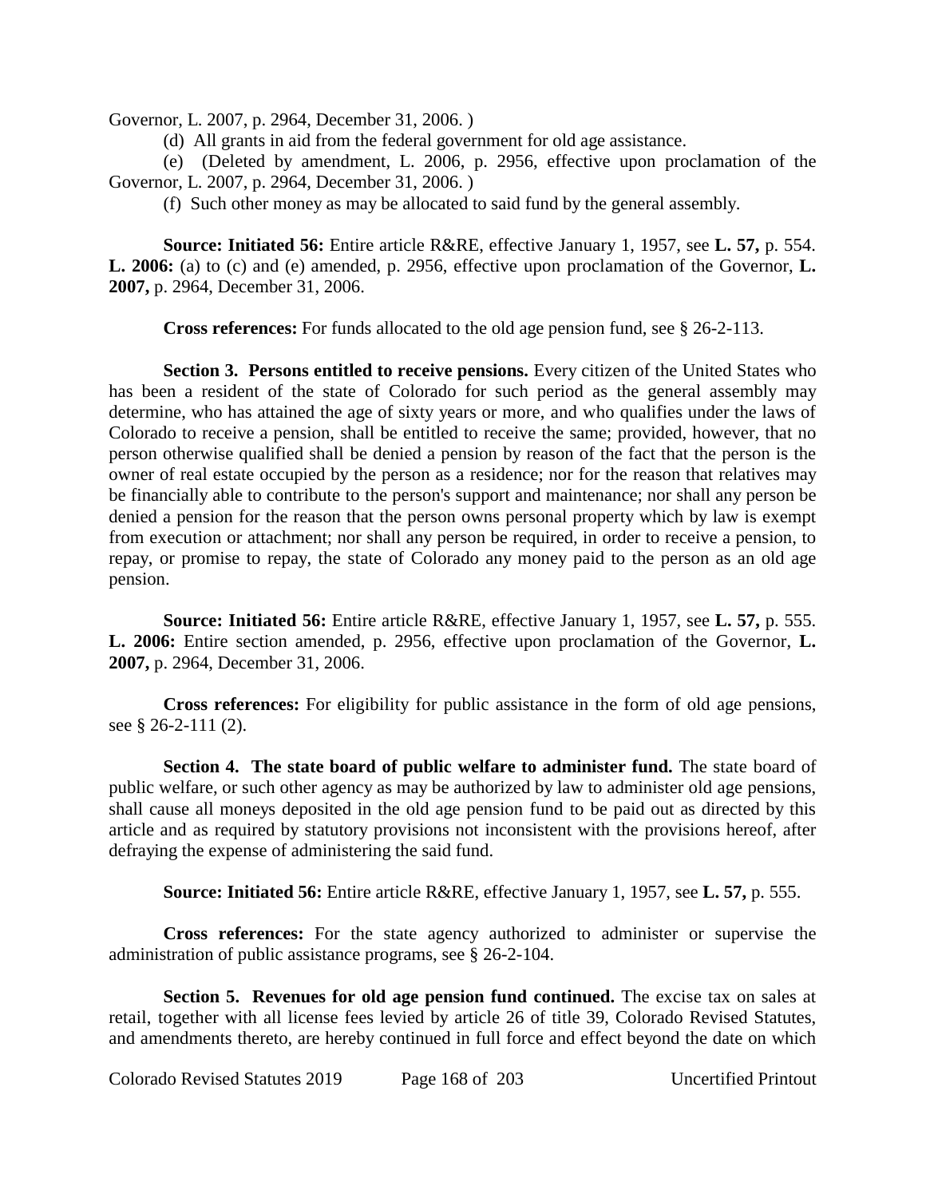Governor, L. 2007, p. 2964, December 31, 2006. )

(d) All grants in aid from the federal government for old age assistance.

(e) (Deleted by amendment, L. 2006, p. 2956, effective upon proclamation of the Governor, L. 2007, p. 2964, December 31, 2006. )

(f) Such other money as may be allocated to said fund by the general assembly.

**Source: Initiated 56:** Entire article R&RE, effective January 1, 1957, see **L. 57,** p. 554. **L. 2006:** (a) to (c) and (e) amended, p. 2956, effective upon proclamation of the Governor, **L. 2007,** p. 2964, December 31, 2006.

**Cross references:** For funds allocated to the old age pension fund, see § 26-2-113.

**Section 3. Persons entitled to receive pensions.** Every citizen of the United States who has been a resident of the state of Colorado for such period as the general assembly may determine, who has attained the age of sixty years or more, and who qualifies under the laws of Colorado to receive a pension, shall be entitled to receive the same; provided, however, that no person otherwise qualified shall be denied a pension by reason of the fact that the person is the owner of real estate occupied by the person as a residence; nor for the reason that relatives may be financially able to contribute to the person's support and maintenance; nor shall any person be denied a pension for the reason that the person owns personal property which by law is exempt from execution or attachment; nor shall any person be required, in order to receive a pension, to repay, or promise to repay, the state of Colorado any money paid to the person as an old age pension.

**Source: Initiated 56:** Entire article R&RE, effective January 1, 1957, see **L. 57,** p. 555. **L. 2006:** Entire section amended, p. 2956, effective upon proclamation of the Governor, **L. 2007,** p. 2964, December 31, 2006.

**Cross references:** For eligibility for public assistance in the form of old age pensions, see § 26-2-111 (2).

**Section 4. The state board of public welfare to administer fund.** The state board of public welfare, or such other agency as may be authorized by law to administer old age pensions, shall cause all moneys deposited in the old age pension fund to be paid out as directed by this article and as required by statutory provisions not inconsistent with the provisions hereof, after defraying the expense of administering the said fund.

**Source: Initiated 56:** Entire article R&RE, effective January 1, 1957, see **L. 57,** p. 555.

**Cross references:** For the state agency authorized to administer or supervise the administration of public assistance programs, see § 26-2-104.

**Section 5. Revenues for old age pension fund continued.** The excise tax on sales at retail, together with all license fees levied by article 26 of title 39, Colorado Revised Statutes, and amendments thereto, are hereby continued in full force and effect beyond the date on which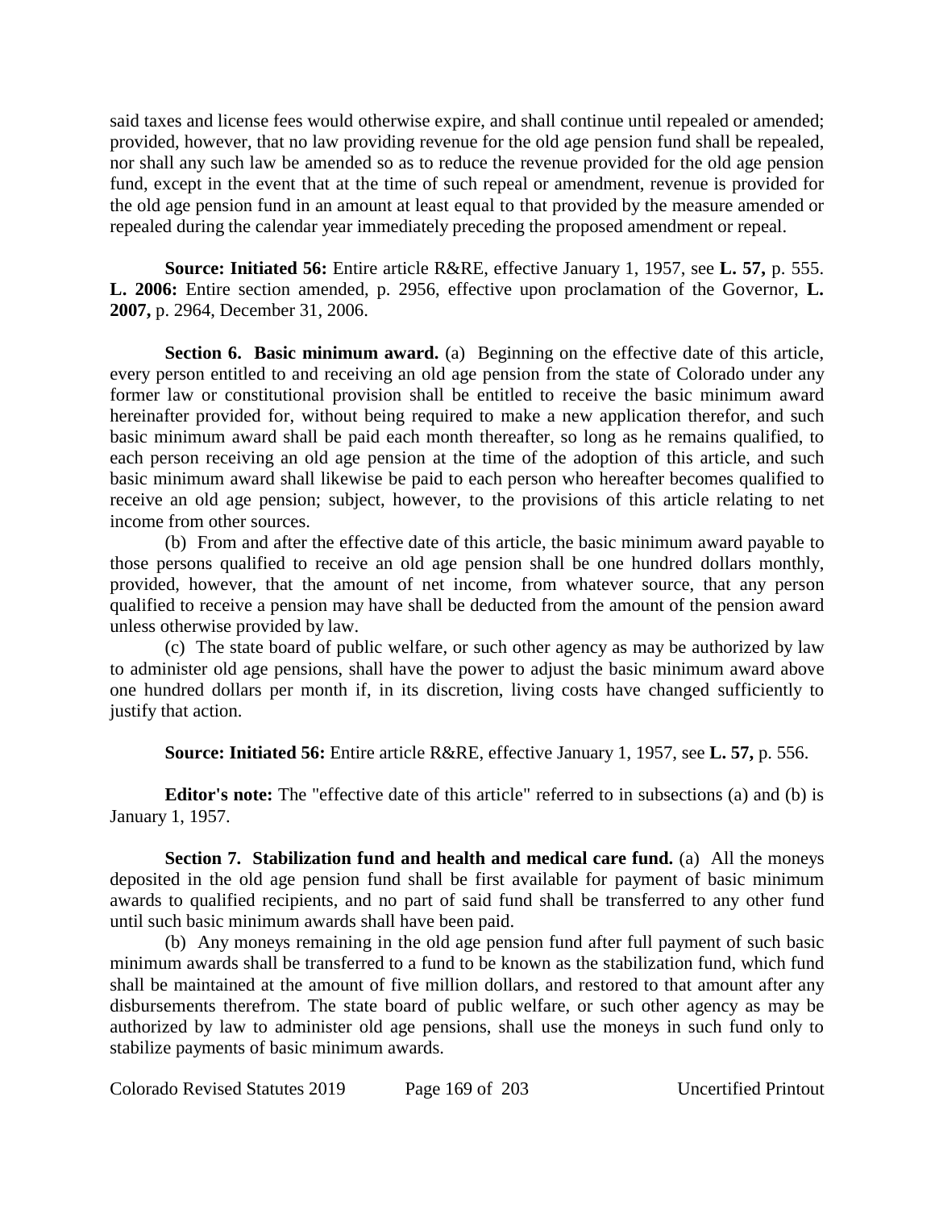said taxes and license fees would otherwise expire, and shall continue until repealed or amended; provided, however, that no law providing revenue for the old age pension fund shall be repealed, nor shall any such law be amended so as to reduce the revenue provided for the old age pension fund, except in the event that at the time of such repeal or amendment, revenue is provided for the old age pension fund in an amount at least equal to that provided by the measure amended or repealed during the calendar year immediately preceding the proposed amendment or repeal.

**Source: Initiated 56:** Entire article R&RE, effective January 1, 1957, see **L. 57,** p. 555. **L. 2006:** Entire section amended, p. 2956, effective upon proclamation of the Governor, **L. 2007,** p. 2964, December 31, 2006.

**Section 6. Basic minimum award.** (a) Beginning on the effective date of this article, every person entitled to and receiving an old age pension from the state of Colorado under any former law or constitutional provision shall be entitled to receive the basic minimum award hereinafter provided for, without being required to make a new application therefor, and such basic minimum award shall be paid each month thereafter, so long as he remains qualified, to each person receiving an old age pension at the time of the adoption of this article, and such basic minimum award shall likewise be paid to each person who hereafter becomes qualified to receive an old age pension; subject, however, to the provisions of this article relating to net income from other sources.

(b) From and after the effective date of this article, the basic minimum award payable to those persons qualified to receive an old age pension shall be one hundred dollars monthly, provided, however, that the amount of net income, from whatever source, that any person qualified to receive a pension may have shall be deducted from the amount of the pension award unless otherwise provided by law.

(c) The state board of public welfare, or such other agency as may be authorized by law to administer old age pensions, shall have the power to adjust the basic minimum award above one hundred dollars per month if, in its discretion, living costs have changed sufficiently to justify that action.

**Source: Initiated 56:** Entire article R&RE, effective January 1, 1957, see **L. 57,** p. 556.

**Editor's note:** The "effective date of this article" referred to in subsections (a) and (b) is January 1, 1957.

**Section 7. Stabilization fund and health and medical care fund.** (a) All the moneys deposited in the old age pension fund shall be first available for payment of basic minimum awards to qualified recipients, and no part of said fund shall be transferred to any other fund until such basic minimum awards shall have been paid.

(b) Any moneys remaining in the old age pension fund after full payment of such basic minimum awards shall be transferred to a fund to be known as the stabilization fund, which fund shall be maintained at the amount of five million dollars, and restored to that amount after any disbursements therefrom. The state board of public welfare, or such other agency as may be authorized by law to administer old age pensions, shall use the moneys in such fund only to stabilize payments of basic minimum awards.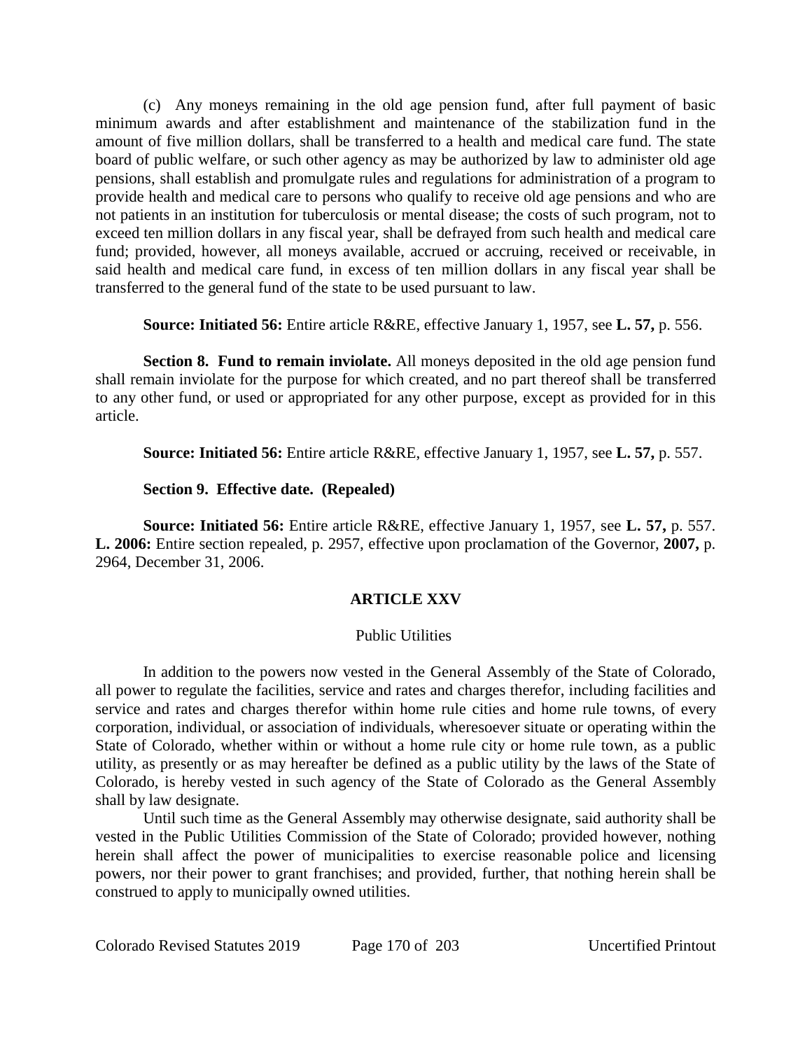(c) Any moneys remaining in the old age pension fund, after full payment of basic minimum awards and after establishment and maintenance of the stabilization fund in the amount of five million dollars, shall be transferred to a health and medical care fund. The state board of public welfare, or such other agency as may be authorized by law to administer old age pensions, shall establish and promulgate rules and regulations for administration of a program to provide health and medical care to persons who qualify to receive old age pensions and who are not patients in an institution for tuberculosis or mental disease; the costs of such program, not to exceed ten million dollars in any fiscal year, shall be defrayed from such health and medical care fund; provided, however, all moneys available, accrued or accruing, received or receivable, in said health and medical care fund, in excess of ten million dollars in any fiscal year shall be transferred to the general fund of the state to be used pursuant to law.

**Source: Initiated 56:** Entire article R&RE, effective January 1, 1957, see **L. 57,** p. 556.

**Section 8. Fund to remain inviolate.** All moneys deposited in the old age pension fund shall remain inviolate for the purpose for which created, and no part thereof shall be transferred to any other fund, or used or appropriated for any other purpose, except as provided for in this article.

**Source: Initiated 56:** Entire article R&RE, effective January 1, 1957, see **L. 57,** p. 557.

**Section 9. Effective date. (Repealed)**

**Source: Initiated 56:** Entire article R&RE, effective January 1, 1957, see **L. 57,** p. 557. **L. 2006:** Entire section repealed, p. 2957, effective upon proclamation of the Governor, **2007,** p. 2964, December 31, 2006.

## ARTICLE XXV

Public Utilities

In addition to the powers now vested in the General Assembly of the State of Colorado, all power to regulate the facilities, service and rates and charges therefor, including facilities and service and rates and charges therefor within home rule cities and home rule towns, of every corporation, individual, or association of individuals, wheresoever situate or operating within the State of Colorado, whether within or without a home rule city or home rule town, as a public utility, as presently or as may hereafter be defined as a public utility by the laws of the State of Colorado, is hereby vested in such agency of the State of Colorado as the General Assembly shall by law designate.

Until such time as the General Assembly may otherwise designate, said authority shall be vested in the Public Utilities Commission of the State of Colorado; provided however, nothing herein shall affect the power of municipalities to exercise reasonable police and licensing powers, nor their power to grant franchises; and provided, further, that nothing herein shall be construed to apply to municipally owned utilities.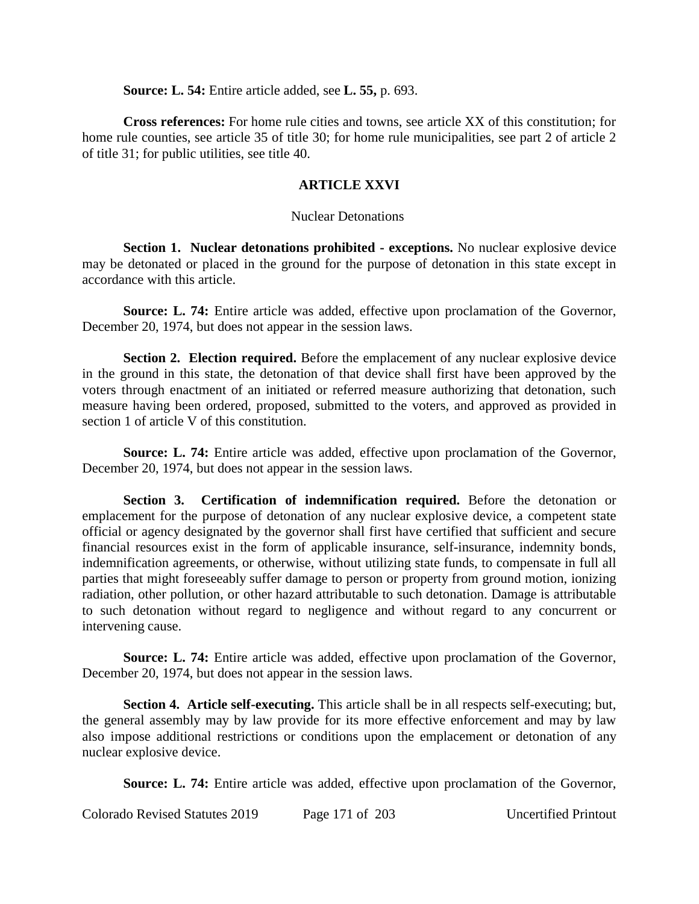**Source: L. 54:** Entire article added, see **L. 55,** p. 693.

**Cross references:** For home rule cities and towns, see article XX of this constitution; for home rule counties, see article 35 of title 30; for home rule municipalities, see part 2 of article 2 of title 31; for public utilities, see title 40.

## ARTICLE XXVI

### Nuclear Detonations

**Section 1. Nuclear detonations prohibited - exceptions.** No nuclear explosive device may be detonated or placed in the ground for the purpose of detonation in this state except in accordance with this article.

**Source: L. 74:** Entire article was added, effective upon proclamation of the Governor, December 20, 1974, but does not appear in the session laws.

**Section 2. Election required.** Before the emplacement of any nuclear explosive device in the ground in this state, the detonation of that device shall first have been approved by the voters through enactment of an initiated or referred measure authorizing that detonation, such measure having been ordered, proposed, submitted to the voters, and approved as provided in section 1 of article V of this constitution.

**Source: L. 74:** Entire article was added, effective upon proclamation of the Governor, December 20, 1974, but does not appear in the session laws.

**Section 3. Certification of indemnification required.** Before the detonation or emplacement for the purpose of detonation of any nuclear explosive device, a competent state official or agency designated by the governor shall first have certified that sufficient and secure financial resources exist in the form of applicable insurance, self-insurance, indemnity bonds, indemnification agreements, or otherwise, without utilizing state funds, to compensate in full all parties that might foreseeably suffer damage to person or property from ground motion, ionizing radiation, other pollution, or other hazard attributable to such detonation. Damage is attributable to such detonation without regard to negligence and without regard to any concurrent or intervening cause.

**Source: L. 74:** Entire article was added, effective upon proclamation of the Governor, December 20, 1974, but does not appear in the session laws.

**Section 4. Article self-executing.** This article shall be in all respects self-executing; but, the general assembly may by law provide for its more effective enforcement and may by law also impose additional restrictions or conditions upon the emplacement or detonation of any nuclear explosive device.

**Source: L. 74:** Entire article was added, effective upon proclamation of the Governor,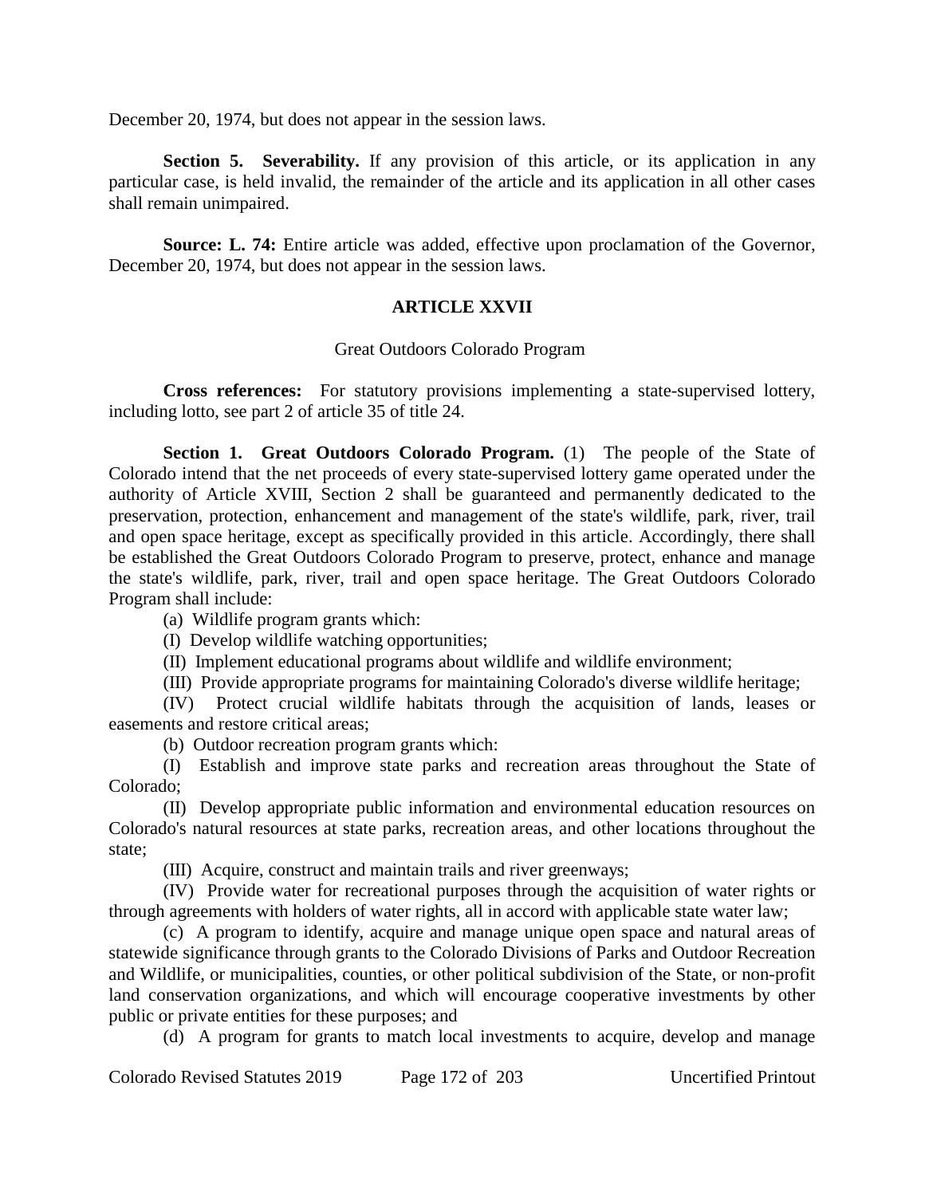December 20, 1974, but does not appear in the session laws.

**Section 5. Severability.** If any provision of this article, or its application in any particular case, is held invalid, the remainder of the article and its application in all other cases shall remain unimpaired.

**Source: L. 74:** Entire article was added, effective upon proclamation of the Governor, December 20, 1974, but does not appear in the session laws.

## ARTICLE XXVII

### Great Outdoors Colorado Program

**Cross references:** For statutory provisions implementing a state-supervised lottery, including lotto, see part 2 of article 35 of title 24.

**Section 1. Great Outdoors Colorado Program.** (1) The people of the State of Colorado intend that the net proceeds of every state-supervised lottery game operated under the authority of Article XVIII, Section 2 shall be guaranteed and permanently dedicated to the preservation, protection, enhancement and management of the state's wildlife, park, river, trail and open space heritage, except as specifically provided in this article. Accordingly, there shall be established the Great Outdoors Colorado Program to preserve, protect, enhance and manage the state's wildlife, park, river, trail and open space heritage. The Great Outdoors Colorado Program shall include:

(a) Wildlife program grants which:

(I) Develop wildlife watching opportunities;

(II) Implement educational programs about wildlife and wildlife environment;

(III) Provide appropriate programs for maintaining Colorado's diverse wildlife heritage;

(IV) Protect crucial wildlife habitats through the acquisition of lands, leases or easements and restore critical areas;

(b) Outdoor recreation program grants which:

(I) Establish and improve state parks and recreation areas throughout the State of Colorado;

(II) Develop appropriate public information and environmental education resources on Colorado's natural resources at state parks, recreation areas, and other locations throughout the state;

(III) Acquire, construct and maintain trails and river greenways;

(IV) Provide water for recreational purposes through the acquisition of water rights or through agreements with holders of water rights, all in accord with applicable state water law;

(c) A program to identify, acquire and manage unique open space and natural areas of statewide significance through grants to the Colorado Divisions of Parks and Outdoor Recreation and Wildlife, or municipalities, counties, or other political subdivision of the State, or non-profit land conservation organizations, and which will encourage cooperative investments by other public or private entities for these purposes; and

(d) A program for grants to match local investments to acquire, develop and manage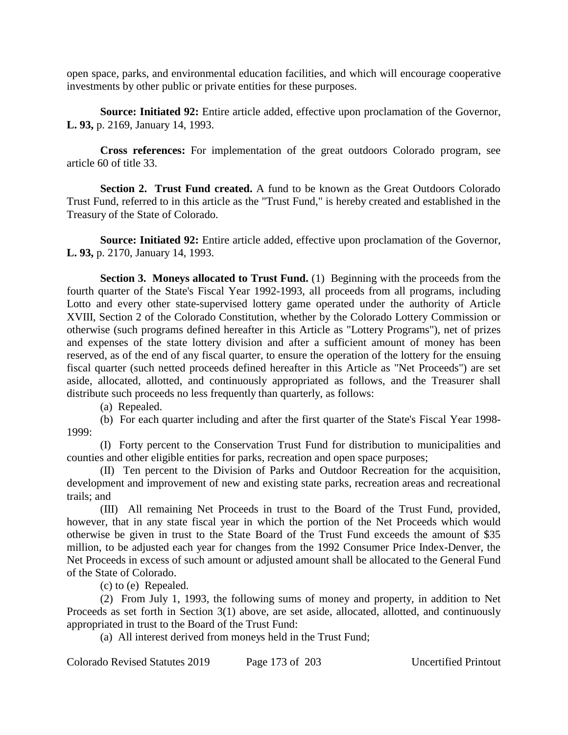open space, parks, and environmental education facilities, and which will encourage cooperative investments by other public or private entities for these purposes.

**Source: Initiated 92:** Entire article added, effective upon proclamation of the Governor, **L. 93,** p. 2169, January 14, 1993.

**Cross references:** For implementation of the great outdoors Colorado program, see article 60 of title 33.

**Section 2. Trust Fund created.** A fund to be known as the Great Outdoors Colorado Trust Fund, referred to in this article as the "Trust Fund," is hereby created and established in the Treasury of the State of Colorado.

**Source: Initiated 92:** Entire article added, effective upon proclamation of the Governor, **L. 93,** p. 2170, January 14, 1993.

**Section 3. Moneys allocated to Trust Fund.** (1) Beginning with the proceeds from the fourth quarter of the State's Fiscal Year 1992-1993, all proceeds from all programs, including Lotto and every other state-supervised lottery game operated under the authority of Article XVIII, Section 2 of the Colorado Constitution, whether by the Colorado Lottery Commission or otherwise (such programs defined hereafter in this Article as "Lottery Programs"), net of prizes and expenses of the state lottery division and after a sufficient amount of money has been reserved, as of the end of any fiscal quarter, to ensure the operation of the lottery for the ensuing fiscal quarter (such netted proceeds defined hereafter in this Article as "Net Proceeds") are set aside, allocated, allotted, and continuously appropriated as follows, and the Treasurer shall distribute such proceeds no less frequently than quarterly, as follows:

(a) Repealed.

(b) For each quarter including and after the first quarter of the State's Fiscal Year 1998-1999:

(I) Forty percent to the Conservation Trust Fund for distribution to municipalities and counties and other eligible entities for parks, recreation and open space purposes;

(II) Ten percent to the Division of Parks and Outdoor Recreation for the acquisition, development and improvement of new and existing state parks, recreation areas and recreational trails; and

(III) All remaining Net Proceeds in trust to the Board of the Trust Fund, provided, however, that in any state fiscal year in which the portion of the Net Proceeds which would otherwise be given in trust to the State Board of the Trust Fund exceeds the amount of $35 million, to be adjusted each year for changes from the 1992 Consumer Price Index-Denver, the Net Proceeds in excess of such amount or adjusted amount shall be allocated to the General Fund of the State of Colorado.

(c) to (e) Repealed.

(2) From July 1, 1993, the following sums of money and property, in addition to Net Proceeds as set forth in Section 3(1) above, are set aside, allocated, allotted, and continuously appropriated in trust to the Board of the Trust Fund:

(a) All interest derived from moneys held in the Trust Fund;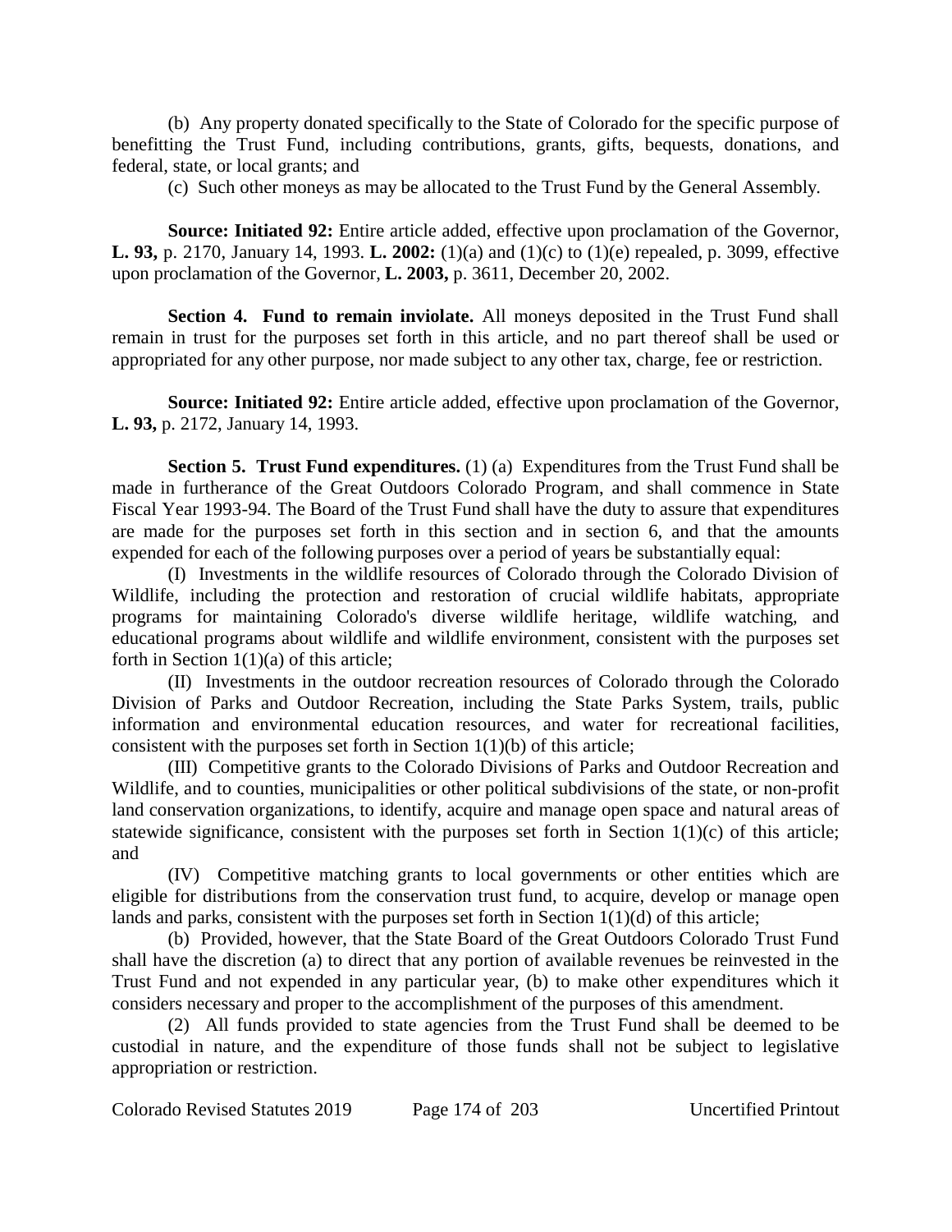(b) Any property donated specifically to the State of Colorado for the specific purpose of benefitting the Trust Fund, including contributions, grants, gifts, bequests, donations, and federal, state, or local grants; and

(c) Such other moneys as may be allocated to the Trust Fund by the General Assembly.

**Source: Initiated 92:** Entire article added, effective upon proclamation of the Governor, **L. 93,** p. 2170, January 14, 1993. **L. 2002:** (1)(a) and (1)(c) to (1)(e) repealed, p. 3099, effective upon proclamation of the Governor, **L. 2003,** p. 3611, December 20, 2002.

**Section 4. Fund to remain inviolate.** All moneys deposited in the Trust Fund shall remain in trust for the purposes set forth in this article, and no part thereof shall be used or appropriated for any other purpose, nor made subject to any other tax, charge, fee or restriction.

**Source: Initiated 92:** Entire article added, effective upon proclamation of the Governor, **L. 93,** p. 2172, January 14, 1993.

**Section 5. Trust Fund expenditures.** (1) (a) Expenditures from the Trust Fund shall be made in furtherance of the Great Outdoors Colorado Program, and shall commence in State Fiscal Year 1993-94. The Board of the Trust Fund shall have the duty to assure that expenditures are made for the purposes set forth in this section and in section 6, and that the amounts expended for each of the following purposes over a period of years be substantially equal:

(I) Investments in the wildlife resources of Colorado through the Colorado Division of Wildlife, including the protection and restoration of crucial wildlife habitats, appropriate programs for maintaining Colorado's diverse wildlife heritage, wildlife watching, and educational programs about wildlife and wildlife environment, consistent with the purposes set forth in Section 1(1)(a) of this article;

(II) Investments in the outdoor recreation resources of Colorado through the Colorado Division of Parks and Outdoor Recreation, including the State Parks System, trails, public information and environmental education resources, and water for recreational facilities, consistent with the purposes set forth in Section 1(1)(b) of this article;

(III) Competitive grants to the Colorado Divisions of Parks and Outdoor Recreation and Wildlife, and to counties, municipalities or other political subdivisions of the state, or non-profit land conservation organizations, to identify, acquire and manage open space and natural areas of statewide significance, consistent with the purposes set forth in Section 1(1)(c) of this article; and

(IV) Competitive matching grants to local governments or other entities which are eligible for distributions from the conservation trust fund, to acquire, develop or manage open lands and parks, consistent with the purposes set forth in Section 1(1)(d) of this article;

(b) Provided, however, that the State Board of the Great Outdoors Colorado Trust Fund shall have the discretion (a) to direct that any portion of available revenues be reinvested in the Trust Fund and not expended in any particular year, (b) to make other expenditures which it considers necessary and proper to the accomplishment of the purposes of this amendment.

(2) All funds provided to state agencies from the Trust Fund shall be deemed to be custodial in nature, and the expenditure of those funds shall not be subject to legislative appropriation or restriction.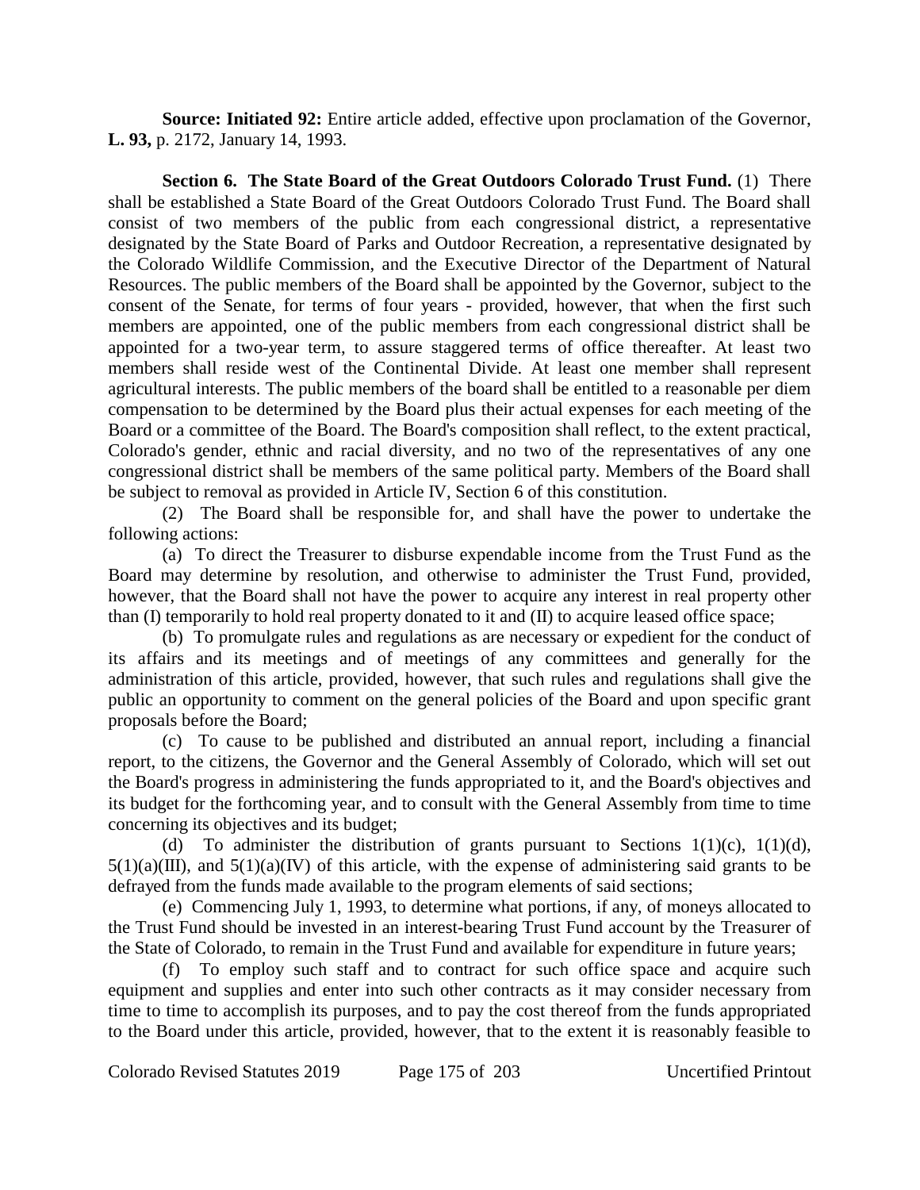**Source: Initiated 92:** Entire article added, effective upon proclamation of the Governor, **L. 93,** p. 2172, January 14, 1993.

**Section 6. The State Board of the Great Outdoors Colorado Trust Fund.** (1) There shall be established a State Board of the Great Outdoors Colorado Trust Fund. The Board shall consist of two members of the public from each congressional district, a representative designated by the State Board of Parks and Outdoor Recreation, a representative designated by the Colorado Wildlife Commission, and the Executive Director of the Department of Natural Resources. The public members of the Board shall be appointed by the Governor, subject to the consent of the Senate, for terms of four years - provided, however, that when the first such members are appointed, one of the public members from each congressional district shall be appointed for a two-year term, to assure staggered terms of office thereafter. At least two members shall reside west of the Continental Divide. At least one member shall represent agricultural interests. The public members of the board shall be entitled to a reasonable per diem compensation to be determined by the Board plus their actual expenses for each meeting of the Board or a committee of the Board. The Board's composition shall reflect, to the extent practical, Colorado's gender, ethnic and racial diversity, and no two of the representatives of any one congressional district shall be members of the same political party. Members of the Board shall be subject to removal as provided in Article IV, Section 6 of this constitution.

(2) The Board shall be responsible for, and shall have the power to undertake the following actions:

(a) To direct the Treasurer to disburse expendable income from the Trust Fund as the Board may determine by resolution, and otherwise to administer the Trust Fund, provided, however, that the Board shall not have the power to acquire any interest in real property other than (I) temporarily to hold real property donated to it and (II) to acquire leased office space;

(b) To promulgate rules and regulations as are necessary or expedient for the conduct of its affairs and its meetings and of meetings of any committees and generally for the administration of this article, provided, however, that such rules and regulations shall give the public an opportunity to comment on the general policies of the Board and upon specific grant proposals before the Board;

(c) To cause to be published and distributed an annual report, including a financial report, to the citizens, the Governor and the General Assembly of Colorado, which will set out the Board's progress in administering the funds appropriated to it, and the Board's objectives and its budget for the forthcoming year, and to consult with the General Assembly from time to time concerning its objectives and its budget;

(d) To administer the distribution of grants pursuant to Sections 1(1)(c), 1(1)(d), 5(1)(a)(III), and 5(1)(a)(IV) of this article, with the expense of administering said grants to be defrayed from the funds made available to the program elements of said sections;

(e) Commencing July 1, 1993, to determine what portions, if any, of moneys allocated to the Trust Fund should be invested in an interest-bearing Trust Fund account by the Treasurer of the State of Colorado, to remain in the Trust Fund and available for expenditure in future years;

(f) To employ such staff and to contract for such office space and acquire such equipment and supplies and enter into such other contracts as it may consider necessary from time to time to accomplish its purposes, and to pay the cost thereof from the funds appropriated to the Board under this article, provided, however, that to the extent it is reasonably feasible to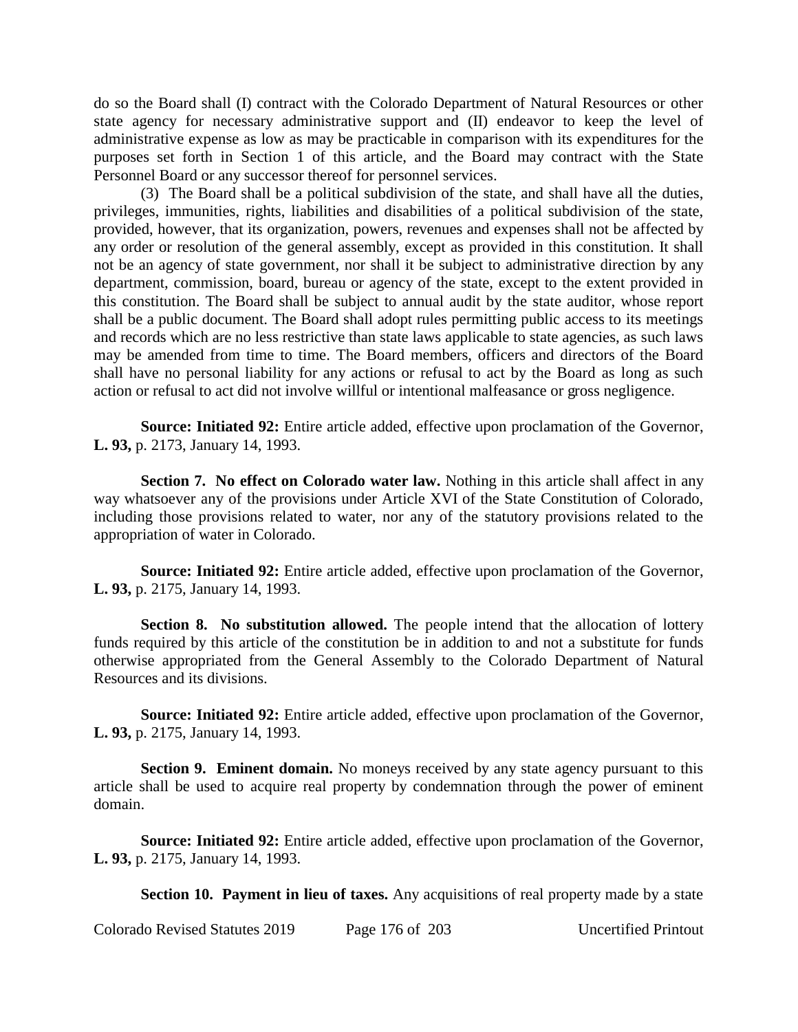do so the Board shall (I) contract with the Colorado Department of Natural Resources or other state agency for necessary administrative support and (II) endeavor to keep the level of administrative expense as low as may be practicable in comparison with its expenditures for the purposes set forth in Section 1 of this article, and the Board may contract with the State Personnel Board or any successor thereof for personnel services.

(3) The Board shall be a political subdivision of the state, and shall have all the duties, privileges, immunities, rights, liabilities and disabilities of a political subdivision of the state, provided, however, that its organization, powers, revenues and expenses shall not be affected by any order or resolution of the general assembly, except as provided in this constitution. It shall not be an agency of state government, nor shall it be subject to administrative direction by any department, commission, board, bureau or agency of the state, except to the extent provided in this constitution. The Board shall be subject to annual audit by the state auditor, whose report shall be a public document. The Board shall adopt rules permitting public access to its meetings and records which are no less restrictive than state laws applicable to state agencies, as such laws may be amended from time to time. The Board members, officers and directors of the Board shall have no personal liability for any actions or refusal to act by the Board as long as such action or refusal to act did not involve willful or intentional malfeasance or gross negligence.

**Source: Initiated 92:** Entire article added, effective upon proclamation of the Governor, **L. 93,** p. 2173, January 14, 1993.

**Section 7. No effect on Colorado water law.** Nothing in this article shall affect in any way whatsoever any of the provisions under Article XVI of the State Constitution of Colorado, including those provisions related to water, nor any of the statutory provisions related to the appropriation of water in Colorado.

**Source: Initiated 92:** Entire article added, effective upon proclamation of the Governor, **L. 93,** p. 2175, January 14, 1993.

**Section 8. No substitution allowed.** The people intend that the allocation of lottery funds required by this article of the constitution be in addition to and not a substitute for funds otherwise appropriated from the General Assembly to the Colorado Department of Natural Resources and its divisions.

**Source: Initiated 92:** Entire article added, effective upon proclamation of the Governor, **L. 93,** p. 2175, January 14, 1993.

**Section 9. Eminent domain.** No moneys received by any state agency pursuant to this article shall be used to acquire real property by condemnation through the power of eminent domain.

**Source: Initiated 92:** Entire article added, effective upon proclamation of the Governor, **L. 93,** p. 2175, January 14, 1993.

**Section 10. Payment in lieu of taxes.** Any acquisitions of real property made by a state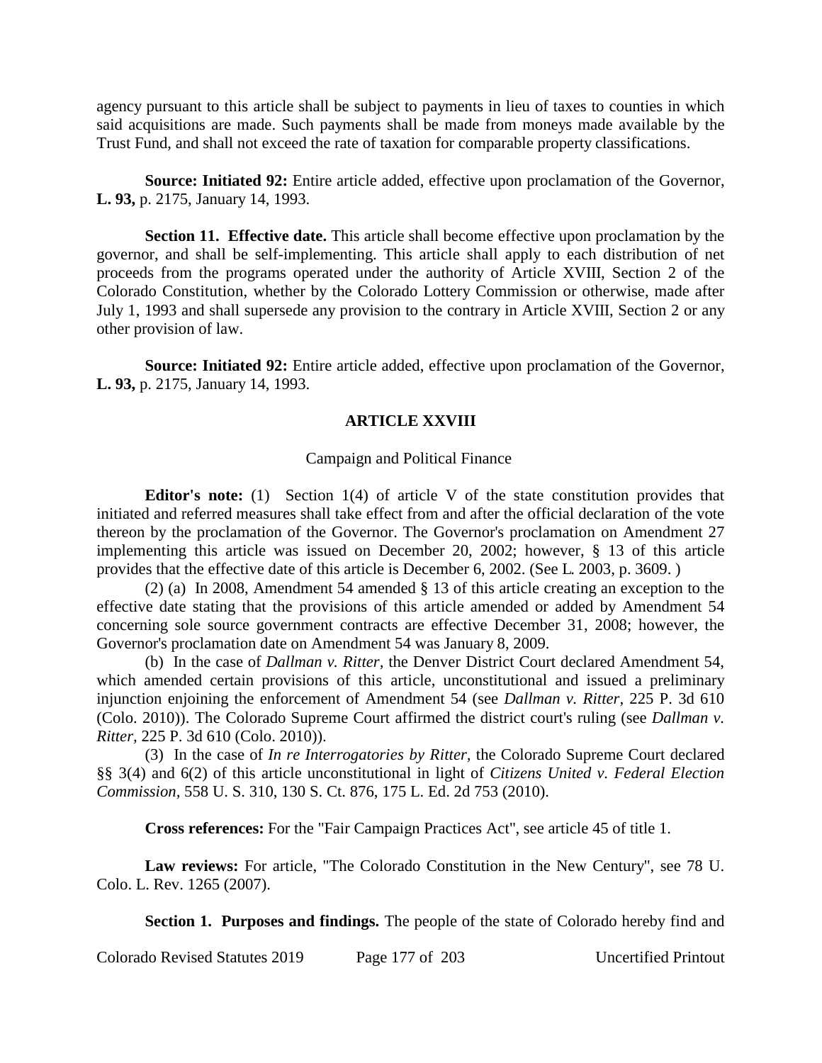agency pursuant to this article shall be subject to payments in lieu of taxes to counties in which said acquisitions are made. Such payments shall be made from moneys made available by the Trust Fund, and shall not exceed the rate of taxation for comparable property classifications.

**Source: Initiated 92:** Entire article added, effective upon proclamation of the Governor, **L. 93,** p. 2175, January 14, 1993.

**Section 11. Effective date.** This article shall become effective upon proclamation by the governor, and shall be self-implementing. This article shall apply to each distribution of net proceeds from the programs operated under the authority of Article XVIII, Section 2 of the Colorado Constitution, whether by the Colorado Lottery Commission or otherwise, made after July 1, 1993 and shall supersede any provision to the contrary in Article XVIII, Section 2 or any other provision of law.

**Source: Initiated 92:** Entire article added, effective upon proclamation of the Governor, **L. 93,** p. 2175, January 14, 1993.

## ARTICLE XXVIII

### Campaign and Political Finance

**Editor's note:** (1) Section 1(4) of article V of the state constitution provides that initiated and referred measures shall take effect from and after the official declaration of the vote thereon by the proclamation of the Governor. The Governor's proclamation on Amendment 27 implementing this article was issued on December 20, 2002; however, § 13 of this article provides that the effective date of this article is December 6, 2002. (See L. 2003, p. 3609. )

(2) (a) In 2008, Amendment 54 amended § 13 of this article creating an exception to the effective date stating that the provisions of this article amended or added by Amendment 54 concerning sole source government contracts are effective December 31, 2008; however, the Governor's proclamation date on Amendment 54 was January 8, 2009.

(b) In the case of *Dallman v. Ritter,* the Denver District Court declared Amendment 54, which amended certain provisions of this article, unconstitutional and issued a preliminary injunction enjoining the enforcement of Amendment 54 (see *Dallman v. Ritter,* 225 P. 3d 610 (Colo. 2010)). The Colorado Supreme Court affirmed the district court's ruling (see *Dallman v. Ritter*, 225 P. 3d 610 (Colo. 2010)).

(3) In the case of *In re Interrogatories by Ritter,* the Colorado Supreme Court declared §§ 3(4) and 6(2) of this article unconstitutional in light of *Citizens United v. Federal Election Commission,* 558 U. S. 310, 130 S. Ct. 876, 175 L. Ed. 2d 753 (2010).

**Cross references:** For the "Fair Campaign Practices Act", see article 45 of title 1.

**Law reviews:** For article, "The Colorado Constitution in the New Century", see 78 U. Colo. L. Rev. 1265 (2007).

**Section 1. Purposes and findings.** The people of the state of Colorado hereby find and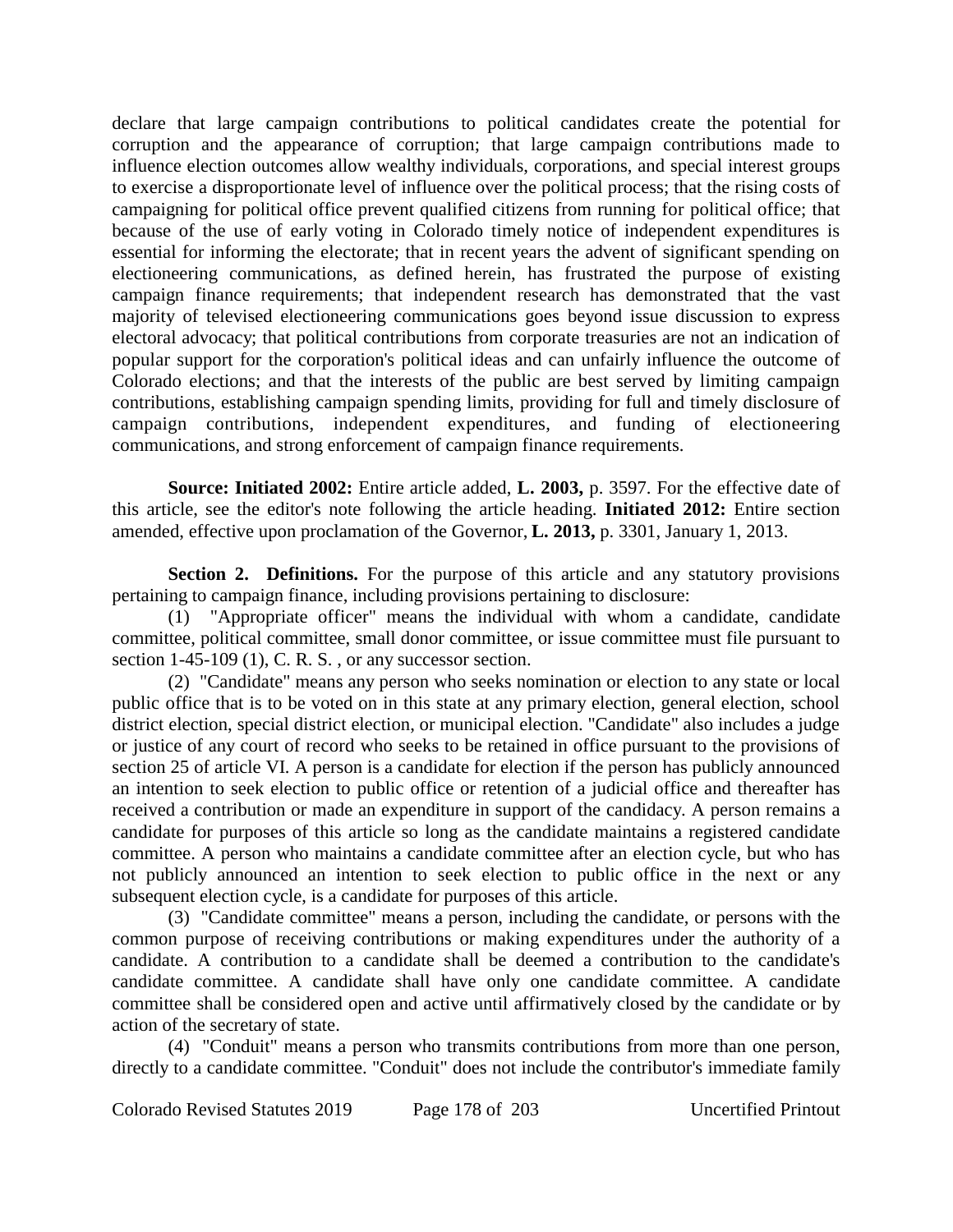declare that large campaign contributions to political candidates create the potential for corruption and the appearance of corruption; that large campaign contributions made to influence election outcomes allow wealthy individuals, corporations, and special interest groups to exercise a disproportionate level of influence over the political process; that the rising costs of campaigning for political office prevent qualified citizens from running for political office; that because of the use of early voting in Colorado timely notice of independent expenditures is essential for informing the electorate; that in recent years the advent of significant spending on electioneering communications, as defined herein, has frustrated the purpose of existing campaign finance requirements; that independent research has demonstrated that the vast majority of televised electioneering communications goes beyond issue discussion to express electoral advocacy; that political contributions from corporate treasuries are not an indication of popular support for the corporation's political ideas and can unfairly influence the outcome of Colorado elections; and that the interests of the public are best served by limiting campaign contributions, establishing campaign spending limits, providing for full and timely disclosure of campaign contributions, independent expenditures, and funding of electioneering communications, and strong enforcement of campaign finance requirements.

**Source: Initiated 2002:** Entire article added, **L. 2003,** p. 3597. For the effective date of this article, see the editor's note following the article heading. **Initiated 2012:** Entire section amended, effective upon proclamation of the Governor, **L. 2013,** p. 3301, January 1, 2013.

**Section 2. Definitions.** For the purpose of this article and any statutory provisions pertaining to campaign finance, including provisions pertaining to disclosure:

(1) "Appropriate officer" means the individual with whom a candidate, candidate committee, political committee, small donor committee, or issue committee must file pursuant to section 1-45-109 (1), C. R. S. , or any successor section.

(2) "Candidate" means any person who seeks nomination or election to any state or local public office that is to be voted on in this state at any primary election, general election, school district election, special district election, or municipal election. "Candidate" also includes a judge or justice of any court of record who seeks to be retained in office pursuant to the provisions of section 25 of article VI. A person is a candidate for election if the person has publicly announced an intention to seek election to public office or retention of a judicial office and thereafter has received a contribution or made an expenditure in support of the candidacy. A person remains a candidate for purposes of this article so long as the candidate maintains a registered candidate committee. A person who maintains a candidate committee after an election cycle, but who has not publicly announced an intention to seek election to public office in the next or any subsequent election cycle, is a candidate for purposes of this article.

(3) "Candidate committee" means a person, including the candidate, or persons with the common purpose of receiving contributions or making expenditures under the authority of a candidate. A contribution to a candidate shall be deemed a contribution to the candidate's candidate committee. A candidate shall have only one candidate committee. A candidate committee shall be considered open and active until affirmatively closed by the candidate or by action of the secretary of state.

(4) "Conduit" means a person who transmits contributions from more than one person, directly to a candidate committee. "Conduit" does not include the contributor's immediate family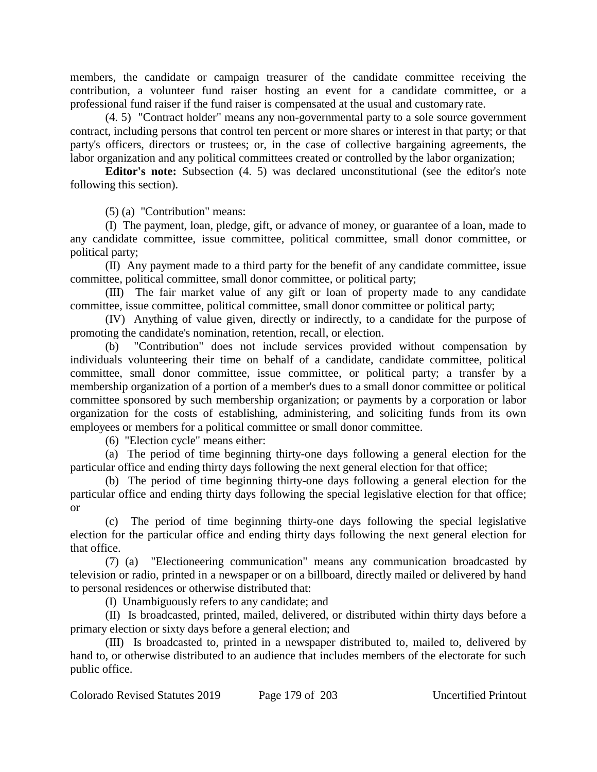members, the candidate or campaign treasurer of the candidate committee receiving the contribution, a volunteer fund raiser hosting an event for a candidate committee, or a professional fund raiser if the fund raiser is compensated at the usual and customary rate.

(4. 5) "Contract holder" means any non-governmental party to a sole source government contract, including persons that control ten percent or more shares or interest in that party; or that party's officers, directors or trustees; or, in the case of collective bargaining agreements, the labor organization and any political committees created or controlled by the labor organization;

**Editor's note:** Subsection (4. 5) was declared unconstitutional (see the editor's note following this section).

(5) (a) "Contribution" means:

(I) The payment, loan, pledge, gift, or advance of money, or guarantee of a loan, made to any candidate committee, issue committee, political committee, small donor committee, or political party;

(II) Any payment made to a third party for the benefit of any candidate committee, issue committee, political committee, small donor committee, or political party;

(III) The fair market value of any gift or loan of property made to any candidate committee, issue committee, political committee, small donor committee or political party;

(IV) Anything of value given, directly or indirectly, to a candidate for the purpose of promoting the candidate's nomination, retention, recall, or election.

(b) "Contribution" does not include services provided without compensation by individuals volunteering their time on behalf of a candidate, candidate committee, political committee, small donor committee, issue committee, or political party; a transfer by a membership organization of a portion of a member's dues to a small donor committee or political committee sponsored by such membership organization; or payments by a corporation or labor organization for the costs of establishing, administering, and soliciting funds from its own employees or members for a political committee or small donor committee.

(6) "Election cycle" means either:

(a) The period of time beginning thirty-one days following a general election for the particular office and ending thirty days following the next general election for that office;

(b) The period of time beginning thirty-one days following a general election for the particular office and ending thirty days following the special legislative election for that office; or

(c) The period of time beginning thirty-one days following the special legislative election for the particular office and ending thirty days following the next general election for that office.

(7) (a) "Electioneering communication" means any communication broadcasted by television or radio, printed in a newspaper or on a billboard, directly mailed or delivered by hand to personal residences or otherwise distributed that:

(I) Unambiguously refers to any candidate; and

(II) Is broadcasted, printed, mailed, delivered, or distributed within thirty days before a primary election or sixty days before a general election; and

(III) Is broadcasted to, printed in a newspaper distributed to, mailed to, delivered by hand to, or otherwise distributed to an audience that includes members of the electorate for such public office.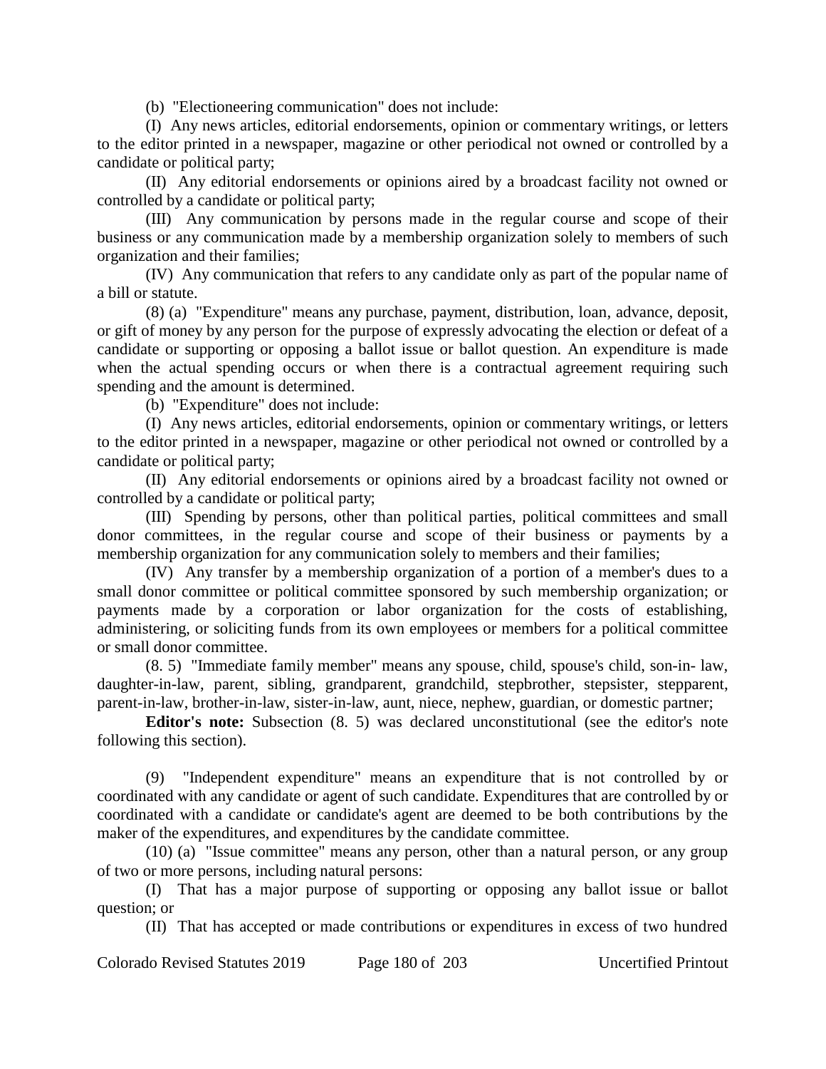(b) "Electioneering communication" does not include:

(I) Any news articles, editorial endorsements, opinion or commentary writings, or letters to the editor printed in a newspaper, magazine or other periodical not owned or controlled by a candidate or political party;

(II) Any editorial endorsements or opinions aired by a broadcast facility not owned or controlled by a candidate or political party;

(III) Any communication by persons made in the regular course and scope of their business or any communication made by a membership organization solely to members of such organization and their families;

(IV) Any communication that refers to any candidate only as part of the popular name of a bill or statute.

(8) (a) "Expenditure" means any purchase, payment, distribution, loan, advance, deposit, or gift of money by any person for the purpose of expressly advocating the election or defeat of a candidate or supporting or opposing a ballot issue or ballot question. An expenditure is made when the actual spending occurs or when there is a contractual agreement requiring such spending and the amount is determined.

(b) "Expenditure" does not include:

(I) Any news articles, editorial endorsements, opinion or commentary writings, or letters to the editor printed in a newspaper, magazine or other periodical not owned or controlled by a candidate or political party;

(II) Any editorial endorsements or opinions aired by a broadcast facility not owned or controlled by a candidate or political party;

(III) Spending by persons, other than political parties, political committees and small donor committees, in the regular course and scope of their business or payments by a membership organization for any communication solely to members and their families;

(IV) Any transfer by a membership organization of a portion of a member's dues to a small donor committee or political committee sponsored by such membership organization; or payments made by a corporation or labor organization for the costs of establishing, administering, or soliciting funds from its own employees or members for a political committee or small donor committee.

(8. 5) "Immediate family member" means any spouse, child, spouse's child, son-in- law, daughter-in-law, parent, sibling, grandparent, grandchild, stepbrother, stepsister, stepparent, parent-in-law, brother-in-law, sister-in-law, aunt, niece, nephew, guardian, or domestic partner;

**Editor's note:** Subsection (8. 5) was declared unconstitutional (see the editor's note following this section).

(9) "Independent expenditure" means an expenditure that is not controlled by or coordinated with any candidate or agent of such candidate. Expenditures that are controlled by or coordinated with a candidate or candidate's agent are deemed to be both contributions by the maker of the expenditures, and expenditures by the candidate committee.

(10) (a) "Issue committee" means any person, other than a natural person, or any group of two or more persons, including natural persons:

(I) That has a major purpose of supporting or opposing any ballot issue or ballot question; or

(II) That has accepted or made contributions or expenditures in excess of two hundred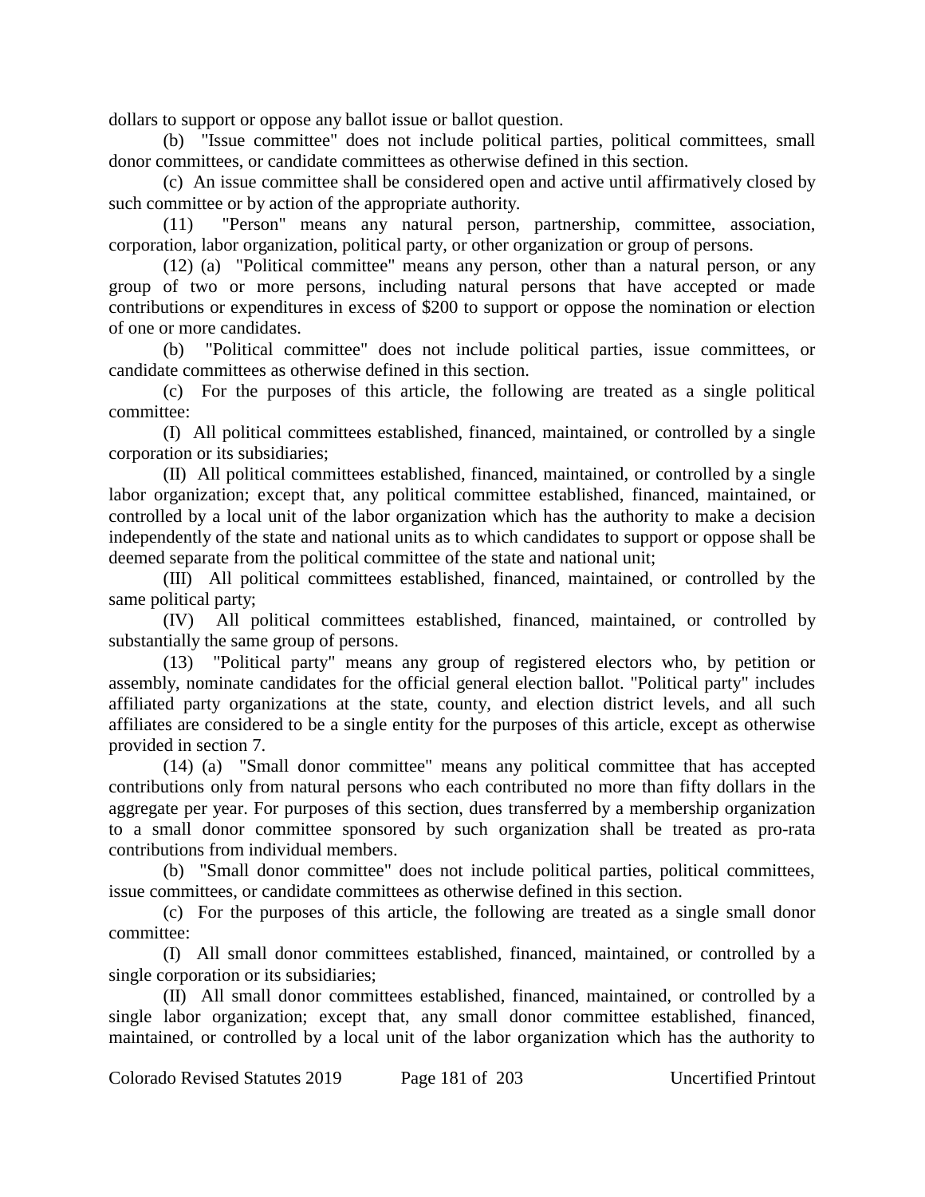dollars to support or oppose any ballot issue or ballot question.

(b) "Issue committee" does not include political parties, political committees, small donor committees, or candidate committees as otherwise defined in this section.

(c) An issue committee shall be considered open and active until affirmatively closed by such committee or by action of the appropriate authority.

(11) "Person" means any natural person, partnership, committee, association, corporation, labor organization, political party, or other organization or group of persons.

(12) (a) "Political committee" means any person, other than a natural person, or any group of two or more persons, including natural persons that have accepted or made contributions or expenditures in excess of $200 to support or oppose the nomination or election of one or more candidates.

(b) "Political committee" does not include political parties, issue committees, or candidate committees as otherwise defined in this section.

(c) For the purposes of this article, the following are treated as a single political committee:

(I) All political committees established, financed, maintained, or controlled by a single corporation or its subsidiaries;

(II) All political committees established, financed, maintained, or controlled by a single labor organization; except that, any political committee established, financed, maintained, or controlled by a local unit of the labor organization which has the authority to make a decision independently of the state and national units as to which candidates to support or oppose shall be deemed separate from the political committee of the state and national unit;

(III) All political committees established, financed, maintained, or controlled by the same political party;

(IV) All political committees established, financed, maintained, or controlled by substantially the same group of persons.

(13) "Political party" means any group of registered electors who, by petition or assembly, nominate candidates for the official general election ballot. "Political party" includes affiliated party organizations at the state, county, and election district levels, and all such affiliates are considered to be a single entity for the purposes of this article, except as otherwise provided in section 7.

(14) (a) "Small donor committee" means any political committee that has accepted contributions only from natural persons who each contributed no more than fifty dollars in the aggregate per year. For purposes of this section, dues transferred by a membership organization to a small donor committee sponsored by such organization shall be treated as pro-rata contributions from individual members.

(b) "Small donor committee" does not include political parties, political committees, issue committees, or candidate committees as otherwise defined in this section.

(c) For the purposes of this article, the following are treated as a single small donor committee:

(I) All small donor committees established, financed, maintained, or controlled by a single corporation or its subsidiaries;

(II) All small donor committees established, financed, maintained, or controlled by a single labor organization; except that, any small donor committee established, financed, maintained, or controlled by a local unit of the labor organization which has the authority to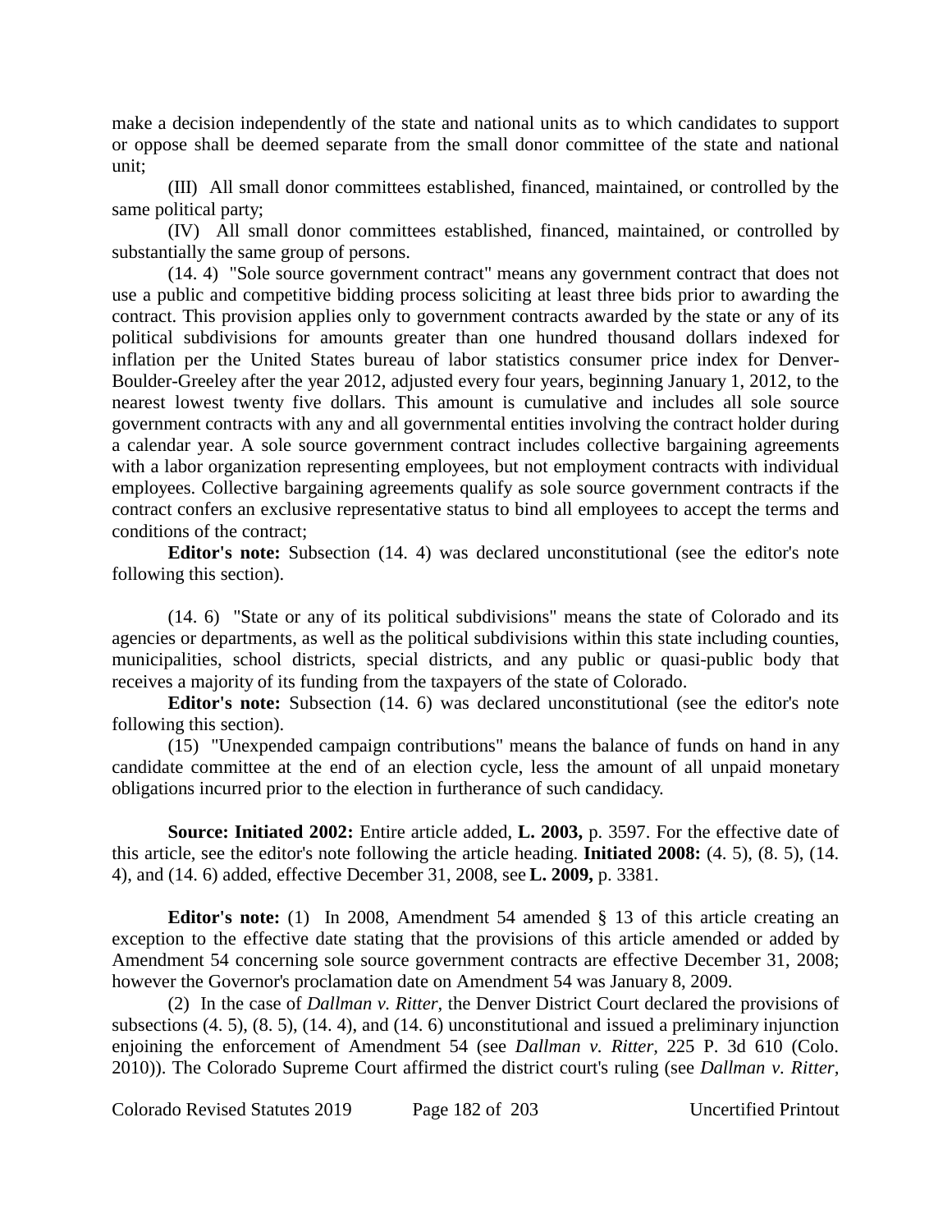make a decision independently of the state and national units as to which candidates to support or oppose shall be deemed separate from the small donor committee of the state and national unit;

(III) All small donor committees established, financed, maintained, or controlled by the same political party;

(IV) All small donor committees established, financed, maintained, or controlled by substantially the same group of persons.

(14. 4) "Sole source government contract" means any government contract that does not use a public and competitive bidding process soliciting at least three bids prior to awarding the contract. This provision applies only to government contracts awarded by the state or any of its political subdivisions for amounts greater than one hundred thousand dollars indexed for inflation per the United States bureau of labor statistics consumer price index for Denver-Boulder-Greeley after the year 2012, adjusted every four years, beginning January 1, 2012, to the nearest lowest twenty five dollars. This amount is cumulative and includes all sole source government contracts with any and all governmental entities involving the contract holder during a calendar year. A sole source government contract includes collective bargaining agreements with a labor organization representing employees, but not employment contracts with individual employees. Collective bargaining agreements qualify as sole source government contracts if the contract confers an exclusive representative status to bind all employees to accept the terms and conditions of the contract;

**Editor's note:** Subsection (14. 4) was declared unconstitutional (see the editor's note following this section).

(14. 6) "State or any of its political subdivisions" means the state of Colorado and its agencies or departments, as well as the political subdivisions within this state including counties, municipalities, school districts, special districts, and any public or quasi-public body that receives a majority of its funding from the taxpayers of the state of Colorado.

**Editor's note:** Subsection (14. 6) was declared unconstitutional (see the editor's note following this section).

(15) "Unexpended campaign contributions" means the balance of funds on hand in any candidate committee at the end of an election cycle, less the amount of all unpaid monetary obligations incurred prior to the election in furtherance of such candidacy.

**Source: Initiated 2002:** Entire article added, **L. 2003,** p. 3597. For the effective date of this article, see the editor's note following the article heading. **Initiated 2008:** (4. 5), (8. 5), (14. 4), and (14. 6) added, effective December 31, 2008, see **L. 2009,** p. 3381.

**Editor's note:** (1) In 2008, Amendment 54 amended § 13 of this article creating an exception to the effective date stating that the provisions of this article amended or added by Amendment 54 concerning sole source government contracts are effective December 31, 2008; however the Governor's proclamation date on Amendment 54 was January 8, 2009.

(2) In the case of *Dallman v. Ritter*, the Denver District Court declared the provisions of subsections (4. 5), (8. 5), (14. 4), and (14. 6) unconstitutional and issued a preliminary injunction enjoining the enforcement of Amendment 54 (see *Dallman v. Ritter*, 225 P. 3d 610 (Colo. 2010)). The Colorado Supreme Court affirmed the district court's ruling (see *Dallman v. Ritter*,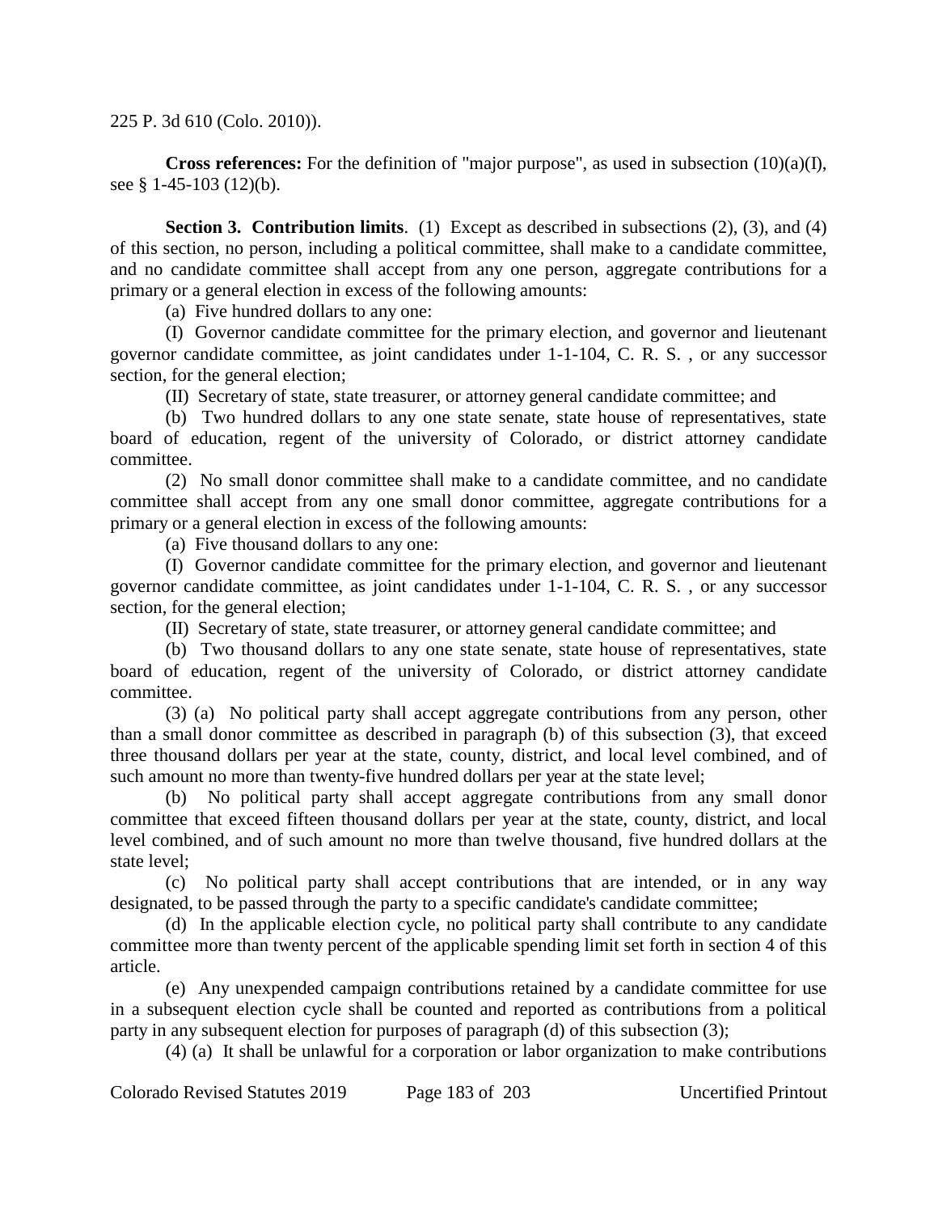225 P. 3d 610 (Colo. 2010)).

**Cross references:** For the definition of "major purpose", as used in subsection (10)(a)(I), see § 1-45-103 (12)(b).

**Section 3. Contribution limits**. (1) Except as described in subsections (2), (3), and (4) of this section, no person, including a political committee, shall make to a candidate committee, and no candidate committee shall accept from any one person, aggregate contributions for a primary or a general election in excess of the following amounts:

(a) Five hundred dollars to any one:

(I) Governor candidate committee for the primary election, and governor and lieutenant governor candidate committee, as joint candidates under 1-1-104, C. R. S. , or any successor section, for the general election;

(II) Secretary of state, state treasurer, or attorney general candidate committee; and

(b) Two hundred dollars to any one state senate, state house of representatives, state board of education, regent of the university of Colorado, or district attorney candidate committee.

(2) No small donor committee shall make to a candidate committee, and no candidate committee shall accept from any one small donor committee, aggregate contributions for a primary or a general election in excess of the following amounts:

(a) Five thousand dollars to any one:

(I) Governor candidate committee for the primary election, and governor and lieutenant governor candidate committee, as joint candidates under 1-1-104, C. R. S. , or any successor section, for the general election;

(II) Secretary of state, state treasurer, or attorney general candidate committee; and

(b) Two thousand dollars to any one state senate, state house of representatives, state board of education, regent of the university of Colorado, or district attorney candidate committee.

(3) (a) No political party shall accept aggregate contributions from any person, other than a small donor committee as described in paragraph (b) of this subsection (3), that exceed three thousand dollars per year at the state, county, district, and local level combined, and of such amount no more than twenty-five hundred dollars per year at the state level;

(b) No political party shall accept aggregate contributions from any small donor committee that exceed fifteen thousand dollars per year at the state, county, district, and local level combined, and of such amount no more than twelve thousand, five hundred dollars at the state level;

(c) No political party shall accept contributions that are intended, or in any way designated, to be passed through the party to a specific candidate's candidate committee;

(d) In the applicable election cycle, no political party shall contribute to any candidate committee more than twenty percent of the applicable spending limit set forth in section 4 of this article.

(e) Any unexpended campaign contributions retained by a candidate committee for use in a subsequent election cycle shall be counted and reported as contributions from a political party in any subsequent election for purposes of paragraph (d) of this subsection (3);

(4) (a) It shall be unlawful for a corporation or labor organization to make contributions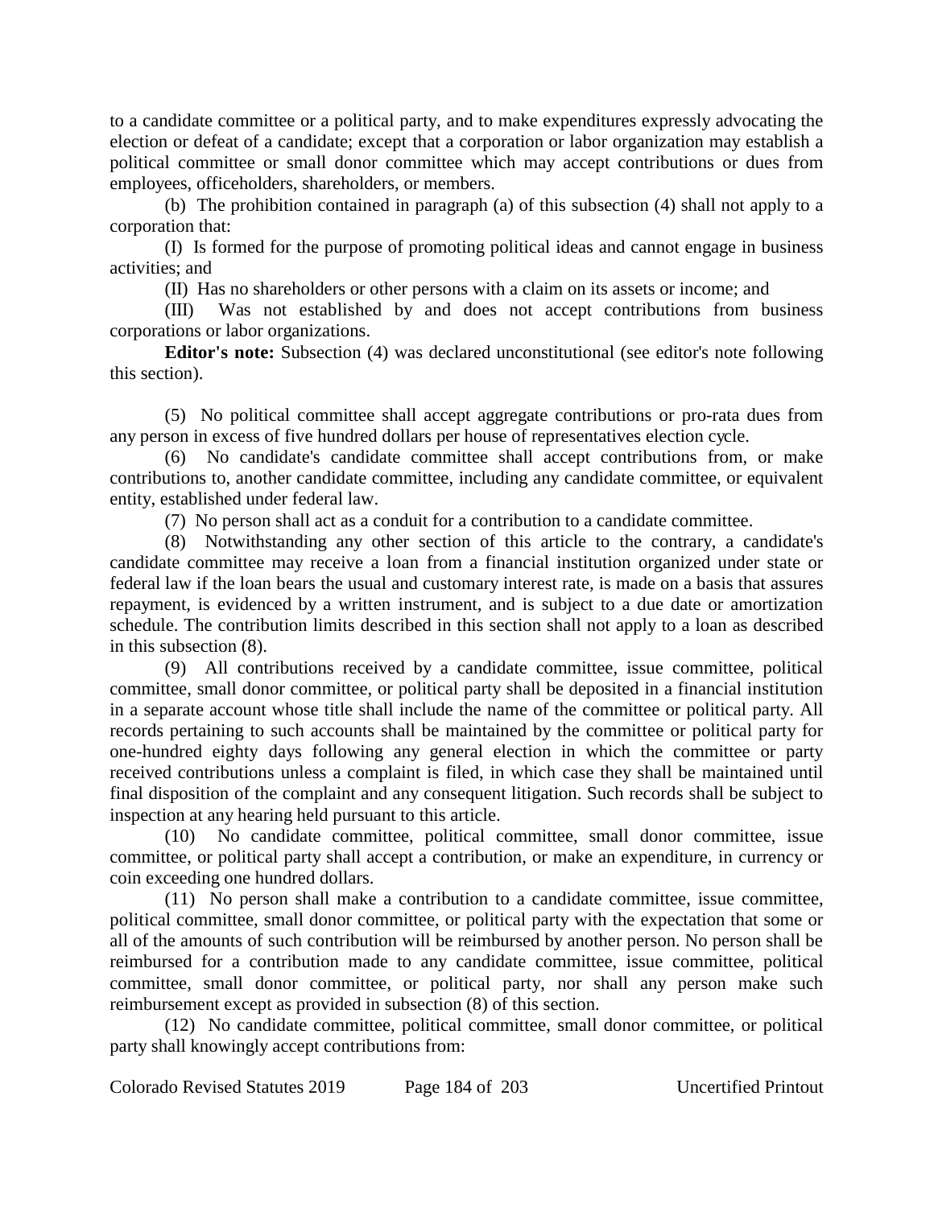to a candidate committee or a political party, and to make expenditures expressly advocating the election or defeat of a candidate; except that a corporation or labor organization may establish a political committee or small donor committee which may accept contributions or dues from employees, officeholders, shareholders, or members.

(b) The prohibition contained in paragraph (a) of this subsection (4) shall not apply to a corporation that:

(I) Is formed for the purpose of promoting political ideas and cannot engage in business activities; and

(II) Has no shareholders or other persons with a claim on its assets or income; and

(III) Was not established by and does not accept contributions from business corporations or labor organizations.

**Editor's note:** Subsection (4) was declared unconstitutional (see editor's note following this section).

(5) No political committee shall accept aggregate contributions or pro-rata dues from any person in excess of five hundred dollars per house of representatives election cycle.

(6) No candidate's candidate committee shall accept contributions from, or make contributions to, another candidate committee, including any candidate committee, or equivalent entity, established under federal law.

(7) No person shall act as a conduit for a contribution to a candidate committee.

(8) Notwithstanding any other section of this article to the contrary, a candidate's candidate committee may receive a loan from a financial institution organized under state or federal law if the loan bears the usual and customary interest rate, is made on a basis that assures repayment, is evidenced by a written instrument, and is subject to a due date or amortization schedule. The contribution limits described in this section shall not apply to a loan as described in this subsection (8).

(9) All contributions received by a candidate committee, issue committee, political committee, small donor committee, or political party shall be deposited in a financial institution in a separate account whose title shall include the name of the committee or political party. All records pertaining to such accounts shall be maintained by the committee or political party for one-hundred eighty days following any general election in which the committee or party received contributions unless a complaint is filed, in which case they shall be maintained until final disposition of the complaint and any consequent litigation. Such records shall be subject to inspection at any hearing held pursuant to this article.

(10) No candidate committee, political committee, small donor committee, issue committee, or political party shall accept a contribution, or make an expenditure, in currency or coin exceeding one hundred dollars.

(11) No person shall make a contribution to a candidate committee, issue committee, political committee, small donor committee, or political party with the expectation that some or all of the amounts of such contribution will be reimbursed by another person. No person shall be reimbursed for a contribution made to any candidate committee, issue committee, political committee, small donor committee, or political party, nor shall any person make such reimbursement except as provided in subsection (8) of this section.

(12) No candidate committee, political committee, small donor committee, or political party shall knowingly accept contributions from: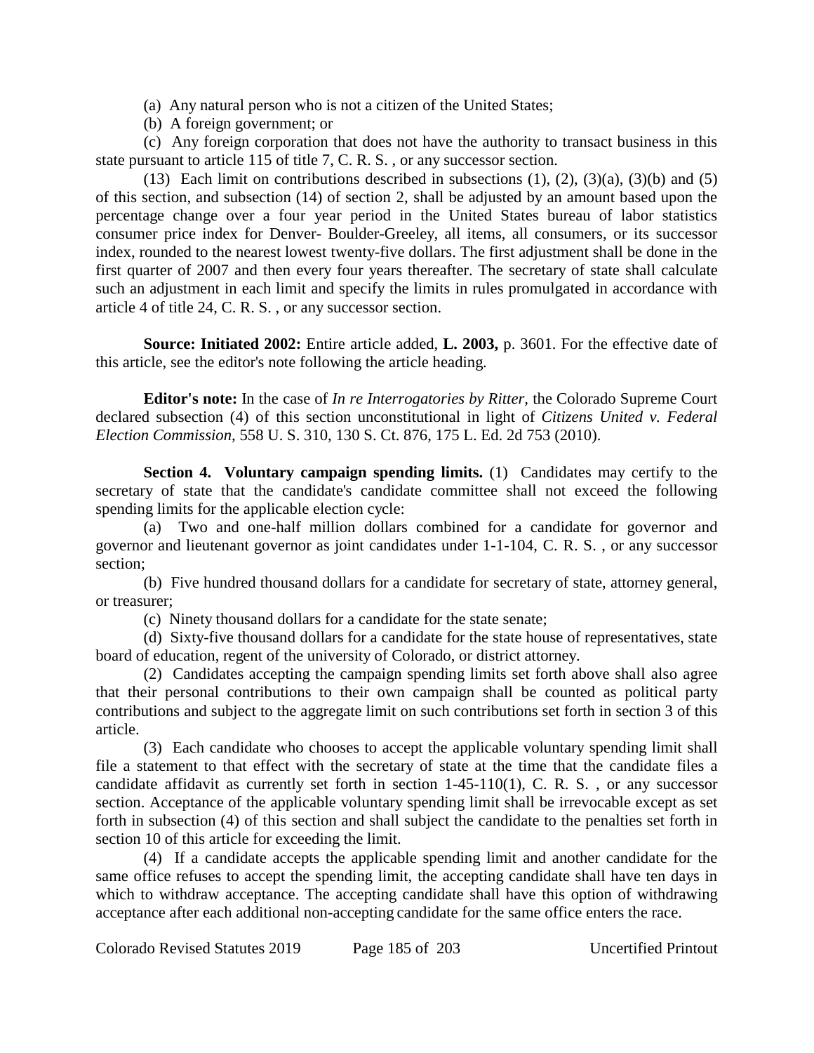(a) Any natural person who is not a citizen of the United States;

(b) A foreign government; or

(c) Any foreign corporation that does not have the authority to transact business in this state pursuant to article 115 of title 7, C. R. S. , or any successor section.

(13) Each limit on contributions described in subsections (1), (2), (3)(a), (3)(b) and (5) of this section, and subsection (14) of section 2, shall be adjusted by an amount based upon the percentage change over a four year period in the United States bureau of labor statistics consumer price index for Denver- Boulder-Greeley, all items, all consumers, or its successor index, rounded to the nearest lowest twenty-five dollars. The first adjustment shall be done in the first quarter of 2007 and then every four years thereafter. The secretary of state shall calculate such an adjustment in each limit and specify the limits in rules promulgated in accordance with article 4 of title 24, C. R. S. , or any successor section.

**Source: Initiated 2002:** Entire article added, **L. 2003,** p. 3601. For the effective date of this article, see the editor's note following the article heading.

**Editor's note:** In the case of *In re Interrogatories by Ritter,* the Colorado Supreme Court declared subsection (4) of this section unconstitutional in light of *Citizens United v. Federal Election Commission,* 558 U. S. 310, 130 S. Ct. 876, 175 L. Ed. 2d 753 (2010).

**Section 4. Voluntary campaign spending limits.** (1) Candidates may certify to the secretary of state that the candidate's candidate committee shall not exceed the following spending limits for the applicable election cycle:

(a) Two and one-half million dollars combined for a candidate for governor and governor and lieutenant governor as joint candidates under 1-1-104, C. R. S. , or any successor section;

(b) Five hundred thousand dollars for a candidate for secretary of state, attorney general, or treasurer;

(c) Ninety thousand dollars for a candidate for the state senate;

(d) Sixty-five thousand dollars for a candidate for the state house of representatives, state board of education, regent of the university of Colorado, or district attorney.

(2) Candidates accepting the campaign spending limits set forth above shall also agree that their personal contributions to their own campaign shall be counted as political party contributions and subject to the aggregate limit on such contributions set forth in section 3 of this article.

(3) Each candidate who chooses to accept the applicable voluntary spending limit shall file a statement to that effect with the secretary of state at the time that the candidate files a candidate affidavit as currently set forth in section 1-45-110(1), C. R. S. , or any successor section. Acceptance of the applicable voluntary spending limit shall be irrevocable except as set forth in subsection (4) of this section and shall subject the candidate to the penalties set forth in section 10 of this article for exceeding the limit.

(4) If a candidate accepts the applicable spending limit and another candidate for the same office refuses to accept the spending limit, the accepting candidate shall have ten days in which to withdraw acceptance. The accepting candidate shall have this option of withdrawing acceptance after each additional non-accepting candidate for the same office enters the race.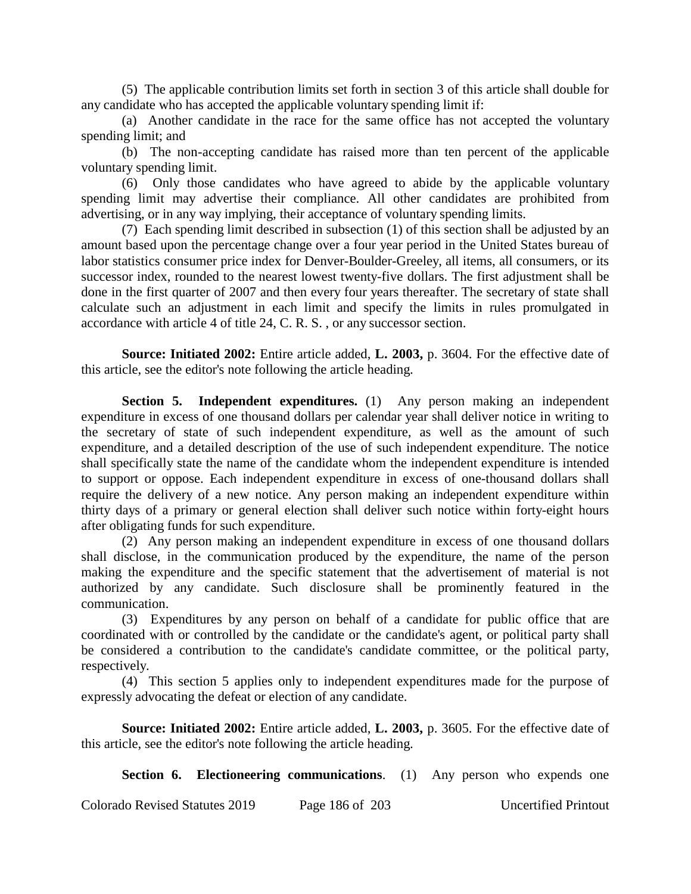(5) The applicable contribution limits set forth in section 3 of this article shall double for any candidate who has accepted the applicable voluntary spending limit if:

(a) Another candidate in the race for the same office has not accepted the voluntary spending limit; and

(b) The non-accepting candidate has raised more than ten percent of the applicable voluntary spending limit.

(6) Only those candidates who have agreed to abide by the applicable voluntary spending limit may advertise their compliance. All other candidates are prohibited from advertising, or in any way implying, their acceptance of voluntary spending limits.

(7) Each spending limit described in subsection (1) of this section shall be adjusted by an amount based upon the percentage change over a four year period in the United States bureau of labor statistics consumer price index for Denver-Boulder-Greeley, all items, all consumers, or its successor index, rounded to the nearest lowest twenty-five dollars. The first adjustment shall be done in the first quarter of 2007 and then every four years thereafter. The secretary of state shall calculate such an adjustment in each limit and specify the limits in rules promulgated in accordance with article 4 of title 24, C. R. S. , or any successor section.

**Source: Initiated 2002:** Entire article added, **L. 2003,** p. 3604. For the effective date of this article, see the editor's note following the article heading.

**Section 5. Independent expenditures.** (1) Any person making an independent expenditure in excess of one thousand dollars per calendar year shall deliver notice in writing to the secretary of state of such independent expenditure, as well as the amount of such expenditure, and a detailed description of the use of such independent expenditure. The notice shall specifically state the name of the candidate whom the independent expenditure is intended to support or oppose. Each independent expenditure in excess of one-thousand dollars shall require the delivery of a new notice. Any person making an independent expenditure within thirty days of a primary or general election shall deliver such notice within forty-eight hours after obligating funds for such expenditure.

(2) Any person making an independent expenditure in excess of one thousand dollars shall disclose, in the communication produced by the expenditure, the name of the person making the expenditure and the specific statement that the advertisement of material is not authorized by any candidate. Such disclosure shall be prominently featured in the communication.

(3) Expenditures by any person on behalf of a candidate for public office that are coordinated with or controlled by the candidate or the candidate's agent, or political party shall be considered a contribution to the candidate's candidate committee, or the political party, respectively.

(4) This section 5 applies only to independent expenditures made for the purpose of expressly advocating the defeat or election of any candidate.

**Source: Initiated 2002:** Entire article added, **L. 2003,** p. 3605. For the effective date of this article, see the editor's note following the article heading.

**Section 6. Electioneering communications**. (1) Any person who expends one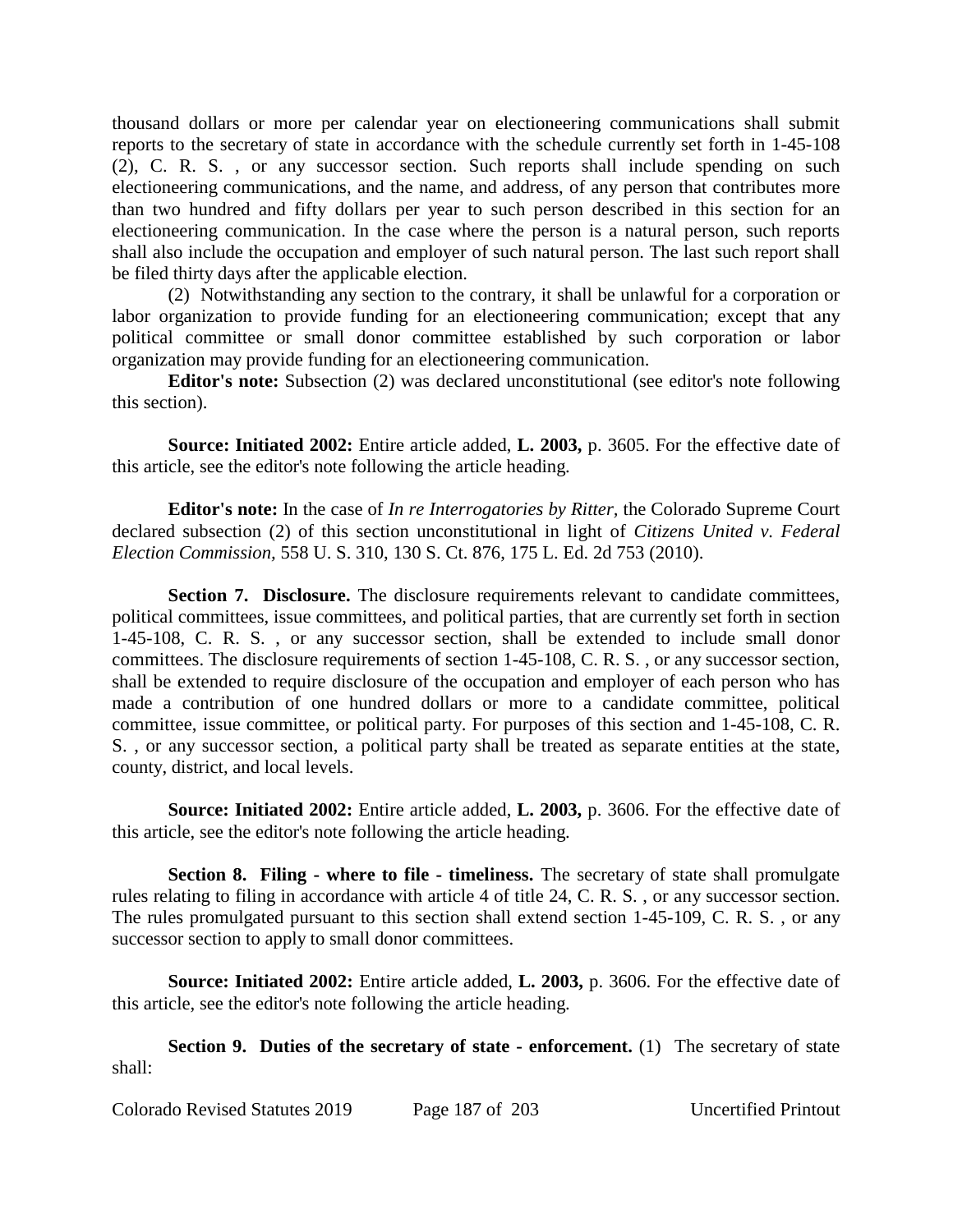thousand dollars or more per calendar year on electioneering communications shall submit reports to the secretary of state in accordance with the schedule currently set forth in 1-45-108 (2), C. R. S. , or any successor section. Such reports shall include spending on such electioneering communications, and the name, and address, of any person that contributes more than two hundred and fifty dollars per year to such person described in this section for an electioneering communication. In the case where the person is a natural person, such reports shall also include the occupation and employer of such natural person. The last such report shall be filed thirty days after the applicable election.

(2) Notwithstanding any section to the contrary, it shall be unlawful for a corporation or labor organization to provide funding for an electioneering communication; except that any political committee or small donor committee established by such corporation or labor organization may provide funding for an electioneering communication.

**Editor's note:** Subsection (2) was declared unconstitutional (see editor's note following this section).

**Source: Initiated 2002:** Entire article added, **L. 2003,** p. 3605. For the effective date of this article, see the editor's note following the article heading.

**Editor's note:** In the case of *In re Interrogatories by Ritter,* the Colorado Supreme Court declared subsection (2) of this section unconstitutional in light of *Citizens United v. Federal Election Commission,* 558 U. S. 310, 130 S. Ct. 876, 175 L. Ed. 2d 753 (2010).

**Section 7. Disclosure.** The disclosure requirements relevant to candidate committees, political committees, issue committees, and political parties, that are currently set forth in section 1-45-108, C. R. S. , or any successor section, shall be extended to include small donor committees. The disclosure requirements of section 1-45-108, C. R. S. , or any successor section, shall be extended to require disclosure of the occupation and employer of each person who has made a contribution of one hundred dollars or more to a candidate committee, political committee, issue committee, or political party. For purposes of this section and 1-45-108, C. R. S. , or any successor section, a political party shall be treated as separate entities at the state, county, district, and local levels.

**Source: Initiated 2002:** Entire article added, **L. 2003,** p. 3606. For the effective date of this article, see the editor's note following the article heading.

**Section 8. Filing - where to file - timeliness.** The secretary of state shall promulgate rules relating to filing in accordance with article 4 of title 24, C. R. S. , or any successor section. The rules promulgated pursuant to this section shall extend section 1-45-109, C. R. S. , or any successor section to apply to small donor committees.

**Source: Initiated 2002:** Entire article added, **L. 2003,** p. 3606. For the effective date of this article, see the editor's note following the article heading.

**Section 9. Duties of the secretary of state - enforcement.** (1) The secretary of state shall: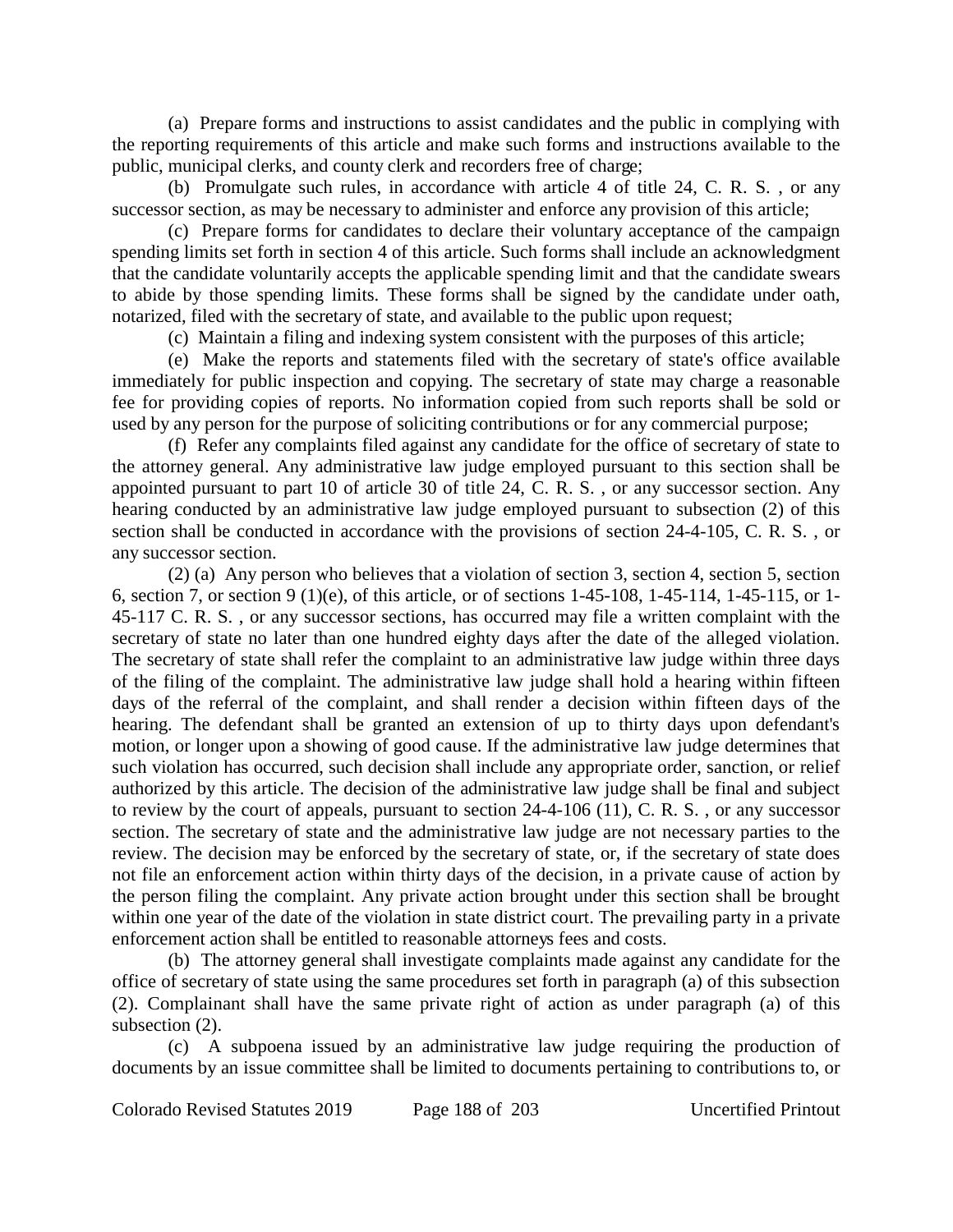(a) Prepare forms and instructions to assist candidates and the public in complying with the reporting requirements of this article and make such forms and instructions available to the public, municipal clerks, and county clerk and recorders free of charge;

(b) Promulgate such rules, in accordance with article 4 of title 24, C. R. S. , or any successor section, as may be necessary to administer and enforce any provision of this article;

(c) Prepare forms for candidates to declare their voluntary acceptance of the campaign spending limits set forth in section 4 of this article. Such forms shall include an acknowledgment that the candidate voluntarily accepts the applicable spending limit and that the candidate swears to abide by those spending limits. These forms shall be signed by the candidate under oath, notarized, filed with the secretary of state, and available to the public upon request;

(c) Maintain a filing and indexing system consistent with the purposes of this article;

(e) Make the reports and statements filed with the secretary of state's office available immediately for public inspection and copying. The secretary of state may charge a reasonable fee for providing copies of reports. No information copied from such reports shall be sold or used by any person for the purpose of soliciting contributions or for any commercial purpose;

(f) Refer any complaints filed against any candidate for the office of secretary of state to the attorney general. Any administrative law judge employed pursuant to this section shall be appointed pursuant to part 10 of article 30 of title 24, C. R. S. , or any successor section. Any hearing conducted by an administrative law judge employed pursuant to subsection (2) of this section shall be conducted in accordance with the provisions of section 24-4-105, C. R. S. , or any successor section.

(2) (a) Any person who believes that a violation of section 3, section 4, section 5, section 6, section 7, or section 9 (1)(e), of this article, or of sections 1-45-108, 1-45-114, 1-45-115, or 1-45-117 C. R. S. , or any successor sections, has occurred may file a written complaint with the secretary of state no later than one hundred eighty days after the date of the alleged violation. The secretary of state shall refer the complaint to an administrative law judge within three days of the filing of the complaint. The administrative law judge shall hold a hearing within fifteen days of the referral of the complaint, and shall render a decision within fifteen days of the hearing. The defendant shall be granted an extension of up to thirty days upon defendant's motion, or longer upon a showing of good cause. If the administrative law judge determines that such violation has occurred, such decision shall include any appropriate order, sanction, or relief authorized by this article. The decision of the administrative law judge shall be final and subject to review by the court of appeals, pursuant to section 24-4-106 (11), C. R. S. , or any successor section. The secretary of state and the administrative law judge are not necessary parties to the review. The decision may be enforced by the secretary of state, or, if the secretary of state does not file an enforcement action within thirty days of the decision, in a private cause of action by the person filing the complaint. Any private action brought under this section shall be brought within one year of the date of the violation in state district court. The prevailing party in a private enforcement action shall be entitled to reasonable attorneys fees and costs.

(b) The attorney general shall investigate complaints made against any candidate for the office of secretary of state using the same procedures set forth in paragraph (a) of this subsection (2). Complainant shall have the same private right of action as under paragraph (a) of this subsection (2).

(c) A subpoena issued by an administrative law judge requiring the production of documents by an issue committee shall be limited to documents pertaining to contributions to, or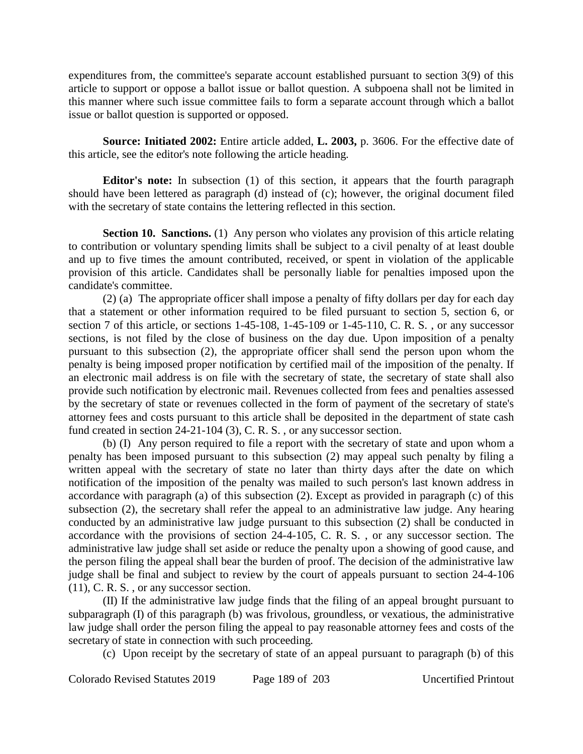expenditures from, the committee's separate account established pursuant to section 3(9) of this article to support or oppose a ballot issue or ballot question. A subpoena shall not be limited in this manner where such issue committee fails to form a separate account through which a ballot issue or ballot question is supported or opposed.

**Source: Initiated 2002:** Entire article added, **L. 2003,** p. 3606. For the effective date of this article, see the editor's note following the article heading.

**Editor's note:** In subsection (1) of this section, it appears that the fourth paragraph should have been lettered as paragraph (d) instead of (c); however, the original document filed with the secretary of state contains the lettering reflected in this section.

**Section 10. Sanctions.** (1) Any person who violates any provision of this article relating to contribution or voluntary spending limits shall be subject to a civil penalty of at least double and up to five times the amount contributed, received, or spent in violation of the applicable provision of this article. Candidates shall be personally liable for penalties imposed upon the candidate's committee.

(2) (a) The appropriate officer shall impose a penalty of fifty dollars per day for each day that a statement or other information required to be filed pursuant to section 5, section 6, or section 7 of this article, or sections 1-45-108, 1-45-109 or 1-45-110, C. R. S. , or any successor sections, is not filed by the close of business on the day due. Upon imposition of a penalty pursuant to this subsection (2), the appropriate officer shall send the person upon whom the penalty is being imposed proper notification by certified mail of the imposition of the penalty. If an electronic mail address is on file with the secretary of state, the secretary of state shall also provide such notification by electronic mail. Revenues collected from fees and penalties assessed by the secretary of state or revenues collected in the form of payment of the secretary of state's attorney fees and costs pursuant to this article shall be deposited in the department of state cash fund created in section 24-21-104 (3), C. R. S. , or any successor section.

(b) (I) Any person required to file a report with the secretary of state and upon whom a penalty has been imposed pursuant to this subsection (2) may appeal such penalty by filing a written appeal with the secretary of state no later than thirty days after the date on which notification of the imposition of the penalty was mailed to such person's last known address in accordance with paragraph (a) of this subsection (2). Except as provided in paragraph (c) of this subsection (2), the secretary shall refer the appeal to an administrative law judge. Any hearing conducted by an administrative law judge pursuant to this subsection (2) shall be conducted in accordance with the provisions of section 24-4-105, C. R. S. , or any successor section. The administrative law judge shall set aside or reduce the penalty upon a showing of good cause, and the person filing the appeal shall bear the burden of proof. The decision of the administrative law judge shall be final and subject to review by the court of appeals pursuant to section 24-4-106 (11), C. R. S. , or any successor section.

(II) If the administrative law judge finds that the filing of an appeal brought pursuant to subparagraph (I) of this paragraph (b) was frivolous, groundless, or vexatious, the administrative law judge shall order the person filing the appeal to pay reasonable attorney fees and costs of the secretary of state in connection with such proceeding.

(c) Upon receipt by the secretary of state of an appeal pursuant to paragraph (b) of this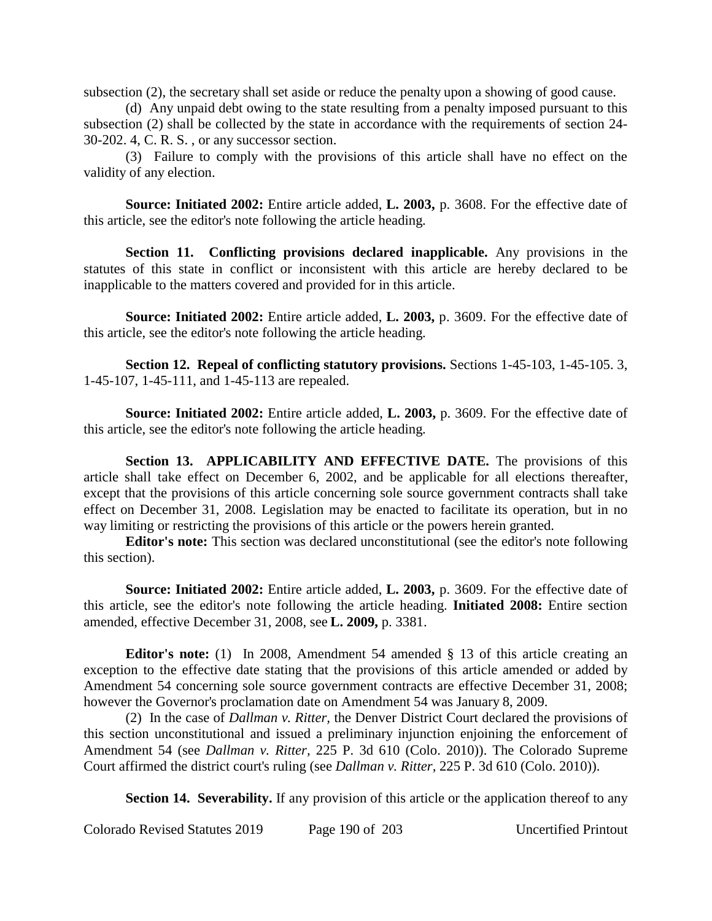subsection (2), the secretary shall set aside or reduce the penalty upon a showing of good cause.

(d) Any unpaid debt owing to the state resulting from a penalty imposed pursuant to this subsection (2) shall be collected by the state in accordance with the requirements of section 24-30-202. 4, C. R. S. , or any successor section.

(3) Failure to comply with the provisions of this article shall have no effect on the validity of any election.

**Source: Initiated 2002:** Entire article added, **L. 2003,** p. 3608. For the effective date of this article, see the editor's note following the article heading.

**Section 11. Conflicting provisions declared inapplicable.** Any provisions in the statutes of this state in conflict or inconsistent with this article are hereby declared to be inapplicable to the matters covered and provided for in this article.

**Source: Initiated 2002:** Entire article added, **L. 2003,** p. 3609. For the effective date of this article, see the editor's note following the article heading.

**Section 12. Repeal of conflicting statutory provisions.** Sections 1-45-103, 1-45-105. 3, 1-45-107, 1-45-111, and 1-45-113 are repealed.

**Source: Initiated 2002:** Entire article added, **L. 2003,** p. 3609. For the effective date of this article, see the editor's note following the article heading.

**Section 13. APPLICABILITY AND EFFECTIVE DATE.** The provisions of this article shall take effect on December 6, 2002, and be applicable for all elections thereafter, except that the provisions of this article concerning sole source government contracts shall take effect on December 31, 2008. Legislation may be enacted to facilitate its operation, but in no way limiting or restricting the provisions of this article or the powers herein granted.

**Editor's note:** This section was declared unconstitutional (see the editor's note following this section).

**Source: Initiated 2002:** Entire article added, **L. 2003,** p. 3609. For the effective date of this article, see the editor's note following the article heading. **Initiated 2008:** Entire section amended, effective December 31, 2008, see **L. 2009,** p. 3381.

**Editor's note:** (1) In 2008, Amendment 54 amended § 13 of this article creating an exception to the effective date stating that the provisions of this article amended or added by Amendment 54 concerning sole source government contracts are effective December 31, 2008; however the Governor's proclamation date on Amendment 54 was January 8, 2009.

(2) In the case of *Dallman v. Ritter*, the Denver District Court declared the provisions of this section unconstitutional and issued a preliminary injunction enjoining the enforcement of Amendment 54 (see *Dallman v. Ritter*, 225 P. 3d 610 (Colo. 2010)). The Colorado Supreme Court affirmed the district court's ruling (see *Dallman v. Ritter*, 225 P. 3d 610 (Colo. 2010)).

**Section 14. Severability.** If any provision of this article or the application thereof to any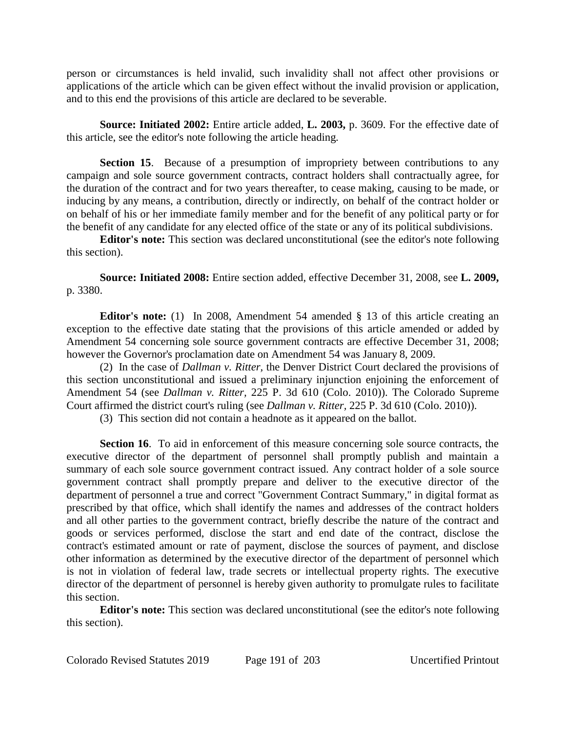person or circumstances is held invalid, such invalidity shall not affect other provisions or applications of the article which can be given effect without the invalid provision or application, and to this end the provisions of this article are declared to be severable.

**Source: Initiated 2002:** Entire article added, **L. 2003,** p. 3609. For the effective date of this article, see the editor's note following the article heading.

**Section 15**. Because of a presumption of impropriety between contributions to any campaign and sole source government contracts, contract holders shall contractually agree, for the duration of the contract and for two years thereafter, to cease making, causing to be made, or inducing by any means, a contribution, directly or indirectly, on behalf of the contract holder or on behalf of his or her immediate family member and for the benefit of any political party or for the benefit of any candidate for any elected office of the state or any of its political subdivisions.

**Editor's note:** This section was declared unconstitutional (see the editor's note following this section).

**Source: Initiated 2008:** Entire section added, effective December 31, 2008, see **L. 2009,** p. 3380.

**Editor's note:** (1) In 2008, Amendment 54 amended § 13 of this article creating an exception to the effective date stating that the provisions of this article amended or added by Amendment 54 concerning sole source government contracts are effective December 31, 2008; however the Governor's proclamation date on Amendment 54 was January 8, 2009.

(2) In the case of *Dallman v. Ritter*, the Denver District Court declared the provisions of this section unconstitutional and issued a preliminary injunction enjoining the enforcement of Amendment 54 (see *Dallman v. Ritter*, 225 P. 3d 610 (Colo. 2010)). The Colorado Supreme Court affirmed the district court's ruling (see *Dallman v. Ritter*, 225 P. 3d 610 (Colo. 2010)).

(3) This section did not contain a headnote as it appeared on the ballot.

**Section 16**. To aid in enforcement of this measure concerning sole source contracts, the executive director of the department of personnel shall promptly publish and maintain a summary of each sole source government contract issued. Any contract holder of a sole source government contract shall promptly prepare and deliver to the executive director of the department of personnel a true and correct "Government Contract Summary," in digital format as prescribed by that office, which shall identify the names and addresses of the contract holders and all other parties to the government contract, briefly describe the nature of the contract and goods or services performed, disclose the start and end date of the contract, disclose the contract's estimated amount or rate of payment, disclose the sources of payment, and disclose other information as determined by the executive director of the department of personnel which is not in violation of federal law, trade secrets or intellectual property rights. The executive director of the department of personnel is hereby given authority to promulgate rules to facilitate this section.

**Editor's note:** This section was declared unconstitutional (see the editor's note following this section).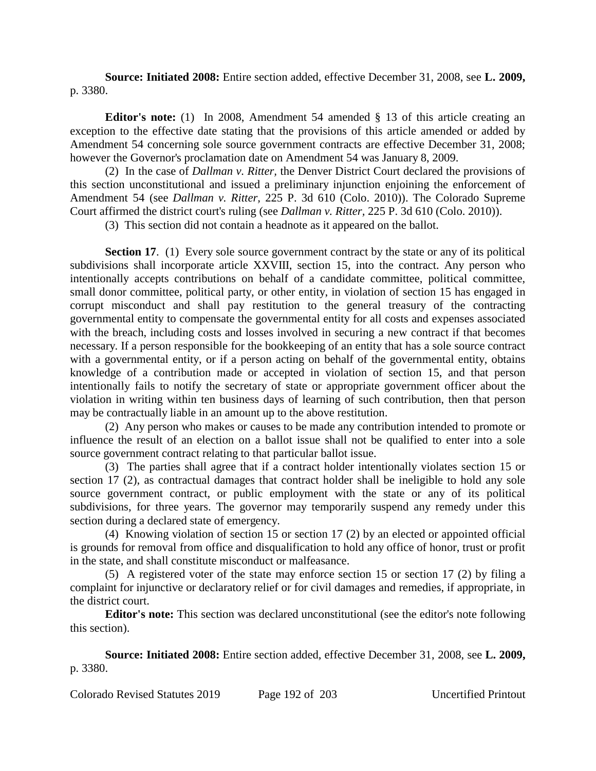**Source: Initiated 2008:** Entire section added, effective December 31, 2008, see **L. 2009,** p. 3380.

**Editor's note:** (1) In 2008, Amendment 54 amended § 13 of this article creating an exception to the effective date stating that the provisions of this article amended or added by Amendment 54 concerning sole source government contracts are effective December 31, 2008; however the Governor's proclamation date on Amendment 54 was January 8, 2009.

(2) In the case of *Dallman v. Ritter,* the Denver District Court declared the provisions of this section unconstitutional and issued a preliminary injunction enjoining the enforcement of Amendment 54 (see *Dallman v. Ritter*, 225 P. 3d 610 (Colo. 2010)). The Colorado Supreme Court affirmed the district court's ruling (see *Dallman v. Ritter*, 225 P. 3d 610 (Colo. 2010)).

(3) This section did not contain a headnote as it appeared on the ballot.

**Section 17**. (1) Every sole source government contract by the state or any of its political subdivisions shall incorporate article XXVIII, section 15, into the contract. Any person who intentionally accepts contributions on behalf of a candidate committee, political committee, small donor committee, political party, or other entity, in violation of section 15 has engaged in corrupt misconduct and shall pay restitution to the general treasury of the contracting governmental entity to compensate the governmental entity for all costs and expenses associated with the breach, including costs and losses involved in securing a new contract if that becomes necessary. If a person responsible for the bookkeeping of an entity that has a sole source contract with a governmental entity, or if a person acting on behalf of the governmental entity, obtains knowledge of a contribution made or accepted in violation of section 15, and that person intentionally fails to notify the secretary of state or appropriate government officer about the violation in writing within ten business days of learning of such contribution, then that person may be contractually liable in an amount up to the above restitution.

(2) Any person who makes or causes to be made any contribution intended to promote or influence the result of an election on a ballot issue shall not be qualified to enter into a sole source government contract relating to that particular ballot issue.

(3) The parties shall agree that if a contract holder intentionally violates section 15 or section 17 (2), as contractual damages that contract holder shall be ineligible to hold any sole source government contract, or public employment with the state or any of its political subdivisions, for three years. The governor may temporarily suspend any remedy under this section during a declared state of emergency.

(4) Knowing violation of section 15 or section 17 (2) by an elected or appointed official is grounds for removal from office and disqualification to hold any office of honor, trust or profit in the state, and shall constitute misconduct or malfeasance.

(5) A registered voter of the state may enforce section 15 or section 17 (2) by filing a complaint for injunctive or declaratory relief or for civil damages and remedies, if appropriate, in the district court.

**Editor's note:** This section was declared unconstitutional (see the editor's note following this section).

**Source: Initiated 2008:** Entire section added, effective December 31, 2008, see **L. 2009,** p. 3380.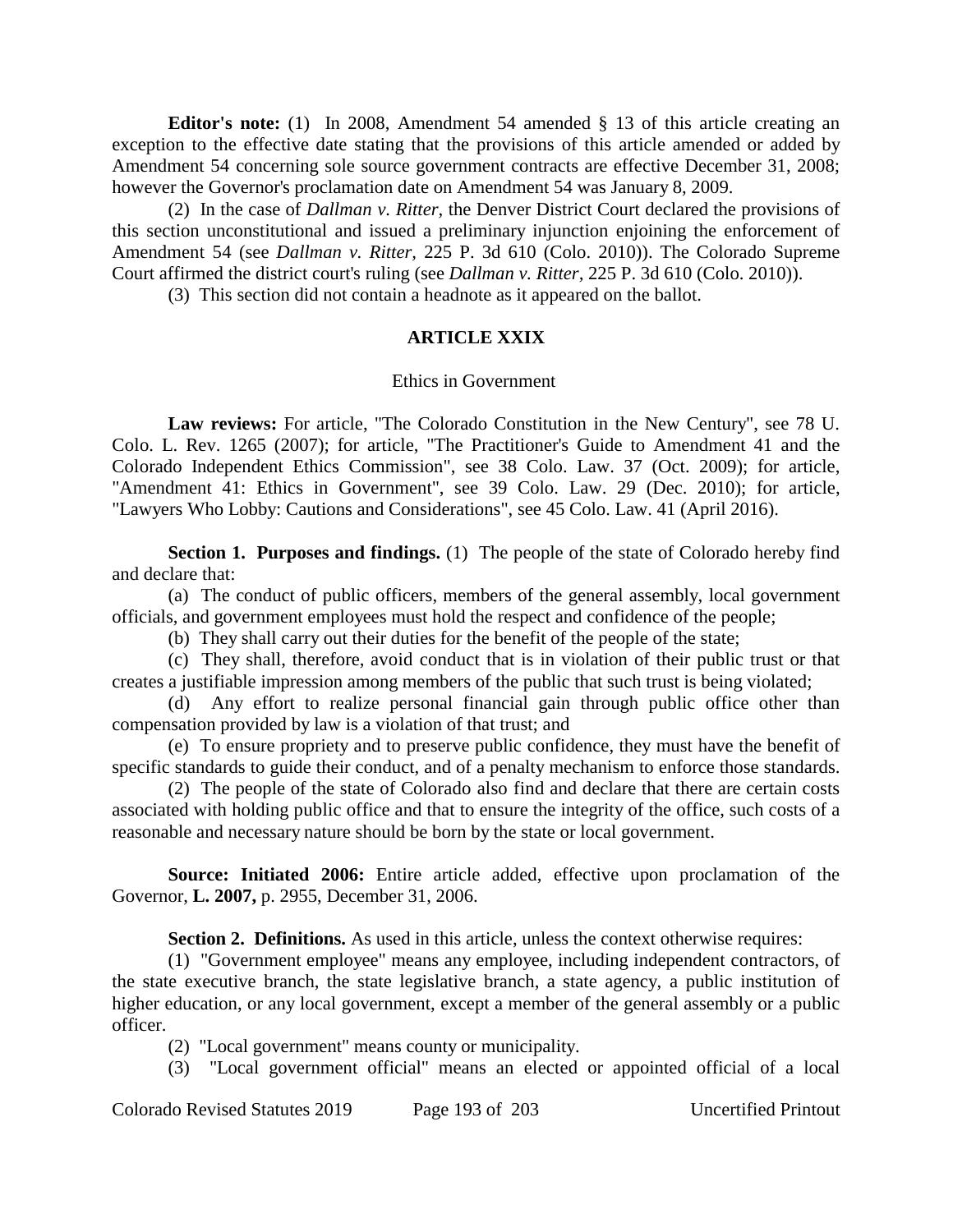**Editor's note:** (1) In 2008, Amendment 54 amended § 13 of this article creating an exception to the effective date stating that the provisions of this article amended or added by Amendment 54 concerning sole source government contracts are effective December 31, 2008; however the Governor's proclamation date on Amendment 54 was January 8, 2009.

(2) In the case of *Dallman v. Ritter*, the Denver District Court declared the provisions of this section unconstitutional and issued a preliminary injunction enjoining the enforcement of Amendment 54 (see *Dallman v. Ritter*, 225 P. 3d 610 (Colo. 2010)). The Colorado Supreme Court affirmed the district court's ruling (see *Dallman v. Ritter*, 225 P. 3d 610 (Colo. 2010)).

(3) This section did not contain a headnote as it appeared on the ballot.

## ARTICLE XXIX

Ethics in Government

**Law reviews:** For article, "The Colorado Constitution in the New Century", see 78 U. Colo. L. Rev. 1265 (2007); for article, "The Practitioner's Guide to Amendment 41 and the Colorado Independent Ethics Commission", see 38 Colo. Law. 37 (Oct. 2009); for article, "Amendment 41: Ethics in Government", see 39 Colo. Law. 29 (Dec. 2010); for article, "Lawyers Who Lobby: Cautions and Considerations", see 45 Colo. Law. 41 (April 2016).

**Section 1. Purposes and findings.** (1) The people of the state of Colorado hereby find and declare that:

(a) The conduct of public officers, members of the general assembly, local government officials, and government employees must hold the respect and confidence of the people;

(b) They shall carry out their duties for the benefit of the people of the state;

(c) They shall, therefore, avoid conduct that is in violation of their public trust or that creates a justifiable impression among members of the public that such trust is being violated;

(d) Any effort to realize personal financial gain through public office other than compensation provided by law is a violation of that trust; and

(e) To ensure propriety and to preserve public confidence, they must have the benefit of specific standards to guide their conduct, and of a penalty mechanism to enforce those standards.

(2) The people of the state of Colorado also find and declare that there are certain costs associated with holding public office and that to ensure the integrity of the office, such costs of a reasonable and necessary nature should be born by the state or local government.

**Source: Initiated 2006:** Entire article added, effective upon proclamation of the Governor, **L. 2007,** p. 2955, December 31, 2006.

**Section 2. Definitions.** As used in this article, unless the context otherwise requires:

(1) "Government employee" means any employee, including independent contractors, of the state executive branch, the state legislative branch, a state agency, a public institution of higher education, or any local government, except a member of the general assembly or a public officer.

(2) "Local government" means county or municipality.

(3) "Local government official" means an elected or appointed official of a local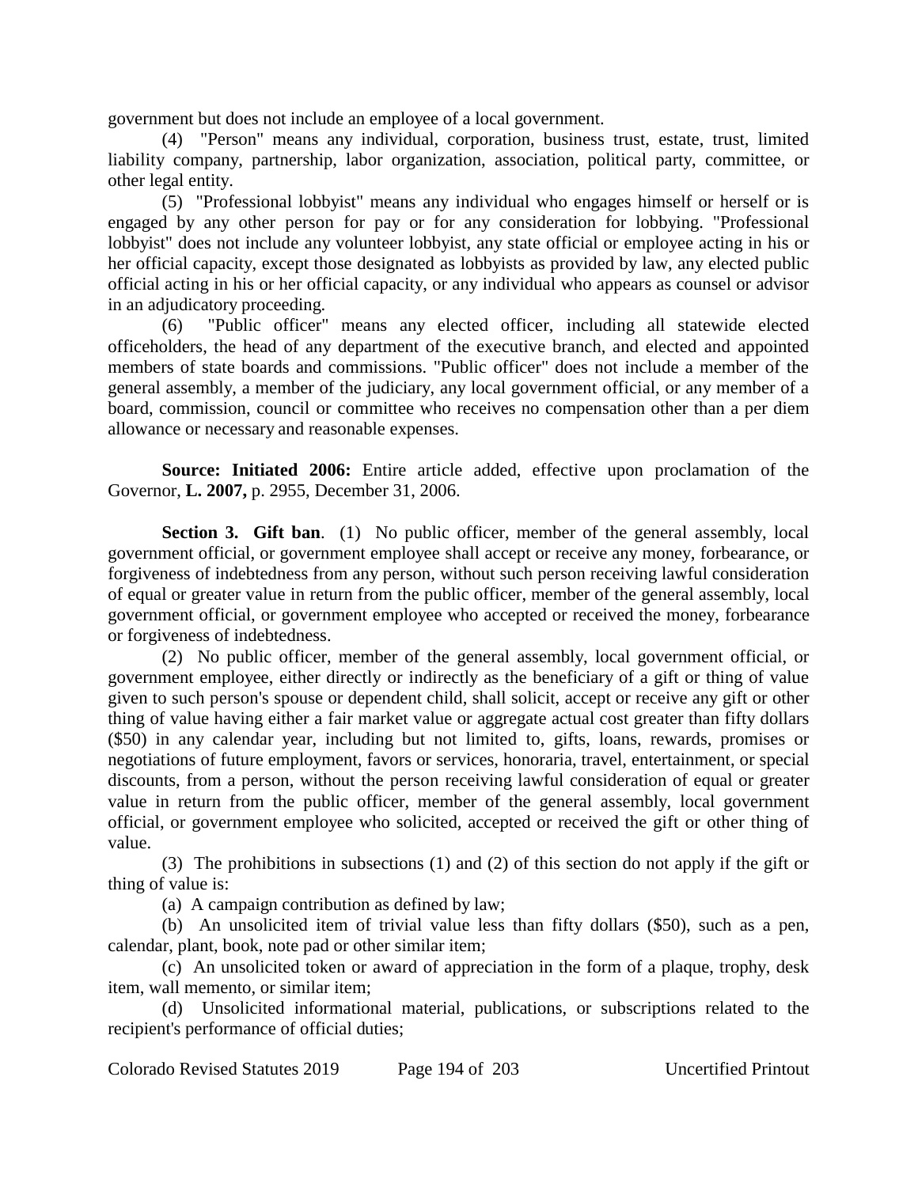government but does not include an employee of a local government.

(4) "Person" means any individual, corporation, business trust, estate, trust, limited liability company, partnership, labor organization, association, political party, committee, or other legal entity.

(5) "Professional lobbyist" means any individual who engages himself or herself or is engaged by any other person for pay or for any consideration for lobbying. "Professional lobbyist" does not include any volunteer lobbyist, any state official or employee acting in his or her official capacity, except those designated as lobbyists as provided by law, any elected public official acting in his or her official capacity, or any individual who appears as counsel or advisor in an adjudicatory proceeding.

(6) "Public officer" means any elected officer, including all statewide elected officeholders, the head of any department of the executive branch, and elected and appointed members of state boards and commissions. "Public officer" does not include a member of the general assembly, a member of the judiciary, any local government official, or any member of a board, commission, council or committee who receives no compensation other than a per diem allowance or necessary and reasonable expenses.

**Source: Initiated 2006:** Entire article added, effective upon proclamation of the Governor, **L. 2007,** p. 2955, December 31, 2006.

**Section 3. Gift ban**. (1) No public officer, member of the general assembly, local government official, or government employee shall accept or receive any money, forbearance, or forgiveness of indebtedness from any person, without such person receiving lawful consideration of equal or greater value in return from the public officer, member of the general assembly, local government official, or government employee who accepted or received the money, forbearance or forgiveness of indebtedness.

(2) No public officer, member of the general assembly, local government official, or government employee, either directly or indirectly as the beneficiary of a gift or thing of value given to such person's spouse or dependent child, shall solicit, accept or receive any gift or other thing of value having either a fair market value or aggregate actual cost greater than fifty dollars ($50) in any calendar year, including but not limited to, gifts, loans, rewards, promises or negotiations of future employment, favors or services, honoraria, travel, entertainment, or special discounts, from a person, without the person receiving lawful consideration of equal or greater value in return from the public officer, member of the general assembly, local government official, or government employee who solicited, accepted or received the gift or other thing of value.

(3) The prohibitions in subsections (1) and (2) of this section do not apply if the gift or thing of value is:

(a) A campaign contribution as defined by law;

(b) An unsolicited item of trivial value less than fifty dollars ($50), such as a pen, calendar, plant, book, note pad or other similar item;

(c) An unsolicited token or award of appreciation in the form of a plaque, trophy, desk item, wall memento, or similar item;

(d) Unsolicited informational material, publications, or subscriptions related to the recipient's performance of official duties;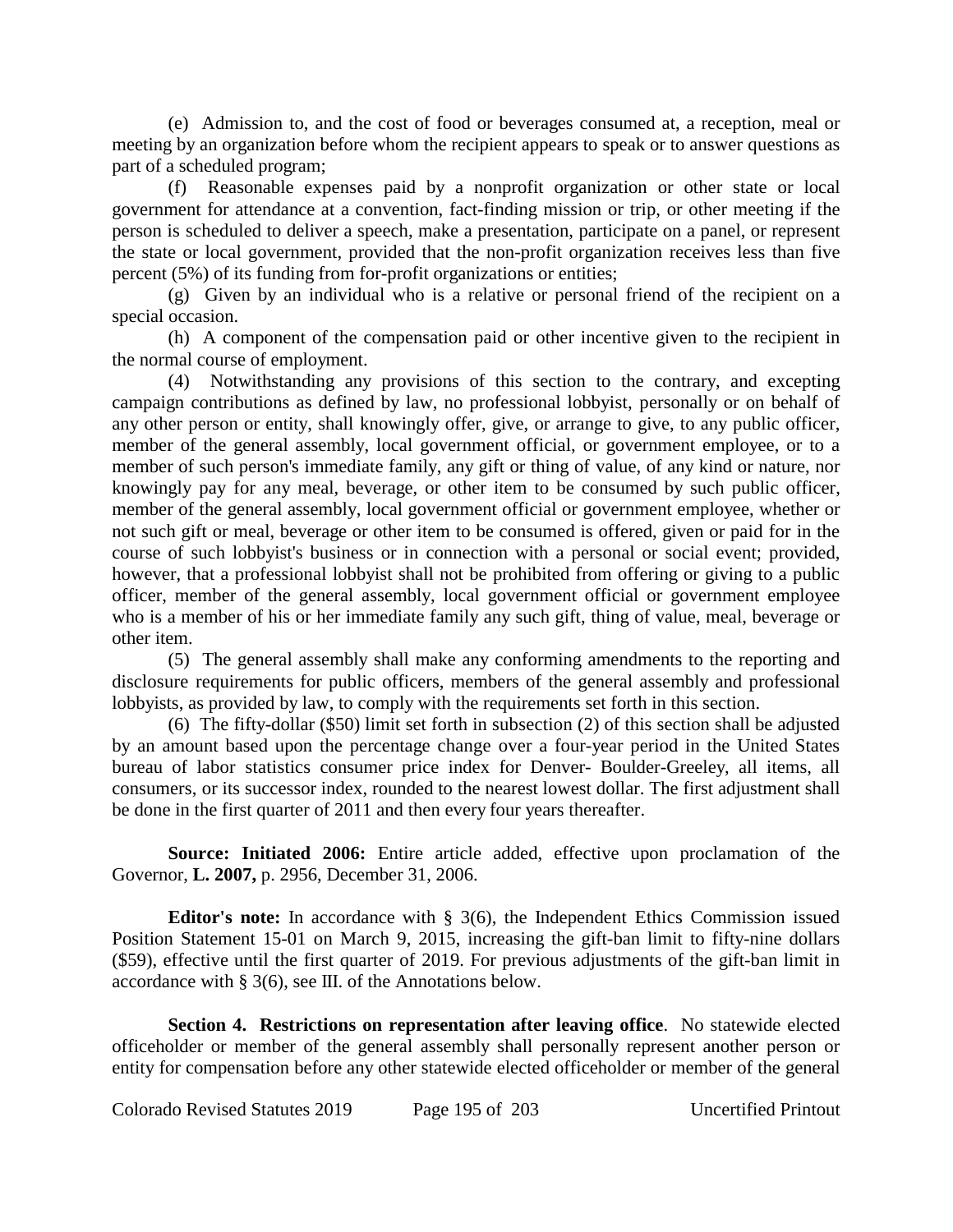(e) Admission to, and the cost of food or beverages consumed at, a reception, meal or meeting by an organization before whom the recipient appears to speak or to answer questions as part of a scheduled program;

(f) Reasonable expenses paid by a nonprofit organization or other state or local government for attendance at a convention, fact-finding mission or trip, or other meeting if the person is scheduled to deliver a speech, make a presentation, participate on a panel, or represent the state or local government, provided that the non-profit organization receives less than five percent (5%) of its funding from for-profit organizations or entities;

(g) Given by an individual who is a relative or personal friend of the recipient on a special occasion.

(h) A component of the compensation paid or other incentive given to the recipient in the normal course of employment.

(4) Notwithstanding any provisions of this section to the contrary, and excepting campaign contributions as defined by law, no professional lobbyist, personally or on behalf of any other person or entity, shall knowingly offer, give, or arrange to give, to any public officer, member of the general assembly, local government official, or government employee, or to a member of such person's immediate family, any gift or thing of value, of any kind or nature, nor knowingly pay for any meal, beverage, or other item to be consumed by such public officer, member of the general assembly, local government official or government employee, whether or not such gift or meal, beverage or other item to be consumed is offered, given or paid for in the course of such lobbyist's business or in connection with a personal or social event; provided, however, that a professional lobbyist shall not be prohibited from offering or giving to a public officer, member of the general assembly, local government official or government employee who is a member of his or her immediate family any such gift, thing of value, meal, beverage or other item.

(5) The general assembly shall make any conforming amendments to the reporting and disclosure requirements for public officers, members of the general assembly and professional lobbyists, as provided by law, to comply with the requirements set forth in this section.

(6) The fifty-dollar ($50) limit set forth in subsection (2) of this section shall be adjusted by an amount based upon the percentage change over a four-year period in the United States bureau of labor statistics consumer price index for Denver- Boulder-Greeley, all items, all consumers, or its successor index, rounded to the nearest lowest dollar. The first adjustment shall be done in the first quarter of 2011 and then every four years thereafter.

**Source: Initiated 2006:** Entire article added, effective upon proclamation of the Governor, **L. 2007,** p. 2956, December 31, 2006.

**Editor's note:** In accordance with § 3(6), the Independent Ethics Commission issued Position Statement 15-01 on March 9, 2015, increasing the gift-ban limit to fifty-nine dollars ($59), effective until the first quarter of 2019. For previous adjustments of the gift-ban limit in accordance with § 3(6), see III. of the Annotations below.

**Section 4. Restrictions on representation after leaving office**. No statewide elected officeholder or member of the general assembly shall personally represent another person or entity for compensation before any other statewide elected officeholder or member of the general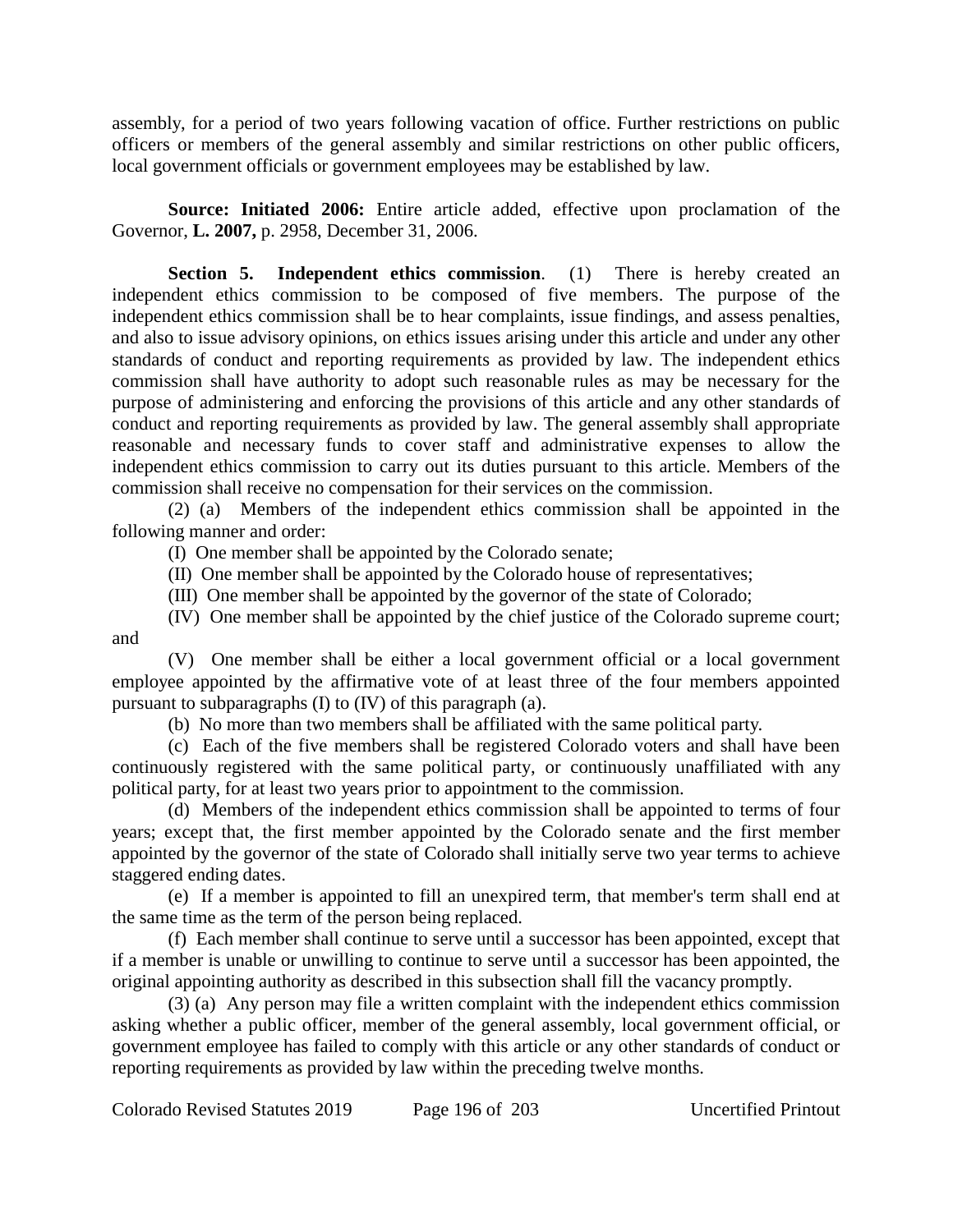assembly, for a period of two years following vacation of office. Further restrictions on public officers or members of the general assembly and similar restrictions on other public officers, local government officials or government employees may be established by law.

**Source: Initiated 2006:** Entire article added, effective upon proclamation of the Governor, **L. 2007,** p. 2958, December 31, 2006.

**Section 5. Independent ethics commission**. (1) There is hereby created an independent ethics commission to be composed of five members. The purpose of the independent ethics commission shall be to hear complaints, issue findings, and assess penalties, and also to issue advisory opinions, on ethics issues arising under this article and under any other standards of conduct and reporting requirements as provided by law. The independent ethics commission shall have authority to adopt such reasonable rules as may be necessary for the purpose of administering and enforcing the provisions of this article and any other standards of conduct and reporting requirements as provided by law. The general assembly shall appropriate reasonable and necessary funds to cover staff and administrative expenses to allow the independent ethics commission to carry out its duties pursuant to this article. Members of the commission shall receive no compensation for their services on the commission.

(2) (a) Members of the independent ethics commission shall be appointed in the following manner and order:

(I) One member shall be appointed by the Colorado senate;

(II) One member shall be appointed by the Colorado house of representatives;

(III) One member shall be appointed by the governor of the state of Colorado;

(IV) One member shall be appointed by the chief justice of the Colorado supreme court; and

(V) One member shall be either a local government official or a local government employee appointed by the affirmative vote of at least three of the four members appointed pursuant to subparagraphs (I) to (IV) of this paragraph (a).

(b) No more than two members shall be affiliated with the same political party.

(c) Each of the five members shall be registered Colorado voters and shall have been continuously registered with the same political party, or continuously unaffiliated with any political party, for at least two years prior to appointment to the commission.

(d) Members of the independent ethics commission shall be appointed to terms of four years; except that, the first member appointed by the Colorado senate and the first member appointed by the governor of the state of Colorado shall initially serve two year terms to achieve staggered ending dates.

(e) If a member is appointed to fill an unexpired term, that member's term shall end at the same time as the term of the person being replaced.

(f) Each member shall continue to serve until a successor has been appointed, except that if a member is unable or unwilling to continue to serve until a successor has been appointed, the original appointing authority as described in this subsection shall fill the vacancy promptly.

(3) (a) Any person may file a written complaint with the independent ethics commission asking whether a public officer, member of the general assembly, local government official, or government employee has failed to comply with this article or any other standards of conduct or reporting requirements as provided by law within the preceding twelve months.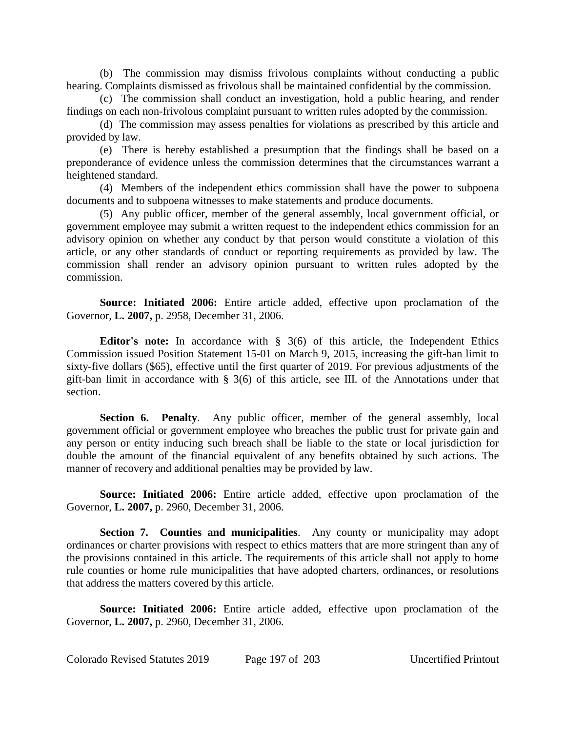(b) The commission may dismiss frivolous complaints without conducting a public hearing. Complaints dismissed as frivolous shall be maintained confidential by the commission.

(c) The commission shall conduct an investigation, hold a public hearing, and render findings on each non-frivolous complaint pursuant to written rules adopted by the commission.

(d) The commission may assess penalties for violations as prescribed by this article and provided by law.

(e) There is hereby established a presumption that the findings shall be based on a preponderance of evidence unless the commission determines that the circumstances warrant a heightened standard.

(4) Members of the independent ethics commission shall have the power to subpoena documents and to subpoena witnesses to make statements and produce documents.

(5) Any public officer, member of the general assembly, local government official, or government employee may submit a written request to the independent ethics commission for an advisory opinion on whether any conduct by that person would constitute a violation of this article, or any other standards of conduct or reporting requirements as provided by law. The commission shall render an advisory opinion pursuant to written rules adopted by the commission.

**Source: Initiated 2006:** Entire article added, effective upon proclamation of the Governor, **L. 2007,** p. 2958, December 31, 2006.

**Editor's note:** In accordance with § 3(6) of this article, the Independent Ethics Commission issued Position Statement 15-01 on March 9, 2015, increasing the gift-ban limit to sixty-five dollars ($65), effective until the first quarter of 2019. For previous adjustments of the gift-ban limit in accordance with § 3(6) of this article, see III. of the Annotations under that section.

**Section 6. Penalty**. Any public officer, member of the general assembly, local government official or government employee who breaches the public trust for private gain and any person or entity inducing such breach shall be liable to the state or local jurisdiction for double the amount of the financial equivalent of any benefits obtained by such actions. The manner of recovery and additional penalties may be provided by law.

**Source: Initiated 2006:** Entire article added, effective upon proclamation of the Governor, **L. 2007,** p. 2960, December 31, 2006.

**Section 7. Counties and municipalities**. Any county or municipality may adopt ordinances or charter provisions with respect to ethics matters that are more stringent than any of the provisions contained in this article. The requirements of this article shall not apply to home rule counties or home rule municipalities that have adopted charters, ordinances, or resolutions that address the matters covered by this article.

**Source: Initiated 2006:** Entire article added, effective upon proclamation of the Governor, **L. 2007,** p. 2960, December 31, 2006.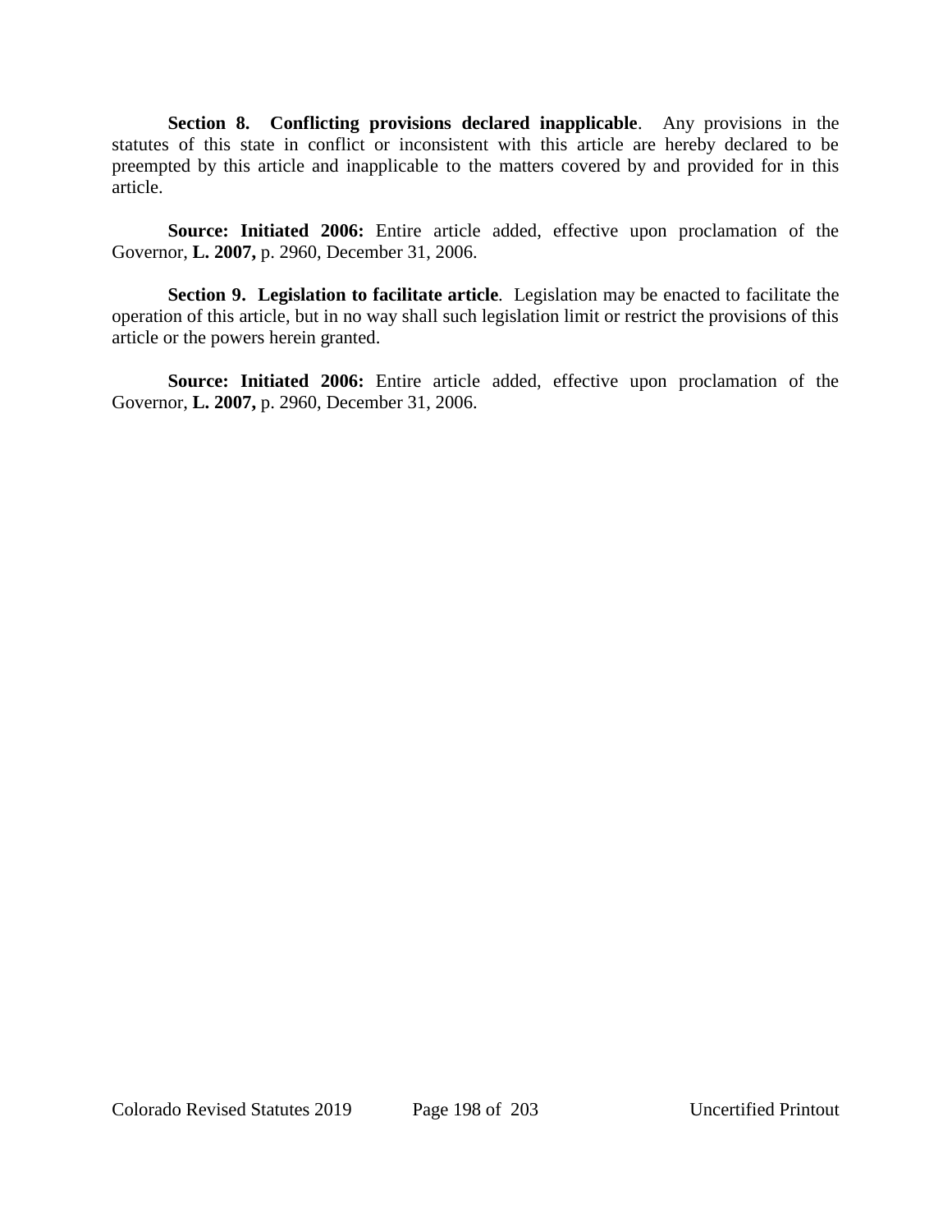**Section 8. Conflicting provisions declared inapplicable**. Any provisions in the statutes of this state in conflict or inconsistent with this article are hereby declared to be preempted by this article and inapplicable to the matters covered by and provided for in this article.

**Source: Initiated 2006:** Entire article added, effective upon proclamation of the Governor, **L. 2007,** p. 2960, December 31, 2006.

**Section 9. Legislation to facilitate article**. Legislation may be enacted to facilitate the operation of this article, but in no way shall such legislation limit or restrict the provisions of this article or the powers herein granted.

**Source: Initiated 2006:** Entire article added, effective upon proclamation of the Governor, **L. 2007,** p. 2960, December 31, 2006.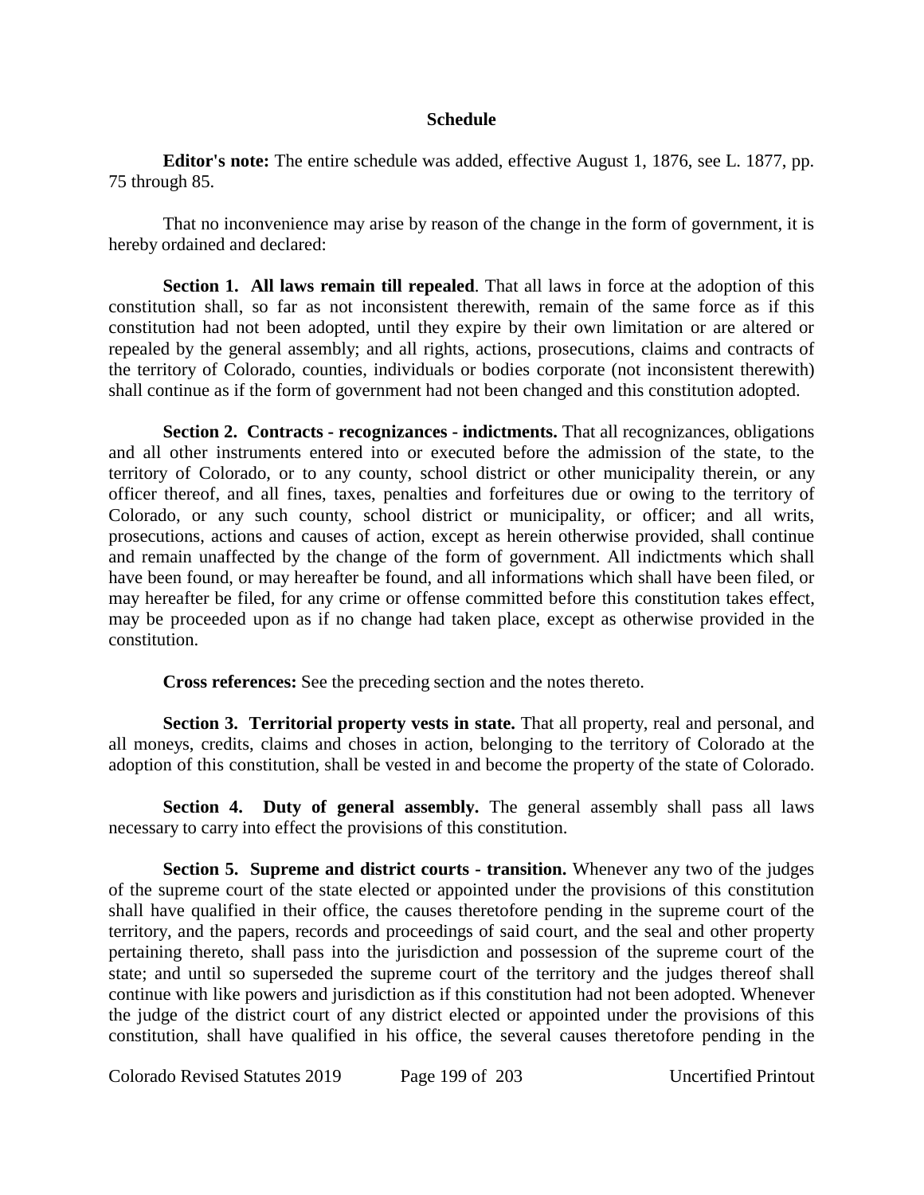## Schedule

**Editor's note:** The entire schedule was added, effective August 1, 1876, see L. 1877, pp. 75 through 85.

That no inconvenience may arise by reason of the change in the form of government, it is hereby ordained and declared:

**Section 1. All laws remain till repealed**. That all laws in force at the adoption of this constitution shall, so far as not inconsistent therewith, remain of the same force as if this constitution had not been adopted, until they expire by their own limitation or are altered or repealed by the general assembly; and all rights, actions, prosecutions, claims and contracts of the territory of Colorado, counties, individuals or bodies corporate (not inconsistent therewith) shall continue as if the form of government had not been changed and this constitution adopted.

**Section 2. Contracts - recognizances - indictments.** That all recognizances, obligations and all other instruments entered into or executed before the admission of the state, to the territory of Colorado, or to any county, school district or other municipality therein, or any officer thereof, and all fines, taxes, penalties and forfeitures due or owing to the territory of Colorado, or any such county, school district or municipality, or officer; and all writs, prosecutions, actions and causes of action, except as herein otherwise provided, shall continue and remain unaffected by the change of the form of government. All indictments which shall have been found, or may hereafter be found, and all informations which shall have been filed, or may hereafter be filed, for any crime or offense committed before this constitution takes effect, may be proceeded upon as if no change had taken place, except as otherwise provided in the constitution.

**Cross references:** See the preceding section and the notes thereto.

**Section 3. Territorial property vests in state.** That all property, real and personal, and all moneys, credits, claims and choses in action, belonging to the territory of Colorado at the adoption of this constitution, shall be vested in and become the property of the state of Colorado.

**Section 4. Duty of general assembly.** The general assembly shall pass all laws necessary to carry into effect the provisions of this constitution.

**Section 5. Supreme and district courts - transition.** Whenever any two of the judges of the supreme court of the state elected or appointed under the provisions of this constitution shall have qualified in their office, the causes theretofore pending in the supreme court of the territory, and the papers, records and proceedings of said court, and the seal and other property pertaining thereto, shall pass into the jurisdiction and possession of the supreme court of the state; and until so superseded the supreme court of the territory and the judges thereof shall continue with like powers and jurisdiction as if this constitution had not been adopted. Whenever the judge of the district court of any district elected or appointed under the provisions of this constitution, shall have qualified in his office, the several causes theretofore pending in the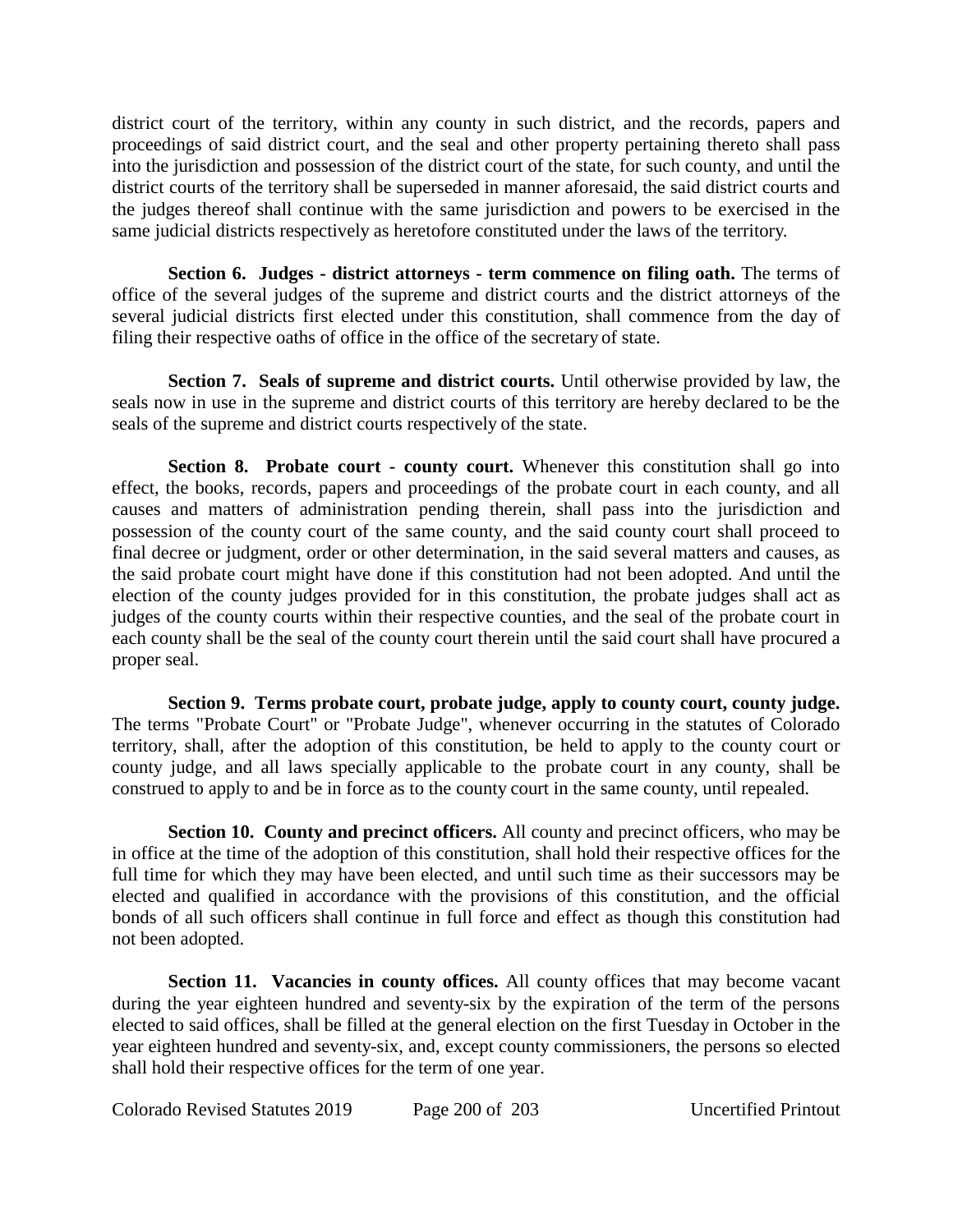district court of the territory, within any county in such district, and the records, papers and proceedings of said district court, and the seal and other property pertaining thereto shall pass into the jurisdiction and possession of the district court of the state, for such county, and until the district courts of the territory shall be superseded in manner aforesaid, the said district courts and the judges thereof shall continue with the same jurisdiction and powers to be exercised in the same judicial districts respectively as heretofore constituted under the laws of the territory.

**Section 6. Judges - district attorneys - term commence on filing oath.** The terms of office of the several judges of the supreme and district courts and the district attorneys of the several judicial districts first elected under this constitution, shall commence from the day of filing their respective oaths of office in the office of the secretary of state.

**Section 7. Seals of supreme and district courts.** Until otherwise provided by law, the seals now in use in the supreme and district courts of this territory are hereby declared to be the seals of the supreme and district courts respectively of the state.

**Section 8. Probate court - county court.** Whenever this constitution shall go into effect, the books, records, papers and proceedings of the probate court in each county, and all causes and matters of administration pending therein, shall pass into the jurisdiction and possession of the county court of the same county, and the said county court shall proceed to final decree or judgment, order or other determination, in the said several matters and causes, as the said probate court might have done if this constitution had not been adopted. And until the election of the county judges provided for in this constitution, the probate judges shall act as judges of the county courts within their respective counties, and the seal of the probate court in each county shall be the seal of the county court therein until the said court shall have procured a proper seal.

**Section 9. Terms probate court, probate judge, apply to county court, county judge.** The terms "Probate Court" or "Probate Judge", whenever occurring in the statutes of Colorado territory, shall, after the adoption of this constitution, be held to apply to the county court or county judge, and all laws specially applicable to the probate court in any county, shall be construed to apply to and be in force as to the county court in the same county, until repealed.

**Section 10. County and precinct officers.** All county and precinct officers, who may be in office at the time of the adoption of this constitution, shall hold their respective offices for the full time for which they may have been elected, and until such time as their successors may be elected and qualified in accordance with the provisions of this constitution, and the official bonds of all such officers shall continue in full force and effect as though this constitution had not been adopted.

**Section 11. Vacancies in county offices.** All county offices that may become vacant during the year eighteen hundred and seventy-six by the expiration of the term of the persons elected to said offices, shall be filled at the general election on the first Tuesday in October in the year eighteen hundred and seventy-six, and, except county commissioners, the persons so elected shall hold their respective offices for the term of one year.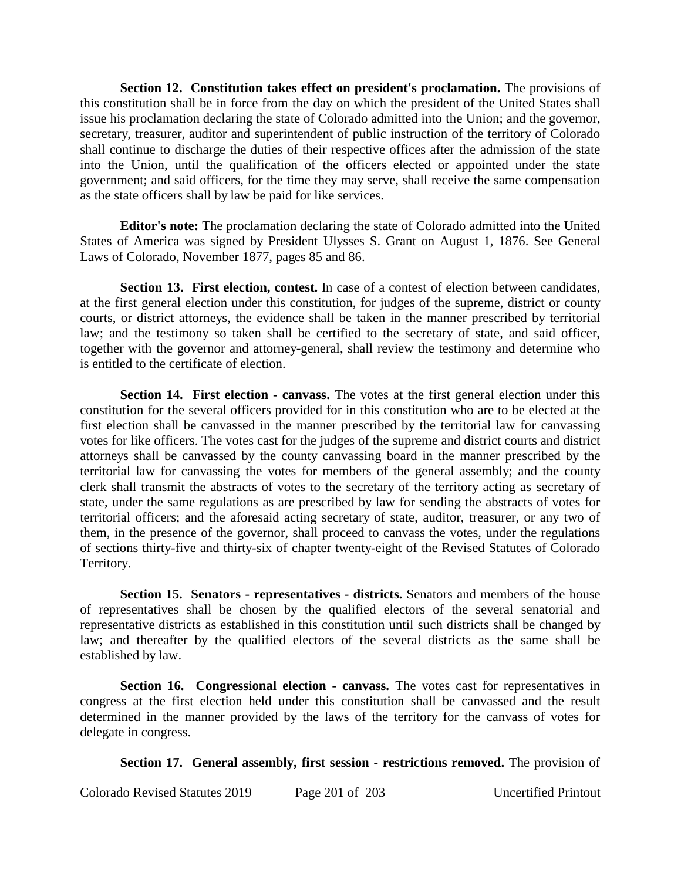**Section 12. Constitution takes effect on president's proclamation.** The provisions of this constitution shall be in force from the day on which the president of the United States shall issue his proclamation declaring the state of Colorado admitted into the Union; and the governor, secretary, treasurer, auditor and superintendent of public instruction of the territory of Colorado shall continue to discharge the duties of their respective offices after the admission of the state into the Union, until the qualification of the officers elected or appointed under the state government; and said officers, for the time they may serve, shall receive the same compensation as the state officers shall by law be paid for like services.

**Editor's note:** The proclamation declaring the state of Colorado admitted into the United States of America was signed by President Ulysses S. Grant on August 1, 1876. See General Laws of Colorado, November 1877, pages 85 and 86.

**Section 13. First election, contest.** In case of a contest of election between candidates, at the first general election under this constitution, for judges of the supreme, district or county courts, or district attorneys, the evidence shall be taken in the manner prescribed by territorial law; and the testimony so taken shall be certified to the secretary of state, and said officer, together with the governor and attorney-general, shall review the testimony and determine who is entitled to the certificate of election.

**Section 14. First election - canvass.** The votes at the first general election under this constitution for the several officers provided for in this constitution who are to be elected at the first election shall be canvassed in the manner prescribed by the territorial law for canvassing votes for like officers. The votes cast for the judges of the supreme and district courts and district attorneys shall be canvassed by the county canvassing board in the manner prescribed by the territorial law for canvassing the votes for members of the general assembly; and the county clerk shall transmit the abstracts of votes to the secretary of the territory acting as secretary of state, under the same regulations as are prescribed by law for sending the abstracts of votes for territorial officers; and the aforesaid acting secretary of state, auditor, treasurer, or any two of them, in the presence of the governor, shall proceed to canvass the votes, under the regulations of sections thirty-five and thirty-six of chapter twenty-eight of the Revised Statutes of Colorado Territory.

**Section 15. Senators - representatives - districts.** Senators and members of the house of representatives shall be chosen by the qualified electors of the several senatorial and representative districts as established in this constitution until such districts shall be changed by law; and thereafter by the qualified electors of the several districts as the same shall be established by law.

**Section 16. Congressional election - canvass.** The votes cast for representatives in congress at the first election held under this constitution shall be canvassed and the result determined in the manner provided by the laws of the territory for the canvass of votes for delegate in congress.

**Section 17. General assembly, first session - restrictions removed.** The provision of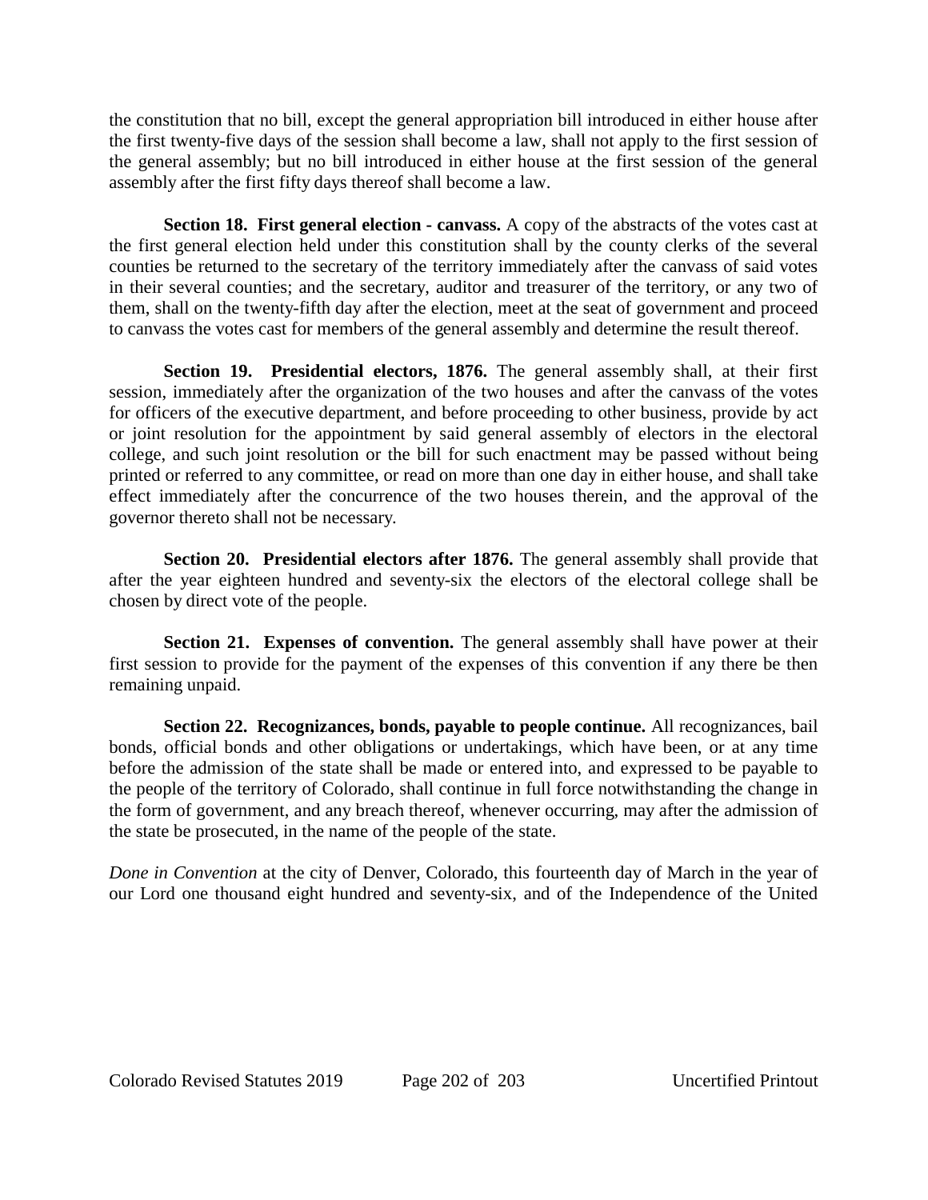the constitution that no bill, except the general appropriation bill introduced in either house after the first twenty-five days of the session shall become a law, shall not apply to the first session of the general assembly; but no bill introduced in either house at the first session of the general assembly after the first fifty days thereof shall become a law.

**Section 18. First general election - canvass.** A copy of the abstracts of the votes cast at the first general election held under this constitution shall by the county clerks of the several counties be returned to the secretary of the territory immediately after the canvass of said votes in their several counties; and the secretary, auditor and treasurer of the territory, or any two of them, shall on the twenty-fifth day after the election, meet at the seat of government and proceed to canvass the votes cast for members of the general assembly and determine the result thereof.

**Section 19. Presidential electors, 1876.** The general assembly shall, at their first session, immediately after the organization of the two houses and after the canvass of the votes for officers of the executive department, and before proceeding to other business, provide by act or joint resolution for the appointment by said general assembly of electors in the electoral college, and such joint resolution or the bill for such enactment may be passed without being printed or referred to any committee, or read on more than one day in either house, and shall take effect immediately after the concurrence of the two houses therein, and the approval of the governor thereto shall not be necessary.

**Section 20. Presidential electors after 1876.** The general assembly shall provide that after the year eighteen hundred and seventy-six the electors of the electoral college shall be chosen by direct vote of the people.

**Section 21. Expenses of convention.** The general assembly shall have power at their first session to provide for the payment of the expenses of this convention if any there be then remaining unpaid.

**Section 22. Recognizances, bonds, payable to people continue.** All recognizances, bail bonds, official bonds and other obligations or undertakings, which have been, or at any time before the admission of the state shall be made or entered into, and expressed to be payable to the people of the territory of Colorado, shall continue in full force notwithstanding the change in the form of government, and any breach thereof, whenever occurring, may after the admission of the state be prosecuted, in the name of the people of the state.

*Done in Convention* at the city of Denver, Colorado, this fourteenth day of March in the year of our Lord one thousand eight hundred and seventy-six, and of the Independence of the United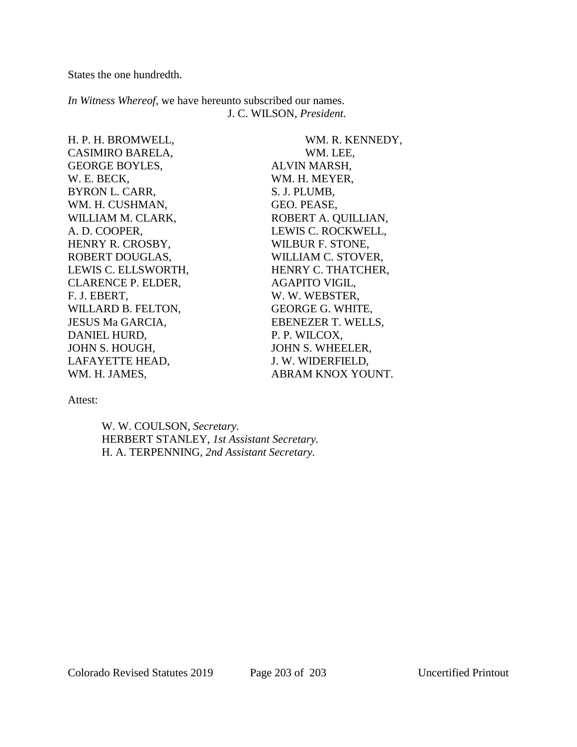States the one hundredth.

*In Witness Whereof,* we have hereunto subscribed our names.

J. C. WILSON, *President.*

H. P. H. BROMWELL,
CASIMIRO BARELA,
GEORGE BOYLES,
W. E. BECK,
BYRON L. CARR,
WM. H. CUSHMAN,
WILLIAM M. CLARK,
A. D. COOPER,
HENRY R. CROSBY,
ROBERT DOUGLAS,
LEWIS C. ELLSWORTH,
CLARENCE P. ELDER,
F. J. EBERT,
WILLARD B. FELTON,
JESUS Ma GARCIA,
DANIEL HURD,
JOHN S. HOUGH,
LAFAYETTE HEAD,
WM. H. JAMES,
WM. R. KENNEDY,
WM. LEE,
ALVIN MARSH,
WM. H. MEYER,
S. J. PLUMB,
GEO. PEASE,
ROBERT A. QUILLIAN,
LEWIS C. ROCKWELL,
WILBUR F. STONE,
WILLIAM C. STOVER,
HENRY C. THATCHER,
AGAPITO VIGIL,
W. W. WEBSTER,
GEORGE G. WHITE,
EBENEZER T. WELLS,
P. P. WILCOX,
JOHN S. WHEELER,
J. W. WIDERFIELD,
ABRAM KNOX YOUNT.

Attest:

W. W. COULSON, *Secretary.*
HERBERT STANLEY, *1st Assistant Secretary.*
H. A. TERPENNING, *2nd Assistant Secretary.*